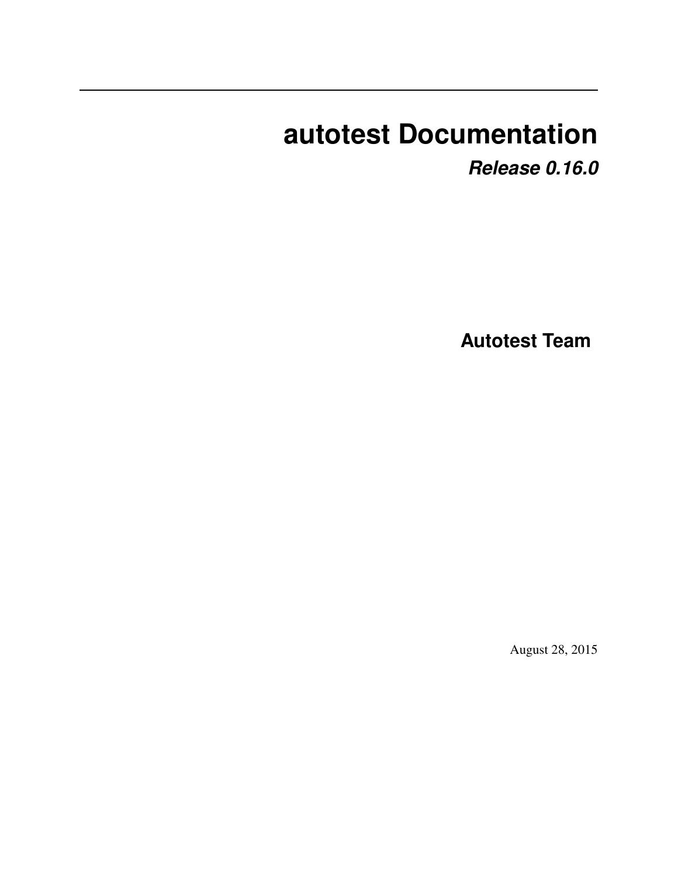# autotest Documentation

***Release 0.16.0***

**Autotest Team**

August 28, 2015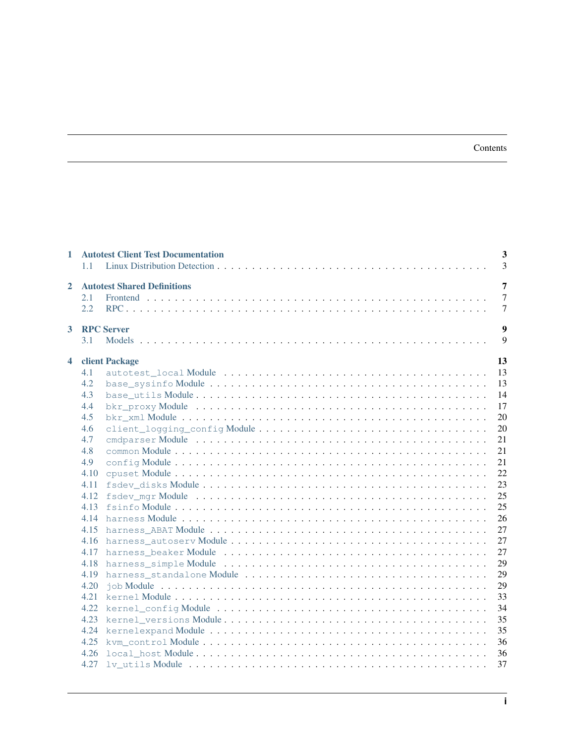# Contents

- **1 Autotest Client Test Documentation** — 3
  - 1.1 Linux Distribution Detection — 3
- **2 Autotest Shared Definitions** — 7
  - 2.1 Frontend — 7
  - 2.2 RPC — 7
- **3 RPC Server** — 9
  - 3.1 Models — 9
- **4 client Package** — 13
  - 4.1 `autotest_local` Module — 13
  - 4.2 `base_sysinfo` Module — 13
  - 4.3 `base_utils` Module — 14
  - 4.4 `bkr_proxy` Module — 17
  - 4.5 `bkr_xml` Module — 20
  - 4.6 `client_logging_config` Module — 20
  - 4.7 `cmdparser` Module — 21
  - 4.8 `common` Module — 21
  - 4.9 `config` Module — 21
  - 4.10 `cpuset` Module — 22
  - 4.11 `fsdev_disks` Module — 23
  - 4.12 `fsdev_mgr` Module — 25
  - 4.13 `fsinfo` Module — 25
  - 4.14 `harness` Module — 26
  - 4.15 `harness_ABAT` Module — 27
  - 4.16 `harness_autoserv` Module — 27
  - 4.17 `harness_beaker` Module — 27
  - 4.18 `harness_simple` Module — 29
  - 4.19 `harness_standalone` Module — 29
  - 4.20 `job` Module — 29
  - 4.21 `kernel` Module — 33
  - 4.22 `kernel_config` Module — 34
  - 4.23 `kernel_versions` Module — 35
  - 4.24 `kernelexpand` Module — 35
  - 4.25 `kvm_control` Module — 36
  - 4.26 `local_host` Module — 36
  - 4.27 `lv_utils` Module — 37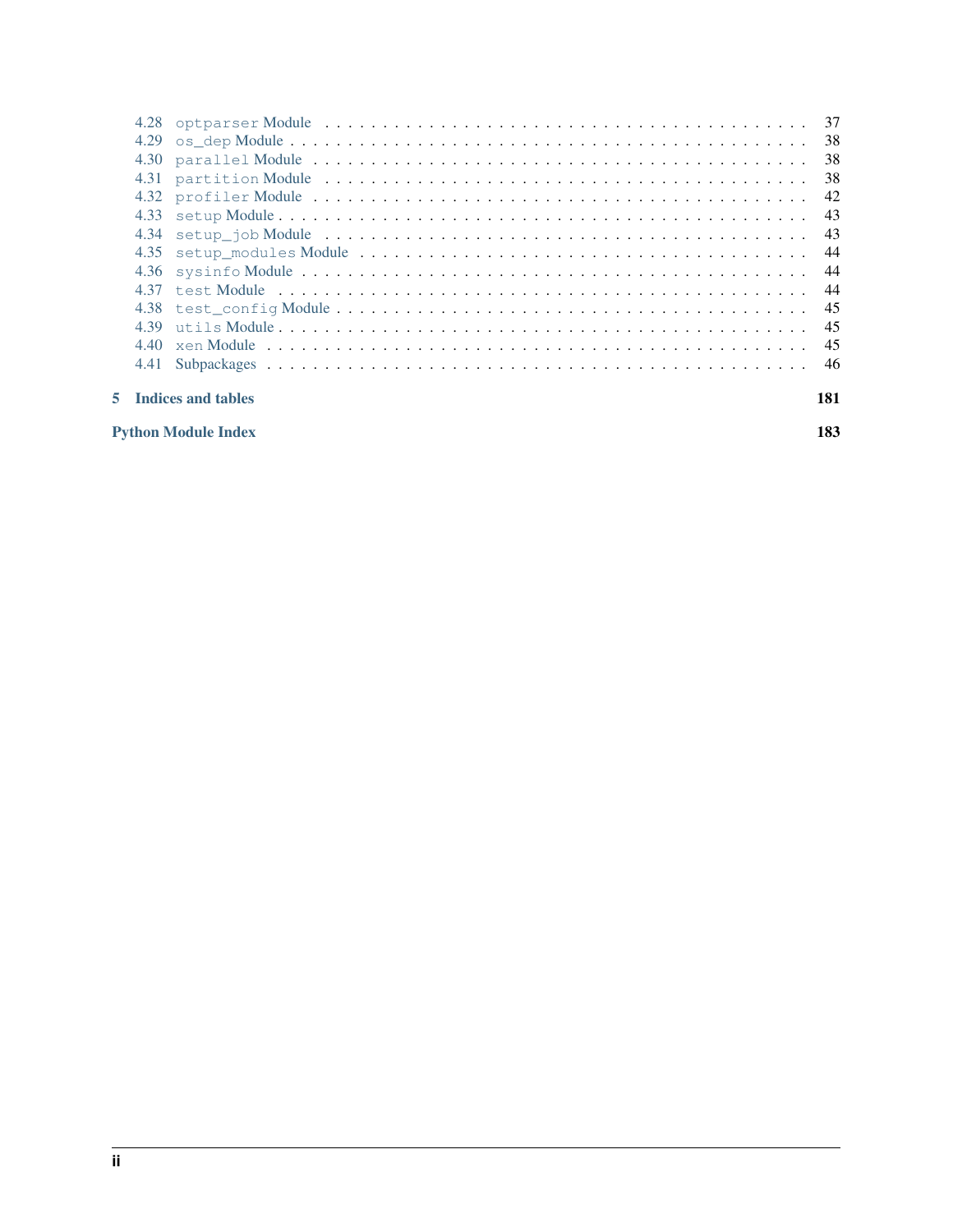- 4.28 `optparser` Module . . . . . . . . . . 37
- 4.29 `os_dep` Module . . . . . . . . . . 38
- 4.30 `parallel` Module . . . . . . . . . . 38
- 4.31 `partition` Module . . . . . . . . . . 38
- 4.32 `profiler` Module . . . . . . . . . . 42
- 4.33 `setup` Module . . . . . . . . . . 43
- 4.34 `setup_job` Module . . . . . . . . . . 43
- 4.35 `setup_modules` Module . . . . . . . . . . 44
- 4.36 `sysinfo` Module . . . . . . . . . . 44
- 4.37 `test` Module . . . . . . . . . . 44
- 4.38 `test_config` Module . . . . . . . . . . 45
- 4.39 `utils` Module . . . . . . . . . . 45
- 4.40 `xen` Module . . . . . . . . . . 45
- 4.41 Subpackages . . . . . . . . . . 46

**5 Indices and tables** **181**

**Python Module Index** **183**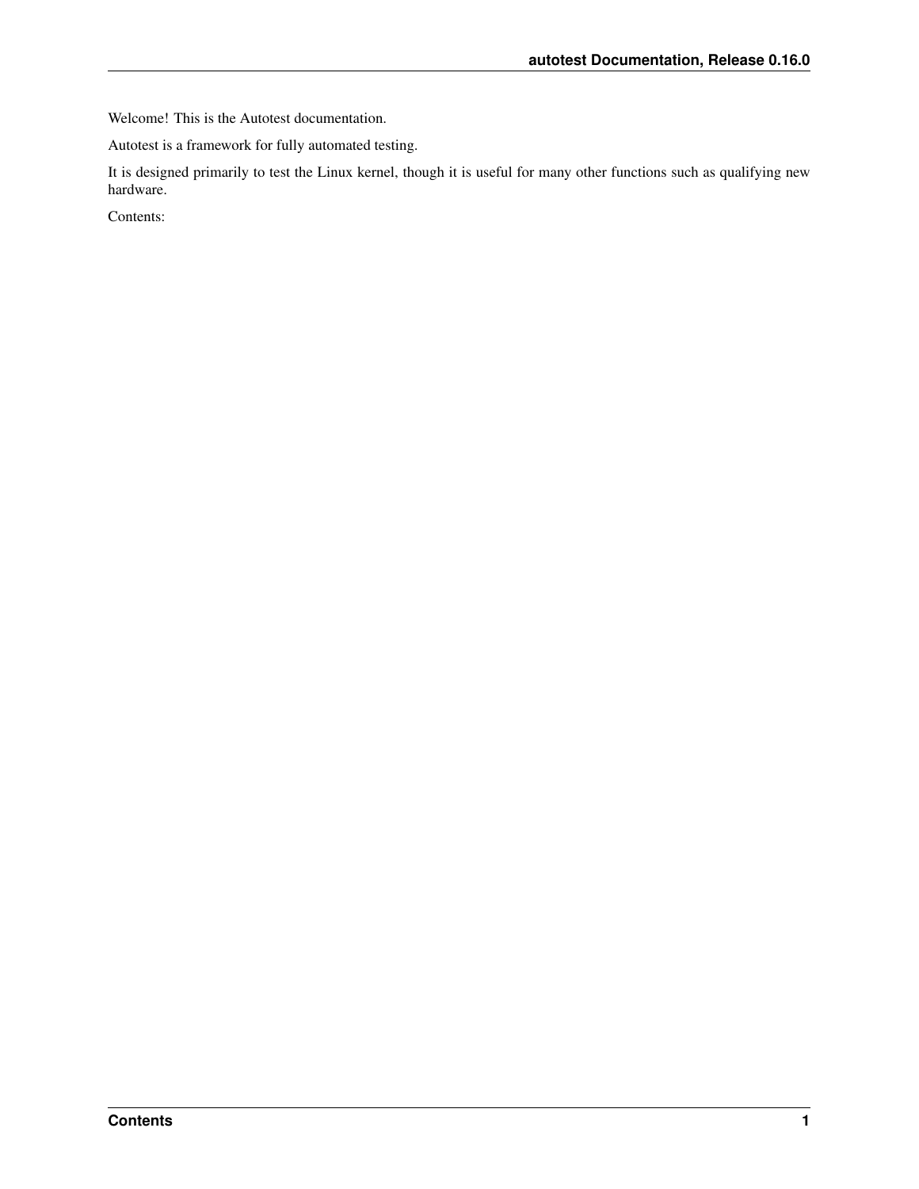Welcome! This is the Autotest documentation.

Autotest is a framework for fully automated testing.

It is designed primarily to test the Linux kernel, though it is useful for many other functions such as qualifying new hardware.

Contents: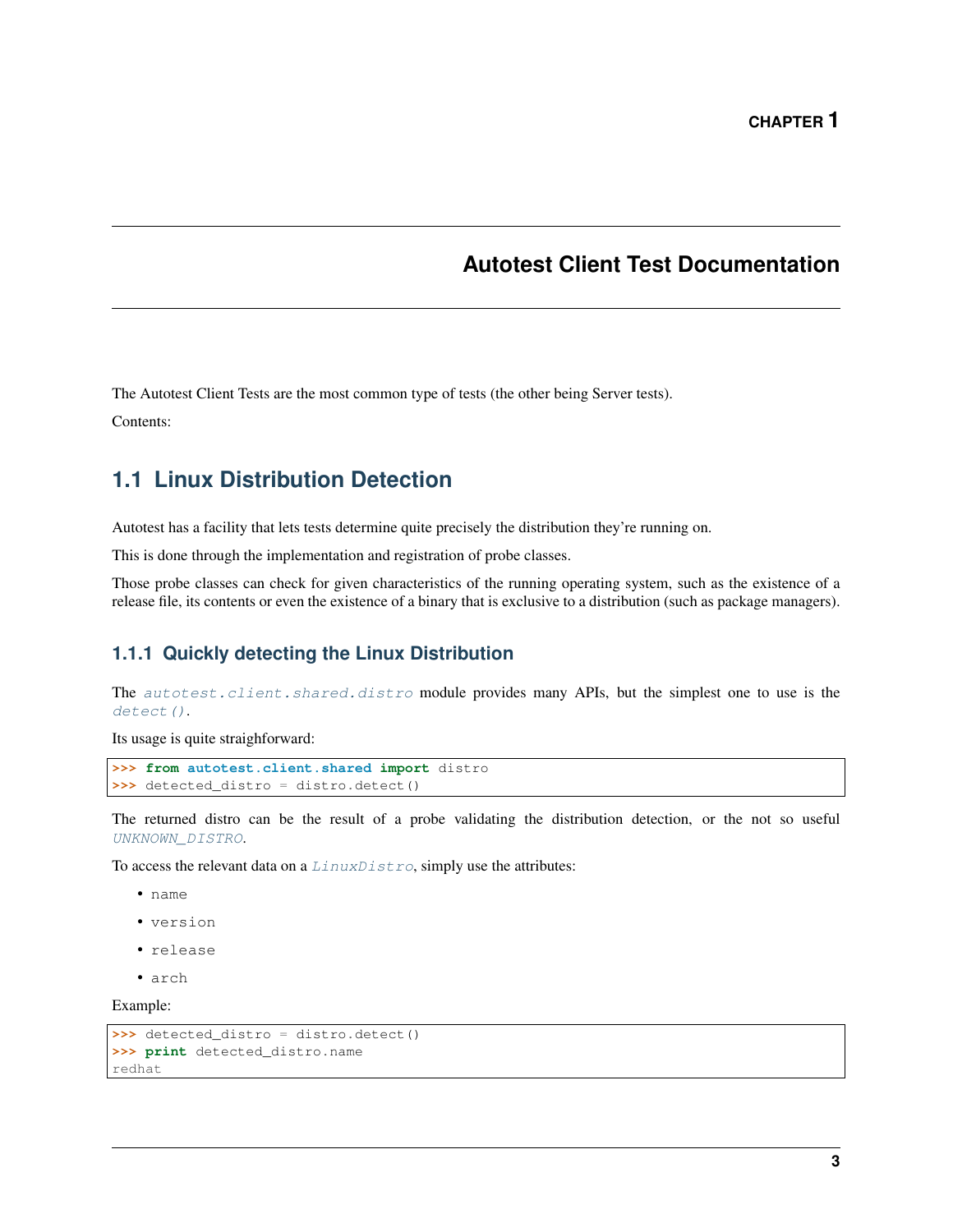# CHAPTER 1

# Autotest Client Test Documentation

The Autotest Client Tests are the most common type of tests (the other being Server tests).

Contents:

## 1.1 Linux Distribution Detection

Autotest has a facility that lets tests determine quite precisely the distribution they're running on.

This is done through the implementation and registration of probe classes.

Those probe classes can check for given characteristics of the running operating system, such as the existence of a release file, its contents or even the existence of a binary that is exclusive to a distribution (such as package managers).

### 1.1.1 Quickly detecting the Linux Distribution

The *autotest.client.shared.distro* module provides many APIs, but the simplest one to use is the *detect()*.

Its usage is quite straighforward:

```
>>> from autotest.client.shared import distro
>>> detected_distro = distro.detect()
```

The returned distro can be the result of a probe validating the distribution detection, or the not so useful *UNKNOWN_DISTRO*.

To access the relevant data on a *LinuxDistro*, simply use the attributes:

- `name`
- `version`
- `release`
- `arch`

Example:

```
>>> detected_distro = distro.detect()
>>> print detected_distro.name
redhat
```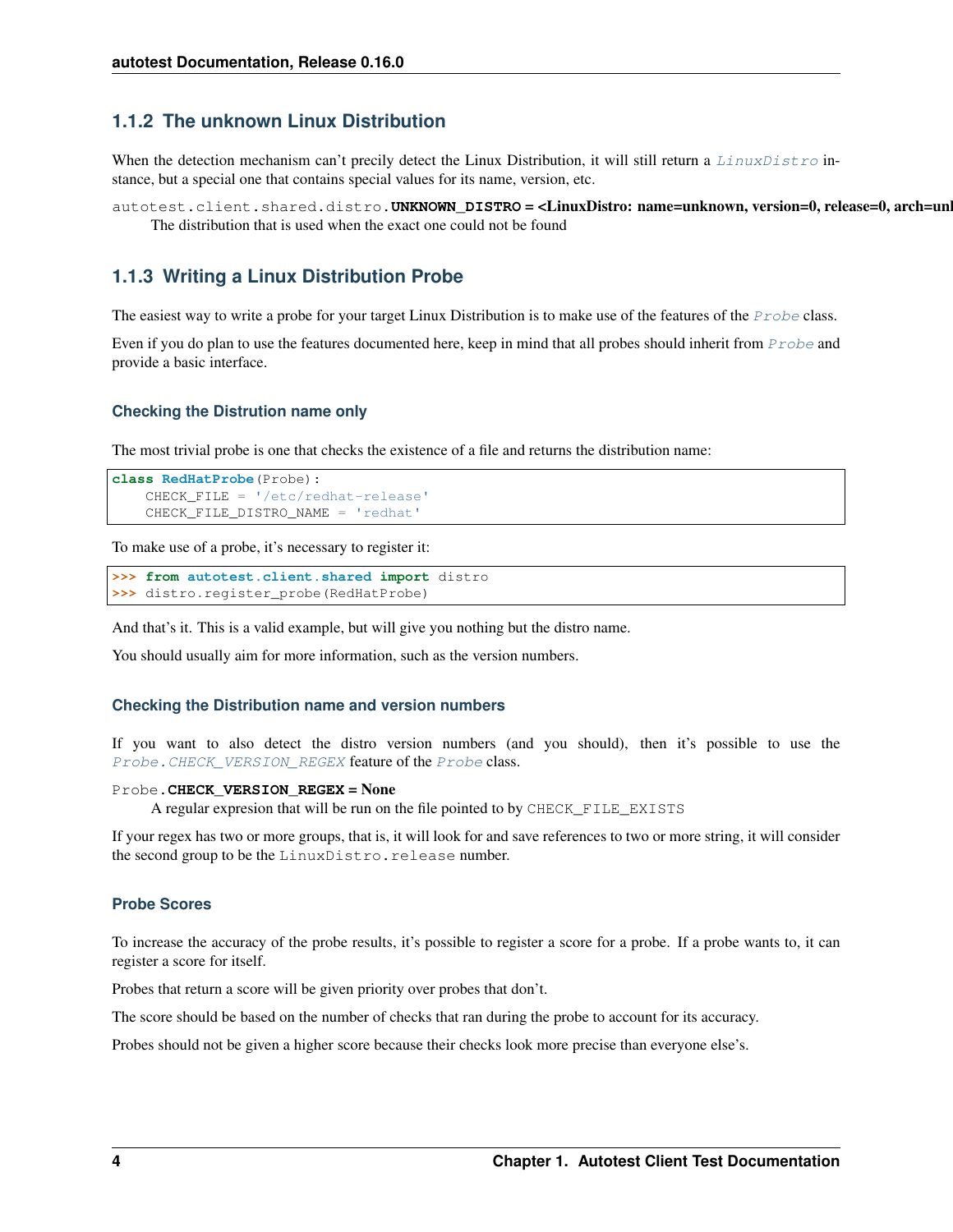### 1.1.2 The unknown Linux Distribution

When the detection mechanism can't precily detect the Linux Distribution, it will still return a `LinuxDistro` instance, but a special one that contains special values for its name, version, etc.

autotest.client.shared.distro.**UNKNOWN_DISTRO = <LinuxDistro: name=unknown, version=0, release=0, arch=unl**

The distribution that is used when the exact one could not be found

### 1.1.3 Writing a Linux Distribution Probe

The easiest way to write a probe for your target Linux Distribution is to make use of the features of the `Probe` class.

Even if you do plan to use the features documented here, keep in mind that all probes should inherit from `Probe` and provide a basic interface.

#### Checking the Distrution name only

The most trivial probe is one that checks the existence of a file and returns the distribution name:

```
class RedHatProbe(Probe):
    CHECK_FILE = '/etc/redhat-release'
    CHECK_FILE_DISTRO_NAME = 'redhat'
```

To make use of a probe, it's necessary to register it:

```
>>> from autotest.client.shared import distro
>>> distro.register_probe(RedHatProbe)
```

And that's it. This is a valid example, but will give you nothing but the distro name.

You should usually aim for more information, such as the version numbers.

#### Checking the Distribution name and version numbers

If you want to also detect the distro version numbers (and you should), then it's possible to use the `Probe.CHECK_VERSION_REGEX` feature of the `Probe` class.

Probe.**CHECK_VERSION_REGEX = None**

A regular expresion that will be run on the file pointed to by `CHECK_FILE_EXISTS`

If your regex has two or more groups, that is, it will look for and save references to two or more string, it will consider the second group to be the `LinuxDistro.release` number.

#### Probe Scores

To increase the accuracy of the probe results, it's possible to register a score for a probe. If a probe wants to, it can register a score for itself.

Probes that return a score will be given priority over probes that don't.

The score should be based on the number of checks that ran during the probe to account for its accuracy.

Probes should not be given a higher score because their checks look more precise than everyone else's.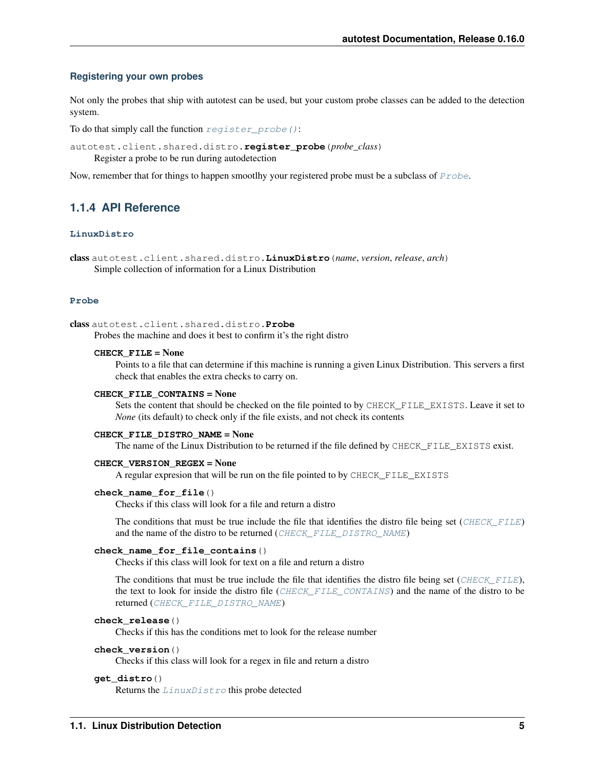#### Registering your own probes

Not only the probes that ship with autotest can be used, but your custom probe classes can be added to the detection system.

To do that simply call the function `register_probe()`:

`autotest.client.shared.distro.register_probe(probe_class)`
Register a probe to be run during autodetection

Now, remember that for things to happen smoothly your registered probe must be a subclass of `Probe`.

### 1.1.4 API Reference

#### LinuxDistro

**class** `autotest.client.shared.distro.LinuxDistro(name, version, release, arch)`
Simple collection of information for a Linux Distribution

#### Probe

**class** `autotest.client.shared.distro.Probe`
Probes the machine and does it best to confirm it's the right distro

**CHECK_FILE = None**
Points to a file that can determine if this machine is running a given Linux Distribution. This servers a first check that enables the extra checks to carry on.

**CHECK_FILE_CONTAINS = None**
Sets the content that should be checked on the file pointed to by `CHECK_FILE_EXISTS`. Leave it set to *None* (its default) to check only if the file exists, and not check its contents

**CHECK_FILE_DISTRO_NAME = None**
The name of the Linux Distribution to be returned if the file defined by `CHECK_FILE_EXISTS` exist.

**CHECK_VERSION_REGEX = None**
A regular expresion that will be run on the file pointed to by `CHECK_FILE_EXISTS`

**check_name_for_file()**
Checks if this class will look for a file and return a distro

The conditions that must be true include the file that identifies the distro file being set (`CHECK_FILE`) and the name of the distro to be returned (`CHECK_FILE_DISTRO_NAME`)

**check_name_for_file_contains()**
Checks if this class will look for text on a file and return a distro

The conditions that must be true include the file that identifies the distro file being set (`CHECK_FILE`), the text to look for inside the distro file (`CHECK_FILE_CONTAINS`) and the name of the distro to be returned (`CHECK_FILE_DISTRO_NAME`)

**check_release()**
Checks if this has the conditions met to look for the release number

**check_version()**
Checks if this class will look for a regex in file and return a distro

**get_distro()**
Returns the `LinuxDistro` this probe detected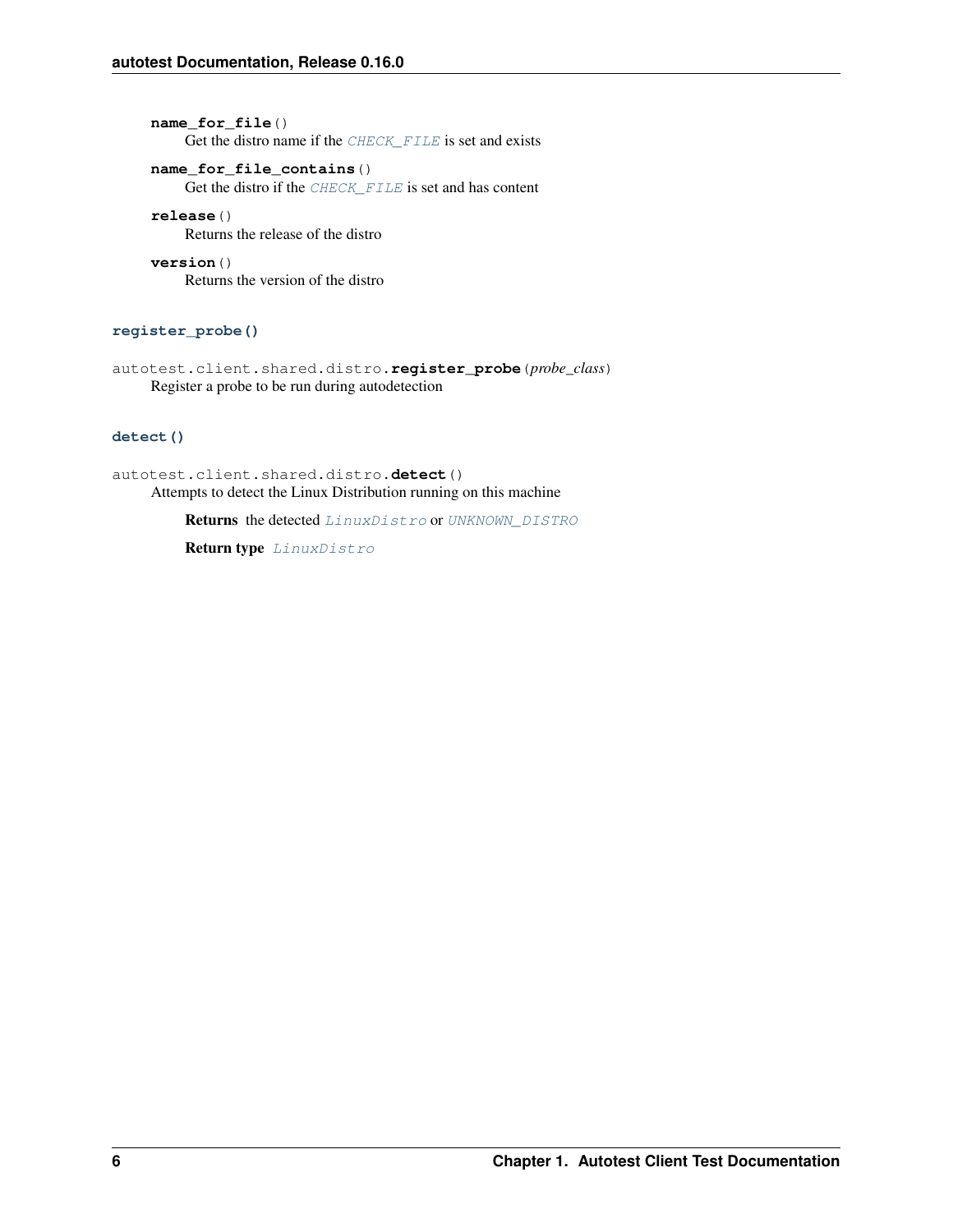**name_for_file**()
Get the distro name if the *CHECK_FILE* is set and exists

**name_for_file_contains**()
Get the distro if the *CHECK_FILE* is set and has content

**release**()
Returns the release of the distro

**version**()
Returns the version of the distro

### register_probe()

autotest.client.shared.distro.**register_probe**(*probe_class*)
Register a probe to be run during autodetection

### detect()

autotest.client.shared.distro.**detect**()
Attempts to detect the Linux Distribution running on this machine

**Returns** the detected *LinuxDistro* or *UNKNOWN_DISTRO*

**Return type** *LinuxDistro*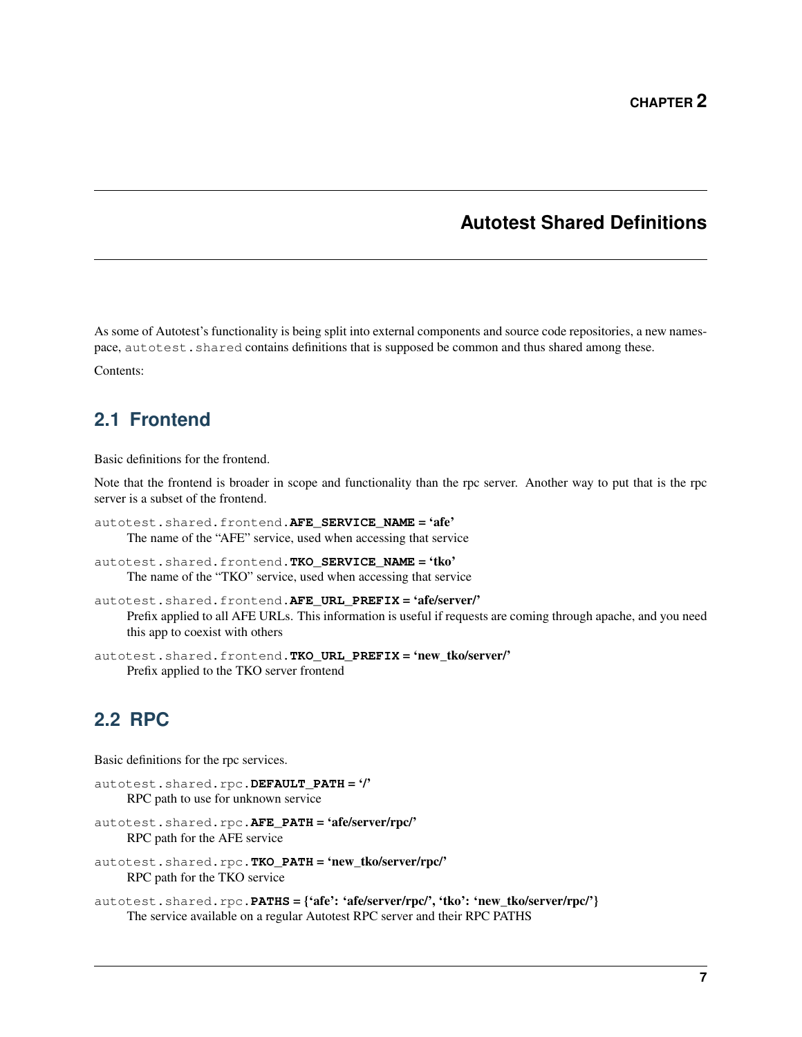# CHAPTER 2

# Autotest Shared Definitions

As some of Autotest's functionality is being split into external components and source code repositories, a new namespace, `autotest.shared` contains definitions that is supposed be common and thus shared among these.

Contents:

## 2.1 Frontend

Basic definitions for the frontend.

Note that the frontend is broader in scope and functionality than the rpc server. Another way to put that is the rpc server is a subset of the frontend.

`autotest.shared.frontend.`**`AFE_SERVICE_NAME`** **= 'afe'**
: The name of the "AFE" service, used when accessing that service

`autotest.shared.frontend.`**`TKO_SERVICE_NAME`** **= 'tko'**
: The name of the "TKO" service, used when accessing that service

`autotest.shared.frontend.`**`AFE_URL_PREFIX`** **= 'afe/server/'**
: Prefix applied to all AFE URLs. This information is useful if requests are coming through apache, and you need this app to coexist with others

`autotest.shared.frontend.`**`TKO_URL_PREFIX`** **= 'new_tko/server/'**
: Prefix applied to the TKO server frontend

## 2.2 RPC

Basic definitions for the rpc services.

`autotest.shared.rpc.`**`DEFAULT_PATH`** **= '/'**
: RPC path to use for unknown service

`autotest.shared.rpc.`**`AFE_PATH`** **= 'afe/server/rpc/'**
: RPC path for the AFE service

`autotest.shared.rpc.`**`TKO_PATH`** **= 'new_tko/server/rpc/'**
: RPC path for the TKO service

`autotest.shared.rpc.`**`PATHS`** **= {'afe': 'afe/server/rpc/', 'tko': 'new_tko/server/rpc/'}**
: The service available on a regular Autotest RPC server and their RPC PATHS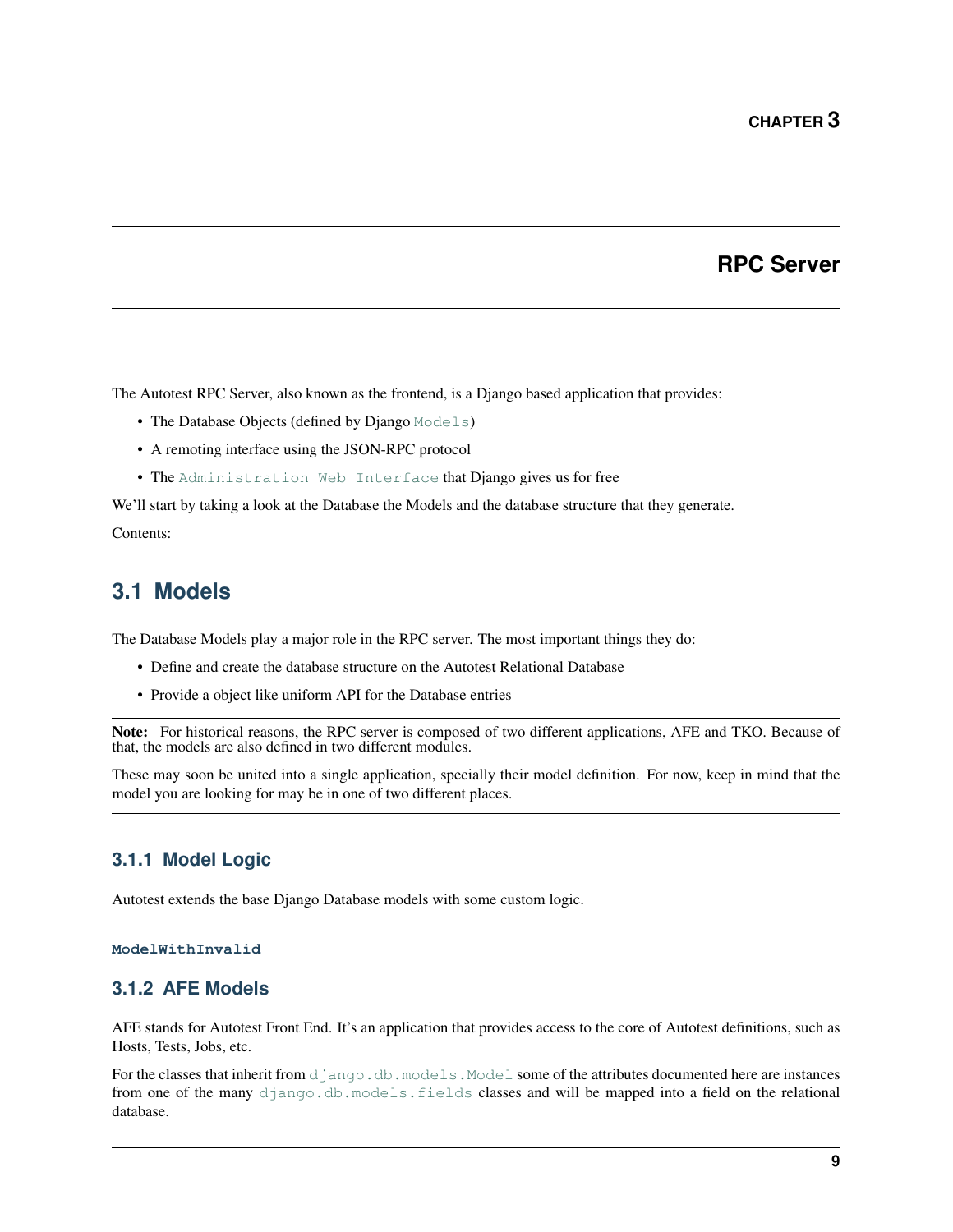# CHAPTER 3

# RPC Server

The Autotest RPC Server, also known as the frontend, is a Django based application that provides:

- The Database Objects (defined by Django `Models`)
- A remoting interface using the JSON-RPC protocol
- The `Administration Web Interface` that Django gives us for free

We'll start by taking a look at the Database the Models and the database structure that they generate.

Contents:

## 3.1 Models

The Database Models play a major role in the RPC server. The most important things they do:

- Define and create the database structure on the Autotest Relational Database
- Provide a object like uniform API for the Database entries

**Note:** For historical reasons, the RPC server is composed of two different applications, AFE and TKO. Because of that, the models are also defined in two different modules.

These may soon be united into a single application, specially their model definition. For now, keep in mind that the model you are looking for may be in one of two different places.

### 3.1.1 Model Logic

Autotest extends the base Django Database models with some custom logic.

**`ModelWithInvalid`**

### 3.1.2 AFE Models

AFE stands for Autotest Front End. It's an application that provides access to the core of Autotest definitions, such as Hosts, Tests, Jobs, etc.

For the classes that inherit from `django.db.models.Model` some of the attributes documented here are instances from one of the many `django.db.models.fields` classes and will be mapped into a field on the relational database.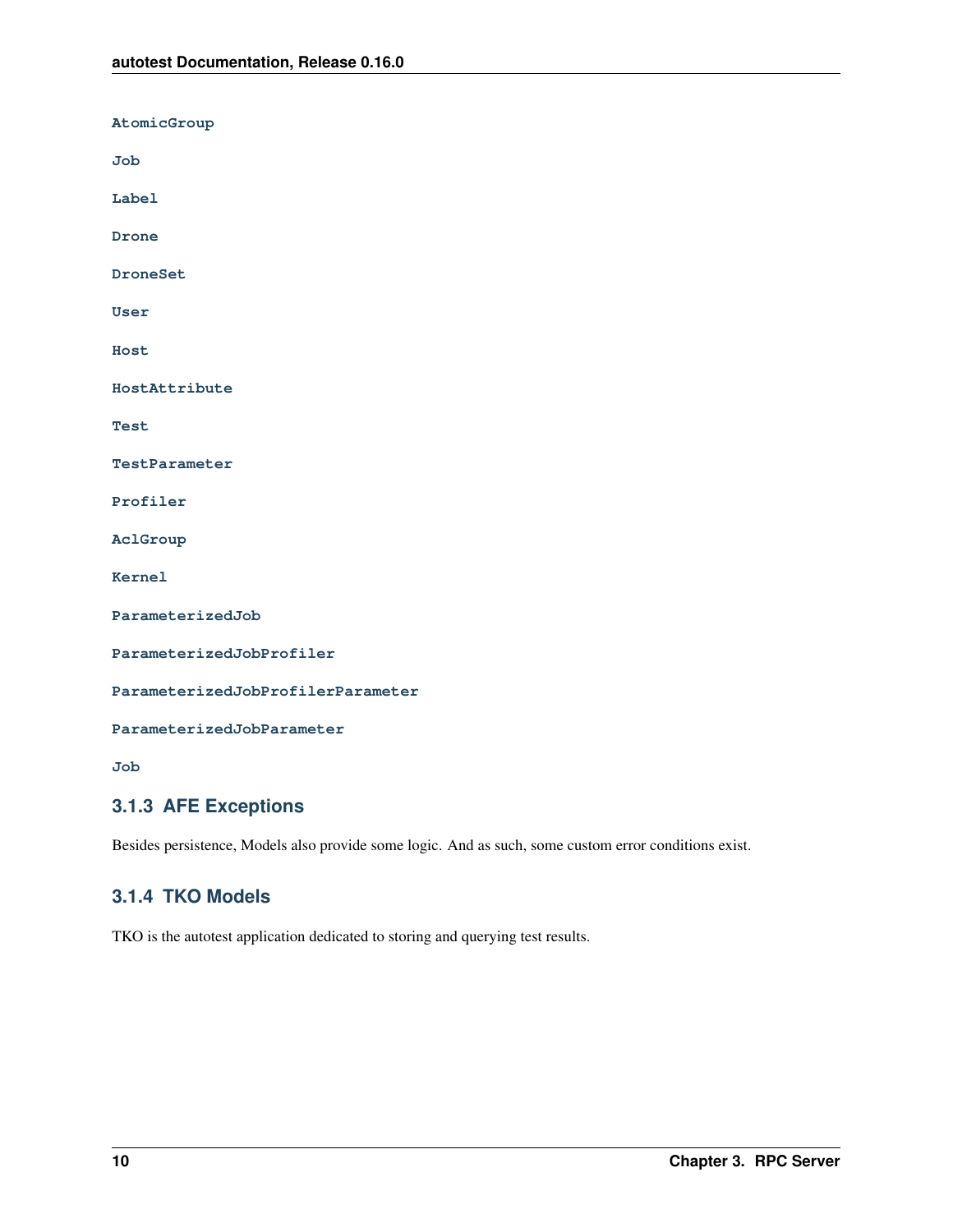**`AtomicGroup`**

**`Job`**

**`Label`**

**`Drone`**

**`DroneSet`**

**`User`**

**`Host`**

**`HostAttribute`**

**`Test`**

**`TestParameter`**

**`Profiler`**

**`AclGroup`**

**`Kernel`**

**`ParameterizedJob`**

**`ParameterizedJobProfiler`**

**`ParameterizedJobProfilerParameter`**

**`ParameterizedJobParameter`**

**`Job`**

### 3.1.3 AFE Exceptions

Besides persistence, Models also provide some logic. And as such, some custom error conditions exist.

### 3.1.4 TKO Models

TKO is the autotest application dedicated to storing and querying test results.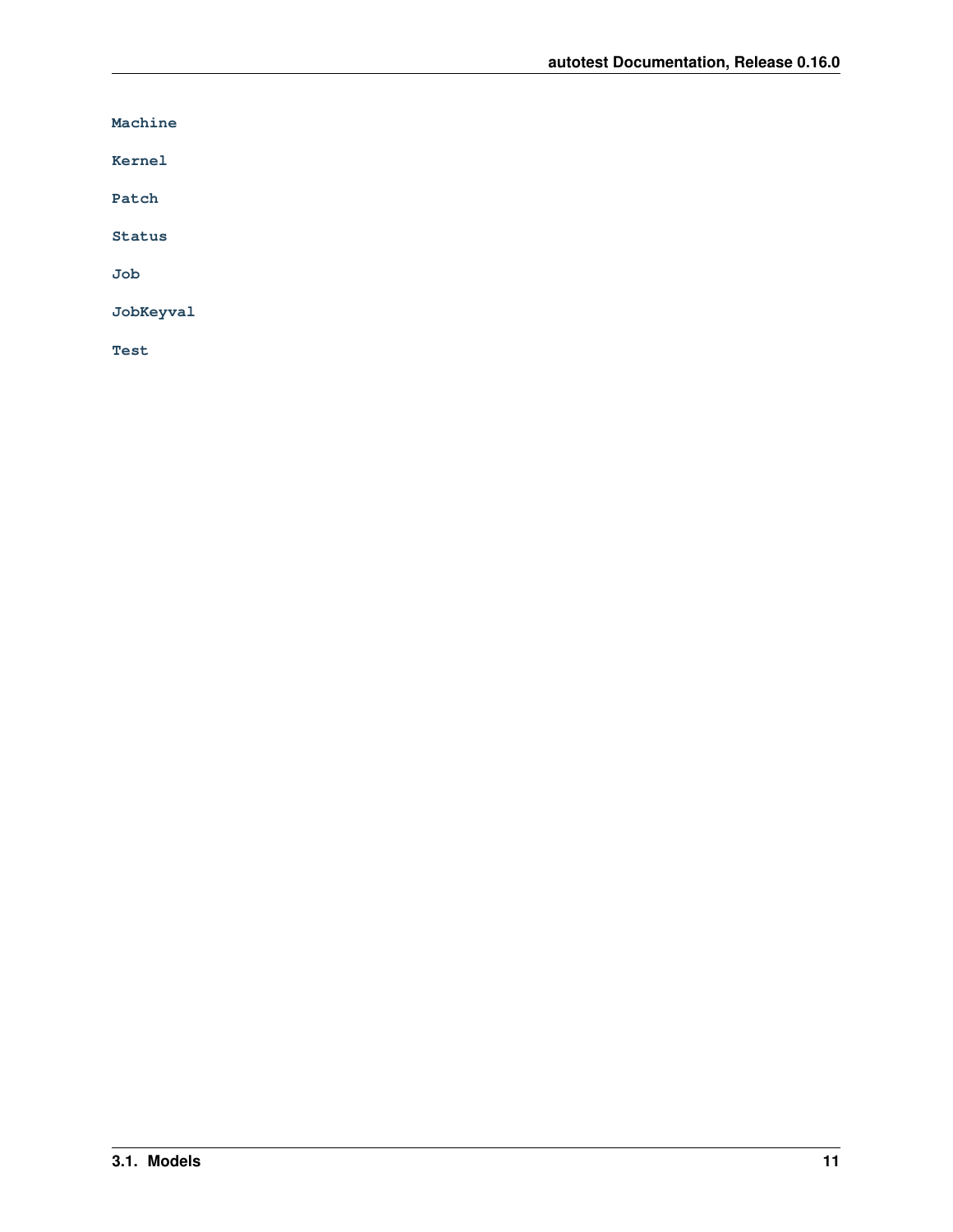**Machine**

**Kernel**

**Patch**

**Status**

**Job**

**JobKeyval**

**Test**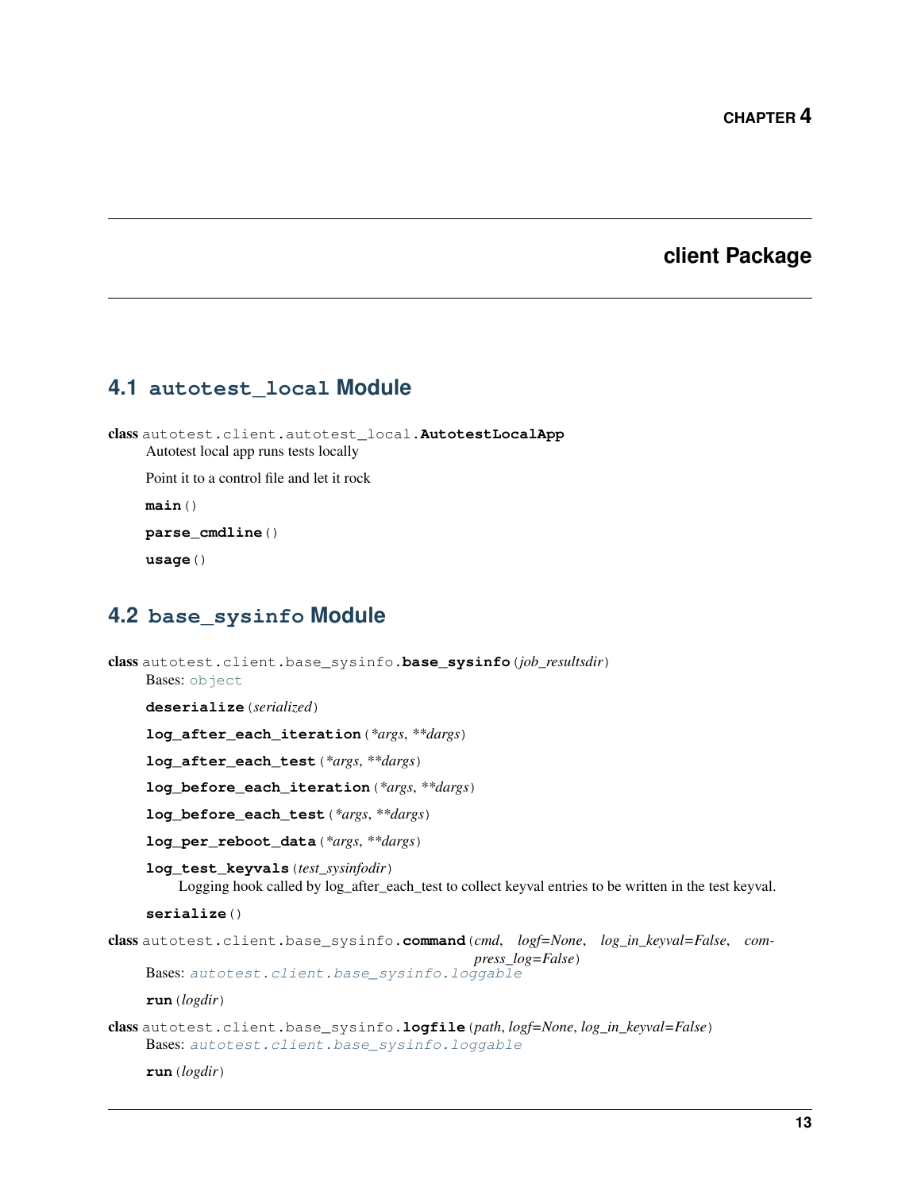# CHAPTER 4

# client Package

## 4.1 autotest_local Module

**class** autotest.client.autotest_local.**AutotestLocalApp**

Autotest local app runs tests locally

Point it to a control file and let it rock

**main**()

**parse_cmdline**()

**usage**()

## 4.2 base_sysinfo Module

**class** autotest.client.base_sysinfo.**base_sysinfo**(*job_resultsdir*)

Bases: object

**deserialize**(*serialized*)

**log_after_each_iteration**(*\*args*, *\*\*dargs*)

**log_after_each_test**(*\*args*, *\*\*dargs*)

**log_before_each_iteration**(*\*args*, *\*\*dargs*)

**log_before_each_test**(*\*args*, *\*\*dargs*)

**log_per_reboot_data**(*\*args*, *\*\*dargs*)

**log_test_keyvals**(*test_sysinfodir*)

Logging hook called by log_after_each_test to collect keyval entries to be written in the test keyval.

**serialize**()

**class** autotest.client.base_sysinfo.**command**(*cmd*, *logf=None*, *log_in_keyval=False*, *compress_log=False*)

Bases: *autotest.client.base_sysinfo.loggable*

**run**(*logdir*)

**class** autotest.client.base_sysinfo.**logfile**(*path*, *logf=None*, *log_in_keyval=False*)

Bases: *autotest.client.base_sysinfo.loggable*

**run**(*logdir*)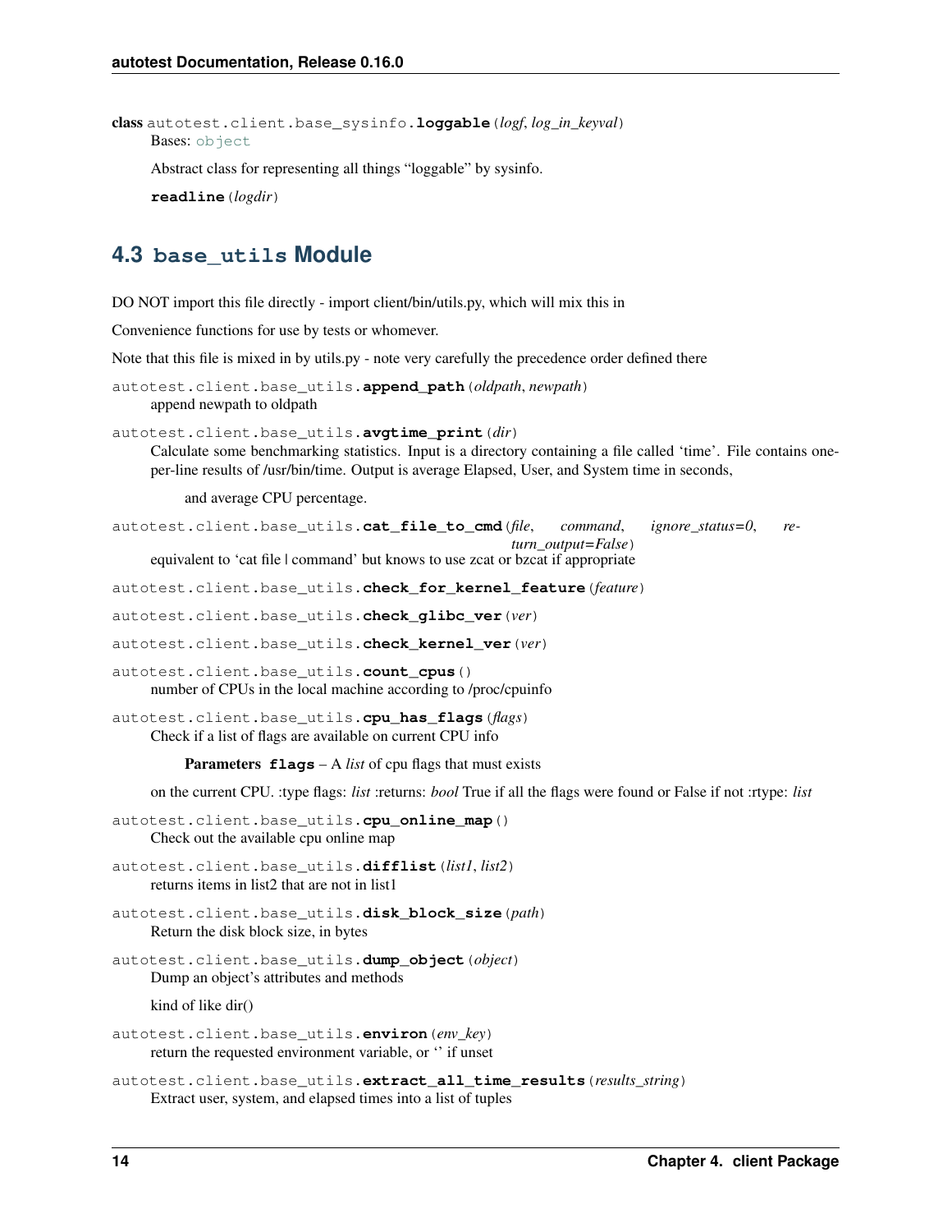class autotest.client.base_sysinfo.**loggable**(*logf*, *log_in_keyval*)
Bases: object

Abstract class for representing all things "loggable" by sysinfo.

**readline**(*logdir*)

## 4.3 base_utils Module

DO NOT import this file directly - import client/bin/utils.py, which will mix this in

Convenience functions for use by tests or whomever.

Note that this file is mixed in by utils.py - note very carefully the precedence order defined there

autotest.client.base_utils.**append_path**(*oldpath*, *newpath*)
append newpath to oldpath

autotest.client.base_utils.**avgtime_print**(*dir*)
Calculate some benchmarking statistics. Input is a directory containing a file called 'time'. File contains one-per-line results of /usr/bin/time. Output is average Elapsed, User, and System time in seconds,

and average CPU percentage.

autotest.client.base_utils.**cat_file_to_cmd**(*file*, *command*, *ignore_status=0*, *return_output=False*)
equivalent to 'cat file | command' but knows to use zcat or bzcat if appropriate

autotest.client.base_utils.**check_for_kernel_feature**(*feature*)

autotest.client.base_utils.**check_glibc_ver**(*ver*)

autotest.client.base_utils.**check_kernel_ver**(*ver*)

autotest.client.base_utils.**count_cpus**()
number of CPUs in the local machine according to /proc/cpuinfo

autotest.client.base_utils.**cpu_has_flags**(*flags*)
Check if a list of flags are available on current CPU info

**Parameters flags** – A *list* of cpu flags that must exists

on the current CPU. :type flags: *list* :returns: *bool* True if all the flags were found or False if not :rtype: *list*

autotest.client.base_utils.**cpu_online_map**()
Check out the available cpu online map

autotest.client.base_utils.**difflist**(*list1*, *list2*)
returns items in list2 that are not in list1

autotest.client.base_utils.**disk_block_size**(*path*)
Return the disk block size, in bytes

autotest.client.base_utils.**dump_object**(*object*)
Dump an object's attributes and methods

kind of like dir()

autotest.client.base_utils.**environ**(*env_key*)
return the requested environment variable, or '' if unset

autotest.client.base_utils.**extract_all_time_results**(*results_string*)
Extract user, system, and elapsed times into a list of tuples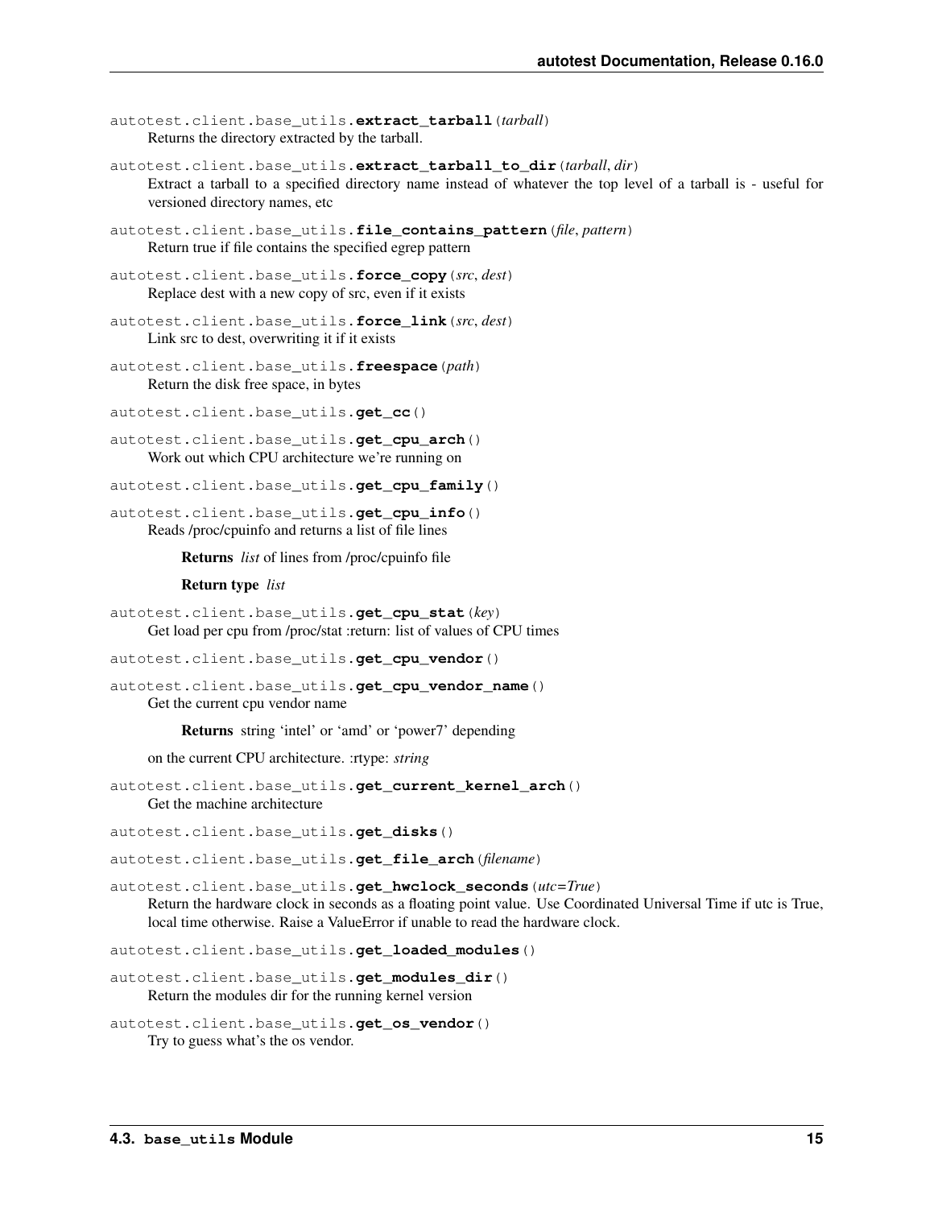autotest.client.base_utils.**extract_tarball**(*tarball*)
Returns the directory extracted by the tarball.

autotest.client.base_utils.**extract_tarball_to_dir**(*tarball*, *dir*)
Extract a tarball to a specified directory name instead of whatever the top level of a tarball is - useful for versioned directory names, etc

autotest.client.base_utils.**file_contains_pattern**(*file*, *pattern*)
Return true if file contains the specified egrep pattern

autotest.client.base_utils.**force_copy**(*src*, *dest*)
Replace dest with a new copy of src, even if it exists

autotest.client.base_utils.**force_link**(*src*, *dest*)
Link src to dest, overwriting it if it exists

autotest.client.base_utils.**freespace**(*path*)
Return the disk free space, in bytes

autotest.client.base_utils.**get_cc**()

autotest.client.base_utils.**get_cpu_arch**()
Work out which CPU architecture we're running on

autotest.client.base_utils.**get_cpu_family**()

autotest.client.base_utils.**get_cpu_info**()
Reads /proc/cpuinfo and returns a list of file lines

> **Returns** *list* of lines from /proc/cpuinfo file
>
> **Return type** *list*

autotest.client.base_utils.**get_cpu_stat**(*key*)
Get load per cpu from /proc/stat :return: list of values of CPU times

autotest.client.base_utils.**get_cpu_vendor**()

autotest.client.base_utils.**get_cpu_vendor_name**()
Get the current cpu vendor name

> **Returns** string 'intel' or 'amd' or 'power7' depending

on the current CPU architecture. :rtype: *string*

autotest.client.base_utils.**get_current_kernel_arch**()
Get the machine architecture

autotest.client.base_utils.**get_disks**()

autotest.client.base_utils.**get_file_arch**(*filename*)

autotest.client.base_utils.**get_hwclock_seconds**(*utc=True*)
Return the hardware clock in seconds as a floating point value. Use Coordinated Universal Time if utc is True, local time otherwise. Raise a ValueError if unable to read the hardware clock.

autotest.client.base_utils.**get_loaded_modules**()

autotest.client.base_utils.**get_modules_dir**()
Return the modules dir for the running kernel version

autotest.client.base_utils.**get_os_vendor**()
Try to guess what's the os vendor.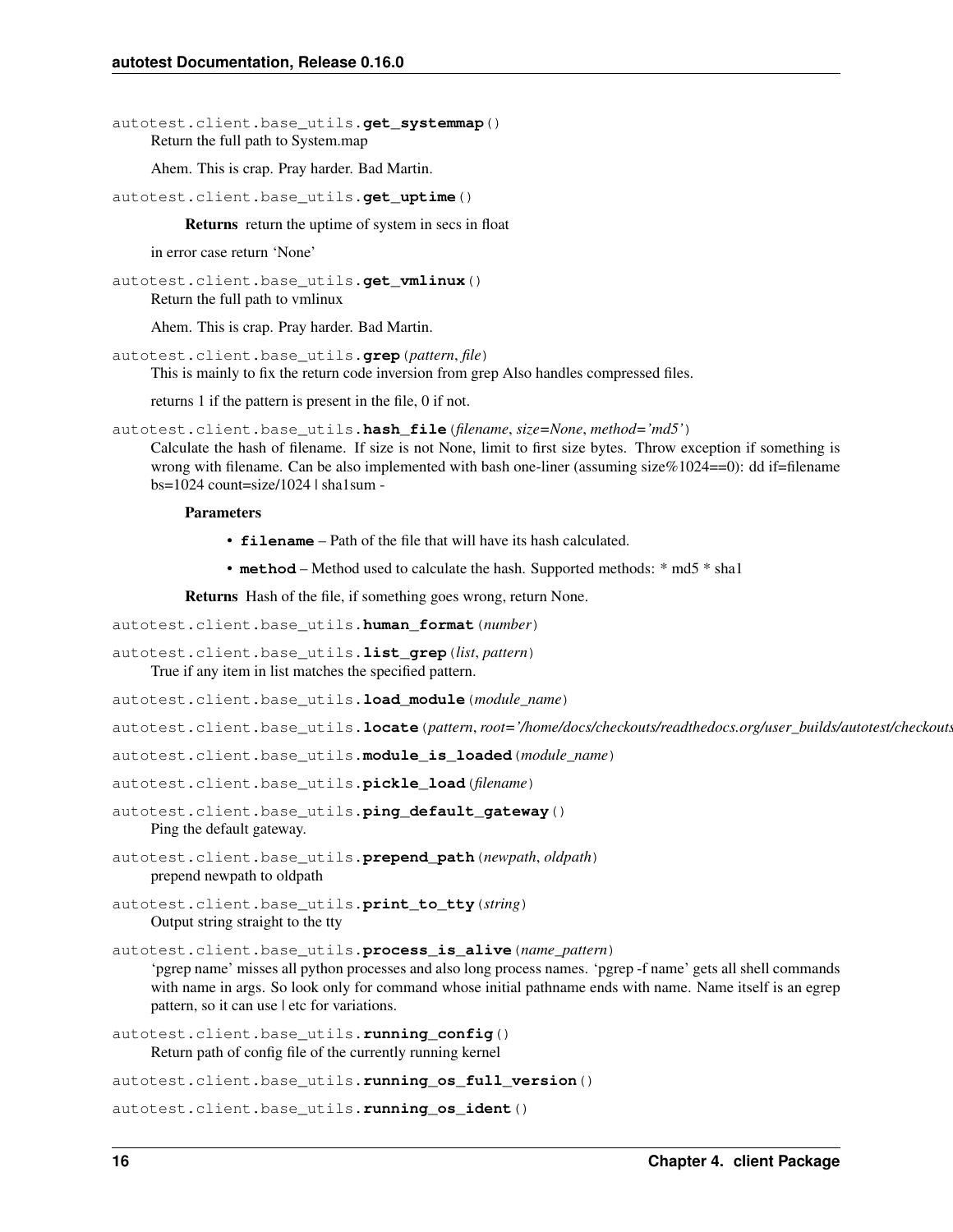autotest.client.base_utils.**get_systemmap**()
Return the full path to System.map

Ahem. This is crap. Pray harder. Bad Martin.

autotest.client.base_utils.**get_uptime**()

**Returns** return the uptime of system in secs in float

in error case return 'None'

autotest.client.base_utils.**get_vmlinux**()
Return the full path to vmlinux

Ahem. This is crap. Pray harder. Bad Martin.

autotest.client.base_utils.**grep**(*pattern*, *file*)
This is mainly to fix the return code inversion from grep Also handles compressed files.

returns 1 if the pattern is present in the file, 0 if not.

autotest.client.base_utils.**hash_file**(*filename*, *size=None*, *method='md5'*)
Calculate the hash of filename. If size is not None, limit to first size bytes. Throw exception if something is wrong with filename. Can be also implemented with bash one-liner (assuming size%1024==0): dd if=filename bs=1024 count=size/1024 | sha1sum -

**Parameters**

- **filename** – Path of the file that will have its hash calculated.
- **method** – Method used to calculate the hash. Supported methods: * md5 * sha1

**Returns** Hash of the file, if something goes wrong, return None.

autotest.client.base_utils.**human_format**(*number*)

autotest.client.base_utils.**list_grep**(*list*, *pattern*)
True if any item in list matches the specified pattern.

autotest.client.base_utils.**load_module**(*module_name*)

autotest.client.base_utils.**locate**(*pattern*, *root='/home/docs/checkouts/readthedocs.org/user_builds/autotest/checkouts*

autotest.client.base_utils.**module_is_loaded**(*module_name*)

autotest.client.base_utils.**pickle_load**(*filename*)

autotest.client.base_utils.**ping_default_gateway**()
Ping the default gateway.

autotest.client.base_utils.**prepend_path**(*newpath*, *oldpath*)
prepend newpath to oldpath

autotest.client.base_utils.**print_to_tty**(*string*)
Output string straight to the tty

autotest.client.base_utils.**process_is_alive**(*name_pattern*)
'pgrep name' misses all python processes and also long process names. 'pgrep -f name' gets all shell commands with name in args. So look only for command whose initial pathname ends with name. Name itself is an egrep pattern, so it can use | etc for variations.

autotest.client.base_utils.**running_config**()
Return path of config file of the currently running kernel

autotest.client.base_utils.**running_os_full_version**()

autotest.client.base_utils.**running_os_ident**()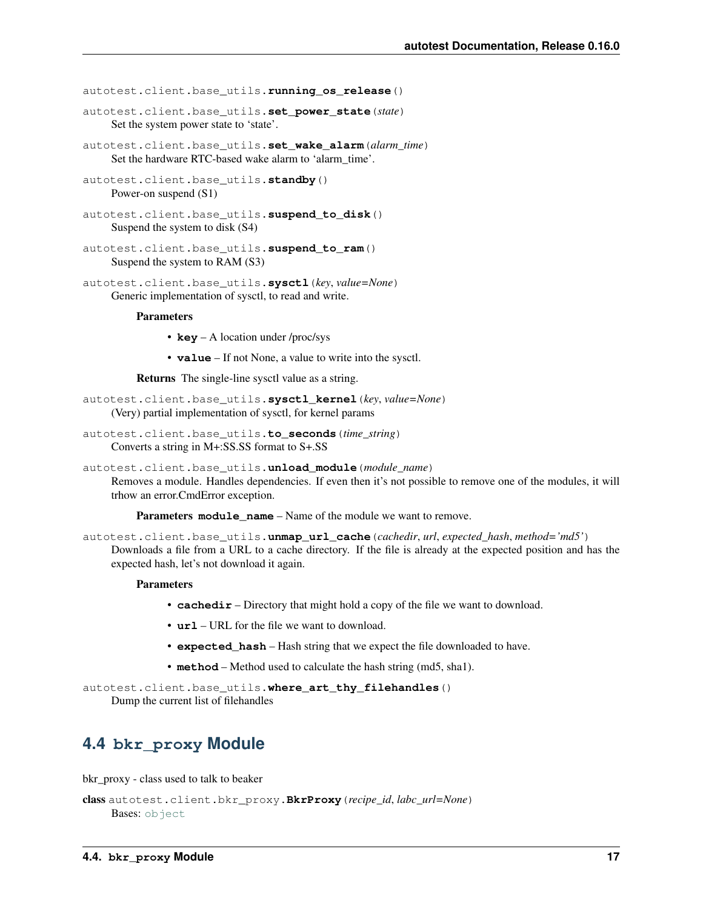autotest.client.base_utils.**running_os_release**()

autotest.client.base_utils.**set_power_state**(*state*)
Set the system power state to 'state'.

autotest.client.base_utils.**set_wake_alarm**(*alarm_time*)
Set the hardware RTC-based wake alarm to 'alarm_time'.

autotest.client.base_utils.**standby**()
Power-on suspend (S1)

autotest.client.base_utils.**suspend_to_disk**()
Suspend the system to disk (S4)

autotest.client.base_utils.**suspend_to_ram**()
Suspend the system to RAM (S3)

autotest.client.base_utils.**sysctl**(*key*, *value=None*)
Generic implementation of sysctl, to read and write.

**Parameters**

- **key** – A location under /proc/sys
- **value** – If not None, a value to write into the sysctl.

**Returns** The single-line sysctl value as a string.

autotest.client.base_utils.**sysctl_kernel**(*key*, *value=None*)
(Very) partial implementation of sysctl, for kernel params

autotest.client.base_utils.**to_seconds**(*time_string*)
Converts a string in M+:SS.SS format to S+.SS

autotest.client.base_utils.**unload_module**(*module_name*)
Removes a module. Handles dependencies. If even then it's not possible to remove one of the modules, it will trhow an error.CmdError exception.

**Parameters** **module_name** – Name of the module we want to remove.

autotest.client.base_utils.**unmap_url_cache**(*cachedir*, *url*, *expected_hash*, *method='md5'*)
Downloads a file from a URL to a cache directory. If the file is already at the expected position and has the expected hash, let's not download it again.

**Parameters**

- **cachedir** – Directory that might hold a copy of the file we want to download.
- **url** – URL for the file we want to download.
- **expected_hash** – Hash string that we expect the file downloaded to have.
- **method** – Method used to calculate the hash string (md5, sha1).

autotest.client.base_utils.**where_art_thy_filehandles**()
Dump the current list of filehandles

## 4.4 bkr_proxy Module

bkr_proxy - class used to talk to beaker

**class** autotest.client.bkr_proxy.**BkrProxy**(*recipe_id*, *labc_url=None*)
Bases: object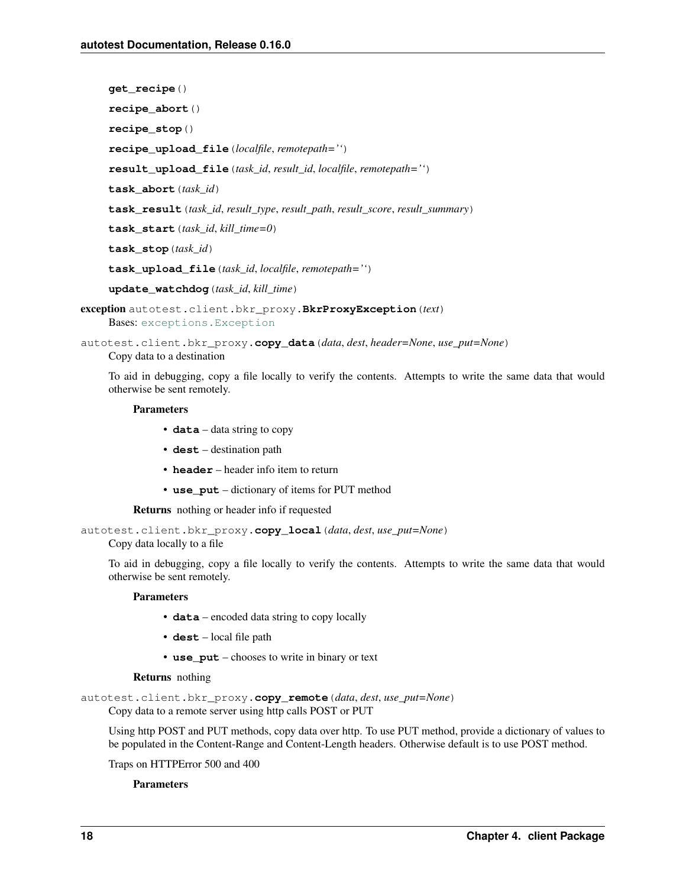**get_recipe**()

**recipe_abort**()

**recipe_stop**()

**recipe_upload_file**(*localfile*, *remotepath=''*)

**result_upload_file**(*task_id*, *result_id*, *localfile*, *remotepath=''*)

**task_abort**(*task_id*)

**task_result**(*task_id*, *result_type*, *result_path*, *result_score*, *result_summary*)

**task_start**(*task_id*, *kill_time=0*)

**task_stop**(*task_id*)

**task_upload_file**(*task_id*, *localfile*, *remotepath=''*)

**update_watchdog**(*task_id*, *kill_time*)

**exception** autotest.client.bkr_proxy.**BkrProxyException**(*text*)

Bases: exceptions.Exception

autotest.client.bkr_proxy.**copy_data**(*data*, *dest*, *header=None*, *use_put=None*)

Copy data to a destination

To aid in debugging, copy a file locally to verify the contents. Attempts to write the same data that would otherwise be sent remotely.

**Parameters**

- **data** – data string to copy
- **dest** – destination path
- **header** – header info item to return
- **use_put** – dictionary of items for PUT method

**Returns** nothing or header info if requested

autotest.client.bkr_proxy.**copy_local**(*data*, *dest*, *use_put=None*)

Copy data locally to a file

To aid in debugging, copy a file locally to verify the contents. Attempts to write the same data that would otherwise be sent remotely.

**Parameters**

- **data** – encoded data string to copy locally
- **dest** – local file path
- **use_put** – chooses to write in binary or text

**Returns** nothing

autotest.client.bkr_proxy.**copy_remote**(*data*, *dest*, *use_put=None*)

Copy data to a remote server using http calls POST or PUT

Using http POST and PUT methods, copy data over http. To use PUT method, provide a dictionary of values to be populated in the Content-Range and Content-Length headers. Otherwise default is to use POST method.

Traps on HTTPError 500 and 400

**Parameters**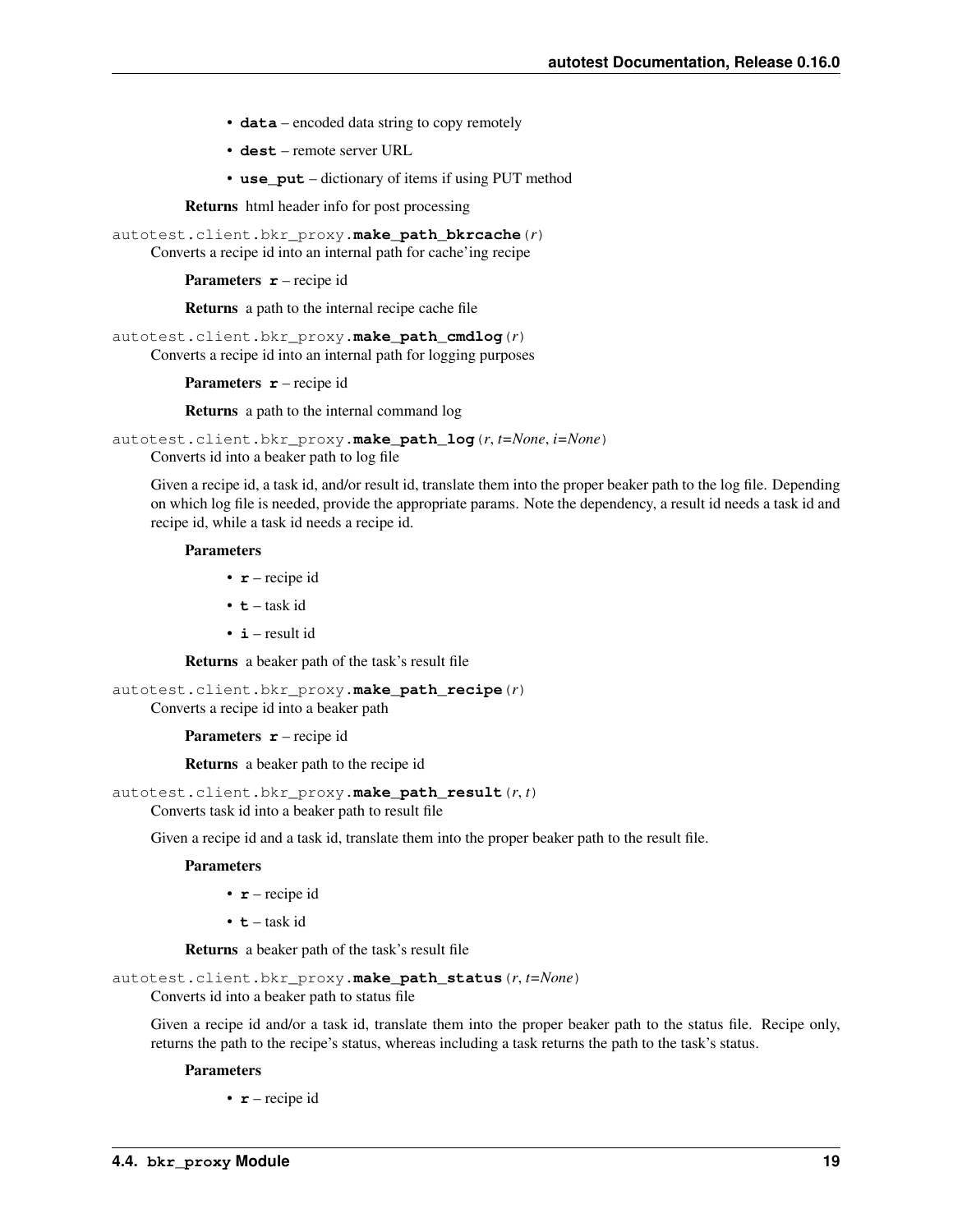- **data** – encoded data string to copy remotely
- **dest** – remote server URL
- **use_put** – dictionary of items if using PUT method

**Returns** html header info for post processing

autotest.client.bkr_proxy.**make_path_bkrcache**(*r*)

Converts a recipe id into an internal path for cache'ing recipe

**Parameters** **r** – recipe id

**Returns** a path to the internal recipe cache file

autotest.client.bkr_proxy.**make_path_cmdlog**(*r*)

Converts a recipe id into an internal path for logging purposes

**Parameters** **r** – recipe id

**Returns** a path to the internal command log

autotest.client.bkr_proxy.**make_path_log**(*r*, *t=None*, *i=None*)

Converts id into a beaker path to log file

Given a recipe id, a task id, and/or result id, translate them into the proper beaker path to the log file. Depending on which log file is needed, provide the appropriate params. Note the dependency, a result id needs a task id and recipe id, while a task id needs a recipe id.

**Parameters**

- **r** – recipe id
- **t** – task id
- **i** – result id

**Returns** a beaker path of the task's result file

autotest.client.bkr_proxy.**make_path_recipe**(*r*)

Converts a recipe id into a beaker path

**Parameters** **r** – recipe id

**Returns** a beaker path to the recipe id

autotest.client.bkr_proxy.**make_path_result**(*r*, *t*)

Converts task id into a beaker path to result file

Given a recipe id and a task id, translate them into the proper beaker path to the result file.

**Parameters**

- **r** – recipe id
- **t** – task id

**Returns** a beaker path of the task's result file

autotest.client.bkr_proxy.**make_path_status**(*r*, *t=None*)

Converts id into a beaker path to status file

Given a recipe id and/or a task id, translate them into the proper beaker path to the status file. Recipe only, returns the path to the recipe's status, whereas including a task returns the path to the task's status.

**Parameters**

- **r** – recipe id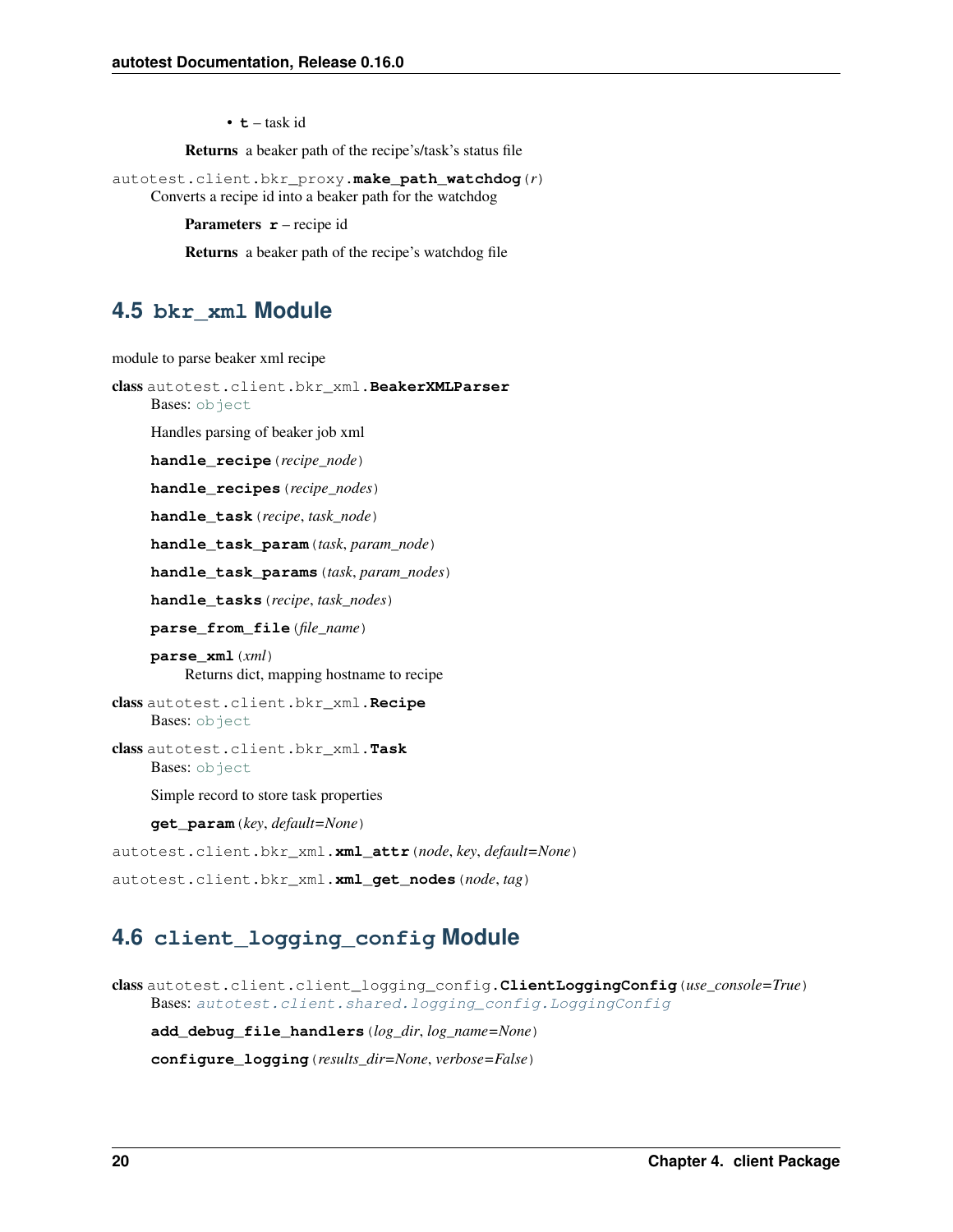- **t** – task id

**Returns** a beaker path of the recipe's/task's status file

autotest.client.bkr_proxy.**make_path_watchdog**(*r*)

Converts a recipe id into a beaker path for the watchdog

**Parameters** **r** – recipe id

**Returns** a beaker path of the recipe's watchdog file

## 4.5 bkr_xml Module

module to parse beaker xml recipe

**class** autotest.client.bkr_xml.**BeakerXMLParser**

Bases: object

Handles parsing of beaker job xml

**handle_recipe**(*recipe_node*)

**handle_recipes**(*recipe_nodes*)

**handle_task**(*recipe*, *task_node*)

**handle_task_param**(*task*, *param_node*)

**handle_task_params**(*task*, *param_nodes*)

**handle_tasks**(*recipe*, *task_nodes*)

**parse_from_file**(*file_name*)

**parse_xml**(*xml*)

Returns dict, mapping hostname to recipe

**class** autotest.client.bkr_xml.**Recipe**

Bases: object

**class** autotest.client.bkr_xml.**Task**

Bases: object

Simple record to store task properties

**get_param**(*key*, *default=None*)

autotest.client.bkr_xml.**xml_attr**(*node*, *key*, *default=None*)

autotest.client.bkr_xml.**xml_get_nodes**(*node*, *tag*)

## 4.6 client_logging_config Module

**class** autotest.client.client_logging_config.**ClientLoggingConfig**(*use_console=True*)

Bases: *autotest.client.shared.logging_config.LoggingConfig*

**add_debug_file_handlers**(*log_dir*, *log_name=None*)

**configure_logging**(*results_dir=None*, *verbose=False*)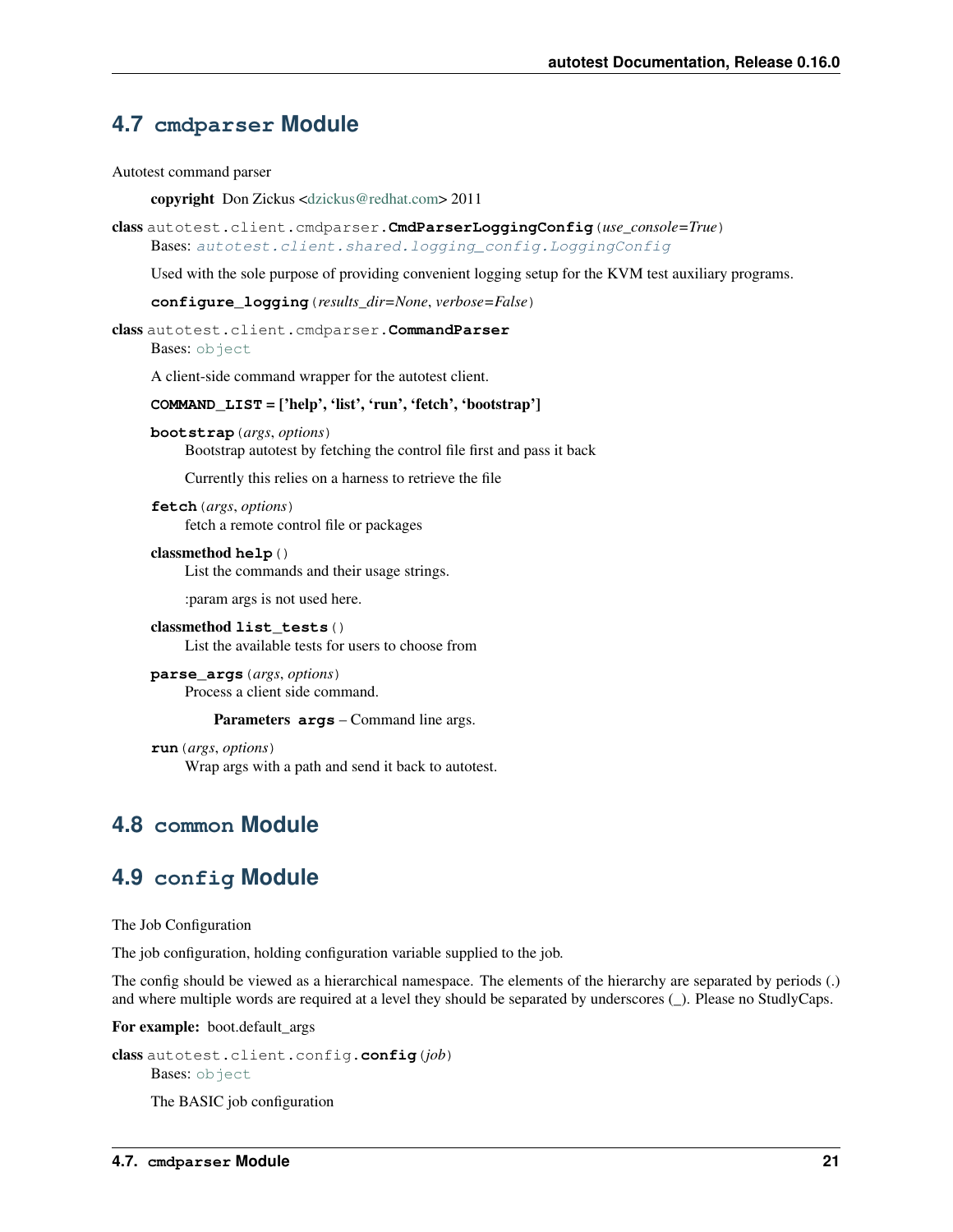## 4.7 `cmdparser` Module

Autotest command parser

**copyright** Don Zickus <dzickus@redhat.com> 2011

**class** `autotest.client.cmdparser.`**`CmdParserLoggingConfig`**(*use_console=True*)

Bases: `autotest.client.shared.logging_config.LoggingConfig`

Used with the sole purpose of providing convenient logging setup for the KVM test auxiliary programs.

**`configure_logging`**(*results_dir=None*, *verbose=False*)

**class** `autotest.client.cmdparser.`**`CommandParser`**

Bases: `object`

A client-side command wrapper for the autotest client.

**`COMMAND_LIST`** **= ['help', 'list', 'run', 'fetch', 'bootstrap']**

**`bootstrap`**(*args*, *options*)

Bootstrap autotest by fetching the control file first and pass it back

Currently this relies on a harness to retrieve the file

**`fetch`**(*args*, *options*)

fetch a remote control file or packages

**classmethod** **`help`**()

List the commands and their usage strings.

:param args is not used here.

**classmethod** **`list_tests`**()

List the available tests for users to choose from

**`parse_args`**(*args*, *options*)

Process a client side command.

**Parameters** **`args`** – Command line args.

**`run`**(*args*, *options*)

Wrap args with a path and send it back to autotest.

## 4.8 `common` Module

## 4.9 `config` Module

The Job Configuration

The job configuration, holding configuration variable supplied to the job.

The config should be viewed as a hierarchical namespace. The elements of the hierarchy are separated by periods (.) and where multiple words are required at a level they should be separated by underscores (_). Please no StudlyCaps.

**For example:** boot.default_args

**class** `autotest.client.config.`**`config`**(*job*)

Bases: `object`

The BASIC job configuration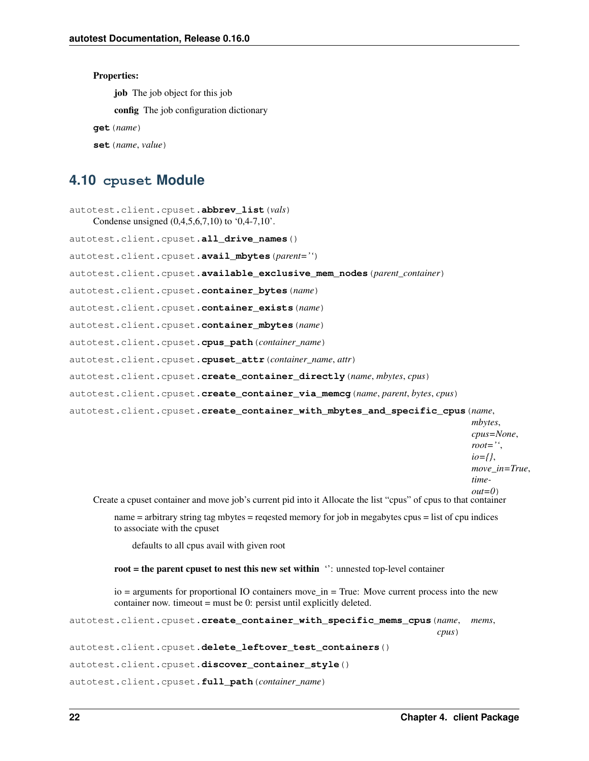**Properties:**

**job** The job object for this job

**config** The job configuration dictionary

**get**(*name*)

**set**(*name*, *value*)

## 4.10 `cpuset` Module

autotest.client.cpuset.**abbrev_list**(*vals*)
Condense unsigned (0,4,5,6,7,10) to '0,4-7,10'.

autotest.client.cpuset.**all_drive_names**()

autotest.client.cpuset.**avail_mbytes**(*parent=''*)

autotest.client.cpuset.**available_exclusive_mem_nodes**(*parent_container*)

autotest.client.cpuset.**container_bytes**(*name*)

autotest.client.cpuset.**container_exists**(*name*)

autotest.client.cpuset.**container_mbytes**(*name*)

autotest.client.cpuset.**cpus_path**(*container_name*)

autotest.client.cpuset.**cpuset_attr**(*container_name*, *attr*)

autotest.client.cpuset.**create_container_directly**(*name*, *mbytes*, *cpus*)

autotest.client.cpuset.**create_container_via_memcg**(*name*, *parent*, *bytes*, *cpus*)

autotest.client.cpuset.**create_container_with_mbytes_and_specific_cpus**(*name*, *mbytes*, *cpus=None*, *root=''*, *io={}*, *move_in=True*, *timeout=0*)

Create a cpuset container and move job's current pid into it Allocate the list "cpus" of cpus to that container

name = arbitrary string tag mbytes = reqested memory for job in megabytes cpus = list of cpu indices to associate with the cpuset

defaults to all cpus avail with given root

**root = the parent cpuset to nest this new set within** '': unnested top-level container

io = arguments for proportional IO containers move_in = True: Move current process into the new container now. timeout = must be 0: persist until explicitly deleted.

autotest.client.cpuset.**create_container_with_specific_mems_cpus**(*name*, *mems*, *cpus*)

autotest.client.cpuset.**delete_leftover_test_containers**()

autotest.client.cpuset.**discover_container_style**()

autotest.client.cpuset.**full_path**(*container_name*)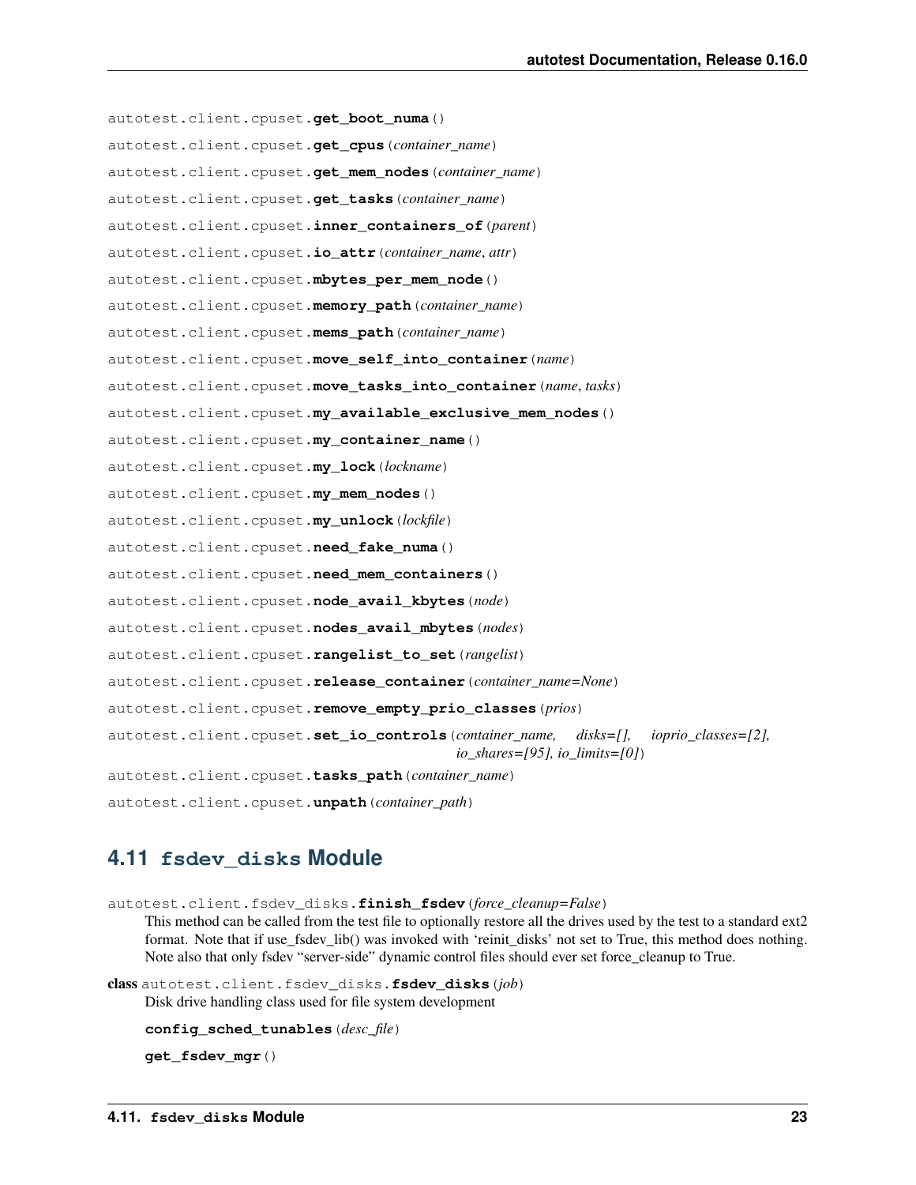autotest.client.cpuset.**get_boot_numa**()

autotest.client.cpuset.**get_cpus**(*container_name*)

autotest.client.cpuset.**get_mem_nodes**(*container_name*)

autotest.client.cpuset.**get_tasks**(*container_name*)

autotest.client.cpuset.**inner_containers_of**(*parent*)

autotest.client.cpuset.**io_attr**(*container_name*, *attr*)

autotest.client.cpuset.**mbytes_per_mem_node**()

autotest.client.cpuset.**memory_path**(*container_name*)

autotest.client.cpuset.**mems_path**(*container_name*)

autotest.client.cpuset.**move_self_into_container**(*name*)

autotest.client.cpuset.**move_tasks_into_container**(*name*, *tasks*)

autotest.client.cpuset.**my_available_exclusive_mem_nodes**()

autotest.client.cpuset.**my_container_name**()

autotest.client.cpuset.**my_lock**(*lockname*)

autotest.client.cpuset.**my_mem_nodes**()

autotest.client.cpuset.**my_unlock**(*lockfile*)

autotest.client.cpuset.**need_fake_numa**()

autotest.client.cpuset.**need_mem_containers**()

autotest.client.cpuset.**node_avail_kbytes**(*node*)

autotest.client.cpuset.**nodes_avail_mbytes**(*nodes*)

autotest.client.cpuset.**rangelist_to_set**(*rangelist*)

autotest.client.cpuset.**release_container**(*container_name=None*)

autotest.client.cpuset.**remove_empty_prio_classes**(*prios*)

autotest.client.cpuset.**set_io_controls**(*container_name*, *disks=[]*, *ioprio_classes=[2]*, *io_shares=[95]*, *io_limits=[0]*)

autotest.client.cpuset.**tasks_path**(*container_name*)

autotest.client.cpuset.**unpath**(*container_path*)

## 4.11 fsdev_disks Module

autotest.client.fsdev_disks.**finish_fsdev**(*force_cleanup=False*)

This method can be called from the test file to optionally restore all the drives used by the test to a standard ext2 format. Note that if use_fsdev_lib() was invoked with 'reinit_disks' not set to True, this method does nothing. Note also that only fsdev "server-side" dynamic control files should ever set force_cleanup to True.

**class** autotest.client.fsdev_disks.**fsdev_disks**(*job*)

Disk drive handling class used for file system development

**config_sched_tunables**(*desc_file*)

**get_fsdev_mgr**()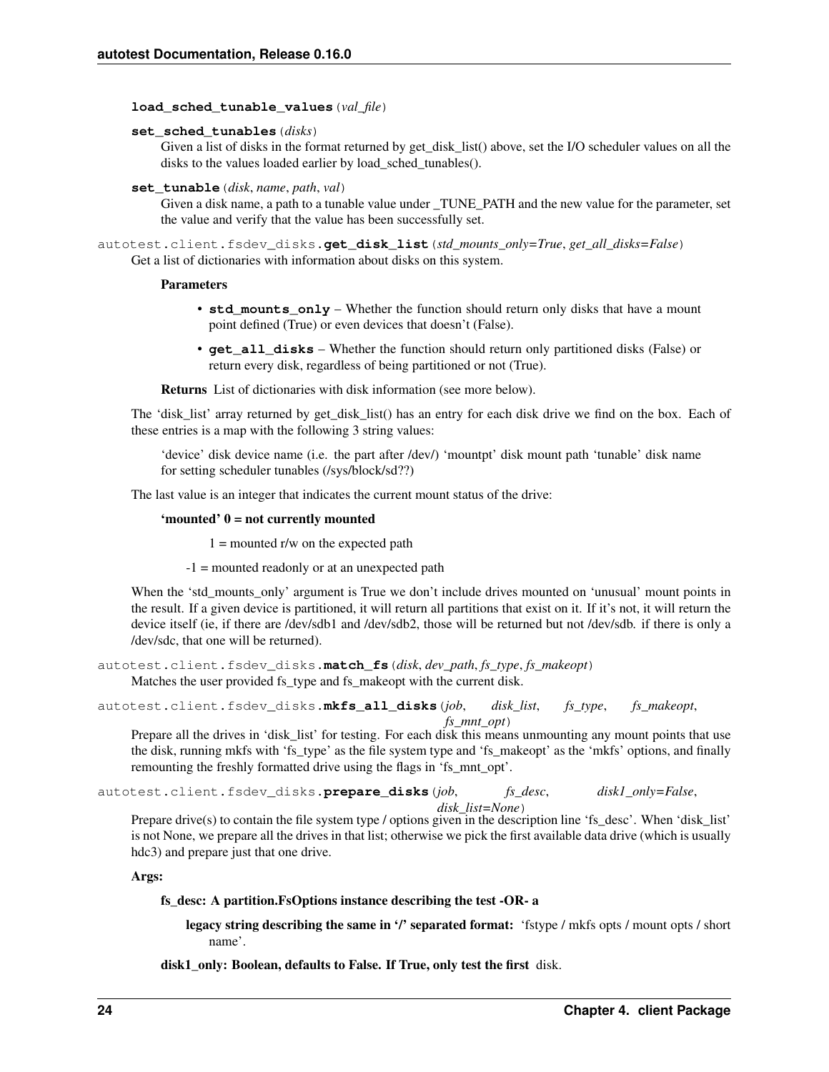**load_sched_tunable_values**(*val_file*)

**set_sched_tunables**(*disks*)

Given a list of disks in the format returned by get_disk_list() above, set the I/O scheduler values on all the disks to the values loaded earlier by load_sched_tunables().

**set_tunable**(*disk*, *name*, *path*, *val*)

Given a disk name, a path to a tunable value under _TUNE_PATH and the new value for the parameter, set the value and verify that the value has been successfully set.

autotest.client.fsdev_disks.**get_disk_list**(*std_mounts_only=True*, *get_all_disks=False*)

Get a list of dictionaries with information about disks on this system.

**Parameters**

- **std_mounts_only** – Whether the function should return only disks that have a mount point defined (True) or even devices that doesn't (False).
- **get_all_disks** – Whether the function should return only partitioned disks (False) or return every disk, regardless of being partitioned or not (True).

**Returns** List of dictionaries with disk information (see more below).

The 'disk_list' array returned by get_disk_list() has an entry for each disk drive we find on the box. Each of these entries is a map with the following 3 string values:

> 'device' disk device name (i.e. the part after /dev/) 'mountpt' disk mount path 'tunable' disk name for setting scheduler tunables (/sys/block/sd??)

The last value is an integer that indicates the current mount status of the drive:

> **'mounted' 0 = not currently mounted**
>
> 1 = mounted r/w on the expected path
>
> -1 = mounted readonly or at an unexpected path

When the 'std_mounts_only' argument is True we don't include drives mounted on 'unusual' mount points in the result. If a given device is partitioned, it will return all partitions that exist on it. If it's not, it will return the device itself (ie, if there are /dev/sdb1 and /dev/sdb2, those will be returned but not /dev/sdb. if there is only a /dev/sdc, that one will be returned).

autotest.client.fsdev_disks.**match_fs**(*disk*, *dev_path*, *fs_type*, *fs_makeopt*)

Matches the user provided fs_type and fs_makeopt with the current disk.

autotest.client.fsdev_disks.**mkfs_all_disks**(*job*, *disk_list*, *fs_type*, *fs_makeopt*, *fs_mnt_opt*)

Prepare all the drives in 'disk_list' for testing. For each disk this means unmounting any mount points that use the disk, running mkfs with 'fs_type' as the file system type and 'fs_makeopt' as the 'mkfs' options, and finally remounting the freshly formatted drive using the flags in 'fs_mnt_opt'.

autotest.client.fsdev_disks.**prepare_disks**(*job*, *fs_desc*, *disk1_only=False*, *disk_list=None*)

Prepare drive(s) to contain the file system type / options given in the description line 'fs_desc'. When 'disk_list' is not None, we prepare all the drives in that list; otherwise we pick the first available data drive (which is usually hdc3) and prepare just that one drive.

**Args:**

> **fs_desc: A partition.FsOptions instance describing the test -OR- a**
>
> > **legacy string describing the same in '/' separated format:** 'fstype / mkfs opts / mount opts / short name'.
>
> **disk1_only: Boolean, defaults to False. If True, only test the first** disk.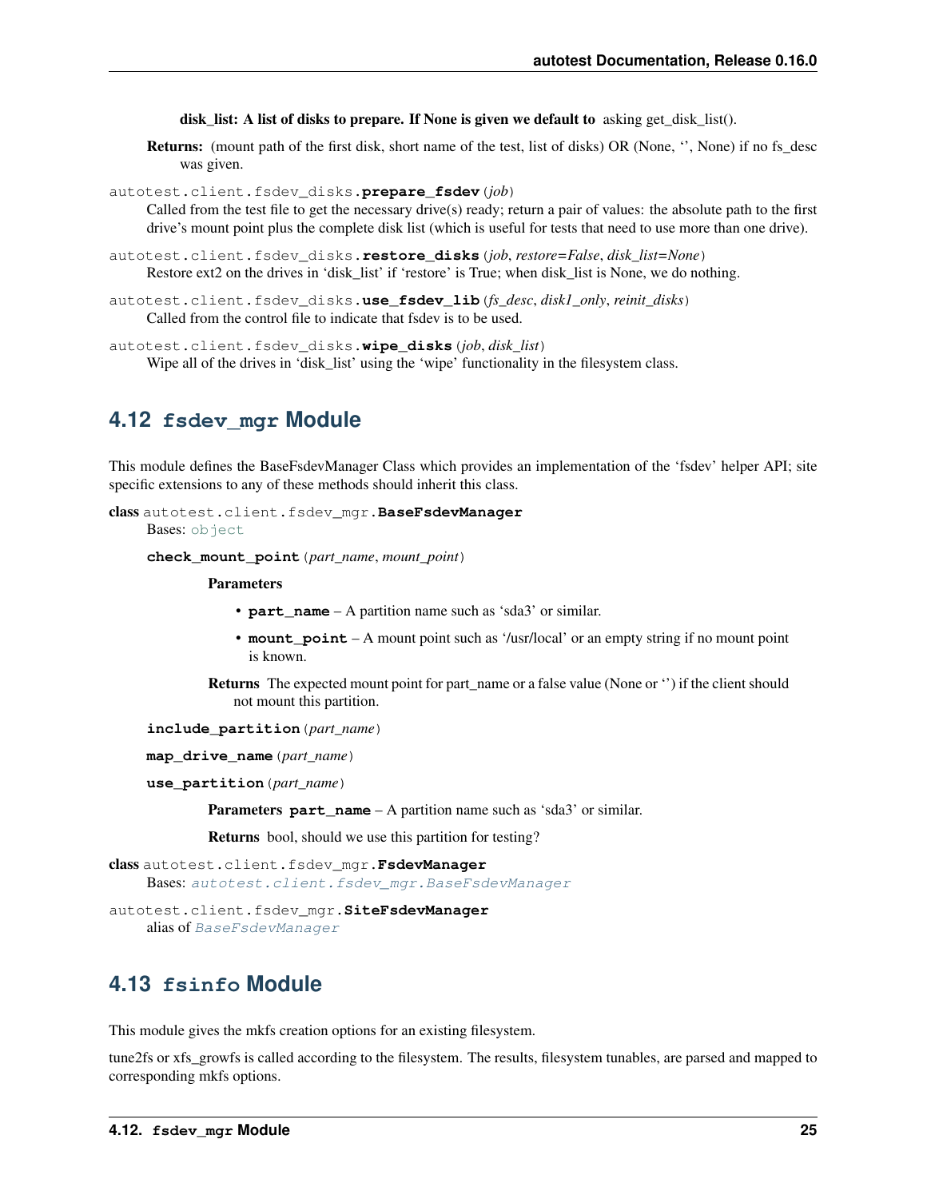**disk_list: A list of disks to prepare. If None is given we default to** asking get_disk_list().

**Returns:** (mount path of the first disk, short name of the test, list of disks) OR (None, '', None) if no fs_desc was given.

`autotest.client.fsdev_disks.`**`prepare_fsdev`**(*job*)
Called from the test file to get the necessary drive(s) ready; return a pair of values: the absolute path to the first drive's mount point plus the complete disk list (which is useful for tests that need to use more than one drive).

`autotest.client.fsdev_disks.`**`restore_disks`**(*job*, *restore=False*, *disk_list=None*)
Restore ext2 on the drives in 'disk_list' if 'restore' is True; when disk_list is None, we do nothing.

`autotest.client.fsdev_disks.`**`use_fsdev_lib`**(*fs_desc*, *disk1_only*, *reinit_disks*)
Called from the control file to indicate that fsdev is to be used.

`autotest.client.fsdev_disks.`**`wipe_disks`**(*job*, *disk_list*)
Wipe all of the drives in 'disk_list' using the 'wipe' functionality in the filesystem class.

## 4.12 `fsdev_mgr` Module

This module defines the BaseFsdevManager Class which provides an implementation of the 'fsdev' helper API; site specific extensions to any of these methods should inherit this class.

**class** `autotest.client.fsdev_mgr.`**`BaseFsdevManager`**
Bases: `object`

**`check_mount_point`**(*part_name*, *mount_point*)

**Parameters**

- **`part_name`** – A partition name such as 'sda3' or similar.
- **`mount_point`** – A mount point such as '/usr/local' or an empty string if no mount point is known.

**Returns** The expected mount point for part_name or a false value (None or '') if the client should not mount this partition.

**`include_partition`**(*part_name*)

**`map_drive_name`**(*part_name*)

**`use_partition`**(*part_name*)

**Parameters** **`part_name`** – A partition name such as 'sda3' or similar.

**Returns** bool, should we use this partition for testing?

**class** `autotest.client.fsdev_mgr.`**`FsdevManager`**
Bases: *`autotest.client.fsdev_mgr.BaseFsdevManager`*

`autotest.client.fsdev_mgr.`**`SiteFsdevManager`**
alias of *`BaseFsdevManager`*

## 4.13 `fsinfo` Module

This module gives the mkfs creation options for an existing filesystem.

tune2fs or xfs_growfs is called according to the filesystem. The results, filesystem tunables, are parsed and mapped to corresponding mkfs options.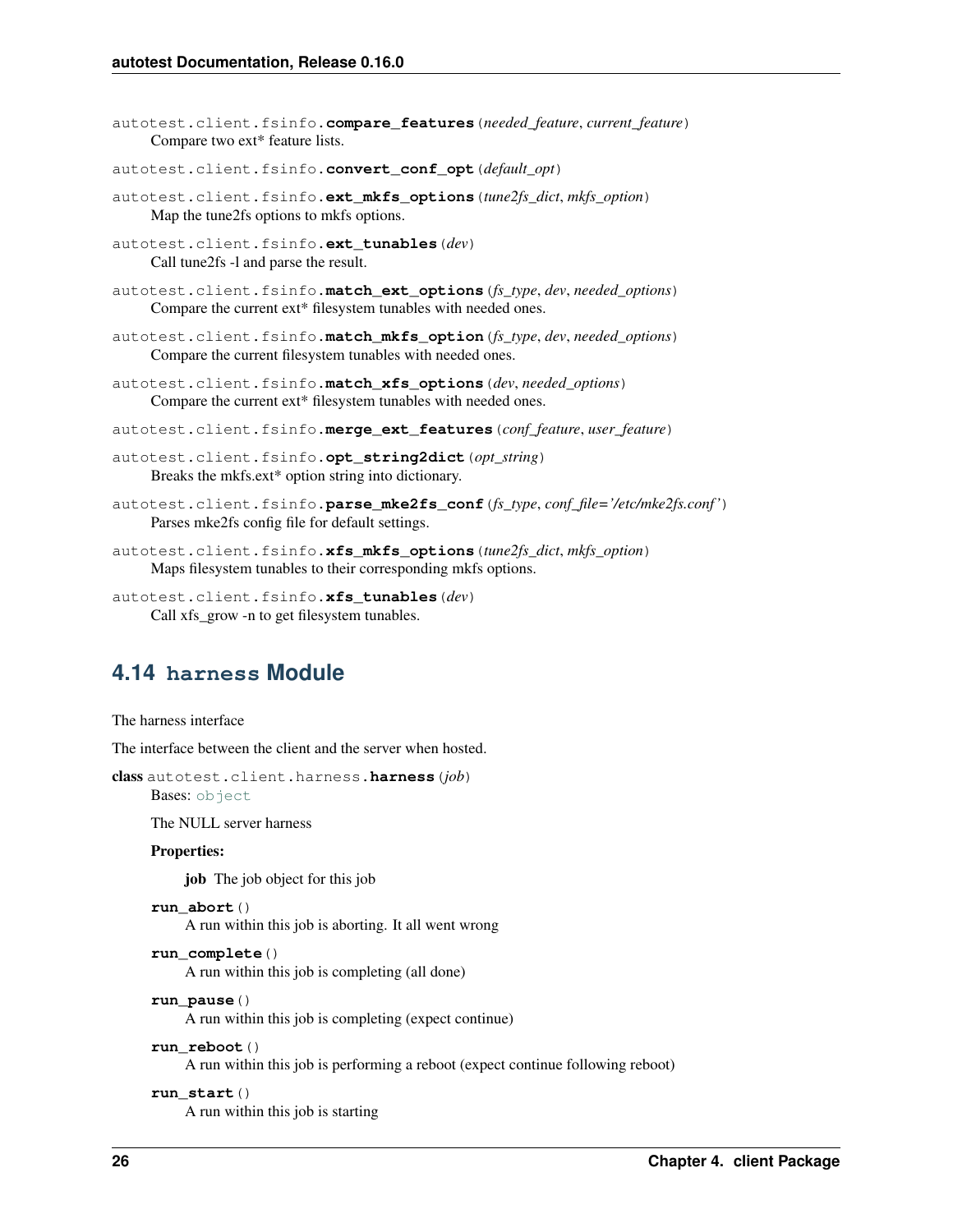autotest.client.fsinfo.**compare_features**(*needed_feature*, *current_feature*)
Compare two ext* feature lists.

autotest.client.fsinfo.**convert_conf_opt**(*default_opt*)

autotest.client.fsinfo.**ext_mkfs_options**(*tune2fs_dict*, *mkfs_option*)
Map the tune2fs options to mkfs options.

autotest.client.fsinfo.**ext_tunables**(*dev*)
Call tune2fs -l and parse the result.

autotest.client.fsinfo.**match_ext_options**(*fs_type*, *dev*, *needed_options*)
Compare the current ext* filesystem tunables with needed ones.

autotest.client.fsinfo.**match_mkfs_option**(*fs_type*, *dev*, *needed_options*)
Compare the current filesystem tunables with needed ones.

autotest.client.fsinfo.**match_xfs_options**(*dev*, *needed_options*)
Compare the current ext* filesystem tunables with needed ones.

autotest.client.fsinfo.**merge_ext_features**(*conf_feature*, *user_feature*)

autotest.client.fsinfo.**opt_string2dict**(*opt_string*)
Breaks the mkfs.ext* option string into dictionary.

autotest.client.fsinfo.**parse_mke2fs_conf**(*fs_type*, *conf_file='/etc/mke2fs.conf'*)
Parses mke2fs config file for default settings.

autotest.client.fsinfo.**xfs_mkfs_options**(*tune2fs_dict*, *mkfs_option*)
Maps filesystem tunables to their corresponding mkfs options.

autotest.client.fsinfo.**xfs_tunables**(*dev*)
Call xfs_grow -n to get filesystem tunables.

## 4.14 harness Module

The harness interface

The interface between the client and the server when hosted.

**class** autotest.client.harness.**harness**(*job*)
Bases: object

The NULL server harness

**Properties:**

**job** The job object for this job

**run_abort**()
A run within this job is aborting. It all went wrong

**run_complete**()
A run within this job is completing (all done)

**run_pause**()
A run within this job is completing (expect continue)

**run_reboot**()
A run within this job is performing a reboot (expect continue following reboot)

**run_start**()
A run within this job is starting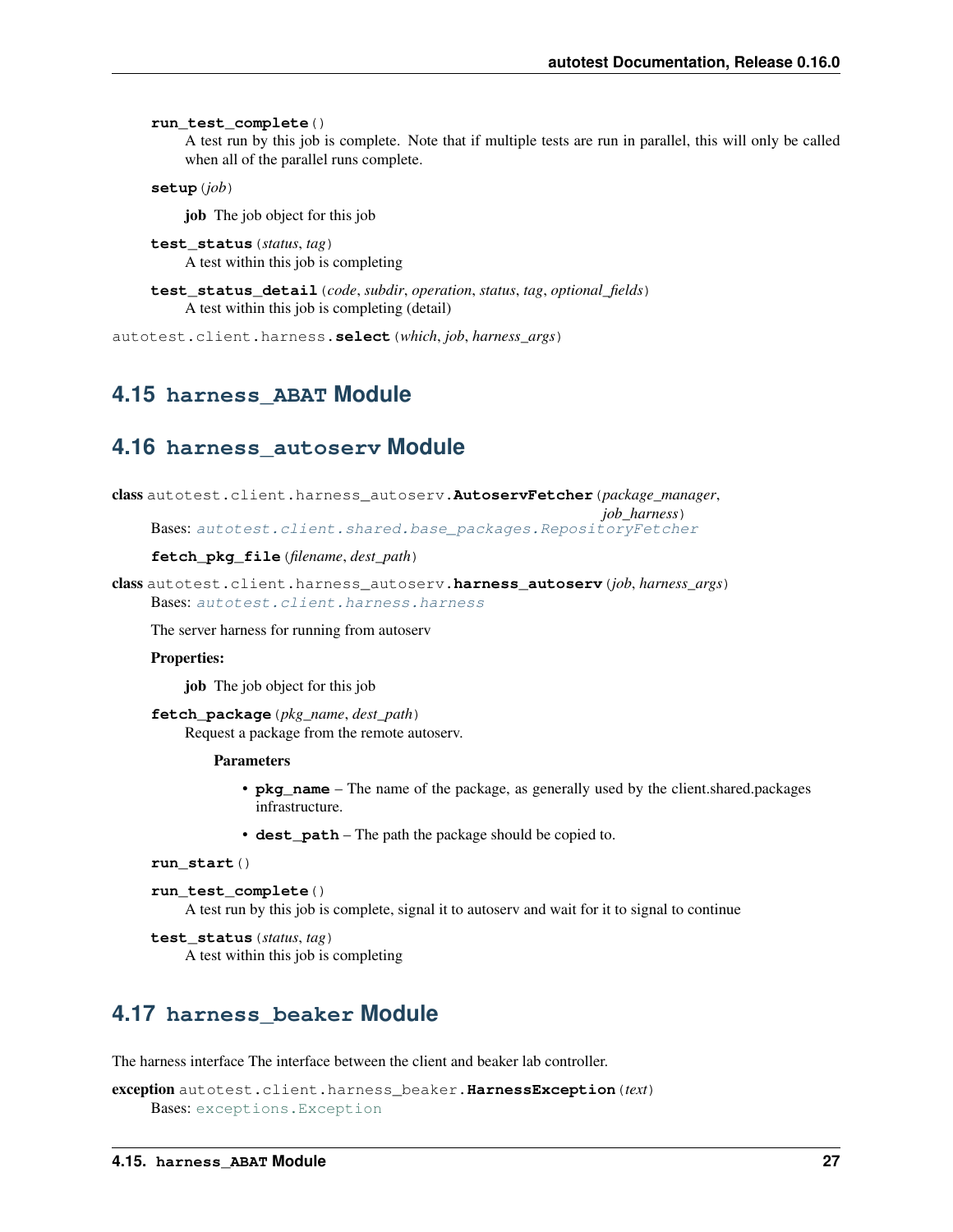**run_test_complete**()

A test run by this job is complete. Note that if multiple tests are run in parallel, this will only be called when all of the parallel runs complete.

**setup**(*job*)

**job** The job object for this job

**test_status**(*status*, *tag*)

A test within this job is completing

**test_status_detail**(*code*, *subdir*, *operation*, *status*, *tag*, *optional_fields*)

A test within this job is completing (detail)

autotest.client.harness.**select**(*which*, *job*, *harness_args*)

## 4.15 `harness_ABAT` Module

## 4.16 `harness_autoserv` Module

**class** autotest.client.harness_autoserv.**AutoservFetcher**(*package_manager*, *job_harness*)

Bases: `autotest.client.shared.base_packages.RepositoryFetcher`

**fetch_pkg_file**(*filename*, *dest_path*)

**class** autotest.client.harness_autoserv.**harness_autoserv**(*job*, *harness_args*)

Bases: `autotest.client.harness.harness`

The server harness for running from autoserv

**Properties:**

**job** The job object for this job

**fetch_package**(*pkg_name*, *dest_path*)

Request a package from the remote autoserv.

**Parameters**

- **pkg_name** – The name of the package, as generally used by the client.shared.packages infrastructure.
- **dest_path** – The path the package should be copied to.

**run_start**()

**run_test_complete**()

A test run by this job is complete, signal it to autoserv and wait for it to signal to continue

**test_status**(*status*, *tag*)

A test within this job is completing

## 4.17 `harness_beaker` Module

The harness interface The interface between the client and beaker lab controller.

**exception** autotest.client.harness_beaker.**HarnessException**(*text*)

Bases: `exceptions.Exception`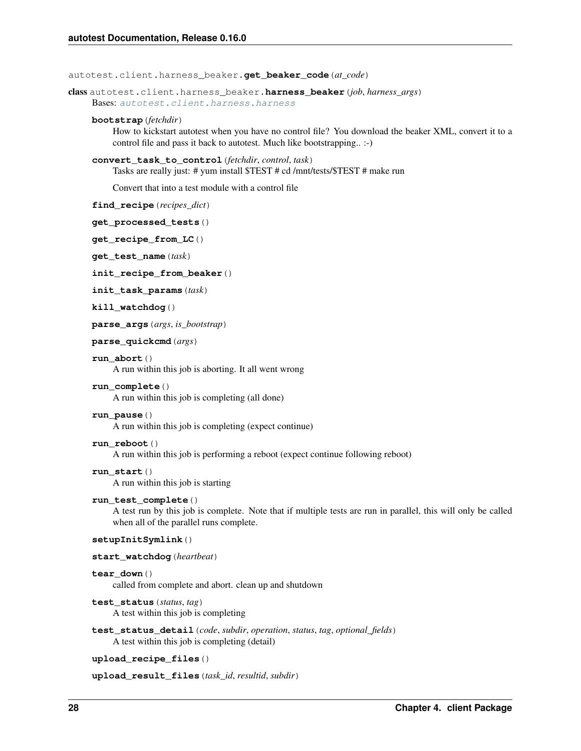autotest.client.harness_beaker.**get_beaker_code**(*at_code*)

class autotest.client.harness_beaker.**harness_beaker**(*job*, *harness_args*)

Bases: autotest.client.harness.harness

**bootstrap**(*fetchdir*)
How to kickstart autotest when you have no control file? You download the beaker XML, convert it to a control file and pass it back to autotest. Much like bootstrapping.. :-)

**convert_task_to_control**(*fetchdir*, *control*, *task*)
Tasks are really just: # yum install $TEST # cd /mnt/tests/$TEST # make run

Convert that into a test module with a control file

**find_recipe**(*recipes_dict*)

**get_processed_tests**()

**get_recipe_from_LC**()

**get_test_name**(*task*)

**init_recipe_from_beaker**()

**init_task_params**(*task*)

**kill_watchdog**()

**parse_args**(*args*, *is_bootstrap*)

**parse_quickcmd**(*args*)

**run_abort**()
A run within this job is aborting. It all went wrong

**run_complete**()
A run within this job is completing (all done)

**run_pause**()
A run within this job is completing (expect continue)

**run_reboot**()
A run within this job is performing a reboot (expect continue following reboot)

**run_start**()
A run within this job is starting

**run_test_complete**()
A test run by this job is complete. Note that if multiple tests are run in parallel, this will only be called when all of the parallel runs complete.

**setupInitSymlink**()

**start_watchdog**(*heartbeat*)

**tear_down**()
called from complete and abort. clean up and shutdown

**test_status**(*status*, *tag*)
A test within this job is completing

**test_status_detail**(*code*, *subdir*, *operation*, *status*, *tag*, *optional_fields*)
A test within this job is completing (detail)

**upload_recipe_files**()

**upload_result_files**(*task_id*, *resultid*, *subdir*)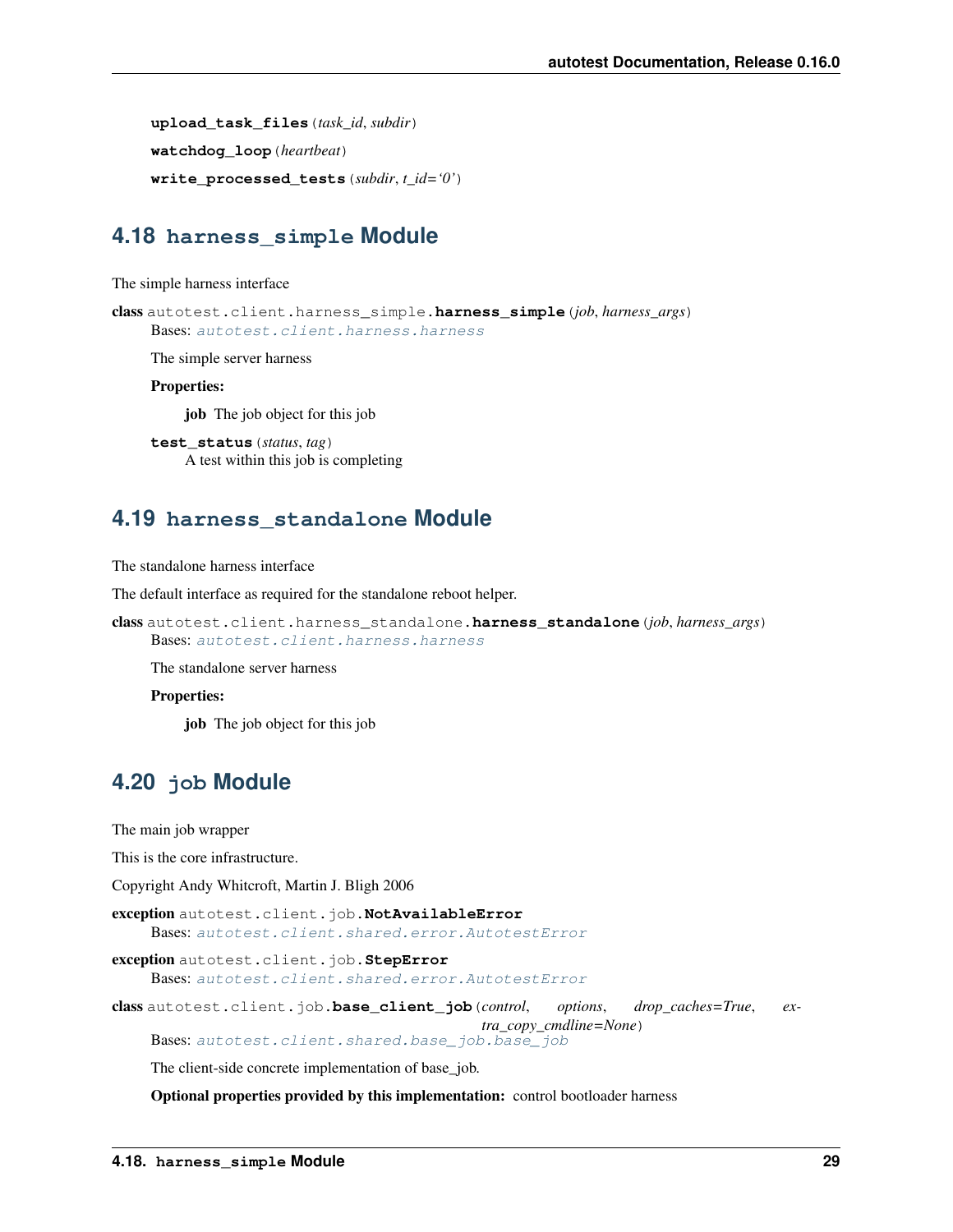**upload_task_files**(*task_id*, *subdir*)

**watchdog_loop**(*heartbeat*)

**write_processed_tests**(*subdir*, *t_id='0'*)

## 4.18 harness_simple Module

The simple harness interface

**class** autotest.client.harness_simple.**harness_simple**(*job*, *harness_args*)

Bases: autotest.client.harness.harness

The simple server harness

**Properties:**

**job** The job object for this job

**test_status**(*status*, *tag*)

A test within this job is completing

## 4.19 harness_standalone Module

The standalone harness interface

The default interface as required for the standalone reboot helper.

**class** autotest.client.harness_standalone.**harness_standalone**(*job*, *harness_args*)

Bases: autotest.client.harness.harness

The standalone server harness

**Properties:**

**job** The job object for this job

## 4.20 job Module

The main job wrapper

This is the core infrastructure.

Copyright Andy Whitcroft, Martin J. Bligh 2006

**exception** autotest.client.job.**NotAvailableError**

Bases: autotest.client.shared.error.AutotestError

**exception** autotest.client.job.**StepError**

Bases: autotest.client.shared.error.AutotestError

**class** autotest.client.job.**base_client_job**(*control*, *options*, *drop_caches=True*, *extra_copy_cmdline=None*)

Bases: autotest.client.shared.base_job.base_job

The client-side concrete implementation of base_job.

**Optional properties provided by this implementation:** control bootloader harness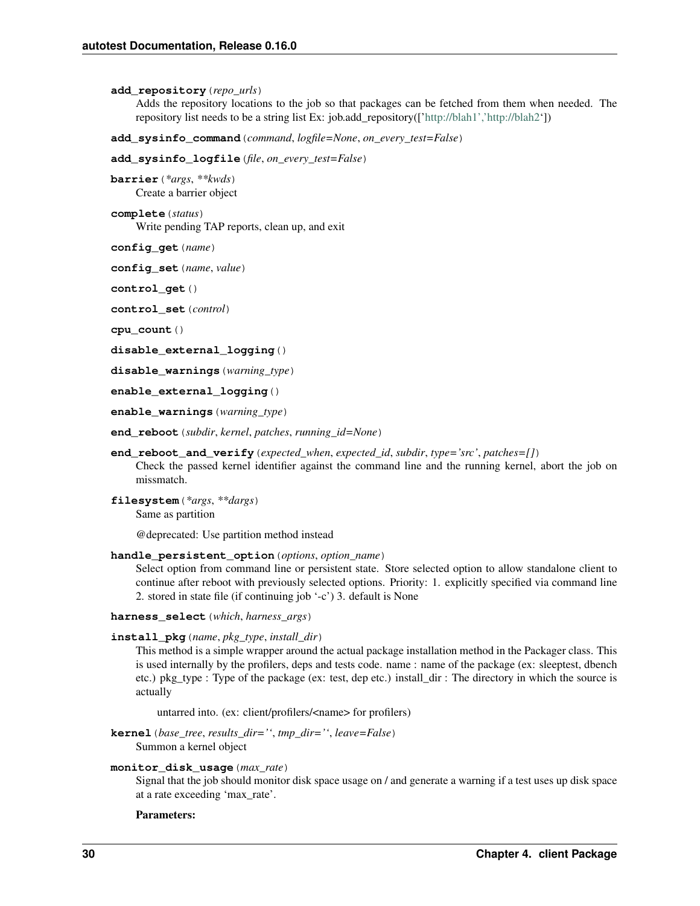**add_repository**(*repo_urls*)
Adds the repository locations to the job so that packages can be fetched from them when needed. The repository list needs to be a string list Ex: job.add_repository(['http://blah1','http://blah2'])

**add_sysinfo_command**(*command*, *logfile=None*, *on_every_test=False*)

**add_sysinfo_logfile**(*file*, *on_every_test=False*)

**barrier**(*\*args*, *\*\*kwds*)
Create a barrier object

**complete**(*status*)
Write pending TAP reports, clean up, and exit

**config_get**(*name*)

**config_set**(*name*, *value*)

**control_get**()

**control_set**(*control*)

**cpu_count**()

**disable_external_logging**()

**disable_warnings**(*warning_type*)

**enable_external_logging**()

**enable_warnings**(*warning_type*)

**end_reboot**(*subdir*, *kernel*, *patches*, *running_id=None*)

**end_reboot_and_verify**(*expected_when*, *expected_id*, *subdir*, *type='src'*, *patches=[]*)
Check the passed kernel identifier against the command line and the running kernel, abort the job on missmatch.

**filesystem**(*\*args*, *\*\*dargs*)
Same as partition

@deprecated: Use partition method instead

**handle_persistent_option**(*options*, *option_name*)
Select option from command line or persistent state. Store selected option to allow standalone client to continue after reboot with previously selected options. Priority: 1. explicitly specified via command line 2. stored in state file (if continuing job '-c') 3. default is None

**harness_select**(*which*, *harness_args*)

**install_pkg**(*name*, *pkg_type*, *install_dir*)
This method is a simple wrapper around the actual package installation method in the Packager class. This is used internally by the profilers, deps and tests code. name : name of the package (ex: sleeptest, dbench etc.) pkg_type : Type of the package (ex: test, dep etc.) install_dir : The directory in which the source is actually

> untarred into. (ex: client/profilers/<name> for profilers)

**kernel**(*base_tree*, *results_dir=''*, *tmp_dir=''*, *leave=False*)
Summon a kernel object

**monitor_disk_usage**(*max_rate*)
Signal that the job should monitor disk space usage on / and generate a warning if a test uses up disk space at a rate exceeding 'max_rate'.

**Parameters:**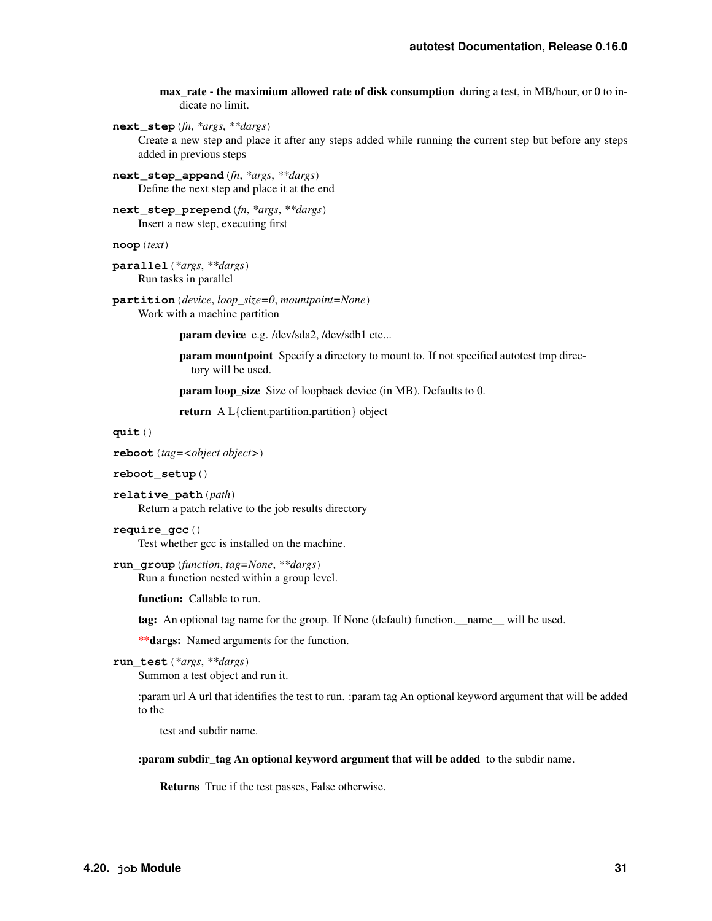**max_rate - the maximium allowed rate of disk consumption** during a test, in MB/hour, or 0 to indicate no limit.

**next_step**(*fn*, *\*args*, *\*\*dargs*)
Create a new step and place it after any steps added while running the current step but before any steps added in previous steps

**next_step_append**(*fn*, *\*args*, *\*\*dargs*)
Define the next step and place it at the end

**next_step_prepend**(*fn*, *\*args*, *\*\*dargs*)
Insert a new step, executing first

**noop**(*text*)

**parallel**(*\*args*, *\*\*dargs*)
Run tasks in parallel

**partition**(*device*, *loop_size=0*, *mountpoint=None*)
Work with a machine partition

> **param device** e.g. /dev/sda2, /dev/sdb1 etc...
>
> **param mountpoint** Specify a directory to mount to. If not specified autotest tmp directory will be used.
>
> **param loop_size** Size of loopback device (in MB). Defaults to 0.
>
> **return** A L{client.partition.partition} object

**quit**()

**reboot**(*tag=<object object>*)

**reboot_setup**()

**relative_path**(*path*)
Return a patch relative to the job results directory

**require_gcc**()
Test whether gcc is installed on the machine.

**run_group**(*function*, *tag=None*, *\*\*dargs*)
Run a function nested within a group level.

**function:** Callable to run.

**tag:** An optional tag name for the group. If None (default) function.__name__ will be used.

**\*\*dargs:** Named arguments for the function.

**run_test**(*\*args*, *\*\*dargs*)
Summon a test object and run it.

:param url A url that identifies the test to run. :param tag An optional keyword argument that will be added to the

> test and subdir name.

**:param subdir_tag An optional keyword argument that will be added** to the subdir name.

> **Returns** True if the test passes, False otherwise.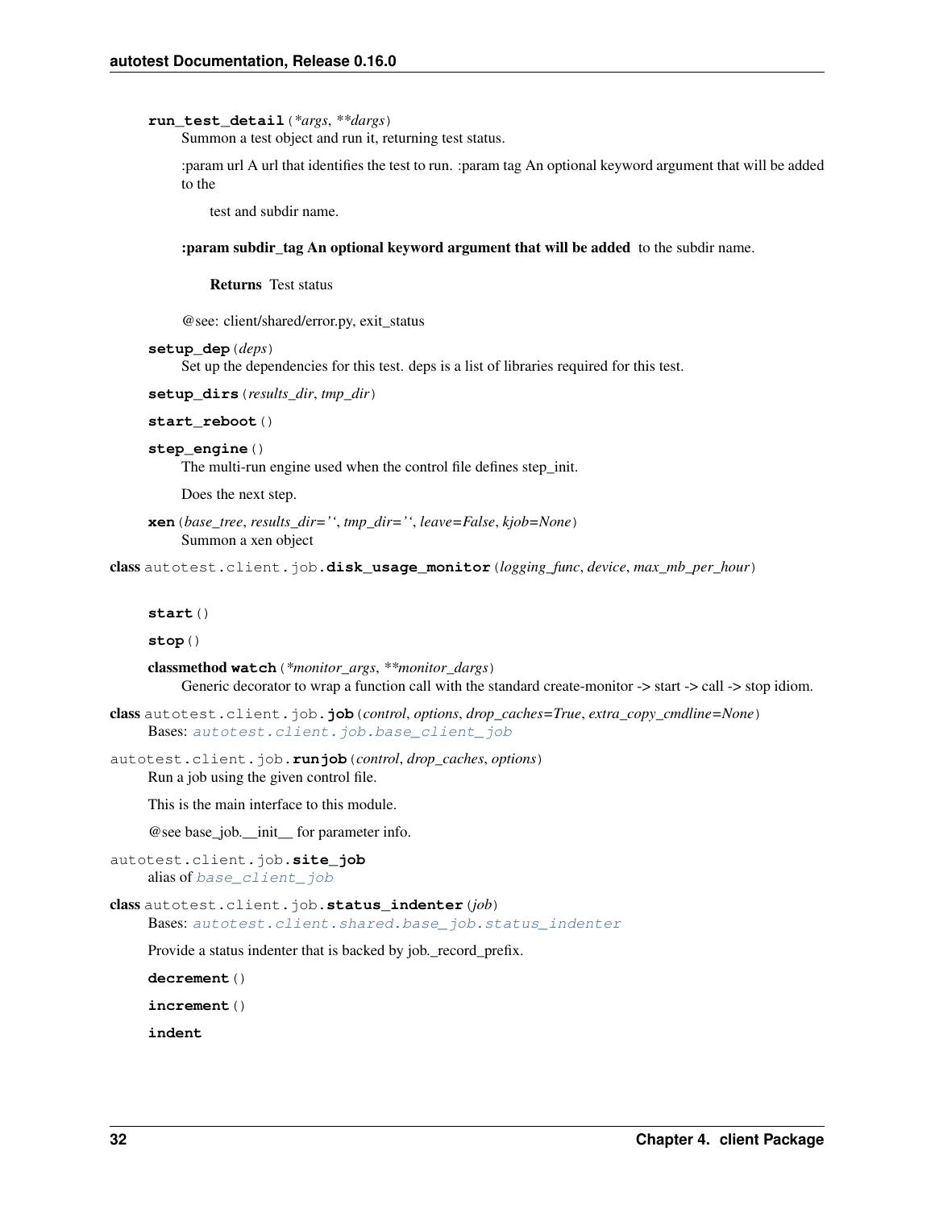**run_test_detail**(*\*args*, *\*\*dargs*)

Summon a test object and run it, returning test status.

:param url A url that identifies the test to run. :param tag An optional keyword argument that will be added to the

> test and subdir name.

**:param subdir_tag An optional keyword argument that will be added** to the subdir name.

> **Returns** Test status

@see: client/shared/error.py, exit_status

**setup_dep**(*deps*)

Set up the dependencies for this test. deps is a list of libraries required for this test.

**setup_dirs**(*results_dir*, *tmp_dir*)

**start_reboot**()

**step_engine**()

The multi-run engine used when the control file defines step_init.

Does the next step.

**xen**(*base_tree*, *results_dir=''*, *tmp_dir=''*, *leave=False*, *kjob=None*)

Summon a xen object

**class** autotest.client.job.**disk_usage_monitor**(*logging_func*, *device*, *max_mb_per_hour*)

**start**()

**stop**()

**classmethod watch**(*\*monitor_args*, *\*\*monitor_dargs*)

Generic decorator to wrap a function call with the standard create-monitor -> start -> call -> stop idiom.

**class** autotest.client.job.**job**(*control*, *options*, *drop_caches=True*, *extra_copy_cmdline=None*)

Bases: `autotest.client.job.base_client_job`

autotest.client.job.**runjob**(*control*, *drop_caches*, *options*)

Run a job using the given control file.

This is the main interface to this module.

@see base_job.__init__ for parameter info.

autotest.client.job.**site_job**

alias of `base_client_job`

**class** autotest.client.job.**status_indenter**(*job*)

Bases: `autotest.client.shared.base_job.status_indenter`

Provide a status indenter that is backed by job._record_prefix.

**decrement**()

**increment**()

**indent**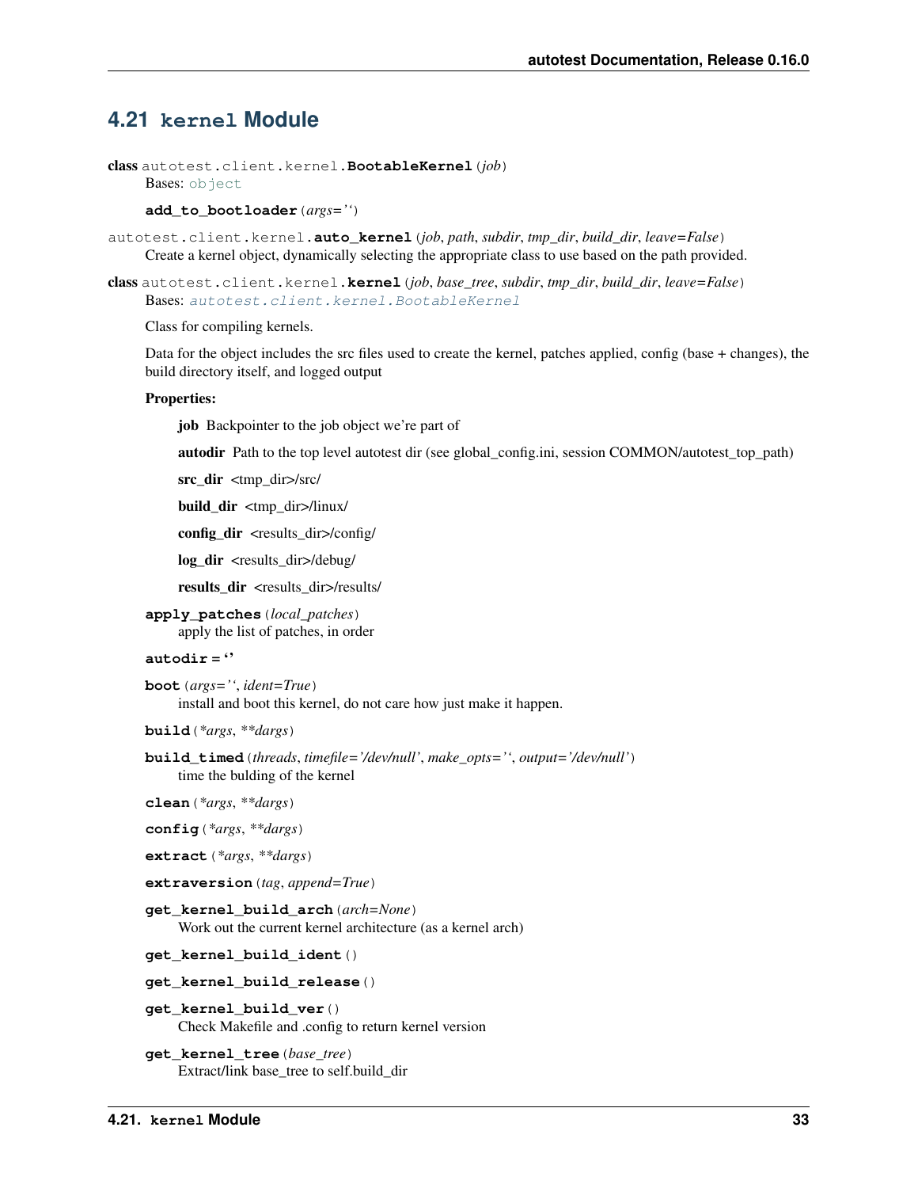## 4.21 `kernel` Module

class autotest.client.kernel.**BootableKernel**(*job*)

Bases: `object`

**add_to_bootloader**(*args=''*)

autotest.client.kernel.**auto_kernel**(*job, path, subdir, tmp_dir, build_dir, leave=False*)

Create a kernel object, dynamically selecting the appropriate class to use based on the path provided.

class autotest.client.kernel.**kernel**(*job, base_tree, subdir, tmp_dir, build_dir, leave=False*)

Bases: `autotest.client.kernel.BootableKernel`

Class for compiling kernels.

Data for the object includes the src files used to create the kernel, patches applied, config (base + changes), the build directory itself, and logged output

**Properties:**

**job** Backpointer to the job object we're part of

**autodir** Path to the top level autotest dir (see global_config.ini, session COMMON/autotest_top_path)

**src_dir** <tmp_dir>/src/

**build_dir** <tmp_dir>/linux/

**config_dir** <results_dir>/config/

**log_dir** <results_dir>/debug/

**results_dir** <results_dir>/results/

**apply_patches**(*local_patches*)

apply the list of patches, in order

**autodir = ''**

**boot**(*args='', ident=True*)

install and boot this kernel, do not care how just make it happen.

**build**(*\*args, \*\*dargs*)

**build_timed**(*threads, timefile='/dev/null', make_opts='', output='/dev/null'*)

time the bulding of the kernel

**clean**(*\*args, \*\*dargs*)

**config**(*\*args, \*\*dargs*)

**extract**(*\*args, \*\*dargs*)

**extraversion**(*tag, append=True*)

**get_kernel_build_arch**(*arch=None*)

Work out the current kernel architecture (as a kernel arch)

**get_kernel_build_ident**()

**get_kernel_build_release**()

**get_kernel_build_ver**()

Check Makefile and .config to return kernel version

**get_kernel_tree**(*base_tree*)

Extract/link base_tree to self.build_dir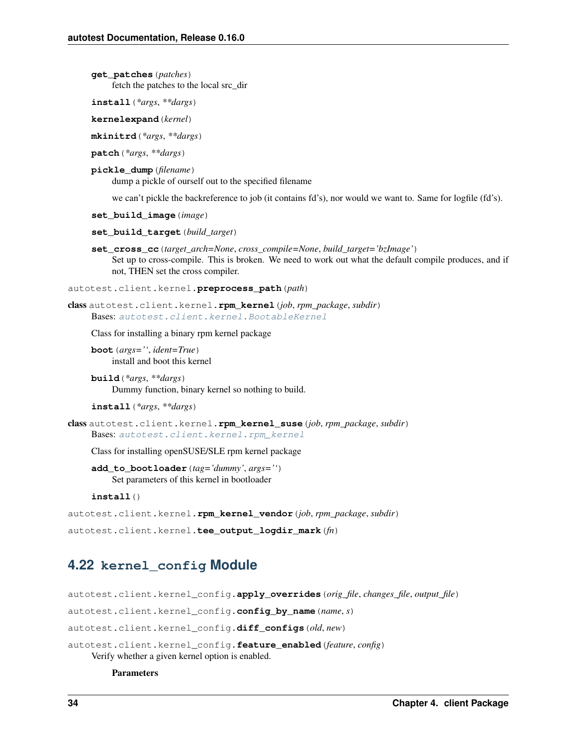**get_patches**(*patches*)
fetch the patches to the local src_dir

**install**(*\*args*, *\*\*dargs*)

**kernelexpand**(*kernel*)

**mkinitrd**(*\*args*, *\*\*dargs*)

**patch**(*\*args*, *\*\*dargs*)

**pickle_dump**(*filename*)
dump a pickle of ourself out to the specified filename

we can't pickle the backreference to job (it contains fd's), nor would we want to. Same for logfile (fd's).

**set_build_image**(*image*)

**set_build_target**(*build_target*)

**set_cross_cc**(*target_arch=None*, *cross_compile=None*, *build_target='bzImage'*)
Set up to cross-compile. This is broken. We need to work out what the default compile produces, and if not, THEN set the cross compiler.

autotest.client.kernel.**preprocess_path**(*path*)

**class** autotest.client.kernel.**rpm_kernel**(*job*, *rpm_package*, *subdir*)
Bases: autotest.client.kernel.BootableKernel

Class for installing a binary rpm kernel package

**boot**(*args=''*, *ident=True*)
install and boot this kernel

**build**(*\*args*, *\*\*dargs*)
Dummy function, binary kernel so nothing to build.

**install**(*\*args*, *\*\*dargs*)

**class** autotest.client.kernel.**rpm_kernel_suse**(*job*, *rpm_package*, *subdir*)
Bases: autotest.client.kernel.rpm_kernel

Class for installing openSUSE/SLE rpm kernel package

**add_to_bootloader**(*tag='dummy'*, *args=''*)
Set parameters of this kernel in bootloader

**install**()

autotest.client.kernel.**rpm_kernel_vendor**(*job*, *rpm_package*, *subdir*)

autotest.client.kernel.**tee_output_logdir_mark**(*fn*)

## 4.22 kernel_config Module

autotest.client.kernel_config.**apply_overrides**(*orig_file*, *changes_file*, *output_file*)

autotest.client.kernel_config.**config_by_name**(*name*, *s*)

autotest.client.kernel_config.**diff_configs**(*old*, *new*)

autotest.client.kernel_config.**feature_enabled**(*feature*, *config*)
Verify whether a given kernel option is enabled.

**Parameters**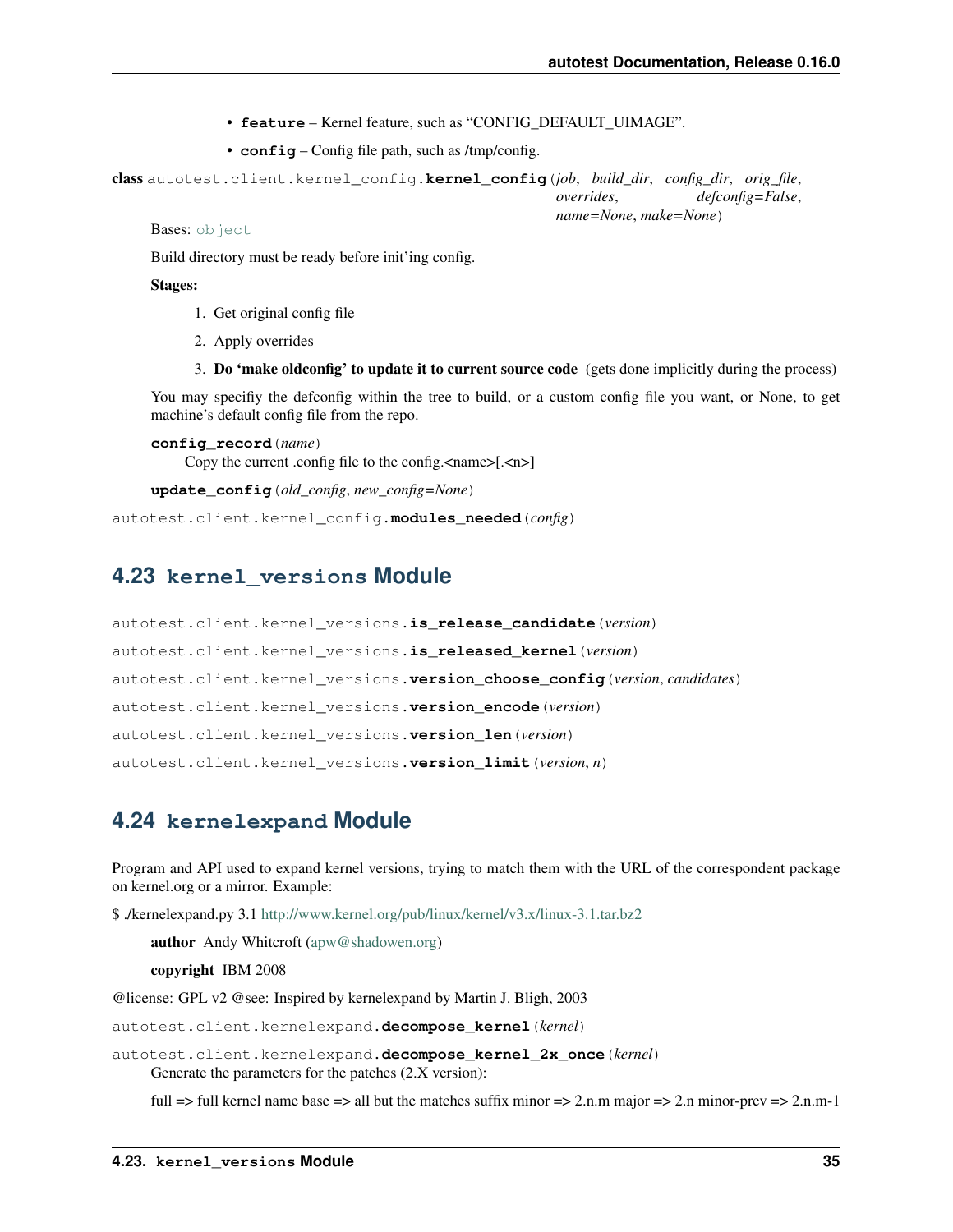- **feature** – Kernel feature, such as "CONFIG_DEFAULT_UIMAGE".
- **config** – Config file path, such as /tmp/config.

**class** autotest.client.kernel_config.**kernel_config**(*job*, *build_dir*, *config_dir*, *orig_file*, *overrides*, *defconfig=False*, *name=None*, *make=None*)

Bases: object

Build directory must be ready before init'ing config.

**Stages:**

1. Get original config file
2. Apply overrides
3. **Do 'make oldconfig' to update it to current source code** (gets done implicitly during the process)

You may specifiy the defconfig within the tree to build, or a custom config file you want, or None, to get machine's default config file from the repo.

**config_record**(*name*)
Copy the current .config file to the config.<name>[.<n>]

**update_config**(*old_config*, *new_config=None*)

autotest.client.kernel_config.**modules_needed**(*config*)

## 4.23 kernel_versions Module

autotest.client.kernel_versions.**is_release_candidate**(*version*)

autotest.client.kernel_versions.**is_released_kernel**(*version*)

autotest.client.kernel_versions.**version_choose_config**(*version*, *candidates*)

autotest.client.kernel_versions.**version_encode**(*version*)

autotest.client.kernel_versions.**version_len**(*version*)

autotest.client.kernel_versions.**version_limit**(*version*, *n*)

## 4.24 kernelexpand Module

Program and API used to expand kernel versions, trying to match them with the URL of the correspondent package on kernel.org or a mirror. Example:

$ ./kernelexpand.py 3.1 http://www.kernel.org/pub/linux/kernel/v3.x/linux-3.1.tar.bz2

**author** Andy Whitcroft (apw@shadowen.org)

**copyright** IBM 2008

@license: GPL v2 @see: Inspired by kernelexpand by Martin J. Bligh, 2003

autotest.client.kernelexpand.**decompose_kernel**(*kernel*)

autotest.client.kernelexpand.**decompose_kernel_2x_once**(*kernel*)
Generate the parameters for the patches (2.X version):

full => full kernel name base => all but the matches suffix minor => 2.n.m major => 2.n minor-prev => 2.n.m-1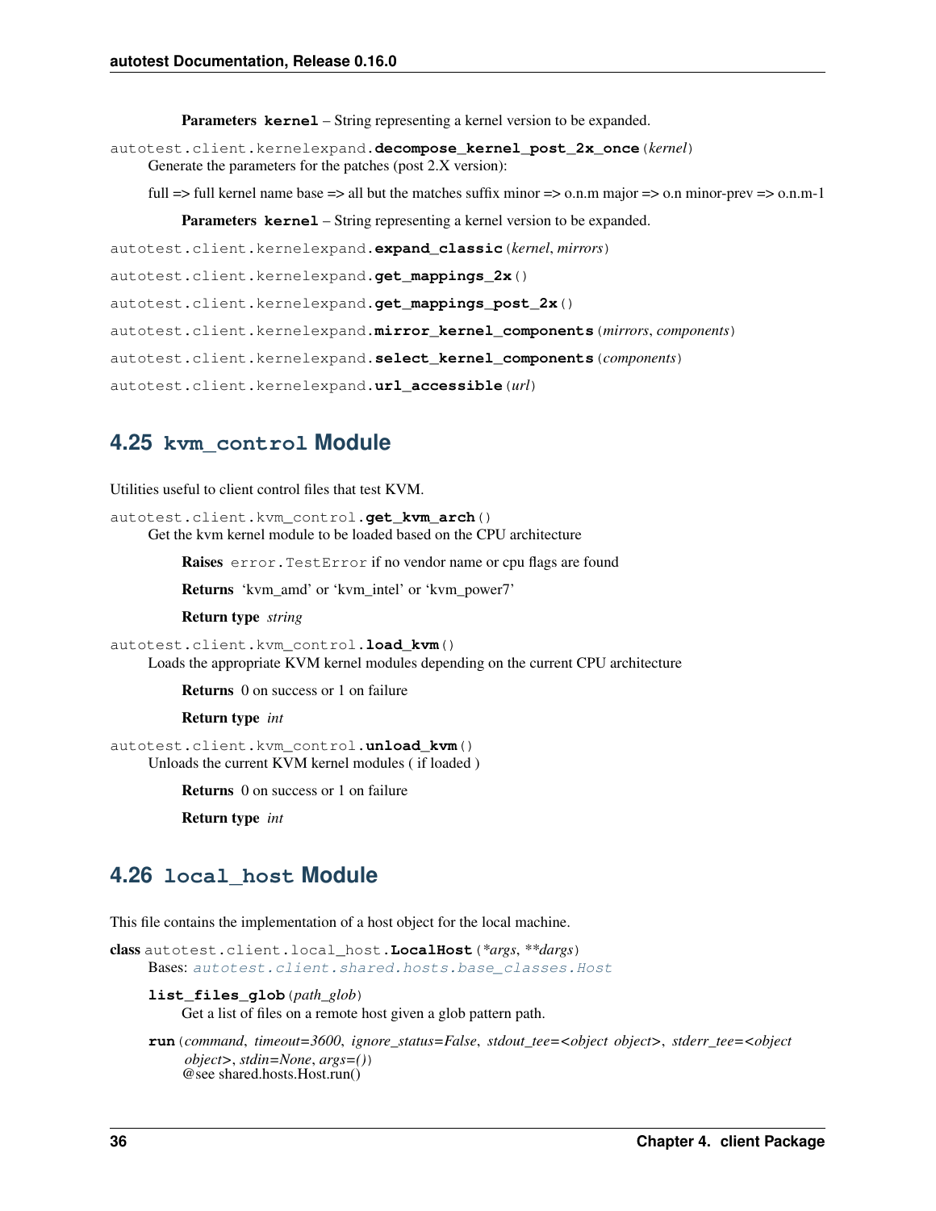**Parameters kernel** – String representing a kernel version to be expanded.

autotest.client.kernelexpand.**decompose_kernel_post_2x_once**(*kernel*)

Generate the parameters for the patches (post 2.X version):

full => full kernel name base => all but the matches suffix minor => o.n.m major => o.n minor-prev => o.n.m-1

**Parameters kernel** – String representing a kernel version to be expanded.

autotest.client.kernelexpand.**expand_classic**(*kernel*, *mirrors*)

autotest.client.kernelexpand.**get_mappings_2x**()

autotest.client.kernelexpand.**get_mappings_post_2x**()

autotest.client.kernelexpand.**mirror_kernel_components**(*mirrors*, *components*)

autotest.client.kernelexpand.**select_kernel_components**(*components*)

autotest.client.kernelexpand.**url_accessible**(*url*)

## 4.25 kvm_control Module

Utilities useful to client control files that test KVM.

autotest.client.kvm_control.**get_kvm_arch**()

Get the kvm kernel module to be loaded based on the CPU architecture

**Raises** error.TestError if no vendor name or cpu flags are found

**Returns** 'kvm_amd' or 'kvm_intel' or 'kvm_power7'

**Return type** *string*

autotest.client.kvm_control.**load_kvm**()

Loads the appropriate KVM kernel modules depending on the current CPU architecture

**Returns** 0 on success or 1 on failure

**Return type** *int*

autotest.client.kvm_control.**unload_kvm**()

Unloads the current KVM kernel modules ( if loaded )

**Returns** 0 on success or 1 on failure

**Return type** *int*

## 4.26 local_host Module

This file contains the implementation of a host object for the local machine.

**class** autotest.client.local_host.**LocalHost**(*\*args*, *\*\*dargs*)

Bases: *autotest.client.shared.hosts.base_classes.Host*

**list_files_glob**(*path_glob*)

Get a list of files on a remote host given a glob pattern path.

**run**(*command*, *timeout=3600*, *ignore_status=False*, *stdout_tee=<object object>*, *stderr_tee=<object object>*, *stdin=None*, *args=()*)

@see shared.hosts.Host.run()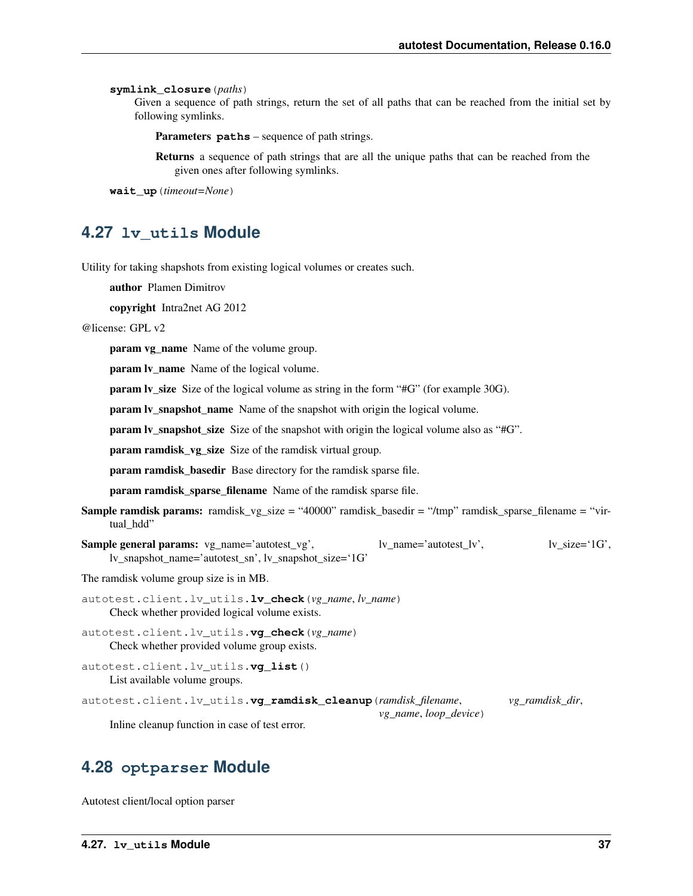**symlink_closure**(*paths*)

Given a sequence of path strings, return the set of all paths that can be reached from the initial set by following symlinks.

**Parameters** **paths** – sequence of path strings.

**Returns** a sequence of path strings that are all the unique paths that can be reached from the given ones after following symlinks.

**wait_up**(*timeout=None*)

## 4.27 `lv_utils` Module

Utility for taking shapshots from existing logical volumes or creates such.

**author** Plamen Dimitrov

**copyright** Intra2net AG 2012

@license: GPL v2

**param vg_name** Name of the volume group.

**param lv_name** Name of the logical volume.

**param lv_size** Size of the logical volume as string in the form "#G" (for example 30G).

**param lv_snapshot_name** Name of the snapshot with origin the logical volume.

**param lv_snapshot_size** Size of the snapshot with origin the logical volume also as "#G".

**param ramdisk_vg_size** Size of the ramdisk virtual group.

**param ramdisk_basedir** Base directory for the ramdisk sparse file.

**param ramdisk_sparse_filename** Name of the ramdisk sparse file.

**Sample ramdisk params:** ramdisk_vg_size = "40000" ramdisk_basedir = "/tmp" ramdisk_sparse_filename = "virtual_hdd"

**Sample general params:** vg_name='autotest_vg', lv_name='autotest_lv', lv_size='1G', lv_snapshot_name='autotest_sn', lv_snapshot_size='1G'

The ramdisk volume group size is in MB.

autotest.client.lv_utils.**lv_check**(*vg_name*, *lv_name*)

Check whether provided logical volume exists.

autotest.client.lv_utils.**vg_check**(*vg_name*)

Check whether provided volume group exists.

autotest.client.lv_utils.**vg_list**()

List available volume groups.

autotest.client.lv_utils.**vg_ramdisk_cleanup**(*ramdisk_filename*, *vg_ramdisk_dir*, *vg_name*, *loop_device*)

Inline cleanup function in case of test error.

## 4.28 `optparser` Module

Autotest client/local option parser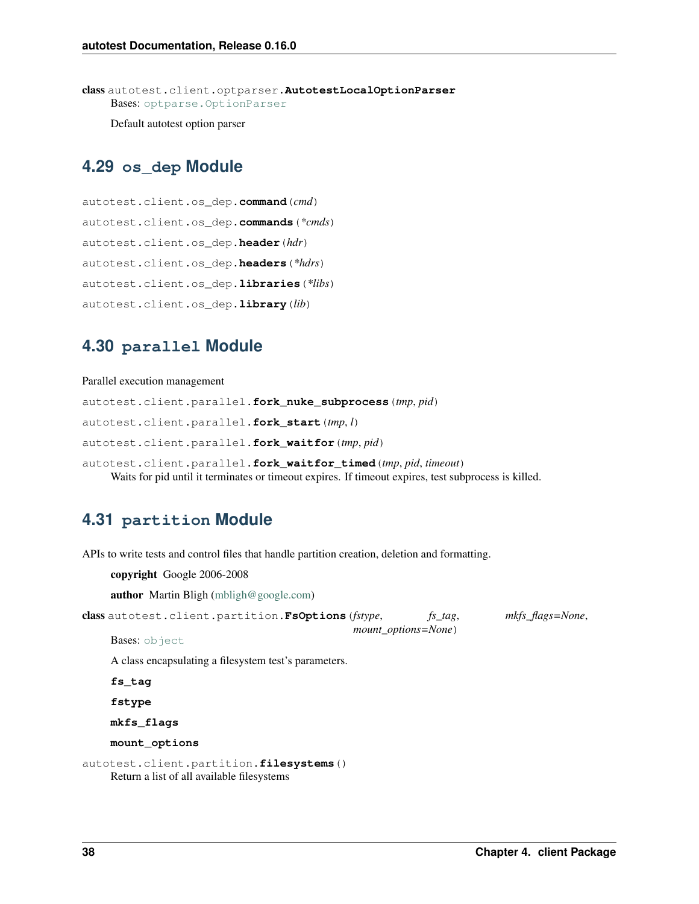**class** autotest.client.optparser.**AutotestLocalOptionParser**

Bases: optparse.OptionParser

Default autotest option parser

## 4.29 `os_dep` Module

autotest.client.os_dep.**command**(*cmd*)

autotest.client.os_dep.**commands**(*\*cmds*)

autotest.client.os_dep.**header**(*hdr*)

autotest.client.os_dep.**headers**(*\*hdrs*)

autotest.client.os_dep.**libraries**(*\*libs*)

autotest.client.os_dep.**library**(*lib*)

## 4.30 `parallel` Module

Parallel execution management

autotest.client.parallel.**fork_nuke_subprocess**(*tmp*, *pid*)

autotest.client.parallel.**fork_start**(*tmp*, *l*)

autotest.client.parallel.**fork_waitfor**(*tmp*, *pid*)

autotest.client.parallel.**fork_waitfor_timed**(*tmp*, *pid*, *timeout*)

Waits for pid until it terminates or timeout expires. If timeout expires, test subprocess is killed.

## 4.31 `partition` Module

APIs to write tests and control files that handle partition creation, deletion and formatting.

**copyright** Google 2006-2008

**author** Martin Bligh (mbligh@google.com)

**class** autotest.client.partition.**FsOptions**(*fstype*, *fs_tag*, *mkfs_flags=None*, *mount_options=None*)

Bases: object

A class encapsulating a filesystem test's parameters.

**fs_tag**

**fstype**

**mkfs_flags**

**mount_options**

autotest.client.partition.**filesystems**()

Return a list of all available filesystems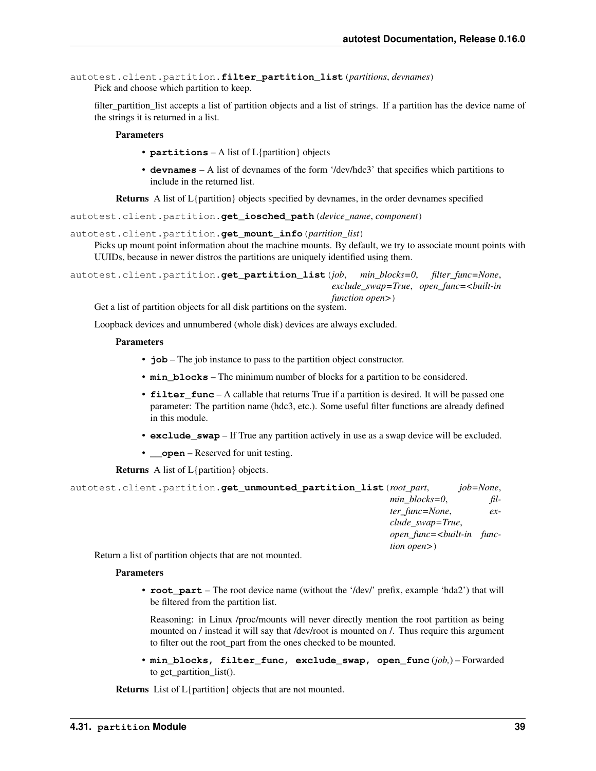autotest.client.partition.**filter_partition_list**(*partitions*, *devnames*)

Pick and choose which partition to keep.

filter_partition_list accepts a list of partition objects and a list of strings. If a partition has the device name of the strings it is returned in a list.

**Parameters**

- **partitions** – A list of L{partition} objects
- **devnames** – A list of devnames of the form '/dev/hdc3' that specifies which partitions to include in the returned list.

**Returns** A list of L{partition} objects specified by devnames, in the order devnames specified

autotest.client.partition.**get_iosched_path**(*device_name*, *component*)

autotest.client.partition.**get_mount_info**(*partition_list*)

Picks up mount point information about the machine mounts. By default, we try to associate mount points with UUIDs, because in newer distros the partitions are uniquely identified using them.

autotest.client.partition.**get_partition_list**(*job*, *min_blocks=0*, *filter_func=None*, *exclude_swap=True*, *open_func=<built-in function open>*)

Get a list of partition objects for all disk partitions on the system.

Loopback devices and unnumbered (whole disk) devices are always excluded.

**Parameters**

- **job** – The job instance to pass to the partition object constructor.
- **min_blocks** – The minimum number of blocks for a partition to be considered.
- **filter_func** – A callable that returns True if a partition is desired. It will be passed one parameter: The partition name (hdc3, etc.). Some useful filter functions are already defined in this module.
- **exclude_swap** – If True any partition actively in use as a swap device will be excluded.
- **__open** – Reserved for unit testing.

**Returns** A list of L{partition} objects.

autotest.client.partition.**get_unmounted_partition_list**(*root_part*, *job=None*, *min_blocks=0*, *filter_func=None*, *exclude_swap=True*, *open_func=<built-in function open>*)

Return a list of partition objects that are not mounted.

**Parameters**

- **root_part** – The root device name (without the '/dev/' prefix, example 'hda2') that will be filtered from the partition list.

  Reasoning: in Linux /proc/mounts will never directly mention the root partition as being mounted on / instead it will say that /dev/root is mounted on /. Thus require this argument to filter out the root_part from the ones checked to be mounted.

- **min_blocks, filter_func, exclude_swap, open_func** (*job,*) – Forwarded to get_partition_list().

**Returns** List of L{partition} objects that are not mounted.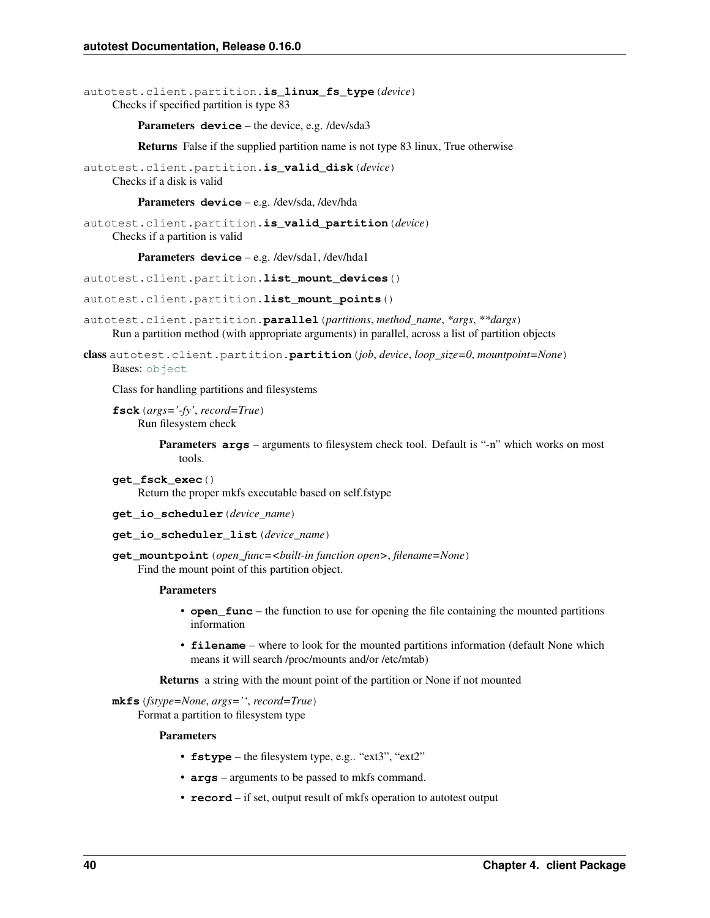autotest.client.partition.**is_linux_fs_type**(*device*)
Checks if specified partition is type 83

**Parameters** **device** – the device, e.g. /dev/sda3

**Returns** False if the supplied partition name is not type 83 linux, True otherwise

autotest.client.partition.**is_valid_disk**(*device*)
Checks if a disk is valid

**Parameters** **device** – e.g. /dev/sda, /dev/hda

autotest.client.partition.**is_valid_partition**(*device*)
Checks if a partition is valid

**Parameters** **device** – e.g. /dev/sda1, /dev/hda1

autotest.client.partition.**list_mount_devices**()

autotest.client.partition.**list_mount_points**()

autotest.client.partition.**parallel**(*partitions*, *method_name*, **args*, ***dargs*)
Run a partition method (with appropriate arguments) in parallel, across a list of partition objects

**class** autotest.client.partition.**partition**(*job*, *device*, *loop_size=0*, *mountpoint=None*)
Bases: object

Class for handling partitions and filesystems

**fsck**(*args='-fy'*, *record=True*)
Run filesystem check

**Parameters** **args** – arguments to filesystem check tool. Default is "-n" which works on most tools.

**get_fsck_exec**()
Return the proper mkfs executable based on self.fstype

**get_io_scheduler**(*device_name*)

**get_io_scheduler_list**(*device_name*)

**get_mountpoint**(*open_func=<built-in function open>*, *filename=None*)
Find the mount point of this partition object.

**Parameters**

- **open_func** – the function to use for opening the file containing the mounted partitions information
- **filename** – where to look for the mounted partitions information (default None which means it will search /proc/mounts and/or /etc/mtab)

**Returns** a string with the mount point of the partition or None if not mounted

**mkfs**(*fstype=None*, *args=''*, *record=True*)
Format a partition to filesystem type

**Parameters**

- **fstype** – the filesystem type, e.g.. "ext3", "ext2"
- **args** – arguments to be passed to mkfs command.
- **record** – if set, output result of mkfs operation to autotest output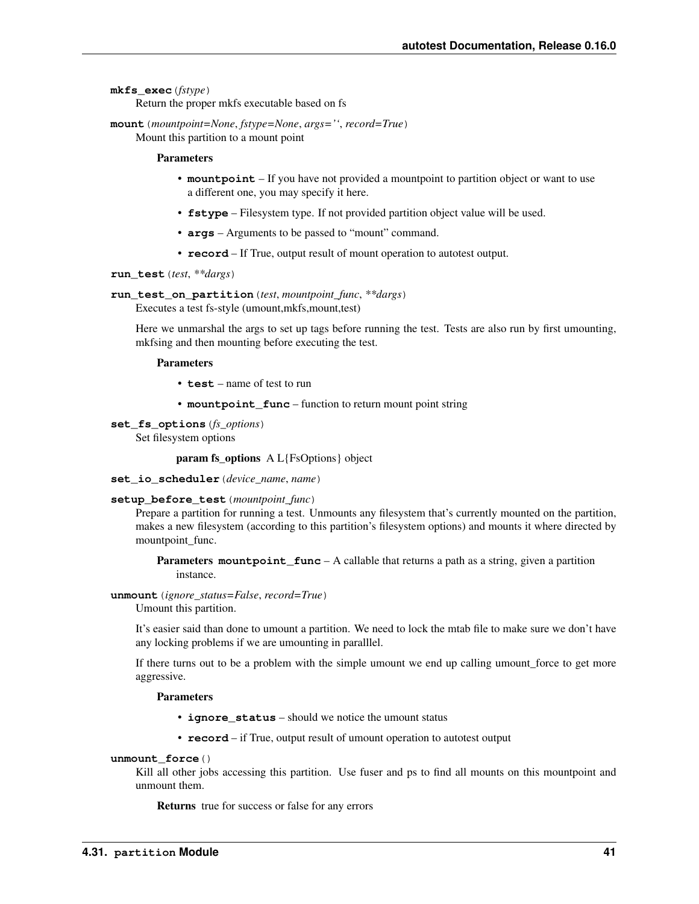**mkfs_exec**(*fstype*)
Return the proper mkfs executable based on fs

**mount**(*mountpoint=None*, *fstype=None*, *args=''*, *record=True*)
Mount this partition to a mount point

**Parameters**

- **mountpoint** – If you have not provided a mountpoint to partition object or want to use a different one, you may specify it here.
- **fstype** – Filesystem type. If not provided partition object value will be used.
- **args** – Arguments to be passed to "mount" command.
- **record** – If True, output result of mount operation to autotest output.

**run_test**(*test*, ***dargs*)

**run_test_on_partition**(*test*, *mountpoint_func*, ***dargs*)
Executes a test fs-style (umount,mkfs,mount,test)

Here we unmarshal the args to set up tags before running the test. Tests are also run by first umounting, mkfsing and then mounting before executing the test.

**Parameters**

- **test** – name of test to run
- **mountpoint_func** – function to return mount point string

**set_fs_options**(*fs_options*)
Set filesystem options

**param fs_options** A L{FsOptions} object

**set_io_scheduler**(*device_name*, *name*)

**setup_before_test**(*mountpoint_func*)
Prepare a partition for running a test. Unmounts any filesystem that's currently mounted on the partition, makes a new filesystem (according to this partition's filesystem options) and mounts it where directed by mountpoint_func.

**Parameters** **mountpoint_func** – A callable that returns a path as a string, given a partition instance.

**unmount**(*ignore_status=False*, *record=True*)
Umount this partition.

It's easier said than done to umount a partition. We need to lock the mtab file to make sure we don't have any locking problems if we are umounting in paralllel.

If there turns out to be a problem with the simple umount we end up calling umount_force to get more aggressive.

**Parameters**

- **ignore_status** – should we notice the umount status
- **record** – if True, output result of umount operation to autotest output

**unmount_force**()
Kill all other jobs accessing this partition. Use fuser and ps to find all mounts on this mountpoint and unmount them.

**Returns** true for success or false for any errors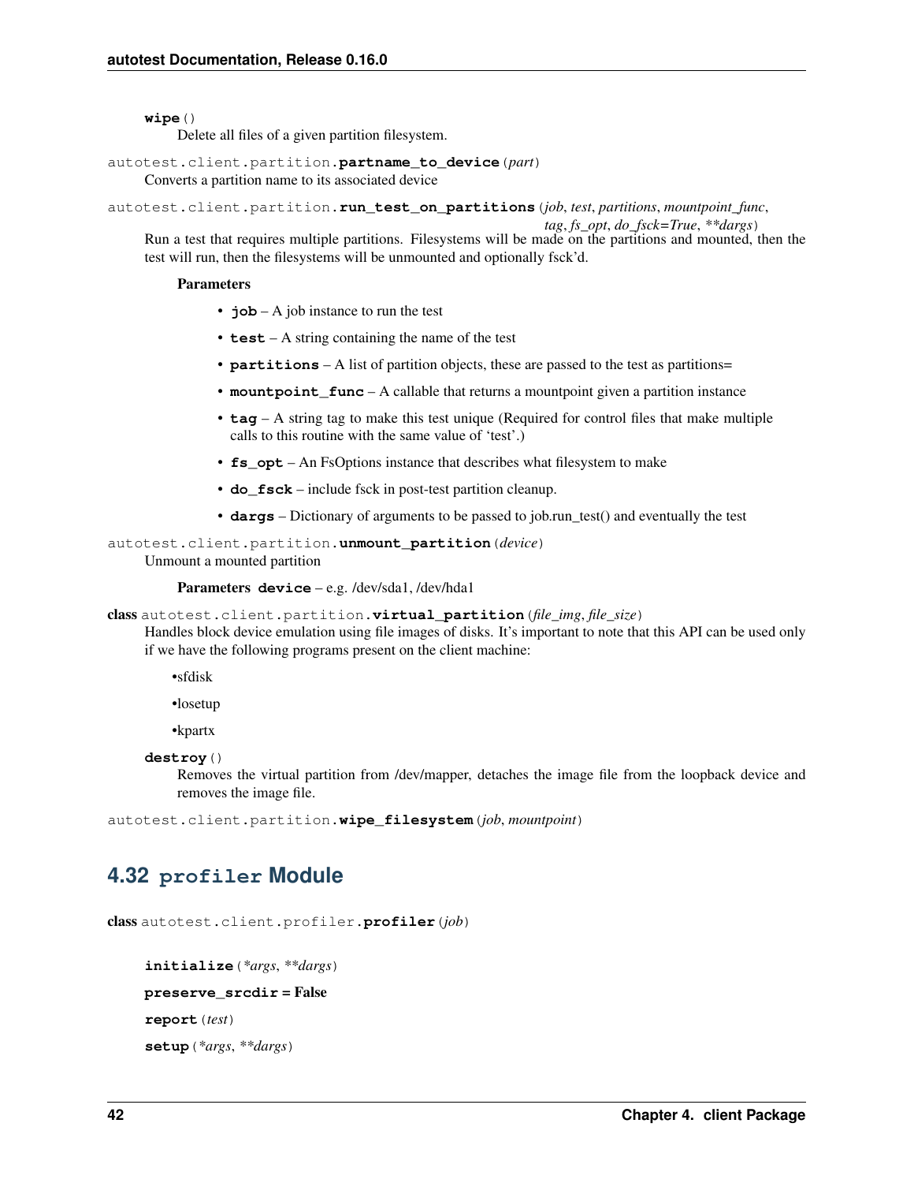**wipe**()

Delete all files of a given partition filesystem.

autotest.client.partition.**partname_to_device**(*part*)

Converts a partition name to its associated device

autotest.client.partition.**run_test_on_partitions**(*job*, *test*, *partitions*, *mountpoint_func*, *tag*, *fs_opt*, *do_fsck=True*, *\*\*dargs*)

Run a test that requires multiple partitions. Filesystems will be made on the partitions and mounted, then the test will run, then the filesystems will be unmounted and optionally fsck'd.

**Parameters**

- **job** – A job instance to run the test
- **test** – A string containing the name of the test
- **partitions** – A list of partition objects, these are passed to the test as partitions=
- **mountpoint_func** – A callable that returns a mountpoint given a partition instance
- **tag** – A string tag to make this test unique (Required for control files that make multiple calls to this routine with the same value of 'test'.)
- **fs_opt** – An FsOptions instance that describes what filesystem to make
- **do_fsck** – include fsck in post-test partition cleanup.
- **dargs** – Dictionary of arguments to be passed to job.run_test() and eventually the test

autotest.client.partition.**unmount_partition**(*device*)

Unmount a mounted partition

**Parameters** **device** – e.g. /dev/sda1, /dev/hda1

**class** autotest.client.partition.**virtual_partition**(*file_img*, *file_size*)

Handles block device emulation using file images of disks. It's important to note that this API can be used only if we have the following programs present on the client machine:

- sfdisk
- losetup
- kpartx

**destroy**()

Removes the virtual partition from /dev/mapper, detaches the image file from the loopback device and removes the image file.

autotest.client.partition.**wipe_filesystem**(*job*, *mountpoint*)

## 4.32 `profiler` Module

**class** autotest.client.profiler.**profiler**(*job*)

**initialize**(*\*args*, *\*\*dargs*)

**preserve_srcdir** = False

**report**(*test*)

**setup**(*\*args*, *\*\*dargs*)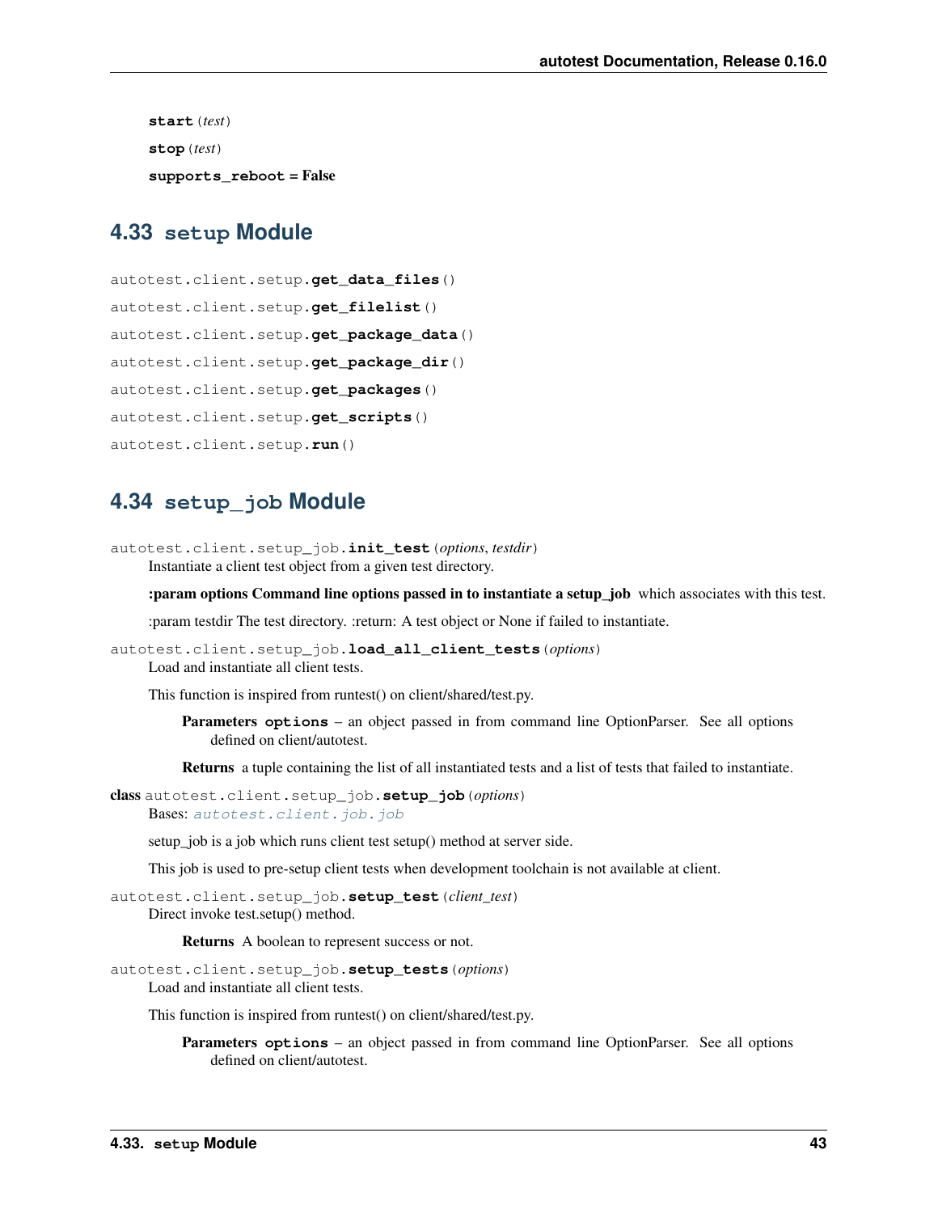**start** (*test*)

**stop** (*test*)

**supports_reboot** = False

## 4.33 `setup` Module

autotest.client.setup.**get_data_files**()

autotest.client.setup.**get_filelist**()

autotest.client.setup.**get_package_data**()

autotest.client.setup.**get_package_dir**()

autotest.client.setup.**get_packages**()

autotest.client.setup.**get_scripts**()

autotest.client.setup.**run**()

## 4.34 `setup_job` Module

autotest.client.setup_job.**init_test**(*options*, *testdir*)

Instantiate a client test object from a given test directory.

**:param options Command line options passed in to instantiate a setup_job** which associates with this test.

:param testdir The test directory. :return: A test object or None if failed to instantiate.

autotest.client.setup_job.**load_all_client_tests**(*options*)

Load and instantiate all client tests.

This function is inspired from runtest() on client/shared/test.py.

**Parameters** **options** – an object passed in from command line OptionParser. See all options defined on client/autotest.

**Returns** a tuple containing the list of all instantiated tests and a list of tests that failed to instantiate.

**class** autotest.client.setup_job.**setup_job**(*options*)

Bases: *autotest.client.job.job*

setup_job is a job which runs client test setup() method at server side.

This job is used to pre-setup client tests when development toolchain is not available at client.

autotest.client.setup_job.**setup_test**(*client_test*)

Direct invoke test.setup() method.

**Returns** A boolean to represent success or not.

autotest.client.setup_job.**setup_tests**(*options*)

Load and instantiate all client tests.

This function is inspired from runtest() on client/shared/test.py.

**Parameters** **options** – an object passed in from command line OptionParser. See all options defined on client/autotest.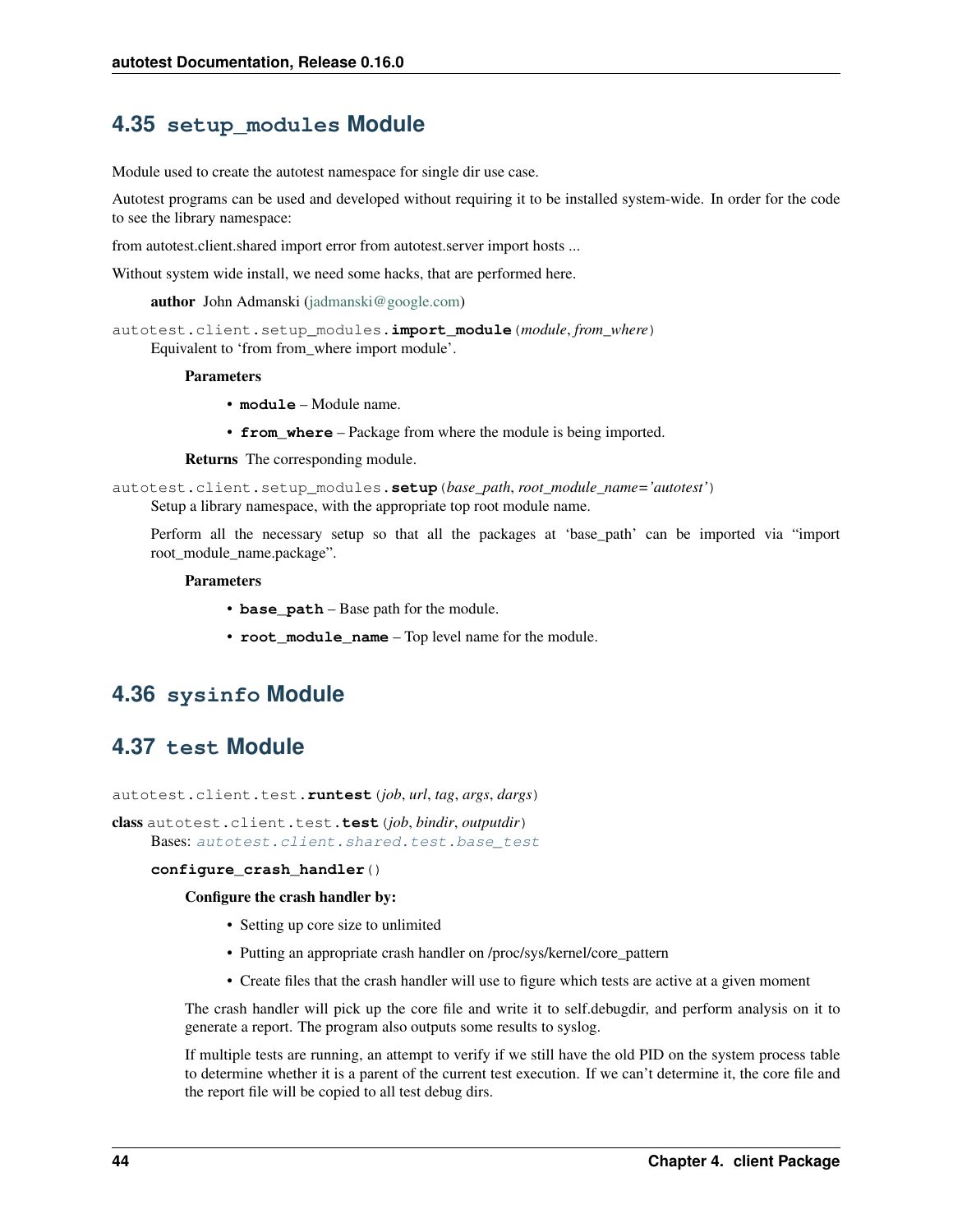## 4.35 `setup_modules` Module

Module used to create the autotest namespace for single dir use case.

Autotest programs can be used and developed without requiring it to be installed system-wide. In order for the code to see the library namespace:

from autotest.client.shared import error from autotest.server import hosts ...

Without system wide install, we need some hacks, that are performed here.

**author** John Admanski (jadmanski@google.com)

`autotest.client.setup_modules.`**`import_module`**(*module*, *from_where*)

Equivalent to 'from from_where import module'.

**Parameters**

- **`module`** – Module name.
- **`from_where`** – Package from where the module is being imported.

**Returns** The corresponding module.

`autotest.client.setup_modules.`**`setup`**(*base_path*, *root_module_name='autotest'*)

Setup a library namespace, with the appropriate top root module name.

Perform all the necessary setup so that all the packages at 'base_path' can be imported via "import root_module_name.package".

**Parameters**

- **`base_path`** – Base path for the module.
- **`root_module_name`** – Top level name for the module.

## 4.36 `sysinfo` Module

## 4.37 `test` Module

`autotest.client.test.`**`runtest`**(*job*, *url*, *tag*, *args*, *dargs*)

**class** `autotest.client.test.`**`test`**(*job*, *bindir*, *outputdir*)

Bases: *`autotest.client.shared.test.base_test`*

**`configure_crash_handler`**()

**Configure the crash handler by:**

- Setting up core size to unlimited
- Putting an appropriate crash handler on /proc/sys/kernel/core_pattern
- Create files that the crash handler will use to figure which tests are active at a given moment

The crash handler will pick up the core file and write it to self.debugdir, and perform analysis on it to generate a report. The program also outputs some results to syslog.

If multiple tests are running, an attempt to verify if we still have the old PID on the system process table to determine whether it is a parent of the current test execution. If we can't determine it, the core file and the report file will be copied to all test debug dirs.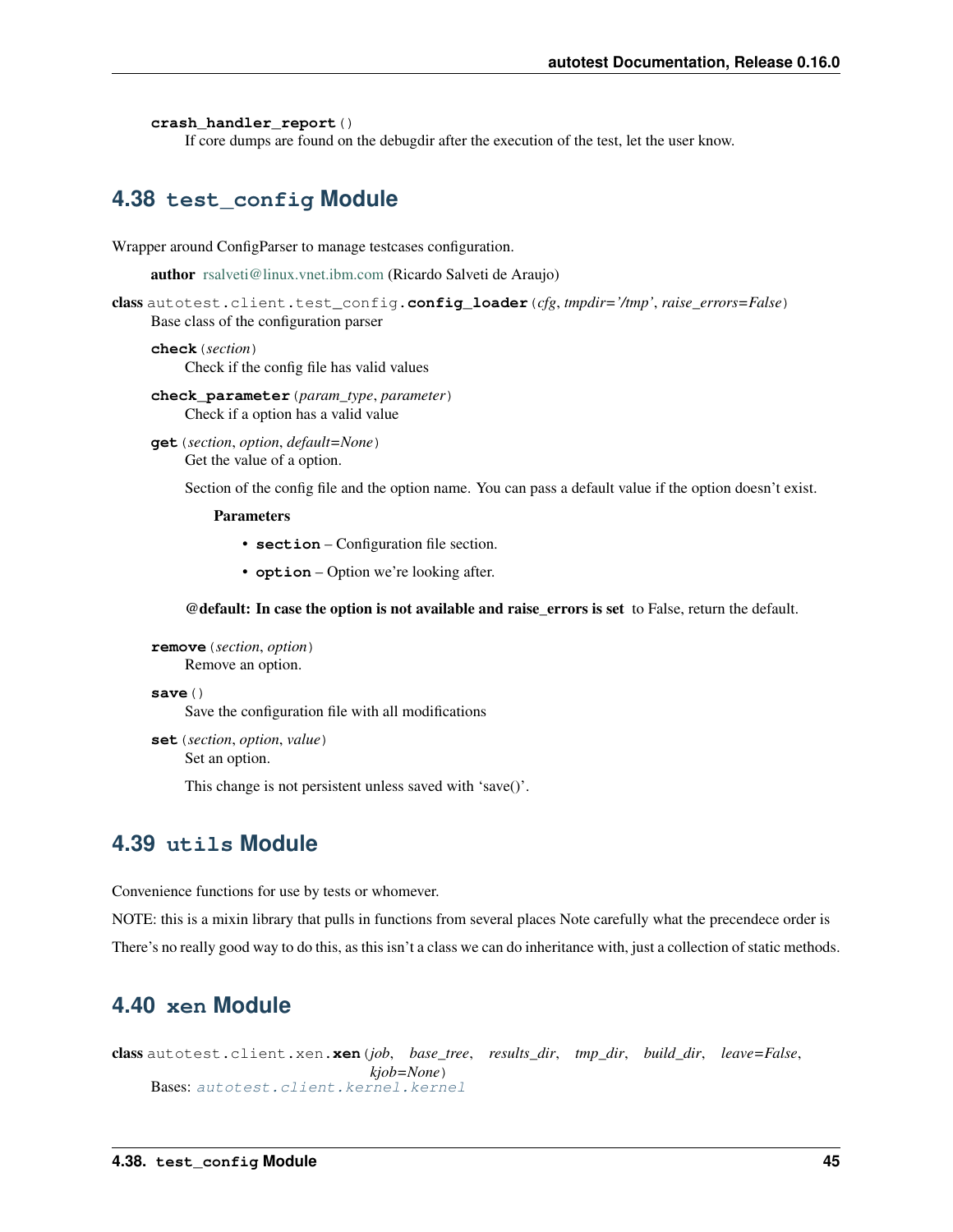**crash_handler_report**()

If core dumps are found on the debugdir after the execution of the test, let the user know.

## 4.38 test_config Module

Wrapper around ConfigParser to manage testcases configuration.

**author** rsalveti@linux.vnet.ibm.com (Ricardo Salveti de Araujo)

class autotest.client.test_config.**config_loader**(*cfg*, *tmpdir='/tmp'*, *raise_errors=False*)

Base class of the configuration parser

**check**(*section*)

Check if the config file has valid values

**check_parameter**(*param_type*, *parameter*)

Check if a option has a valid value

**get**(*section*, *option*, *default=None*)

Get the value of a option.

Section of the config file and the option name. You can pass a default value if the option doesn't exist.

**Parameters**

- **section** – Configuration file section.
- **option** – Option we're looking after.

**@default: In case the option is not available and raise_errors is set** to False, return the default.

**remove**(*section*, *option*)

Remove an option.

**save**()

Save the configuration file with all modifications

**set**(*section*, *option*, *value*)

Set an option.

This change is not persistent unless saved with 'save()'.

## 4.39 utils Module

Convenience functions for use by tests or whomever.

NOTE: this is a mixin library that pulls in functions from several places Note carefully what the precendece order is

There's no really good way to do this, as this isn't a class we can do inheritance with, just a collection of static methods.

## 4.40 xen Module

class autotest.client.xen.**xen**(*job*, *base_tree*, *results_dir*, *tmp_dir*, *build_dir*, *leave=False*, *kjob=None*)

Bases: autotest.client.kernel.kernel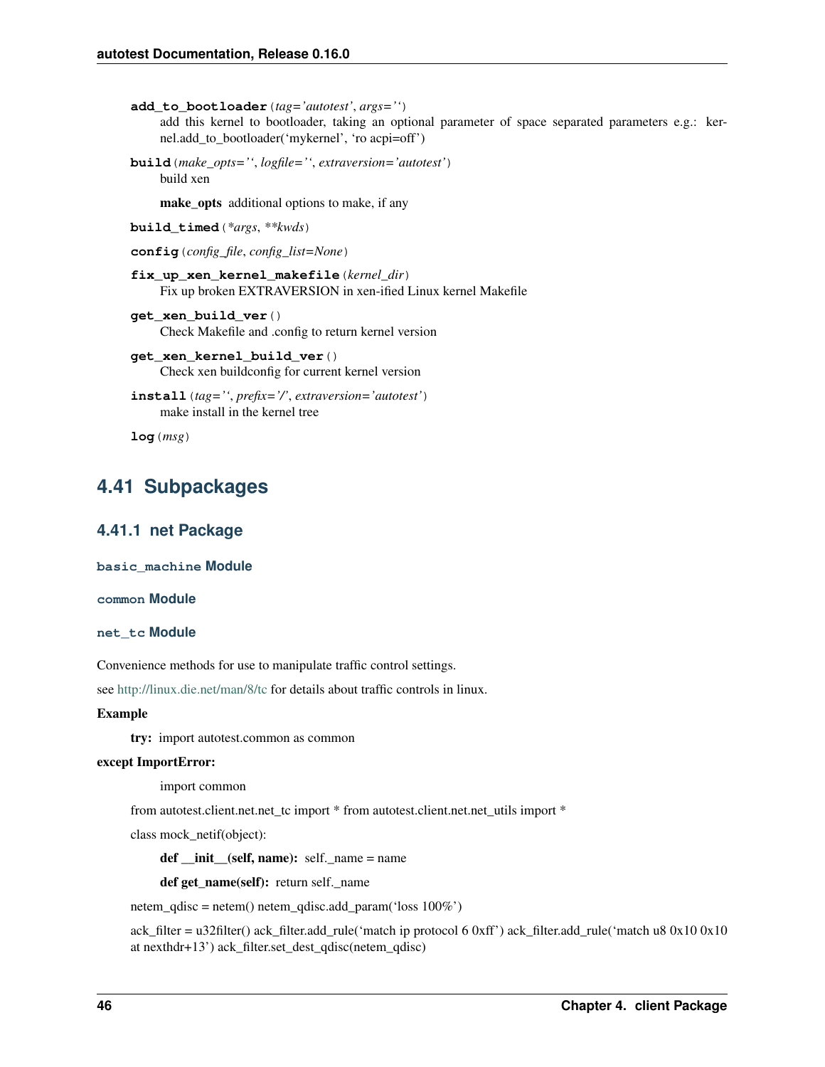**add_to_bootloader**(*tag='autotest'*, *args=''*)
add this kernel to bootloader, taking an optional parameter of space separated parameters e.g.: kernel.add_to_bootloader('mykernel', 'ro acpi=off')

**build**(*make_opts=''*, *logfile=''*, *extraversion='autotest'*)
build xen

**make_opts** additional options to make, if any

**build_timed**(*\*args*, *\*\*kwds*)

**config**(*config_file*, *config_list=None*)

**fix_up_xen_kernel_makefile**(*kernel_dir*)
Fix up broken EXTRAVERSION in xen-ified Linux kernel Makefile

**get_xen_build_ver**()
Check Makefile and .config to return kernel version

**get_xen_kernel_build_ver**()
Check xen buildconfig for current kernel version

**install**(*tag=''*, *prefix='/'*, *extraversion='autotest'*)
make install in the kernel tree

**log**(*msg*)

## 4.41 Subpackages

### 4.41.1 net Package

#### `basic_machine` Module

#### `common` Module

#### `net_tc` Module

Convenience methods for use to manipulate traffic control settings.

see http://linux.die.net/man/8/tc for details about traffic controls in linux.

**Example**

**try:** import autotest.common as common

**except ImportError:**

import common

from autotest.client.net.net_tc import * from autotest.client.net.net_utils import *

class mock_netif(object):

**def __init__(self, name):** self._name = name

**def get_name(self):** return self._name

netem_qdisc = netem() netem_qdisc.add_param('loss 100%')

ack_filter = u32filter() ack_filter.add_rule('match ip protocol 6 0xff') ack_filter.add_rule('match u8 0x10 0x10 at nexthdr+13') ack_filter.set_dest_qdisc(netem_qdisc)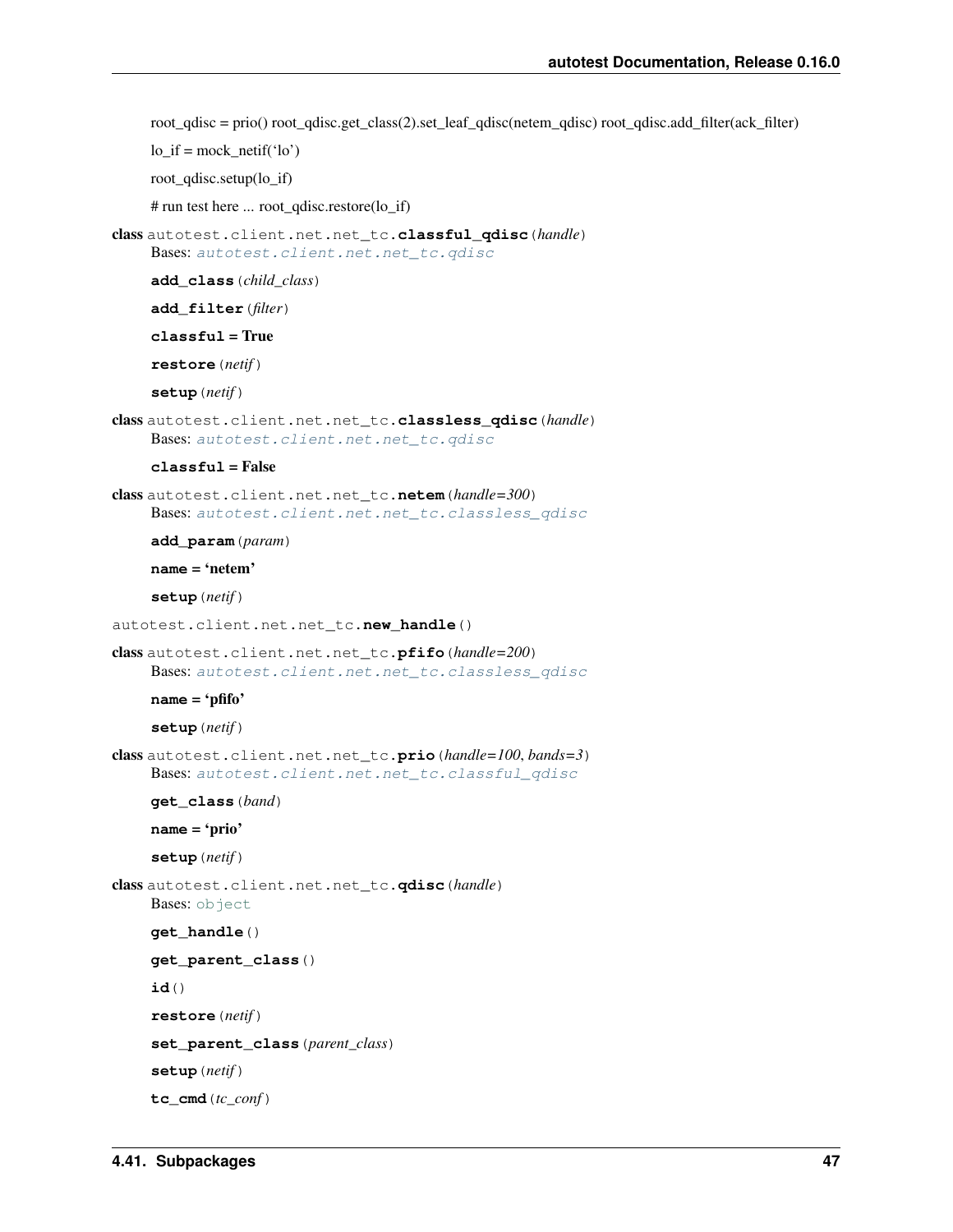root_qdisc = prio() root_qdisc.get_class(2).set_leaf_qdisc(netem_qdisc) root_qdisc.add_filter(ack_filter)

lo_if = mock_netif('lo')

root_qdisc.setup(lo_if)

# run test here ... root_qdisc.restore(lo_if)

**class** autotest.client.net.net_tc.**classful_qdisc**(*handle*)
Bases: `autotest.client.net.net_tc.qdisc`

**add_class**(*child_class*)

**add_filter**(*filter*)

**classful = True**

**restore**(*netif*)

**setup**(*netif*)

**class** autotest.client.net.net_tc.**classless_qdisc**(*handle*)
Bases: `autotest.client.net.net_tc.qdisc`

**classful = False**

**class** autotest.client.net.net_tc.**netem**(*handle=300*)
Bases: `autotest.client.net.net_tc.classless_qdisc`

**add_param**(*param*)

**name = 'netem'**

**setup**(*netif*)

autotest.client.net.net_tc.**new_handle**()

**class** autotest.client.net.net_tc.**pfifo**(*handle=200*)
Bases: `autotest.client.net.net_tc.classless_qdisc`

**name = 'pfifo'**

**setup**(*netif*)

**class** autotest.client.net.net_tc.**prio**(*handle=100, bands=3*)
Bases: `autotest.client.net.net_tc.classful_qdisc`

**get_class**(*band*)

**name = 'prio'**

**setup**(*netif*)

**class** autotest.client.net.net_tc.**qdisc**(*handle*)
Bases: `object`

**get_handle**()

**get_parent_class**()

**id**()

**restore**(*netif*)

**set_parent_class**(*parent_class*)

**setup**(*netif*)

**tc_cmd**(*tc_conf*)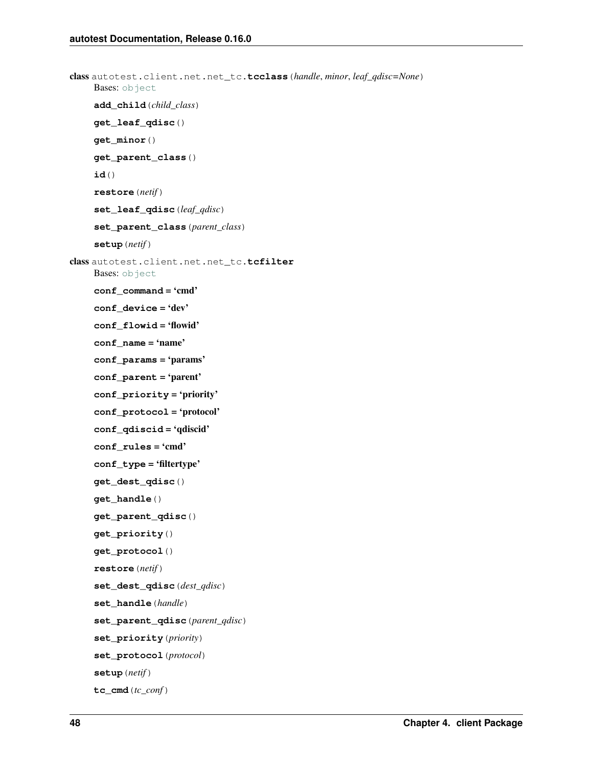**class** autotest.client.net.net_tc.**tcclass**(*handle*, *minor*, *leaf_qdisc=None*)

Bases: object

**add_child**(*child_class*)

**get_leaf_qdisc**()

**get_minor**()

**get_parent_class**()

**id**()

**restore**(*netif*)

**set_leaf_qdisc**(*leaf_qdisc*)

**set_parent_class**(*parent_class*)

**setup**(*netif*)

**class** autotest.client.net.net_tc.**tcfilter**

Bases: object

**conf_command = 'cmd'**

**conf_device = 'dev'**

**conf_flowid = 'flowid'**

**conf_name = 'name'**

**conf_params = 'params'**

**conf_parent = 'parent'**

**conf_priority = 'priority'**

**conf_protocol = 'protocol'**

**conf_qdiscid = 'qdiscid'**

**conf_rules = 'cmd'**

**conf_type = 'filtertype'**

**get_dest_qdisc**()

**get_handle**()

**get_parent_qdisc**()

**get_priority**()

**get_protocol**()

**restore**(*netif*)

**set_dest_qdisc**(*dest_qdisc*)

**set_handle**(*handle*)

**set_parent_qdisc**(*parent_qdisc*)

**set_priority**(*priority*)

**set_protocol**(*protocol*)

**setup**(*netif*)

**tc_cmd**(*tc_conf*)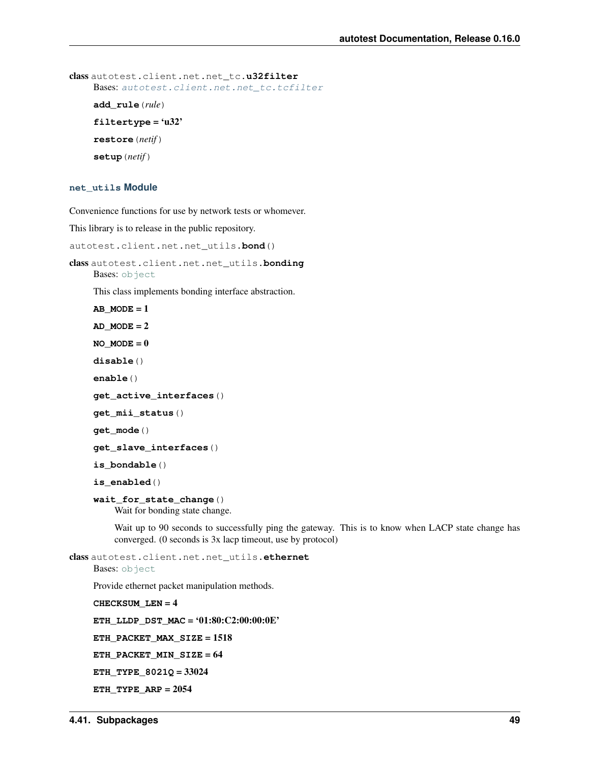**class** autotest.client.net.net_tc.**u32filter**

Bases: *autotest.client.net.net_tc.tcfilter*

**add_rule**(*rule*)

**filtertype** = 'u32'

**restore**(*netif*)

**setup**(*netif*)

### net_utils Module

Convenience functions for use by network tests or whomever.

This library is to release in the public repository.

autotest.client.net.net_utils.**bond**()

**class** autotest.client.net.net_utils.**bonding**

Bases: object

This class implements bonding interface abstraction.

**AB_MODE** = 1

**AD_MODE** = 2

**NO_MODE** = 0

**disable**()

**enable**()

**get_active_interfaces**()

**get_mii_status**()

**get_mode**()

**get_slave_interfaces**()

**is_bondable**()

**is_enabled**()

**wait_for_state_change**()

Wait for bonding state change.

Wait up to 90 seconds to successfully ping the gateway. This is to know when LACP state change has converged. (0 seconds is 3x lacp timeout, use by protocol)

**class** autotest.client.net.net_utils.**ethernet**

Bases: object

Provide ethernet packet manipulation methods.

**CHECKSUM_LEN** = 4

**ETH_LLDP_DST_MAC** = '01:80:C2:00:00:0E'

**ETH_PACKET_MAX_SIZE** = 1518

**ETH_PACKET_MIN_SIZE** = 64

**ETH_TYPE_8021Q** = 33024

**ETH_TYPE_ARP** = 2054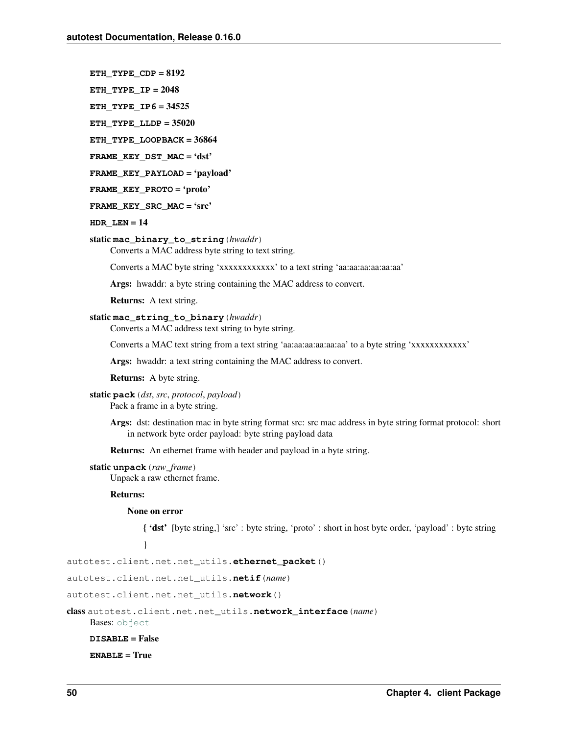**ETH_TYPE_CDP** = 8192

**ETH_TYPE_IP** = 2048

**ETH_TYPE_IP6** = 34525

**ETH_TYPE_LLDP** = 35020

**ETH_TYPE_LOOPBACK** = 36864

**FRAME_KEY_DST_MAC** = 'dst'

**FRAME_KEY_PAYLOAD** = 'payload'

**FRAME_KEY_PROTO** = 'proto'

**FRAME_KEY_SRC_MAC** = 'src'

**HDR_LEN** = 14

static **mac_binary_to_string**(*hwaddr*)

Converts a MAC address byte string to text string.

Converts a MAC byte string 'xxxxxxxxxxxx' to a text string 'aa:aa:aa:aa:aa:aa'

**Args:** hwaddr: a byte string containing the MAC address to convert.

**Returns:** A text string.

static **mac_string_to_binary**(*hwaddr*)

Converts a MAC address text string to byte string.

Converts a MAC text string from a text string 'aa:aa:aa:aa:aa:aa' to a byte string 'xxxxxxxxxxxx'

**Args:** hwaddr: a text string containing the MAC address to convert.

**Returns:** A byte string.

static **pack**(*dst*, *src*, *protocol*, *payload*)

Pack a frame in a byte string.

**Args:** dst: destination mac in byte string format src: src mac address in byte string format protocol: short in network byte order payload: byte string payload data

**Returns:** An ethernet frame with header and payload in a byte string.

static **unpack**(*raw_frame*)

Unpack a raw ethernet frame.

**Returns:**

**None on error**

**{ 'dst'** [byte string,] 'src' : byte string, 'proto' : short in host byte order, 'payload' : byte string

}

autotest.client.net.net_utils.**ethernet_packet**()

autotest.client.net.net_utils.**netif**(*name*)

autotest.client.net.net_utils.**network**()

class autotest.client.net.net_utils.**network_interface**(*name*)

Bases: object

**DISABLE** = False

**ENABLE** = True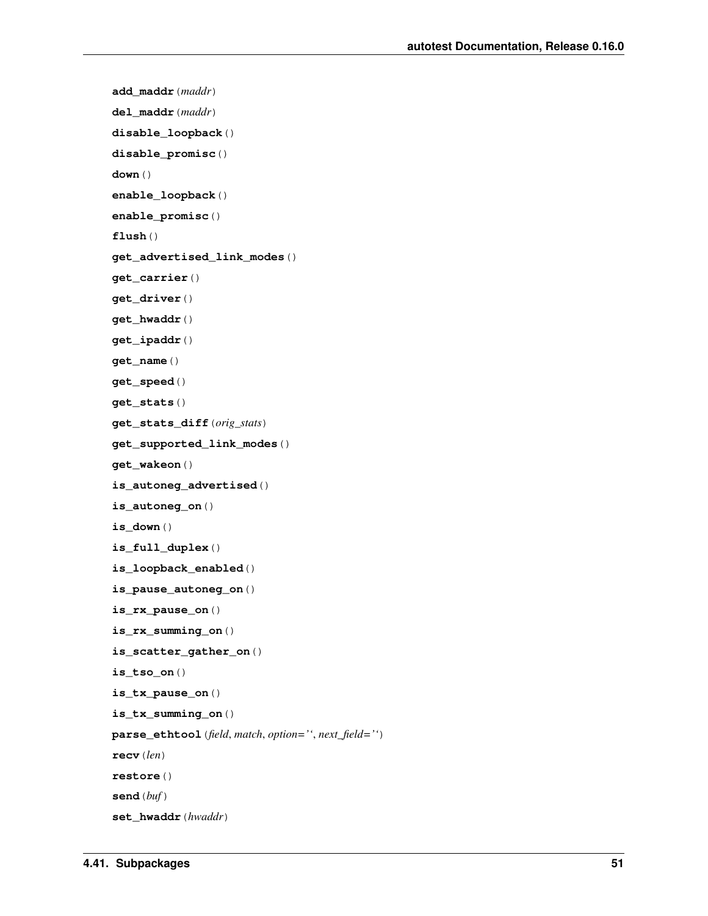**add_maddr**(*maddr*)

**del_maddr**(*maddr*)

**disable_loopback**()

**disable_promisc**()

**down**()

**enable_loopback**()

**enable_promisc**()

**flush**()

**get_advertised_link_modes**()

**get_carrier**()

**get_driver**()

**get_hwaddr**()

**get_ipaddr**()

**get_name**()

**get_speed**()

**get_stats**()

**get_stats_diff**(*orig_stats*)

**get_supported_link_modes**()

**get_wakeon**()

**is_autoneg_advertised**()

**is_autoneg_on**()

**is_down**()

**is_full_duplex**()

**is_loopback_enabled**()

**is_pause_autoneg_on**()

**is_rx_pause_on**()

**is_rx_summing_on**()

**is_scatter_gather_on**()

**is_tso_on**()

**is_tx_pause_on**()

**is_tx_summing_on**()

**parse_ethtool**(*field*, *match*, *option=''*, *next_field=''*)

**recv**(*len*)

**restore**()

**send**(*buf*)

**set_hwaddr**(*hwaddr*)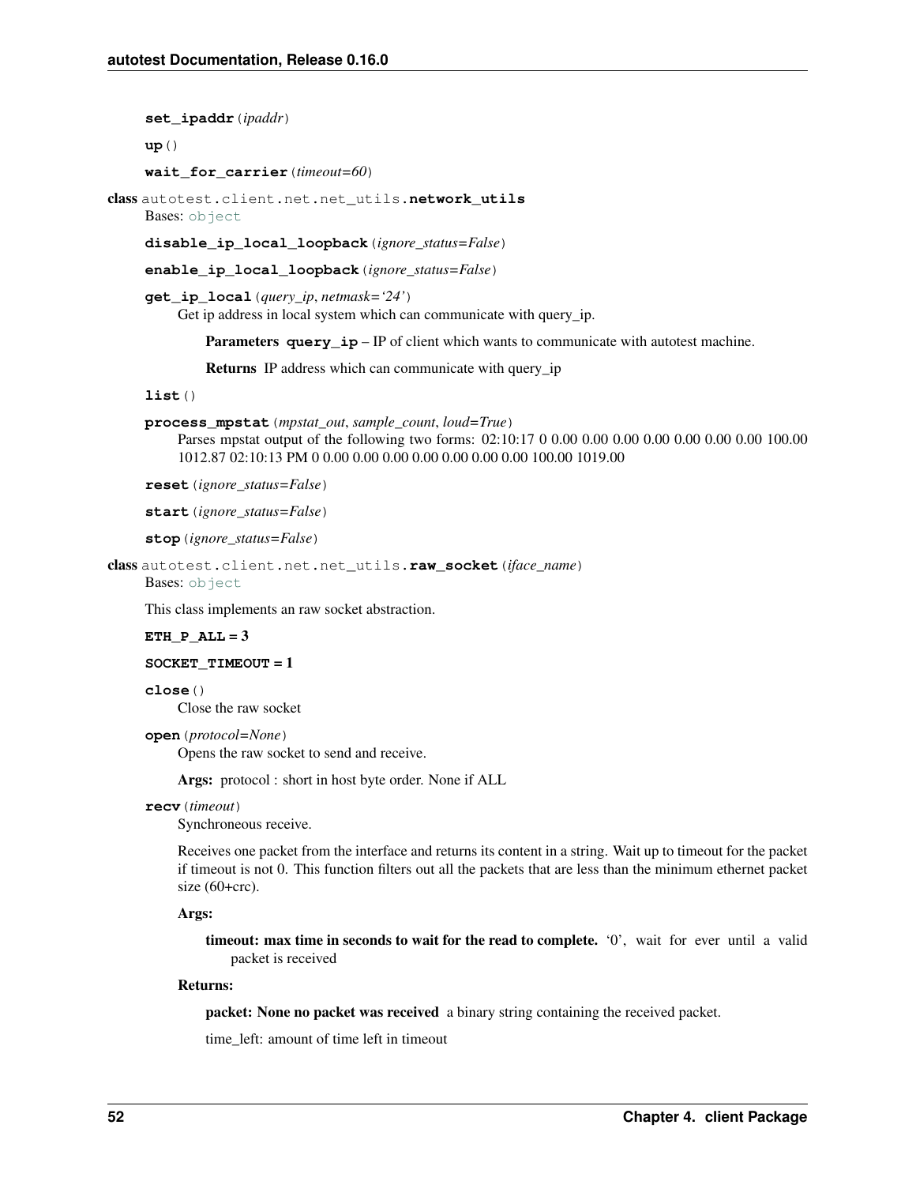**set_ipaddr**(*ipaddr*)

**up**()

**wait_for_carrier**(*timeout=60*)

**class** autotest.client.net.net_utils.**network_utils**

Bases: object

**disable_ip_local_loopback**(*ignore_status=False*)

**enable_ip_local_loopback**(*ignore_status=False*)

**get_ip_local**(*query_ip, netmask='24'*)

Get ip address in local system which can communicate with query_ip.

**Parameters** **query_ip** – IP of client which wants to communicate with autotest machine.

**Returns** IP address which can communicate with query_ip

**list**()

**process_mpstat**(*mpstat_out, sample_count, loud=True*)

Parses mpstat output of the following two forms: 02:10:17 0 0.00 0.00 0.00 0.00 0.00 0.00 0.00 100.00 1012.87 02:10:13 PM 0 0.00 0.00 0.00 0.00 0.00 0.00 0.00 100.00 1019.00

**reset**(*ignore_status=False*)

**start**(*ignore_status=False*)

**stop**(*ignore_status=False*)

**class** autotest.client.net.net_utils.**raw_socket**(*iface_name*)

Bases: object

This class implements an raw socket abstraction.

**ETH_P_ALL = 3**

**SOCKET_TIMEOUT = 1**

**close**()

Close the raw socket

**open**(*protocol=None*)

Opens the raw socket to send and receive.

**Args:** protocol : short in host byte order. None if ALL

**recv**(*timeout*)

Synchroneous receive.

Receives one packet from the interface and returns its content in a string. Wait up to timeout for the packet if timeout is not 0. This function filters out all the packets that are less than the minimum ethernet packet size (60+crc).

**Args:**

**timeout: max time in seconds to wait for the read to complete.** '0', wait for ever until a valid packet is received

**Returns:**

**packet: None no packet was received** a binary string containing the received packet.

time_left: amount of time left in timeout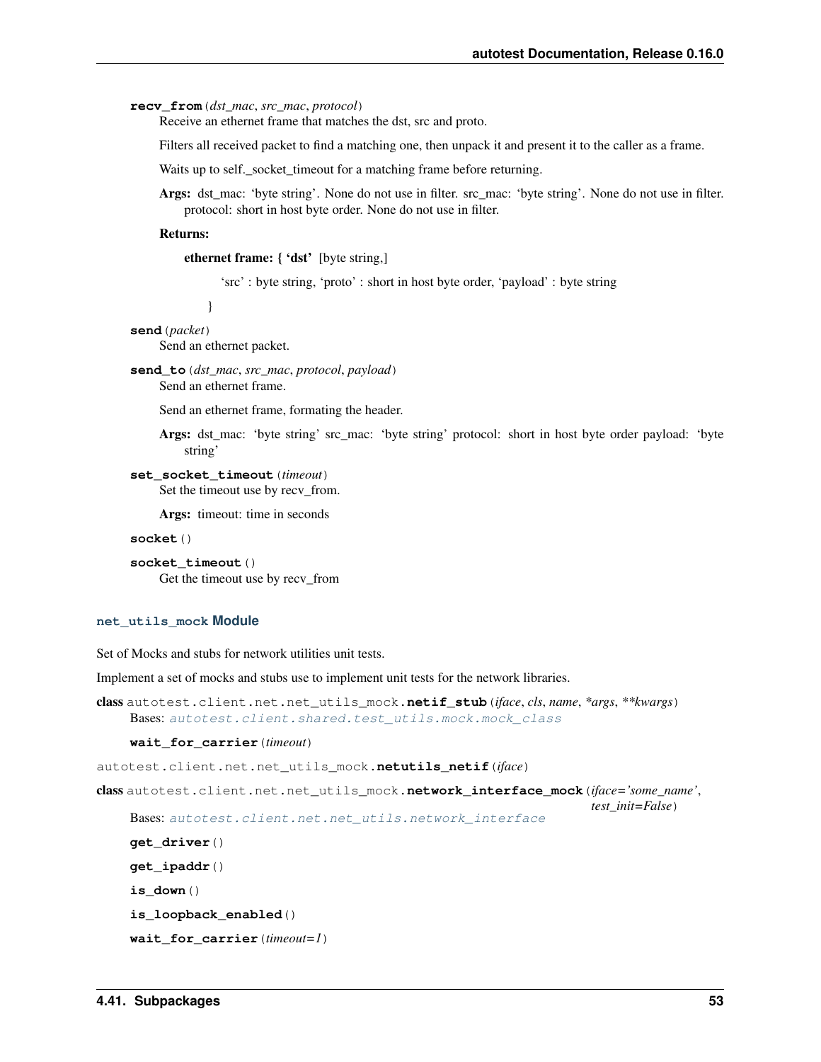**recv_from**(*dst_mac*, *src_mac*, *protocol*)

Receive an ethernet frame that matches the dst, src and proto.

Filters all received packet to find a matching one, then unpack it and present it to the caller as a frame.

Waits up to self._socket_timeout for a matching frame before returning.

**Args:** dst_mac: 'byte string'. None do not use in filter. src_mac: 'byte string'. None do not use in filter. protocol: short in host byte order. None do not use in filter.

**Returns:**

**ethernet frame: { 'dst'** [byte string,]

'src' : byte string, 'proto' : short in host byte order, 'payload' : byte string

}

**send**(*packet*)

Send an ethernet packet.

**send_to**(*dst_mac*, *src_mac*, *protocol*, *payload*)

Send an ethernet frame.

Send an ethernet frame, formating the header.

**Args:** dst_mac: 'byte string' src_mac: 'byte string' protocol: short in host byte order payload: 'byte string'

**set_socket_timeout**(*timeout*)

Set the timeout use by recv_from.

**Args:** timeout: time in seconds

**socket**()

**socket_timeout**()

Get the timeout use by recv_from

### net_utils_mock Module

Set of Mocks and stubs for network utilities unit tests.

Implement a set of mocks and stubs use to implement unit tests for the network libraries.

**class** autotest.client.net.net_utils_mock.**netif_stub**(*iface*, *cls*, *name*, *\*args*, *\*\*kwargs*)

Bases: autotest.client.shared.test_utils.mock.mock_class

**wait_for_carrier**(*timeout*)

autotest.client.net.net_utils_mock.**netutils_netif**(*iface*)

**class** autotest.client.net.net_utils_mock.**network_interface_mock**(*iface='some_name'*, *test_init=False*)

Bases: autotest.client.net.net_utils.network_interface

**get_driver**()

**get_ipaddr**()

**is_down**()

**is_loopback_enabled**()

**wait_for_carrier**(*timeout=1*)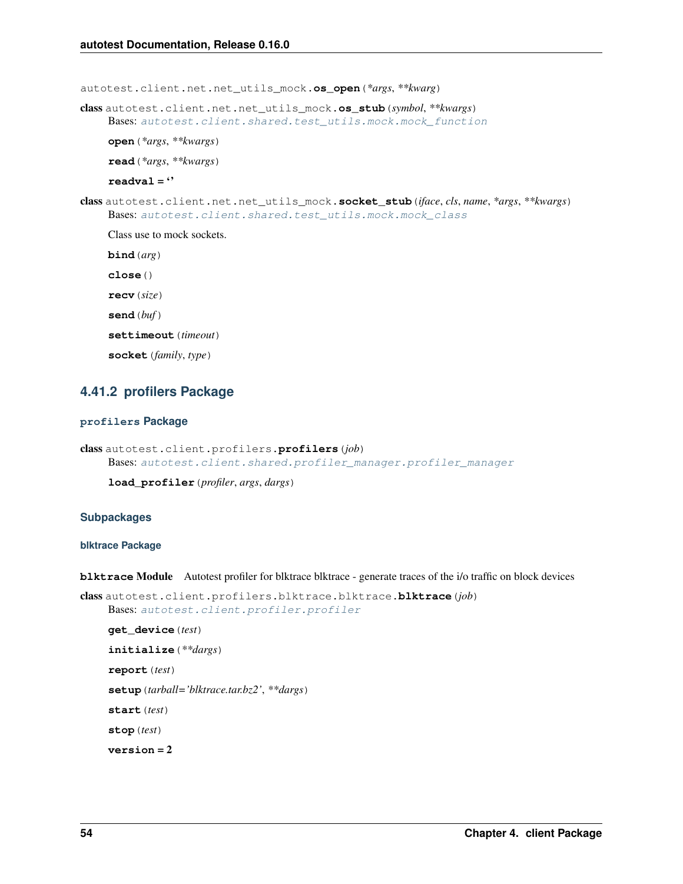autotest.client.net.net_utils_mock.**os_open**(*\*args*, *\*\*kwarg*)

class autotest.client.net.net_utils_mock.**os_stub**(*symbol*, *\*\*kwargs*)
Bases: autotest.client.shared.test_utils.mock.mock_function

**open**(*\*args*, *\*\*kwargs*)

**read**(*\*args*, *\*\*kwargs*)

**readval** = ''

class autotest.client.net.net_utils_mock.**socket_stub**(*iface*, *cls*, *name*, *\*args*, *\*\*kwargs*)
Bases: autotest.client.shared.test_utils.mock.mock_class

Class use to mock sockets.

**bind**(*arg*)

**close**()

**recv**(*size*)

**send**(*buf*)

**settimeout**(*timeout*)

**socket**(*family*, *type*)

### 4.41.2 profilers Package

#### profilers Package

class autotest.client.profilers.**profilers**(*job*)
Bases: autotest.client.shared.profiler_manager.profiler_manager

**load_profiler**(*profiler*, *args*, *dargs*)

#### Subpackages

##### blktrace Package

**blktrace Module** Autotest profiler for blktrace blktrace - generate traces of the i/o traffic on block devices

class autotest.client.profilers.blktrace.blktrace.**blktrace**(*job*)
Bases: autotest.client.profiler.profiler

**get_device**(*test*)

**initialize**(*\*\*dargs*)

**report**(*test*)

**setup**(*tarball='blktrace.tar.bz2'*, *\*\*dargs*)

**start**(*test*)

**stop**(*test*)

**version** = 2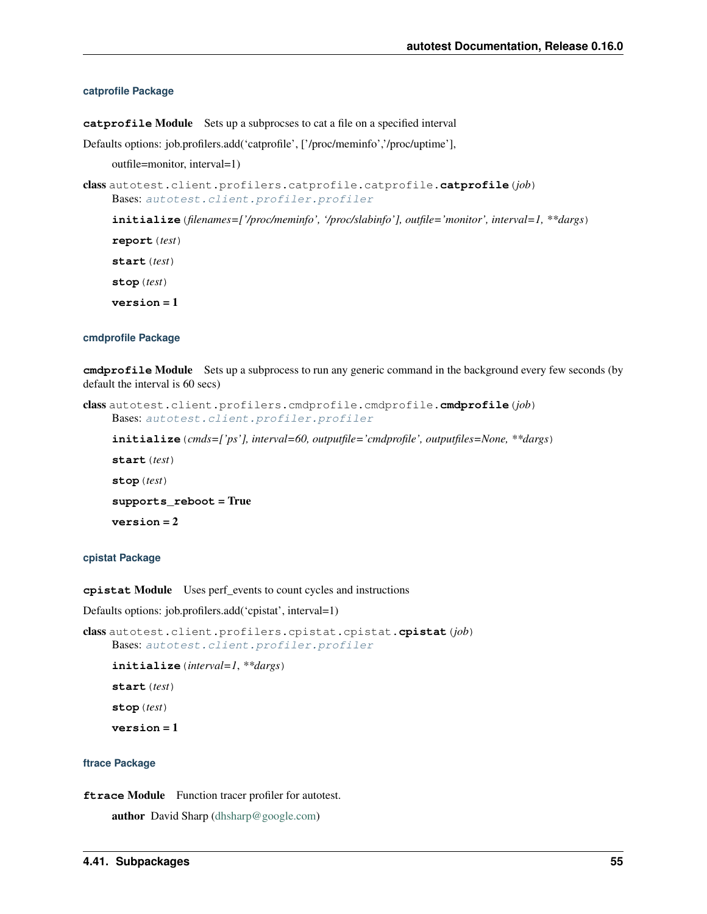### catprofile Package

**`catprofile` Module** Sets up a subprocses to cat a file on a specified interval

Defaults options: job.profilers.add('catprofile', ['/proc/meminfo','/proc/uptime'],

outfile=monitor, interval=1)

**class** `autotest.client.profilers.catprofile.catprofile.`**`catprofile`**(*job*)

Bases: `autotest.client.profiler.profiler`

**`initialize`**(*filenames=['/proc/meminfo', '/proc/slabinfo'], outfile='monitor', interval=1, **dargs*)

**`report`**(*test*)

**`start`**(*test*)

**`stop`**(*test*)

**`version`** = **1**

### cmdprofile Package

**`cmdprofile` Module** Sets up a subprocess to run any generic command in the background every few seconds (by default the interval is 60 secs)

**class** `autotest.client.profilers.cmdprofile.cmdprofile.`**`cmdprofile`**(*job*)

Bases: `autotest.client.profiler.profiler`

**`initialize`**(*cmds=['ps'], interval=60, outputfile='cmdprofile', outputfiles=None, **dargs*)

**`start`**(*test*)

**`stop`**(*test*)

**`supports_reboot`** = **True**

**`version`** = **2**

### cpistat Package

**`cpistat` Module** Uses perf_events to count cycles and instructions

Defaults options: job.profilers.add('cpistat', interval=1)

**class** `autotest.client.profilers.cpistat.cpistat.`**`cpistat`**(*job*)

Bases: `autotest.client.profiler.profiler`

**`initialize`**(*interval=1, **dargs*)

**`start`**(*test*)

**`stop`**(*test*)

**`version`** = **1**

### ftrace Package

**`ftrace` Module** Function tracer profiler for autotest.

**author** David Sharp (dhsharp@google.com)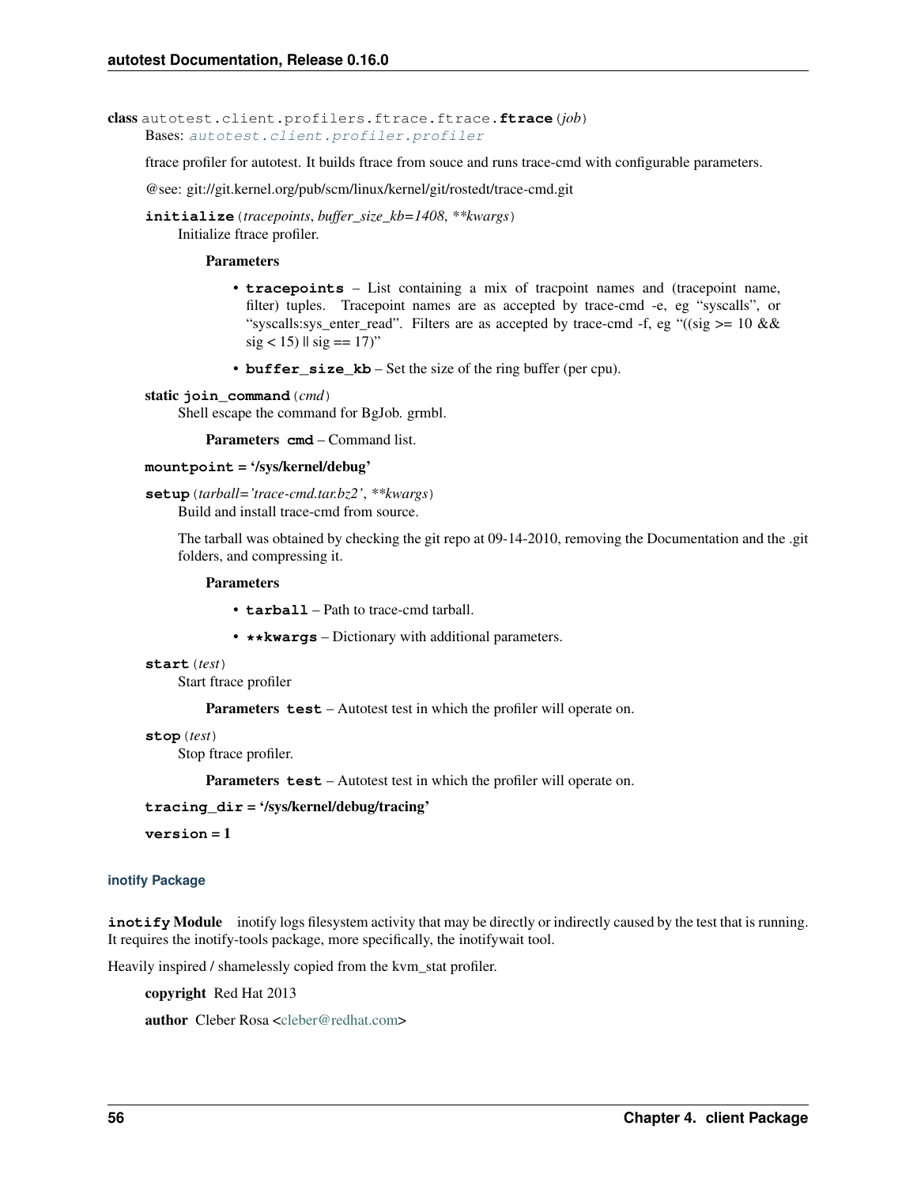**class** autotest.client.profilers.ftrace.ftrace.**ftrace**(*job*)

Bases: *autotest.client.profiler.profiler*

ftrace profiler for autotest. It builds ftrace from souce and runs trace-cmd with configurable parameters.

@see: git://git.kernel.org/pub/scm/linux/kernel/git/rostedt/trace-cmd.git

**initialize**(*tracepoints*, *buffer_size_kb=1408*, *\*\*kwargs*)

Initialize ftrace profiler.

**Parameters**

- **tracepoints** – List containing a mix of tracpoint names and (tracepoint name, filter) tuples. Tracepoint names are as accepted by trace-cmd -e, eg "syscalls", or "syscalls:sys_enter_read". Filters are as accepted by trace-cmd -f, eg "((sig >= 10 && sig < 15) || sig == 17)"
- **buffer_size_kb** – Set the size of the ring buffer (per cpu).

**static join_command**(*cmd*)

Shell escape the command for BgJob. grmbl.

**Parameters** **cmd** – Command list.

**mountpoint = '/sys/kernel/debug'**

**setup**(*tarball='trace-cmd.tar.bz2'*, *\*\*kwargs*)

Build and install trace-cmd from source.

The tarball was obtained by checking the git repo at 09-14-2010, removing the Documentation and the .git folders, and compressing it.

**Parameters**

- **tarball** – Path to trace-cmd tarball.
- **\*\*kwargs** – Dictionary with additional parameters.

**start**(*test*)

Start ftrace profiler

**Parameters** **test** – Autotest test in which the profiler will operate on.

**stop**(*test*)

Stop ftrace profiler.

**Parameters** **test** – Autotest test in which the profiler will operate on.

**tracing_dir = '/sys/kernel/debug/tracing'**

**version = 1**

### inotify Package

**inotify Module** inotify logs filesystem activity that may be directly or indirectly caused by the test that is running. It requires the inotify-tools package, more specifically, the inotifywait tool.

Heavily inspired / shamelessly copied from the kvm_stat profiler.

**copyright** Red Hat 2013

**author** Cleber Rosa <cleber@redhat.com>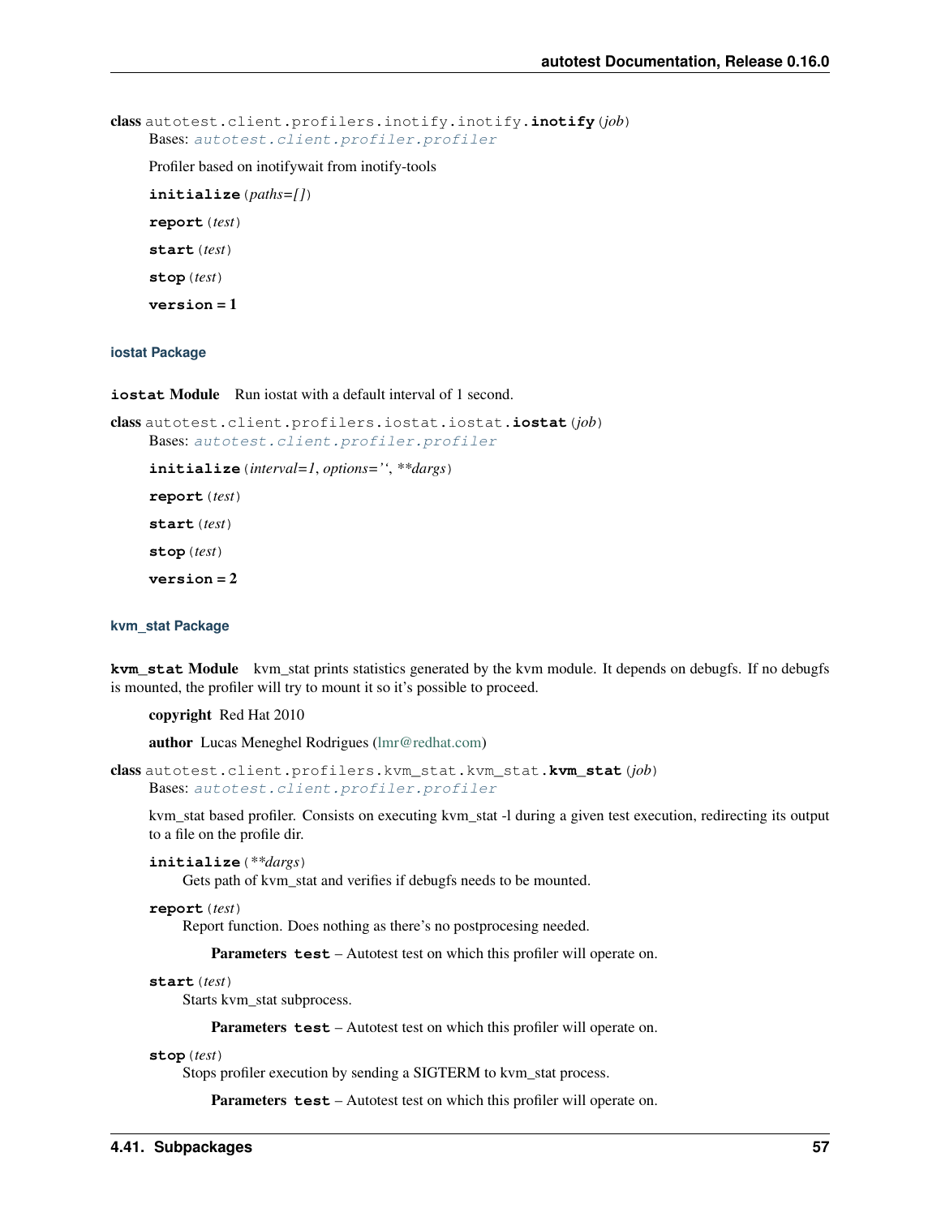class autotest.client.profilers.inotify.inotify.**inotify**(*job*)

Bases: *autotest.client.profiler.profiler*

Profiler based on inotifywait from inotify-tools

**initialize**(*paths=[]*)

**report**(*test*)

**start**(*test*)

**stop**(*test*)

**version = 1**

### iostat Package

**iostat Module** Run iostat with a default interval of 1 second.

class autotest.client.profilers.iostat.iostat.**iostat**(*job*)

Bases: *autotest.client.profiler.profiler*

**initialize**(*interval=1*, *options=''*, ***dargs*)

**report**(*test*)

**start**(*test*)

**stop**(*test*)

**version = 2**

### kvm_stat Package

**kvm_stat Module** kvm_stat prints statistics generated by the kvm module. It depends on debugfs. If no debugfs is mounted, the profiler will try to mount it so it's possible to proceed.

**copyright** Red Hat 2010

**author** Lucas Meneghel Rodrigues (lmr@redhat.com)

class autotest.client.profilers.kvm_stat.kvm_stat.**kvm_stat**(*job*)

Bases: *autotest.client.profiler.profiler*

kvm_stat based profiler. Consists on executing kvm_stat -l during a given test execution, redirecting its output to a file on the profile dir.

**initialize**(***dargs*)

Gets path of kvm_stat and verifies if debugfs needs to be mounted.

**report**(*test*)

Report function. Does nothing as there's no postprocesing needed.

**Parameters** **test** – Autotest test on which this profiler will operate on.

**start**(*test*)

Starts kvm_stat subprocess.

**Parameters** **test** – Autotest test on which this profiler will operate on.

**stop**(*test*)

Stops profiler execution by sending a SIGTERM to kvm_stat process.

**Parameters** **test** – Autotest test on which this profiler will operate on.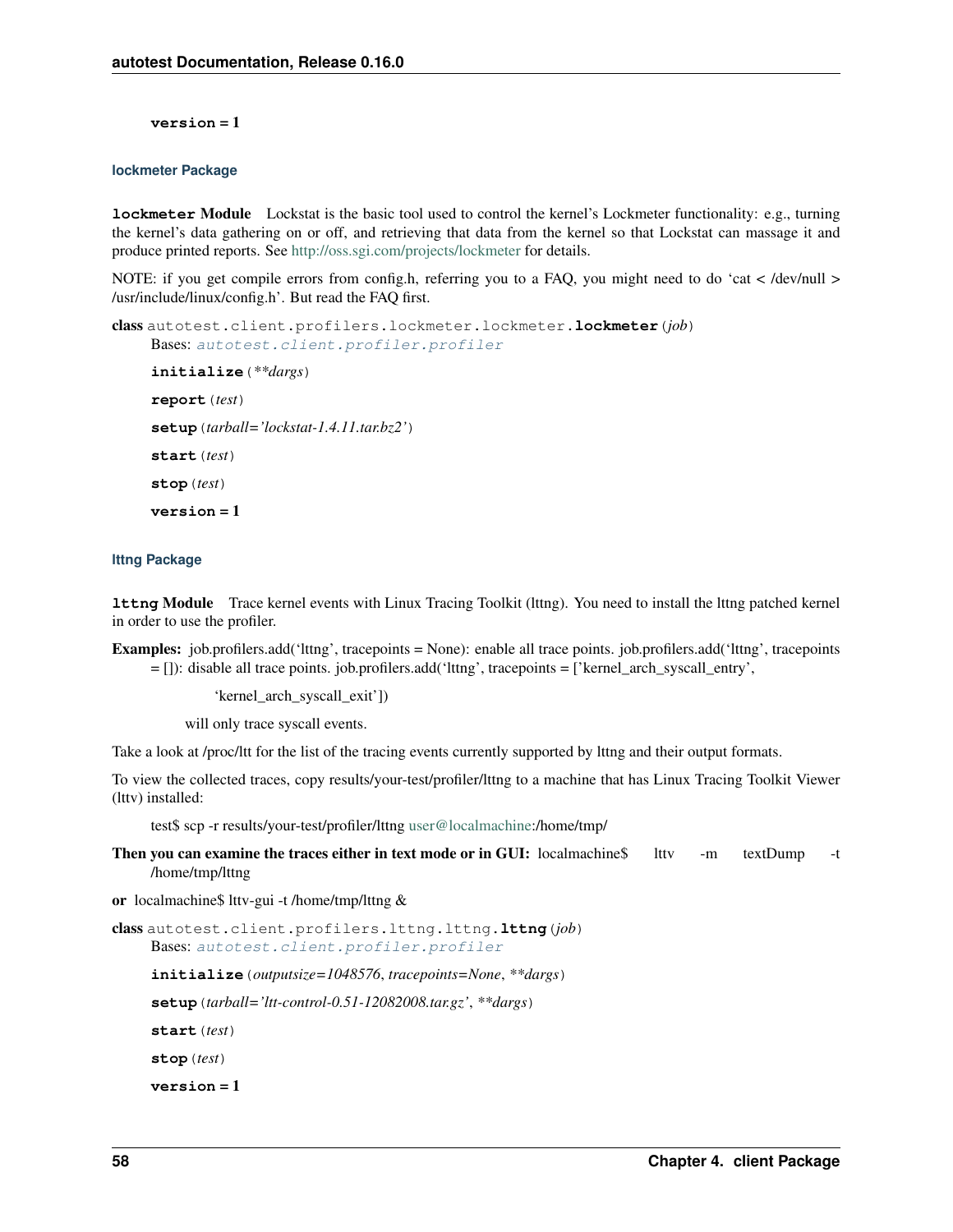**version** = 1

### lockmeter Package

**lockmeter Module** Lockstat is the basic tool used to control the kernel's Lockmeter functionality: e.g., turning the kernel's data gathering on or off, and retrieving that data from the kernel so that Lockstat can massage it and produce printed reports. See http://oss.sgi.com/projects/lockmeter for details.

NOTE: if you get compile errors from config.h, referring you to a FAQ, you might need to do 'cat < /dev/null > /usr/include/linux/config.h'. But read the FAQ first.

**class** autotest.client.profilers.lockmeter.lockmeter.**lockmeter**(*job*)

Bases: autotest.client.profiler.profiler

**initialize**(*\*\*dargs*)

**report**(*test*)

**setup**(*tarball='lockstat-1.4.11.tar.bz2'*)

**start**(*test*)

**stop**(*test*)

**version** = 1

### lttng Package

**lttng Module** Trace kernel events with Linux Tracing Toolkit (lttng). You need to install the lttng patched kernel in order to use the profiler.

**Examples:** job.profilers.add('lttng', tracepoints = None): enable all trace points. job.profilers.add('lttng', tracepoints = []): disable all trace points. job.profilers.add('lttng', tracepoints = ['kernel_arch_syscall_entry',

'kernel_arch_syscall_exit'])

will only trace syscall events.

Take a look at /proc/ltt for the list of the tracing events currently supported by lttng and their output formats.

To view the collected traces, copy results/your-test/profiler/lttng to a machine that has Linux Tracing Toolkit Viewer (lttv) installed:

test$ scp -r results/your-test/profiler/lttng user@localmachine:/home/tmp/

**Then you can examine the traces either in text mode or in GUI:** localmachine$ lttv -m textDump -t /home/tmp/lttng

**or** localmachine$ lttv-gui -t /home/tmp/lttng &

**class** autotest.client.profilers.lttng.lttng.**lttng**(*job*)

Bases: autotest.client.profiler.profiler

**initialize**(*outputsize=1048576, tracepoints=None, \*\*dargs*)

**setup**(*tarball='ltt-control-0.51-12082008.tar.gz', \*\*dargs*)

**start**(*test*)

**stop**(*test*)

**version** = 1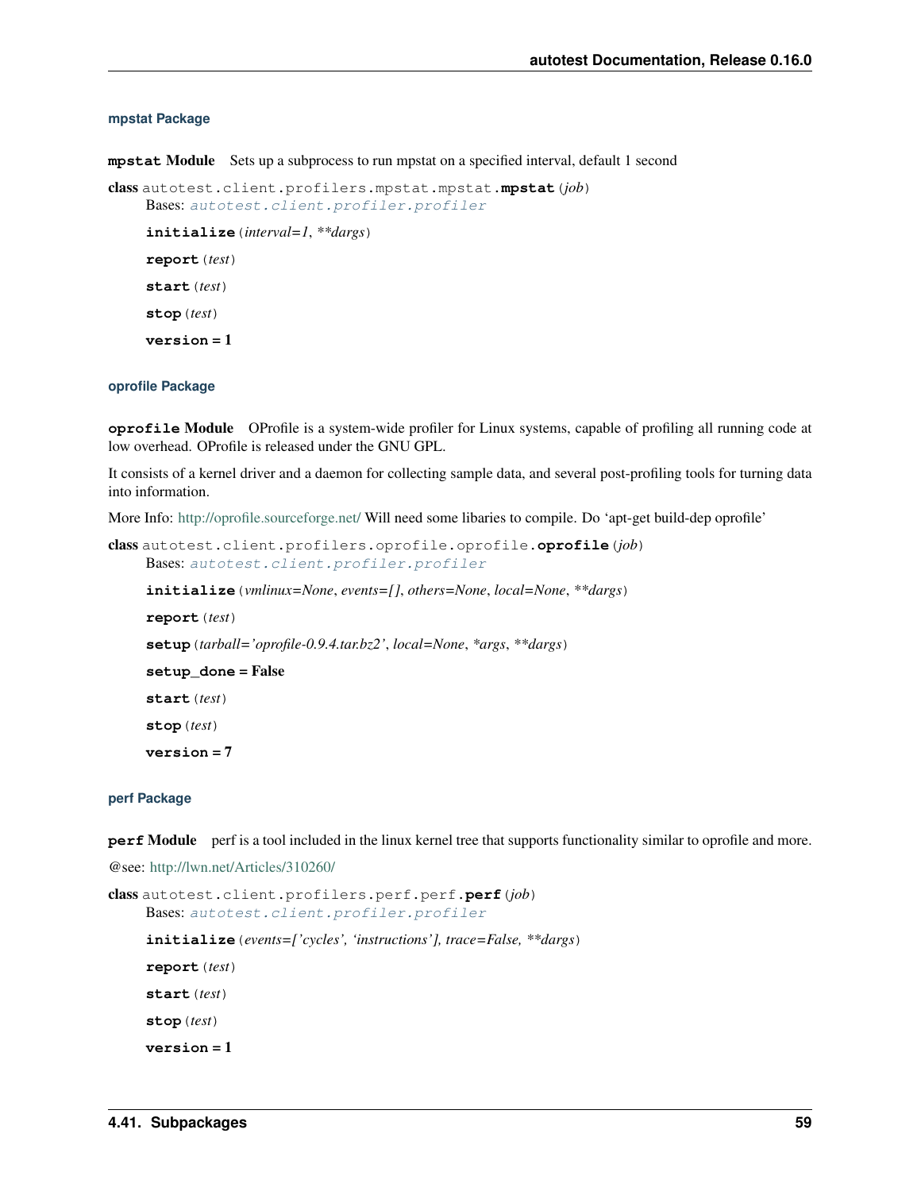### mpstat Package

**mpstat Module** Sets up a subprocess to run mpstat on a specified interval, default 1 second

**class** autotest.client.profilers.mpstat.mpstat.**mpstat**(*job*)
  Bases: *autotest.client.profiler.profiler*

  **initialize**(*interval=1*, *\*\*dargs*)

  **report**(*test*)

  **start**(*test*)

  **stop**(*test*)

  **version** = 1

### oprofile Package

**oprofile Module** OProfile is a system-wide profiler for Linux systems, capable of profiling all running code at low overhead. OProfile is released under the GNU GPL.

It consists of a kernel driver and a daemon for collecting sample data, and several post-profiling tools for turning data into information.

More Info: http://oprofile.sourceforge.net/ Will need some libaries to compile. Do 'apt-get build-dep oprofile'

**class** autotest.client.profilers.oprofile.oprofile.**oprofile**(*job*)
  Bases: *autotest.client.profiler.profiler*

  **initialize**(*vmlinux=None*, *events=[]*, *others=None*, *local=None*, *\*\*dargs*)

  **report**(*test*)

  **setup**(*tarball='oprofile-0.9.4.tar.bz2'*, *local=None*, *\*args*, *\*\*dargs*)

  **setup_done** = False

  **start**(*test*)

  **stop**(*test*)

  **version** = 7

### perf Package

**perf Module** perf is a tool included in the linux kernel tree that supports functionality similar to oprofile and more.

@see: http://lwn.net/Articles/310260/

**class** autotest.client.profilers.perf.perf.**perf**(*job*)
  Bases: *autotest.client.profiler.profiler*

  **initialize**(*events=['cycles', 'instructions'], trace=False, \*\*dargs*)

  **report**(*test*)

  **start**(*test*)

  **stop**(*test*)

  **version** = 1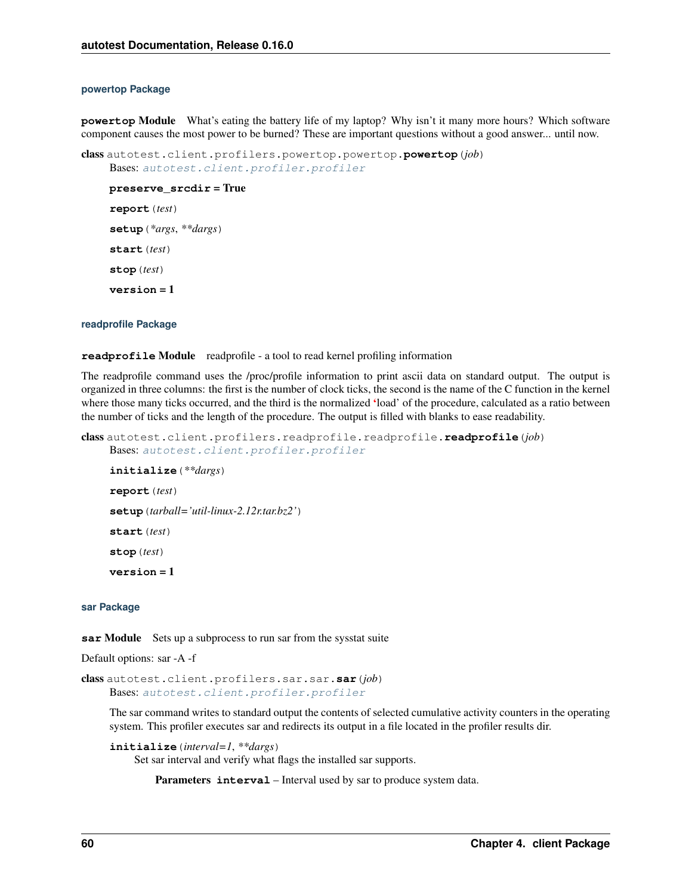### powertop Package

**powertop Module** What's eating the battery life of my laptop? Why isn't it many more hours? Which software component causes the most power to be burned? These are important questions without a good answer... until now.

**class** autotest.client.profilers.powertop.powertop.**powertop**(*job*)
Bases: autotest.client.profiler.profiler

**preserve_srcdir** = True

**report**(*test*)

**setup**(**args*, ***dargs*)

**start**(*test*)

**stop**(*test*)

**version** = 1

### readprofile Package

**readprofile Module** readprofile - a tool to read kernel profiling information

The readprofile command uses the /proc/profile information to print ascii data on standard output. The output is organized in three columns: the first is the number of clock ticks, the second is the name of the C function in the kernel where those many ticks occurred, and the third is the normalized 'load' of the procedure, calculated as a ratio between the number of ticks and the length of the procedure. The output is filled with blanks to ease readability.

**class** autotest.client.profilers.readprofile.readprofile.**readprofile**(*job*)
Bases: autotest.client.profiler.profiler

**initialize**(***dargs*)

**report**(*test*)

**setup**(*tarball='util-linux-2.12r.tar.bz2'*)

**start**(*test*)

**stop**(*test*)

**version** = 1

### sar Package

**sar Module** Sets up a subprocess to run sar from the sysstat suite

Default options: sar -A -f

**class** autotest.client.profilers.sar.sar.**sar**(*job*)
Bases: autotest.client.profiler.profiler

The sar command writes to standard output the contents of selected cumulative activity counters in the operating system. This profiler executes sar and redirects its output in a file located in the profiler results dir.

**initialize**(*interval=1*, ***dargs*)
Set sar interval and verify what flags the installed sar supports.

**Parameters** **interval** – Interval used by sar to produce system data.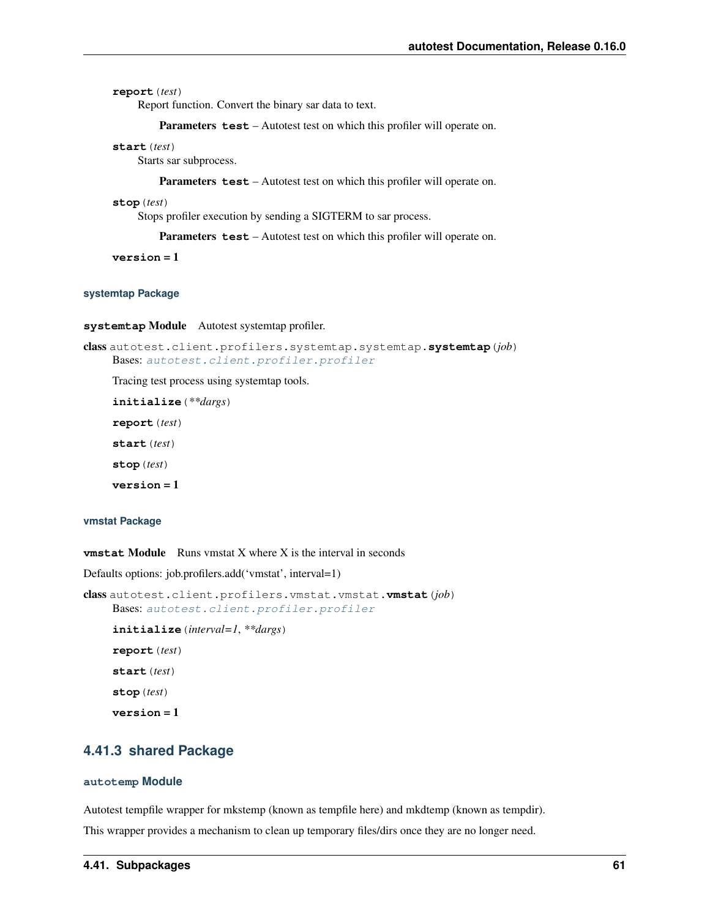**report**(*test*)
Report function. Convert the binary sar data to text.

**Parameters** **test** – Autotest test on which this profiler will operate on.

**start**(*test*)
Starts sar subprocess.

**Parameters** **test** – Autotest test on which this profiler will operate on.

**stop**(*test*)
Stops profiler execution by sending a SIGTERM to sar process.

**Parameters** **test** – Autotest test on which this profiler will operate on.

**version = 1**

#### systemtap Package

**systemtap Module** Autotest systemtap profiler.

**class** autotest.client.profilers.systemtap.systemtap.**systemtap**(*job*)
Bases: *autotest.client.profiler.profiler*

Tracing test process using systemtap tools.

**initialize**(*\*\*dargs*)

**report**(*test*)

**start**(*test*)

**stop**(*test*)

**version = 1**

#### vmstat Package

**vmstat Module** Runs vmstat X where X is the interval in seconds

Defaults options: job.profilers.add('vmstat', interval=1)

**class** autotest.client.profilers.vmstat.vmstat.**vmstat**(*job*)
Bases: *autotest.client.profiler.profiler*

**initialize**(*interval=1*, *\*\*dargs*)

**report**(*test*)

**start**(*test*)

**stop**(*test*)

**version = 1**

### 4.41.3 shared Package

#### autotemp Module

Autotest tempfile wrapper for mkstemp (known as tempfile here) and mkdtemp (known as tempdir).

This wrapper provides a mechanism to clean up temporary files/dirs once they are no longer need.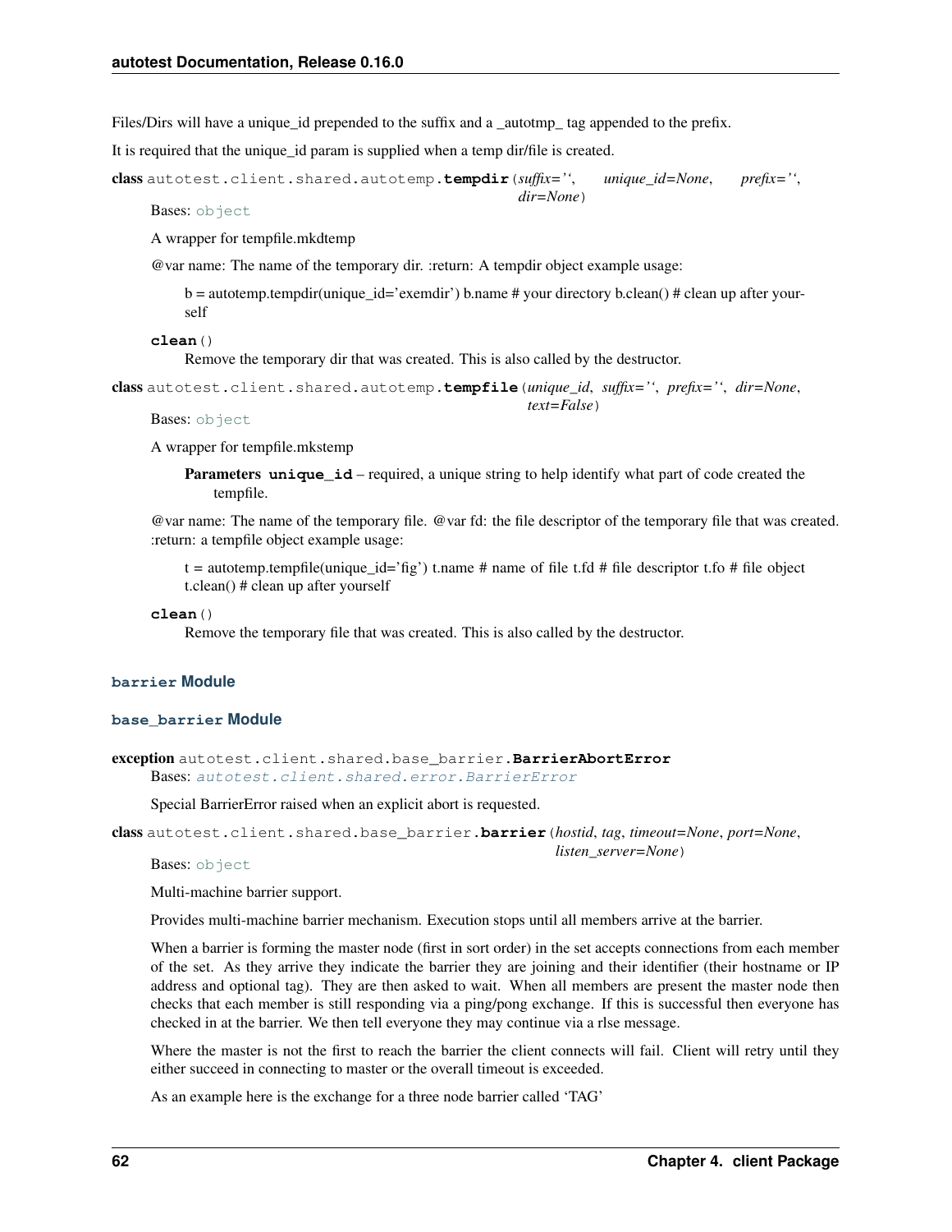Files/Dirs will have a unique_id prepended to the suffix and a _autotmp_ tag appended to the prefix.

It is required that the unique_id param is supplied when a temp dir/file is created.

**class** autotest.client.shared.autotemp.**tempdir**(*suffix=''*, *unique_id=None*, *prefix=''*, *dir=None*)

Bases: `object`

A wrapper for tempfile.mkdtemp

@var name: The name of the temporary dir. :return: A tempdir object example usage:

> b = autotemp.tempdir(unique_id='exemdir') b.name # your directory b.clean() # clean up after yourself

**clean**()

Remove the temporary dir that was created. This is also called by the destructor.

**class** autotest.client.shared.autotemp.**tempfile**(*unique_id*, *suffix=''*, *prefix=''*, *dir=None*, *text=False*)

Bases: `object`

A wrapper for tempfile.mkstemp

> **Parameters** **unique_id** – required, a unique string to help identify what part of code created the tempfile.

@var name: The name of the temporary file. @var fd: the file descriptor of the temporary file that was created. :return: a tempfile object example usage:

> t = autotemp.tempfile(unique_id='fig') t.name # name of file t.fd # file descriptor t.fo # file object t.clean() # clean up after yourself

**clean**()

Remove the temporary file that was created. This is also called by the destructor.

### `barrier` Module

### `base_barrier` Module

**exception** autotest.client.shared.base_barrier.**BarrierAbortError**

Bases: `autotest.client.shared.error.BarrierError`

Special BarrierError raised when an explicit abort is requested.

**class** autotest.client.shared.base_barrier.**barrier**(*hostid*, *tag*, *timeout=None*, *port=None*, *listen_server=None*)

Bases: `object`

Multi-machine barrier support.

Provides multi-machine barrier mechanism. Execution stops until all members arrive at the barrier.

When a barrier is forming the master node (first in sort order) in the set accepts connections from each member of the set. As they arrive they indicate the barrier they are joining and their identifier (their hostname or IP address and optional tag). They are then asked to wait. When all members are present the master node then checks that each member is still responding via a ping/pong exchange. If this is successful then everyone has checked in at the barrier. We then tell everyone they may continue via a rlse message.

Where the master is not the first to reach the barrier the client connects will fail. Client will retry until they either succeed in connecting to master or the overall timeout is exceeded.

As an example here is the exchange for a three node barrier called 'TAG'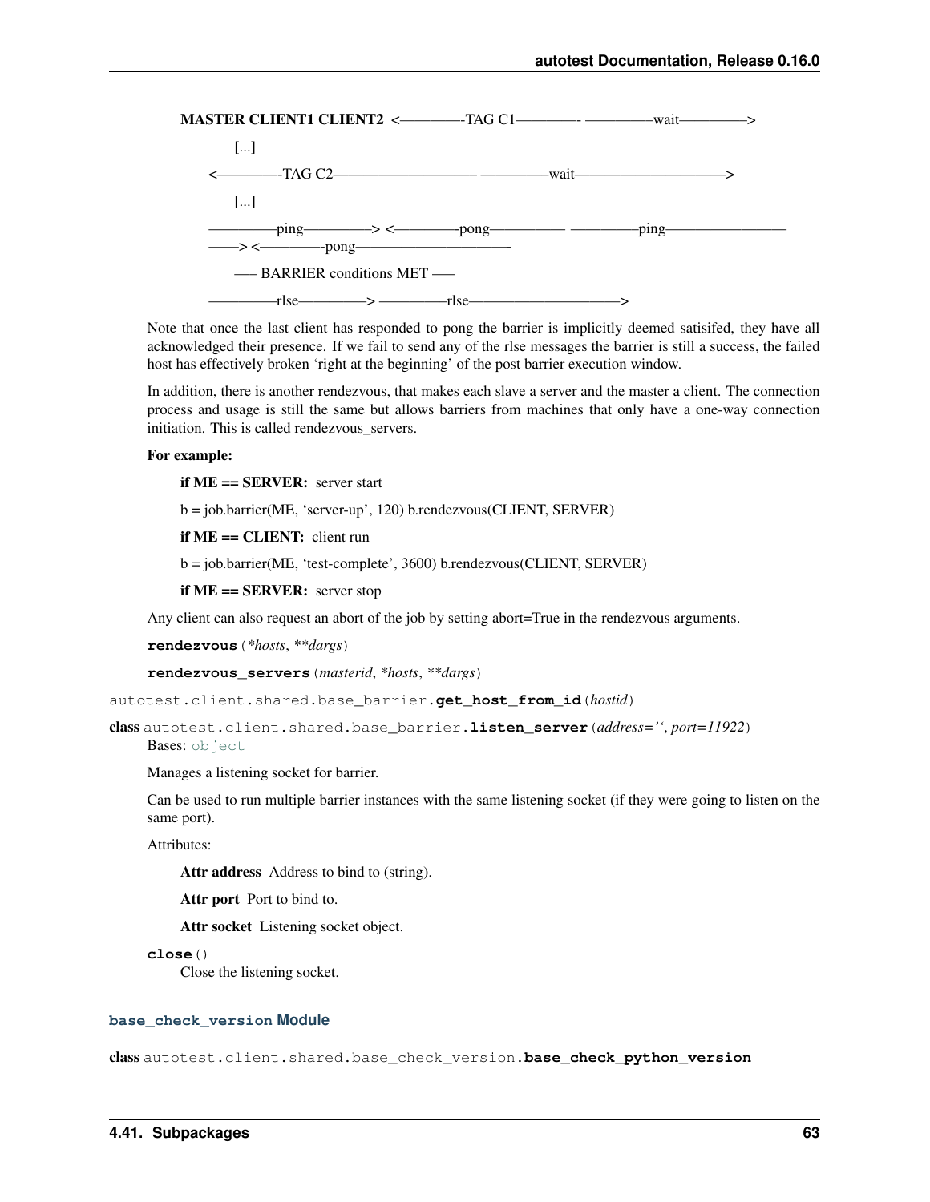**MASTER CLIENT1 CLIENT2** <————-TAG C1————- ————-wait————->

[...]

<————-TAG C2———————— ————-wait————————>

[...]

————-ping————-> <————-pong———— ————-ping——————
——> <————-pong————————-

—– BARRIER conditions MET —–

————-rlse————-> ————-rlse————————>

Note that once the last client has responded to pong the barrier is implicitly deemed satisifed, they have all acknowledged their presence. If we fail to send any of the rlse messages the barrier is still a success, the failed host has effectively broken 'right at the beginning' of the post barrier execution window.

In addition, there is another rendezvous, that makes each slave a server and the master a client. The connection process and usage is still the same but allows barriers from machines that only have a one-way connection initiation. This is called rendezvous_servers.

**For example:**

**if ME == SERVER:** server start

b = job.barrier(ME, 'server-up', 120) b.rendezvous(CLIENT, SERVER)

**if ME == CLIENT:** client run

b = job.barrier(ME, 'test-complete', 3600) b.rendezvous(CLIENT, SERVER)

**if ME == SERVER:** server stop

Any client can also request an abort of the job by setting abort=True in the rendezvous arguments.

**rendezvous**(*\*hosts*, *\*\*dargs*)

**rendezvous_servers**(*masterid*, *\*hosts*, *\*\*dargs*)

autotest.client.shared.base_barrier.**get_host_from_id**(*hostid*)

class autotest.client.shared.base_barrier.**listen_server**(*address=''*, *port=11922*)

Bases: object

Manages a listening socket for barrier.

Can be used to run multiple barrier instances with the same listening socket (if they were going to listen on the same port).

Attributes:

**Attr address** Address to bind to (string).

**Attr port** Port to bind to.

**Attr socket** Listening socket object.

**close**()

Close the listening socket.

#### base_check_version Module

class autotest.client.shared.base_check_version.**base_check_python_version**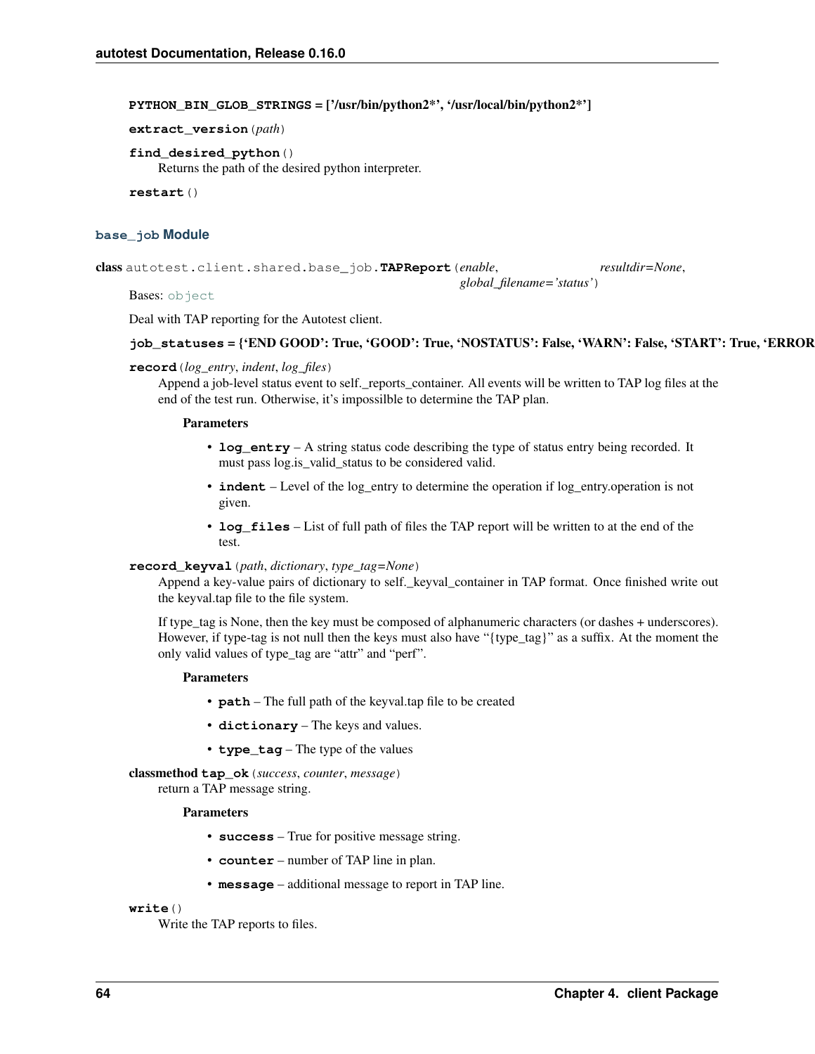**PYTHON_BIN_GLOB_STRINGS = ['/usr/bin/python2*', '/usr/local/bin/python2*']**

**extract_version**(*path*)

**find_desired_python**()

Returns the path of the desired python interpreter.

**restart**()

## base_job Module

class autotest.client.shared.base_job.**TAPReport**(*enable*, *resultdir=None*, *global_filename='status'*)

Bases: object

Deal with TAP reporting for the Autotest client.

**job_statuses = {'END GOOD': True, 'GOOD': True, 'NOSTATUS': False, 'WARN': False, 'START': True, 'ERROR**

**record**(*log_entry*, *indent*, *log_files*)

Append a job-level status event to self._reports_container. All events will be written to TAP log files at the end of the test run. Otherwise, it's impossilble to determine the TAP plan.

**Parameters**

- **log_entry** – A string status code describing the type of status entry being recorded. It must pass log.is_valid_status to be considered valid.
- **indent** – Level of the log_entry to determine the operation if log_entry.operation is not given.
- **log_files** – List of full path of files the TAP report will be written to at the end of the test.

**record_keyval**(*path*, *dictionary*, *type_tag=None*)

Append a key-value pairs of dictionary to self._keyval_container in TAP format. Once finished write out the keyval.tap file to the file system.

If type_tag is None, then the key must be composed of alphanumeric characters (or dashes + underscores). However, if type-tag is not null then the keys must also have "{type_tag}" as a suffix. At the moment the only valid values of type_tag are "attr" and "perf".

**Parameters**

- **path** – The full path of the keyval.tap file to be created
- **dictionary** – The keys and values.
- **type_tag** – The type of the values

classmethod **tap_ok**(*success*, *counter*, *message*)

return a TAP message string.

**Parameters**

- **success** – True for positive message string.
- **counter** – number of TAP line in plan.
- **message** – additional message to report in TAP line.

**write**()

Write the TAP reports to files.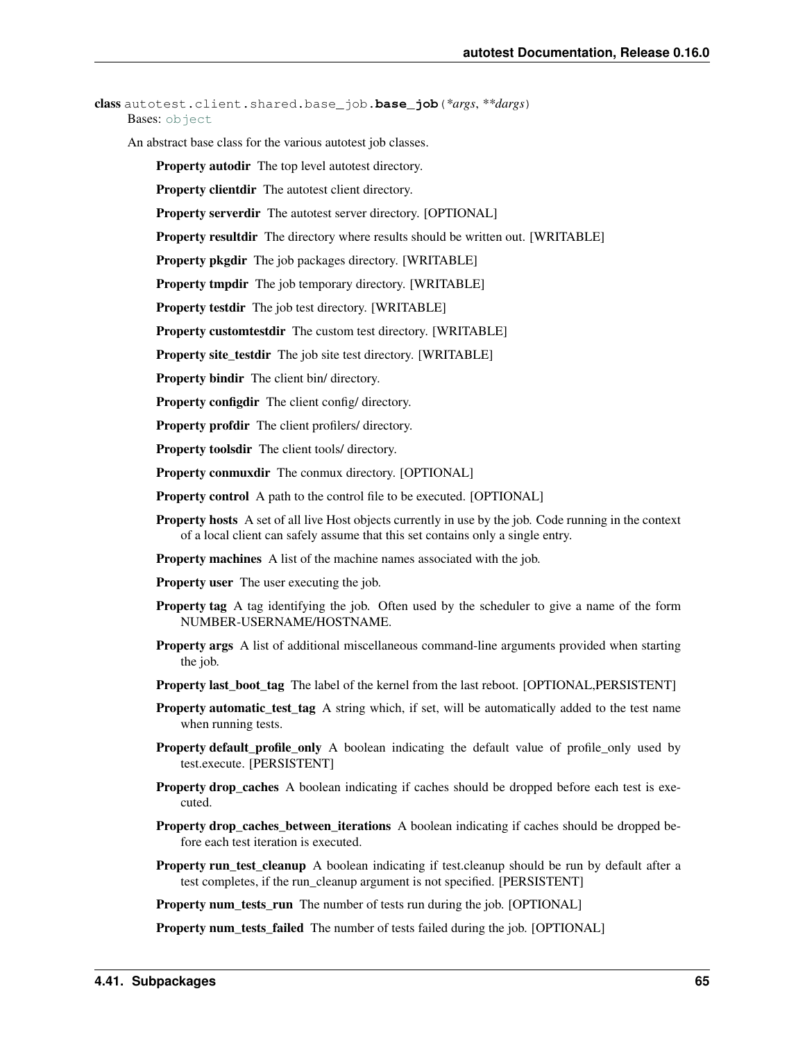**class** autotest.client.shared.base_job.**base_job**(*\*args*, *\*\*dargs*)

Bases: object

An abstract base class for the various autotest job classes.

**Property autodir** The top level autotest directory.

**Property clientdir** The autotest client directory.

**Property serverdir** The autotest server directory. [OPTIONAL]

**Property resultdir** The directory where results should be written out. [WRITABLE]

**Property pkgdir** The job packages directory. [WRITABLE]

**Property tmpdir** The job temporary directory. [WRITABLE]

**Property testdir** The job test directory. [WRITABLE]

**Property customtestdir** The custom test directory. [WRITABLE]

**Property site_testdir** The job site test directory. [WRITABLE]

**Property bindir** The client bin/ directory.

**Property configdir** The client config/ directory.

**Property profdir** The client profilers/ directory.

**Property toolsdir** The client tools/ directory.

**Property conmuxdir** The conmux directory. [OPTIONAL]

**Property control** A path to the control file to be executed. [OPTIONAL]

**Property hosts** A set of all live Host objects currently in use by the job. Code running in the context of a local client can safely assume that this set contains only a single entry.

**Property machines** A list of the machine names associated with the job.

**Property user** The user executing the job.

**Property tag** A tag identifying the job. Often used by the scheduler to give a name of the form NUMBER-USERNAME/HOSTNAME.

**Property args** A list of additional miscellaneous command-line arguments provided when starting the job.

**Property last_boot_tag** The label of the kernel from the last reboot. [OPTIONAL,PERSISTENT]

**Property automatic_test_tag** A string which, if set, will be automatically added to the test name when running tests.

**Property default_profile_only** A boolean indicating the default value of profile_only used by test.execute. [PERSISTENT]

**Property drop_caches** A boolean indicating if caches should be dropped before each test is executed.

**Property drop_caches_between_iterations** A boolean indicating if caches should be dropped before each test iteration is executed.

**Property run_test_cleanup** A boolean indicating if test.cleanup should be run by default after a test completes, if the run_cleanup argument is not specified. [PERSISTENT]

**Property num_tests_run** The number of tests run during the job. [OPTIONAL]

**Property num_tests_failed** The number of tests failed during the job. [OPTIONAL]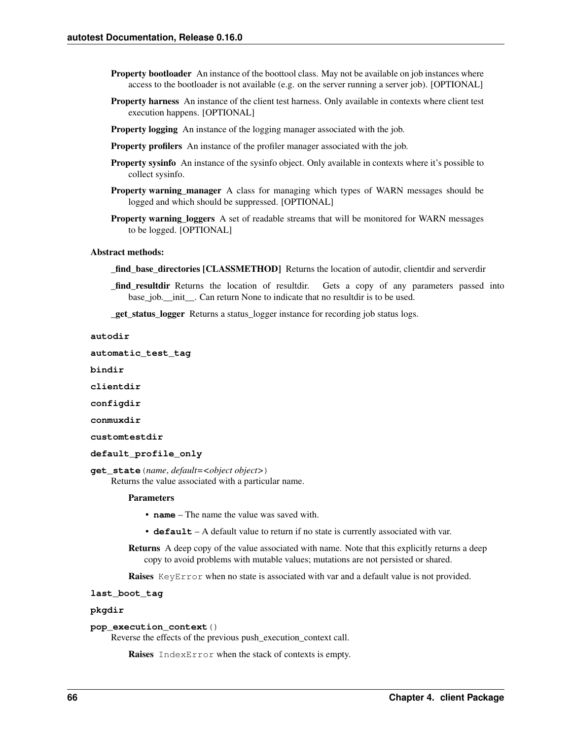**Property bootloader** An instance of the boottool class. May not be available on job instances where access to the bootloader is not available (e.g. on the server running a server job). [OPTIONAL]

**Property harness** An instance of the client test harness. Only available in contexts where client test execution happens. [OPTIONAL]

**Property logging** An instance of the logging manager associated with the job.

**Property profilers** An instance of the profiler manager associated with the job.

**Property sysinfo** An instance of the sysinfo object. Only available in contexts where it's possible to collect sysinfo.

**Property warning_manager** A class for managing which types of WARN messages should be logged and which should be suppressed. [OPTIONAL]

**Property warning_loggers** A set of readable streams that will be monitored for WARN messages to be logged. [OPTIONAL]

**Abstract methods:**

**_find_base_directories [CLASSMETHOD]** Returns the location of autodir, clientdir and serverdir

**_find_resultdir** Returns the location of resultdir. Gets a copy of any parameters passed into base_job.__init__. Can return None to indicate that no resultdir is to be used.

**_get_status_logger** Returns a status_logger instance for recording job status logs.

**autodir**

**automatic_test_tag**

**bindir**

**clientdir**

**configdir**

**conmuxdir**

**customtestdir**

**default_profile_only**

**get_state**(*name*, *default=<object object>*)

Returns the value associated with a particular name.

**Parameters**

- **name** – The name the value was saved with.
- **default** – A default value to return if no state is currently associated with var.

**Returns** A deep copy of the value associated with name. Note that this explicitly returns a deep copy to avoid problems with mutable values; mutations are not persisted or shared.

**Raises** `KeyError` when no state is associated with var and a default value is not provided.

**last_boot_tag**

**pkgdir**

**pop_execution_context**()

Reverse the effects of the previous push_execution_context call.

**Raises** `IndexError` when the stack of contexts is empty.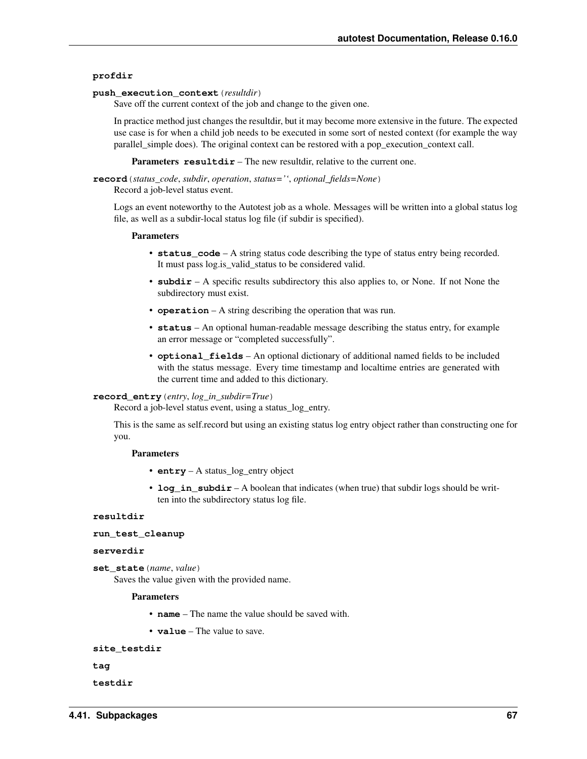**profdir**

**push_execution_context**(*resultdir*)
Save off the current context of the job and change to the given one.

In practice method just changes the resultdir, but it may become more extensive in the future. The expected use case is for when a child job needs to be executed in some sort of nested context (for example the way parallel_simple does). The original context can be restored with a pop_execution_context call.

**Parameters** **resultdir** – The new resultdir, relative to the current one.

**record**(*status_code*, *subdir*, *operation*, *status=''*, *optional_fields=None*)
Record a job-level status event.

Logs an event noteworthy to the Autotest job as a whole. Messages will be written into a global status log file, as well as a subdir-local status log file (if subdir is specified).

**Parameters**

- **status_code** – A string status code describing the type of status entry being recorded. It must pass log.is_valid_status to be considered valid.
- **subdir** – A specific results subdirectory this also applies to, or None. If not None the subdirectory must exist.
- **operation** – A string describing the operation that was run.
- **status** – An optional human-readable message describing the status entry, for example an error message or "completed successfully".
- **optional_fields** – An optional dictionary of additional named fields to be included with the status message. Every time timestamp and localtime entries are generated with the current time and added to this dictionary.

**record_entry**(*entry*, *log_in_subdir=True*)
Record a job-level status event, using a status_log_entry.

This is the same as self.record but using an existing status log entry object rather than constructing one for you.

**Parameters**

- **entry** – A status_log_entry object
- **log_in_subdir** – A boolean that indicates (when true) that subdir logs should be written into the subdirectory status log file.

**resultdir**

**run_test_cleanup**

**serverdir**

**set_state**(*name*, *value*)
Saves the value given with the provided name.

**Parameters**

- **name** – The name the value should be saved with.
- **value** – The value to save.

**site_testdir**

**tag**

**testdir**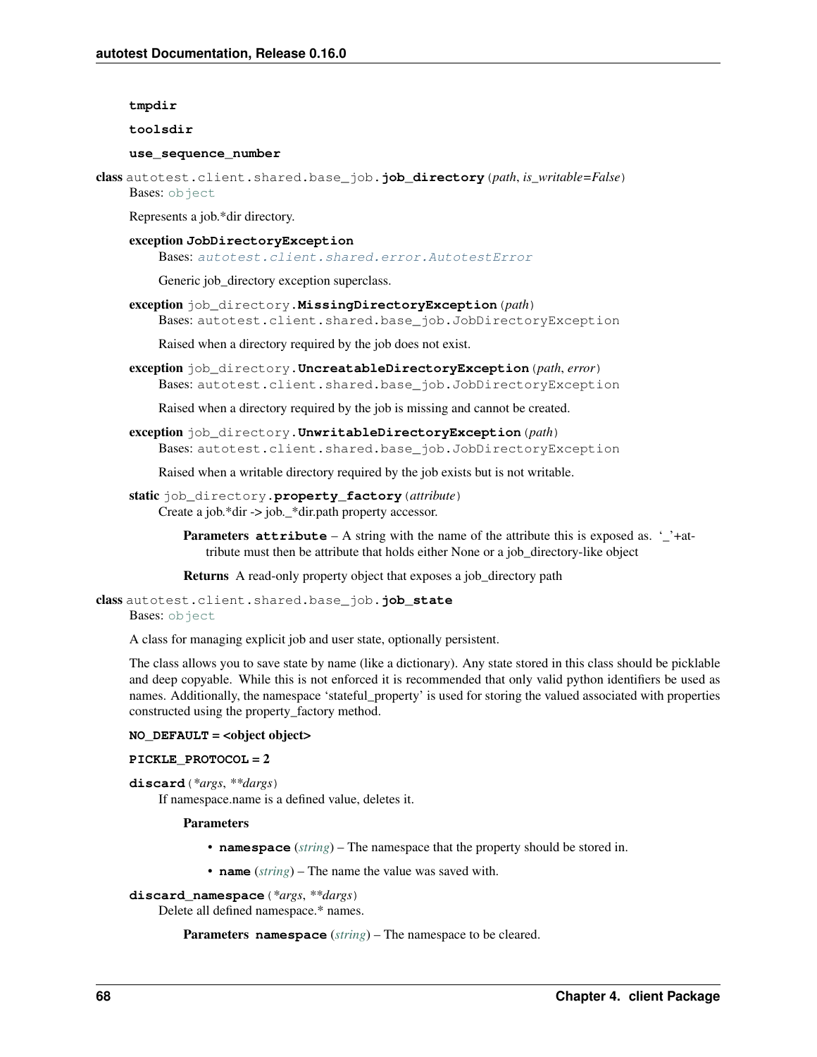**tmpdir**

**toolsdir**

**use_sequence_number**

**class** autotest.client.shared.base_job.**job_directory**(*path*, *is_writable=False*)
Bases: object

Represents a job.*dir directory.

**exception JobDirectoryException**
Bases: *autotest.client.shared.error.AutotestError*

Generic job_directory exception superclass.

**exception** job_directory.**MissingDirectoryException**(*path*)
Bases: autotest.client.shared.base_job.JobDirectoryException

Raised when a directory required by the job does not exist.

**exception** job_directory.**UncreatableDirectoryException**(*path*, *error*)
Bases: autotest.client.shared.base_job.JobDirectoryException

Raised when a directory required by the job is missing and cannot be created.

**exception** job_directory.**UnwritableDirectoryException**(*path*)
Bases: autotest.client.shared.base_job.JobDirectoryException

Raised when a writable directory required by the job exists but is not writable.

**static** job_directory.**property_factory**(*attribute*)
Create a job.*dir -> job._*dir.path property accessor.

**Parameters** **attribute** – A string with the name of the attribute this is exposed as. '_'+attribute must then be attribute that holds either None or a job_directory-like object

**Returns** A read-only property object that exposes a job_directory path

**class** autotest.client.shared.base_job.**job_state**
Bases: object

A class for managing explicit job and user state, optionally persistent.

The class allows you to save state by name (like a dictionary). Any state stored in this class should be picklable and deep copyable. While this is not enforced it is recommended that only valid python identifiers be used as names. Additionally, the namespace 'stateful_property' is used for storing the valued associated with properties constructed using the property_factory method.

**NO_DEFAULT = <object object>**

**PICKLE_PROTOCOL = 2**

**discard**(*\*args*, *\*\*dargs*)
If namespace.name is a defined value, deletes it.

**Parameters**

- **namespace** (*string*) – The namespace that the property should be stored in.
- **name** (*string*) – The name the value was saved with.

**discard_namespace**(*\*args*, *\*\*dargs*)
Delete all defined namespace.* names.

**Parameters** **namespace** (*string*) – The namespace to be cleared.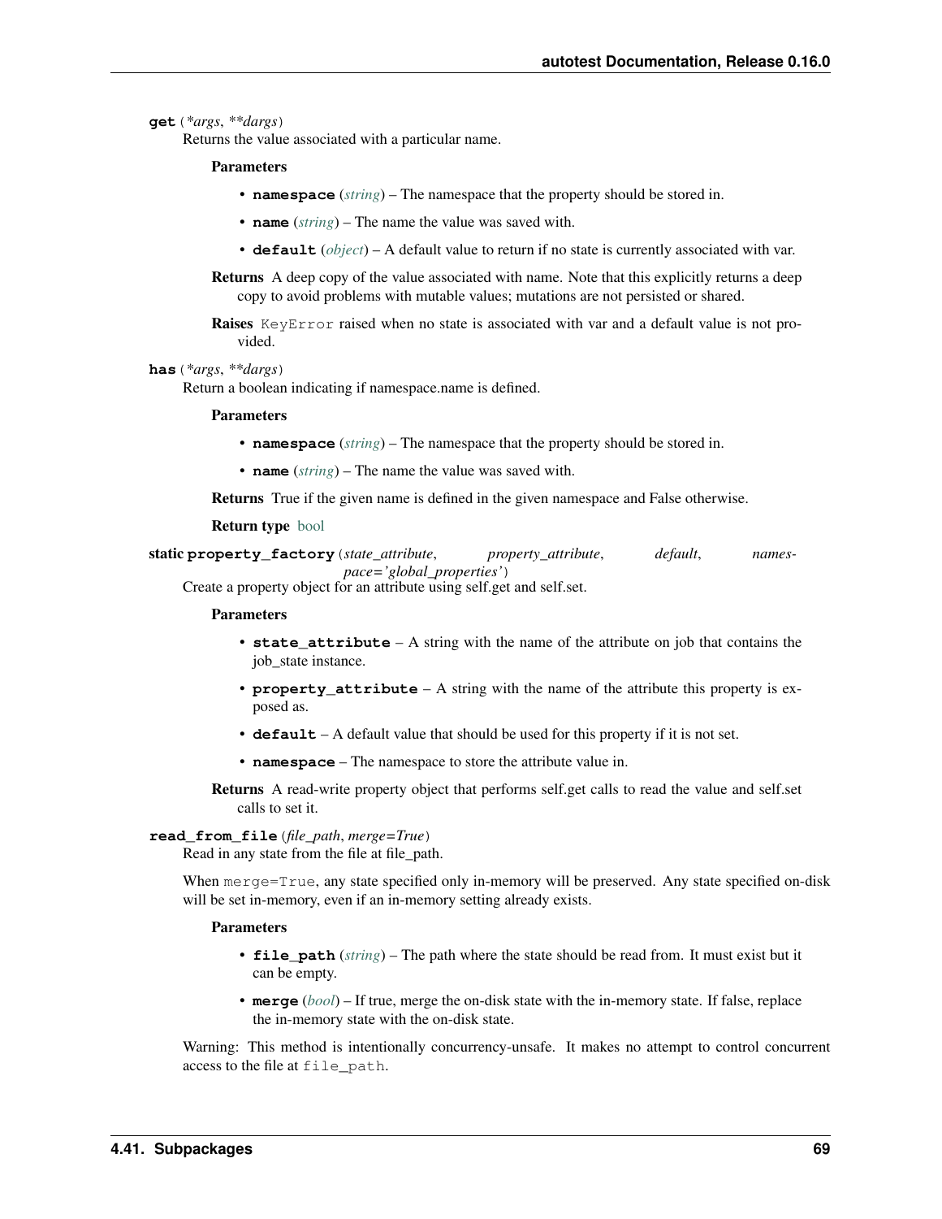**get** (*\*args*, *\*\*dargs*)

Returns the value associated with a particular name.

**Parameters**

- **namespace** (*string*) – The namespace that the property should be stored in.
- **name** (*string*) – The name the value was saved with.
- **default** (*object*) – A default value to return if no state is currently associated with var.

**Returns** A deep copy of the value associated with name. Note that this explicitly returns a deep copy to avoid problems with mutable values; mutations are not persisted or shared.

**Raises** `KeyError` raised when no state is associated with var and a default value is not provided.

**has** (*\*args*, *\*\*dargs*)

Return a boolean indicating if namespace.name is defined.

**Parameters**

- **namespace** (*string*) – The namespace that the property should be stored in.
- **name** (*string*) – The name the value was saved with.

**Returns** True if the given name is defined in the given namespace and False otherwise.

**Return type** bool

static **property_factory** (*state_attribute*, *property_attribute*, *default*, *namespace='global_properties'*)

Create a property object for an attribute using self.get and self.set.

**Parameters**

- **state_attribute** – A string with the name of the attribute on job that contains the job_state instance.
- **property_attribute** – A string with the name of the attribute this property is exposed as.
- **default** – A default value that should be used for this property if it is not set.
- **namespace** – The namespace to store the attribute value in.

**Returns** A read-write property object that performs self.get calls to read the value and self.set calls to set it.

**read_from_file** (*file_path*, *merge=True*)

Read in any state from the file at file_path.

When `merge=True`, any state specified only in-memory will be preserved. Any state specified on-disk will be set in-memory, even if an in-memory setting already exists.

**Parameters**

- **file_path** (*string*) – The path where the state should be read from. It must exist but it can be empty.
- **merge** (*bool*) – If true, merge the on-disk state with the in-memory state. If false, replace the in-memory state with the on-disk state.

Warning: This method is intentionally concurrency-unsafe. It makes no attempt to control concurrent access to the file at `file_path`.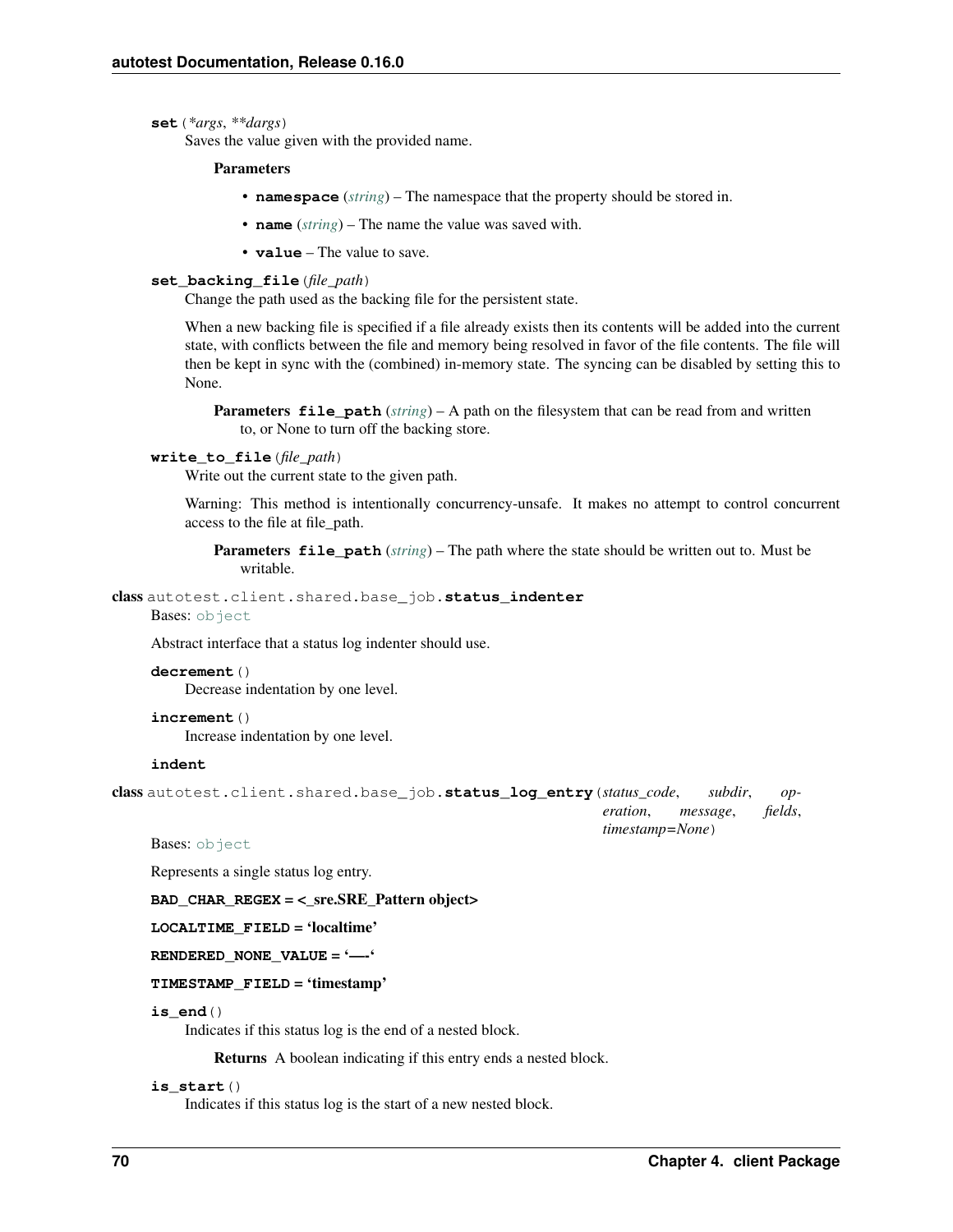**set**(*\*args*, *\*\*dargs*)

Saves the value given with the provided name.

**Parameters**

- **namespace** (*string*) – The namespace that the property should be stored in.
- **name** (*string*) – The name the value was saved with.
- **value** – The value to save.

**set_backing_file**(*file_path*)

Change the path used as the backing file for the persistent state.

When a new backing file is specified if a file already exists then its contents will be added into the current state, with conflicts between the file and memory being resolved in favor of the file contents. The file will then be kept in sync with the (combined) in-memory state. The syncing can be disabled by setting this to None.

**Parameters** **file_path** (*string*) – A path on the filesystem that can be read from and written to, or None to turn off the backing store.

**write_to_file**(*file_path*)

Write out the current state to the given path.

Warning: This method is intentionally concurrency-unsafe. It makes no attempt to control concurrent access to the file at file_path.

**Parameters** **file_path** (*string*) – The path where the state should be written out to. Must be writable.

**class** autotest.client.shared.base_job.**status_indenter**

Bases: object

Abstract interface that a status log indenter should use.

**decrement**()

Decrease indentation by one level.

**increment**()

Increase indentation by one level.

**indent**

**class** autotest.client.shared.base_job.**status_log_entry**(*status_code*, *subdir*, *operation*, *message*, *fields*, *timestamp=None*)

Bases: object

Represents a single status log entry.

**BAD_CHAR_REGEX = <_sre.SRE_Pattern object>**

**LOCALTIME_FIELD = 'localtime'**

**RENDERED_NONE_VALUE = '—-'**

**TIMESTAMP_FIELD = 'timestamp'**

**is_end**()

Indicates if this status log is the end of a nested block.

**Returns** A boolean indicating if this entry ends a nested block.

**is_start**()

Indicates if this status log is the start of a new nested block.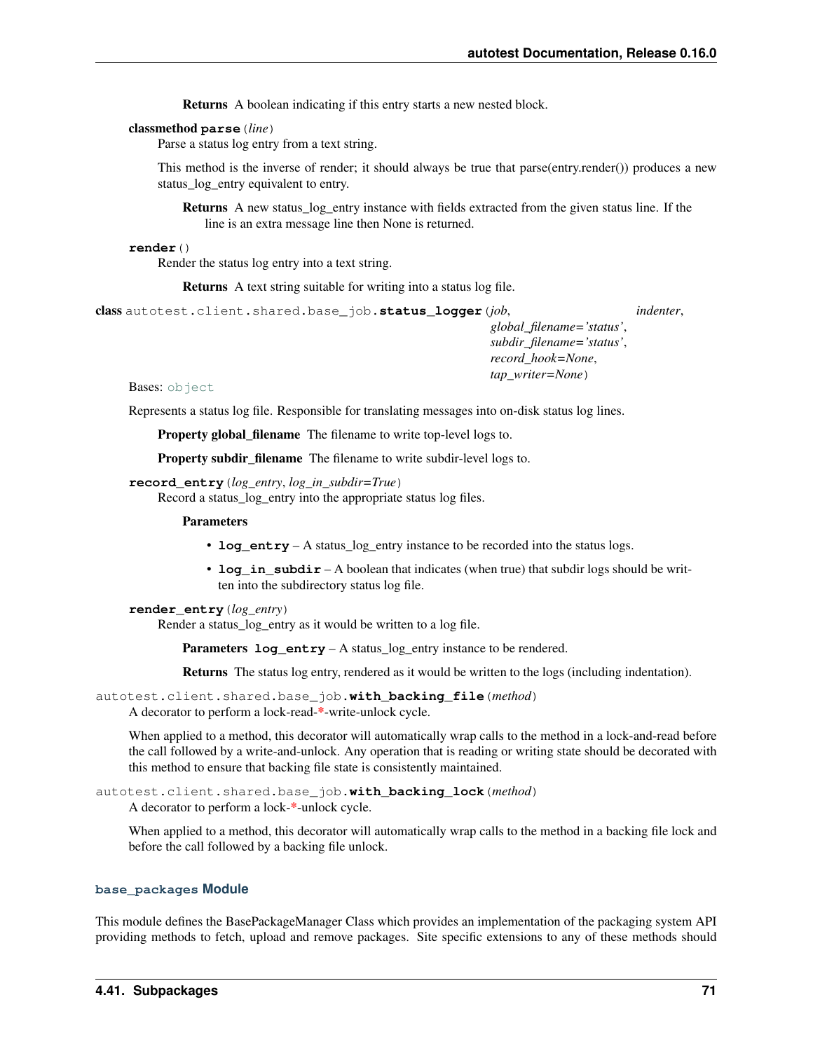**Returns** A boolean indicating if this entry starts a new nested block.

**classmethod parse**(*line*)

Parse a status log entry from a text string.

This method is the inverse of render; it should always be true that parse(entry.render()) produces a new status_log_entry equivalent to entry.

**Returns** A new status_log_entry instance with fields extracted from the given status line. If the line is an extra message line then None is returned.

**render**()

Render the status log entry into a text string.

**Returns** A text string suitable for writing into a status log file.

**class** autotest.client.shared.base_job.**status_logger**(*job*, *indenter*, *global_filename='status'*, *subdir_filename='status'*, *record_hook=None*, *tap_writer=None*)

Bases: object

Represents a status log file. Responsible for translating messages into on-disk status log lines.

**Property global_filename** The filename to write top-level logs to.

**Property subdir_filename** The filename to write subdir-level logs to.

**record_entry**(*log_entry*, *log_in_subdir=True*)

Record a status_log_entry into the appropriate status log files.

**Parameters**

- **log_entry** – A status_log_entry instance to be recorded into the status logs.
- **log_in_subdir** – A boolean that indicates (when true) that subdir logs should be written into the subdirectory status log file.

**render_entry**(*log_entry*)

Render a status_log_entry as it would be written to a log file.

**Parameters** **log_entry** – A status_log_entry instance to be rendered.

**Returns** The status log entry, rendered as it would be written to the logs (including indentation).

autotest.client.shared.base_job.**with_backing_file**(*method*)

A decorator to perform a lock-read-*-write-unlock cycle.

When applied to a method, this decorator will automatically wrap calls to the method in a lock-and-read before the call followed by a write-and-unlock. Any operation that is reading or writing state should be decorated with this method to ensure that backing file state is consistently maintained.

autotest.client.shared.base_job.**with_backing_lock**(*method*)

A decorator to perform a lock-*-unlock cycle.

When applied to a method, this decorator will automatically wrap calls to the method in a backing file lock and before the call followed by a backing file unlock.

### base_packages Module

This module defines the BasePackageManager Class which provides an implementation of the packaging system API providing methods to fetch, upload and remove packages. Site specific extensions to any of these methods should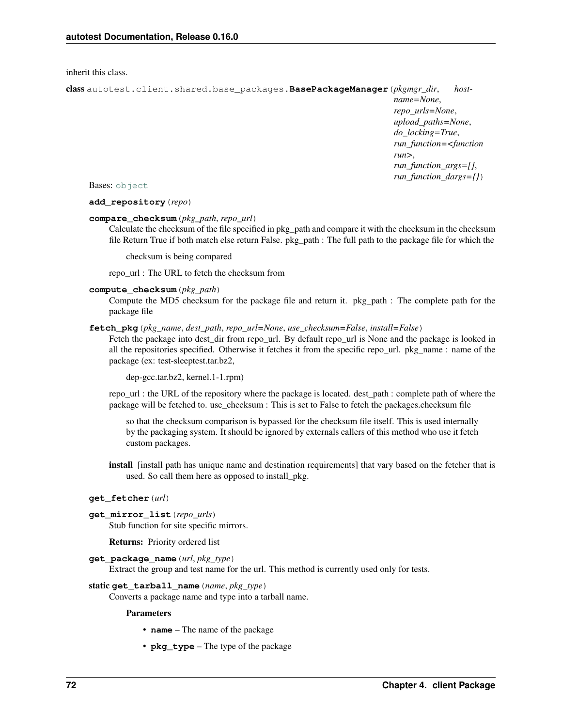inherit this class.

**class** `autotest.client.shared.base_packages.`**`BasePackageManager`**(*pkgmgr_dir*, *hostname=None*, *repo_urls=None*, *upload_paths=None*, *do_locking=True*, *run_function=<function run>*, *run_function_args=[]*, *run_function_dargs={}*)

Bases: `object`

**`add_repository`**(*repo*)

**`compare_checksum`**(*pkg_path*, *repo_url*)

Calculate the checksum of the file specified in pkg_path and compare it with the checksum in the checksum file Return True if both match else return False. pkg_path : The full path to the package file for which the

> checksum is being compared

repo_url : The URL to fetch the checksum from

**`compute_checksum`**(*pkg_path*)

Compute the MD5 checksum for the package file and return it. pkg_path : The complete path for the package file

**`fetch_pkg`**(*pkg_name*, *dest_path*, *repo_url=None*, *use_checksum=False*, *install=False*)

Fetch the package into dest_dir from repo_url. By default repo_url is None and the package is looked in all the repositories specified. Otherwise it fetches it from the specific repo_url. pkg_name : name of the package (ex: test-sleeptest.tar.bz2,

> dep-gcc.tar.bz2, kernel.1-1.rpm)

repo_url : the URL of the repository where the package is located. dest_path : complete path of where the package will be fetched to. use_checksum : This is set to False to fetch the packages.checksum file

> so that the checksum comparison is bypassed for the checksum file itself. This is used internally by the packaging system. It should be ignored by externals callers of this method who use it fetch custom packages.

**install** [install path has unique name and destination requirements] that vary based on the fetcher that is used. So call them here as opposed to install_pkg.

**`get_fetcher`**(*url*)

**`get_mirror_list`**(*repo_urls*)

Stub function for site specific mirrors.

**Returns:** Priority ordered list

**`get_package_name`**(*url*, *pkg_type*)

Extract the group and test name for the url. This method is currently used only for tests.

**static `get_tarball_name`**(*name*, *pkg_type*)

Converts a package name and type into a tarball name.

**Parameters**

- **`name`** – The name of the package
- **`pkg_type`** – The type of the package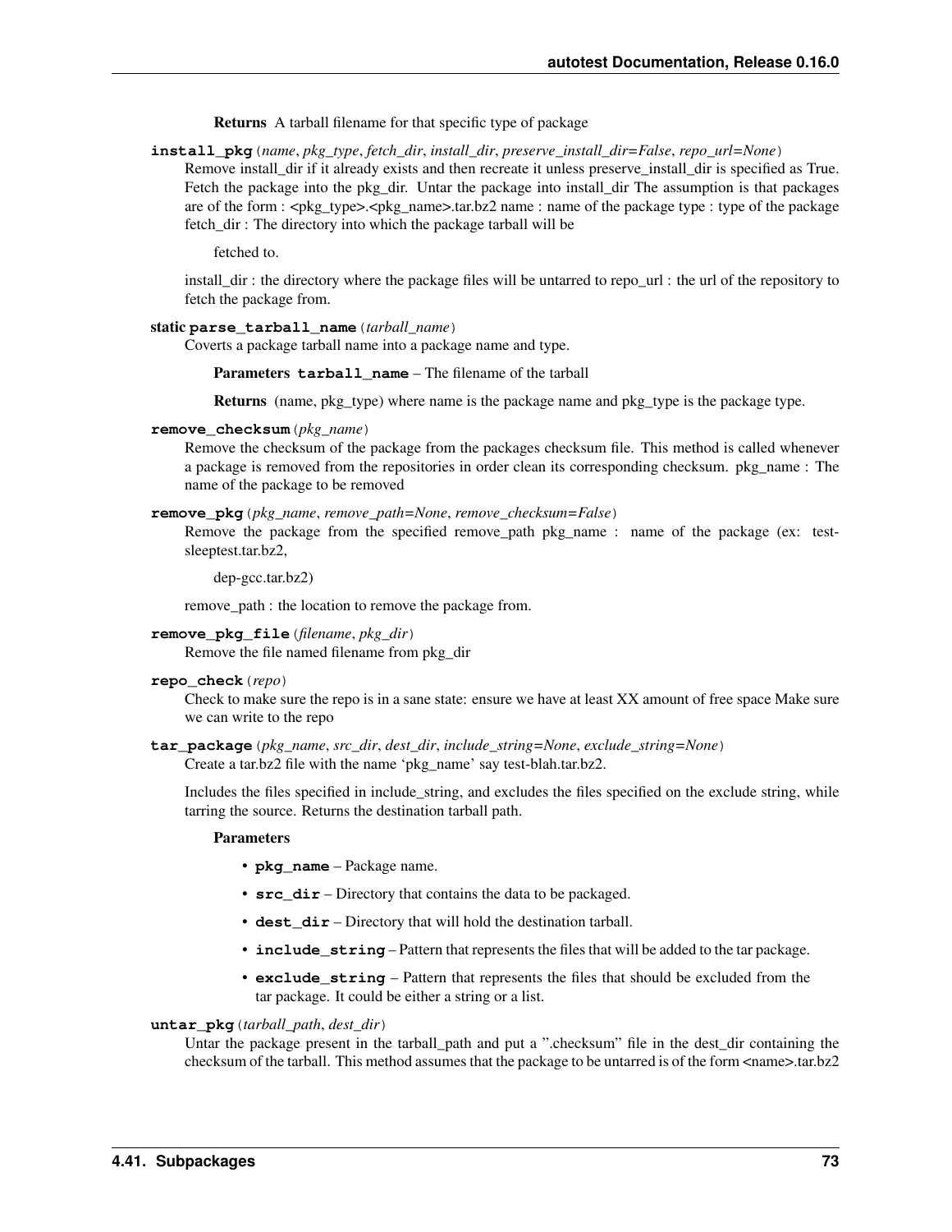**Returns** A tarball filename for that specific type of package

**install_pkg**(*name*, *pkg_type*, *fetch_dir*, *install_dir*, *preserve_install_dir=False*, *repo_url=None*)
Remove install_dir if it already exists and then recreate it unless preserve_install_dir is specified as True. Fetch the package into the pkg_dir. Untar the package into install_dir The assumption is that packages are of the form : <pkg_type>.<pkg_name>.tar.bz2 name : name of the package type : type of the package fetch_dir : The directory into which the package tarball will be

fetched to.

install_dir : the directory where the package files will be untarred to repo_url : the url of the repository to fetch the package from.

**static parse_tarball_name**(*tarball_name*)
Coverts a package tarball name into a package name and type.

**Parameters** **tarball_name** – The filename of the tarball

**Returns** (name, pkg_type) where name is the package name and pkg_type is the package type.

**remove_checksum**(*pkg_name*)
Remove the checksum of the package from the packages checksum file. This method is called whenever a package is removed from the repositories in order clean its corresponding checksum. pkg_name : The name of the package to be removed

**remove_pkg**(*pkg_name*, *remove_path=None*, *remove_checksum=False*)
Remove the package from the specified remove_path pkg_name : name of the package (ex: test-sleeptest.tar.bz2,

dep-gcc.tar.bz2)

remove_path : the location to remove the package from.

**remove_pkg_file**(*filename*, *pkg_dir*)
Remove the file named filename from pkg_dir

**repo_check**(*repo*)
Check to make sure the repo is in a sane state: ensure we have at least XX amount of free space Make sure we can write to the repo

**tar_package**(*pkg_name*, *src_dir*, *dest_dir*, *include_string=None*, *exclude_string=None*)
Create a tar.bz2 file with the name 'pkg_name' say test-blah.tar.bz2.

Includes the files specified in include_string, and excludes the files specified on the exclude string, while tarring the source. Returns the destination tarball path.

**Parameters**

- **pkg_name** – Package name.
- **src_dir** – Directory that contains the data to be packaged.
- **dest_dir** – Directory that will hold the destination tarball.
- **include_string** – Pattern that represents the files that will be added to the tar package.
- **exclude_string** – Pattern that represents the files that should be excluded from the tar package. It could be either a string or a list.

**untar_pkg**(*tarball_path*, *dest_dir*)
Untar the package present in the tarball_path and put a ".checksum" file in the dest_dir containing the checksum of the tarball. This method assumes that the package to be untarred is of the form <name>.tar.bz2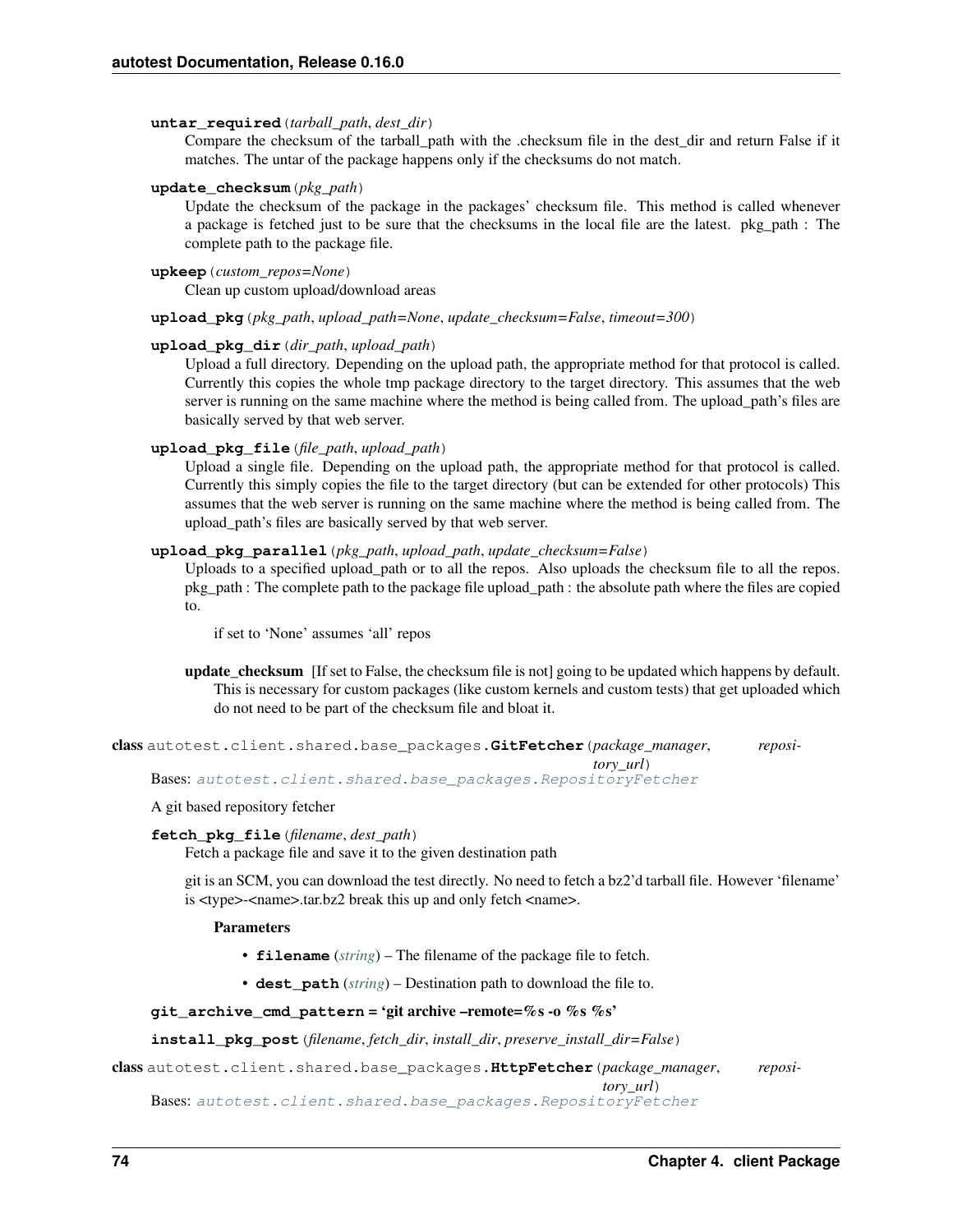**untar_required**(*tarball_path*, *dest_dir*)

Compare the checksum of the tarball_path with the .checksum file in the dest_dir and return False if it matches. The untar of the package happens only if the checksums do not match.

**update_checksum**(*pkg_path*)

Update the checksum of the package in the packages' checksum file. This method is called whenever a package is fetched just to be sure that the checksums in the local file are the latest. pkg_path : The complete path to the package file.

**upkeep**(*custom_repos=None*)

Clean up custom upload/download areas

**upload_pkg**(*pkg_path*, *upload_path=None*, *update_checksum=False*, *timeout=300*)

**upload_pkg_dir**(*dir_path*, *upload_path*)

Upload a full directory. Depending on the upload path, the appropriate method for that protocol is called. Currently this copies the whole tmp package directory to the target directory. This assumes that the web server is running on the same machine where the method is being called from. The upload_path's files are basically served by that web server.

**upload_pkg_file**(*file_path*, *upload_path*)

Upload a single file. Depending on the upload path, the appropriate method for that protocol is called. Currently this simply copies the file to the target directory (but can be extended for other protocols) This assumes that the web server is running on the same machine where the method is being called from. The upload_path's files are basically served by that web server.

**upload_pkg_parallel**(*pkg_path*, *upload_path*, *update_checksum=False*)

Uploads to a specified upload_path or to all the repos. Also uploads the checksum file to all the repos. pkg_path : The complete path to the package file upload_path : the absolute path where the files are copied to.

> if set to 'None' assumes 'all' repos

**update_checksum** [If set to False, the checksum file is not] going to be updated which happens by default. This is necessary for custom packages (like custom kernels and custom tests) that get uploaded which do not need to be part of the checksum file and bloat it.

**class** autotest.client.shared.base_packages.**GitFetcher**(*package_manager*, *repository_url*)

Bases: `autotest.client.shared.base_packages.RepositoryFetcher`

A git based repository fetcher

**fetch_pkg_file**(*filename*, *dest_path*)

Fetch a package file and save it to the given destination path

git is an SCM, you can download the test directly. No need to fetch a bz2'd tarball file. However 'filename' is <type>-<name>.tar.bz2 break this up and only fetch <name>.

**Parameters**

- **filename** (*string*) – The filename of the package file to fetch.
- **dest_path** (*string*) – Destination path to download the file to.

**git_archive_cmd_pattern = 'git archive –remote=%s -o %s %s'**

**install_pkg_post**(*filename*, *fetch_dir*, *install_dir*, *preserve_install_dir=False*)

**class** autotest.client.shared.base_packages.**HttpFetcher**(*package_manager*, *repository_url*)

Bases: `autotest.client.shared.base_packages.RepositoryFetcher`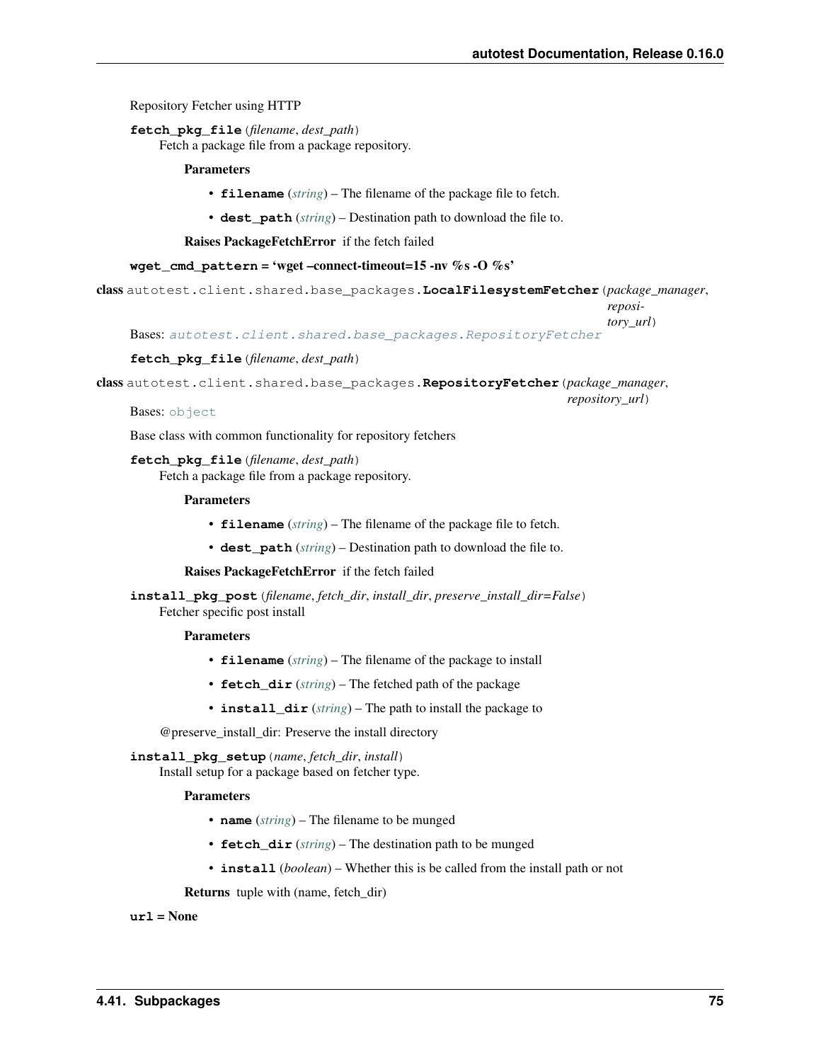Repository Fetcher using HTTP

**fetch_pkg_file**(*filename*, *dest_path*)
Fetch a package file from a package repository.

**Parameters**

- **filename** (*string*) – The filename of the package file to fetch.
- **dest_path** (*string*) – Destination path to download the file to.

**Raises PackageFetchError** if the fetch failed

**wget_cmd_pattern = 'wget –connect-timeout=15 -nv %s -O %s'**

**class** autotest.client.shared.base_packages.**LocalFilesystemFetcher**(*package_manager*, *repository_url*)
Bases: *autotest.client.shared.base_packages.RepositoryFetcher*

**fetch_pkg_file**(*filename*, *dest_path*)

**class** autotest.client.shared.base_packages.**RepositoryFetcher**(*package_manager*, *repository_url*)
Bases: object

Base class with common functionality for repository fetchers

**fetch_pkg_file**(*filename*, *dest_path*)
Fetch a package file from a package repository.

**Parameters**

- **filename** (*string*) – The filename of the package file to fetch.
- **dest_path** (*string*) – Destination path to download the file to.

**Raises PackageFetchError** if the fetch failed

**install_pkg_post**(*filename*, *fetch_dir*, *install_dir*, *preserve_install_dir=False*)
Fetcher specific post install

**Parameters**

- **filename** (*string*) – The filename of the package to install
- **fetch_dir** (*string*) – The fetched path of the package
- **install_dir** (*string*) – The path to install the package to

@preserve_install_dir: Preserve the install directory

**install_pkg_setup**(*name*, *fetch_dir*, *install*)
Install setup for a package based on fetcher type.

**Parameters**

- **name** (*string*) – The filename to be munged
- **fetch_dir** (*string*) – The destination path to be munged
- **install** (*boolean*) – Whether this is be called from the install path or not

**Returns** tuple with (name, fetch_dir)

**url = None**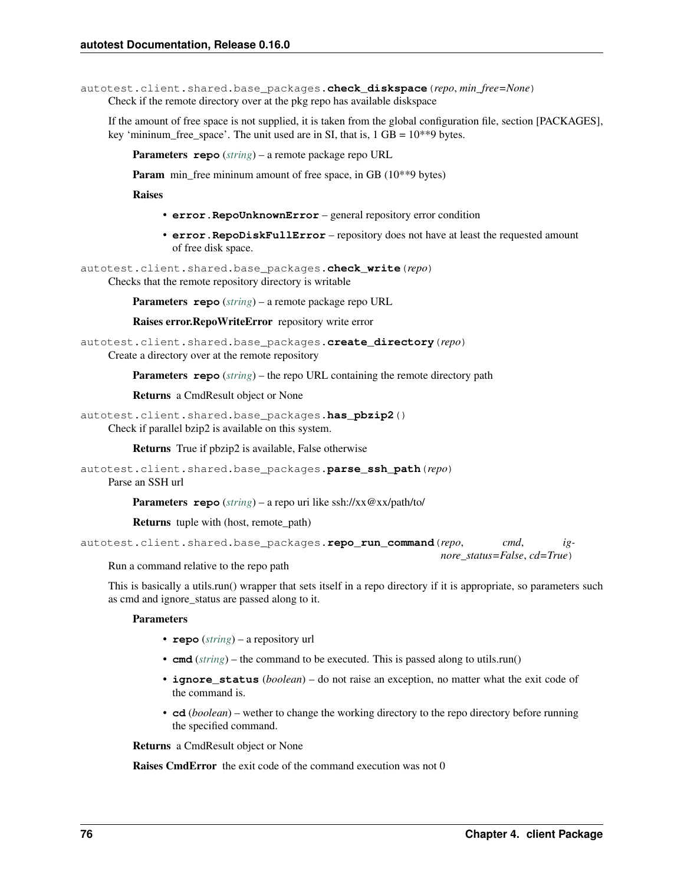`autotest.client.shared.base_packages.`**`check_diskspace`**`(`*repo*, *min_free=None*`)`

Check if the remote directory over at the pkg repo has available diskspace

If the amount of free space is not supplied, it is taken from the global configuration file, section [PACKAGES], key 'mininum_free_space'. The unit used are in SI, that is, 1 GB = 10**9 bytes.

**Parameters** **`repo`** (*string*) – a remote package repo URL

**Param** min_free mininum amount of free space, in GB (10**9 bytes)

**Raises**

- **`error.RepoUnknownError`** – general repository error condition
- **`error.RepoDiskFullError`** – repository does not have at least the requested amount of free disk space.

`autotest.client.shared.base_packages.`**`check_write`**`(`*repo*`)`

Checks that the remote repository directory is writable

**Parameters** **`repo`** (*string*) – a remote package repo URL

**Raises error.RepoWriteError** repository write error

`autotest.client.shared.base_packages.`**`create_directory`**`(`*repo*`)`

Create a directory over at the remote repository

**Parameters** **`repo`** (*string*) – the repo URL containing the remote directory path

**Returns** a CmdResult object or None

`autotest.client.shared.base_packages.`**`has_pbzip2`**`()`

Check if parallel bzip2 is available on this system.

**Returns** True if pbzip2 is available, False otherwise

`autotest.client.shared.base_packages.`**`parse_ssh_path`**`(`*repo*`)`

Parse an SSH url

**Parameters** **`repo`** (*string*) – a repo uri like ssh://xx@xx/path/to/

**Returns** tuple with (host, remote_path)

`autotest.client.shared.base_packages.`**`repo_run_command`**`(`*repo*, *cmd*, *ignore_status=False*, *cd=True*`)`

Run a command relative to the repo path

This is basically a utils.run() wrapper that sets itself in a repo directory if it is appropriate, so parameters such as cmd and ignore_status are passed along to it.

**Parameters**

- **`repo`** (*string*) – a repository url
- **`cmd`** (*string*) – the command to be executed. This is passed along to utils.run()
- **`ignore_status`** (*boolean*) – do not raise an exception, no matter what the exit code of the command is.
- **`cd`** (*boolean*) – wether to change the working directory to the repo directory before running the specified command.

**Returns** a CmdResult object or None

**Raises CmdError** the exit code of the command execution was not 0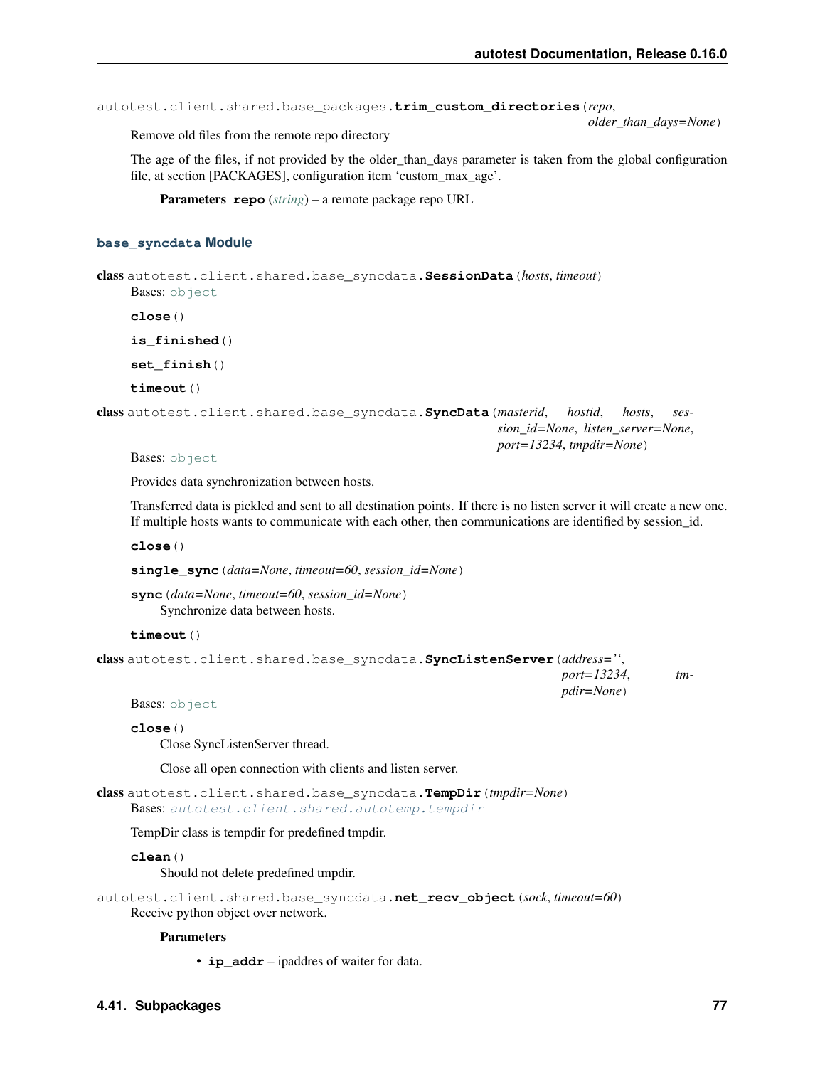autotest.client.shared.base_packages.**trim_custom_directories**(*repo*, *older_than_days=None*)

Remove old files from the remote repo directory

The age of the files, if not provided by the older_than_days parameter is taken from the global configuration file, at section [PACKAGES], configuration item 'custom_max_age'.

**Parameters** **repo** (*string*) – a remote package repo URL

### base_syncdata Module

**class** autotest.client.shared.base_syncdata.**SessionData**(*hosts*, *timeout*)

Bases: object

**close**()

**is_finished**()

**set_finish**()

**timeout**()

**class** autotest.client.shared.base_syncdata.**SyncData**(*masterid*, *hostid*, *hosts*, *session_id=None*, *listen_server=None*, *port=13234*, *tmpdir=None*)

Bases: object

Provides data synchronization between hosts.

Transferred data is pickled and sent to all destination points. If there is no listen server it will create a new one. If multiple hosts wants to communicate with each other, then communications are identified by session_id.

**close**()

**single_sync**(*data=None*, *timeout=60*, *session_id=None*)

**sync**(*data=None*, *timeout=60*, *session_id=None*)

Synchronize data between hosts.

**timeout**()

**class** autotest.client.shared.base_syncdata.**SyncListenServer**(*address=''*, *port=13234*, *tmpdir=None*)

Bases: object

**close**()

Close SyncListenServer thread.

Close all open connection with clients and listen server.

**class** autotest.client.shared.base_syncdata.**TempDir**(*tmpdir=None*)

Bases: *autotest.client.shared.autotemp.tempdir*

TempDir class is tempdir for predefined tmpdir.

**clean**()

Should not delete predefined tmpdir.

autotest.client.shared.base_syncdata.**net_recv_object**(*sock*, *timeout=60*)

Receive python object over network.

**Parameters**

- **ip_addr** – ipaddres of waiter for data.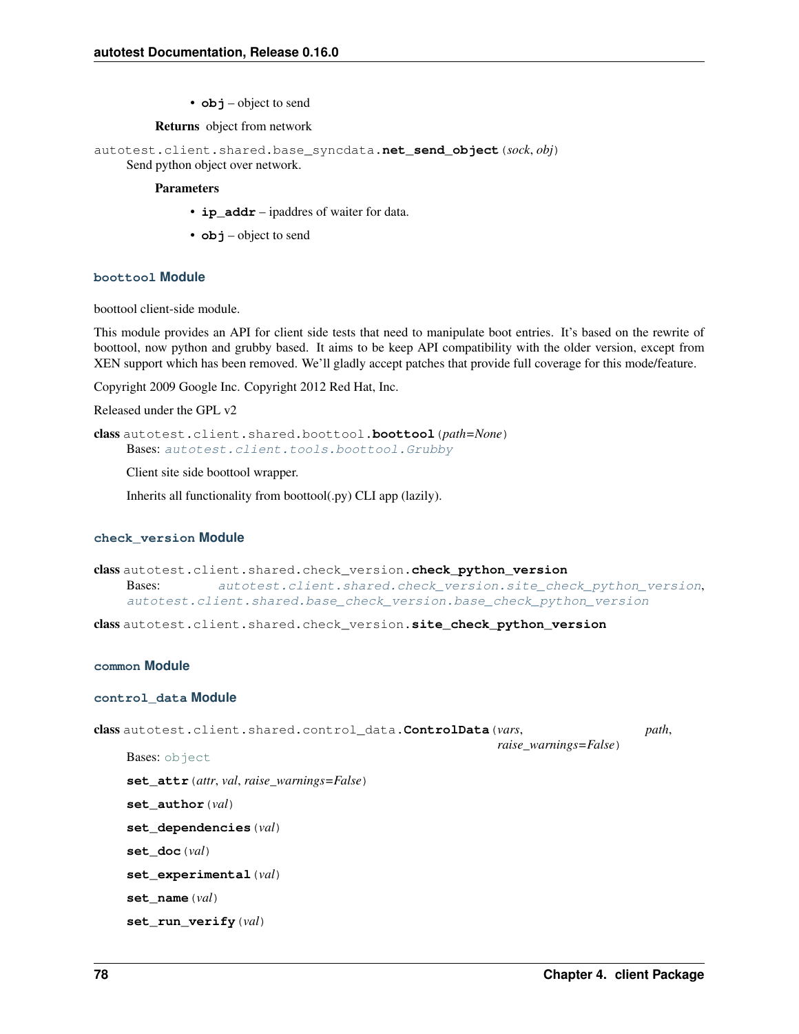- **obj** – object to send

**Returns** object from network

autotest.client.shared.base_syncdata.**net_send_object**(*sock*, *obj*)

Send python object over network.

**Parameters**

- **ip_addr** – ipaddres of waiter for data.
- **obj** – object to send

### boottool Module

boottool client-side module.

This module provides an API for client side tests that need to manipulate boot entries. It's based on the rewrite of boottool, now python and grubby based. It aims to be keep API compatibility with the older version, except from XEN support which has been removed. We'll gladly accept patches that provide full coverage for this mode/feature.

Copyright 2009 Google Inc. Copyright 2012 Red Hat, Inc.

Released under the GPL v2

**class** autotest.client.shared.boottool.**boottool**(*path=None*)

Bases: autotest.client.tools.boottool.Grubby

Client site side boottool wrapper.

Inherits all functionality from boottool(.py) CLI app (lazily).

### check_version Module

**class** autotest.client.shared.check_version.**check_python_version**

Bases: autotest.client.shared.check_version.site_check_python_version, autotest.client.shared.base_check_version.base_check_python_version

**class** autotest.client.shared.check_version.**site_check_python_version**

### common Module

### control_data Module

**class** autotest.client.shared.control_data.**ControlData**(*vars*, *path*, *raise_warnings=False*)

Bases: object

**set_attr**(*attr*, *val*, *raise_warnings=False*)

**set_author**(*val*)

**set_dependencies**(*val*)

**set_doc**(*val*)

**set_experimental**(*val*)

**set_name**(*val*)

**set_run_verify**(*val*)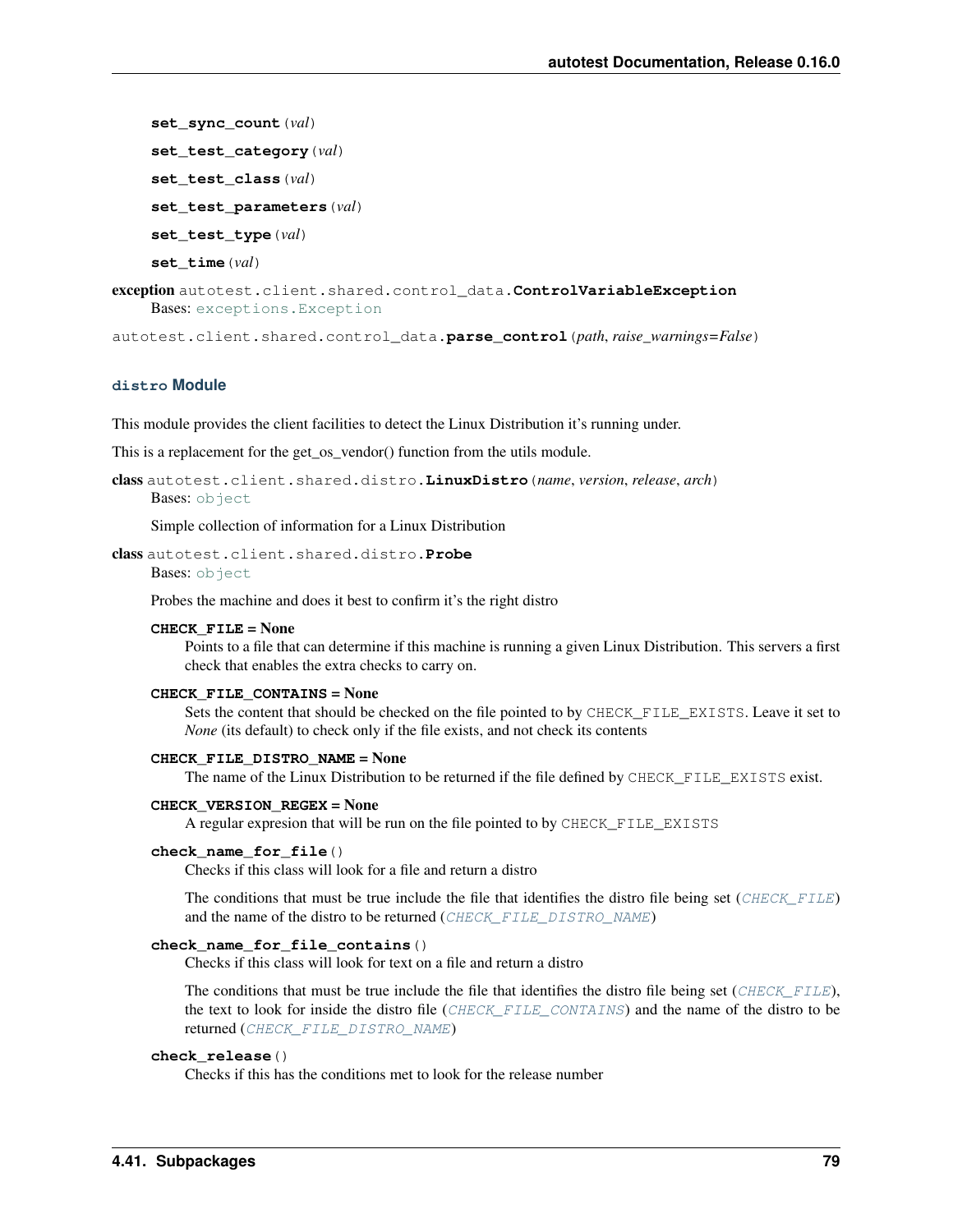**set_sync_count**(*val*)

**set_test_category**(*val*)

**set_test_class**(*val*)

**set_test_parameters**(*val*)

**set_test_type**(*val*)

**set_time**(*val*)

**exception** autotest.client.shared.control_data.**ControlVariableException**

Bases: exceptions.Exception

autotest.client.shared.control_data.**parse_control**(*path*, *raise_warnings=False*)

### distro Module

This module provides the client facilities to detect the Linux Distribution it's running under.

This is a replacement for the get_os_vendor() function from the utils module.

**class** autotest.client.shared.distro.**LinuxDistro**(*name*, *version*, *release*, *arch*)

Bases: object

Simple collection of information for a Linux Distribution

**class** autotest.client.shared.distro.**Probe**

Bases: object

Probes the machine and does it best to confirm it's the right distro

**CHECK_FILE = None**

Points to a file that can determine if this machine is running a given Linux Distribution. This servers a first check that enables the extra checks to carry on.

**CHECK_FILE_CONTAINS = None**

Sets the content that should be checked on the file pointed to by CHECK_FILE_EXISTS. Leave it set to *None* (its default) to check only if the file exists, and not check its contents

**CHECK_FILE_DISTRO_NAME = None**

The name of the Linux Distribution to be returned if the file defined by CHECK_FILE_EXISTS exist.

**CHECK_VERSION_REGEX = None**

A regular expresion that will be run on the file pointed to by CHECK_FILE_EXISTS

**check_name_for_file**()

Checks if this class will look for a file and return a distro

The conditions that must be true include the file that identifies the distro file being set (*CHECK_FILE*) and the name of the distro to be returned (*CHECK_FILE_DISTRO_NAME*)

**check_name_for_file_contains**()

Checks if this class will look for text on a file and return a distro

The conditions that must be true include the file that identifies the distro file being set (*CHECK_FILE*), the text to look for inside the distro file (*CHECK_FILE_CONTAINS*) and the name of the distro to be returned (*CHECK_FILE_DISTRO_NAME*)

**check_release**()

Checks if this has the conditions met to look for the release number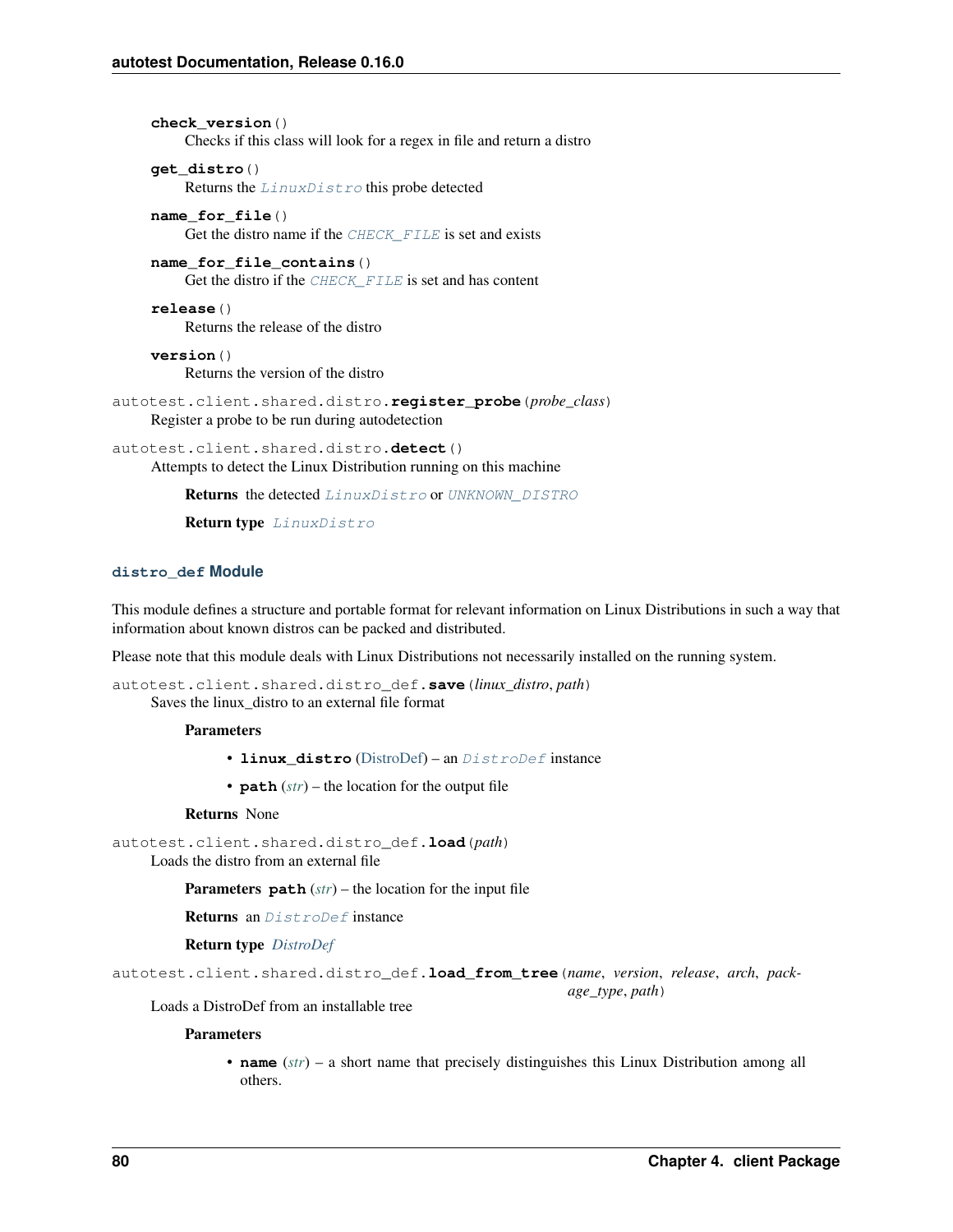**check_version**()
Checks if this class will look for a regex in file and return a distro

**get_distro**()
Returns the *LinuxDistro* this probe detected

**name_for_file**()
Get the distro name if the *CHECK_FILE* is set and exists

**name_for_file_contains**()
Get the distro if the *CHECK_FILE* is set and has content

**release**()
Returns the release of the distro

**version**()
Returns the version of the distro

autotest.client.shared.distro.**register_probe**(*probe_class*)
Register a probe to be run during autodetection

autotest.client.shared.distro.**detect**()
Attempts to detect the Linux Distribution running on this machine

**Returns** the detected *LinuxDistro* or *UNKNOWN_DISTRO*

**Return type** *LinuxDistro*

### distro_def Module

This module defines a structure and portable format for relevant information on Linux Distributions in such a way that information about known distros can be packed and distributed.

Please note that this module deals with Linux Distributions not necessarily installed on the running system.

autotest.client.shared.distro_def.**save**(*linux_distro*, *path*)
Saves the linux_distro to an external file format

**Parameters**

- **linux_distro** (DistroDef) – an *DistroDef* instance
- **path** (*str*) – the location for the output file

**Returns** None

autotest.client.shared.distro_def.**load**(*path*)
Loads the distro from an external file

**Parameters** **path** (*str*) – the location for the input file

**Returns** an *DistroDef* instance

**Return type** *DistroDef*

autotest.client.shared.distro_def.**load_from_tree**(*name*, *version*, *release*, *arch*, *package_type*, *path*)
Loads a DistroDef from an installable tree

**Parameters**

- **name** (*str*) – a short name that precisely distinguishes this Linux Distribution among all others.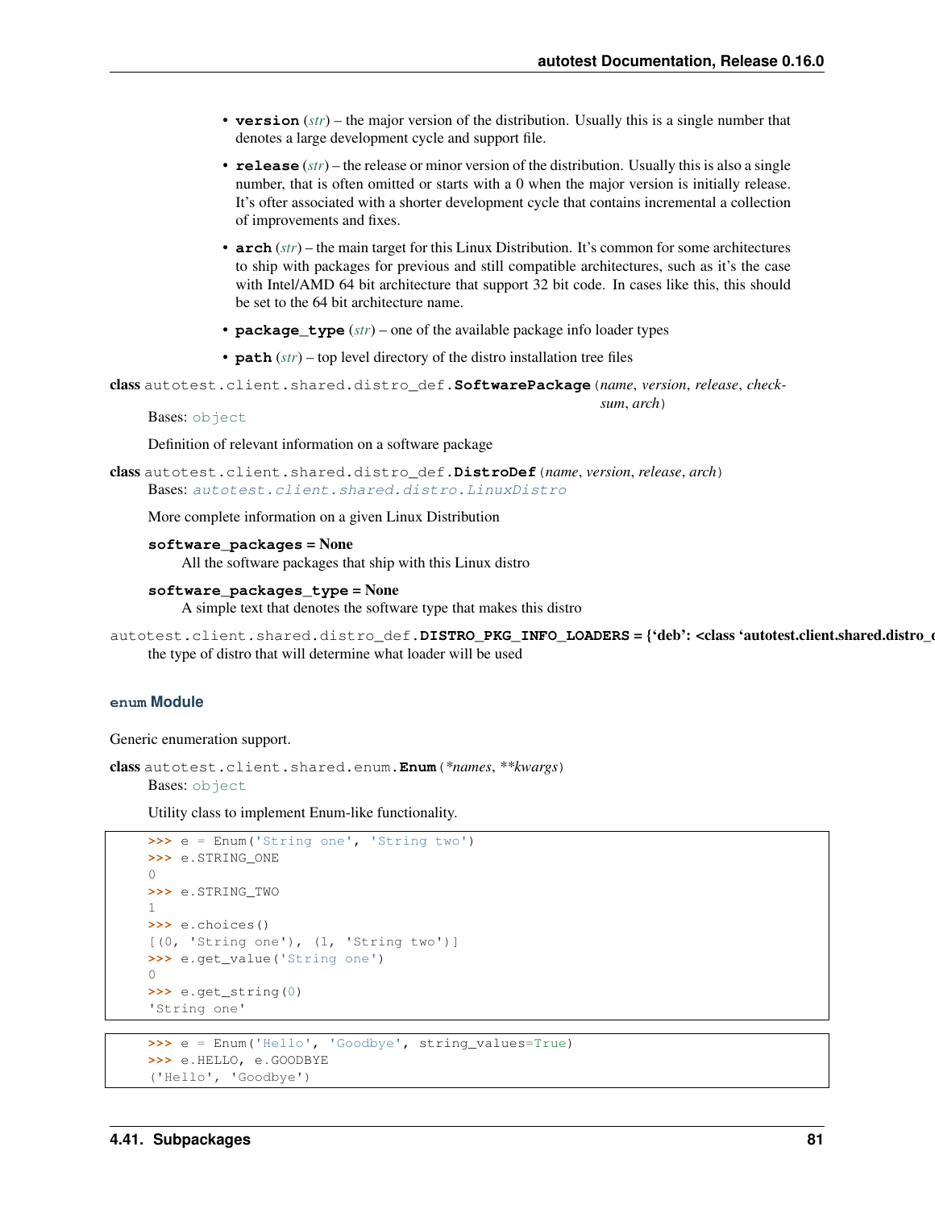- **version** (*str*) – the major version of the distribution. Usually this is a single number that denotes a large development cycle and support file.
- **release** (*str*) – the release or minor version of the distribution. Usually this is also a single number, that is often omitted or starts with a 0 when the major version is initially release. It's ofter associated with a shorter development cycle that contains incremental a collection of improvements and fixes.
- **arch** (*str*) – the main target for this Linux Distribution. It's common for some architectures to ship with packages for previous and still compatible architectures, such as it's the case with Intel/AMD 64 bit architecture that support 32 bit code. In cases like this, this should be set to the 64 bit architecture name.
- **package_type** (*str*) – one of the available package info loader types
- **path** (*str*) – top level directory of the distro installation tree files

**class** autotest.client.shared.distro_def.**SoftwarePackage**(*name*, *version*, *release*, *checksum*, *arch*)

Bases: object

Definition of relevant information on a software package

**class** autotest.client.shared.distro_def.**DistroDef**(*name*, *version*, *release*, *arch*)

Bases: *autotest.client.shared.distro.LinuxDistro*

More complete information on a given Linux Distribution

**software_packages = None**

All the software packages that ship with this Linux distro

**software_packages_type = None**

A simple text that denotes the software type that makes this distro

autotest.client.shared.distro_def.**DISTRO_PKG_INFO_LOADERS = {'deb': <class 'autotest.client.shared.distro_c**

the type of distro that will determine what loader will be used

### enum Module

Generic enumeration support.

**class** autotest.client.shared.enum.**Enum**(*\*names*, *\*\*kwargs*)

Bases: object

Utility class to implement Enum-like functionality.

```
>>> e = Enum('String one', 'String two')
>>> e.STRING_ONE
0
>>> e.STRING_TWO
1
>>> e.choices()
[(0, 'String one'), (1, 'String two')]
>>> e.get_value('String one')
0
>>> e.get_string(0)
'String one'
```

```
>>> e = Enum('Hello', 'Goodbye', string_values=True)
>>> e.HELLO, e.GOODBYE
('Hello', 'Goodbye')
```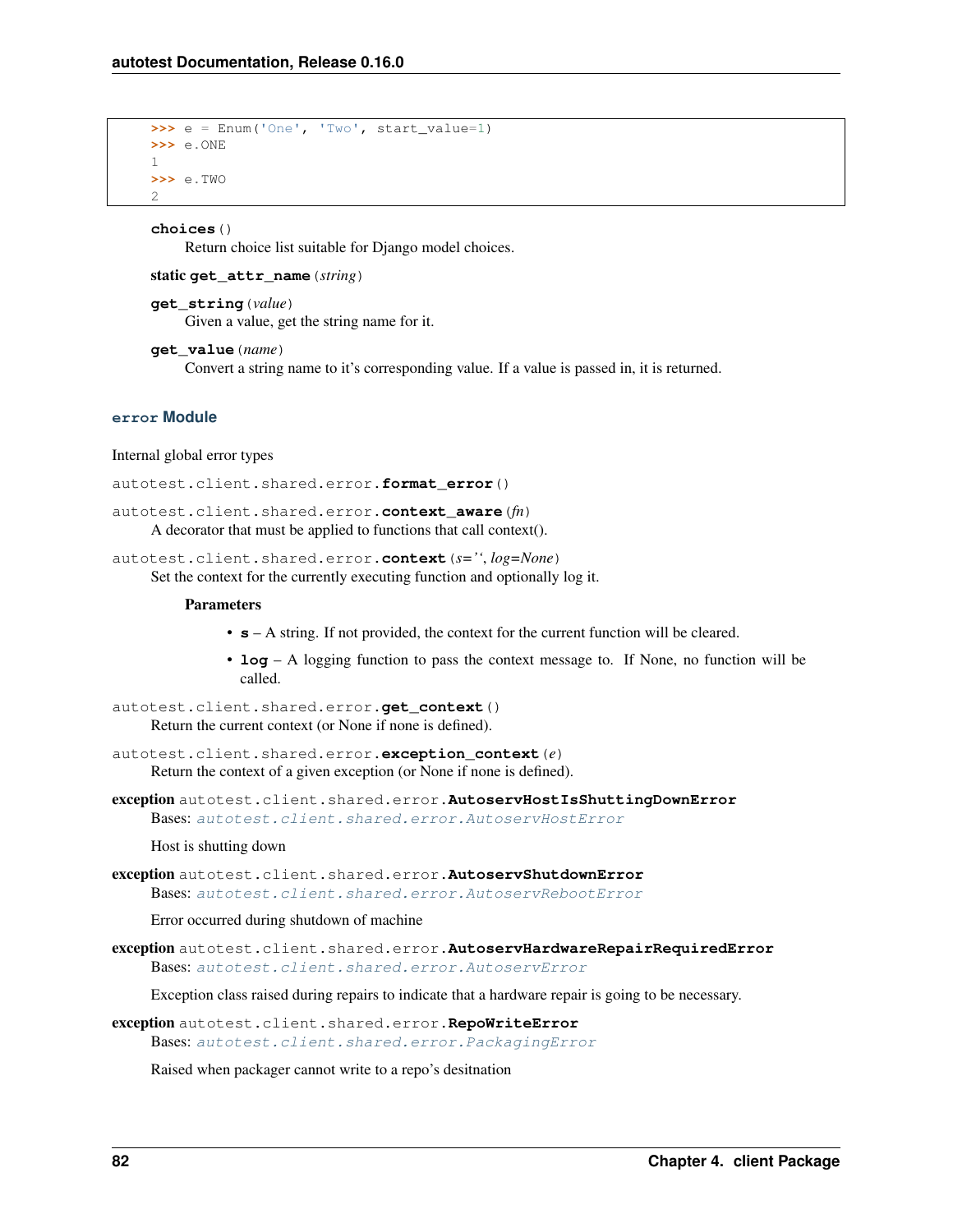```
>>> e = Enum('One', 'Two', start_value=1)
>>> e.ONE
1
>>> e.TWO
2
```

**choices**()

Return choice list suitable for Django model choices.

static **get_attr_name**(*string*)

**get_string**(*value*)

Given a value, get the string name for it.

**get_value**(*name*)

Convert a string name to it's corresponding value. If a value is passed in, it is returned.

## error Module

Internal global error types

autotest.client.shared.error.**format_error**()

autotest.client.shared.error.**context_aware**(*fn*)

A decorator that must be applied to functions that call context().

autotest.client.shared.error.**context**(*s=''*, *log=None*)

Set the context for the currently executing function and optionally log it.

**Parameters**

- **s** – A string. If not provided, the context for the current function will be cleared.
- **log** – A logging function to pass the context message to. If None, no function will be called.

autotest.client.shared.error.**get_context**()

Return the current context (or None if none is defined).

autotest.client.shared.error.**exception_context**(*e*)

Return the context of a given exception (or None if none is defined).

**exception** autotest.client.shared.error.**AutoservHostIsShuttingDownError**

Bases: *autotest.client.shared.error.AutoservHostError*

Host is shutting down

**exception** autotest.client.shared.error.**AutoservShutdownError**

Bases: *autotest.client.shared.error.AutoservRebootError*

Error occurred during shutdown of machine

**exception** autotest.client.shared.error.**AutoservHardwareRepairRequiredError**

Bases: *autotest.client.shared.error.AutoservError*

Exception class raised during repairs to indicate that a hardware repair is going to be necessary.

**exception** autotest.client.shared.error.**RepoWriteError**

Bases: *autotest.client.shared.error.PackagingError*

Raised when packager cannot write to a repo's desitnation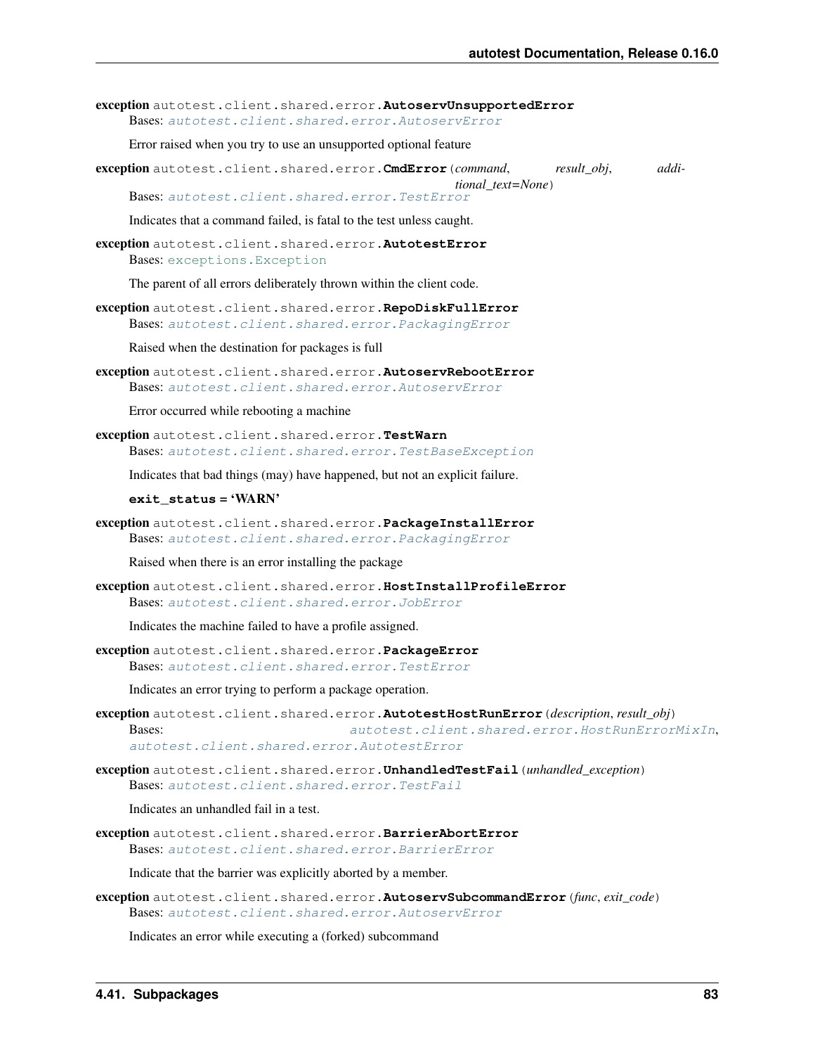**exception** autotest.client.shared.error.**AutoservUnsupportedError**
Bases: *autotest.client.shared.error.AutoservError*

Error raised when you try to use an unsupported optional feature

**exception** autotest.client.shared.error.**CmdError**(*command*, *result_obj*, *additional_text=None*)
Bases: *autotest.client.shared.error.TestError*

Indicates that a command failed, is fatal to the test unless caught.

**exception** autotest.client.shared.error.**AutotestError**
Bases: exceptions.Exception

The parent of all errors deliberately thrown within the client code.

**exception** autotest.client.shared.error.**RepoDiskFullError**
Bases: *autotest.client.shared.error.PackagingError*

Raised when the destination for packages is full

**exception** autotest.client.shared.error.**AutoservRebootError**
Bases: *autotest.client.shared.error.AutoservError*

Error occurred while rebooting a machine

**exception** autotest.client.shared.error.**TestWarn**
Bases: *autotest.client.shared.error.TestBaseException*

Indicates that bad things (may) have happened, but not an explicit failure.

**exit_status = 'WARN'**

**exception** autotest.client.shared.error.**PackageInstallError**
Bases: *autotest.client.shared.error.PackagingError*

Raised when there is an error installing the package

**exception** autotest.client.shared.error.**HostInstallProfileError**
Bases: *autotest.client.shared.error.JobError*

Indicates the machine failed to have a profile assigned.

**exception** autotest.client.shared.error.**PackageError**
Bases: *autotest.client.shared.error.TestError*

Indicates an error trying to perform a package operation.

**exception** autotest.client.shared.error.**AutotestHostRunError**(*description*, *result_obj*)
Bases: *autotest.client.shared.error.HostRunErrorMixIn*, *autotest.client.shared.error.AutotestError*

**exception** autotest.client.shared.error.**UnhandledTestFail**(*unhandled_exception*)
Bases: *autotest.client.shared.error.TestFail*

Indicates an unhandled fail in a test.

**exception** autotest.client.shared.error.**BarrierAbortError**
Bases: *autotest.client.shared.error.BarrierError*

Indicate that the barrier was explicitly aborted by a member.

**exception** autotest.client.shared.error.**AutoservSubcommandError**(*func*, *exit_code*)
Bases: *autotest.client.shared.error.AutoservError*

Indicates an error while executing a (forked) subcommand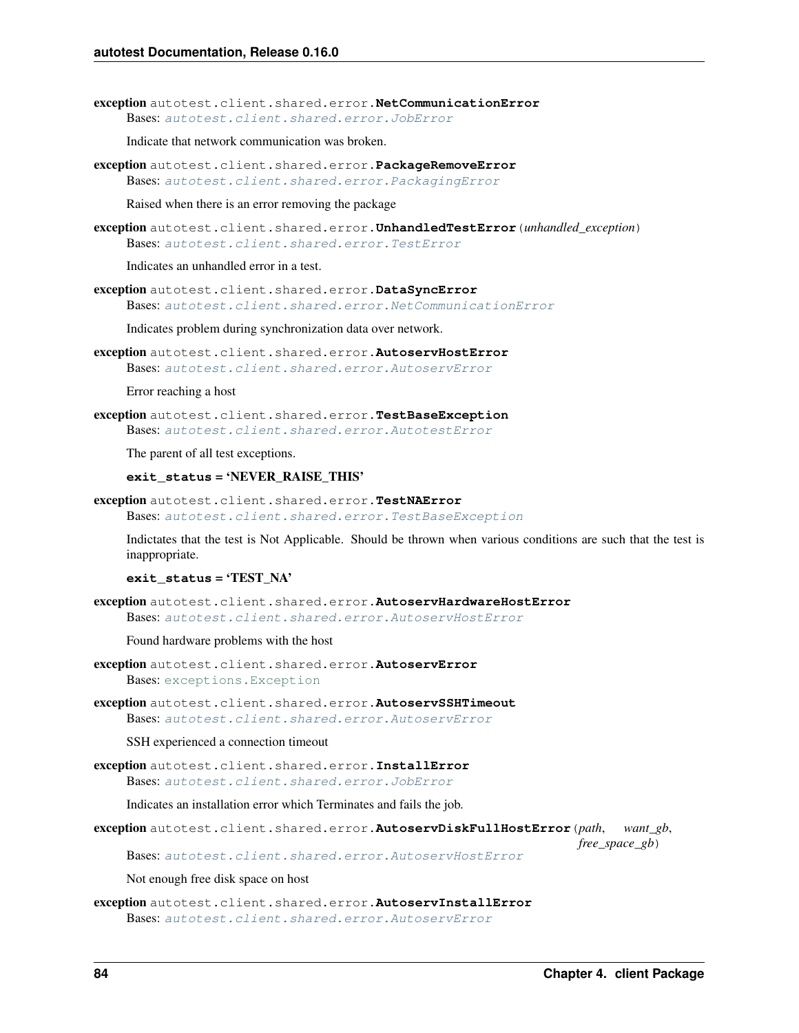**exception** autotest.client.shared.error.**NetCommunicationError**
Bases: *autotest.client.shared.error.JobError*

Indicate that network communication was broken.

**exception** autotest.client.shared.error.**PackageRemoveError**
Bases: *autotest.client.shared.error.PackagingError*

Raised when there is an error removing the package

**exception** autotest.client.shared.error.**UnhandledTestError**(*unhandled_exception*)
Bases: *autotest.client.shared.error.TestError*

Indicates an unhandled error in a test.

**exception** autotest.client.shared.error.**DataSyncError**
Bases: *autotest.client.shared.error.NetCommunicationError*

Indicates problem during synchronization data over network.

**exception** autotest.client.shared.error.**AutoservHostError**
Bases: *autotest.client.shared.error.AutoservError*

Error reaching a host

**exception** autotest.client.shared.error.**TestBaseException**
Bases: *autotest.client.shared.error.AutotestError*

The parent of all test exceptions.

**exit_status = 'NEVER_RAISE_THIS'**

**exception** autotest.client.shared.error.**TestNAError**
Bases: *autotest.client.shared.error.TestBaseException*

Indictates that the test is Not Applicable. Should be thrown when various conditions are such that the test is inappropriate.

**exit_status = 'TEST_NA'**

**exception** autotest.client.shared.error.**AutoservHardwareHostError**
Bases: *autotest.client.shared.error.AutoservHostError*

Found hardware problems with the host

**exception** autotest.client.shared.error.**AutoservError**
Bases: exceptions.Exception

**exception** autotest.client.shared.error.**AutoservSSHTimeout**
Bases: *autotest.client.shared.error.AutoservError*

SSH experienced a connection timeout

**exception** autotest.client.shared.error.**InstallError**
Bases: *autotest.client.shared.error.JobError*

Indicates an installation error which Terminates and fails the job.

**exception** autotest.client.shared.error.**AutoservDiskFullHostError**(*path*, *want_gb*, *free_space_gb*)
Bases: *autotest.client.shared.error.AutoservHostError*

Not enough free disk space on host

**exception** autotest.client.shared.error.**AutoservInstallError**
Bases: *autotest.client.shared.error.AutoservError*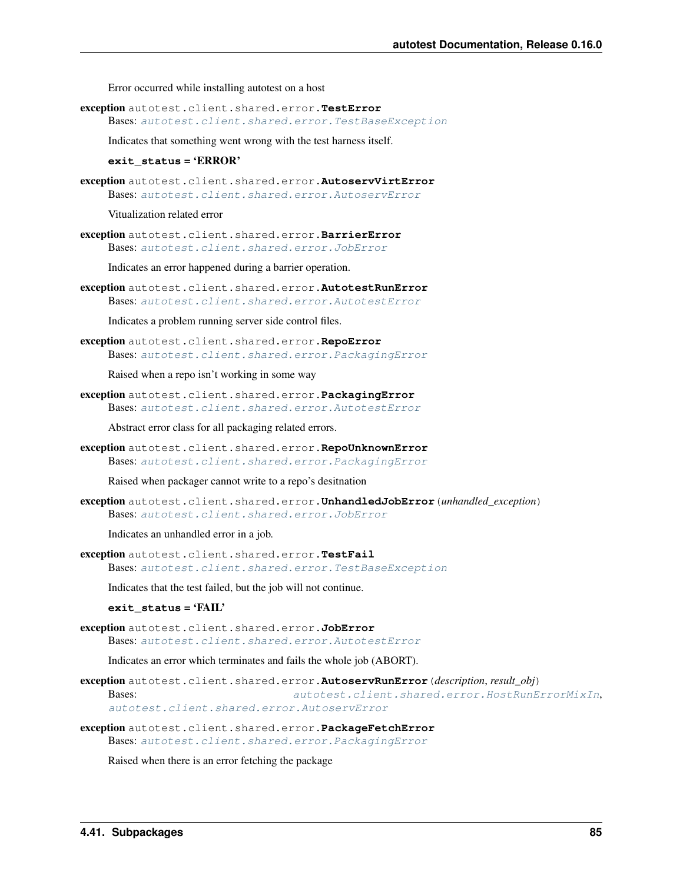Error occurred while installing autotest on a host

**exception** autotest.client.shared.error.**TestError**
Bases: *autotest.client.shared.error.TestBaseException*

Indicates that something went wrong with the test harness itself.

**exit_status = 'ERROR'**

**exception** autotest.client.shared.error.**AutoservVirtError**
Bases: *autotest.client.shared.error.AutoservError*

Vitualization related error

**exception** autotest.client.shared.error.**BarrierError**
Bases: *autotest.client.shared.error.JobError*

Indicates an error happened during a barrier operation.

**exception** autotest.client.shared.error.**AutotestRunError**
Bases: *autotest.client.shared.error.AutotestError*

Indicates a problem running server side control files.

**exception** autotest.client.shared.error.**RepoError**
Bases: *autotest.client.shared.error.PackagingError*

Raised when a repo isn't working in some way

**exception** autotest.client.shared.error.**PackagingError**
Bases: *autotest.client.shared.error.AutotestError*

Abstract error class for all packaging related errors.

**exception** autotest.client.shared.error.**RepoUnknownError**
Bases: *autotest.client.shared.error.PackagingError*

Raised when packager cannot write to a repo's desitnation

**exception** autotest.client.shared.error.**UnhandledJobError**(*unhandled_exception*)
Bases: *autotest.client.shared.error.JobError*

Indicates an unhandled error in a job.

**exception** autotest.client.shared.error.**TestFail**
Bases: *autotest.client.shared.error.TestBaseException*

Indicates that the test failed, but the job will not continue.

**exit_status = 'FAIL'**

**exception** autotest.client.shared.error.**JobError**
Bases: *autotest.client.shared.error.AutotestError*

Indicates an error which terminates and fails the whole job (ABORT).

**exception** autotest.client.shared.error.**AutoservRunError**(*description*, *result_obj*)
Bases: *autotest.client.shared.error.HostRunErrorMixIn*, *autotest.client.shared.error.AutoservError*

**exception** autotest.client.shared.error.**PackageFetchError**
Bases: *autotest.client.shared.error.PackagingError*

Raised when there is an error fetching the package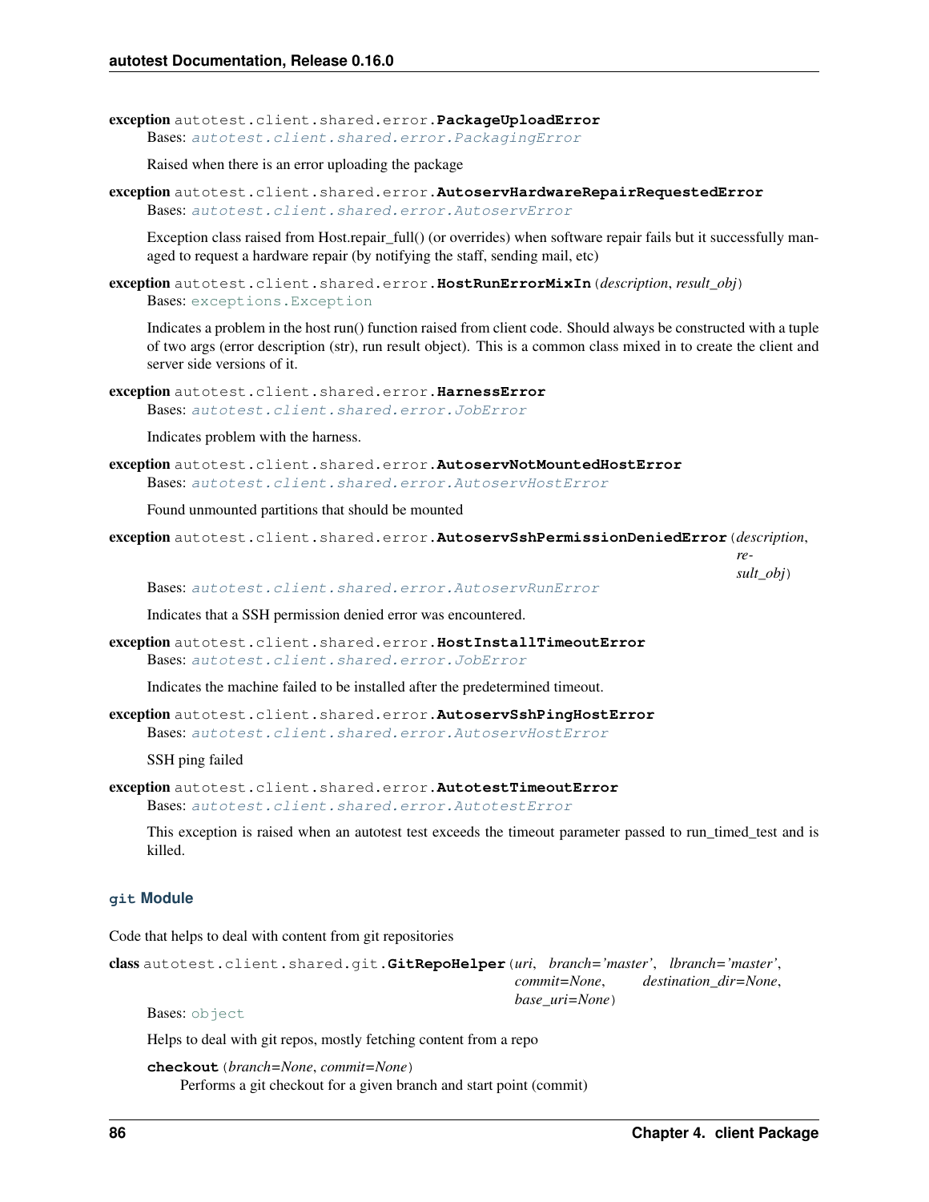**exception** autotest.client.shared.error.**PackageUploadError**

Bases: *autotest.client.shared.error.PackagingError*

Raised when there is an error uploading the package

**exception** autotest.client.shared.error.**AutoservHardwareRepairRequestedError**

Bases: *autotest.client.shared.error.AutoservError*

Exception class raised from Host.repair_full() (or overrides) when software repair fails but it successfully managed to request a hardware repair (by notifying the staff, sending mail, etc)

**exception** autotest.client.shared.error.**HostRunErrorMixIn**(*description*, *result_obj*)

Bases: exceptions.Exception

Indicates a problem in the host run() function raised from client code. Should always be constructed with a tuple of two args (error description (str), run result object). This is a common class mixed in to create the client and server side versions of it.

**exception** autotest.client.shared.error.**HarnessError**

Bases: *autotest.client.shared.error.JobError*

Indicates problem with the harness.

**exception** autotest.client.shared.error.**AutoservNotMountedHostError**

Bases: *autotest.client.shared.error.AutoservHostError*

Found unmounted partitions that should be mounted

**exception** autotest.client.shared.error.**AutoservSshPermissionDeniedError**(*description*, *result_obj*)

Bases: *autotest.client.shared.error.AutoservRunError*

Indicates that a SSH permission denied error was encountered.

**exception** autotest.client.shared.error.**HostInstallTimeoutError**

Bases: *autotest.client.shared.error.JobError*

Indicates the machine failed to be installed after the predetermined timeout.

**exception** autotest.client.shared.error.**AutoservSshPingHostError**

Bases: *autotest.client.shared.error.AutoservHostError*

SSH ping failed

**exception** autotest.client.shared.error.**AutotestTimeoutError**

Bases: *autotest.client.shared.error.AutotestError*

This exception is raised when an autotest test exceeds the timeout parameter passed to run_timed_test and is killed.

### git Module

Code that helps to deal with content from git repositories

**class** autotest.client.shared.git.**GitRepoHelper**(*uri*, *branch='master'*, *lbranch='master'*, *commit=None*, *destination_dir=None*, *base_uri=None*)

Bases: object

Helps to deal with git repos, mostly fetching content from a repo

**checkout**(*branch=None*, *commit=None*)

Performs a git checkout for a given branch and start point (commit)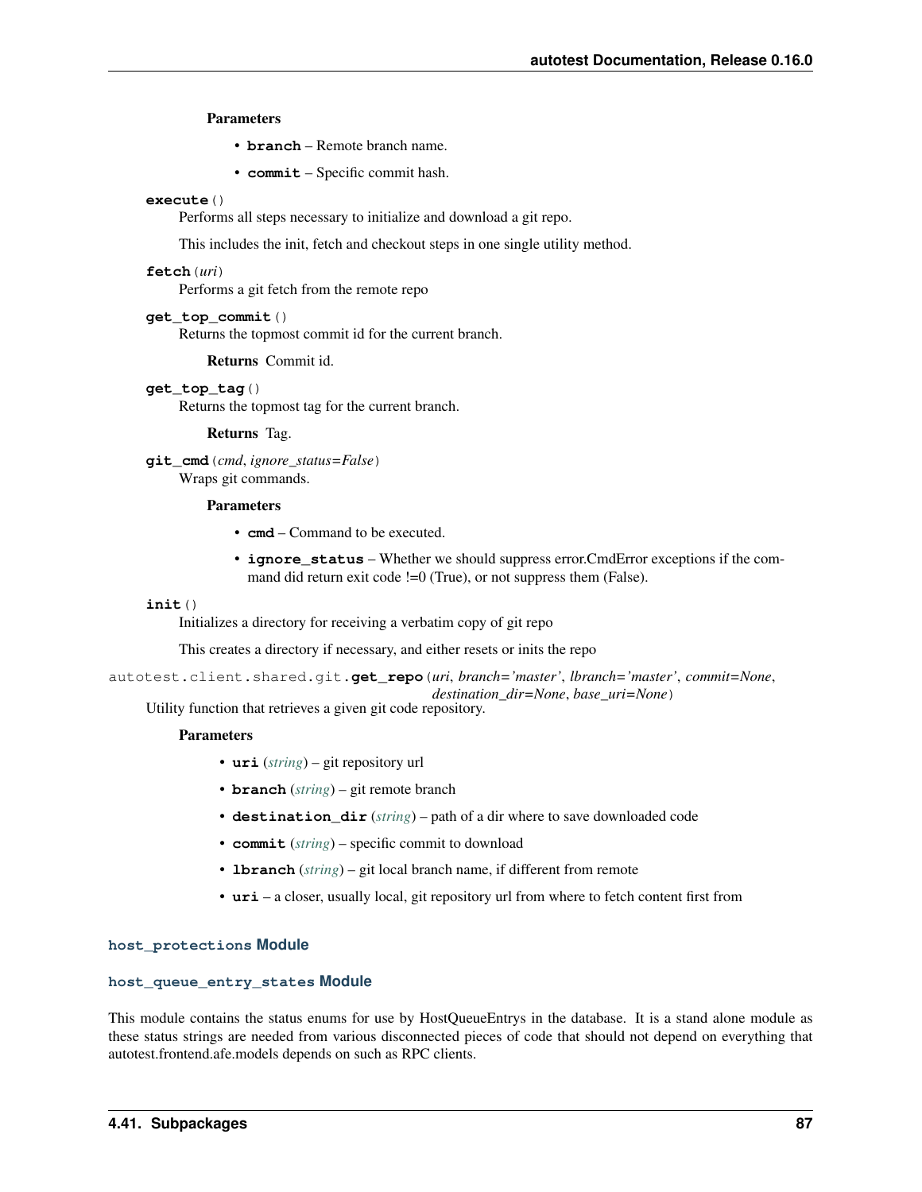**Parameters**

- **branch** – Remote branch name.
- **commit** – Specific commit hash.

**execute**()

Performs all steps necessary to initialize and download a git repo.

This includes the init, fetch and checkout steps in one single utility method.

**fetch**(*uri*)

Performs a git fetch from the remote repo

**get_top_commit**()

Returns the topmost commit id for the current branch.

**Returns** Commit id.

**get_top_tag**()

Returns the topmost tag for the current branch.

**Returns** Tag.

**git_cmd**(*cmd*, *ignore_status=False*)

Wraps git commands.

**Parameters**

- **cmd** – Command to be executed.
- **ignore_status** – Whether we should suppress error.CmdError exceptions if the command did return exit code !=0 (True), or not suppress them (False).

**init**()

Initializes a directory for receiving a verbatim copy of git repo

This creates a directory if necessary, and either resets or inits the repo

autotest.client.shared.git.**get_repo**(*uri*, *branch='master'*, *lbranch='master'*, *commit=None*, *destination_dir=None*, *base_uri=None*)

Utility function that retrieves a given git code repository.

**Parameters**

- **uri** (*string*) – git repository url
- **branch** (*string*) – git remote branch
- **destination_dir** (*string*) – path of a dir where to save downloaded code
- **commit** (*string*) – specific commit to download
- **lbranch** (*string*) – git local branch name, if different from remote
- **uri** – a closer, usually local, git repository url from where to fetch content first from

### host_protections Module

### host_queue_entry_states Module

This module contains the status enums for use by HostQueueEntrys in the database. It is a stand alone module as these status strings are needed from various disconnected pieces of code that should not depend on everything that autotest.frontend.afe.models depends on such as RPC clients.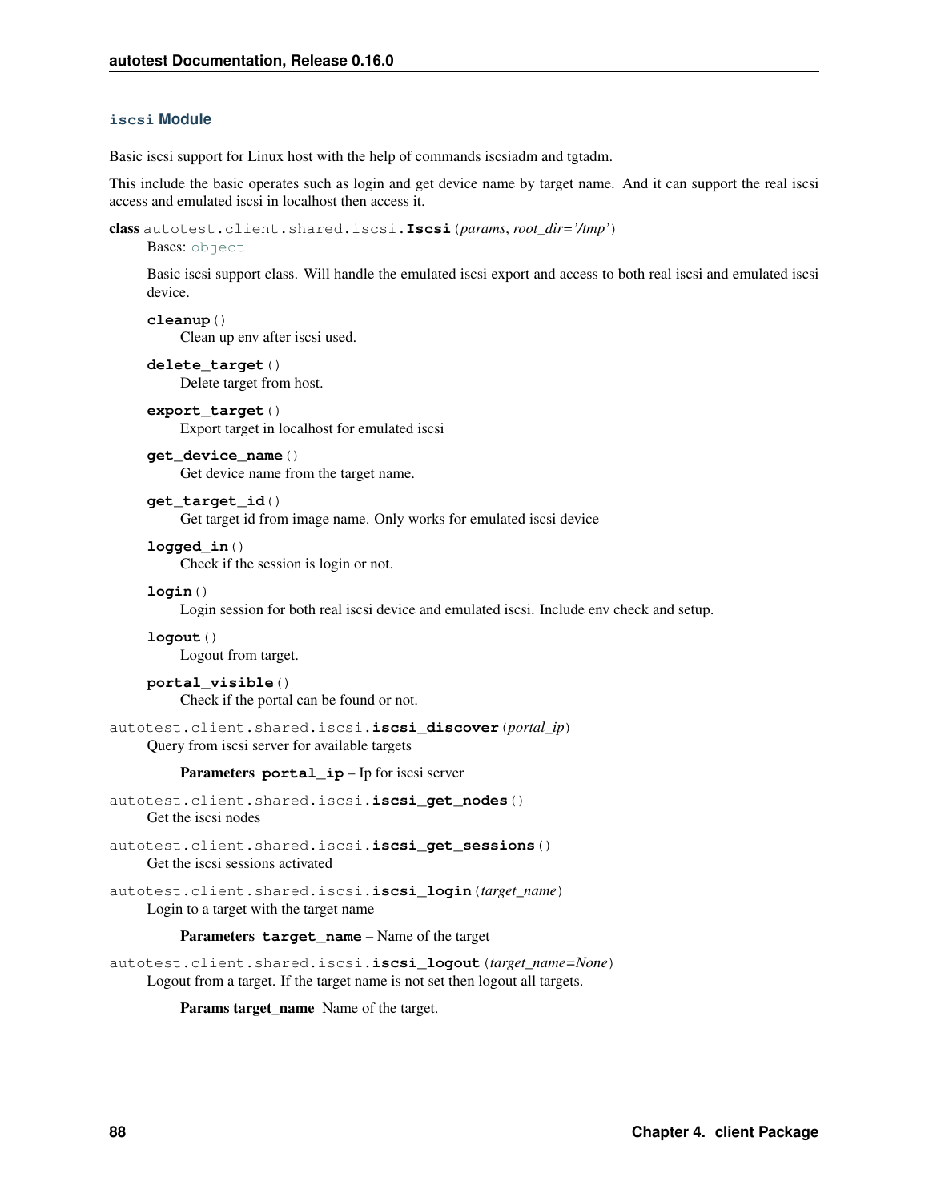### `iscsi` Module

Basic iscsi support for Linux host with the help of commands iscsiadm and tgtadm.

This include the basic operates such as login and get device name by target name. And it can support the real iscsi access and emulated iscsi in localhost then access it.

**class** autotest.client.shared.iscsi.**Iscsi**(*params*, *root_dir='/tmp'*)

Bases: `object`

Basic iscsi support class. Will handle the emulated iscsi export and access to both real iscsi and emulated iscsi device.

**cleanup**()

Clean up env after iscsi used.

**delete_target**()

Delete target from host.

**export_target**()

Export target in localhost for emulated iscsi

**get_device_name**()

Get device name from the target name.

**get_target_id**()

Get target id from image name. Only works for emulated iscsi device

**logged_in**()

Check if the session is login or not.

**login**()

Login session for both real iscsi device and emulated iscsi. Include env check and setup.

**logout**()

Logout from target.

**portal_visible**()

Check if the portal can be found or not.

autotest.client.shared.iscsi.**iscsi_discover**(*portal_ip*)

Query from iscsi server for available targets

**Parameters** **portal_ip** – Ip for iscsi server

autotest.client.shared.iscsi.**iscsi_get_nodes**()

Get the iscsi nodes

autotest.client.shared.iscsi.**iscsi_get_sessions**()

Get the iscsi sessions activated

autotest.client.shared.iscsi.**iscsi_login**(*target_name*)

Login to a target with the target name

**Parameters** **target_name** – Name of the target

autotest.client.shared.iscsi.**iscsi_logout**(*target_name=None*)

Logout from a target. If the target name is not set then logout all targets.

**Params target_name** Name of the target.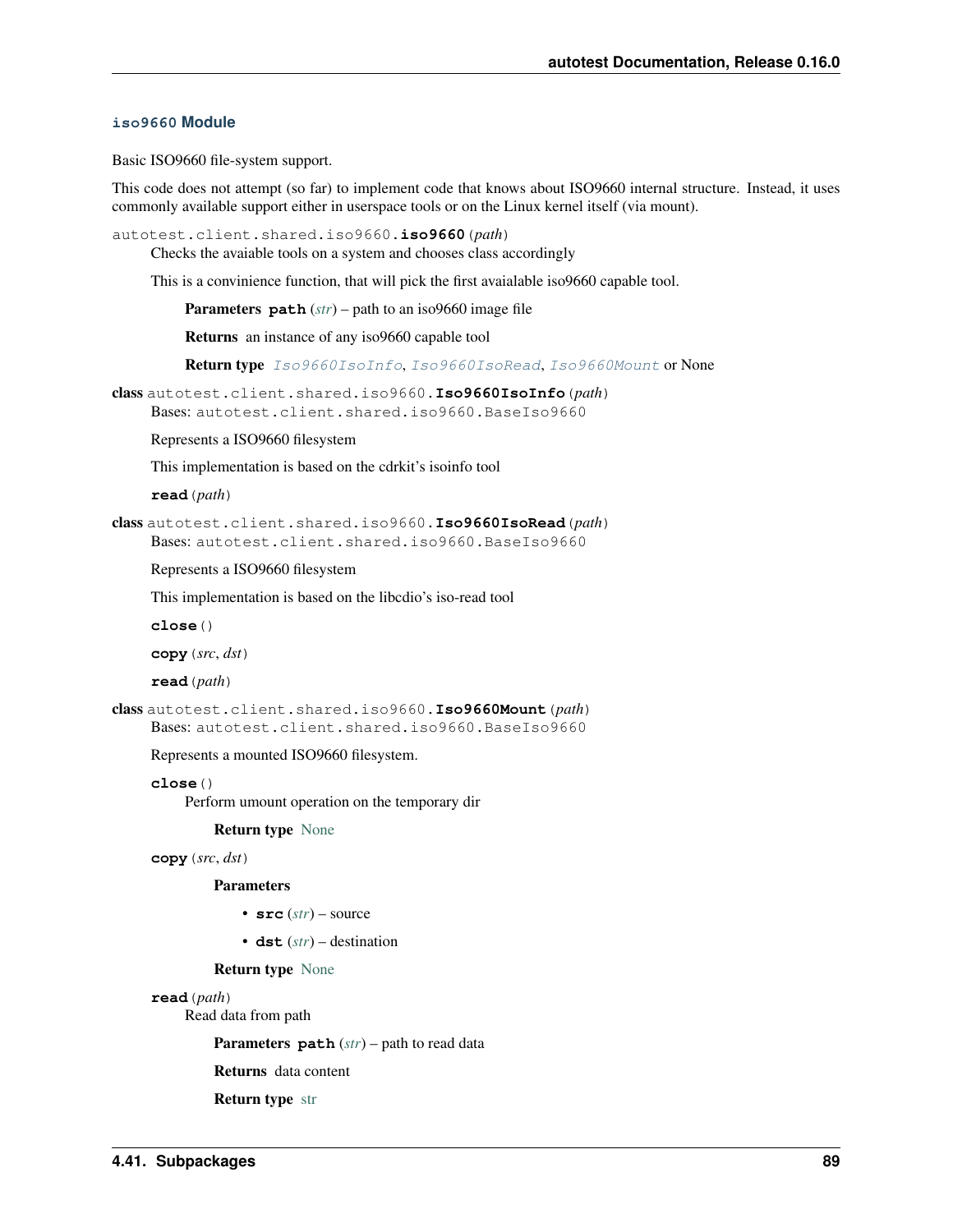### `iso9660` Module

Basic ISO9660 file-system support.

This code does not attempt (so far) to implement code that knows about ISO9660 internal structure. Instead, it uses commonly available support either in userspace tools or on the Linux kernel itself (via mount).

autotest.client.shared.iso9660.**iso9660**(*path*)

Checks the avaiable tools on a system and chooses class accordingly

This is a convinience function, that will pick the first avaialable iso9660 capable tool.

**Parameters** **path** (*str*) – path to an iso9660 image file

**Returns** an instance of any iso9660 capable tool

**Return type** *Iso9660IsoInfo*, *Iso9660IsoRead*, *Iso9660Mount* or None

**class** autotest.client.shared.iso9660.**Iso9660IsoInfo**(*path*)

Bases: autotest.client.shared.iso9660.BaseIso9660

Represents a ISO9660 filesystem

This implementation is based on the cdrkit's isoinfo tool

**read**(*path*)

**class** autotest.client.shared.iso9660.**Iso9660IsoRead**(*path*)

Bases: autotest.client.shared.iso9660.BaseIso9660

Represents a ISO9660 filesystem

This implementation is based on the libcdio's iso-read tool

**close**()

**copy**(*src*, *dst*)

**read**(*path*)

**class** autotest.client.shared.iso9660.**Iso9660Mount**(*path*)

Bases: autotest.client.shared.iso9660.BaseIso9660

Represents a mounted ISO9660 filesystem.

**close**()

Perform umount operation on the temporary dir

**Return type** None

**copy**(*src*, *dst*)

**Parameters**

- **src** (*str*) – source
- **dst** (*str*) – destination

**Return type** None

**read**(*path*)

Read data from path

**Parameters** **path** (*str*) – path to read data

**Returns** data content

**Return type** str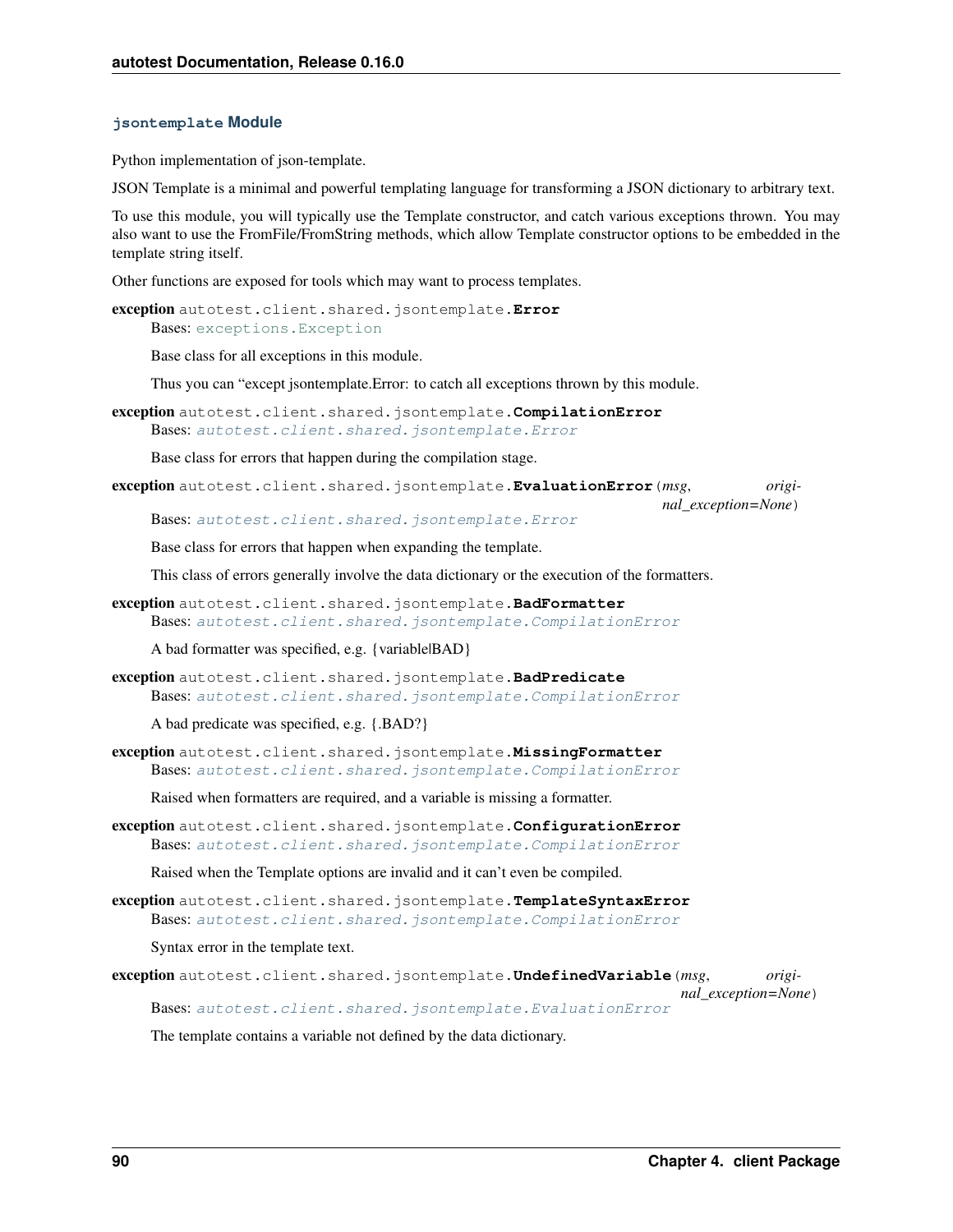### `jsontemplate` Module

Python implementation of json-template.

JSON Template is a minimal and powerful templating language for transforming a JSON dictionary to arbitrary text.

To use this module, you will typically use the Template constructor, and catch various exceptions thrown. You may also want to use the FromFile/FromString methods, which allow Template constructor options to be embedded in the template string itself.

Other functions are exposed for tools which may want to process templates.

**exception** `autotest.client.shared.jsontemplate.`**`Error`**

Bases: `exceptions.Exception`

Base class for all exceptions in this module.

Thus you can "except jsontemplate.Error: to catch all exceptions thrown by this module.

**exception** `autotest.client.shared.jsontemplate.`**`CompilationError`**

Bases: *`autotest.client.shared.jsontemplate.Error`*

Base class for errors that happen during the compilation stage.

**exception** `autotest.client.shared.jsontemplate.`**`EvaluationError`**(*msg*, *original_exception=None*)

Bases: *`autotest.client.shared.jsontemplate.Error`*

Base class for errors that happen when expanding the template.

This class of errors generally involve the data dictionary or the execution of the formatters.

**exception** `autotest.client.shared.jsontemplate.`**`BadFormatter`**

Bases: *`autotest.client.shared.jsontemplate.CompilationError`*

A bad formatter was specified, e.g. {variable|BAD}

**exception** `autotest.client.shared.jsontemplate.`**`BadPredicate`**

Bases: *`autotest.client.shared.jsontemplate.CompilationError`*

A bad predicate was specified, e.g. {.BAD?}

**exception** `autotest.client.shared.jsontemplate.`**`MissingFormatter`**

Bases: *`autotest.client.shared.jsontemplate.CompilationError`*

Raised when formatters are required, and a variable is missing a formatter.

**exception** `autotest.client.shared.jsontemplate.`**`ConfigurationError`**

Bases: *`autotest.client.shared.jsontemplate.CompilationError`*

Raised when the Template options are invalid and it can't even be compiled.

**exception** `autotest.client.shared.jsontemplate.`**`TemplateSyntaxError`**

Bases: *`autotest.client.shared.jsontemplate.CompilationError`*

Syntax error in the template text.

**exception** `autotest.client.shared.jsontemplate.`**`UndefinedVariable`**(*msg*, *original_exception=None*)

Bases: *`autotest.client.shared.jsontemplate.EvaluationError`*

The template contains a variable not defined by the data dictionary.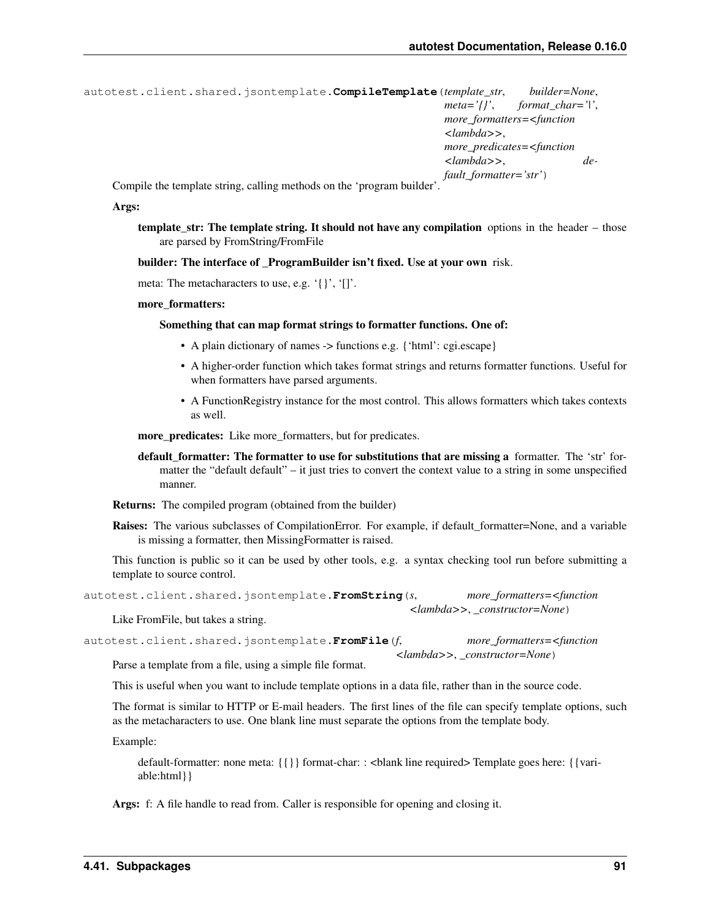autotest.client.shared.jsontemplate.**CompileTemplate**(*template_str*, *builder=None*, *meta='{}'*, *format_char='|'*, *more_formatters=<function <lambda>>*, *more_predicates=<function <lambda>>*, *default_formatter='str'*)

Compile the template string, calling methods on the 'program builder'.

**Args:**

**template_str: The template string. It should not have any compilation** options in the header – those are parsed by FromString/FromFile

**builder: The interface of _ProgramBuilder isn't fixed. Use at your own** risk.

meta: The metacharacters to use, e.g. '{}', '[]'.

**more_formatters:**

**Something that can map format strings to formatter functions. One of:**

- A plain dictionary of names -> functions e.g. {'html': cgi.escape}
- A higher-order function which takes format strings and returns formatter functions. Useful for when formatters have parsed arguments.
- A FunctionRegistry instance for the most control. This allows formatters which takes contexts as well.

**more_predicates:** Like more_formatters, but for predicates.

**default_formatter: The formatter to use for substitutions that are missing a** formatter. The 'str' formatter the "default default" – it just tries to convert the context value to a string in some unspecified manner.

**Returns:** The compiled program (obtained from the builder)

**Raises:** The various subclasses of CompilationError. For example, if default_formatter=None, and a variable is missing a formatter, then MissingFormatter is raised.

This function is public so it can be used by other tools, e.g. a syntax checking tool run before submitting a template to source control.

autotest.client.shared.jsontemplate.**FromString**(*s*, *more_formatters=<function <lambda>>*, *_constructor=None*)

Like FromFile, but takes a string.

autotest.client.shared.jsontemplate.**FromFile**(*f*, *more_formatters=<function <lambda>>*, *_constructor=None*)

Parse a template from a file, using a simple file format.

This is useful when you want to include template options in a data file, rather than in the source code.

The format is similar to HTTP or E-mail headers. The first lines of the file can specify template options, such as the metacharacters to use. One blank line must separate the options from the template body.

Example:

default-formatter: none meta: {{}} format-char: : <blank line required> Template goes here: {{variable:html}}

**Args:** f: A file handle to read from. Caller is responsible for opening and closing it.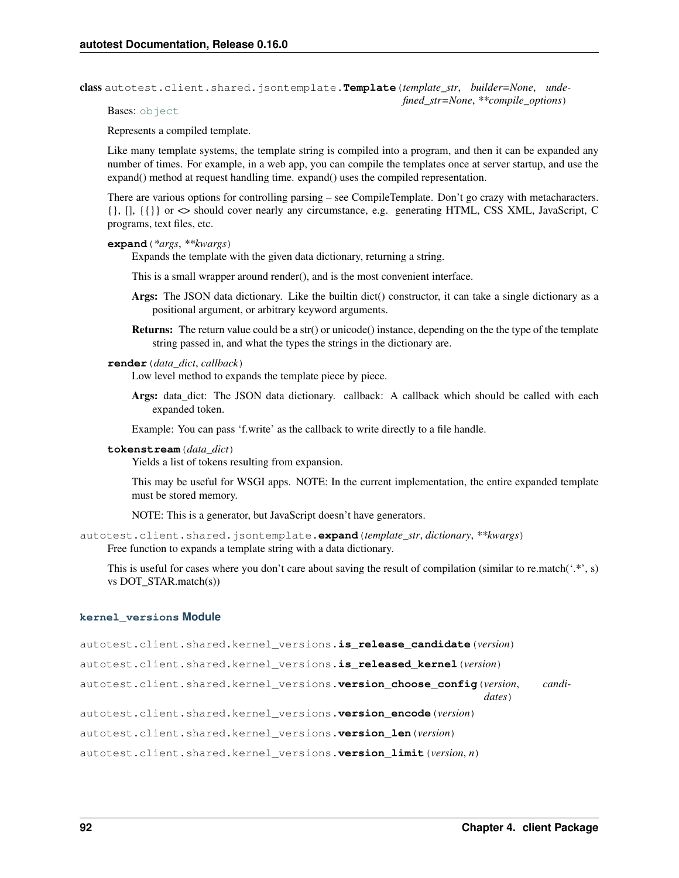**class** autotest.client.shared.jsontemplate.**Template**(*template_str*, *builder=None*, *undefined_str=None*, ***compile_options*)

Bases: object

Represents a compiled template.

Like many template systems, the template string is compiled into a program, and then it can be expanded any number of times. For example, in a web app, you can compile the templates once at server startup, and use the expand() method at request handling time. expand() uses the compiled representation.

There are various options for controlling parsing – see CompileTemplate. Don't go crazy with metacharacters. {}, [], {{}} or <> should cover nearly any circumstance, e.g. generating HTML, CSS XML, JavaScript, C programs, text files, etc.

**expand**(**args*, ***kwargs*)

Expands the template with the given data dictionary, returning a string.

This is a small wrapper around render(), and is the most convenient interface.

**Args:** The JSON data dictionary. Like the builtin dict() constructor, it can take a single dictionary as a positional argument, or arbitrary keyword arguments.

**Returns:** The return value could be a str() or unicode() instance, depending on the the type of the template string passed in, and what the types the strings in the dictionary are.

**render**(*data_dict*, *callback*)

Low level method to expands the template piece by piece.

**Args:** data_dict: The JSON data dictionary. callback: A callback which should be called with each expanded token.

Example: You can pass 'f.write' as the callback to write directly to a file handle.

**tokenstream**(*data_dict*)

Yields a list of tokens resulting from expansion.

This may be useful for WSGI apps. NOTE: In the current implementation, the entire expanded template must be stored memory.

NOTE: This is a generator, but JavaScript doesn't have generators.

autotest.client.shared.jsontemplate.**expand**(*template_str*, *dictionary*, ***kwargs*)

Free function to expands a template string with a data dictionary.

This is useful for cases where you don't care about saving the result of compilation (similar to re.match('.*', s) vs DOT_STAR.match(s))

### kernel_versions Module

autotest.client.shared.kernel_versions.**is_release_candidate**(*version*)

autotest.client.shared.kernel_versions.**is_released_kernel**(*version*)

autotest.client.shared.kernel_versions.**version_choose_config**(*version*, *candidates*)

autotest.client.shared.kernel_versions.**version_encode**(*version*)

autotest.client.shared.kernel_versions.**version_len**(*version*)

autotest.client.shared.kernel_versions.**version_limit**(*version*, *n*)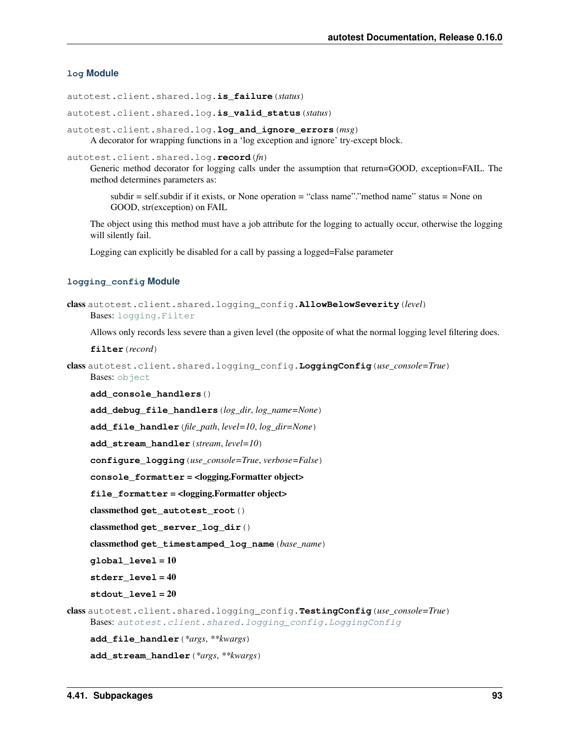### log Module

autotest.client.shared.log.**is_failure**(*status*)

autotest.client.shared.log.**is_valid_status**(*status*)

autotest.client.shared.log.**log_and_ignore_errors**(*msg*)
A decorator for wrapping functions in a 'log exception and ignore' try-except block.

autotest.client.shared.log.**record**(*fn*)
Generic method decorator for logging calls under the assumption that return=GOOD, exception=FAIL. The method determines parameters as:

> subdir = self.subdir if it exists, or None operation = "class name"."method name" status = None on GOOD, str(exception) on FAIL

The object using this method must have a job attribute for the logging to actually occur, otherwise the logging will silently fail.

Logging can explicitly be disabled for a call by passing a logged=False parameter

### logging_config Module

**class** autotest.client.shared.logging_config.**AllowBelowSeverity**(*level*)
Bases: logging.Filter

Allows only records less severe than a given level (the opposite of what the normal logging level filtering does.

**filter**(*record*)

**class** autotest.client.shared.logging_config.**LoggingConfig**(*use_console=True*)
Bases: object

**add_console_handlers**()

**add_debug_file_handlers**(*log_dir*, *log_name=None*)

**add_file_handler**(*file_path*, *level=10*, *log_dir=None*)

**add_stream_handler**(*stream*, *level=10*)

**configure_logging**(*use_console=True*, *verbose=False*)

**console_formatter = <logging.Formatter object>**

**file_formatter = <logging.Formatter object>**

**classmethod get_autotest_root**()

**classmethod get_server_log_dir**()

**classmethod get_timestamped_log_name**(*base_name*)

**global_level = 10**

**stderr_level = 40**

**stdout_level = 20**

**class** autotest.client.shared.logging_config.**TestingConfig**(*use_console=True*)
Bases: *autotest.client.shared.logging_config.LoggingConfig*

**add_file_handler**(*\*args*, *\*\*kwargs*)

**add_stream_handler**(*\*args*, *\*\*kwargs*)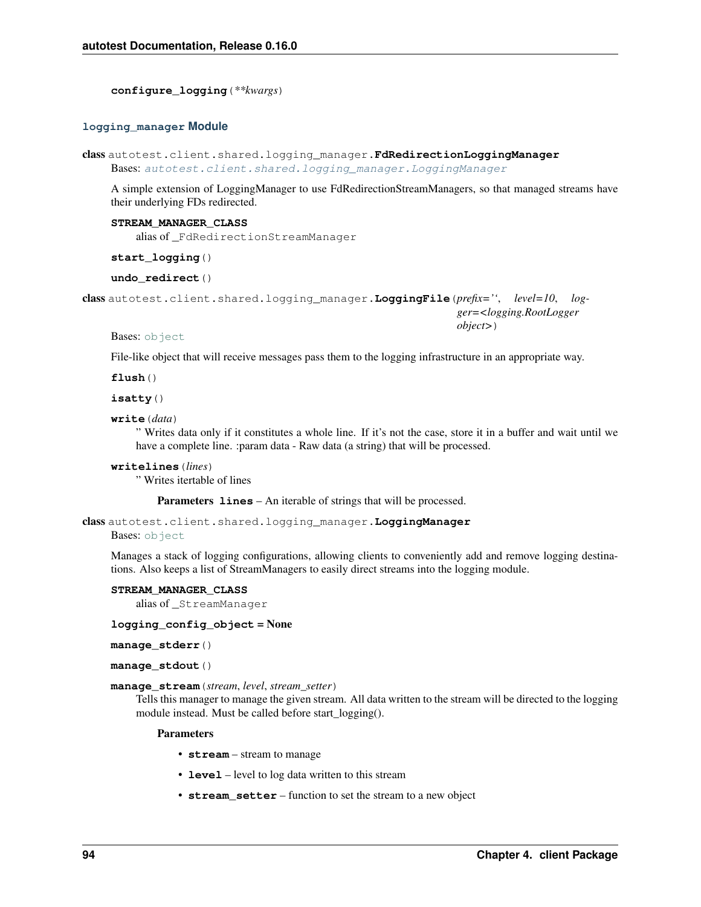**configure_logging**(*\*\*kwargs*)

### logging_manager Module

class autotest.client.shared.logging_manager.**FdRedirectionLoggingManager**

Bases: *autotest.client.shared.logging_manager.LoggingManager*

A simple extension of LoggingManager to use FdRedirectionStreamManagers, so that managed streams have their underlying FDs redirected.

**STREAM_MANAGER_CLASS**

alias of _FdRedirectionStreamManager

**start_logging**()

**undo_redirect**()

class autotest.client.shared.logging_manager.**LoggingFile**(*prefix=''*, *level=10*, *logger=<logging.RootLogger object>*)

Bases: object

File-like object that will receive messages pass them to the logging infrastructure in an appropriate way.

**flush**()

**isatty**()

**write**(*data*)

" Writes data only if it constitutes a whole line. If it's not the case, store it in a buffer and wait until we have a complete line. :param data - Raw data (a string) that will be processed.

**writelines**(*lines*)

" Writes itertable of lines

**Parameters** **lines** – An iterable of strings that will be processed.

class autotest.client.shared.logging_manager.**LoggingManager**

Bases: object

Manages a stack of logging configurations, allowing clients to conveniently add and remove logging destinations. Also keeps a list of StreamManagers to easily direct streams into the logging module.

**STREAM_MANAGER_CLASS**

alias of _StreamManager

**logging_config_object = None**

**manage_stderr**()

**manage_stdout**()

**manage_stream**(*stream*, *level*, *stream_setter*)

Tells this manager to manage the given stream. All data written to the stream will be directed to the logging module instead. Must be called before start_logging().

**Parameters**

- **stream** – stream to manage
- **level** – level to log data written to this stream
- **stream_setter** – function to set the stream to a new object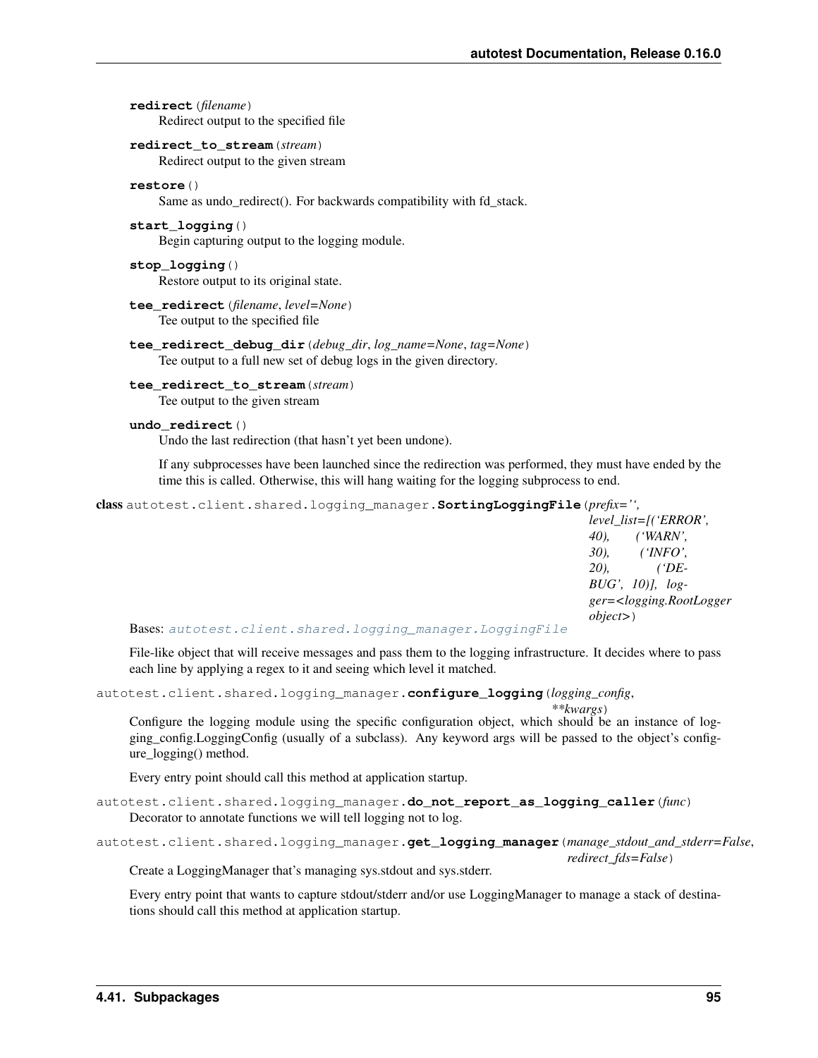**redirect**(*filename*)
Redirect output to the specified file

**redirect_to_stream**(*stream*)
Redirect output to the given stream

**restore**()
Same as undo_redirect(). For backwards compatibility with fd_stack.

**start_logging**()
Begin capturing output to the logging module.

**stop_logging**()
Restore output to its original state.

**tee_redirect**(*filename*, *level=None*)
Tee output to the specified file

**tee_redirect_debug_dir**(*debug_dir*, *log_name=None*, *tag=None*)
Tee output to a full new set of debug logs in the given directory.

**tee_redirect_to_stream**(*stream*)
Tee output to the given stream

**undo_redirect**()
Undo the last redirection (that hasn't yet been undone).

If any subprocesses have been launched since the redirection was performed, they must have ended by the time this is called. Otherwise, this will hang waiting for the logging subprocess to end.

**class** autotest.client.shared.logging_manager.**SortingLoggingFile**(*prefix='', level_list=[('ERROR', 40), ('WARN', 30), ('INFO', 20), ('DEBUG', 10)], logger=<logging.RootLogger object>*)

Bases: autotest.client.shared.logging_manager.LoggingFile

File-like object that will receive messages and pass them to the logging infrastructure. It decides where to pass each line by applying a regex to it and seeing which level it matched.

autotest.client.shared.logging_manager.**configure_logging**(*logging_config*, ***kwargs*)

Configure the logging module using the specific configuration object, which should be an instance of logging_config.LoggingConfig (usually of a subclass). Any keyword args will be passed to the object's configure_logging() method.

Every entry point should call this method at application startup.

autotest.client.shared.logging_manager.**do_not_report_as_logging_caller**(*func*)

Decorator to annotate functions we will tell logging not to log.

autotest.client.shared.logging_manager.**get_logging_manager**(*manage_stdout_and_stderr=False*, *redirect_fds=False*)

Create a LoggingManager that's managing sys.stdout and sys.stderr.

Every entry point that wants to capture stdout/stderr and/or use LoggingManager to manage a stack of destinations should call this method at application startup.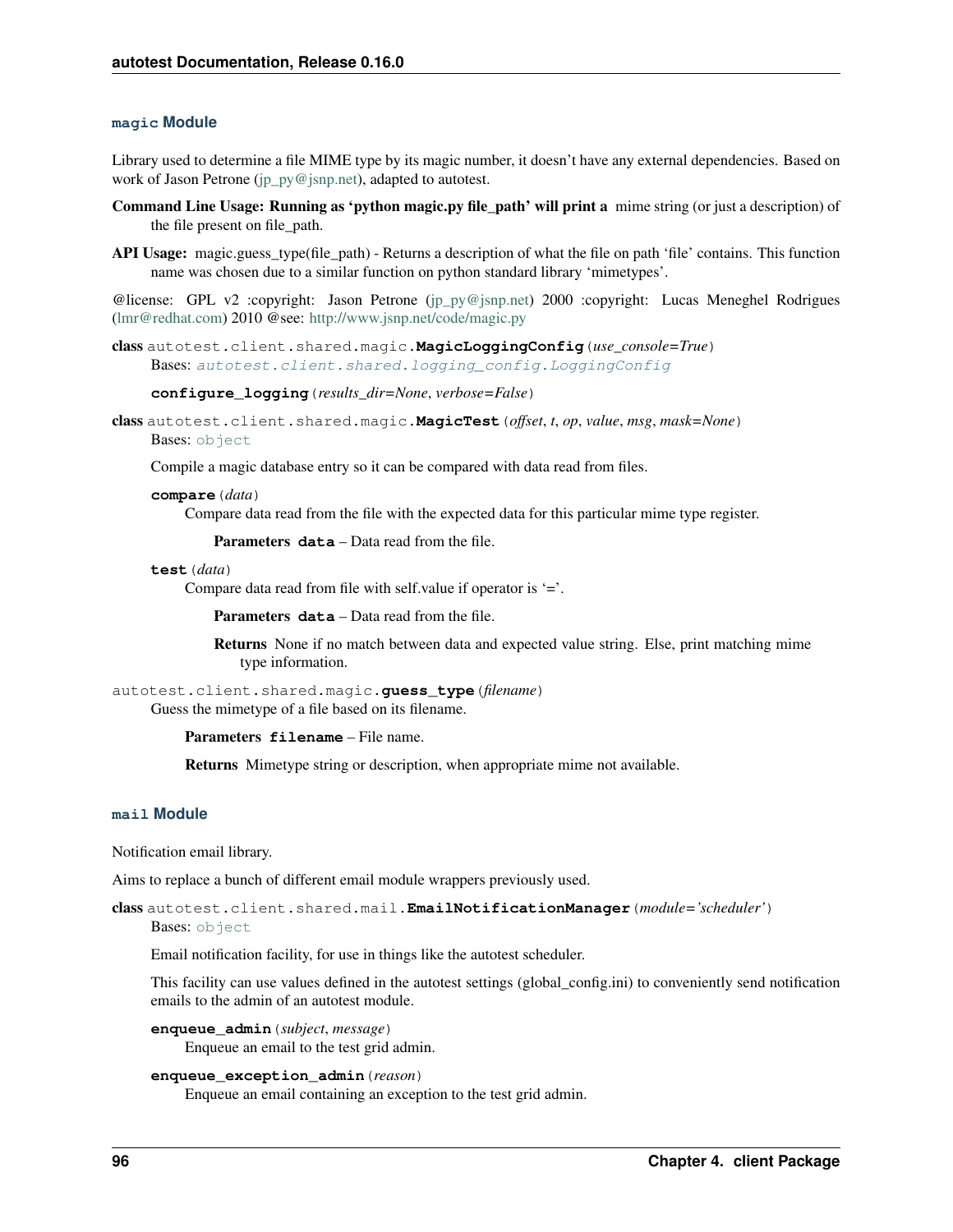## magic Module

Library used to determine a file MIME type by its magic number, it doesn't have any external dependencies. Based on work of Jason Petrone (jp_py@jsnp.net), adapted to autotest.

**Command Line Usage: Running as 'python magic.py file_path' will print a** mime string (or just a description) of the file present on file_path.

**API Usage:** magic.guess_type(file_path) - Returns a description of what the file on path 'file' contains. This function name was chosen due to a similar function on python standard library 'mimetypes'.

@license: GPL v2 :copyright: Jason Petrone (jp_py@jsnp.net) 2000 :copyright: Lucas Meneghel Rodrigues (lmr@redhat.com) 2010 @see: http://www.jsnp.net/code/magic.py

**class** autotest.client.shared.magic.**MagicLoggingConfig**(*use_console=True*)

Bases: *autotest.client.shared.logging_config.LoggingConfig*

**configure_logging**(*results_dir=None*, *verbose=False*)

**class** autotest.client.shared.magic.**MagicTest**(*offset*, *t*, *op*, *value*, *msg*, *mask=None*)

Bases: object

Compile a magic database entry so it can be compared with data read from files.

**compare**(*data*)

Compare data read from the file with the expected data for this particular mime type register.

**Parameters** **data** – Data read from the file.

**test**(*data*)

Compare data read from file with self.value if operator is '='.

**Parameters** **data** – Data read from the file.

**Returns** None if no match between data and expected value string. Else, print matching mime type information.

autotest.client.shared.magic.**guess_type**(*filename*)

Guess the mimetype of a file based on its filename.

**Parameters** **filename** – File name.

**Returns** Mimetype string or description, when appropriate mime not available.

## mail Module

Notification email library.

Aims to replace a bunch of different email module wrappers previously used.

**class** autotest.client.shared.mail.**EmailNotificationManager**(*module='scheduler'*)

Bases: object

Email notification facility, for use in things like the autotest scheduler.

This facility can use values defined in the autotest settings (global_config.ini) to conveniently send notification emails to the admin of an autotest module.

**enqueue_admin**(*subject*, *message*)

Enqueue an email to the test grid admin.

**enqueue_exception_admin**(*reason*)

Enqueue an email containing an exception to the test grid admin.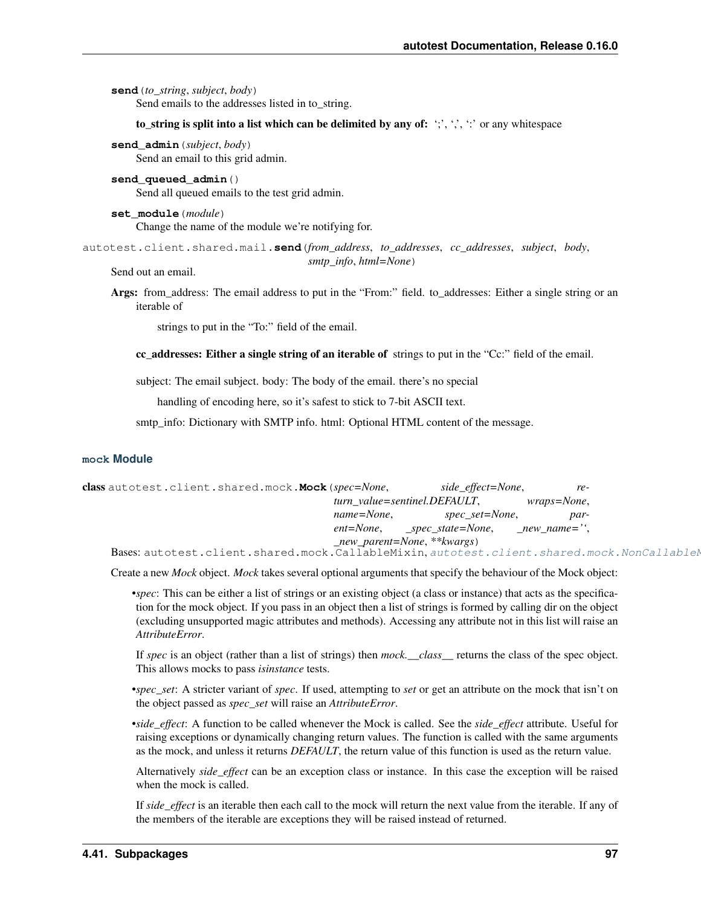**send**(*to_string*, *subject*, *body*)
Send emails to the addresses listed in to_string.

**to_string is split into a list which can be delimited by any of:** ';', ',', ':' or any whitespace

**send_admin**(*subject*, *body*)
Send an email to this grid admin.

**send_queued_admin**()
Send all queued emails to the test grid admin.

**set_module**(*module*)
Change the name of the module we're notifying for.

autotest.client.shared.mail.**send**(*from_address*, *to_addresses*, *cc_addresses*, *subject*, *body*, *smtp_info*, *html=None*)
Send out an email.

**Args:** from_address: The email address to put in the "From:" field. to_addresses: Either a single string or an iterable of

strings to put in the "To:" field of the email.

**cc_addresses: Either a single string of an iterable of** strings to put in the "Cc:" field of the email.

subject: The email subject. body: The body of the email. there's no special

handling of encoding here, so it's safest to stick to 7-bit ASCII text.

smtp_info: Dictionary with SMTP info. html: Optional HTML content of the message.

#### mock Module

**class** autotest.client.shared.mock.**Mock**(*spec=None*, *side_effect=None*, *return_value=sentinel.DEFAULT*, *wraps=None*, *name=None*, *spec_set=None*, *parent=None*, *_spec_state=None*, *_new_name=''*, *_new_parent=None*, *\*\*kwargs*)
Bases: autotest.client.shared.mock.CallableMixin, autotest.client.shared.mock.NonCallableM

Create a new *Mock* object. *Mock* takes several optional arguments that specify the behaviour of the Mock object:

- *spec*: This can be either a list of strings or an existing object (a class or instance) that acts as the specification for the mock object. If you pass in an object then a list of strings is formed by calling dir on the object (excluding unsupported magic attributes and methods). Accessing any attribute not in this list will raise an *AttributeError*.

  If *spec* is an object (rather than a list of strings) then *mock.__class__* returns the class of the spec object. This allows mocks to pass *isinstance* tests.

- *spec_set*: A stricter variant of *spec*. If used, attempting to *set* or get an attribute on the mock that isn't on the object passed as *spec_set* will raise an *AttributeError*.

- *side_effect*: A function to be called whenever the Mock is called. See the *side_effect* attribute. Useful for raising exceptions or dynamically changing return values. The function is called with the same arguments as the mock, and unless it returns *DEFAULT*, the return value of this function is used as the return value.

  Alternatively *side_effect* can be an exception class or instance. In this case the exception will be raised when the mock is called.

  If *side_effect* is an iterable then each call to the mock will return the next value from the iterable. If any of the members of the iterable are exceptions they will be raised instead of returned.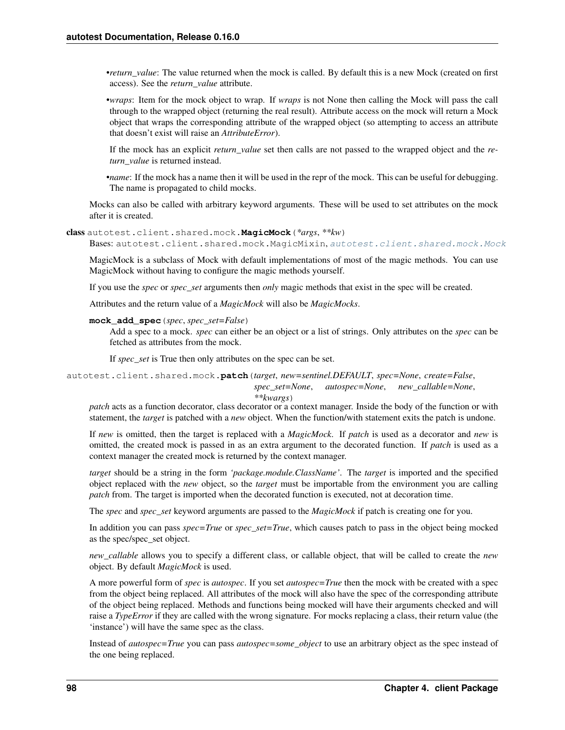- *return_value*: The value returned when the mock is called. By default this is a new Mock (created on first access). See the *return_value* attribute.
- *wraps*: Item for the mock object to wrap. If *wraps* is not None then calling the Mock will pass the call through to the wrapped object (returning the real result). Attribute access on the mock will return a Mock object that wraps the corresponding attribute of the wrapped object (so attempting to access an attribute that doesn't exist will raise an *AttributeError*).

  If the mock has an explicit *return_value* set then calls are not passed to the wrapped object and the *return_value* is returned instead.
- *name*: If the mock has a name then it will be used in the repr of the mock. This can be useful for debugging. The name is propagated to child mocks.

Mocks can also be called with arbitrary keyword arguments. These will be used to set attributes on the mock after it is created.

**class** `autotest.client.shared.mock.`**`MagicMock`**`(*args, **kw)`

Bases: `autotest.client.shared.mock.MagicMixin`, `autotest.client.shared.mock.Mock`

MagicMock is a subclass of Mock with default implementations of most of the magic methods. You can use MagicMock without having to configure the magic methods yourself.

If you use the *spec* or *spec_set* arguments then *only* magic methods that exist in the spec will be created.

Attributes and the return value of a *MagicMock* will also be *MagicMocks*.

**`mock_add_spec`**`(spec, spec_set=False)`

Add a spec to a mock. *spec* can either be an object or a list of strings. Only attributes on the *spec* can be fetched as attributes from the mock.

If *spec_set* is True then only attributes on the spec can be set.

`autotest.client.shared.mock.`**`patch`**`(target, new=sentinel.DEFAULT, spec=None, create=False, spec_set=None, autospec=None, new_callable=None, **kwargs)`

*patch* acts as a function decorator, class decorator or a context manager. Inside the body of the function or with statement, the *target* is patched with a *new* object. When the function/with statement exits the patch is undone.

If *new* is omitted, then the target is replaced with a *MagicMock*. If *patch* is used as a decorator and *new* is omitted, the created mock is passed in as an extra argument to the decorated function. If *patch* is used as a context manager the created mock is returned by the context manager.

*target* should be a string in the form *'package.module.ClassName'*. The *target* is imported and the specified object replaced with the *new* object, so the *target* must be importable from the environment you are calling *patch* from. The target is imported when the decorated function is executed, not at decoration time.

The *spec* and *spec_set* keyword arguments are passed to the *MagicMock* if patch is creating one for you.

In addition you can pass *spec=True* or *spec_set=True*, which causes patch to pass in the object being mocked as the spec/spec_set object.

*new_callable* allows you to specify a different class, or callable object, that will be called to create the *new* object. By default *MagicMock* is used.

A more powerful form of *spec* is *autospec*. If you set *autospec=True* then the mock with be created with a spec from the object being replaced. All attributes of the mock will also have the spec of the corresponding attribute of the object being replaced. Methods and functions being mocked will have their arguments checked and will raise a *TypeError* if they are called with the wrong signature. For mocks replacing a class, their return value (the 'instance') will have the same spec as the class.

Instead of *autospec=True* you can pass *autospec=some_object* to use an arbitrary object as the spec instead of the one being replaced.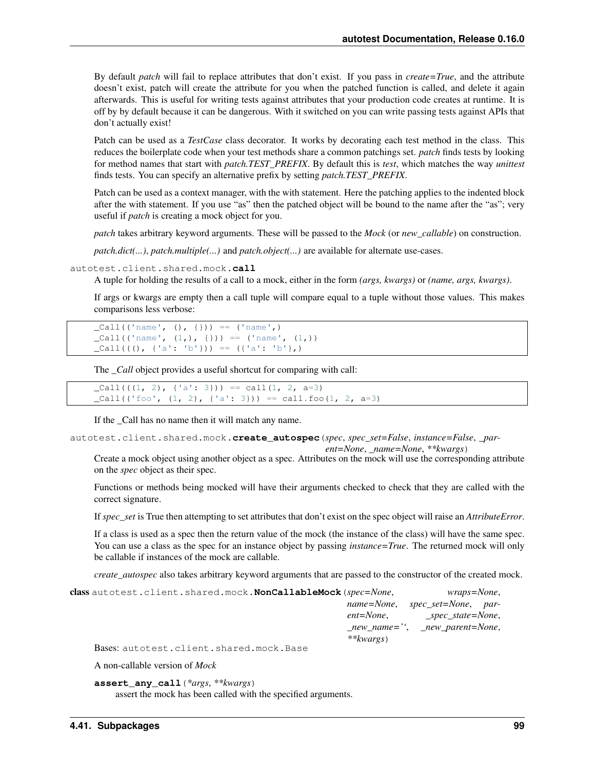By default *patch* will fail to replace attributes that don't exist. If you pass in *create=True*, and the attribute doesn't exist, patch will create the attribute for you when the patched function is called, and delete it again afterwards. This is useful for writing tests against attributes that your production code creates at runtime. It is off by by default because it can be dangerous. With it switched on you can write passing tests against APIs that don't actually exist!

Patch can be used as a *TestCase* class decorator. It works by decorating each test method in the class. This reduces the boilerplate code when your test methods share a common patchings set. *patch* finds tests by looking for method names that start with *patch.TEST_PREFIX*. By default this is *test*, which matches the way *unittest* finds tests. You can specify an alternative prefix by setting *patch.TEST_PREFIX*.

Patch can be used as a context manager, with the with statement. Here the patching applies to the indented block after the with statement. If you use "as" then the patched object will be bound to the name after the "as"; very useful if *patch* is creating a mock object for you.

*patch* takes arbitrary keyword arguments. These will be passed to the *Mock* (or *new_callable*) on construction.

*patch.dict(...)*, *patch.multiple(...)* and *patch.object(...)* are available for alternate use-cases.

autotest.client.shared.mock.**call**

A tuple for holding the results of a call to a mock, either in the form *(args, kwargs)* or *(name, args, kwargs)*.

If args or kwargs are empty then a call tuple will compare equal to a tuple without those values. This makes comparisons less verbose:

```
_Call(('name', (), {})) == ('name',)
_Call(('name', (1,), {})) == ('name', (1,))
_Call(((), {'a': 'b'})) == ({'a': 'b'},)
```

The *_Call* object provides a useful shortcut for comparing with call:

```
_Call(((1, 2), {'a': 3})) == call(1, 2, a=3)
_Call(('foo', (1, 2), {'a': 3})) == call.foo(1, 2, a=3)
```

If the _Call has no name then it will match any name.

autotest.client.shared.mock.**create_autospec**(*spec*, *spec_set=False*, *instance=False*, *_parent=None*, *_name=None*, *\*\*kwargs*)

Create a mock object using another object as a spec. Attributes on the mock will use the corresponding attribute on the *spec* object as their spec.

Functions or methods being mocked will have their arguments checked to check that they are called with the correct signature.

If *spec_set* is True then attempting to set attributes that don't exist on the spec object will raise an *AttributeError*.

If a class is used as a spec then the return value of the mock (the instance of the class) will have the same spec. You can use a class as the spec for an instance object by passing *instance=True*. The returned mock will only be callable if instances of the mock are callable.

*create_autospec* also takes arbitrary keyword arguments that are passed to the constructor of the created mock.

**class** autotest.client.shared.mock.**NonCallableMock**(*spec=None*, *wraps=None*, *name=None*, *spec_set=None*, *parent=None*, *_spec_state=None*, *_new_name=''*, *_new_parent=None*, *\*\*kwargs*)

Bases: `autotest.client.shared.mock.Base`

A non-callable version of *Mock*

**assert_any_call**(*\*args*, *\*\*kwargs*)

assert the mock has been called with the specified arguments.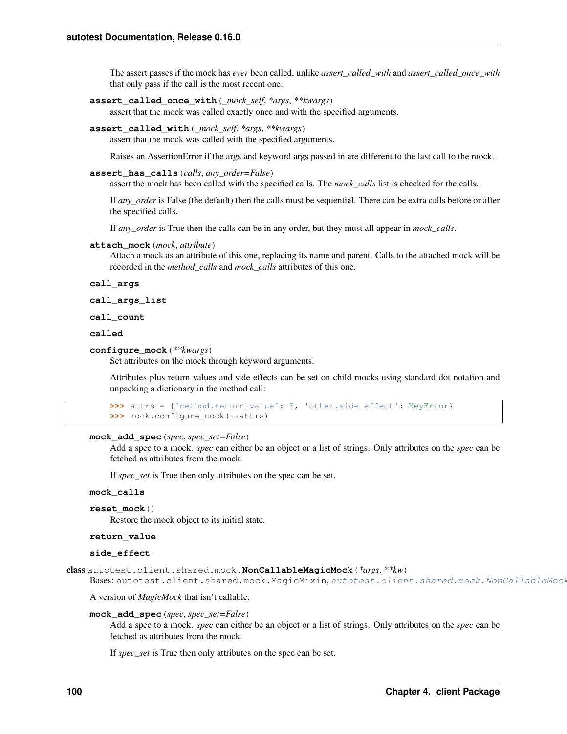The assert passes if the mock has *ever* been called, unlike *assert_called_with* and *assert_called_once_with* that only pass if the call is the most recent one.

**assert_called_once_with**(*_mock_self*, **args*, ***kwargs*)
assert that the mock was called exactly once and with the specified arguments.

**assert_called_with**(*_mock_self*, **args*, ***kwargs*)
assert that the mock was called with the specified arguments.

Raises an AssertionError if the args and keyword args passed in are different to the last call to the mock.

**assert_has_calls**(*calls*, *any_order=False*)
assert the mock has been called with the specified calls. The *mock_calls* list is checked for the calls.

If *any_order* is False (the default) then the calls must be sequential. There can be extra calls before or after the specified calls.

If *any_order* is True then the calls can be in any order, but they must all appear in *mock_calls*.

**attach_mock**(*mock*, *attribute*)
Attach a mock as an attribute of this one, replacing its name and parent. Calls to the attached mock will be recorded in the *method_calls* and *mock_calls* attributes of this one.

**call_args**

**call_args_list**

**call_count**

**called**

**configure_mock**(***kwargs*)
Set attributes on the mock through keyword arguments.

Attributes plus return values and side effects can be set on child mocks using standard dot notation and unpacking a dictionary in the method call:

```
>>> attrs = {'method.return_value': 3, 'other.side_effect': KeyError}
>>> mock.configure_mock(**attrs)
```

**mock_add_spec**(*spec*, *spec_set=False*)
Add a spec to a mock. *spec* can either be an object or a list of strings. Only attributes on the *spec* can be fetched as attributes from the mock.

If *spec_set* is True then only attributes on the spec can be set.

**mock_calls**

**reset_mock**()
Restore the mock object to its initial state.

**return_value**

**side_effect**

**class** autotest.client.shared.mock.**NonCallableMagicMock**(**args*, ***kw*)
Bases: autotest.client.shared.mock.MagicMixin, *autotest.client.shared.mock.NonCallableMock*

A version of *MagicMock* that isn't callable.

**mock_add_spec**(*spec*, *spec_set=False*)
Add a spec to a mock. *spec* can either be an object or a list of strings. Only attributes on the *spec* can be fetched as attributes from the mock.

If *spec_set* is True then only attributes on the spec can be set.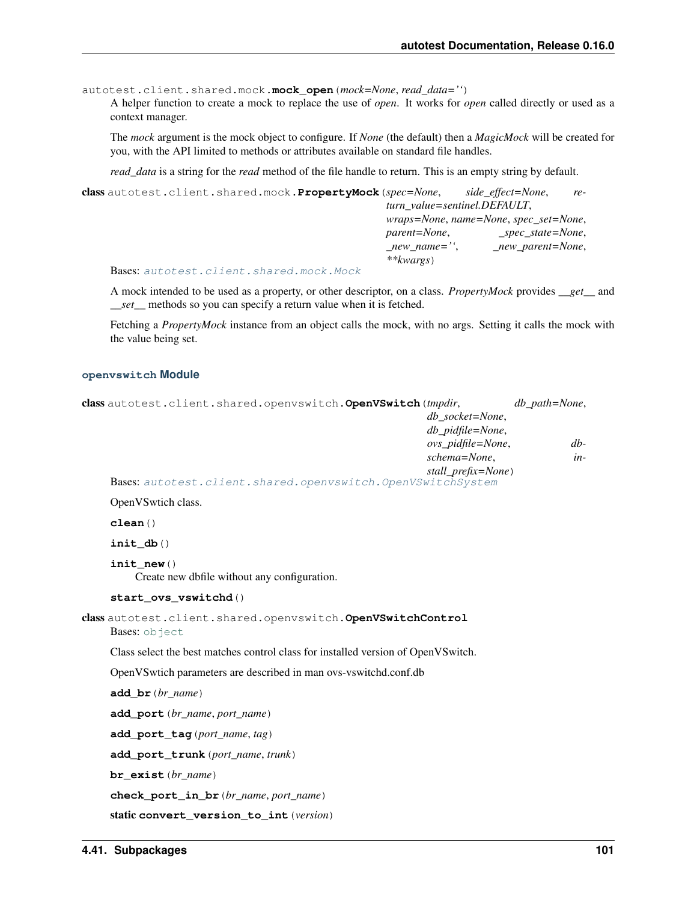autotest.client.shared.mock.**mock_open**(*mock=None*, *read_data=''*)

A helper function to create a mock to replace the use of *open*. It works for *open* called directly or used as a context manager.

The *mock* argument is the mock object to configure. If *None* (the default) then a *MagicMock* will be created for you, with the API limited to methods or attributes available on standard file handles.

*read_data* is a string for the *read* method of the file handle to return. This is an empty string by default.

**class** autotest.client.shared.mock.**PropertyMock**(*spec=None*, *side_effect=None*, *return_value=sentinel.DEFAULT*, *wraps=None*, *name=None*, *spec_set=None*, *parent=None*, *_spec_state=None*, *_new_name=''*, *_new_parent=None*, ***kwargs*)

Bases: autotest.client.shared.mock.Mock

A mock intended to be used as a property, or other descriptor, on a class. *PropertyMock* provides *__get__* and *__set__* methods so you can specify a return value when it is fetched.

Fetching a *PropertyMock* instance from an object calls the mock, with no args. Setting it calls the mock with the value being set.

## openvswitch Module

**class** autotest.client.shared.openvswitch.**OpenVSwitch**(*tmpdir*, *db_path=None*, *db_socket=None*, *db_pidfile=None*, *ovs_pidfile=None*, *dbschema=None*, *install_prefix=None*)

Bases: autotest.client.shared.openvswitch.OpenVSwitchSystem

OpenVSwtich class.

**clean**()

**init_db**()

**init_new**()

Create new dbfile without any configuration.

**start_ovs_vswitchd**()

**class** autotest.client.shared.openvswitch.**OpenVSwitchControl**

Bases: object

Class select the best matches control class for installed version of OpenVSwitch.

OpenVSwtich parameters are described in man ovs-vswitchd.conf.db

**add_br**(*br_name*)

**add_port**(*br_name*, *port_name*)

**add_port_tag**(*port_name*, *tag*)

**add_port_trunk**(*port_name*, *trunk*)

**br_exist**(*br_name*)

**check_port_in_br**(*br_name*, *port_name*)

**static convert_version_to_int**(*version*)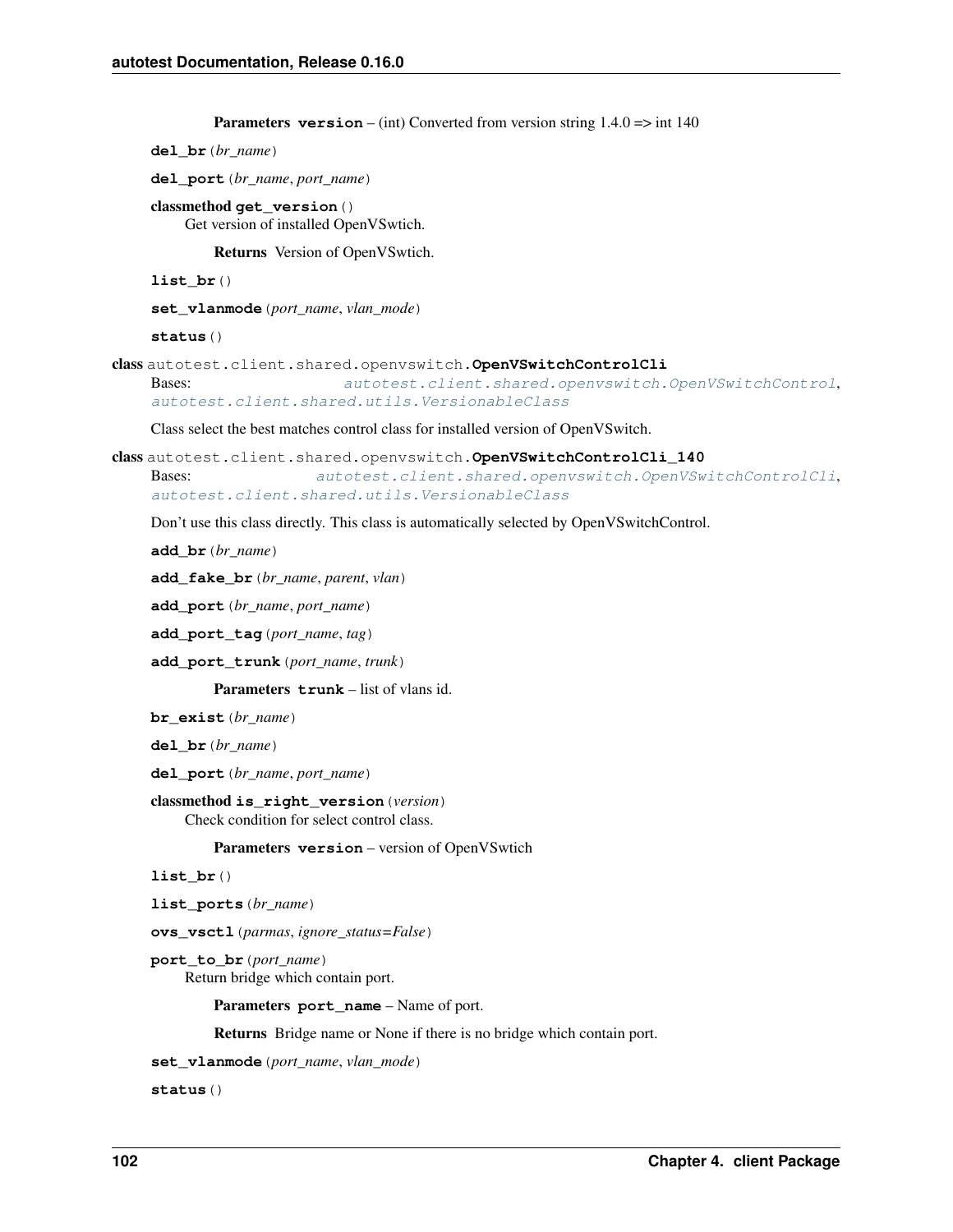**Parameters** **version** – (int) Converted from version string 1.4.0 => int 140

**del_br**(*br_name*)

**del_port**(*br_name*, *port_name*)

classmethod **get_version**()
Get version of installed OpenVSwtich.

**Returns** Version of OpenVSwtich.

**list_br**()

**set_vlanmode**(*port_name*, *vlan_mode*)

**status**()

class autotest.client.shared.openvswitch.**OpenVSwitchControlCli**
Bases: *autotest.client.shared.openvswitch.OpenVSwitchControl*, *autotest.client.shared.utils.VersionableClass*

Class select the best matches control class for installed version of OpenVSwitch.

class autotest.client.shared.openvswitch.**OpenVSwitchControlCli_140**
Bases: *autotest.client.shared.openvswitch.OpenVSwitchControlCli*, *autotest.client.shared.utils.VersionableClass*

Don't use this class directly. This class is automatically selected by OpenVSwitchControl.

**add_br**(*br_name*)

**add_fake_br**(*br_name*, *parent*, *vlan*)

**add_port**(*br_name*, *port_name*)

**add_port_tag**(*port_name*, *tag*)

**add_port_trunk**(*port_name*, *trunk*)

**Parameters** **trunk** – list of vlans id.

**br_exist**(*br_name*)

**del_br**(*br_name*)

**del_port**(*br_name*, *port_name*)

classmethod **is_right_version**(*version*)
Check condition for select control class.

**Parameters** **version** – version of OpenVSwtich

**list_br**()

**list_ports**(*br_name*)

**ovs_vsctl**(*parmas*, *ignore_status=False*)

**port_to_br**(*port_name*)
Return bridge which contain port.

**Parameters** **port_name** – Name of port.

**Returns** Bridge name or None if there is no bridge which contain port.

**set_vlanmode**(*port_name*, *vlan_mode*)

**status**()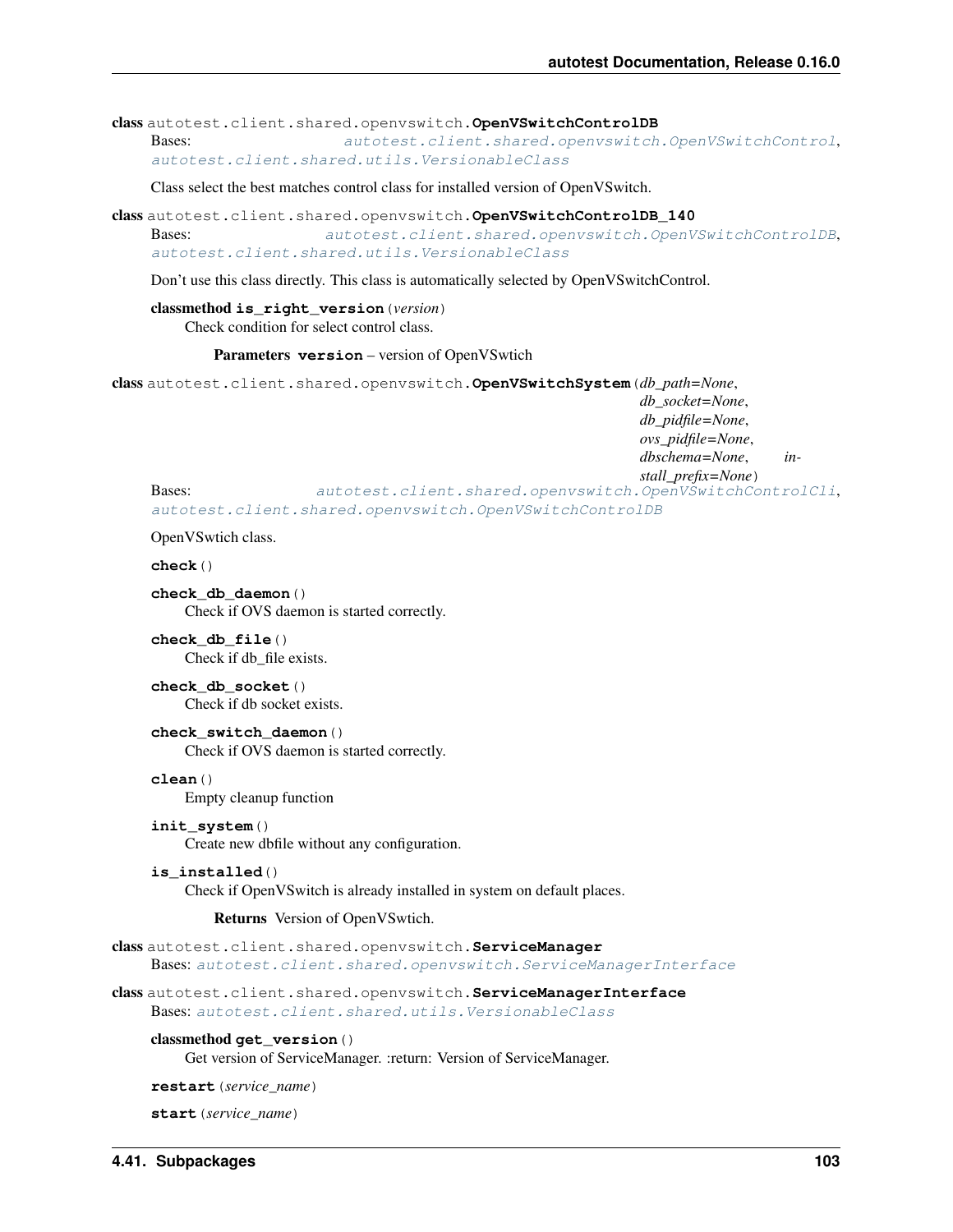**class** autotest.client.shared.openvswitch.**OpenVSwitchControlDB**

Bases: *autotest.client.shared.openvswitch.OpenVSwitchControl*, *autotest.client.shared.utils.VersionableClass*

Class select the best matches control class for installed version of OpenVSwitch.

**class** autotest.client.shared.openvswitch.**OpenVSwitchControlDB_140**

Bases: *autotest.client.shared.openvswitch.OpenVSwitchControlDB*, *autotest.client.shared.utils.VersionableClass*

Don't use this class directly. This class is automatically selected by OpenVSwitchControl.

**classmethod is_right_version**(*version*)

Check condition for select control class.

**Parameters** **version** – version of OpenVSwtich

**class** autotest.client.shared.openvswitch.**OpenVSwitchSystem**(*db_path=None*, *db_socket=None*, *db_pidfile=None*, *ovs_pidfile=None*, *dbschema=None*, *install_prefix=None*)

Bases: *autotest.client.shared.openvswitch.OpenVSwitchControlCli*, *autotest.client.shared.openvswitch.OpenVSwitchControlDB*

OpenVSwtich class.

**check**()

**check_db_daemon**()

Check if OVS daemon is started correctly.

**check_db_file**()

Check if db_file exists.

**check_db_socket**()

Check if db socket exists.

**check_switch_daemon**()

Check if OVS daemon is started correctly.

**clean**()

Empty cleanup function

**init_system**()

Create new dbfile without any configuration.

**is_installed**()

Check if OpenVSwitch is already installed in system on default places.

**Returns** Version of OpenVSwtich.

**class** autotest.client.shared.openvswitch.**ServiceManager**

Bases: *autotest.client.shared.openvswitch.ServiceManagerInterface*

**class** autotest.client.shared.openvswitch.**ServiceManagerInterface**

Bases: *autotest.client.shared.utils.VersionableClass*

**classmethod get_version**()

Get version of ServiceManager. :return: Version of ServiceManager.

**restart**(*service_name*)

**start**(*service_name*)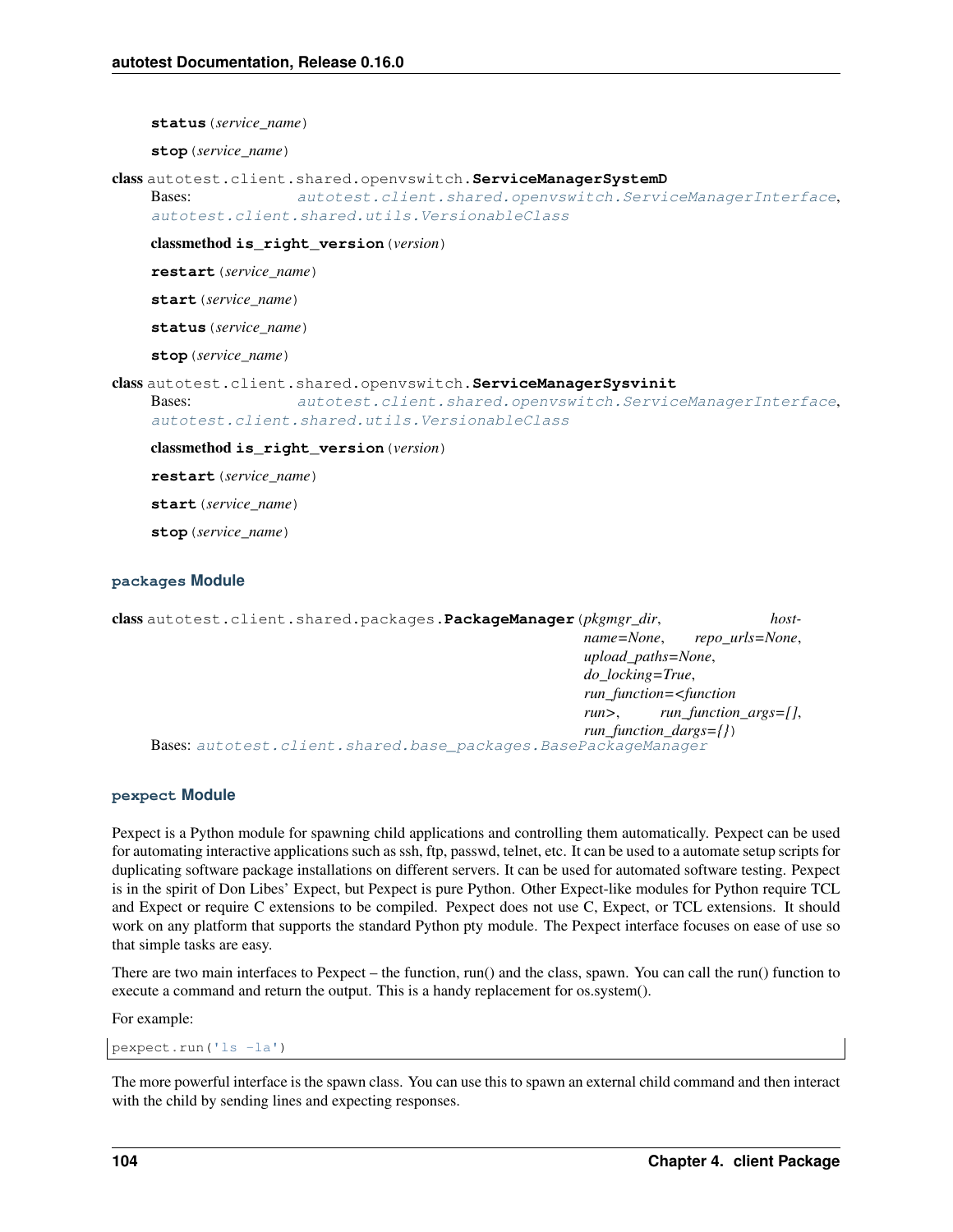**status**(*service_name*)

**stop**(*service_name*)

class autotest.client.shared.openvswitch.**ServiceManagerSystemD**

Bases: *autotest.client.shared.openvswitch.ServiceManagerInterface*, *autotest.client.shared.utils.VersionableClass*

classmethod **is_right_version**(*version*)

**restart**(*service_name*)

**start**(*service_name*)

**status**(*service_name*)

**stop**(*service_name*)

class autotest.client.shared.openvswitch.**ServiceManagerSysvinit**

Bases: *autotest.client.shared.openvswitch.ServiceManagerInterface*, *autotest.client.shared.utils.VersionableClass*

classmethod **is_right_version**(*version*)

**restart**(*service_name*)

**start**(*service_name*)

**stop**(*service_name*)

### packages Module

class autotest.client.shared.packages.**PackageManager**(*pkgmgr_dir*, *hostname=None*, *repo_urls=None*, *upload_paths=None*, *do_locking=True*, *run_function=<function run>*, *run_function_args=[]*, *run_function_dargs={}*)

Bases: *autotest.client.shared.base_packages.BasePackageManager*

### pexpect Module

Pexpect is a Python module for spawning child applications and controlling them automatically. Pexpect can be used for automating interactive applications such as ssh, ftp, passwd, telnet, etc. It can be used to a automate setup scripts for duplicating software package installations on different servers. It can be used for automated software testing. Pexpect is in the spirit of Don Libes' Expect, but Pexpect is pure Python. Other Expect-like modules for Python require TCL and Expect or require C extensions to be compiled. Pexpect does not use C, Expect, or TCL extensions. It should work on any platform that supports the standard Python pty module. The Pexpect interface focuses on ease of use so that simple tasks are easy.

There are two main interfaces to Pexpect – the function, run() and the class, spawn. You can call the run() function to execute a command and return the output. This is a handy replacement for os.system().

For example:

```
pexpect.run('ls -la')
```

The more powerful interface is the spawn class. You can use this to spawn an external child command and then interact with the child by sending lines and expecting responses.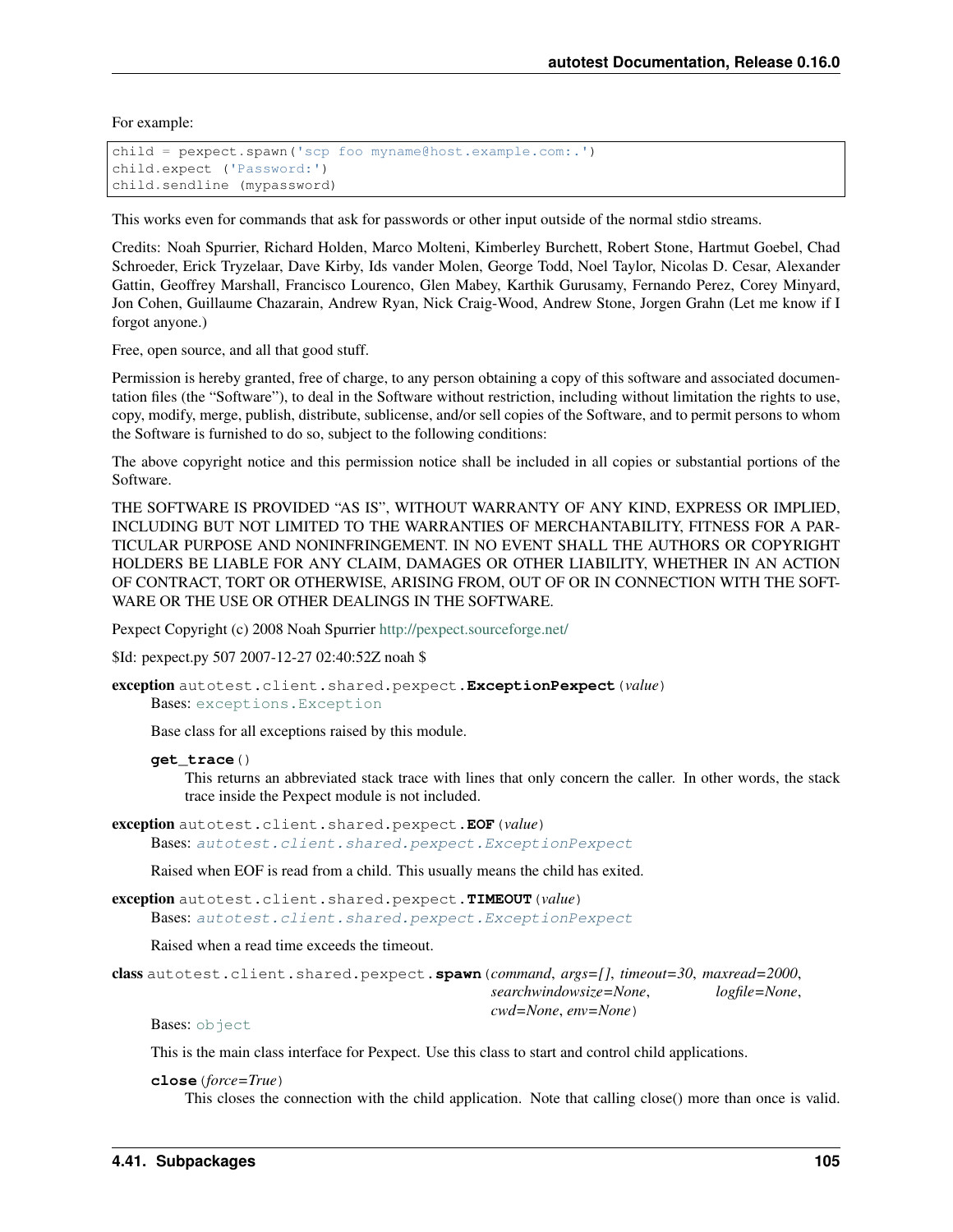For example:

```
child = pexpect.spawn('scp foo myname@host.example.com:.')
child.expect ('Password:')
child.sendline (mypassword)
```

This works even for commands that ask for passwords or other input outside of the normal stdio streams.

Credits: Noah Spurrier, Richard Holden, Marco Molteni, Kimberley Burchett, Robert Stone, Hartmut Goebel, Chad Schroeder, Erick Tryzelaar, Dave Kirby, Ids vander Molen, George Todd, Noel Taylor, Nicolas D. Cesar, Alexander Gattin, Geoffrey Marshall, Francisco Lourenco, Glen Mabey, Karthik Gurusamy, Fernando Perez, Corey Minyard, Jon Cohen, Guillaume Chazarain, Andrew Ryan, Nick Craig-Wood, Andrew Stone, Jorgen Grahn (Let me know if I forgot anyone.)

Free, open source, and all that good stuff.

Permission is hereby granted, free of charge, to any person obtaining a copy of this software and associated documentation files (the "Software"), to deal in the Software without restriction, including without limitation the rights to use, copy, modify, merge, publish, distribute, sublicense, and/or sell copies of the Software, and to permit persons to whom the Software is furnished to do so, subject to the following conditions:

The above copyright notice and this permission notice shall be included in all copies or substantial portions of the Software.

THE SOFTWARE IS PROVIDED "AS IS", WITHOUT WARRANTY OF ANY KIND, EXPRESS OR IMPLIED, INCLUDING BUT NOT LIMITED TO THE WARRANTIES OF MERCHANTABILITY, FITNESS FOR A PARTICULAR PURPOSE AND NONINFRINGEMENT. IN NO EVENT SHALL THE AUTHORS OR COPYRIGHT HOLDERS BE LIABLE FOR ANY CLAIM, DAMAGES OR OTHER LIABILITY, WHETHER IN AN ACTION OF CONTRACT, TORT OR OTHERWISE, ARISING FROM, OUT OF OR IN CONNECTION WITH THE SOFTWARE OR THE USE OR OTHER DEALINGS IN THE SOFTWARE.

Pexpect Copyright (c) 2008 Noah Spurrier http://pexpect.sourceforge.net/

$Id: pexpect.py 507 2007-12-27 02:40:52Z noah $

**exception** `autotest.client.shared.pexpect.`**`ExceptionPexpect`**(*value*)

Bases: `exceptions.Exception`

Base class for all exceptions raised by this module.

**`get_trace`**()

This returns an abbreviated stack trace with lines that only concern the caller. In other words, the stack trace inside the Pexpect module is not included.

**exception** `autotest.client.shared.pexpect.`**`EOF`**(*value*)

Bases: *`autotest.client.shared.pexpect.ExceptionPexpect`*

Raised when EOF is read from a child. This usually means the child has exited.

**exception** `autotest.client.shared.pexpect.`**`TIMEOUT`**(*value*)

Bases: *`autotest.client.shared.pexpect.ExceptionPexpect`*

Raised when a read time exceeds the timeout.

**class** `autotest.client.shared.pexpect.`**`spawn`**(*command*, *args=[]*, *timeout=30*, *maxread=2000*, *searchwindowsize=None*, *logfile=None*, *cwd=None*, *env=None*)

Bases: `object`

This is the main class interface for Pexpect. Use this class to start and control child applications.

**`close`**(*force=True*)

This closes the connection with the child application. Note that calling close() more than once is valid.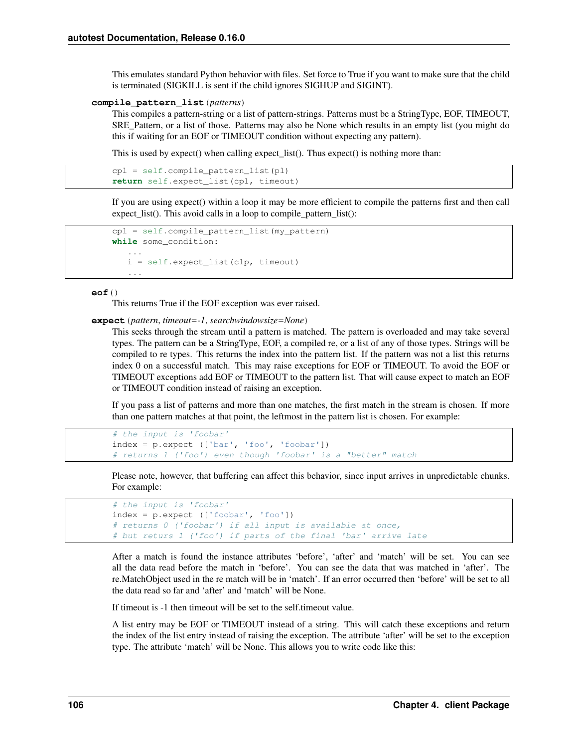This emulates standard Python behavior with files. Set force to True if you want to make sure that the child is terminated (SIGKILL is sent if the child ignores SIGHUP and SIGINT).

**compile_pattern_list**(*patterns*)

This compiles a pattern-string or a list of pattern-strings. Patterns must be a StringType, EOF, TIMEOUT, SRE_Pattern, or a list of those. Patterns may also be None which results in an empty list (you might do this if waiting for an EOF or TIMEOUT condition without expecting any pattern).

This is used by expect() when calling expect_list(). Thus expect() is nothing more than:

```
cpl = self.compile_pattern_list(pl)
return self.expect_list(cpl, timeout)
```

If you are using expect() within a loop it may be more efficient to compile the patterns first and then call expect_list(). This avoid calls in a loop to compile_pattern_list():

```
cpl = self.compile_pattern_list(my_pattern)
while some_condition:
   ...
   i = self.expect_list(clp, timeout)
   ...
```

**eof**()

This returns True if the EOF exception was ever raised.

**expect**(*pattern*, *timeout=-1*, *searchwindowsize=None*)

This seeks through the stream until a pattern is matched. The pattern is overloaded and may take several types. The pattern can be a StringType, EOF, a compiled re, or a list of any of those types. Strings will be compiled to re types. This returns the index into the pattern list. If the pattern was not a list this returns index 0 on a successful match. This may raise exceptions for EOF or TIMEOUT. To avoid the EOF or TIMEOUT exceptions add EOF or TIMEOUT to the pattern list. That will cause expect to match an EOF or TIMEOUT condition instead of raising an exception.

If you pass a list of patterns and more than one matches, the first match in the stream is chosen. If more than one pattern matches at that point, the leftmost in the pattern list is chosen. For example:

```
# the input is 'foobar'
index = p.expect (['bar', 'foo', 'foobar'])
# returns 1 ('foo') even though 'foobar' is a "better" match
```

Please note, however, that buffering can affect this behavior, since input arrives in unpredictable chunks. For example:

```
# the input is 'foobar'
index = p.expect (['foobar', 'foo'])
# returns 0 ('foobar') if all input is available at once,
# but return 1 ('foo') if parts of the final 'bar' arrive late
```

After a match is found the instance attributes 'before', 'after' and 'match' will be set. You can see all the data read before the match in 'before'. You can see the data that was matched in 'after'. The re.MatchObject used in the re match will be in 'match'. If an error occurred then 'before' will be set to all the data read so far and 'after' and 'match' will be None.

If timeout is -1 then timeout will be set to the self.timeout value.

A list entry may be EOF or TIMEOUT instead of a string. This will catch these exceptions and return the index of the list entry instead of raising the exception. The attribute 'after' will be set to the exception type. The attribute 'match' will be None. This allows you to write code like this: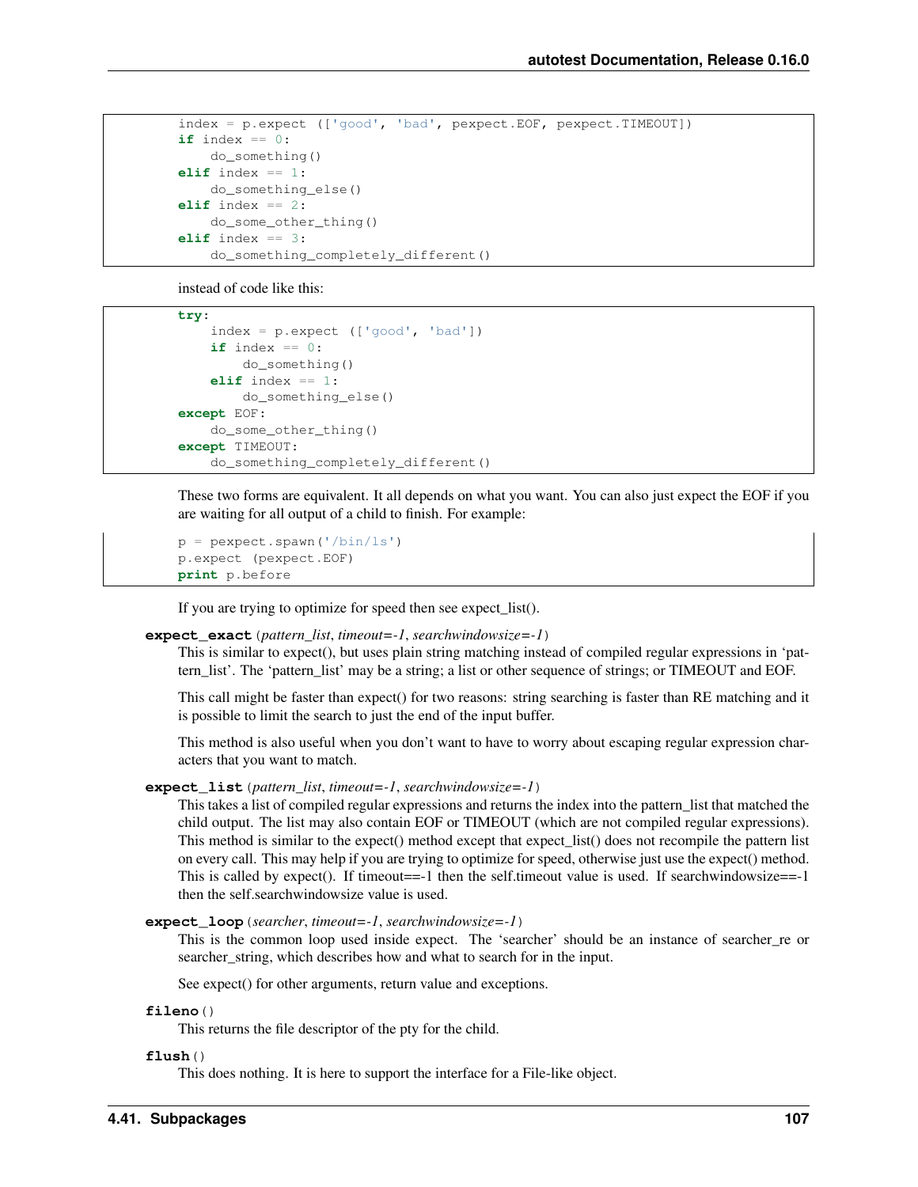```
index = p.expect (['good', 'bad', pexpect.EOF, pexpect.TIMEOUT])
if index == 0:
    do_something()
elif index == 1:
    do_something_else()
elif index == 2:
    do_some_other_thing()
elif index == 3:
    do_something_completely_different()
```

instead of code like this:

```
try:
    index = p.expect (['good', 'bad'])
    if index == 0:
        do_something()
    elif index == 1:
        do_something_else()
except EOF:
    do_some_other_thing()
except TIMEOUT:
    do_something_completely_different()
```

These two forms are equivalent. It all depends on what you want. You can also just expect the EOF if you are waiting for all output of a child to finish. For example:

```
p = pexpect.spawn('/bin/ls')
p.expect (pexpect.EOF)
print p.before
```

If you are trying to optimize for speed then see expect_list().

**expect_exact** (*pattern_list*, *timeout=-1*, *searchwindowsize=-1*)

This is similar to expect(), but uses plain string matching instead of compiled regular expressions in 'pattern_list'. The 'pattern_list' may be a string; a list or other sequence of strings; or TIMEOUT and EOF.

This call might be faster than expect() for two reasons: string searching is faster than RE matching and it is possible to limit the search to just the end of the input buffer.

This method is also useful when you don't want to have to worry about escaping regular expression characters that you want to match.

**expect_list** (*pattern_list*, *timeout=-1*, *searchwindowsize=-1*)

This takes a list of compiled regular expressions and returns the index into the pattern_list that matched the child output. The list may also contain EOF or TIMEOUT (which are not compiled regular expressions). This method is similar to the expect() method except that expect_list() does not recompile the pattern list on every call. This may help if you are trying to optimize for speed, otherwise just use the expect() method. This is called by expect(). If timeout==-1 then the self.timeout value is used. If searchwindowsize==-1 then the self.searchwindowsize value is used.

**expect_loop** (*searcher*, *timeout=-1*, *searchwindowsize=-1*)

This is the common loop used inside expect. The 'searcher' should be an instance of searcher_re or searcher_string, which describes how and what to search for in the input.

See expect() for other arguments, return value and exceptions.

**fileno** ()

This returns the file descriptor of the pty for the child.

**flush** ()

This does nothing. It is here to support the interface for a File-like object.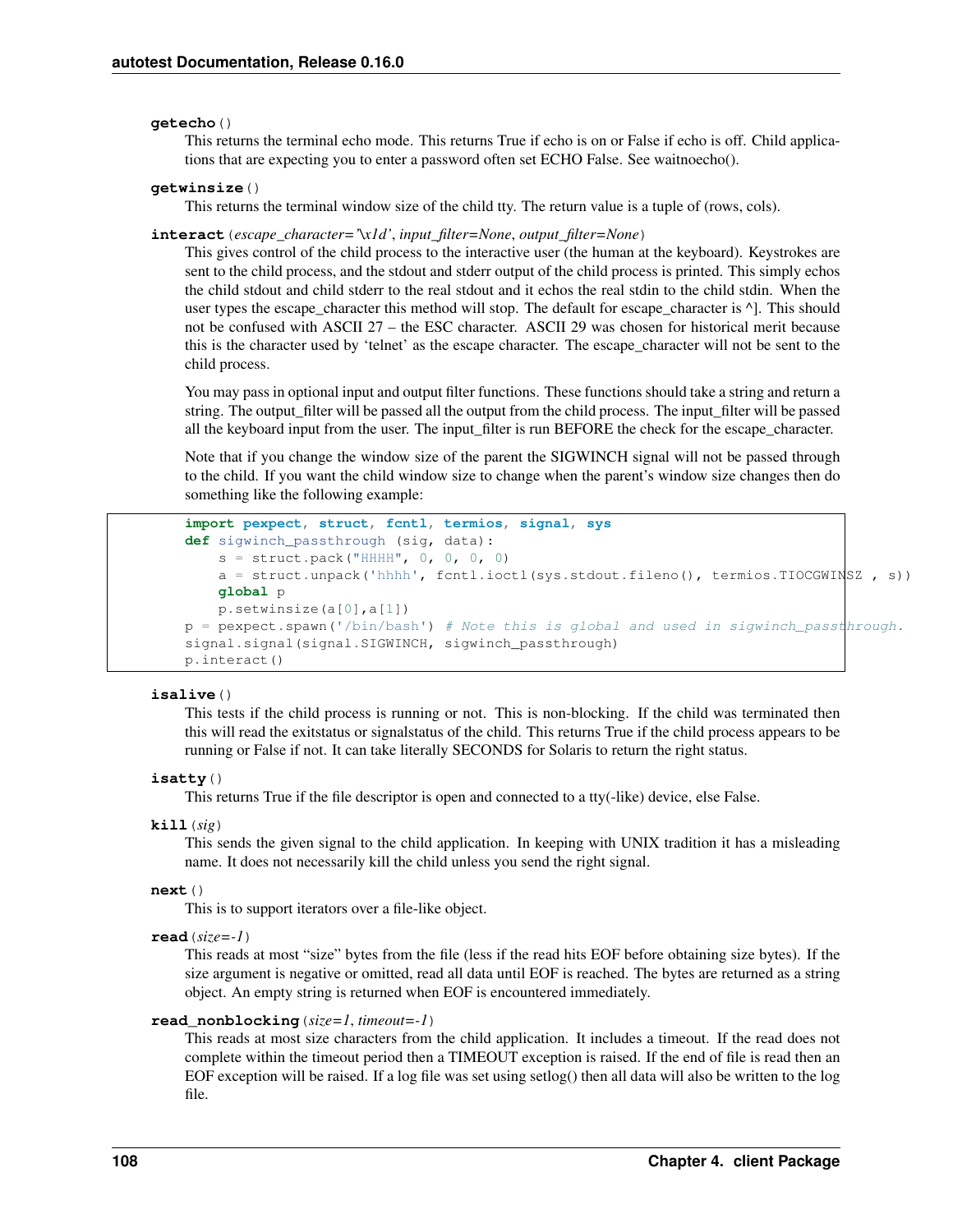**getecho**()

This returns the terminal echo mode. This returns True if echo is on or False if echo is off. Child applications that are expecting you to enter a password often set ECHO False. See waitnoecho().

**getwinsize**()

This returns the terminal window size of the child tty. The return value is a tuple of (rows, cols).

**interact**(*escape_character='\x1d'*, *input_filter=None*, *output_filter=None*)

This gives control of the child process to the interactive user (the human at the keyboard). Keystrokes are sent to the child process, and the stdout and stderr output of the child process is printed. This simply echos the child stdout and child stderr to the real stdout and it echos the real stdin to the child stdin. When the user types the escape_character this method will stop. The default for escape_character is ^]. This should not be confused with ASCII 27 – the ESC character. ASCII 29 was chosen for historical merit because this is the character used by 'telnet' as the escape character. The escape_character will not be sent to the child process.

You may pass in optional input and output filter functions. These functions should take a string and return a string. The output_filter will be passed all the output from the child process. The input_filter will be passed all the keyboard input from the user. The input_filter is run BEFORE the check for the escape_character.

Note that if you change the window size of the parent the SIGWINCH signal will not be passed through to the child. If you want the child window size to change when the parent's window size changes then do something like the following example:

```
import pexpect, struct, fcntl, termios, signal, sys
def sigwinch_passthrough (sig, data):
    s = struct.pack("HHHH", 0, 0, 0, 0)
    a = struct.unpack('hhhh', fcntl.ioctl(sys.stdout.fileno(), termios.TIOCGWINSZ , s))
    global p
    p.setwinsize(a[0],a[1])
p = pexpect.spawn('/bin/bash') # Note this is global and used in sigwinch_passthrough.
signal.signal(signal.SIGWINCH, sigwinch_passthrough)
p.interact()
```

**isalive**()

This tests if the child process is running or not. This is non-blocking. If the child was terminated then this will read the exitstatus or signalstatus of the child. This returns True if the child process appears to be running or False if not. It can take literally SECONDS for Solaris to return the right status.

**isatty**()

This returns True if the file descriptor is open and connected to a tty(-like) device, else False.

**kill**(*sig*)

This sends the given signal to the child application. In keeping with UNIX tradition it has a misleading name. It does not necessarily kill the child unless you send the right signal.

**next**()

This is to support iterators over a file-like object.

**read**(*size=-1*)

This reads at most "size" bytes from the file (less if the read hits EOF before obtaining size bytes). If the size argument is negative or omitted, read all data until EOF is reached. The bytes are returned as a string object. An empty string is returned when EOF is encountered immediately.

**read_nonblocking**(*size=1*, *timeout=-1*)

This reads at most size characters from the child application. It includes a timeout. If the read does not complete within the timeout period then a TIMEOUT exception is raised. If the end of file is read then an EOF exception will be raised. If a log file was set using setlog() then all data will also be written to the log file.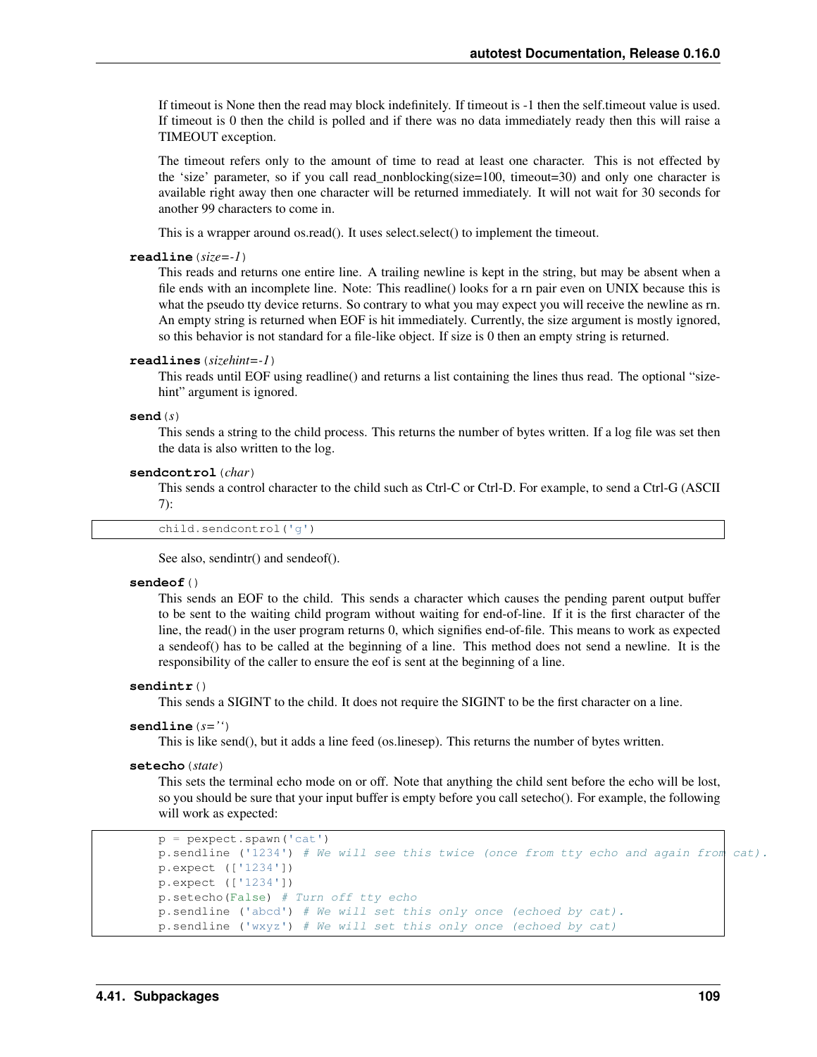If timeout is None then the read may block indefinitely. If timeout is -1 then the self.timeout value is used. If timeout is 0 then the child is polled and if there was no data immediately ready then this will raise a TIMEOUT exception.

The timeout refers only to the amount of time to read at least one character. This is not effected by the 'size' parameter, so if you call read_nonblocking(size=100, timeout=30) and only one character is available right away then one character will be returned immediately. It will not wait for 30 seconds for another 99 characters to come in.

This is a wrapper around os.read(). It uses select.select() to implement the timeout.

**readline**(*size=-1*)

This reads and returns one entire line. A trailing newline is kept in the string, but may be absent when a file ends with an incomplete line. Note: This readline() looks for a rn pair even on UNIX because this is what the pseudo tty device returns. So contrary to what you may expect you will receive the newline as rn. An empty string is returned when EOF is hit immediately. Currently, the size argument is mostly ignored, so this behavior is not standard for a file-like object. If size is 0 then an empty string is returned.

**readlines**(*sizehint=-1*)

This reads until EOF using readline() and returns a list containing the lines thus read. The optional "sizehint" argument is ignored.

**send**(*s*)

This sends a string to the child process. This returns the number of bytes written. If a log file was set then the data is also written to the log.

**sendcontrol**(*char*)

This sends a control character to the child such as Ctrl-C or Ctrl-D. For example, to send a Ctrl-G (ASCII 7):

```
child.sendcontrol('g')
```

See also, sendintr() and sendeof().

**sendeof**()

This sends an EOF to the child. This sends a character which causes the pending parent output buffer to be sent to the waiting child program without waiting for end-of-line. If it is the first character of the line, the read() in the user program returns 0, which signifies end-of-file. This means to work as expected a sendeof() has to be called at the beginning of a line. This method does not send a newline. It is the responsibility of the caller to ensure the eof is sent at the beginning of a line.

**sendintr**()

This sends a SIGINT to the child. It does not require the SIGINT to be the first character on a line.

**sendline**(*s=''*)

This is like send(), but it adds a line feed (os.linesep). This returns the number of bytes written.

**setecho**(*state*)

This sets the terminal echo mode on or off. Note that anything the child sent before the echo will be lost, so you should be sure that your input buffer is empty before you call setecho(). For example, the following will work as expected:

```
p = pexpect.spawn('cat')
p.sendline ('1234') # We will see this twice (once from tty echo and again from cat).
p.expect (['1234'])
p.expect (['1234'])
p.setecho(False) # Turn off tty echo
p.sendline ('abcd') # We will set this only once (echoed by cat).
p.sendline ('wxyz') # We will set this only once (echoed by cat)
```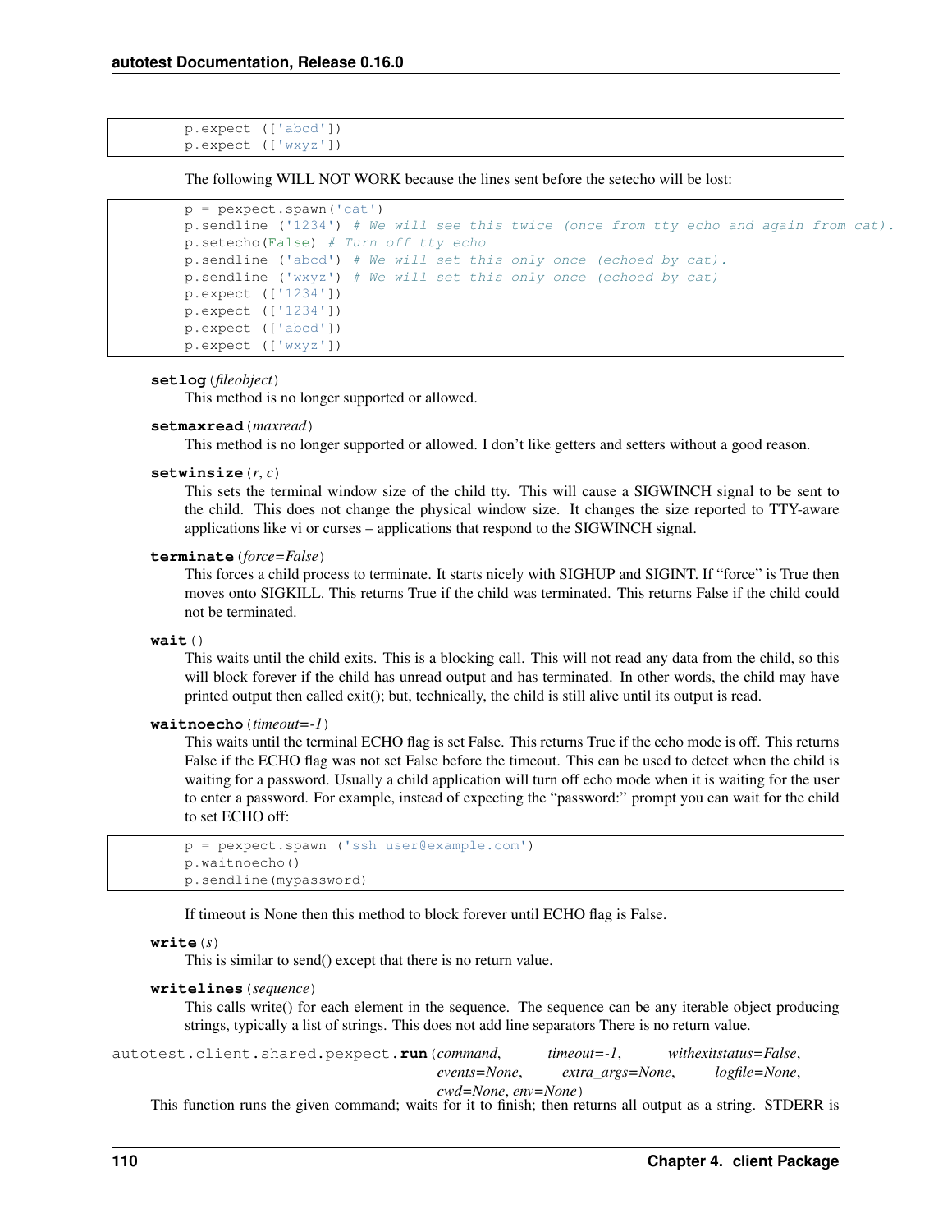```
p.expect (['abcd'])
p.expect (['wxyz'])
```

The following WILL NOT WORK because the lines sent before the setecho will be lost:

```
p = pexpect.spawn('cat')
p.sendline ('1234') # We will see this twice (once from tty echo and again from cat).
p.setecho(False) # Turn off tty echo
p.sendline ('abcd') # We will set this only once (echoed by cat).
p.sendline ('wxyz') # We will set this only once (echoed by cat)
p.expect (['1234'])
p.expect (['1234'])
p.expect (['abcd'])
p.expect (['wxyz'])
```

**setlog**(*fileobject*)
This method is no longer supported or allowed.

**setmaxread**(*maxread*)
This method is no longer supported or allowed. I don't like getters and setters without a good reason.

**setwinsize**(*r*, *c*)
This sets the terminal window size of the child tty. This will cause a SIGWINCH signal to be sent to the child. This does not change the physical window size. It changes the size reported to TTY-aware applications like vi or curses – applications that respond to the SIGWINCH signal.

**terminate**(*force=False*)
This forces a child process to terminate. It starts nicely with SIGHUP and SIGINT. If "force" is True then moves onto SIGKILL. This returns True if the child was terminated. This returns False if the child could not be terminated.

**wait**()
This waits until the child exits. This is a blocking call. This will not read any data from the child, so this will block forever if the child has unread output and has terminated. In other words, the child may have printed output then called exit(); but, technically, the child is still alive until its output is read.

**waitnoecho**(*timeout=-1*)
This waits until the terminal ECHO flag is set False. This returns True if the echo mode is off. This returns False if the ECHO flag was not set False before the timeout. This can be used to detect when the child is waiting for a password. Usually a child application will turn off echo mode when it is waiting for the user to enter a password. For example, instead of expecting the "password:" prompt you can wait for the child to set ECHO off:

```
p = pexpect.spawn ('ssh user@example.com')
p.waitnoecho()
p.sendline(mypassword)
```

If timeout is None then this method to block forever until ECHO flag is False.

**write**(*s*)
This is similar to send() except that there is no return value.

**writelines**(*sequence*)
This calls write() for each element in the sequence. The sequence can be any iterable object producing strings, typically a list of strings. This does not add line separators There is no return value.

autotest.client.shared.pexpect.**run**(*command*, *timeout=-1*, *withexitstatus=False*, *events=None*, *extra_args=None*, *logfile=None*, *cwd=None*, *env=None*)
This function runs the given command; waits for it to finish; then returns all output as a string. STDERR is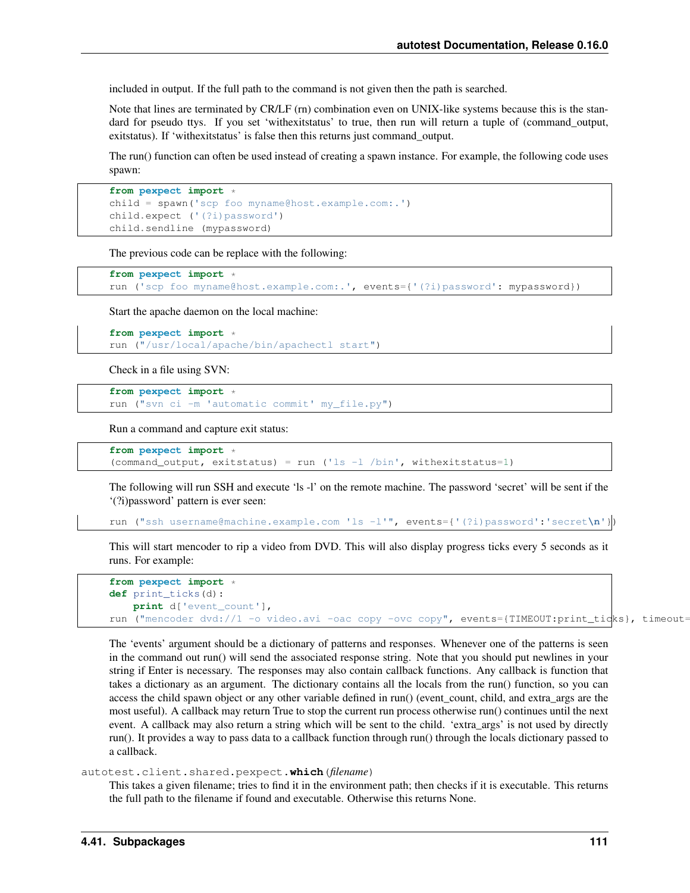included in output. If the full path to the command is not given then the path is searched.

Note that lines are terminated by CR/LF (rn) combination even on UNIX-like systems because this is the standard for pseudo ttys. If you set 'withexitstatus' to true, then run will return a tuple of (command_output, exitstatus). If 'withexitstatus' is false then this returns just command_output.

The run() function can often be used instead of creating a spawn instance. For example, the following code uses spawn:

```
from pexpect import *
child = spawn('scp foo myname@host.example.com:.')
child.expect ('(?i)password')
child.sendline (mypassword)
```

The previous code can be replace with the following:

```
from pexpect import *
run ('scp foo myname@host.example.com:.', events={'(?i)password': mypassword})
```

Start the apache daemon on the local machine:

```
from pexpect import *
run ("/usr/local/apache/bin/apachectl start")
```

Check in a file using SVN:

```
from pexpect import *
run ("svn ci -m 'automatic commit' my_file.py")
```

Run a command and capture exit status:

```
from pexpect import *
(command_output, exitstatus) = run ('ls -l /bin', withexitstatus=1)
```

The following will run SSH and execute 'ls -l' on the remote machine. The password 'secret' will be sent if the '(?i)password' pattern is ever seen:

```
run ("ssh username@machine.example.com 'ls -l'", events={'(?i)password':'secret\n'})
```

This will start mencoder to rip a video from DVD. This will also display progress ticks every 5 seconds as it runs. For example:

```
from pexpect import *
def print_ticks(d):
    print d['event_count'],
run ("mencoder dvd://1 -o video.avi -oac copy -ovc copy", events={TIMEOUT:print_ticks}, timeout=
```

The 'events' argument should be a dictionary of patterns and responses. Whenever one of the patterns is seen in the command out run() will send the associated response string. Note that you should put newlines in your string if Enter is necessary. The responses may also contain callback functions. Any callback is function that takes a dictionary as an argument. The dictionary contains all the locals from the run() function, so you can access the child spawn object or any other variable defined in run() (event_count, child, and extra_args are the most useful). A callback may return True to stop the current run process otherwise run() continues until the next event. A callback may also return a string which will be sent to the child. 'extra_args' is not used by directly run(). It provides a way to pass data to a callback function through run() through the locals dictionary passed to a callback.

autotest.client.shared.pexpect.**which**(*filename*)

This takes a given filename; tries to find it in the environment path; then checks if it is executable. This returns the full path to the filename if found and executable. Otherwise this returns None.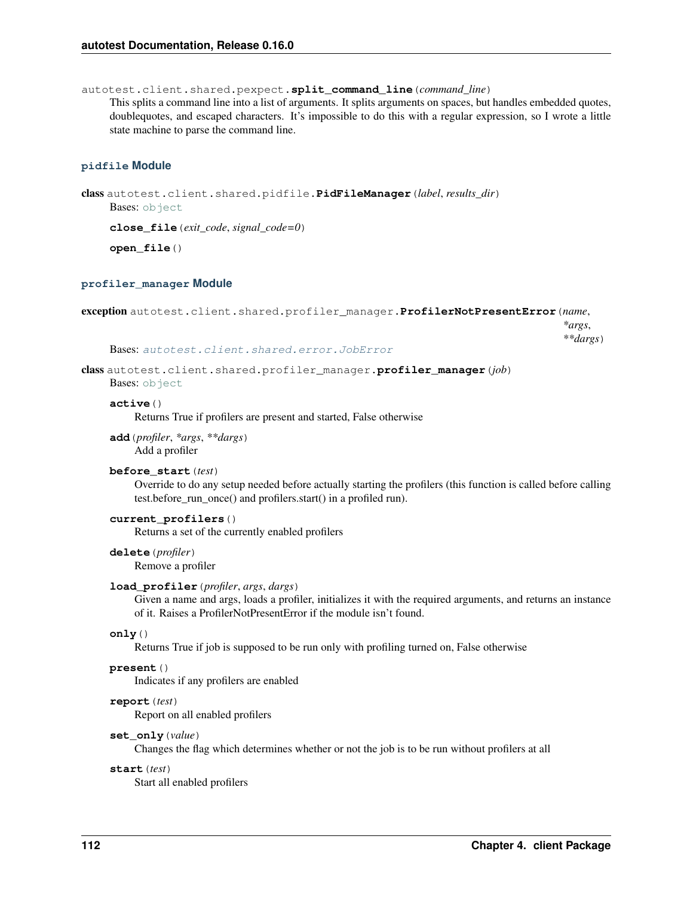autotest.client.shared.pexpect.**split_command_line**(*command_line*)

This splits a command line into a list of arguments. It splits arguments on spaces, but handles embedded quotes, doublequotes, and escaped characters. It's impossible to do this with a regular expression, so I wrote a little state machine to parse the command line.

## pidfile Module

class autotest.client.shared.pidfile.**PidFileManager**(*label*, *results_dir*)

Bases: object

**close_file**(*exit_code*, *signal_code=0*)

**open_file**()

## profiler_manager Module

exception autotest.client.shared.profiler_manager.**ProfilerNotPresentError**(*name*, **args*, ***dargs*)

Bases: autotest.client.shared.error.JobError

class autotest.client.shared.profiler_manager.**profiler_manager**(*job*)

Bases: object

**active**()

Returns True if profilers are present and started, False otherwise

**add**(*profiler*, **args*, ***dargs*)

Add a profiler

**before_start**(*test*)

Override to do any setup needed before actually starting the profilers (this function is called before calling test.before_run_once() and profilers.start() in a profiled run).

**current_profilers**()

Returns a set of the currently enabled profilers

**delete**(*profiler*)

Remove a profiler

**load_profiler**(*profiler*, *args*, *dargs*)

Given a name and args, loads a profiler, initializes it with the required arguments, and returns an instance of it. Raises a ProfilerNotPresentError if the module isn't found.

**only**()

Returns True if job is supposed to be run only with profiling turned on, False otherwise

**present**()

Indicates if any profilers are enabled

**report**(*test*)

Report on all enabled profilers

**set_only**(*value*)

Changes the flag which determines whether or not the job is to be run without profilers at all

**start**(*test*)

Start all enabled profilers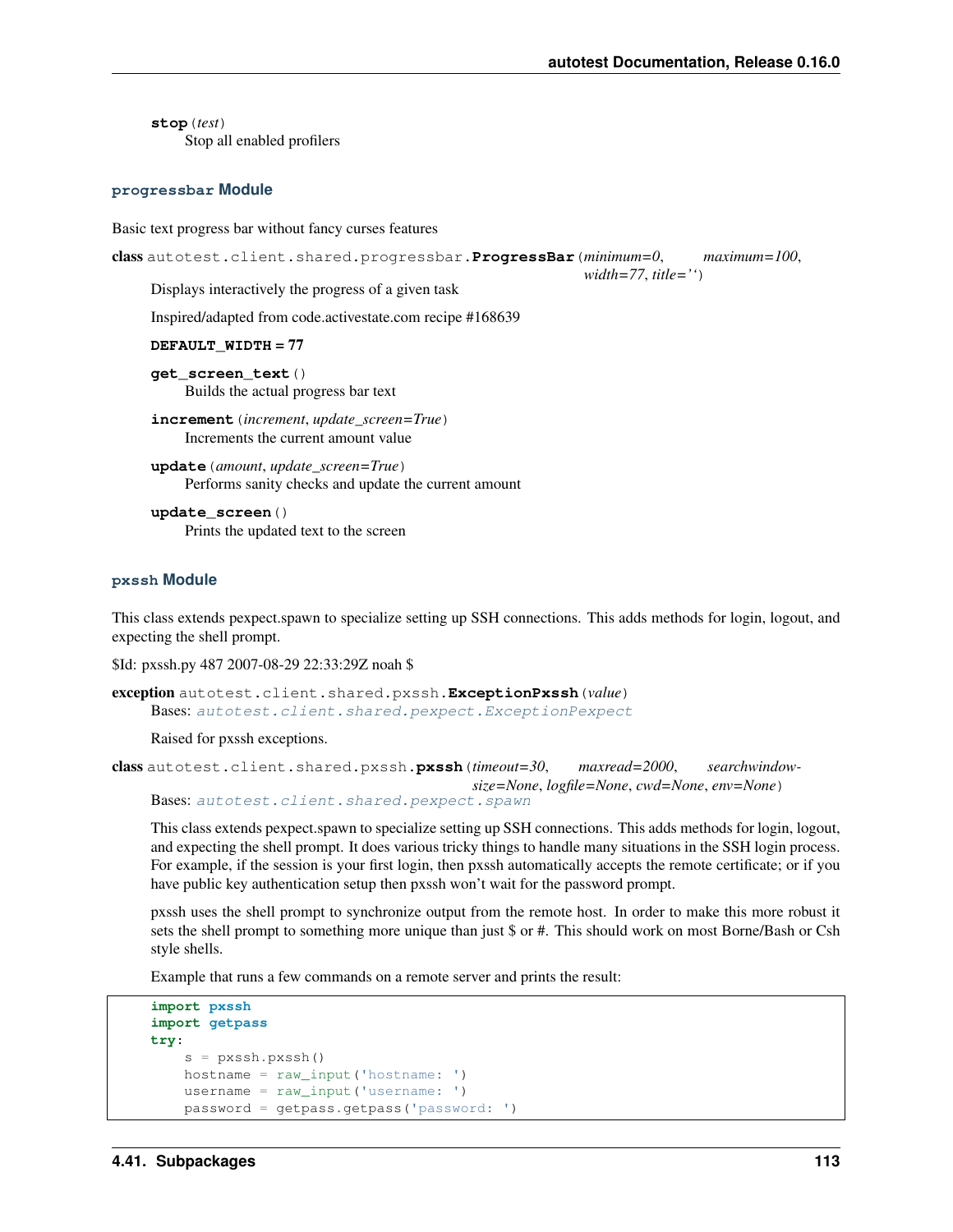**stop**(*test*)
Stop all enabled profilers

### `progressbar` Module

Basic text progress bar without fancy curses features

**class** `autotest.client.shared.progressbar.`**`ProgressBar`**(*minimum=0*, *maximum=100*, *width=77*, *title='‘*)
Displays interactively the progress of a given task

Inspired/adapted from code.activestate.com recipe #168639

**DEFAULT_WIDTH** = 77

**get_screen_text**()
Builds the actual progress bar text

**increment**(*increment*, *update_screen=True*)
Increments the current amount value

**update**(*amount*, *update_screen=True*)
Performs sanity checks and update the current amount

**update_screen**()
Prints the updated text to the screen

### `pxssh` Module

This class extends pexpect.spawn to specialize setting up SSH connections. This adds methods for login, logout, and expecting the shell prompt.

$Id: pxssh.py 487 2007-08-29 22:33:29Z noah $

**exception** `autotest.client.shared.pxssh.`**`ExceptionPxssh`**(*value*)
Bases: `autotest.client.shared.pexpect.ExceptionPexpect`

Raised for pxssh exceptions.

**class** `autotest.client.shared.pxssh.`**`pxssh`**(*timeout=30*, *maxread=2000*, *searchwindowsize=None*, *logfile=None*, *cwd=None*, *env=None*)
Bases: `autotest.client.shared.pexpect.spawn`

This class extends pexpect.spawn to specialize setting up SSH connections. This adds methods for login, logout, and expecting the shell prompt. It does various tricky things to handle many situations in the SSH login process. For example, if the session is your first login, then pxssh automatically accepts the remote certificate; or if you have public key authentication setup then pxssh won't wait for the password prompt.

pxssh uses the shell prompt to synchronize output from the remote host. In order to make this more robust it sets the shell prompt to something more unique than just $ or #. This should work on most Borne/Bash or Csh style shells.

Example that runs a few commands on a remote server and prints the result:

```
import pxssh
import getpass
try:
    s = pxssh.pxssh()
    hostname = raw_input('hostname: ')
    username = raw_input('username: ')
    password = getpass.getpass('password: ')
```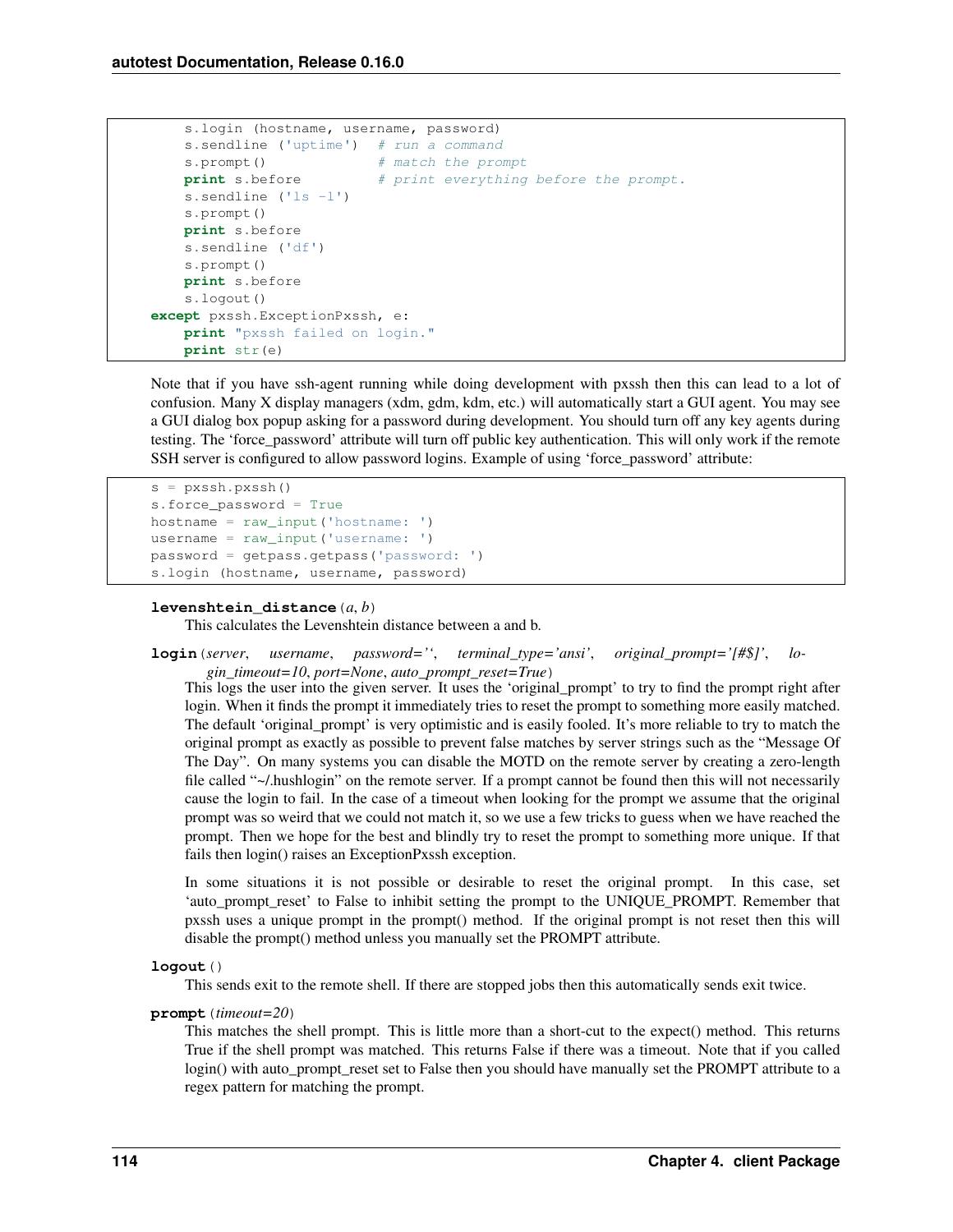```
    s.login (hostname, username, password)
    s.sendline ('uptime')  # run a command
    s.prompt()             # match the prompt
    print s.before         # print everything before the prompt.
    s.sendline ('ls -l')
    s.prompt()
    print s.before
    s.sendline ('df')
    s.prompt()
    print s.before
    s.logout()
except pxssh.ExceptionPxssh, e:
    print "pxssh failed on login."
    print str(e)
```

Note that if you have ssh-agent running while doing development with pxssh then this can lead to a lot of confusion. Many X display managers (xdm, gdm, kdm, etc.) will automatically start a GUI agent. You may see a GUI dialog box popup asking for a password during development. You should turn off any key agents during testing. The 'force_password' attribute will turn off public key authentication. This will only work if the remote SSH server is configured to allow password logins. Example of using 'force_password' attribute:

```
s = pxssh.pxssh()
s.force_password = True
hostname = raw_input('hostname: ')
username = raw_input('username: ')
password = getpass.getpass('password: ')
s.login (hostname, username, password)
```

**levenshtein_distance**(*a*, *b*)

This calculates the Levenshtein distance between a and b.

**login**(*server*, *username*, *password=''*, *terminal_type='ansi'*, *original_prompt='[#$]'*, *login_timeout=10*, *port=None*, *auto_prompt_reset=True*)

This logs the user into the given server. It uses the 'original_prompt' to try to find the prompt right after login. When it finds the prompt it immediately tries to reset the prompt to something more easily matched. The default 'original_prompt' is very optimistic and is easily fooled. It's more reliable to try to match the original prompt as exactly as possible to prevent false matches by server strings such as the "Message Of The Day". On many systems you can disable the MOTD on the remote server by creating a zero-length file called "~/.hushlogin" on the remote server. If a prompt cannot be found then this will not necessarily cause the login to fail. In the case of a timeout when looking for the prompt we assume that the original prompt was so weird that we could not match it, so we use a few tricks to guess when we have reached the prompt. Then we hope for the best and blindly try to reset the prompt to something more unique. If that fails then login() raises an ExceptionPxssh exception.

In some situations it is not possible or desirable to reset the original prompt. In this case, set 'auto_prompt_reset' to False to inhibit setting the prompt to the UNIQUE_PROMPT. Remember that pxssh uses a unique prompt in the prompt() method. If the original prompt is not reset then this will disable the prompt() method unless you manually set the PROMPT attribute.

**logout**()

This sends exit to the remote shell. If there are stopped jobs then this automatically sends exit twice.

**prompt**(*timeout=20*)

This matches the shell prompt. This is little more than a short-cut to the expect() method. This returns True if the shell prompt was matched. This returns False if there was a timeout. Note that if you called login() with auto_prompt_reset set to False then you should have manually set the PROMPT attribute to a regex pattern for matching the prompt.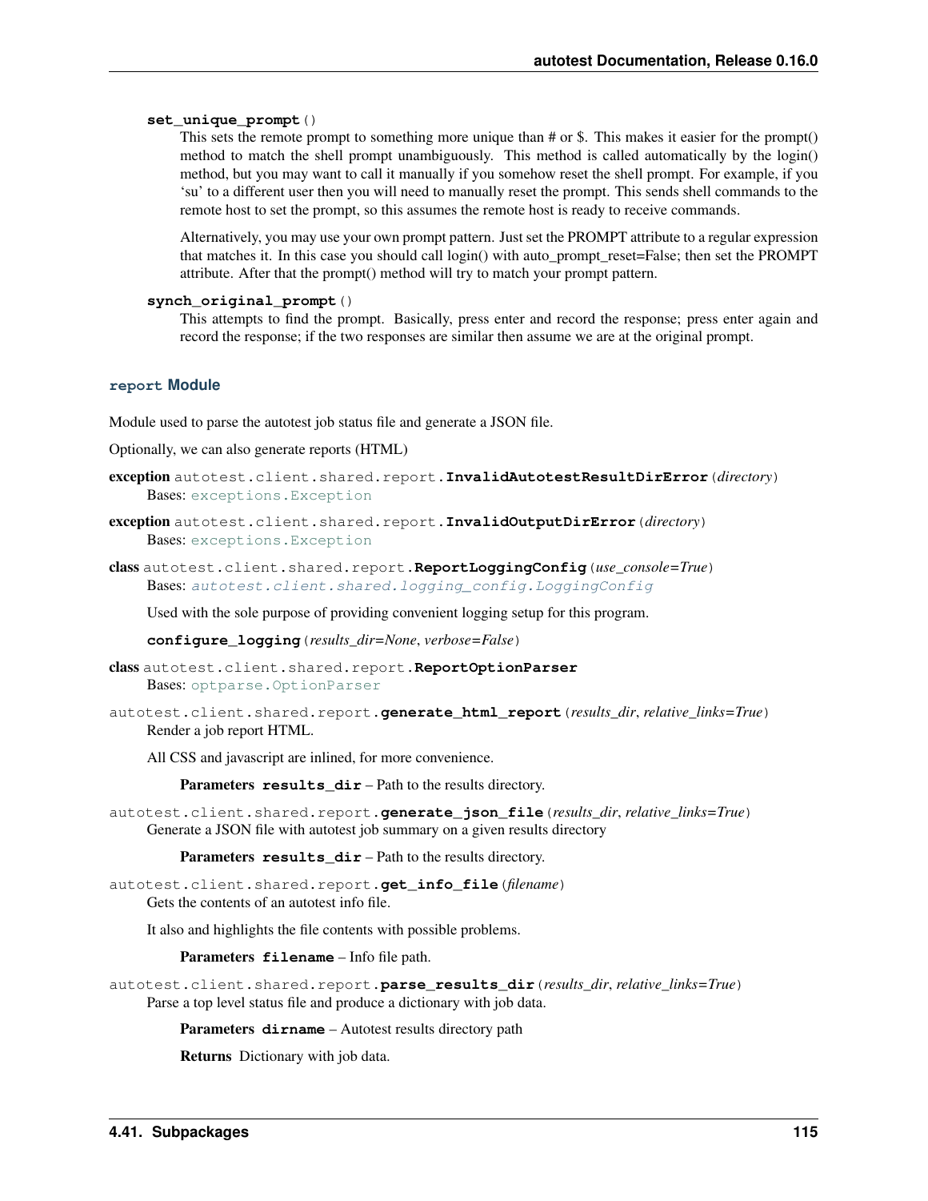**set_unique_prompt**()

This sets the remote prompt to something more unique than # or $. This makes it easier for the prompt() method to match the shell prompt unambiguously. This method is called automatically by the login() method, but you may want to call it manually if you somehow reset the shell prompt. For example, if you 'su' to a different user then you will need to manually reset the prompt. This sends shell commands to the remote host to set the prompt, so this assumes the remote host is ready to receive commands.

Alternatively, you may use your own prompt pattern. Just set the PROMPT attribute to a regular expression that matches it. In this case you should call login() with auto_prompt_reset=False; then set the PROMPT attribute. After that the prompt() method will try to match your prompt pattern.

**synch_original_prompt**()

This attempts to find the prompt. Basically, press enter and record the response; press enter again and record the response; if the two responses are similar then assume we are at the original prompt.

### report Module

Module used to parse the autotest job status file and generate a JSON file.

Optionally, we can also generate reports (HTML)

**exception** autotest.client.shared.report.**InvalidAutotestResultDirError**(*directory*)
Bases: exceptions.Exception

**exception** autotest.client.shared.report.**InvalidOutputDirError**(*directory*)
Bases: exceptions.Exception

**class** autotest.client.shared.report.**ReportLoggingConfig**(*use_console=True*)
Bases: *autotest.client.shared.logging_config.LoggingConfig*

Used with the sole purpose of providing convenient logging setup for this program.

**configure_logging**(*results_dir=None*, *verbose=False*)

**class** autotest.client.shared.report.**ReportOptionParser**
Bases: optparse.OptionParser

autotest.client.shared.report.**generate_html_report**(*results_dir*, *relative_links=True*)
Render a job report HTML.

All CSS and javascript are inlined, for more convenience.

**Parameters** **results_dir** – Path to the results directory.

autotest.client.shared.report.**generate_json_file**(*results_dir*, *relative_links=True*)
Generate a JSON file with autotest job summary on a given results directory

**Parameters** **results_dir** – Path to the results directory.

autotest.client.shared.report.**get_info_file**(*filename*)
Gets the contents of an autotest info file.

It also and highlights the file contents with possible problems.

**Parameters** **filename** – Info file path.

autotest.client.shared.report.**parse_results_dir**(*results_dir*, *relative_links=True*)
Parse a top level status file and produce a dictionary with job data.

**Parameters** **dirname** – Autotest results directory path

**Returns** Dictionary with job data.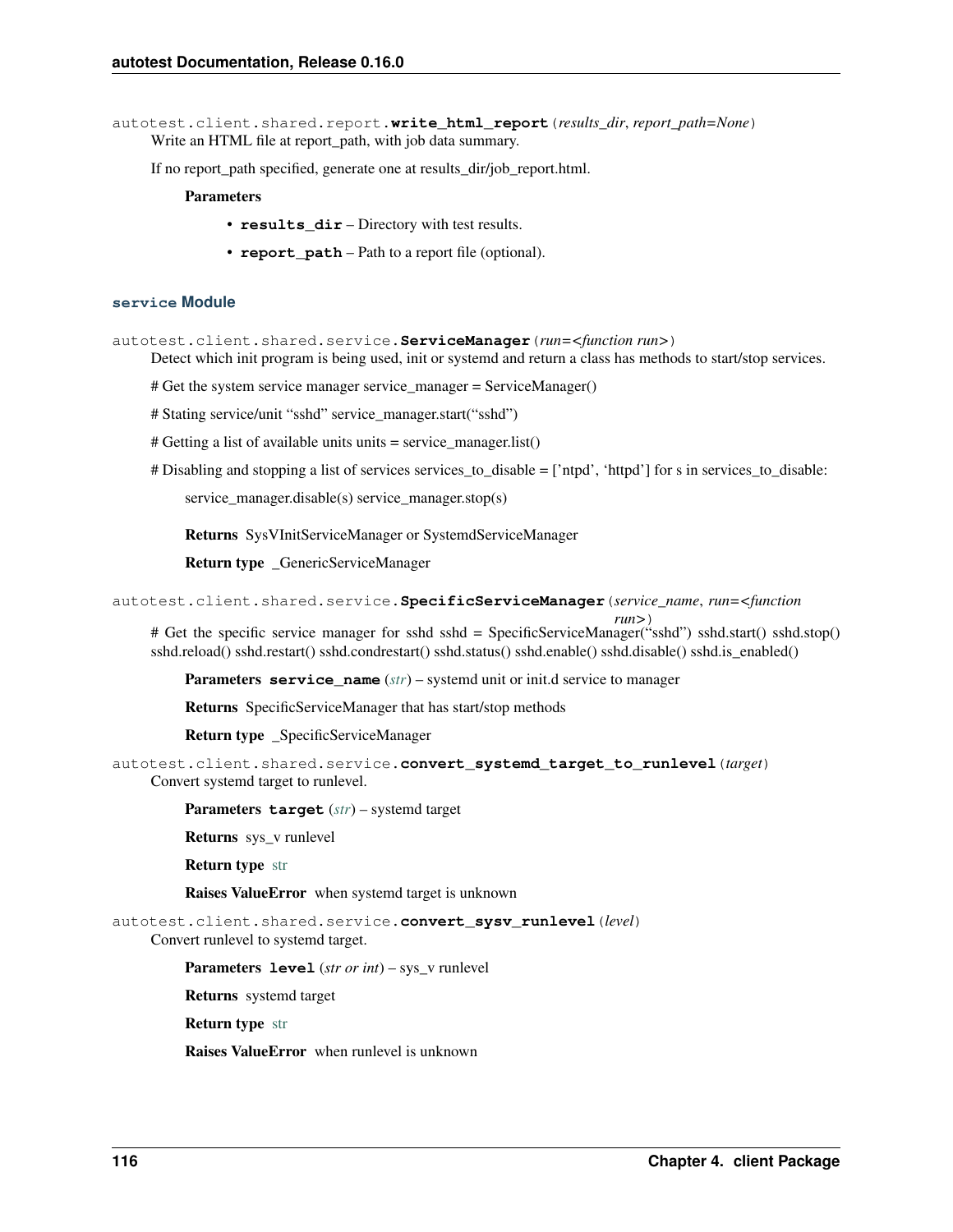autotest.client.shared.report.**write_html_report**(*results_dir*, *report_path=None*)

Write an HTML file at report_path, with job data summary.

If no report_path specified, generate one at results_dir/job_report.html.

**Parameters**

- **results_dir** – Directory with test results.
- **report_path** – Path to a report file (optional).

## service Module

autotest.client.shared.service.**ServiceManager**(*run=<function run>*)

Detect which init program is being used, init or systemd and return a class has methods to start/stop services.

# Get the system service manager service_manager = ServiceManager()

# Stating service/unit "sshd" service_manager.start("sshd")

# Getting a list of available units units = service_manager.list()

# Disabling and stopping a list of services services_to_disable = ['ntpd', 'httpd'] for s in services_to_disable:

service_manager.disable(s) service_manager.stop(s)

**Returns** SysVInitServiceManager or SystemdServiceManager

**Return type** _GenericServiceManager

autotest.client.shared.service.**SpecificServiceManager**(*service_name*, *run=<function run>*)

# Get the specific service manager for sshd sshd = SpecificServiceManager("sshd") sshd.start() sshd.stop() sshd.reload() sshd.restart() sshd.condrestart() sshd.status() sshd.enable() sshd.disable() sshd.is_enabled()

**Parameters** **service_name** (*str*) – systemd unit or init.d service to manager

**Returns** SpecificServiceManager that has start/stop methods

**Return type** _SpecificServiceManager

autotest.client.shared.service.**convert_systemd_target_to_runlevel**(*target*)

Convert systemd target to runlevel.

**Parameters** **target** (*str*) – systemd target

**Returns** sys_v runlevel

**Return type** str

**Raises ValueError** when systemd target is unknown

autotest.client.shared.service.**convert_sysv_runlevel**(*level*)

Convert runlevel to systemd target.

**Parameters** **level** (*str or int*) – sys_v runlevel

**Returns** systemd target

**Return type** str

**Raises ValueError** when runlevel is unknown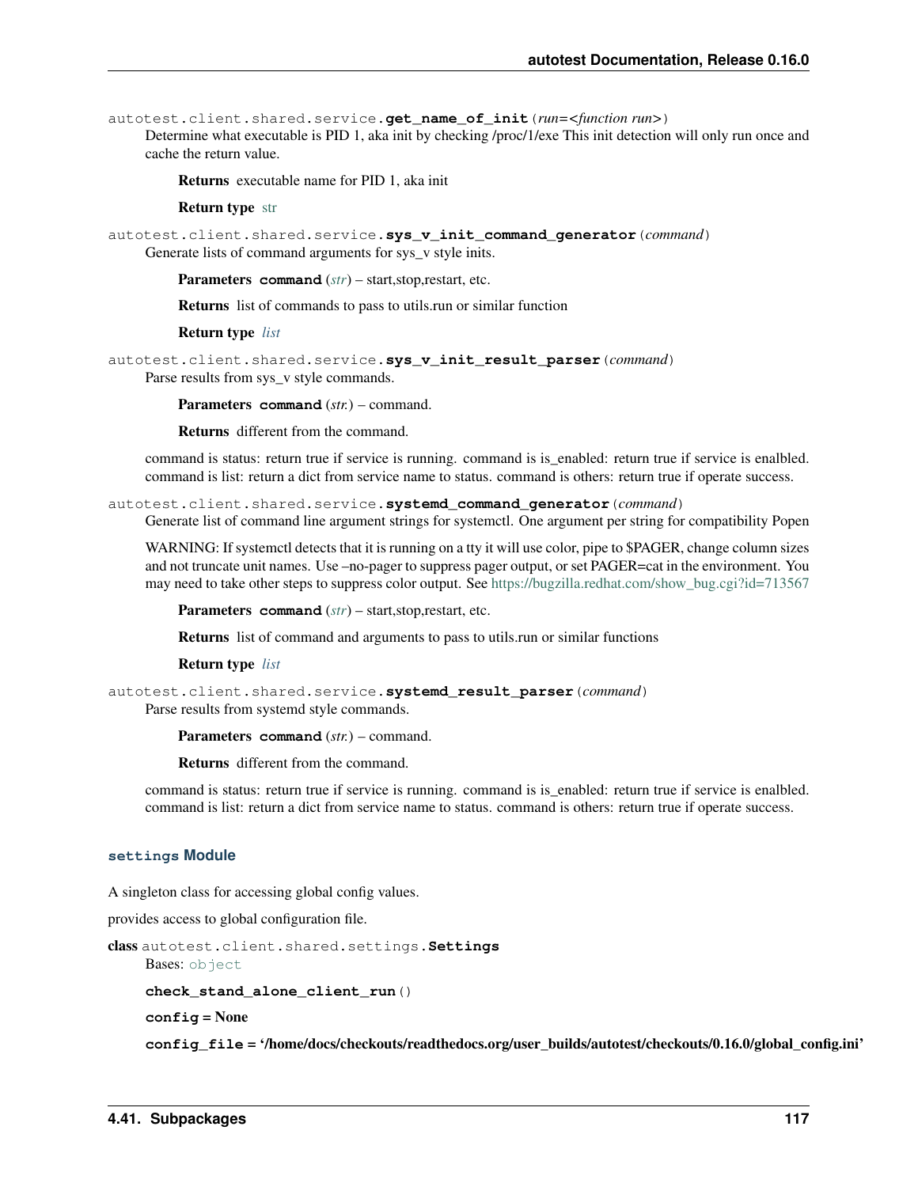autotest.client.shared.service.**get_name_of_init**(*run=<function run>*)

Determine what executable is PID 1, aka init by checking /proc/1/exe This init detection will only run once and cache the return value.

**Returns** executable name for PID 1, aka init

**Return type** str

autotest.client.shared.service.**sys_v_init_command_generator**(*command*)

Generate lists of command arguments for sys_v style inits.

**Parameters** **command** (*str*) – start,stop,restart, etc.

**Returns** list of commands to pass to utils.run or similar function

**Return type** *list*

autotest.client.shared.service.**sys_v_init_result_parser**(*command*)

Parse results from sys_v style commands.

**Parameters** **command** (*str.*) – command.

**Returns** different from the command.

command is status: return true if service is running. command is is_enabled: return true if service is enalbled. command is list: return a dict from service name to status. command is others: return true if operate success.

autotest.client.shared.service.**systemd_command_generator**(*command*)

Generate list of command line argument strings for systemctl. One argument per string for compatibility Popen

WARNING: If systemctl detects that it is running on a tty it will use color, pipe to $PAGER, change column sizes and not truncate unit names. Use –no-pager to suppress pager output, or set PAGER=cat in the environment. You may need to take other steps to suppress color output. See https://bugzilla.redhat.com/show_bug.cgi?id=713567

**Parameters** **command** (*str*) – start,stop,restart, etc.

**Returns** list of command and arguments to pass to utils.run or similar functions

**Return type** *list*

autotest.client.shared.service.**systemd_result_parser**(*command*)

Parse results from systemd style commands.

**Parameters** **command** (*str.*) – command.

**Returns** different from the command.

command is status: return true if service is running. command is is_enabled: return true if service is enalbled. command is list: return a dict from service name to status. command is others: return true if operate success.

### `settings` Module

A singleton class for accessing global config values.

provides access to global configuration file.

**class** autotest.client.shared.settings.**Settings**

Bases: `object`

**check_stand_alone_client_run**()

**config = None**

**config_file = '/home/docs/checkouts/readthedocs.org/user_builds/autotest/checkouts/0.16.0/global_config.ini'**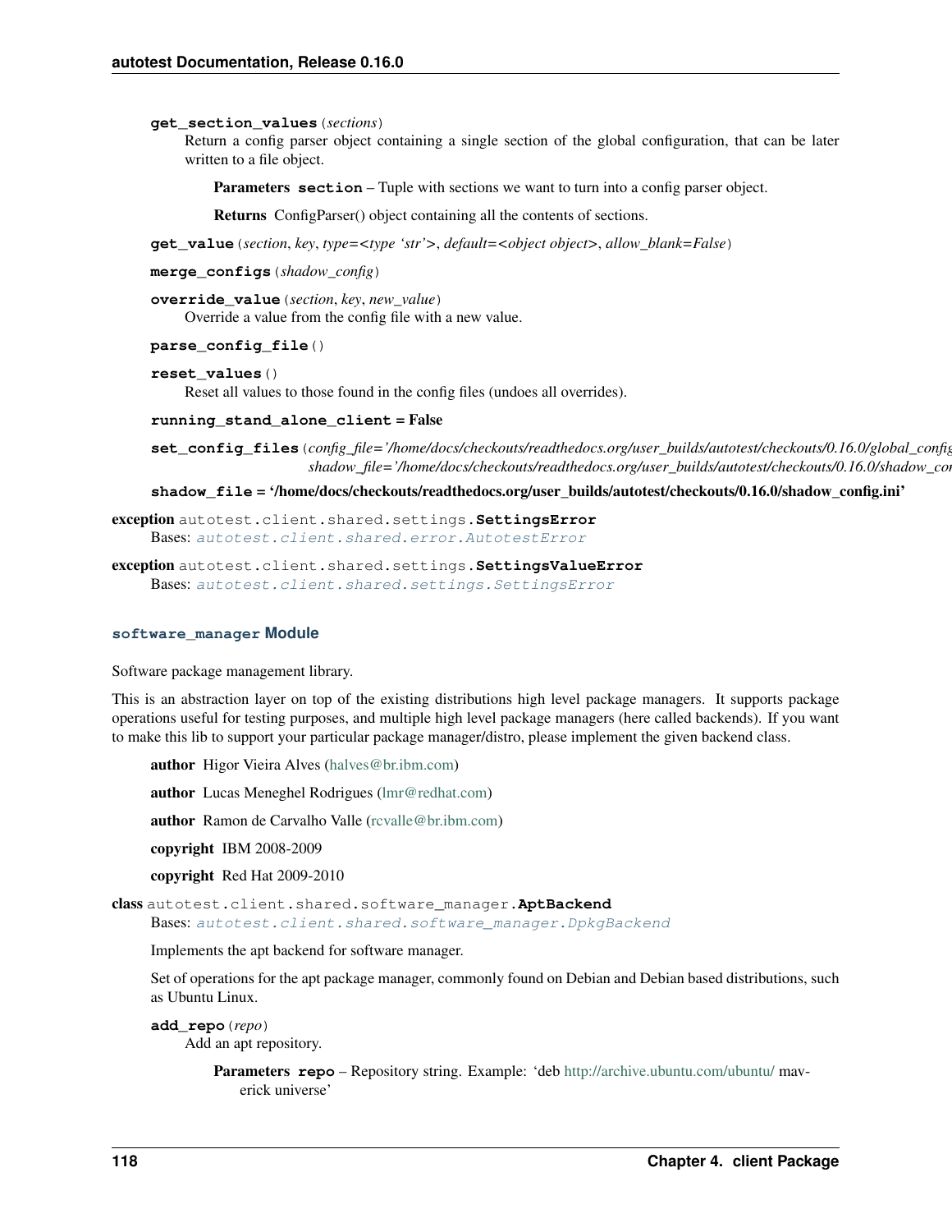**get_section_values**(*sections*)

Return a config parser object containing a single section of the global configuration, that can be later written to a file object.

**Parameters** **section** – Tuple with sections we want to turn into a config parser object.

**Returns** ConfigParser() object containing all the contents of sections.

**get_value**(*section*, *key*, *type=<type 'str'>*, *default=<object object>*, *allow_blank=False*)

**merge_configs**(*shadow_config*)

**override_value**(*section*, *key*, *new_value*)

Override a value from the config file with a new value.

**parse_config_file**()

**reset_values**()

Reset all values to those found in the config files (undoes all overrides).

**running_stand_alone_client** = False

**set_config_files**(*config_file='/home/docs/checkouts/readthedocs.org/user_builds/autotest/checkouts/0.16.0/global_config*, *shadow_file='/home/docs/checkouts/readthedocs.org/user_builds/autotest/checkouts/0.16.0/shadow_con*

**shadow_file** = '/home/docs/checkouts/readthedocs.org/user_builds/autotest/checkouts/0.16.0/shadow_config.ini'

**exception** autotest.client.shared.settings.**SettingsError**

Bases: *autotest.client.shared.error.AutotestError*

**exception** autotest.client.shared.settings.**SettingsValueError**

Bases: *autotest.client.shared.settings.SettingsError*

### software_manager Module

Software package management library.

This is an abstraction layer on top of the existing distributions high level package managers. It supports package operations useful for testing purposes, and multiple high level package managers (here called backends). If you want to make this lib to support your particular package manager/distro, please implement the given backend class.

**author** Higor Vieira Alves (halves@br.ibm.com)

**author** Lucas Meneghel Rodrigues (lmr@redhat.com)

**author** Ramon de Carvalho Valle (rcvalle@br.ibm.com)

**copyright** IBM 2008-2009

**copyright** Red Hat 2009-2010

**class** autotest.client.shared.software_manager.**AptBackend**

Bases: *autotest.client.shared.software_manager.DpkgBackend*

Implements the apt backend for software manager.

Set of operations for the apt package manager, commonly found on Debian and Debian based distributions, such as Ubuntu Linux.

**add_repo**(*repo*)

Add an apt repository.

**Parameters** **repo** – Repository string. Example: 'deb http://archive.ubuntu.com/ubuntu/ maverick universe'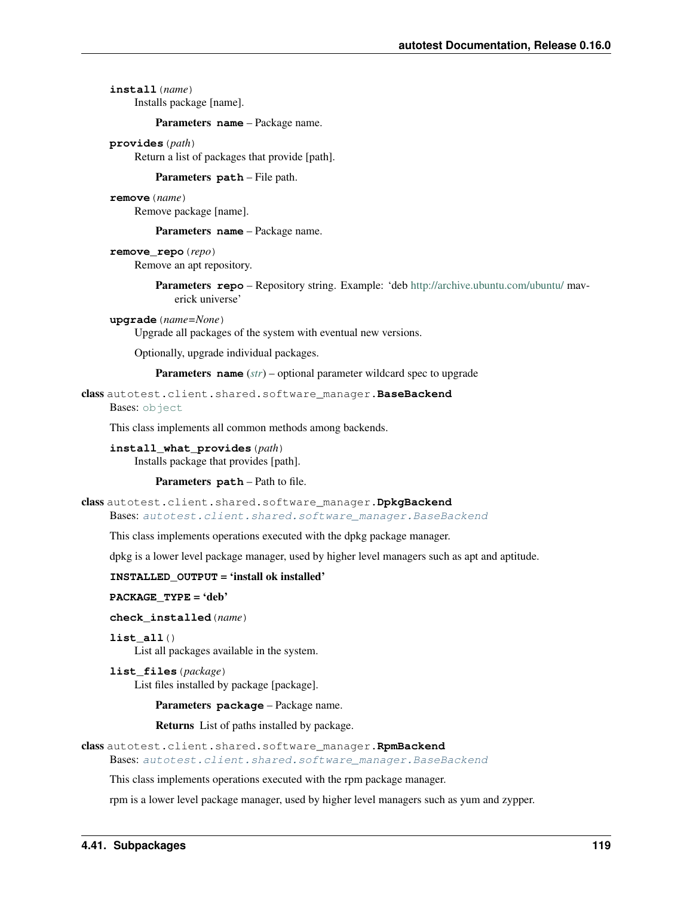**install**(*name*)
Installs package [name].

**Parameters** **name** – Package name.

**provides**(*path*)
Return a list of packages that provide [path].

**Parameters** **path** – File path.

**remove**(*name*)
Remove package [name].

**Parameters** **name** – Package name.

**remove_repo**(*repo*)
Remove an apt repository.

**Parameters** **repo** – Repository string. Example: 'deb http://archive.ubuntu.com/ubuntu/ maverick universe'

**upgrade**(*name=None*)
Upgrade all packages of the system with eventual new versions.

Optionally, upgrade individual packages.

**Parameters** **name** (*str*) – optional parameter wildcard spec to upgrade

**class** autotest.client.shared.software_manager.**BaseBackend**
Bases: `object`

This class implements all common methods among backends.

**install_what_provides**(*path*)
Installs package that provides [path].

**Parameters** **path** – Path to file.

**class** autotest.client.shared.software_manager.**DpkgBackend**
Bases: *autotest.client.shared.software_manager.BaseBackend*

This class implements operations executed with the dpkg package manager.

dpkg is a lower level package manager, used by higher level managers such as apt and aptitude.

**INSTALLED_OUTPUT = 'install ok installed'**

**PACKAGE_TYPE = 'deb'**

**check_installed**(*name*)

**list_all**()
List all packages available in the system.

**list_files**(*package*)
List files installed by package [package].

**Parameters** **package** – Package name.

**Returns** List of paths installed by package.

**class** autotest.client.shared.software_manager.**RpmBackend**
Bases: *autotest.client.shared.software_manager.BaseBackend*

This class implements operations executed with the rpm package manager.

rpm is a lower level package manager, used by higher level managers such as yum and zypper.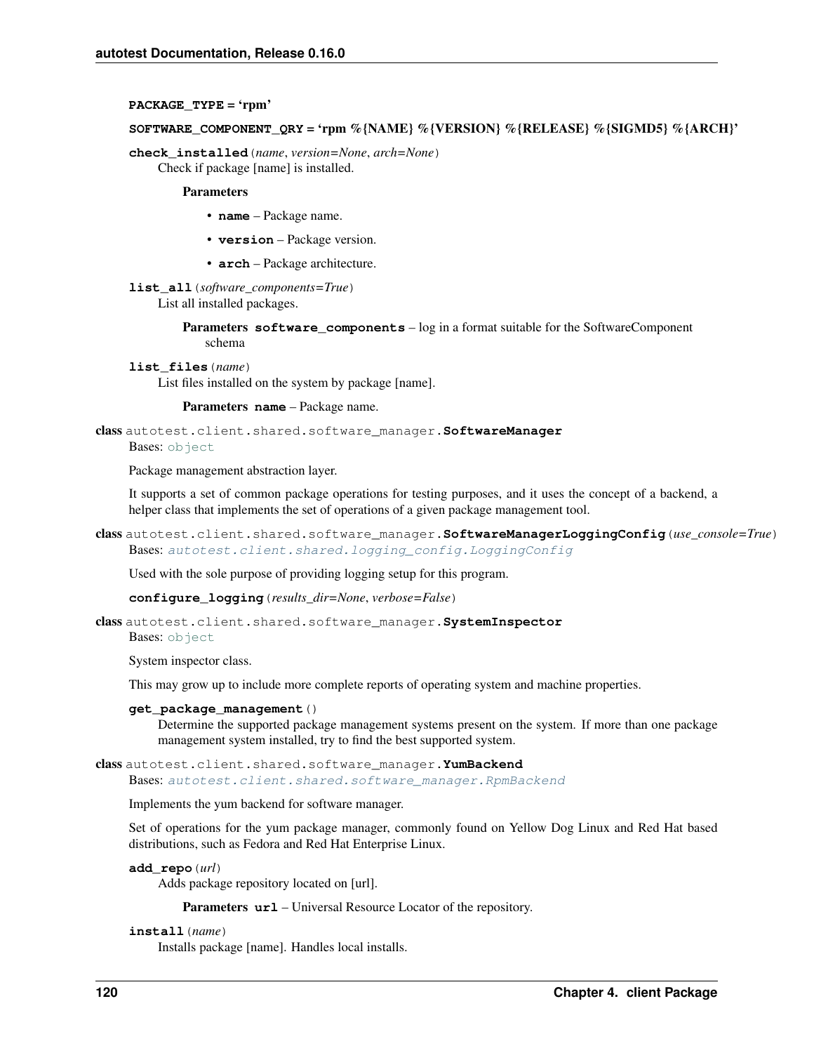**PACKAGE_TYPE = 'rpm'**

**SOFTWARE_COMPONENT_QRY = 'rpm %{NAME} %{VERSION} %{RELEASE} %{SIGMD5} %{ARCH}'**

**check_installed**(*name*, *version=None*, *arch=None*)
Check if package [name] is installed.

**Parameters**

- **name** – Package name.
- **version** – Package version.
- **arch** – Package architecture.

**list_all**(*software_components=True*)
List all installed packages.

**Parameters** **software_components** – log in a format suitable for the SoftwareComponent schema

**list_files**(*name*)
List files installed on the system by package [name].

**Parameters** **name** – Package name.

**class** autotest.client.shared.software_manager.**SoftwareManager**
Bases: object

Package management abstraction layer.

It supports a set of common package operations for testing purposes, and it uses the concept of a backend, a helper class that implements the set of operations of a given package management tool.

**class** autotest.client.shared.software_manager.**SoftwareManagerLoggingConfig**(*use_console=True*)
Bases: *autotest.client.shared.logging_config.LoggingConfig*

Used with the sole purpose of providing logging setup for this program.

**configure_logging**(*results_dir=None*, *verbose=False*)

**class** autotest.client.shared.software_manager.**SystemInspector**
Bases: object

System inspector class.

This may grow up to include more complete reports of operating system and machine properties.

**get_package_management**()
Determine the supported package management systems present on the system. If more than one package management system installed, try to find the best supported system.

**class** autotest.client.shared.software_manager.**YumBackend**
Bases: *autotest.client.shared.software_manager.RpmBackend*

Implements the yum backend for software manager.

Set of operations for the yum package manager, commonly found on Yellow Dog Linux and Red Hat based distributions, such as Fedora and Red Hat Enterprise Linux.

**add_repo**(*url*)
Adds package repository located on [url].

**Parameters** **url** – Universal Resource Locator of the repository.

**install**(*name*)
Installs package [name]. Handles local installs.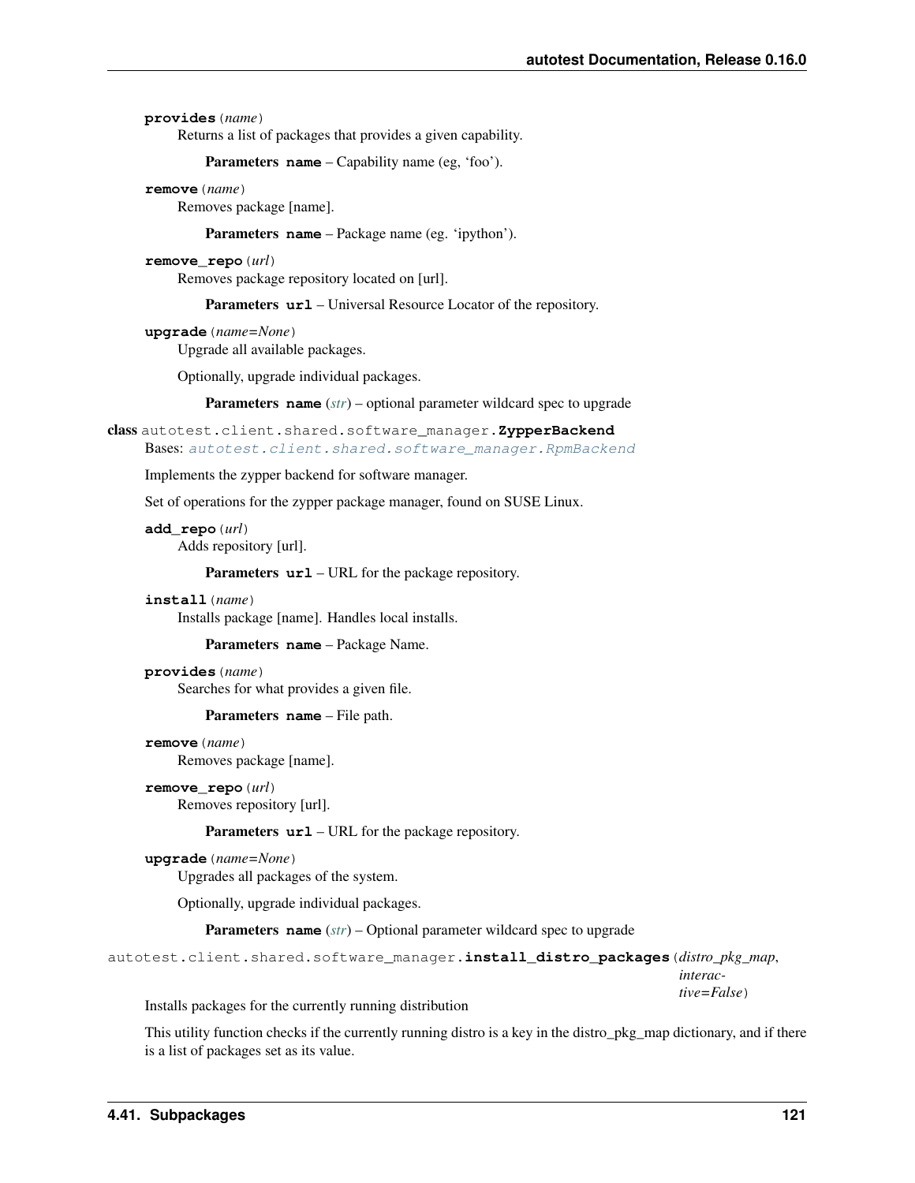**provides**(*name*)
Returns a list of packages that provides a given capability.

**Parameters** **name** – Capability name (eg, 'foo').

**remove**(*name*)
Removes package [name].

**Parameters** **name** – Package name (eg. 'ipython').

**remove_repo**(*url*)
Removes package repository located on [url].

**Parameters** **url** – Universal Resource Locator of the repository.

**upgrade**(*name=None*)
Upgrade all available packages.

Optionally, upgrade individual packages.

**Parameters** **name** (*str*) – optional parameter wildcard spec to upgrade

**class** autotest.client.shared.software_manager.**ZypperBackend**
Bases: *autotest.client.shared.software_manager.RpmBackend*

Implements the zypper backend for software manager.

Set of operations for the zypper package manager, found on SUSE Linux.

**add_repo**(*url*)
Adds repository [url].

**Parameters** **url** – URL for the package repository.

**install**(*name*)
Installs package [name]. Handles local installs.

**Parameters** **name** – Package Name.

**provides**(*name*)
Searches for what provides a given file.

**Parameters** **name** – File path.

**remove**(*name*)
Removes package [name].

**remove_repo**(*url*)
Removes repository [url].

**Parameters** **url** – URL for the package repository.

**upgrade**(*name=None*)
Upgrades all packages of the system.

Optionally, upgrade individual packages.

**Parameters** **name** (*str*) – Optional parameter wildcard spec to upgrade

autotest.client.shared.software_manager.**install_distro_packages**(*distro_pkg_map*, *interactive=False*)
Installs packages for the currently running distribution

This utility function checks if the currently running distro is a key in the distro_pkg_map dictionary, and if there is a list of packages set as its value.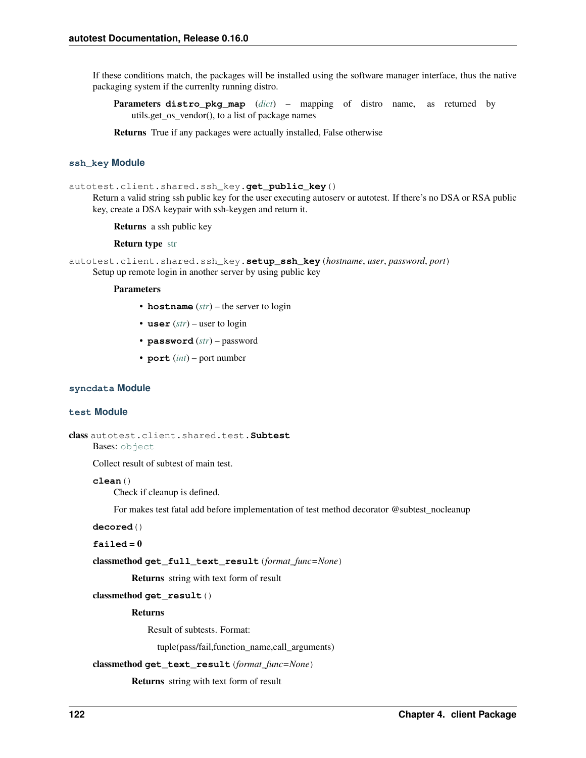If these conditions match, the packages will be installed using the software manager interface, thus the native packaging system if the currenlty running distro.

**Parameters** **distro_pkg_map** (*dict*) – mapping of distro name, as returned by utils.get_os_vendor(), to a list of package names

**Returns** True if any packages were actually installed, False otherwise

### ssh_key Module

autotest.client.shared.ssh_key.**get_public_key**()

Return a valid string ssh public key for the user executing autoserv or autotest. If there's no DSA or RSA public key, create a DSA keypair with ssh-keygen and return it.

**Returns** a ssh public key

**Return type** str

autotest.client.shared.ssh_key.**setup_ssh_key**(*hostname*, *user*, *password*, *port*)

Setup up remote login in another server by using public key

**Parameters**

- **hostname** (*str*) – the server to login
- **user** (*str*) – user to login
- **password** (*str*) – password
- **port** (*int*) – port number

### syncdata Module

### test Module

class autotest.client.shared.test.**Subtest**

Bases: object

Collect result of subtest of main test.

**clean**()

Check if cleanup is defined.

For makes test fatal add before implementation of test method decorator @subtest_nocleanup

**decored**()

**failed = 0**

classmethod **get_full_text_result**(*format_func=None*)

**Returns** string with text form of result

classmethod **get_result**()

**Returns**

Result of subtests. Format:

tuple(pass/fail,function_name,call_arguments)

classmethod **get_text_result**(*format_func=None*)

**Returns** string with text form of result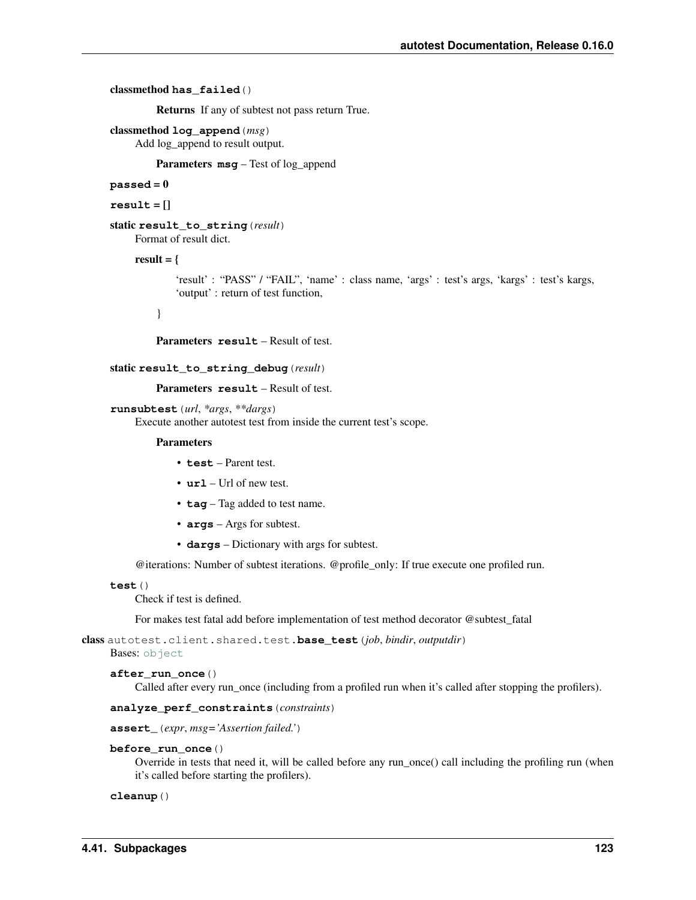**classmethod has_failed()**

> **Returns** If any of subtest not pass return True.

**classmethod log_append(*msg*)**

Add log_append to result output.

> **Parameters** **msg** – Test of log_append

**passed = 0**

**result = []**

**static result_to_string(*result*)**

Format of result dict.

**result = {**

> 'result' : "PASS" / "FAIL", 'name' : class name, 'args' : test's args, 'kargs' : test's kargs, 'output' : return of test function,

**}**

> **Parameters** **result** – Result of test.

**static result_to_string_debug(*result*)**

> **Parameters** **result** – Result of test.

**runsubtest(*url*, *\*args*, *\*\*dargs*)**

Execute another autotest test from inside the current test's scope.

**Parameters**

- **test** – Parent test.
- **url** – Url of new test.
- **tag** – Tag added to test name.
- **args** – Args for subtest.
- **dargs** – Dictionary with args for subtest.

@iterations: Number of subtest iterations. @profile_only: If true execute one profiled run.

**test()**

Check if test is defined.

For makes test fatal add before implementation of test method decorator @subtest_fatal

**class autotest.client.shared.test.base_test(*job*, *bindir*, *outputdir*)**

Bases: object

**after_run_once()**

Called after every run_once (including from a profiled run when it's called after stopping the profilers).

**analyze_perf_constraints(*constraints*)**

**assert_(*expr*, *msg='Assertion failed.'*)**

**before_run_once()**

Override in tests that need it, will be called before any run_once() call including the profiling run (when it's called before starting the profilers).

**cleanup()**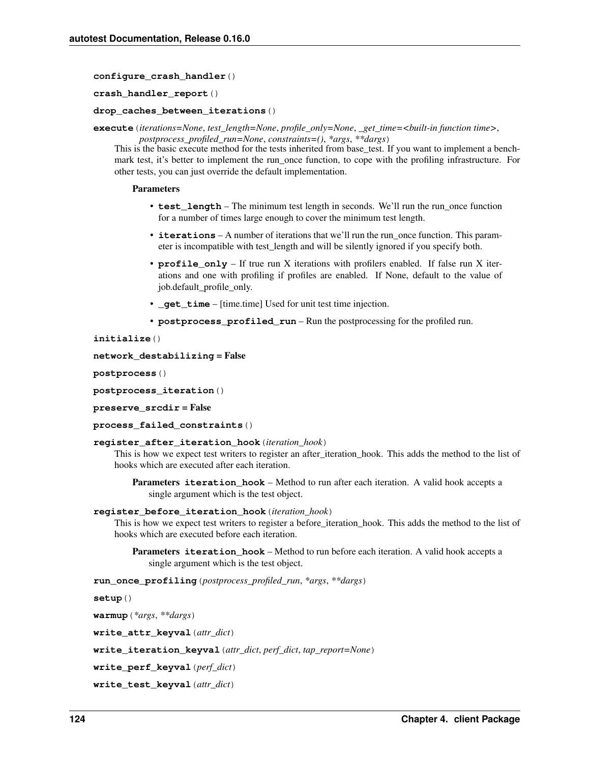**configure_crash_handler**()

**crash_handler_report**()

**drop_caches_between_iterations**()

**execute**(*iterations=None*, *test_length=None*, *profile_only=None*, *_get_time=<built-in function time>*, *postprocess_profiled_run=None*, *constraints=()*, *\*args*, *\*\*dargs*)

This is the basic execute method for the tests inherited from base_test. If you want to implement a benchmark test, it's better to implement the run_once function, to cope with the profiling infrastructure. For other tests, you can just override the default implementation.

**Parameters**

- **test_length** – The minimum test length in seconds. We'll run the run_once function for a number of times large enough to cover the minimum test length.
- **iterations** – A number of iterations that we'll run the run_once function. This parameter is incompatible with test_length and will be silently ignored if you specify both.
- **profile_only** – If true run X iterations with profilers enabled. If false run X iterations and one with profiling if profiles are enabled. If None, default to the value of job.default_profile_only.
- **_get_time** – [time.time] Used for unit test time injection.
- **postprocess_profiled_run** – Run the postprocessing for the profiled run.

**initialize**()

**network_destabilizing** = False

**postprocess**()

**postprocess_iteration**()

**preserve_srcdir** = False

**process_failed_constraints**()

**register_after_iteration_hook**(*iteration_hook*)

This is how we expect test writers to register an after_iteration_hook. This adds the method to the list of hooks which are executed after each iteration.

**Parameters** **iteration_hook** – Method to run after each iteration. A valid hook accepts a single argument which is the test object.

**register_before_iteration_hook**(*iteration_hook*)

This is how we expect test writers to register a before_iteration_hook. This adds the method to the list of hooks which are executed before each iteration.

**Parameters** **iteration_hook** – Method to run before each iteration. A valid hook accepts a single argument which is the test object.

**run_once_profiling**(*postprocess_profiled_run*, *\*args*, *\*\*dargs*)

**setup**()

**warmup**(*\*args*, *\*\*dargs*)

**write_attr_keyval**(*attr_dict*)

**write_iteration_keyval**(*attr_dict*, *perf_dict*, *tap_report=None*)

**write_perf_keyval**(*perf_dict*)

**write_test_keyval**(*attr_dict*)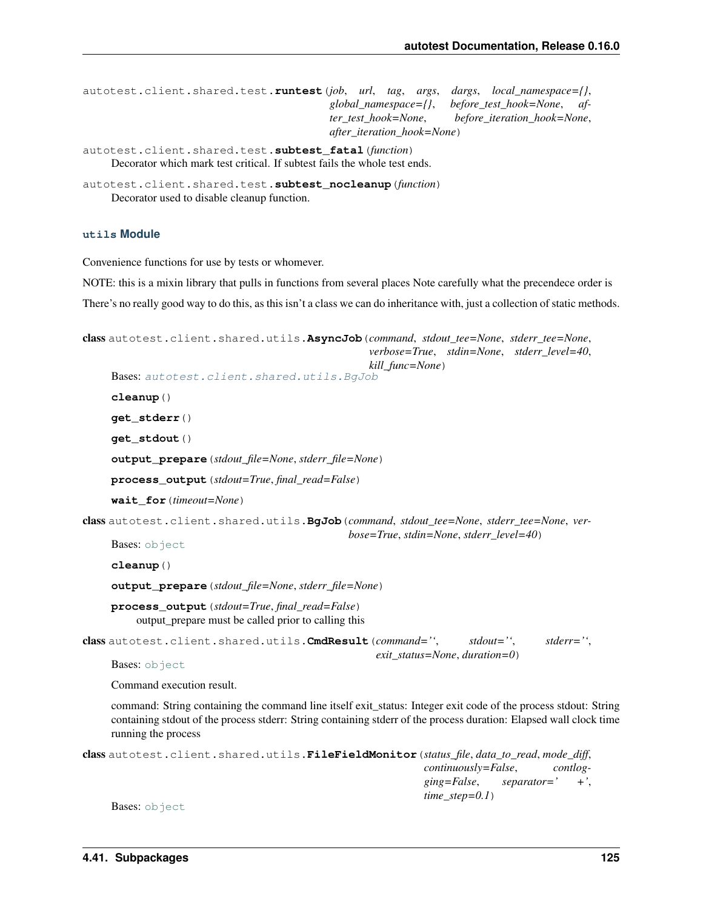autotest.client.shared.test.**runtest**(*job*, *url*, *tag*, *args*, *dargs*, *local_namespace={}*, *global_namespace={}*, *before_test_hook=None*, *after_test_hook=None*, *before_iteration_hook=None*, *after_iteration_hook=None*)

autotest.client.shared.test.**subtest_fatal**(*function*)
Decorator which mark test critical. If subtest fails the whole test ends.

autotest.client.shared.test.**subtest_nocleanup**(*function*)
Decorator used to disable cleanup function.

### utils Module

Convenience functions for use by tests or whomever.

NOTE: this is a mixin library that pulls in functions from several places Note carefully what the precendece order is

There's no really good way to do this, as this isn't a class we can do inheritance with, just a collection of static methods.

**class** autotest.client.shared.utils.**AsyncJob**(*command*, *stdout_tee=None*, *stderr_tee=None*, *verbose=True*, *stdin=None*, *stderr_level=40*, *kill_func=None*)

Bases: autotest.client.shared.utils.BgJob

**cleanup**()

**get_stderr**()

**get_stdout**()

**output_prepare**(*stdout_file=None*, *stderr_file=None*)

**process_output**(*stdout=True*, *final_read=False*)

**wait_for**(*timeout=None*)

**class** autotest.client.shared.utils.**BgJob**(*command*, *stdout_tee=None*, *stderr_tee=None*, *verbose=True*, *stdin=None*, *stderr_level=40*)

Bases: object

**cleanup**()

**output_prepare**(*stdout_file=None*, *stderr_file=None*)

**process_output**(*stdout=True*, *final_read=False*)
output_prepare must be called prior to calling this

**class** autotest.client.shared.utils.**CmdResult**(*command=''*, *stdout=''*, *stderr=''*, *exit_status=None*, *duration=0*)

Bases: object

Command execution result.

command: String containing the command line itself exit_status: Integer exit code of the process stdout: String containing stdout of the process stderr: String containing stderr of the process duration: Elapsed wall clock time running the process

**class** autotest.client.shared.utils.**FileFieldMonitor**(*status_file*, *data_to_read*, *mode_diff*, *continuously=False*, *contlogging=False*, *separator=' +'*, *time_step=0.1*)

Bases: object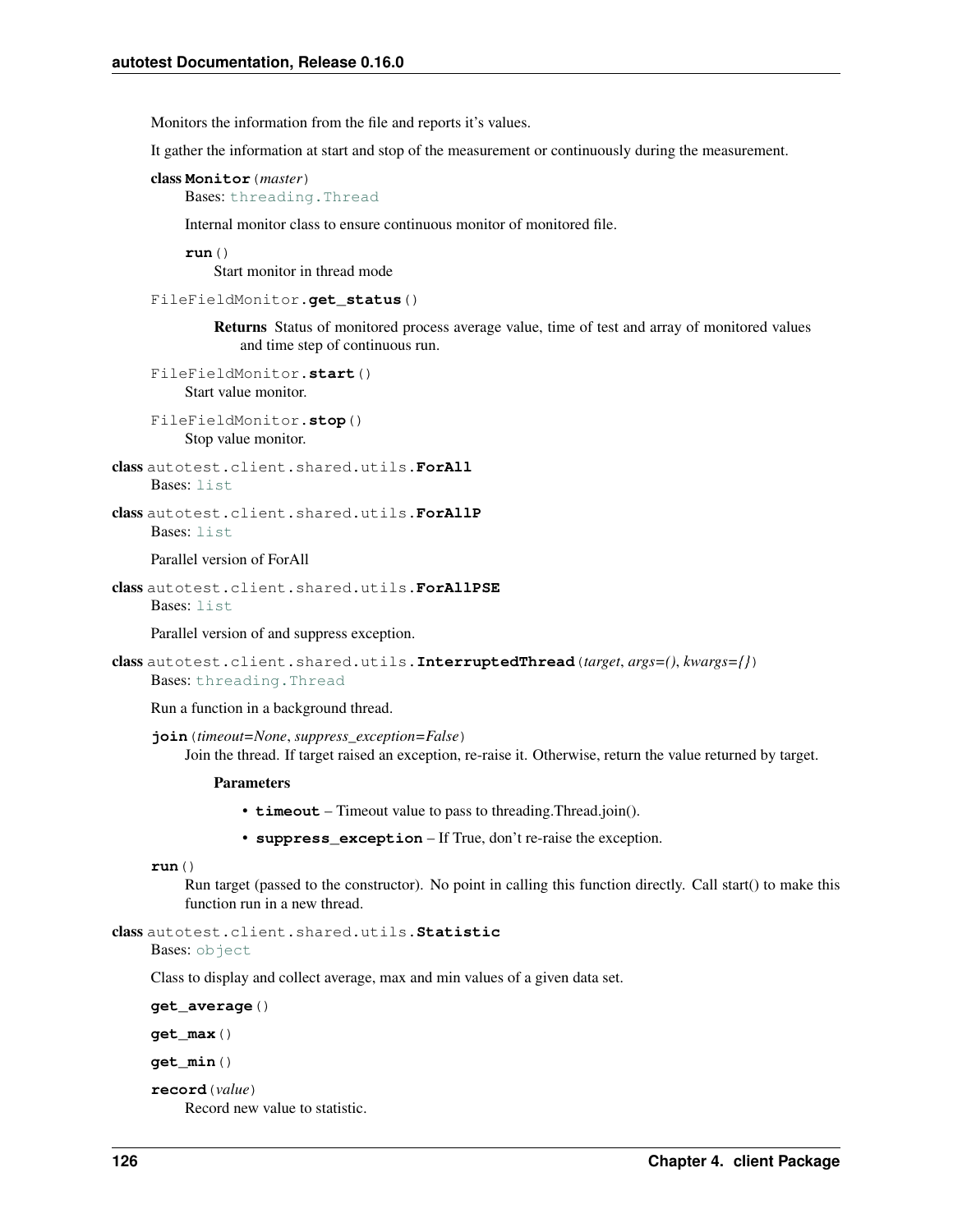Monitors the information from the file and reports it's values.

It gather the information at start and stop of the measurement or continuously during the measurement.

**class Monitor**(*master*)

Bases: threading.Thread

Internal monitor class to ensure continuous monitor of monitored file.

**run**()

Start monitor in thread mode

FileFieldMonitor.**get_status**()

**Returns** Status of monitored process average value, time of test and array of monitored values and time step of continuous run.

FileFieldMonitor.**start**()

Start value monitor.

FileFieldMonitor.**stop**()

Stop value monitor.

**class** autotest.client.shared.utils.**ForAll**

Bases: list

**class** autotest.client.shared.utils.**ForAllP**

Bases: list

Parallel version of ForAll

**class** autotest.client.shared.utils.**ForAllPSE**

Bases: list

Parallel version of and suppress exception.

**class** autotest.client.shared.utils.**InterruptedThread**(*target*, *args=()*, *kwargs={}*)

Bases: threading.Thread

Run a function in a background thread.

**join**(*timeout=None*, *suppress_exception=False*)

Join the thread. If target raised an exception, re-raise it. Otherwise, return the value returned by target.

**Parameters**

- **timeout** – Timeout value to pass to threading.Thread.join().
- **suppress_exception** – If True, don't re-raise the exception.

**run**()

Run target (passed to the constructor). No point in calling this function directly. Call start() to make this function run in a new thread.

**class** autotest.client.shared.utils.**Statistic**

Bases: object

Class to display and collect average, max and min values of a given data set.

**get_average**()

**get_max**()

**get_min**()

**record**(*value*)

Record new value to statistic.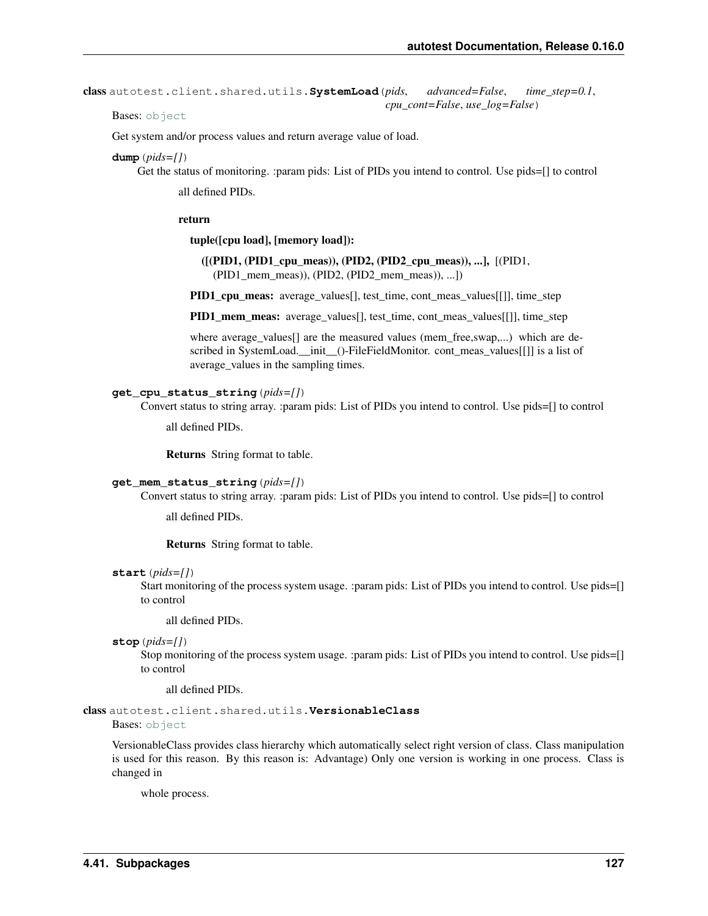**class** autotest.client.shared.utils.**SystemLoad**(*pids*, *advanced=False*, *time_step=0.1*, *cpu_cont=False*, *use_log=False*)

Bases: object

Get system and/or process values and return average value of load.

**dump**(*pids=[]*)

Get the status of monitoring. :param pids: List of PIDs you intend to control. Use pids=[] to control

all defined PIDs.

**return**

**tuple([cpu load], [memory load]):**

**([(PID1, (PID1_cpu_meas)), (PID2, (PID2_cpu_meas)), ...],** [(PID1, (PID1_mem_meas)), (PID2, (PID2_mem_meas)), ...])

**PID1_cpu_meas:** average_values[], test_time, cont_meas_values[[]], time_step

**PID1_mem_meas:** average_values[], test_time, cont_meas_values[[]], time_step

where average_values[] are the measured values (mem_free,swap,...) which are described in SystemLoad.__init__()-FileFieldMonitor. cont_meas_values[[]] is a list of average_values in the sampling times.

**get_cpu_status_string**(*pids=[]*)

Convert status to string array. :param pids: List of PIDs you intend to control. Use pids=[] to control

all defined PIDs.

**Returns** String format to table.

**get_mem_status_string**(*pids=[]*)

Convert status to string array. :param pids: List of PIDs you intend to control. Use pids=[] to control

all defined PIDs.

**Returns** String format to table.

**start**(*pids=[]*)

Start monitoring of the process system usage. :param pids: List of PIDs you intend to control. Use pids=[] to control

all defined PIDs.

**stop**(*pids=[]*)

Stop monitoring of the process system usage. :param pids: List of PIDs you intend to control. Use pids=[] to control

all defined PIDs.

**class** autotest.client.shared.utils.**VersionableClass**

Bases: object

VersionableClass provides class hierarchy which automatically select right version of class. Class manipulation is used for this reason. By this reason is: Advantage) Only one version is working in one process. Class is changed in

whole process.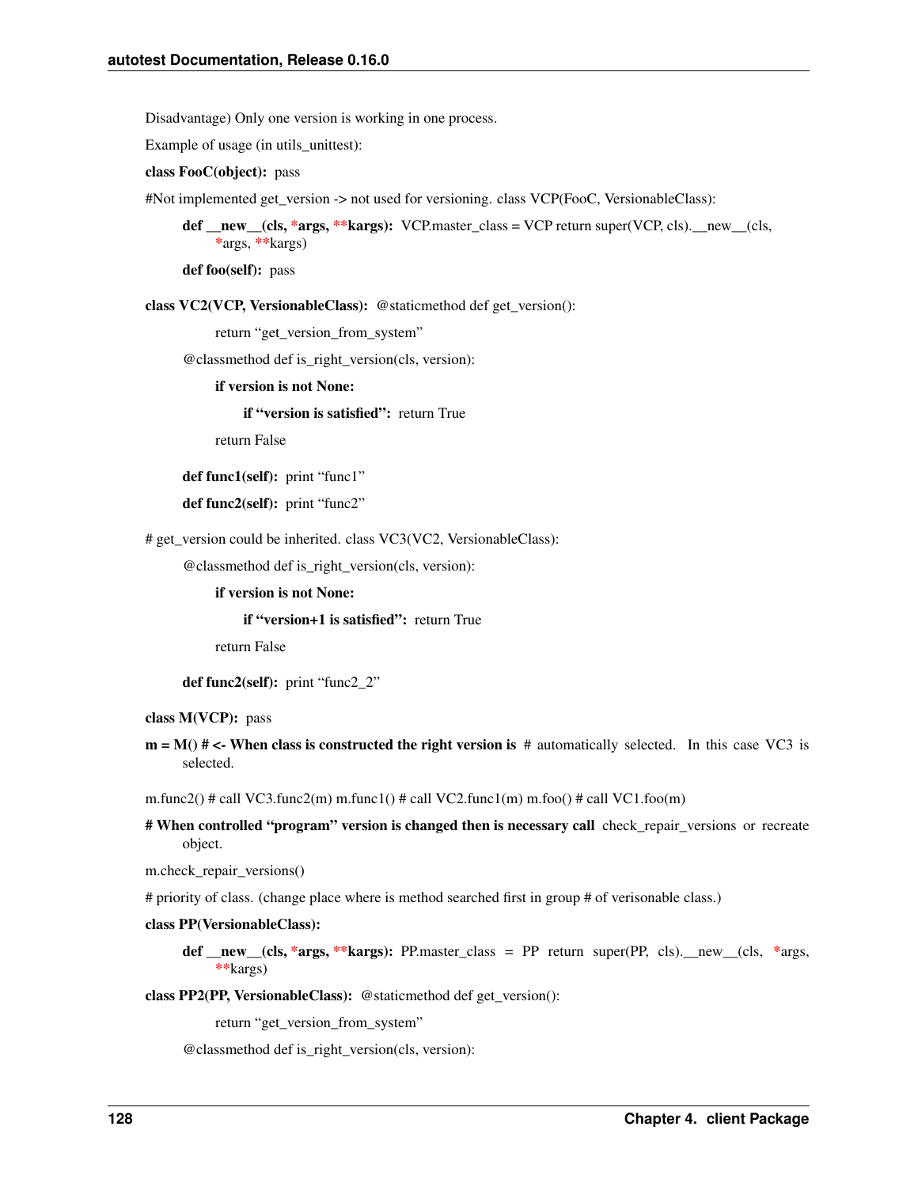Disadvantage) Only one version is working in one process.

Example of usage (in utils_unittest):

**class FooC(object):** pass

#Not implemented get_version -> not used for versioning. class VCP(FooC, VersionableClass):

> **def __new__(cls, *args, **kargs):** VCP.master_class = VCP return super(VCP, cls).__new__(cls, *args, **kargs)
>
> **def foo(self):** pass

**class VC2(VCP, VersionableClass):** @staticmethod def get_version():

> > return "get_version_from_system"
>
> @classmethod def is_right_version(cls, version):
>
> > **if version is not None:**
> >
> > > **if "version is satisfied":** return True
> >
> > return False
>
> **def func1(self):** print "func1"
>
> **def func2(self):** print "func2"

# get_version could be inherited. class VC3(VC2, VersionableClass):

> @classmethod def is_right_version(cls, version):
>
> > **if version is not None:**
> >
> > > **if "version+1 is satisfied":** return True
> >
> > return False
>
> **def func2(self):** print "func2_2"

**class M(VCP):** pass

**m = M() # <- When class is constructed the right version is** # automatically selected. In this case VC3 is selected.

m.func2() # call VC3.func2(m) m.func1() # call VC2.func1(m) m.foo() # call VC1.foo(m)

**# When controlled "program" version is changed then is necessary call** check_repair_versions or recreate object.

m.check_repair_versions()

# priority of class. (change place where is method searched first in group # of verisonable class.)

**class PP(VersionableClass):**

> **def __new__(cls, *args, **kargs):** PP.master_class = PP return super(PP, cls).__new__(cls, *args, **kargs)

**class PP2(PP, VersionableClass):** @staticmethod def get_version():

> > return "get_version_from_system"
>
> @classmethod def is_right_version(cls, version):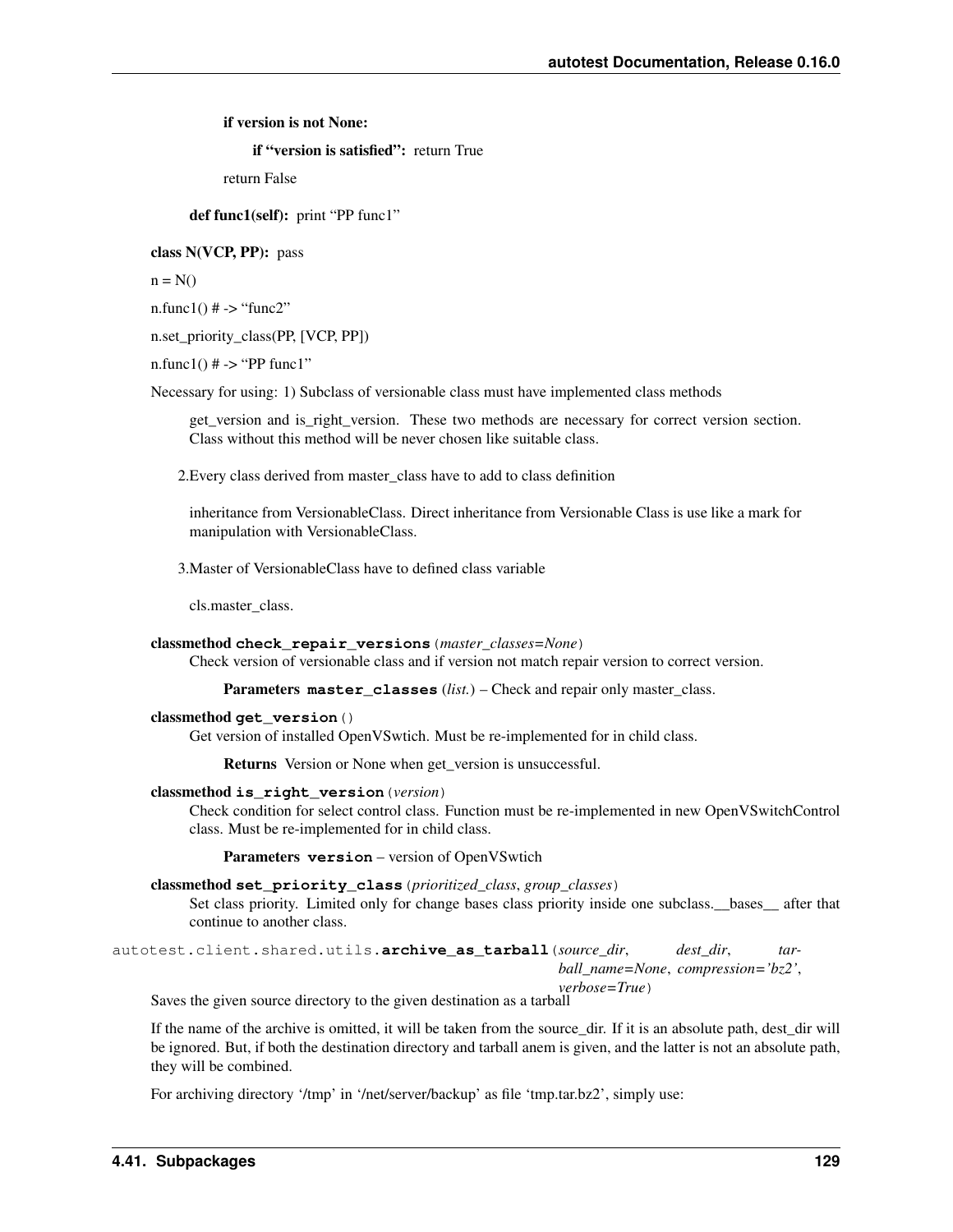**if version is not None:**

**if "version is satisfied":** return True

return False

**def func1(self):** print "PP func1"

**class N(VCP, PP):** pass

n = N()

n.func1() # -> "func2"

n.set_priority_class(PP, [VCP, PP])

n.func1() # -> "PP func1"

Necessary for using: 1) Subclass of versionable class must have implemented class methods

get_version and is_right_version. These two methods are necessary for correct version section. Class without this method will be never chosen like suitable class.

2.Every class derived from master_class have to add to class definition

inheritance from VersionableClass. Direct inheritance from Versionable Class is use like a mark for manipulation with VersionableClass.

3.Master of VersionableClass have to defined class variable

cls.master_class.

**classmethod** `check_repair_versions`(*master_classes=None*)

Check version of versionable class and if version not match repair version to correct version.

**Parameters** `master_classes` (*list.*) – Check and repair only master_class.

**classmethod** `get_version`()

Get version of installed OpenVSwtich. Must be re-implemented for in child class.

**Returns** Version or None when get_version is unsuccessful.

**classmethod** `is_right_version`(*version*)

Check condition for select control class. Function must be re-implemented in new OpenVSwitchControl class. Must be re-implemented for in child class.

**Parameters** `version` – version of OpenVSwtich

**classmethod** `set_priority_class`(*prioritized_class*, *group_classes*)

Set class priority. Limited only for change bases class priority inside one subclass.__bases__ after that continue to another class.

`autotest.client.shared.utils.archive_as_tarball`(*source_dir*, *dest_dir*, *tarball_name=None*, *compression='bz2'*, *verbose=True*)

Saves the given source directory to the given destination as a tarball

If the name of the archive is omitted, it will be taken from the source_dir. If it is an absolute path, dest_dir will be ignored. But, if both the destination directory and tarball anem is given, and the latter is not an absolute path, they will be combined.

For archiving directory '/tmp' in '/net/server/backup' as file 'tmp.tar.bz2', simply use: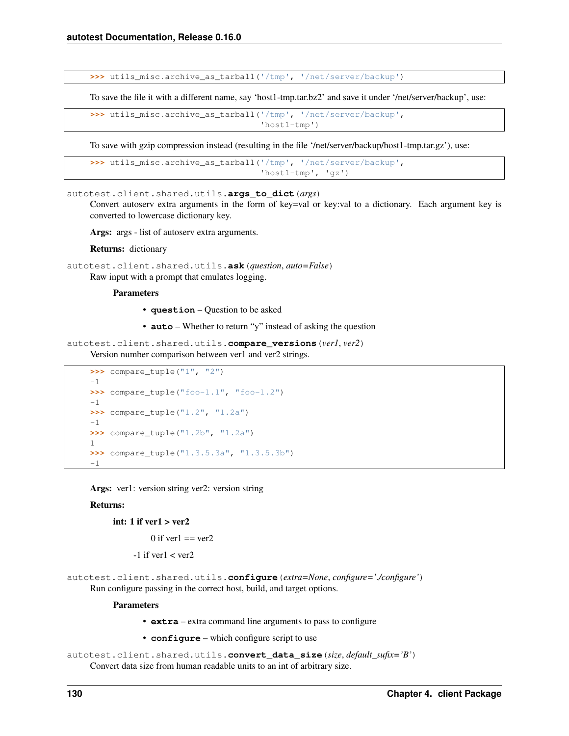```
>>> utils_misc.archive_as_tarball('/tmp', '/net/server/backup')
```

To save the file it with a different name, say 'host1-tmp.tar.bz2' and save it under '/net/server/backup', use:

```
>>> utils_misc.archive_as_tarball('/tmp', '/net/server/backup',
                                  'host1-tmp')
```

To save with gzip compression instead (resulting in the file '/net/server/backup/host1-tmp.tar.gz'), use:

```
>>> utils_misc.archive_as_tarball('/tmp', '/net/server/backup',
                                  'host1-tmp', 'gz')
```

`autotest.client.shared.utils.`**`args_to_dict`**(*args*)

Convert autoserv extra arguments in the form of key=val or key:val to a dictionary. Each argument key is converted to lowercase dictionary key.

**Args:** args - list of autoserv extra arguments.

**Returns:** dictionary

`autotest.client.shared.utils.`**`ask`**(*question*, *auto=False*)

Raw input with a prompt that emulates logging.

**Parameters**

- **`question`** – Question to be asked
- **`auto`** – Whether to return "y" instead of asking the question

`autotest.client.shared.utils.`**`compare_versions`**(*ver1*, *ver2*)

Version number comparison between ver1 and ver2 strings.

```
>>> compare_tuple("1", "2")
-1
>>> compare_tuple("foo-1.1", "foo-1.2")
-1
>>> compare_tuple("1.2", "1.2a")
-1
>>> compare_tuple("1.2b", "1.2a")
1
>>> compare_tuple("1.3.5.3a", "1.3.5.3b")
-1
```

**Args:** ver1: version string ver2: version string

**Returns:**

**int: 1 if ver1 > ver2**

0 if ver1 == ver2

-1 if ver1 < ver2

`autotest.client.shared.utils.`**`configure`**(*extra=None*, *configure='./configure'*)

Run configure passing in the correct host, build, and target options.

**Parameters**

- **`extra`** – extra command line arguments to pass to configure
- **`configure`** – which configure script to use

`autotest.client.shared.utils.`**`convert_data_size`**(*size*, *default_sufix='B'*)

Convert data size from human readable units to an int of arbitrary size.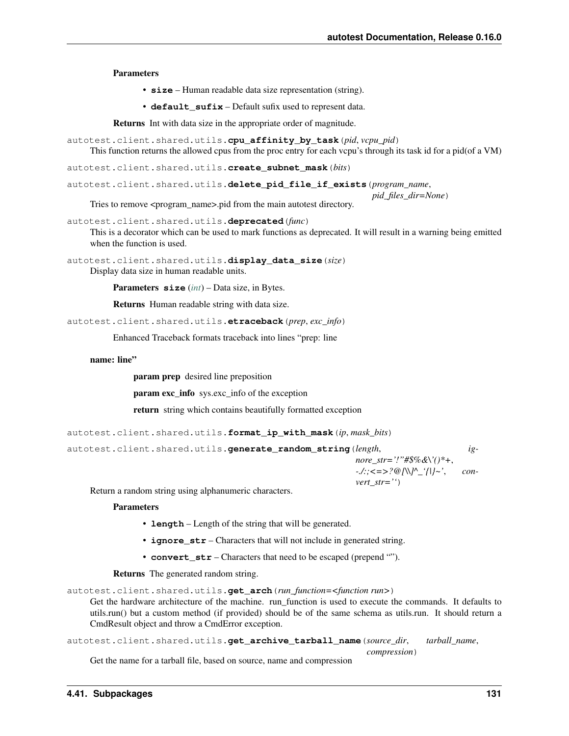**Parameters**

- **size** – Human readable data size representation (string).
- **default_sufix** – Default sufix used to represent data.

**Returns** Int with data size in the appropriate order of magnitude.

autotest.client.shared.utils.**cpu_affinity_by_task**(*pid*, *vcpu_pid*)

This function returns the allowed cpus from the proc entry for each vcpu's through its task id for a pid(of a VM)

autotest.client.shared.utils.**create_subnet_mask**(*bits*)

autotest.client.shared.utils.**delete_pid_file_if_exists**(*program_name*, *pid_files_dir=None*)

Tries to remove <program_name>.pid from the main autotest directory.

autotest.client.shared.utils.**deprecated**(*func*)

This is a decorator which can be used to mark functions as deprecated. It will result in a warning being emitted when the function is used.

autotest.client.shared.utils.**display_data_size**(*size*)

Display data size in human readable units.

**Parameters** **size** (*int*) – Data size, in Bytes.

**Returns** Human readable string with data size.

autotest.client.shared.utils.**etraceback**(*prep*, *exc_info*)

Enhanced Traceback formats traceback into lines "prep: line

**name: line"**

**param prep** desired line preposition

**param exc_info** sys.exc_info of the exception

**return** string which contains beautifully formatted exception

autotest.client.shared.utils.**format_ip_with_mask**(*ip*, *mask_bits*)

autotest.client.shared.utils.**generate_random_string**(*length*, *ignore_str='!"#$%&\'()*+,-./:;<=>?@[\\]^_`{|}~'*, *convert_str=''*)

Return a random string using alphanumeric characters.

**Parameters**

- **length** – Length of the string that will be generated.
- **ignore_str** – Characters that will not include in generated string.
- **convert_str** – Characters that need to be escaped (prepend "").

**Returns** The generated random string.

autotest.client.shared.utils.**get_arch**(*run_function=<function run>*)

Get the hardware architecture of the machine. run_function is used to execute the commands. It defaults to utils.run() but a custom method (if provided) should be of the same schema as utils.run. It should return a CmdResult object and throw a CmdError exception.

autotest.client.shared.utils.**get_archive_tarball_name**(*source_dir*, *tarball_name*, *compression*)

Get the name for a tarball file, based on source, name and compression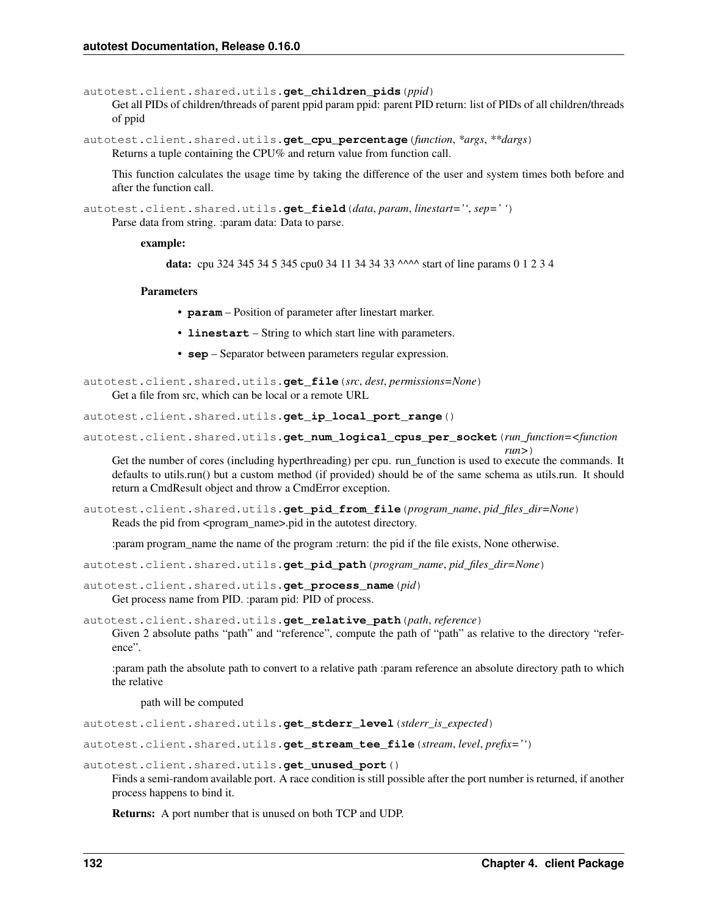autotest.client.shared.utils.**get_children_pids**(*ppid*)

Get all PIDs of children/threads of parent ppid param ppid: parent PID return: list of PIDs of all children/threads of ppid

autotest.client.shared.utils.**get_cpu_percentage**(*function*, *\*args*, *\*\*dargs*)

Returns a tuple containing the CPU% and return value from function call.

This function calculates the usage time by taking the difference of the user and system times both before and after the function call.

autotest.client.shared.utils.**get_field**(*data*, *param*, *linestart=''*, *sep=' '*)

Parse data from string. :param data: Data to parse.

> **example:**
>
> > **data:** cpu 324 345 34 5 345 cpu0 34 11 34 34 33 ^^^^ start of line params 0 1 2 3 4
>
> **Parameters**
>
> - **param** – Position of parameter after linestart marker.
> - **linestart** – String to which start line with parameters.
> - **sep** – Separator between parameters regular expression.

autotest.client.shared.utils.**get_file**(*src*, *dest*, *permissions=None*)

Get a file from src, which can be local or a remote URL

autotest.client.shared.utils.**get_ip_local_port_range**()

autotest.client.shared.utils.**get_num_logical_cpus_per_socket**(*run_function=<function run>*)

Get the number of cores (including hyperthreading) per cpu. run_function is used to execute the commands. It defaults to utils.run() but a custom method (if provided) should be of the same schema as utils.run. It should return a CmdResult object and throw a CmdError exception.

autotest.client.shared.utils.**get_pid_from_file**(*program_name*, *pid_files_dir=None*)

Reads the pid from <program_name>.pid in the autotest directory.

:param program_name the name of the program :return: the pid if the file exists, None otherwise.

autotest.client.shared.utils.**get_pid_path**(*program_name*, *pid_files_dir=None*)

autotest.client.shared.utils.**get_process_name**(*pid*)

Get process name from PID. :param pid: PID of process.

autotest.client.shared.utils.**get_relative_path**(*path*, *reference*)

Given 2 absolute paths "path" and "reference", compute the path of "path" as relative to the directory "reference".

:param path the absolute path to convert to a relative path :param reference an absolute directory path to which the relative

> path will be computed

autotest.client.shared.utils.**get_stderr_level**(*stderr_is_expected*)

autotest.client.shared.utils.**get_stream_tee_file**(*stream*, *level*, *prefix=''*)

autotest.client.shared.utils.**get_unused_port**()

Finds a semi-random available port. A race condition is still possible after the port number is returned, if another process happens to bind it.

**Returns:** A port number that is unused on both TCP and UDP.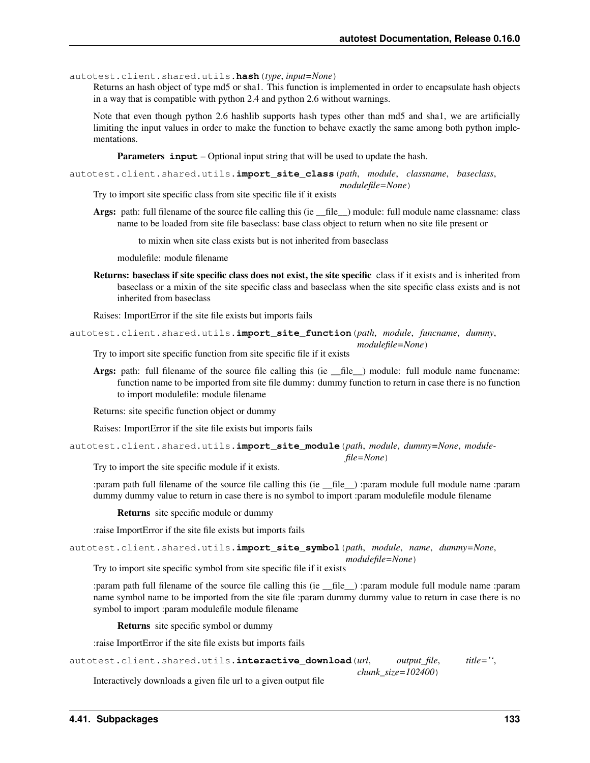autotest.client.shared.utils.**hash**(*type*, *input=None*)

Returns an hash object of type md5 or sha1. This function is implemented in order to encapsulate hash objects in a way that is compatible with python 2.4 and python 2.6 without warnings.

Note that even though python 2.6 hashlib supports hash types other than md5 and sha1, we are artificially limiting the input values in order to make the function to behave exactly the same among both python implementations.

**Parameters** **input** – Optional input string that will be used to update the hash.

autotest.client.shared.utils.**import_site_class**(*path*, *module*, *classname*, *baseclass*, *modulefile=None*)

Try to import site specific class from site specific file if it exists

**Args:** path: full filename of the source file calling this (ie __file__) module: full module name classname: class name to be loaded from site file baseclass: base class object to return when no site file present or

to mixin when site class exists but is not inherited from baseclass

modulefile: module filename

**Returns: baseclass if site specific class does not exist, the site specific** class if it exists and is inherited from baseclass or a mixin of the site specific class and baseclass when the site specific class exists and is not inherited from baseclass

Raises: ImportError if the site file exists but imports fails

autotest.client.shared.utils.**import_site_function**(*path*, *module*, *funcname*, *dummy*, *modulefile=None*)

Try to import site specific function from site specific file if it exists

**Args:** path: full filename of the source file calling this (ie __file__) module: full module name funcname: function name to be imported from site file dummy: dummy function to return in case there is no function to import modulefile: module filename

Returns: site specific function object or dummy

Raises: ImportError if the site file exists but imports fails

autotest.client.shared.utils.**import_site_module**(*path*, *module*, *dummy=None*, *modulefile=None*)

Try to import the site specific module if it exists.

:param path full filename of the source file calling this (ie __file__) :param module full module name :param dummy dummy value to return in case there is no symbol to import :param modulefile module filename

**Returns** site specific module or dummy

:raise ImportError if the site file exists but imports fails

autotest.client.shared.utils.**import_site_symbol**(*path*, *module*, *name*, *dummy=None*, *modulefile=None*)

Try to import site specific symbol from site specific file if it exists

:param path full filename of the source file calling this (ie __file__) :param module full module name :param name symbol name to be imported from the site file :param dummy dummy value to return in case there is no symbol to import :param modulefile module filename

**Returns** site specific symbol or dummy

:raise ImportError if the site file exists but imports fails

autotest.client.shared.utils.**interactive_download**(*url*, *output_file*, *title=''*, *chunk_size=102400*)

Interactively downloads a given file url to a given output file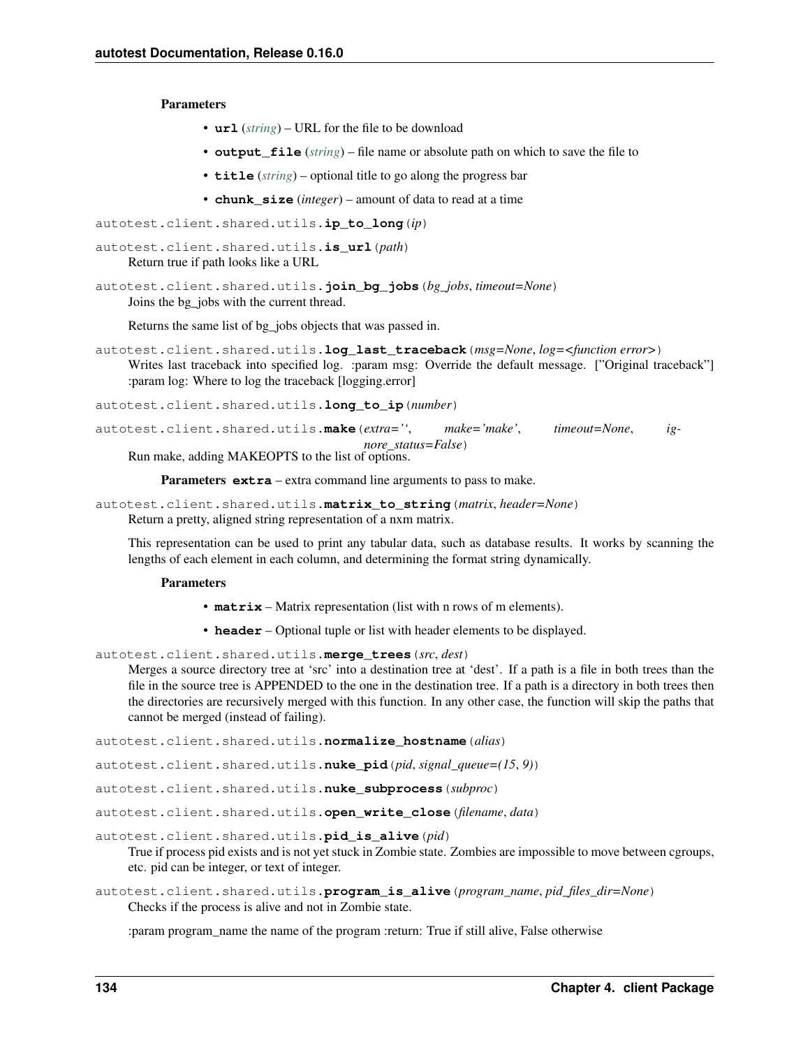**Parameters**

- **url** (*string*) – URL for the file to be download
- **output_file** (*string*) – file name or absolute path on which to save the file to
- **title** (*string*) – optional title to go along the progress bar
- **chunk_size** (*integer*) – amount of data to read at a time

autotest.client.shared.utils.**ip_to_long**(*ip*)

autotest.client.shared.utils.**is_url**(*path*)
Return true if path looks like a URL

autotest.client.shared.utils.**join_bg_jobs**(*bg_jobs*, *timeout=None*)
Joins the bg_jobs with the current thread.

Returns the same list of bg_jobs objects that was passed in.

autotest.client.shared.utils.**log_last_traceback**(*msg=None*, *log=<function error>*)
Writes last traceback into specified log. :param msg: Override the default message. ["Original traceback"] :param log: Where to log the traceback [logging.error]

autotest.client.shared.utils.**long_to_ip**(*number*)

autotest.client.shared.utils.**make**(*extra=''*, *make='make'*, *timeout=None*, *ignore_status=False*)
Run make, adding MAKEOPTS to the list of options.

**Parameters** **extra** – extra command line arguments to pass to make.

autotest.client.shared.utils.**matrix_to_string**(*matrix*, *header=None*)
Return a pretty, aligned string representation of a nxm matrix.

This representation can be used to print any tabular data, such as database results. It works by scanning the lengths of each element in each column, and determining the format string dynamically.

**Parameters**

- **matrix** – Matrix representation (list with n rows of m elements).
- **header** – Optional tuple or list with header elements to be displayed.

autotest.client.shared.utils.**merge_trees**(*src*, *dest*)
Merges a source directory tree at 'src' into a destination tree at 'dest'. If a path is a file in both trees than the file in the source tree is APPENDED to the one in the destination tree. If a path is a directory in both trees then the directories are recursively merged with this function. In any other case, the function will skip the paths that cannot be merged (instead of failing).

autotest.client.shared.utils.**normalize_hostname**(*alias*)

autotest.client.shared.utils.**nuke_pid**(*pid*, *signal_queue=(15, 9)*)

autotest.client.shared.utils.**nuke_subprocess**(*subproc*)

autotest.client.shared.utils.**open_write_close**(*filename*, *data*)

autotest.client.shared.utils.**pid_is_alive**(*pid*)
True if process pid exists and is not yet stuck in Zombie state. Zombies are impossible to move between cgroups, etc. pid can be integer, or text of integer.

autotest.client.shared.utils.**program_is_alive**(*program_name*, *pid_files_dir=None*)
Checks if the process is alive and not in Zombie state.

:param program_name the name of the program :return: True if still alive, False otherwise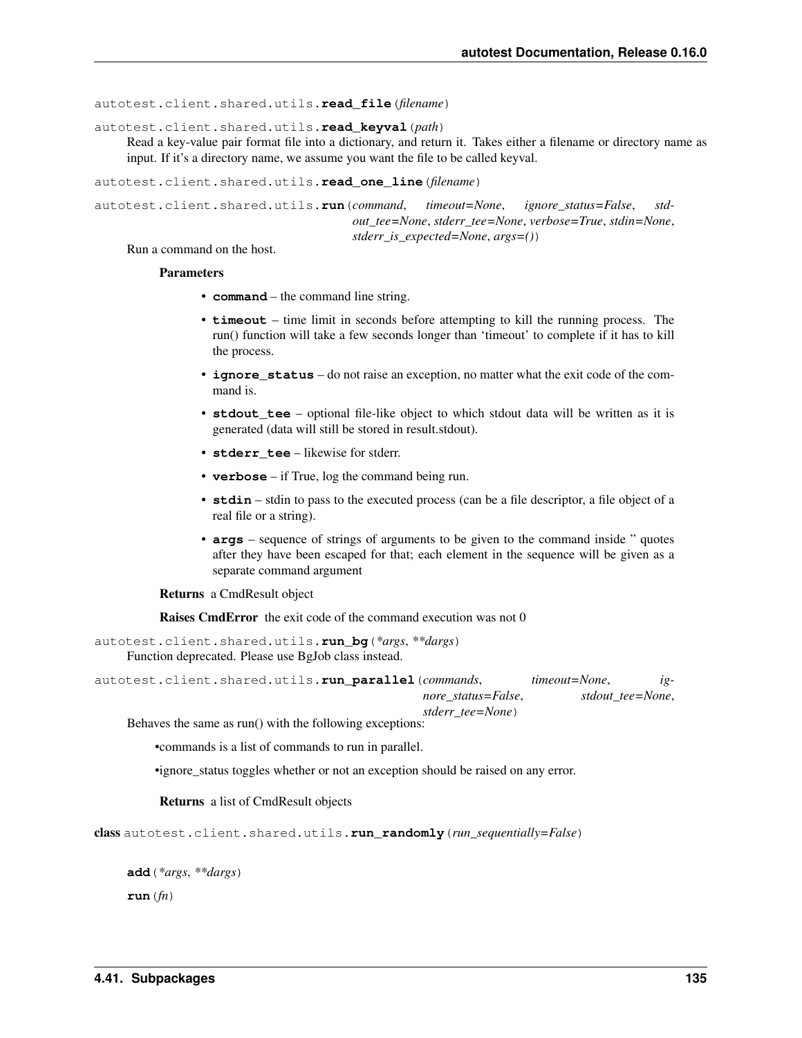autotest.client.shared.utils.**read_file**(*filename*)

autotest.client.shared.utils.**read_keyval**(*path*)

Read a key-value pair format file into a dictionary, and return it. Takes either a filename or directory name as input. If it's a directory name, we assume you want the file to be called keyval.

autotest.client.shared.utils.**read_one_line**(*filename*)

autotest.client.shared.utils.**run**(*command*, *timeout=None*, *ignore_status=False*, *stdout_tee=None*, *stderr_tee=None*, *verbose=True*, *stdin=None*, *stderr_is_expected=None*, *args=()*)

Run a command on the host.

**Parameters**

- **command** – the command line string.
- **timeout** – time limit in seconds before attempting to kill the running process. The run() function will take a few seconds longer than 'timeout' to complete if it has to kill the process.
- **ignore_status** – do not raise an exception, no matter what the exit code of the command is.
- **stdout_tee** – optional file-like object to which stdout data will be written as it is generated (data will still be stored in result.stdout).
- **stderr_tee** – likewise for stderr.
- **verbose** – if True, log the command being run.
- **stdin** – stdin to pass to the executed process (can be a file descriptor, a file object of a real file or a string).
- **args** – sequence of strings of arguments to be given to the command inside " quotes after they have been escaped for that; each element in the sequence will be given as a separate command argument

**Returns** a CmdResult object

**Raises CmdError** the exit code of the command execution was not 0

autotest.client.shared.utils.**run_bg**(*\*args*, *\*\*dargs*)

Function deprecated. Please use BgJob class instead.

autotest.client.shared.utils.**run_parallel**(*commands*, *timeout=None*, *ignore_status=False*, *stdout_tee=None*, *stderr_tee=None*)

Behaves the same as run() with the following exceptions:

- commands is a list of commands to run in parallel.
- ignore_status toggles whether or not an exception should be raised on any error.

**Returns** a list of CmdResult objects

**class** autotest.client.shared.utils.**run_randomly**(*run_sequentially=False*)

**add**(*\*args*, *\*\*dargs*)

**run**(*fn*)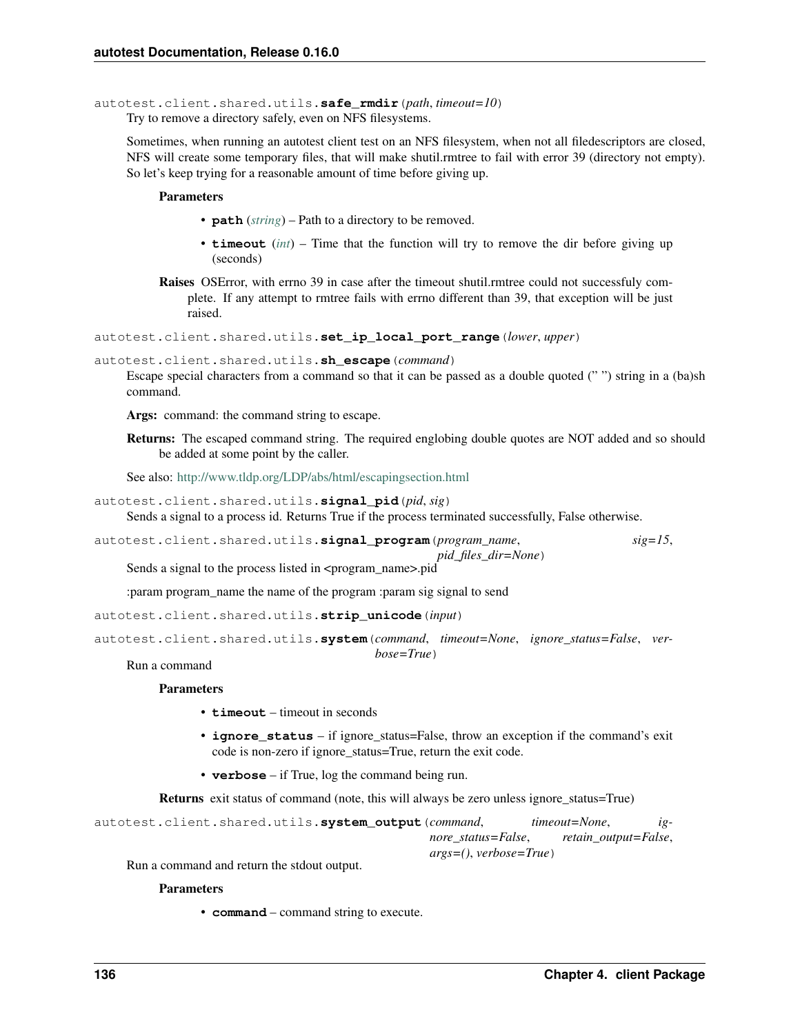`autotest.client.shared.utils.safe_rmdir(path, timeout=10)`

Try to remove a directory safely, even on NFS filesystems.

Sometimes, when running an autotest client test on an NFS filesystem, when not all filedescriptors are closed, NFS will create some temporary files, that will make shutil.rmtree to fail with error 39 (directory not empty). So let's keep trying for a reasonable amount of time before giving up.

**Parameters**

- **path** (*string*) – Path to a directory to be removed.
- **timeout** (*int*) – Time that the function will try to remove the dir before giving up (seconds)

**Raises** OSError, with errno 39 in case after the timeout shutil.rmtree could not successfuly complete. If any attempt to rmtree fails with errno different than 39, that exception will be just raised.

`autotest.client.shared.utils.set_ip_local_port_range(lower, upper)`

`autotest.client.shared.utils.sh_escape(command)`

Escape special characters from a command so that it can be passed as a double quoted (" ") string in a (ba)sh command.

**Args:** command: the command string to escape.

**Returns:** The escaped command string. The required englobing double quotes are NOT added and so should be added at some point by the caller.

See also: http://www.tldp.org/LDP/abs/html/escapingsection.html

`autotest.client.shared.utils.signal_pid(pid, sig)`

Sends a signal to a process id. Returns True if the process terminated successfully, False otherwise.

`autotest.client.shared.utils.signal_program(program_name, sig=15, pid_files_dir=None)`

Sends a signal to the process listed in <program_name>.pid

:param program_name the name of the program :param sig signal to send

`autotest.client.shared.utils.strip_unicode(input)`

`autotest.client.shared.utils.system(command, timeout=None, ignore_status=False, verbose=True)`

Run a command

**Parameters**

- **timeout** – timeout in seconds
- **ignore_status** – if ignore_status=False, throw an exception if the command's exit code is non-zero if ignore_status=True, return the exit code.
- **verbose** – if True, log the command being run.

**Returns** exit status of command (note, this will always be zero unless ignore_status=True)

`autotest.client.shared.utils.system_output(command, timeout=None, ignore_status=False, retain_output=False, args=(), verbose=True)`

Run a command and return the stdout output.

**Parameters**

- **command** – command string to execute.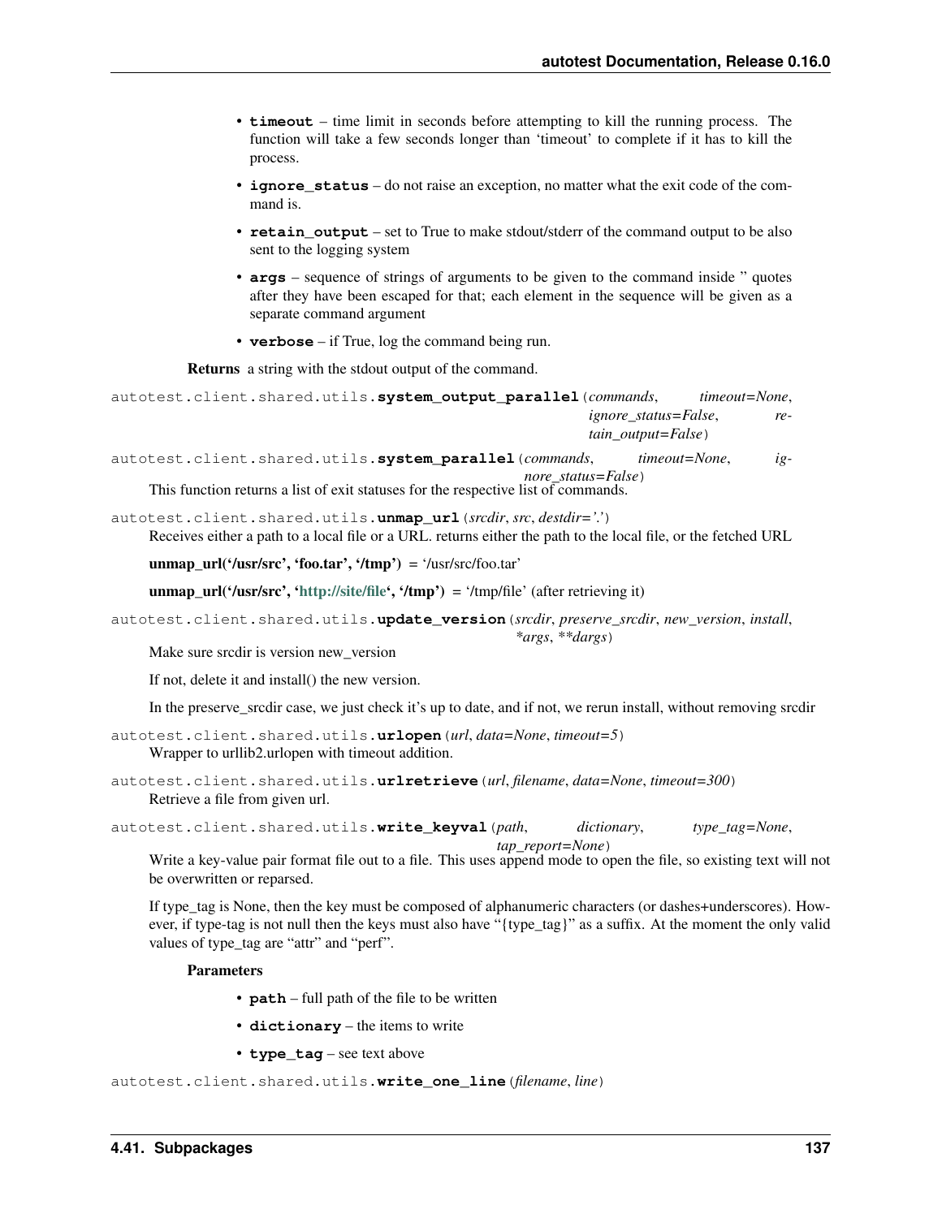- **timeout** – time limit in seconds before attempting to kill the running process. The function will take a few seconds longer than 'timeout' to complete if it has to kill the process.
- **ignore_status** – do not raise an exception, no matter what the exit code of the command is.
- **retain_output** – set to True to make stdout/stderr of the command output to be also sent to the logging system
- **args** – sequence of strings of arguments to be given to the command inside " quotes after they have been escaped for that; each element in the sequence will be given as a separate command argument
- **verbose** – if True, log the command being run.

**Returns** a string with the stdout output of the command.

`autotest.client.shared.utils.`**`system_output_parallel`**(*commands*, *timeout=None*, *ignore_status=False*, *retain_output=False*)

`autotest.client.shared.utils.`**`system_parallel`**(*commands*, *timeout=None*, *ignore_status=False*)

This function returns a list of exit statuses for the respective list of commands.

`autotest.client.shared.utils.`**`unmap_url`**(*srcdir*, *src*, *destdir='.'*)

Receives either a path to a local file or a URL. returns either the path to the local file, or the fetched URL

**unmap_url('/usr/src', 'foo.tar', '/tmp')** = '/usr/src/foo.tar'

**unmap_url('/usr/src', 'http://site/file', '/tmp')** = '/tmp/file' (after retrieving it)

`autotest.client.shared.utils.`**`update_version`**(*srcdir*, *preserve_srcdir*, *new_version*, *install*, *\*args*, *\*\*dargs*)

Make sure srcdir is version new_version

If not, delete it and install() the new version.

In the preserve_srcdir case, we just check it's up to date, and if not, we rerun install, without removing srcdir

`autotest.client.shared.utils.`**`urlopen`**(*url*, *data=None*, *timeout=5*)

Wrapper to urllib2.urlopen with timeout addition.

`autotest.client.shared.utils.`**`urlretrieve`**(*url*, *filename*, *data=None*, *timeout=300*)

Retrieve a file from given url.

`autotest.client.shared.utils.`**`write_keyval`**(*path*, *dictionary*, *type_tag=None*, *tap_report=None*)

Write a key-value pair format file out to a file. This uses append mode to open the file, so existing text will not be overwritten or reparsed.

If type_tag is None, then the key must be composed of alphanumeric characters (or dashes+underscores). However, if type-tag is not null then the keys must also have "{type_tag}" as a suffix. At the moment the only valid values of type_tag are "attr" and "perf".

**Parameters**

- **path** – full path of the file to be written
- **dictionary** – the items to write
- **type_tag** – see text above

`autotest.client.shared.utils.`**`write_one_line`**(*filename*, *line*)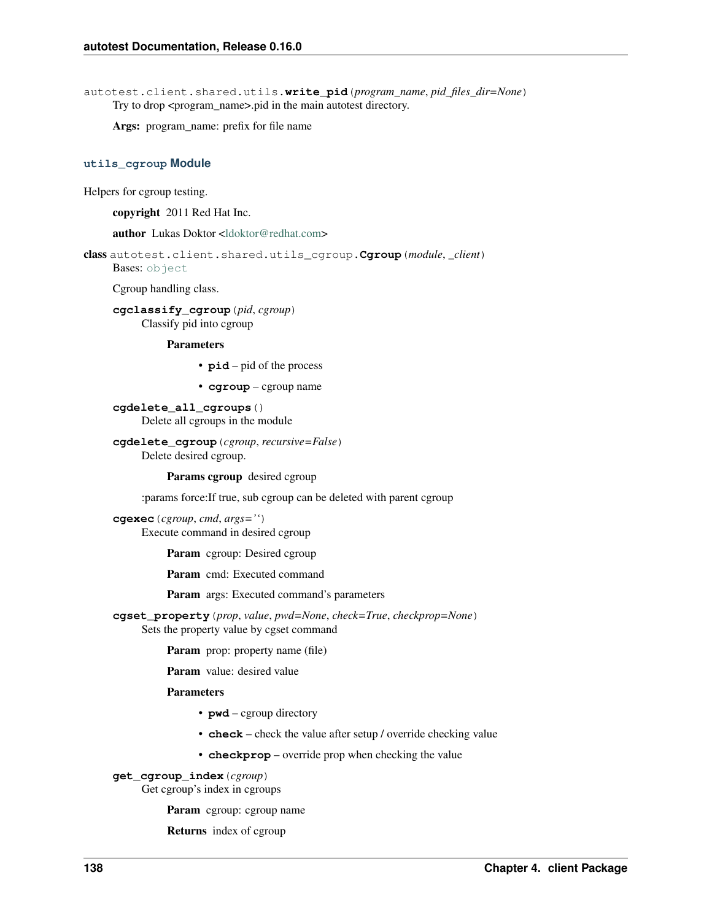autotest.client.shared.utils.**write_pid**(*program_name*, *pid_files_dir=None*)

Try to drop <program_name>.pid in the main autotest directory.

**Args:** program_name: prefix for file name

### utils_cgroup Module

Helpers for cgroup testing.

**copyright** 2011 Red Hat Inc.

**author** Lukas Doktor <ldoktor@redhat.com>

class autotest.client.shared.utils_cgroup.**Cgroup**(*module*, *_client*)

Bases: object

Cgroup handling class.

**cgclassify_cgroup**(*pid*, *cgroup*)

Classify pid into cgroup

**Parameters**

- **pid** – pid of the process
- **cgroup** – cgroup name

**cgdelete_all_cgroups**()

Delete all cgroups in the module

**cgdelete_cgroup**(*cgroup*, *recursive=False*)

Delete desired cgroup.

**Params cgroup** desired cgroup

:params force:If true, sub cgroup can be deleted with parent cgroup

**cgexec**(*cgroup*, *cmd*, *args=''*)

Execute command in desired cgroup

**Param** cgroup: Desired cgroup

**Param** cmd: Executed command

**Param** args: Executed command's parameters

**cgset_property**(*prop*, *value*, *pwd=None*, *check=True*, *checkprop=None*)

Sets the property value by cgset command

**Param** prop: property name (file)

**Param** value: desired value

**Parameters**

- **pwd** – cgroup directory
- **check** – check the value after setup / override checking value
- **checkprop** – override prop when checking the value

**get_cgroup_index**(*cgroup*)

Get cgroup's index in cgroups

**Param** cgroup: cgroup name

**Returns** index of cgroup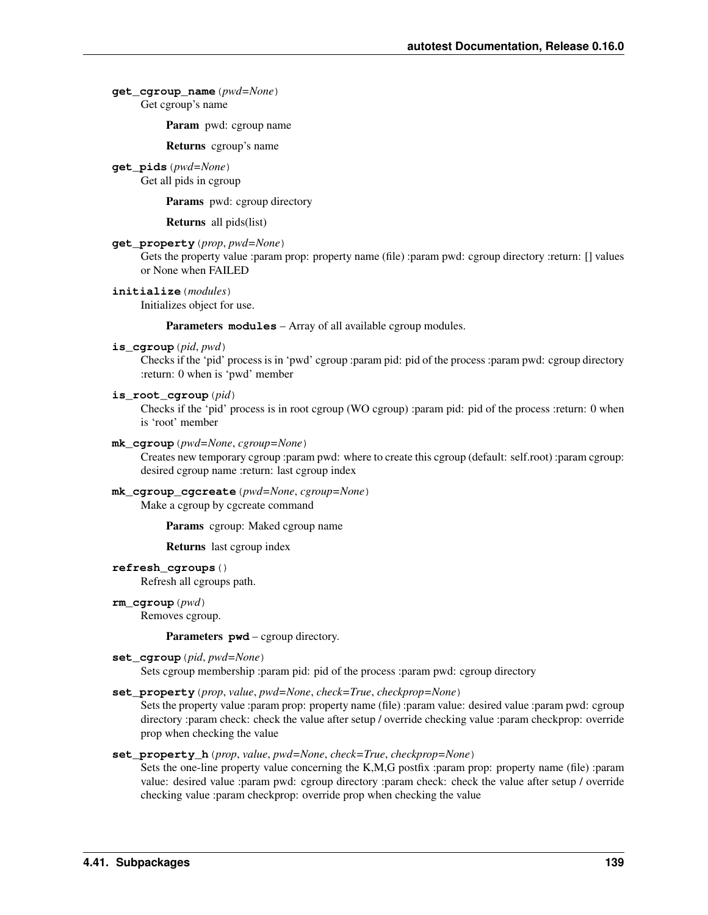**get_cgroup_name**(*pwd=None*)
Get cgroup's name

**Param** pwd: cgroup name

**Returns** cgroup's name

**get_pids**(*pwd=None*)
Get all pids in cgroup

**Params** pwd: cgroup directory

**Returns** all pids(list)

**get_property**(*prop*, *pwd=None*)
Gets the property value :param prop: property name (file) :param pwd: cgroup directory :return: [] values or None when FAILED

**initialize**(*modules*)
Initializes object for use.

**Parameters** **modules** – Array of all available cgroup modules.

**is_cgroup**(*pid*, *pwd*)
Checks if the 'pid' process is in 'pwd' cgroup :param pid: pid of the process :param pwd: cgroup directory :return: 0 when is 'pwd' member

**is_root_cgroup**(*pid*)
Checks if the 'pid' process is in root cgroup (WO cgroup) :param pid: pid of the process :return: 0 when is 'root' member

**mk_cgroup**(*pwd=None*, *cgroup=None*)
Creates new temporary cgroup :param pwd: where to create this cgroup (default: self.root) :param cgroup: desired cgroup name :return: last cgroup index

**mk_cgroup_cgcreate**(*pwd=None*, *cgroup=None*)
Make a cgroup by cgcreate command

**Params** cgroup: Maked cgroup name

**Returns** last cgroup index

**refresh_cgroups**()
Refresh all cgroups path.

**rm_cgroup**(*pwd*)
Removes cgroup.

**Parameters** **pwd** – cgroup directory.

**set_cgroup**(*pid*, *pwd=None*)
Sets cgroup membership :param pid: pid of the process :param pwd: cgroup directory

**set_property**(*prop*, *value*, *pwd=None*, *check=True*, *checkprop=None*)
Sets the property value :param prop: property name (file) :param value: desired value :param pwd: cgroup directory :param check: check the value after setup / override checking value :param checkprop: override prop when checking the value

**set_property_h**(*prop*, *value*, *pwd=None*, *check=True*, *checkprop=None*)
Sets the one-line property value concerning the K,M,G postfix :param prop: property name (file) :param value: desired value :param pwd: cgroup directory :param check: check the value after setup / override checking value :param checkprop: override prop when checking the value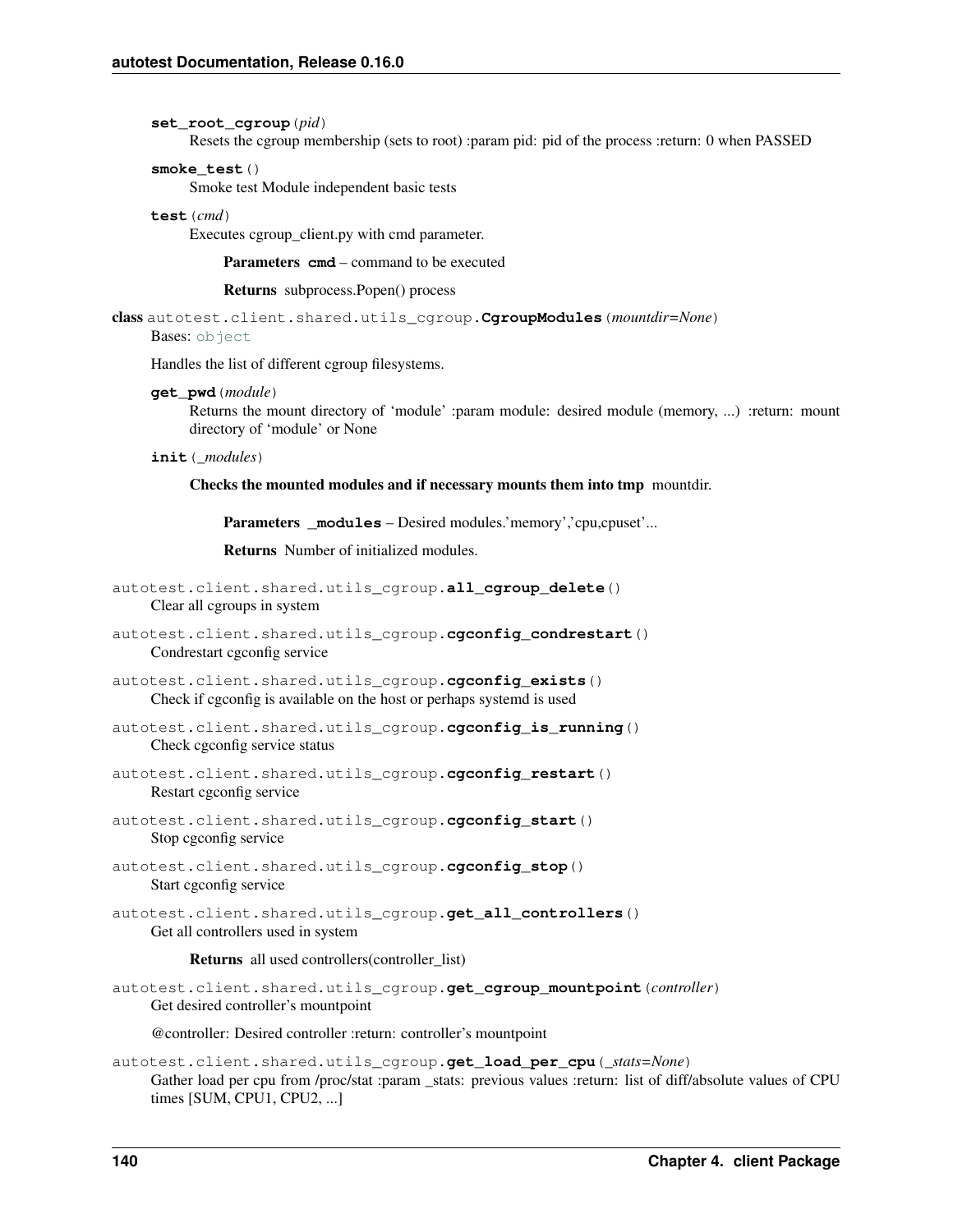**set_root_cgroup**(*pid*)
Resets the cgroup membership (sets to root) :param pid: pid of the process :return: 0 when PASSED

**smoke_test**()
Smoke test Module independent basic tests

**test**(*cmd*)
Executes cgroup_client.py with cmd parameter.

**Parameters** **cmd** – command to be executed

**Returns** subprocess.Popen() process

**class** autotest.client.shared.utils_cgroup.**CgroupModules**(*mountdir=None*)
Bases: object

Handles the list of different cgroup filesystems.

**get_pwd**(*module*)
Returns the mount directory of 'module' :param module: desired module (memory, ...) :return: mount directory of 'module' or None

**init**(*_modules*)

**Checks the mounted modules and if necessary mounts them into tmp** mountdir.

**Parameters** **_modules** – Desired modules.'memory','cpu,cpuset'...

**Returns** Number of initialized modules.

autotest.client.shared.utils_cgroup.**all_cgroup_delete**()
Clear all cgroups in system

autotest.client.shared.utils_cgroup.**cgconfig_condrestart**()
Condrestart cgconfig service

autotest.client.shared.utils_cgroup.**cgconfig_exists**()
Check if cgconfig is available on the host or perhaps systemd is used

autotest.client.shared.utils_cgroup.**cgconfig_is_running**()
Check cgconfig service status

autotest.client.shared.utils_cgroup.**cgconfig_restart**()
Restart cgconfig service

autotest.client.shared.utils_cgroup.**cgconfig_start**()
Stop cgconfig service

autotest.client.shared.utils_cgroup.**cgconfig_stop**()
Start cgconfig service

autotest.client.shared.utils_cgroup.**get_all_controllers**()
Get all controllers used in system

**Returns** all used controllers(controller_list)

autotest.client.shared.utils_cgroup.**get_cgroup_mountpoint**(*controller*)
Get desired controller's mountpoint

@controller: Desired controller :return: controller's mountpoint

autotest.client.shared.utils_cgroup.**get_load_per_cpu**(*_stats=None*)
Gather load per cpu from /proc/stat :param _stats: previous values :return: list of diff/absolute values of CPU times [SUM, CPU1, CPU2, ...]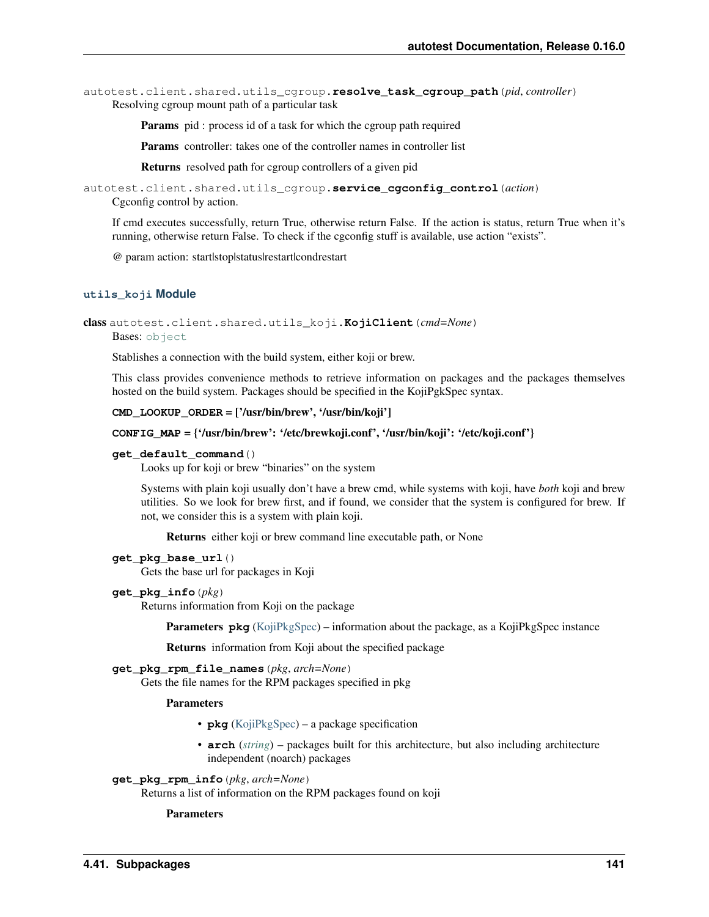autotest.client.shared.utils_cgroup.**resolve_task_cgroup_path**(*pid*, *controller*)

Resolving cgroup mount path of a particular task

**Params** pid : process id of a task for which the cgroup path required

**Params** controller: takes one of the controller names in controller list

**Returns** resolved path for cgroup controllers of a given pid

autotest.client.shared.utils_cgroup.**service_cgconfig_control**(*action*)

Cgconfig control by action.

If cmd executes successfully, return True, otherwise return False. If the action is status, return True when it's running, otherwise return False. To check if the cgconfig stuff is available, use action "exists".

@ param action: start|stop|status|restart|condrestart

### utils_koji Module

class autotest.client.shared.utils_koji.**KojiClient**(*cmd=None*)

Bases: object

Stablishes a connection with the build system, either koji or brew.

This class provides convenience methods to retrieve information on packages and the packages themselves hosted on the build system. Packages should be specified in the KojiPgkSpec syntax.

**CMD_LOOKUP_ORDER = ['/usr/bin/brew', '/usr/bin/koji']**

**CONFIG_MAP = {'/usr/bin/brew': '/etc/brewkoji.conf', '/usr/bin/koji': '/etc/koji.conf'}**

**get_default_command**()

Looks up for koji or brew "binaries" on the system

Systems with plain koji usually don't have a brew cmd, while systems with koji, have *both* koji and brew utilities. So we look for brew first, and if found, we consider that the system is configured for brew. If not, we consider this is a system with plain koji.

**Returns** either koji or brew command line executable path, or None

**get_pkg_base_url**()

Gets the base url for packages in Koji

**get_pkg_info**(*pkg*)

Returns information from Koji on the package

**Parameters** **pkg** (KojiPkgSpec) – information about the package, as a KojiPkgSpec instance

**Returns** information from Koji about the specified package

**get_pkg_rpm_file_names**(*pkg*, *arch=None*)

Gets the file names for the RPM packages specified in pkg

**Parameters**

- **pkg** (KojiPkgSpec) – a package specification
- **arch** (*string*) – packages built for this architecture, but also including architecture independent (noarch) packages

**get_pkg_rpm_info**(*pkg*, *arch=None*)

Returns a list of information on the RPM packages found on koji

**Parameters**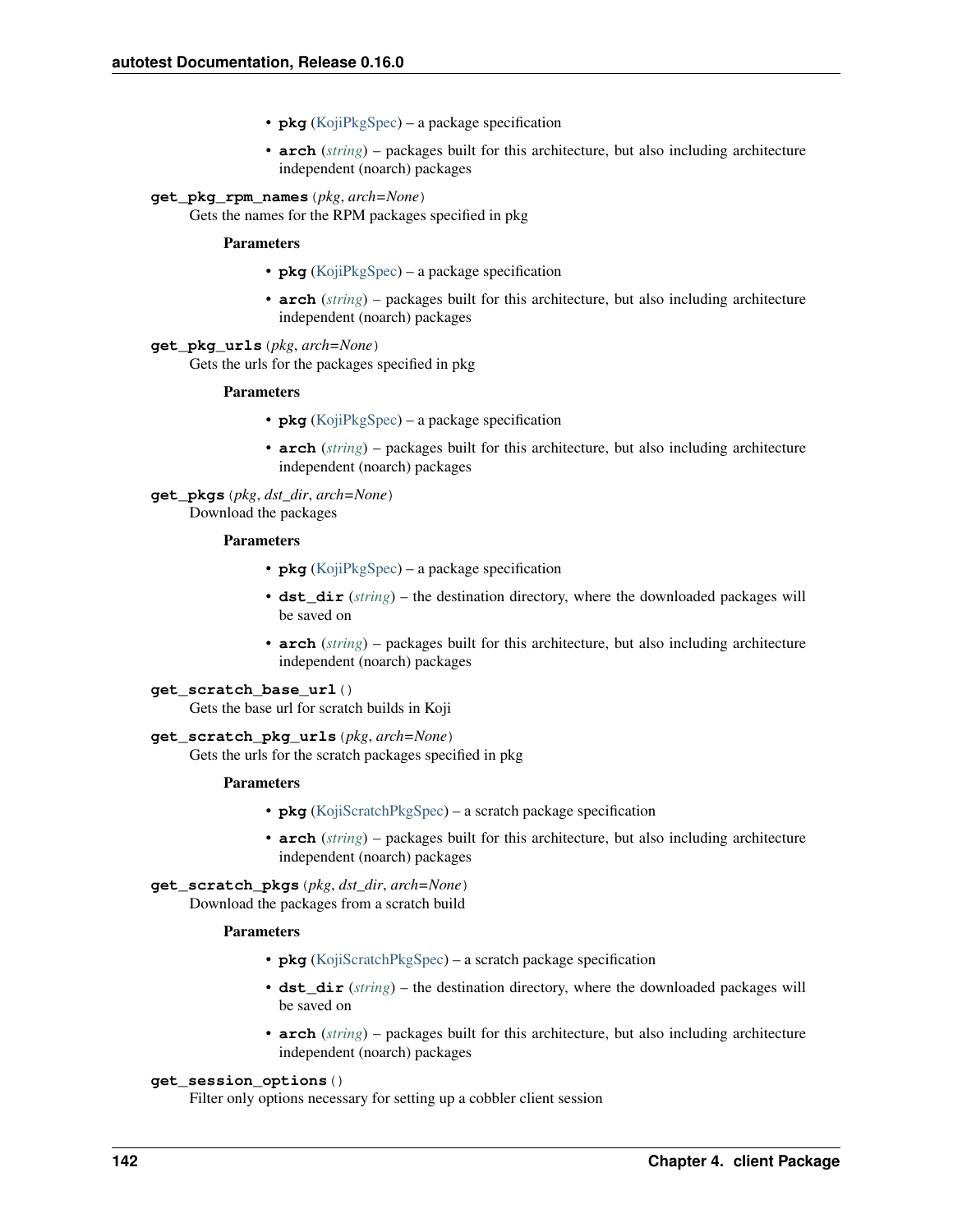- **pkg** (KojiPkgSpec) – a package specification
- **arch** (*string*) – packages built for this architecture, but also including architecture independent (noarch) packages

**get_pkg_rpm_names**(*pkg*, *arch=None*)
Gets the names for the RPM packages specified in pkg

**Parameters**

- **pkg** (KojiPkgSpec) – a package specification
- **arch** (*string*) – packages built for this architecture, but also including architecture independent (noarch) packages

**get_pkg_urls**(*pkg*, *arch=None*)
Gets the urls for the packages specified in pkg

**Parameters**

- **pkg** (KojiPkgSpec) – a package specification
- **arch** (*string*) – packages built for this architecture, but also including architecture independent (noarch) packages

**get_pkgs**(*pkg*, *dst_dir*, *arch=None*)
Download the packages

**Parameters**

- **pkg** (KojiPkgSpec) – a package specification
- **dst_dir** (*string*) – the destination directory, where the downloaded packages will be saved on
- **arch** (*string*) – packages built for this architecture, but also including architecture independent (noarch) packages

**get_scratch_base_url**()
Gets the base url for scratch builds in Koji

**get_scratch_pkg_urls**(*pkg*, *arch=None*)
Gets the urls for the scratch packages specified in pkg

**Parameters**

- **pkg** (KojiScratchPkgSpec) – a scratch package specification
- **arch** (*string*) – packages built for this architecture, but also including architecture independent (noarch) packages

**get_scratch_pkgs**(*pkg*, *dst_dir*, *arch=None*)
Download the packages from a scratch build

**Parameters**

- **pkg** (KojiScratchPkgSpec) – a scratch package specification
- **dst_dir** (*string*) – the destination directory, where the downloaded packages will be saved on
- **arch** (*string*) – packages built for this architecture, but also including architecture independent (noarch) packages

**get_session_options**()
Filter only options necessary for setting up a cobbler client session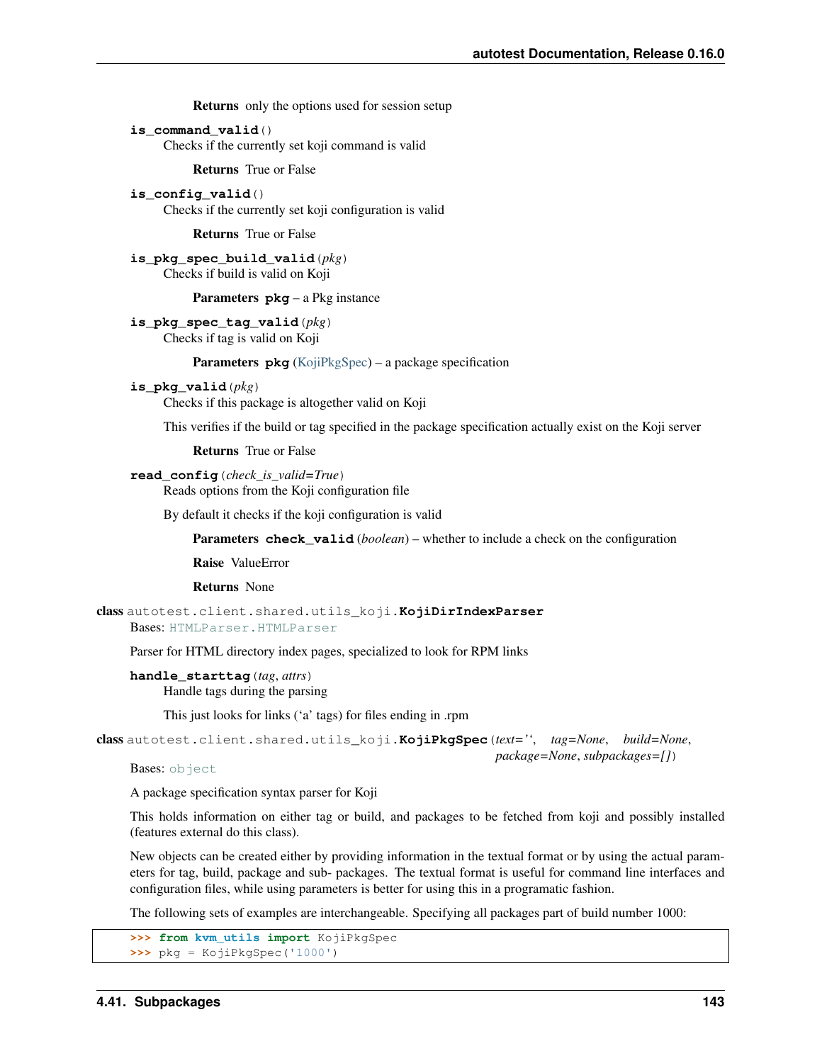**Returns** only the options used for session setup

**is_command_valid**()

Checks if the currently set koji command is valid

**Returns** True or False

**is_config_valid**()

Checks if the currently set koji configuration is valid

**Returns** True or False

**is_pkg_spec_build_valid**(*pkg*)

Checks if build is valid on Koji

**Parameters** **pkg** – a Pkg instance

**is_pkg_spec_tag_valid**(*pkg*)

Checks if tag is valid on Koji

**Parameters** **pkg** (KojiPkgSpec) – a package specification

**is_pkg_valid**(*pkg*)

Checks if this package is altogether valid on Koji

This verifies if the build or tag specified in the package specification actually exist on the Koji server

**Returns** True or False

**read_config**(*check_is_valid=True*)

Reads options from the Koji configuration file

By default it checks if the koji configuration is valid

**Parameters** **check_valid** (*boolean*) – whether to include a check on the configuration

**Raise** ValueError

**Returns** None

**class** autotest.client.shared.utils_koji.**KojiDirIndexParser**

Bases: HTMLParser.HTMLParser

Parser for HTML directory index pages, specialized to look for RPM links

**handle_starttag**(*tag*, *attrs*)

Handle tags during the parsing

This just looks for links ('a' tags) for files ending in .rpm

**class** autotest.client.shared.utils_koji.**KojiPkgSpec**(*text=''*, *tag=None*, *build=None*, *package=None*, *subpackages=[]*)

Bases: object

A package specification syntax parser for Koji

This holds information on either tag or build, and packages to be fetched from koji and possibly installed (features external do this class).

New objects can be created either by providing information in the textual format or by using the actual parameters for tag, build, package and sub- packages. The textual format is useful for command line interfaces and configuration files, while using parameters is better for using this in a programatic fashion.

The following sets of examples are interchangeable. Specifying all packages part of build number 1000:

```
>>> from kvm_utils import KojiPkgSpec
>>> pkg = KojiPkgSpec('1000')
```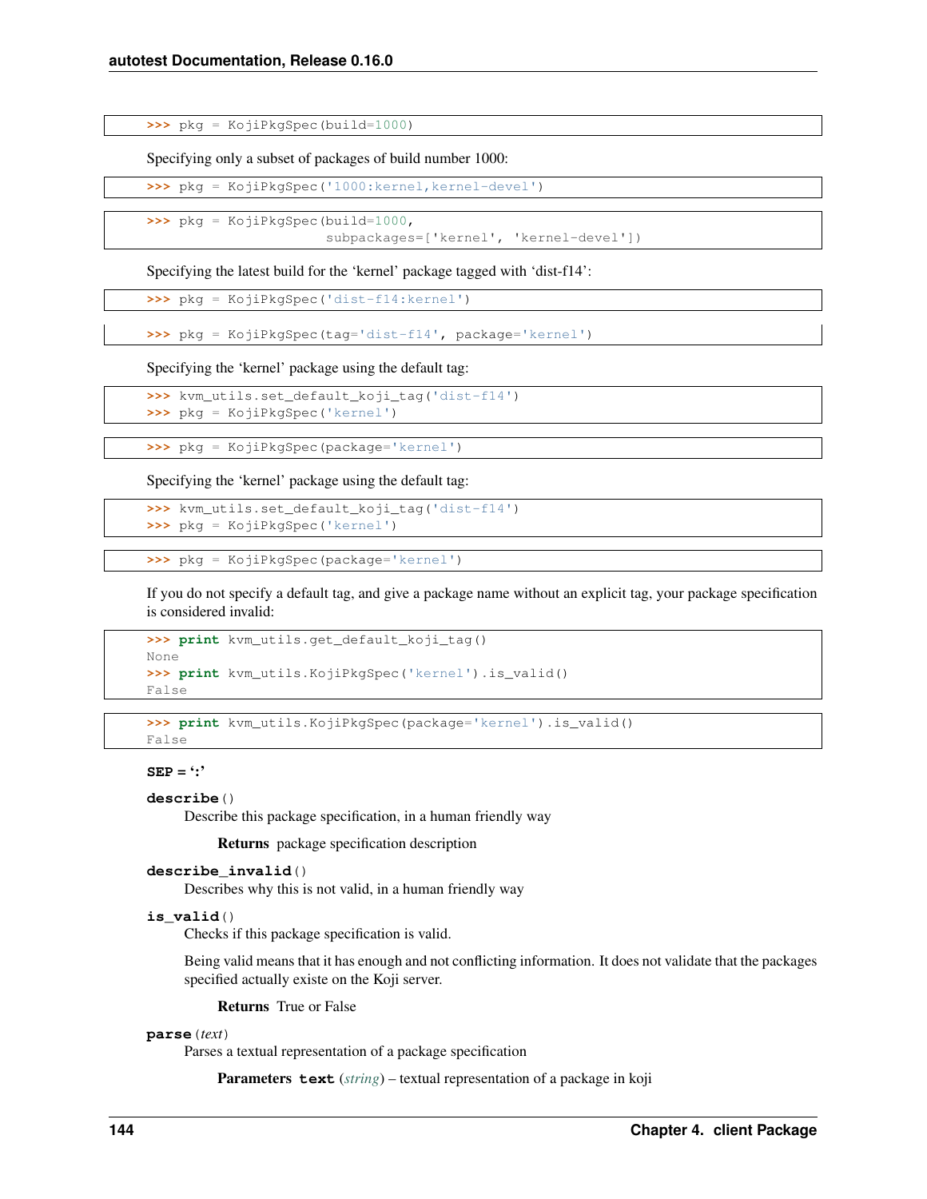```
>>> pkg = KojiPkgSpec(build=1000)
```

Specifying only a subset of packages of build number 1000:

```
>>> pkg = KojiPkgSpec('1000:kernel,kernel-devel')
```

```
>>> pkg = KojiPkgSpec(build=1000,
                      subpackages=['kernel', 'kernel-devel'])
```

Specifying the latest build for the 'kernel' package tagged with 'dist-f14':

```
>>> pkg = KojiPkgSpec('dist-f14:kernel')
```

```
>>> pkg = KojiPkgSpec(tag='dist-f14', package='kernel')
```

Specifying the 'kernel' package using the default tag:

```
>>> kvm_utils.set_default_koji_tag('dist-f14')
>>> pkg = KojiPkgSpec('kernel')
```

```
>>> pkg = KojiPkgSpec(package='kernel')
```

Specifying the 'kernel' package using the default tag:

```
>>> kvm_utils.set_default_koji_tag('dist-f14')
>>> pkg = KojiPkgSpec('kernel')
```

```
>>> pkg = KojiPkgSpec(package='kernel')
```

If you do not specify a default tag, and give a package name without an explicit tag, your package specification is considered invalid:

```
>>> print kvm_utils.get_default_koji_tag()
None
>>> print kvm_utils.KojiPkgSpec('kernel').is_valid()
False
```

```
>>> print kvm_utils.KojiPkgSpec(package='kernel').is_valid()
False
```

**SEP = ':'**

**describe**()

Describe this package specification, in a human friendly way

**Returns** package specification description

**describe_invalid**()

Describes why this is not valid, in a human friendly way

**is_valid**()

Checks if this package specification is valid.

Being valid means that it has enough and not conflicting information. It does not validate that the packages specified actually existe on the Koji server.

**Returns** True or False

**parse**(*text*)

Parses a textual representation of a package specification

**Parameters** **text** (*string*) – textual representation of a package in koji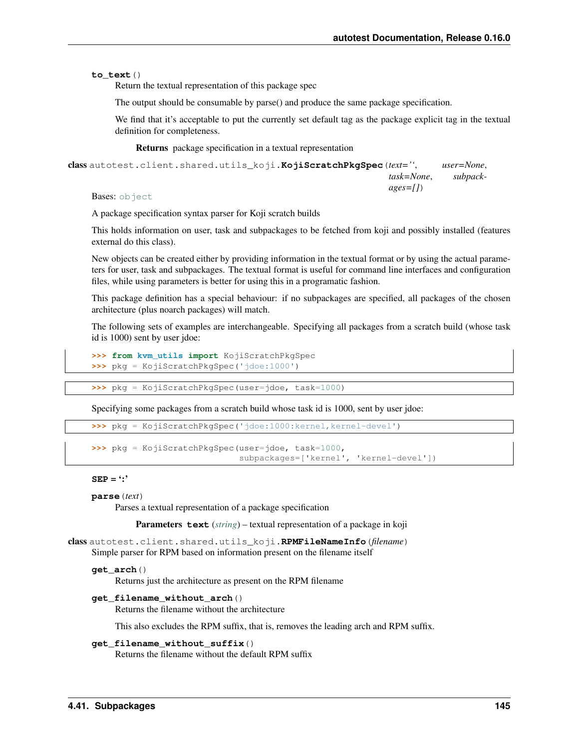**to_text**()

Return the textual representation of this package spec

The output should be consumable by parse() and produce the same package specification.

We find that it's acceptable to put the currently set default tag as the package explicit tag in the textual definition for completeness.

**Returns** package specification in a textual representation

**class** autotest.client.shared.utils_koji.**KojiScratchPkgSpec**(*text=''*, *user=None*, *task=None*, *subpackages=[]*)

Bases: object

A package specification syntax parser for Koji scratch builds

This holds information on user, task and subpackages to be fetched from koji and possibly installed (features external do this class).

New objects can be created either by providing information in the textual format or by using the actual parameters for user, task and subpackages. The textual format is useful for command line interfaces and configuration files, while using parameters is better for using this in a programatic fashion.

This package definition has a special behaviour: if no subpackages are specified, all packages of the chosen architecture (plus noarch packages) will match.

The following sets of examples are interchangeable. Specifying all packages from a scratch build (whose task id is 1000) sent by user jdoe:

```
>>> from kvm_utils import KojiScratchPkgSpec
>>> pkg = KojiScratchPkgSpec('jdoe:1000')
```

```
>>> pkg = KojiScratchPkgSpec(user=jdoe, task=1000)
```

Specifying some packages from a scratch build whose task id is 1000, sent by user jdoe:

```
>>> pkg = KojiScratchPkgSpec('jdoe:1000:kernel,kernel-devel')
```

```
>>> pkg = KojiScratchPkgSpec(user=jdoe, task=1000,
                             subpackages=['kernel', 'kernel-devel'])
```

**SEP = ':'**

**parse**(*text*)

Parses a textual representation of a package specification

**Parameters** **text** (*string*) – textual representation of a package in koji

**class** autotest.client.shared.utils_koji.**RPMFileNameInfo**(*filename*)

Simple parser for RPM based on information present on the filename itself

**get_arch**()

Returns just the architecture as present on the RPM filename

**get_filename_without_arch**()

Returns the filename without the architecture

This also excludes the RPM suffix, that is, removes the leading arch and RPM suffix.

**get_filename_without_suffix**()

Returns the filename without the default RPM suffix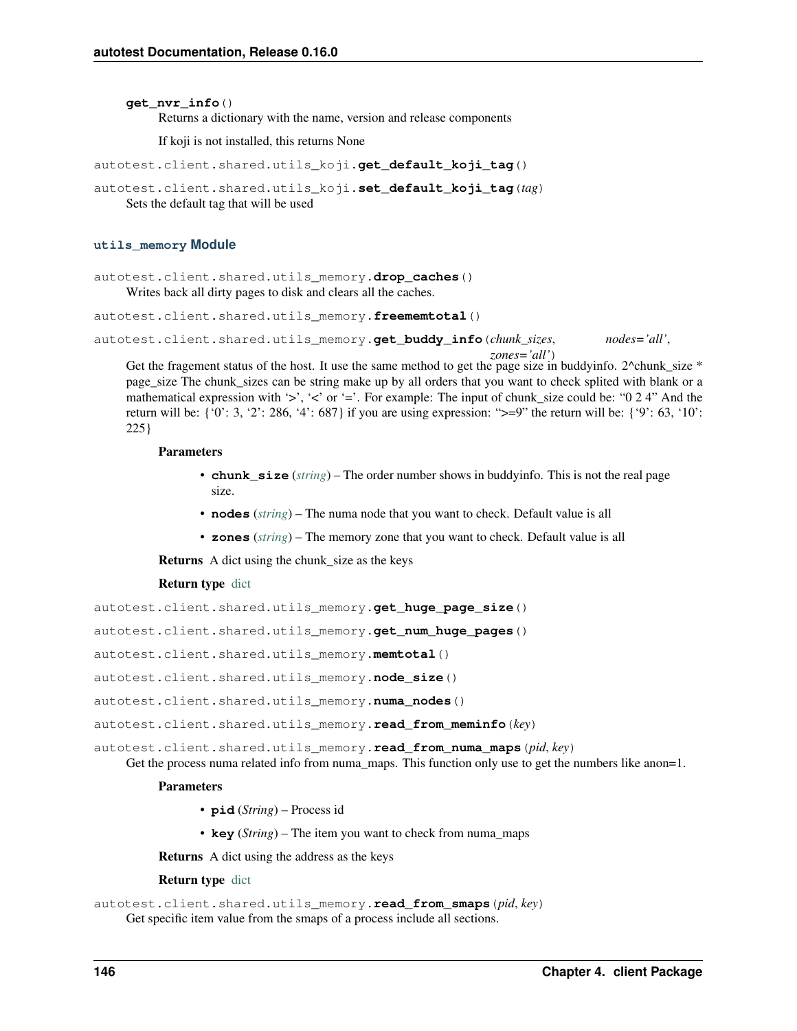**get_nvr_info**()

Returns a dictionary with the name, version and release components

If koji is not installed, this returns None

autotest.client.shared.utils_koji.**get_default_koji_tag**()

autotest.client.shared.utils_koji.**set_default_koji_tag**(*tag*)

Sets the default tag that will be used

### utils_memory Module

autotest.client.shared.utils_memory.**drop_caches**()

Writes back all dirty pages to disk and clears all the caches.

autotest.client.shared.utils_memory.**freememtotal**()

autotest.client.shared.utils_memory.**get_buddy_info**(*chunk_sizes*, *nodes='all'*, *zones='all'*)

Get the fragement status of the host. It use the same method to get the page size in buddyinfo. 2^chunk_size * page_size The chunk_sizes can be string make up by all orders that you want to check splited with blank or a mathematical expression with '>', '<' or '='. For example: The input of chunk_size could be: "0 2 4" And the return will be: {'0': 3, '2': 286, '4': 687} if you are using expression: ">=9" the return will be: {'9': 63, '10': 225}

**Parameters**

- **chunk_size** (*string*) – The order number shows in buddyinfo. This is not the real page size.
- **nodes** (*string*) – The numa node that you want to check. Default value is all
- **zones** (*string*) – The memory zone that you want to check. Default value is all

**Returns** A dict using the chunk_size as the keys

**Return type** dict

autotest.client.shared.utils_memory.**get_huge_page_size**()

autotest.client.shared.utils_memory.**get_num_huge_pages**()

autotest.client.shared.utils_memory.**memtotal**()

autotest.client.shared.utils_memory.**node_size**()

autotest.client.shared.utils_memory.**numa_nodes**()

autotest.client.shared.utils_memory.**read_from_meminfo**(*key*)

autotest.client.shared.utils_memory.**read_from_numa_maps**(*pid*, *key*)

Get the process numa related info from numa_maps. This function only use to get the numbers like anon=1.

**Parameters**

- **pid** (*String*) – Process id
- **key** (*String*) – The item you want to check from numa_maps

**Returns** A dict using the address as the keys

**Return type** dict

autotest.client.shared.utils_memory.**read_from_smaps**(*pid*, *key*)

Get specific item value from the smaps of a process include all sections.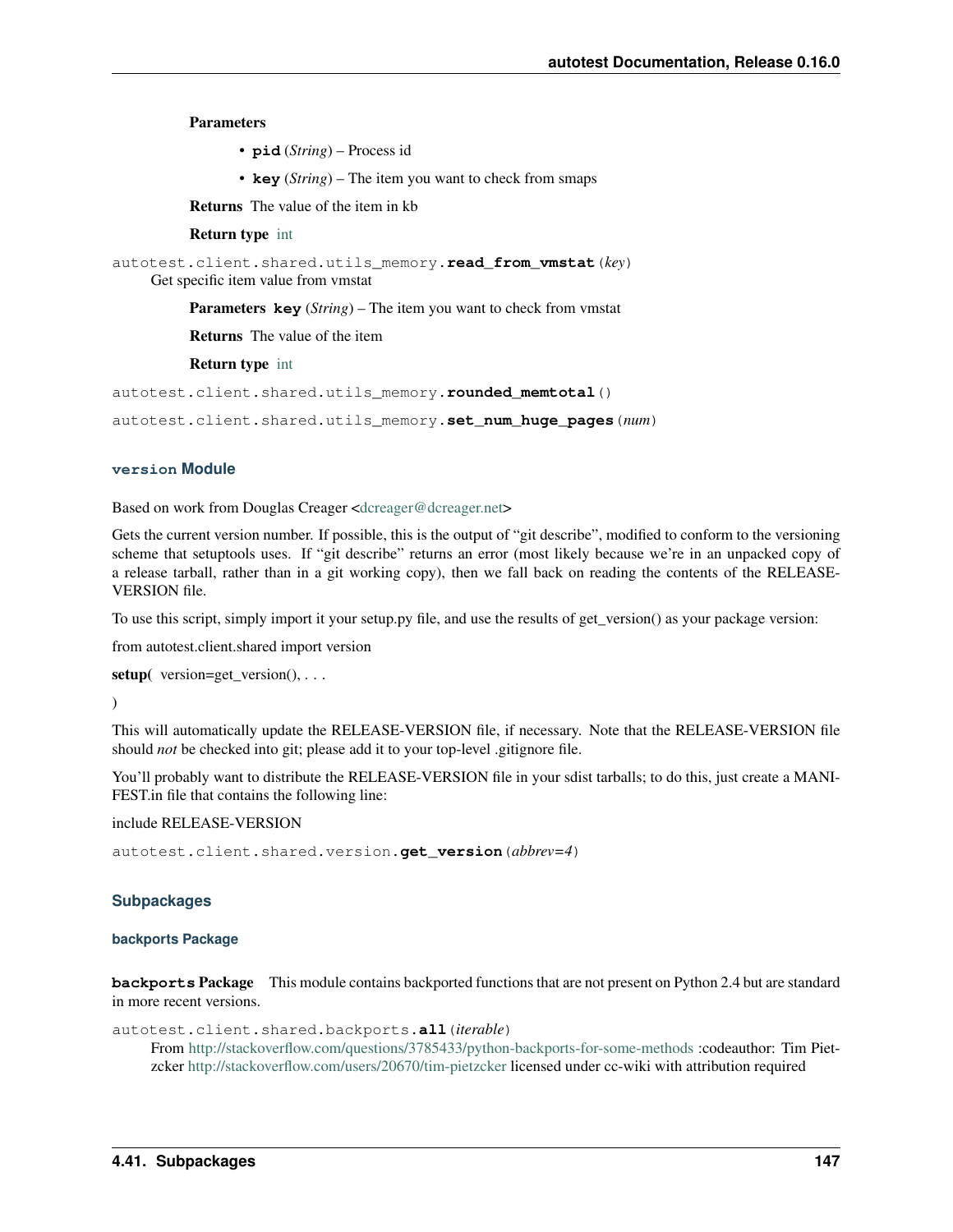**Parameters**

- **pid** (*String*) – Process id
- **key** (*String*) – The item you want to check from smaps

**Returns** The value of the item in kb

**Return type** int

`autotest.client.shared.utils_memory.`**`read_from_vmstat`**`(key)`

Get specific item value from vmstat

**Parameters** **key** (*String*) – The item you want to check from vmstat

**Returns** The value of the item

**Return type** int

`autotest.client.shared.utils_memory.`**`rounded_memtotal`**`()`

`autotest.client.shared.utils_memory.`**`set_num_huge_pages`**`(num)`

### `version` Module

Based on work from Douglas Creager <dcreager@dcreager.net>

Gets the current version number. If possible, this is the output of "git describe", modified to conform to the versioning scheme that setuptools uses. If "git describe" returns an error (most likely because we're in an unpacked copy of a release tarball, rather than in a git working copy), then we fall back on reading the contents of the RELEASE-VERSION file.

To use this script, simply import it your setup.py file, and use the results of get_version() as your package version:

from autotest.client.shared import version

**setup**( version=get_version(), . . .

)

This will automatically update the RELEASE-VERSION file, if necessary. Note that the RELEASE-VERSION file should *not* be checked into git; please add it to your top-level .gitignore file.

You'll probably want to distribute the RELEASE-VERSION file in your sdist tarballs; to do this, just create a MANIFEST.in file that contains the following line:

include RELEASE-VERSION

`autotest.client.shared.version.`**`get_version`**`(abbrev=4)`

### Subpackages

#### backports Package

**`backports`** **Package** This module contains backported functions that are not present on Python 2.4 but are standard in more recent versions.

`autotest.client.shared.backports.`**`all`**`(iterable)`

From http://stackoverflow.com/questions/3785433/python-backports-for-some-methods :codeauthor: Tim Pietzcker http://stackoverflow.com/users/20670/tim-pietzcker licensed under cc-wiki with attribution required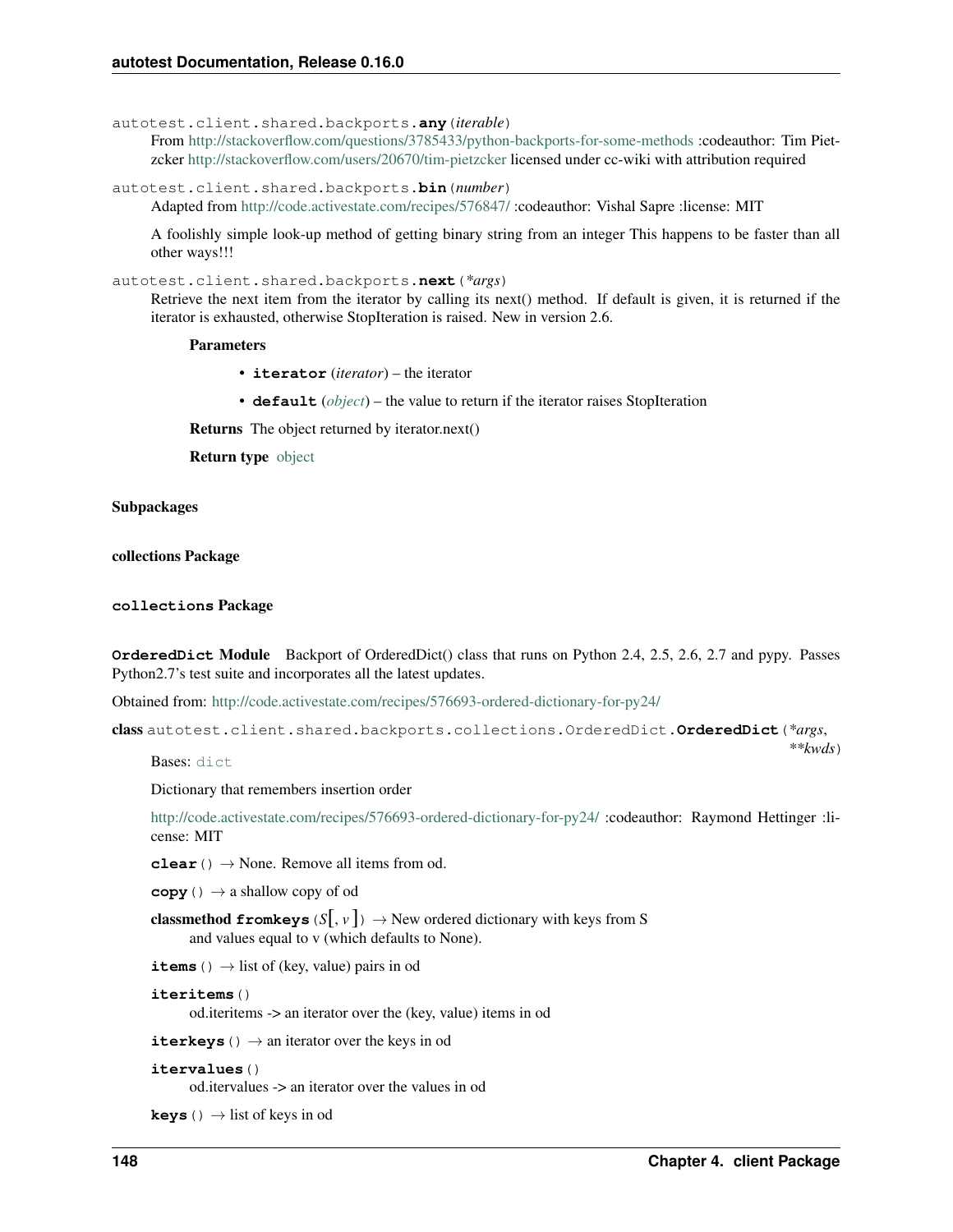autotest.client.shared.backports.**any**(*iterable*)

From http://stackoverflow.com/questions/3785433/python-backports-for-some-methods :codeauthor: Tim Pietzcker http://stackoverflow.com/users/20670/tim-pietzcker licensed under cc-wiki with attribution required

autotest.client.shared.backports.**bin**(*number*)

Adapted from http://code.activestate.com/recipes/576847/ :codeauthor: Vishal Sapre :license: MIT

A foolishly simple look-up method of getting binary string from an integer This happens to be faster than all other ways!!!

autotest.client.shared.backports.**next**(*\*args*)

Retrieve the next item from the iterator by calling its next() method. If default is given, it is returned if the iterator is exhausted, otherwise StopIteration is raised. New in version 2.6.

**Parameters**

- **iterator** (*iterator*) – the iterator
- **default** (*object*) – the value to return if the iterator raises StopIteration

**Returns** The object returned by iterator.next()

**Return type** object

#### Subpackages

#### collections Package

#### `collections` Package

**`OrderedDict` Module** Backport of OrderedDict() class that runs on Python 2.4, 2.5, 2.6, 2.7 and pypy. Passes Python2.7's test suite and incorporates all the latest updates.

Obtained from: http://code.activestate.com/recipes/576693-ordered-dictionary-for-py24/

**class** autotest.client.shared.backports.collections.OrderedDict.**OrderedDict**(*\*args*, *\*\*kwds*)

Bases: `dict`

Dictionary that remembers insertion order

http://code.activestate.com/recipes/576693-ordered-dictionary-for-py24/ :codeauthor: Raymond Hettinger :license: MIT

**clear**() → None. Remove all items from od.

**copy**() → a shallow copy of od

**classmethod fromkeys**(*S*[, *v*]) → New ordered dictionary with keys from S
and values equal to v (which defaults to None).

**items**() → list of (key, value) pairs in od

**iteritems**()
od.iteritems -> an iterator over the (key, value) items in od

**iterkeys**() → an iterator over the keys in od

**itervalues**()
od.itervalues -> an iterator over the values in od

**keys**() → list of keys in od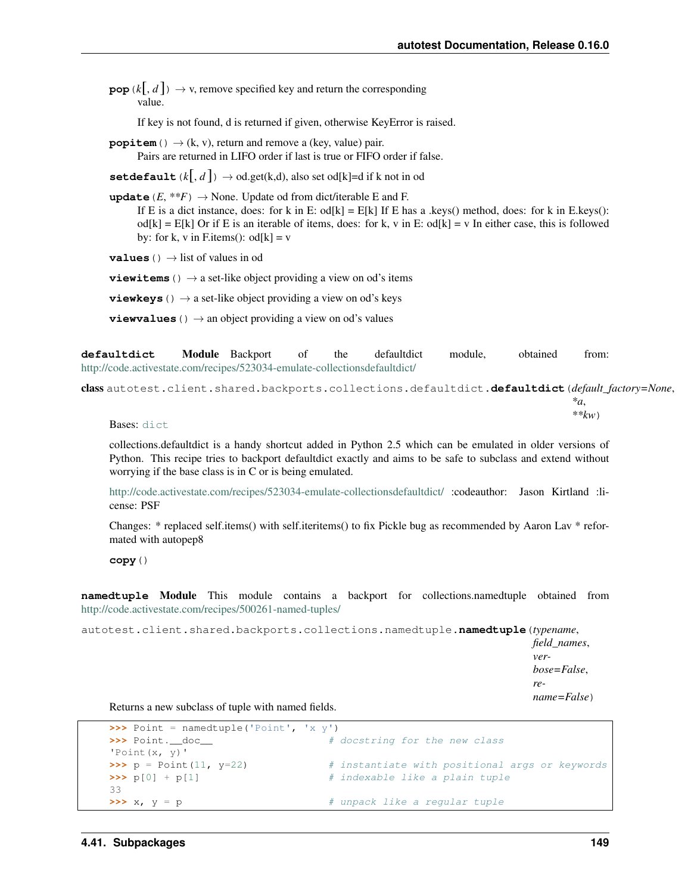**pop**(*k*[, *d*]) → v, remove specified key and return the corresponding value.

If key is not found, d is returned if given, otherwise KeyError is raised.

**popitem**() → (k, v), return and remove a (key, value) pair.
Pairs are returned in LIFO order if last is true or FIFO order if false.

**setdefault**(*k*[, *d*]) → od.get(k,d), also set od[k]=d if k not in od

**update**(*E*, ***F*) → None. Update od from dict/iterable E and F.
If E is a dict instance, does: for k in E: od[k] = E[k] If E has a .keys() method, does: for k in E.keys(): od[k] = E[k] Or if E is an iterable of items, does: for k, v in E: od[k] = v In either case, this is followed by: for k, v in F.items(): od[k] = v

**values**() → list of values in od

**viewitems**() → a set-like object providing a view on od's items

**viewkeys**() → a set-like object providing a view on od's keys

**viewvalues**() → an object providing a view on od's values

**defaultdict Module** Backport of the defaultdict module, obtained from: http://code.activestate.com/recipes/523034-emulate-collectionsdefaultdict/

**class** autotest.client.shared.backports.collections.defaultdict.**defaultdict**(*default_factory=None*, **a*, ***kw*)

Bases: dict

collections.defaultdict is a handy shortcut added in Python 2.5 which can be emulated in older versions of Python. This recipe tries to backport defaultdict exactly and aims to be safe to subclass and extend without worrying if the base class is in C or is being emulated.

http://code.activestate.com/recipes/523034-emulate-collectionsdefaultdict/ :codeauthor: Jason Kirtland :license: PSF

Changes: * replaced self.items() with self.iteritems() to fix Pickle bug as recommended by Aaron Lav * reformated with autopep8

**copy**()

**namedtuple Module** This module contains a backport for collections.namedtuple obtained from http://code.activestate.com/recipes/500261-named-tuples/

autotest.client.shared.backports.collections.namedtuple.**namedtuple**(*typename*, *field_names*, *verbose=False*, *rename=False*)

Returns a new subclass of tuple with named fields.

```
>>> Point = namedtuple('Point', 'x y')
>>> Point.__doc__                   # docstring for the new class
'Point(x, y)'
>>> p = Point(11, y=22)             # instantiate with positional args or keywords
>>> p[0] + p[1]                     # indexable like a plain tuple
33
>>> x, y = p                        # unpack like a regular tuple
```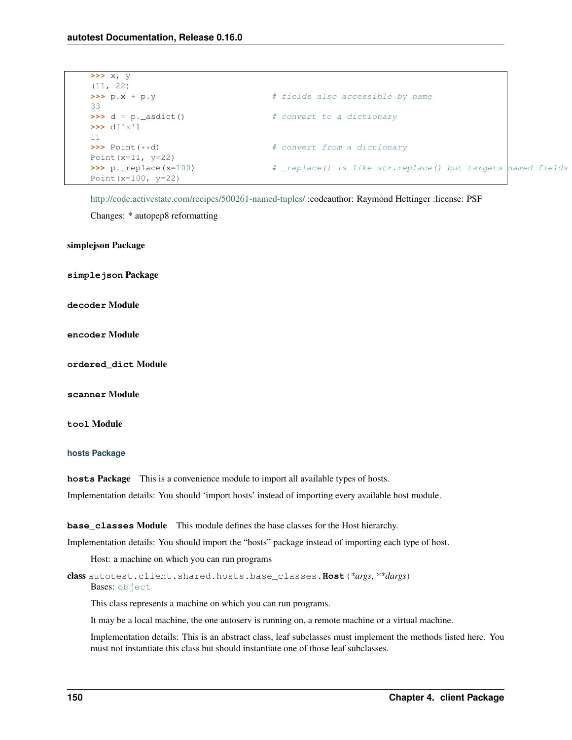```
>>> x, y
(11, 22)
>>> p.x + p.y                     # fields also accessible by name
33
>>> d = p._asdict()               # convert to a dictionary
>>> d['x']
11
>>> Point(**d)                    # convert from a dictionary
Point(x=11, y=22)
>>> p._replace(x=100)             # _replace() is like str.replace() but targets named fields
Point(x=100, y=22)
```

http://code.activestate.com/recipes/500261-named-tuples/ :codeauthor: Raymond Hettinger :license: PSF

Changes: * autopep8 reformatting

#### simplejson Package

##### `simplejson` Package

##### `decoder` Module

##### `encoder` Module

##### `ordered_dict` Module

##### `scanner` Module

##### `tool` Module

### hosts Package

**`hosts` Package** This is a convenience module to import all available types of hosts.

Implementation details: You should 'import hosts' instead of importing every available host module.

**`base_classes` Module** This module defines the base classes for the Host hierarchy.

Implementation details: You should import the "hosts" package instead of importing each type of host.

Host: a machine on which you can run programs

**class** `autotest.client.shared.hosts.base_classes.`**`Host`**(*\*args*, *\*\*dargs*)

Bases: `object`

This class represents a machine on which you can run programs.

It may be a local machine, the one autoserv is running on, a remote machine or a virtual machine.

Implementation details: This is an abstract class, leaf subclasses must implement the methods listed here. You must not instantiate this class but should instantiate one of those leaf subclasses.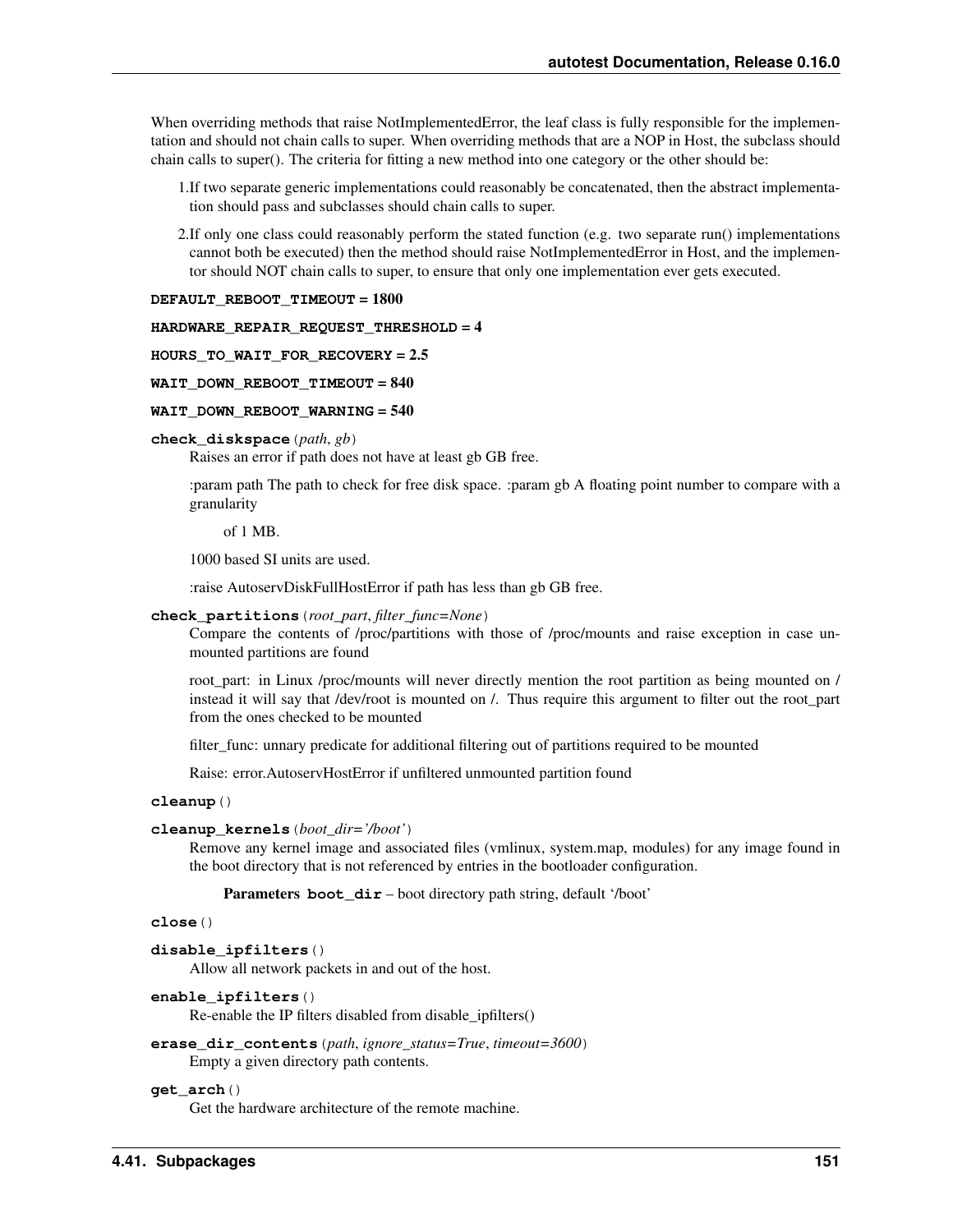When overriding methods that raise NotImplementedError, the leaf class is fully responsible for the implementation and should not chain calls to super. When overriding methods that are a NOP in Host, the subclass should chain calls to super(). The criteria for fitting a new method into one category or the other should be:

1. If two separate generic implementations could reasonably be concatenated, then the abstract implementation should pass and subclasses should chain calls to super.
2. If only one class could reasonably perform the stated function (e.g. two separate run() implementations cannot both be executed) then the method should raise NotImplementedError in Host, and the implementor should NOT chain calls to super, to ensure that only one implementation ever gets executed.

**DEFAULT_REBOOT_TIMEOUT = 1800**

**HARDWARE_REPAIR_REQUEST_THRESHOLD = 4**

**HOURS_TO_WAIT_FOR_RECOVERY = 2.5**

**WAIT_DOWN_REBOOT_TIMEOUT = 840**

**WAIT_DOWN_REBOOT_WARNING = 540**

**check_diskspace**(*path*, *gb*)

Raises an error if path does not have at least gb GB free.

:param path The path to check for free disk space. :param gb A floating point number to compare with a granularity

of 1 MB.

1000 based SI units are used.

:raise AutoservDiskFullHostError if path has less than gb GB free.

**check_partitions**(*root_part*, *filter_func=None*)

Compare the contents of /proc/partitions with those of /proc/mounts and raise exception in case unmounted partitions are found

root_part: in Linux /proc/mounts will never directly mention the root partition as being mounted on / instead it will say that /dev/root is mounted on /. Thus require this argument to filter out the root_part from the ones checked to be mounted

filter_func: unary predicate for additional filtering out of partitions required to be mounted

Raise: error.AutoservHostError if unfiltered unmounted partition found

**cleanup**()

**cleanup_kernels**(*boot_dir='/boot'*)

Remove any kernel image and associated files (vmlinux, system.map, modules) for any image found in the boot directory that is not referenced by entries in the bootloader configuration.

**Parameters boot_dir** – boot directory path string, default '/boot'

**close**()

**disable_ipfilters**()

Allow all network packets in and out of the host.

**enable_ipfilters**()

Re-enable the IP filters disabled from disable_ipfilters()

**erase_dir_contents**(*path*, *ignore_status=True*, *timeout=3600*)

Empty a given directory path contents.

**get_arch**()

Get the hardware architecture of the remote machine.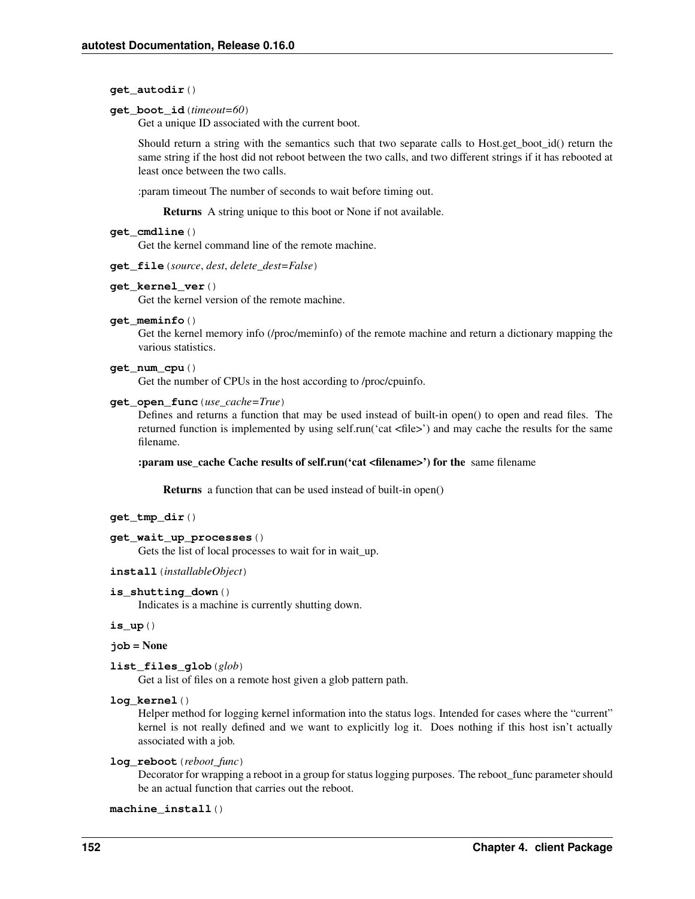**get_autodir**()

**get_boot_id**(*timeout=60*)
Get a unique ID associated with the current boot.

Should return a string with the semantics such that two separate calls to Host.get_boot_id() return the same string if the host did not reboot between the two calls, and two different strings if it has rebooted at least once between the two calls.

:param timeout The number of seconds to wait before timing out.

**Returns** A string unique to this boot or None if not available.

**get_cmdline**()
Get the kernel command line of the remote machine.

**get_file**(*source*, *dest*, *delete_dest=False*)

**get_kernel_ver**()
Get the kernel version of the remote machine.

**get_meminfo**()
Get the kernel memory info (/proc/meminfo) of the remote machine and return a dictionary mapping the various statistics.

**get_num_cpu**()
Get the number of CPUs in the host according to /proc/cpuinfo.

**get_open_func**(*use_cache=True*)
Defines and returns a function that may be used instead of built-in open() to open and read files. The returned function is implemented by using self.run('cat <file>') and may cache the results for the same filename.

**:param use_cache Cache results of self.run('cat <filename>') for the** same filename

**Returns** a function that can be used instead of built-in open()

**get_tmp_dir**()

**get_wait_up_processes**()
Gets the list of local processes to wait for in wait_up.

**install**(*installableObject*)

**is_shutting_down**()
Indicates is a machine is currently shutting down.

**is_up**()

**job = None**

**list_files_glob**(*glob*)
Get a list of files on a remote host given a glob pattern path.

**log_kernel**()
Helper method for logging kernel information into the status logs. Intended for cases where the "current" kernel is not really defined and we want to explicitly log it. Does nothing if this host isn't actually associated with a job.

**log_reboot**(*reboot_func*)
Decorator for wrapping a reboot in a group for status logging purposes. The reboot_func parameter should be an actual function that carries out the reboot.

**machine_install**()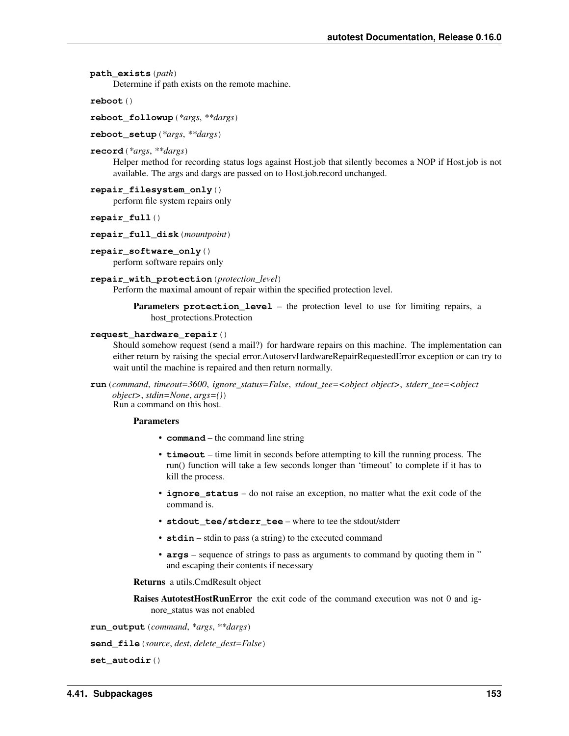**path_exists**(*path*)
Determine if path exists on the remote machine.

**reboot**()

**reboot_followup**(*\*args*, *\*\*dargs*)

**reboot_setup**(*\*args*, *\*\*dargs*)

**record**(*\*args*, *\*\*dargs*)
Helper method for recording status logs against Host.job that silently becomes a NOP if Host.job is not available. The args and dargs are passed on to Host.job.record unchanged.

**repair_filesystem_only**()
perform file system repairs only

**repair_full**()

**repair_full_disk**(*mountpoint*)

**repair_software_only**()
perform software repairs only

**repair_with_protection**(*protection_level*)
Perform the maximal amount of repair within the specified protection level.

**Parameters** **protection_level** – the protection level to use for limiting repairs, a host_protections.Protection

**request_hardware_repair**()
Should somehow request (send a mail?) for hardware repairs on this machine. The implementation can either return by raising the special error.AutoservHardwareRepairRequestedError exception or can try to wait until the machine is repaired and then return normally.

**run**(*command*, *timeout=3600*, *ignore_status=False*, *stdout_tee=<object object>*, *stderr_tee=<object object>*, *stdin=None*, *args=()*)
Run a command on this host.

**Parameters**

- **command** – the command line string
- **timeout** – time limit in seconds before attempting to kill the running process. The run() function will take a few seconds longer than 'timeout' to complete if it has to kill the process.
- **ignore_status** – do not raise an exception, no matter what the exit code of the command is.
- **stdout_tee/stderr_tee** – where to tee the stdout/stderr
- **stdin** – stdin to pass (a string) to the executed command
- **args** – sequence of strings to pass as arguments to command by quoting them in " and escaping their contents if necessary

**Returns** a utils.CmdResult object

**Raises AutotestHostRunError** the exit code of the command execution was not 0 and ignore_status was not enabled

**run_output**(*command*, *\*args*, *\*\*dargs*)

**send_file**(*source*, *dest*, *delete_dest=False*)

**set_autodir**()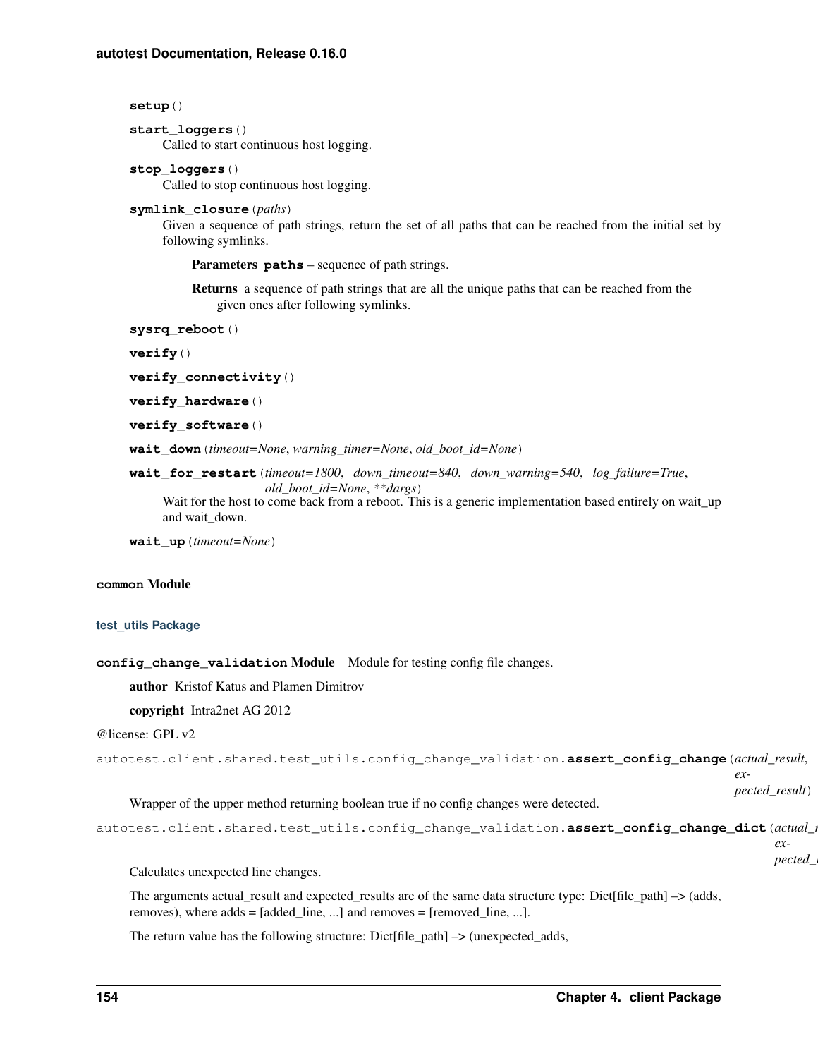`setup()`

`start_loggers()`
Called to start continuous host logging.

`stop_loggers()`
Called to stop continuous host logging.

`symlink_closure(paths)`
Given a sequence of path strings, return the set of all paths that can be reached from the initial set by following symlinks.

**Parameters** `paths` – sequence of path strings.

**Returns** a sequence of path strings that are all the unique paths that can be reached from the given ones after following symlinks.

`sysrq_reboot()`

`verify()`

`verify_connectivity()`

`verify_hardware()`

`verify_software()`

`wait_down(timeout=None, warning_timer=None, old_boot_id=None)`

`wait_for_restart(timeout=1800, down_timeout=840, down_warning=540, log_failure=True, old_boot_id=None, **dargs)`
Wait for the host to come back from a reboot. This is a generic implementation based entirely on wait_up and wait_down.

`wait_up(timeout=None)`

#### common Module

##### test_utils Package

**config_change_validation Module** Module for testing config file changes.

**author** Kristof Katus and Plamen Dimitrov

**copyright** Intra2net AG 2012

@license: GPL v2

`autotest.client.shared.test_utils.config_change_validation.assert_config_change(actual_result, expected_result)`
Wrapper of the upper method returning boolean true if no config changes were detected.

`autotest.client.shared.test_utils.config_change_validation.assert_config_change_dict(actual_r... expected_...`
Calculates unexpected line changes.

The arguments actual_result and expected_results are of the same data structure type: Dict[file_path] –> (adds, removes), where adds = [added_line, ...] and removes = [removed_line, ...].

The return value has the following structure: Dict[file_path] –> (unexpected_adds,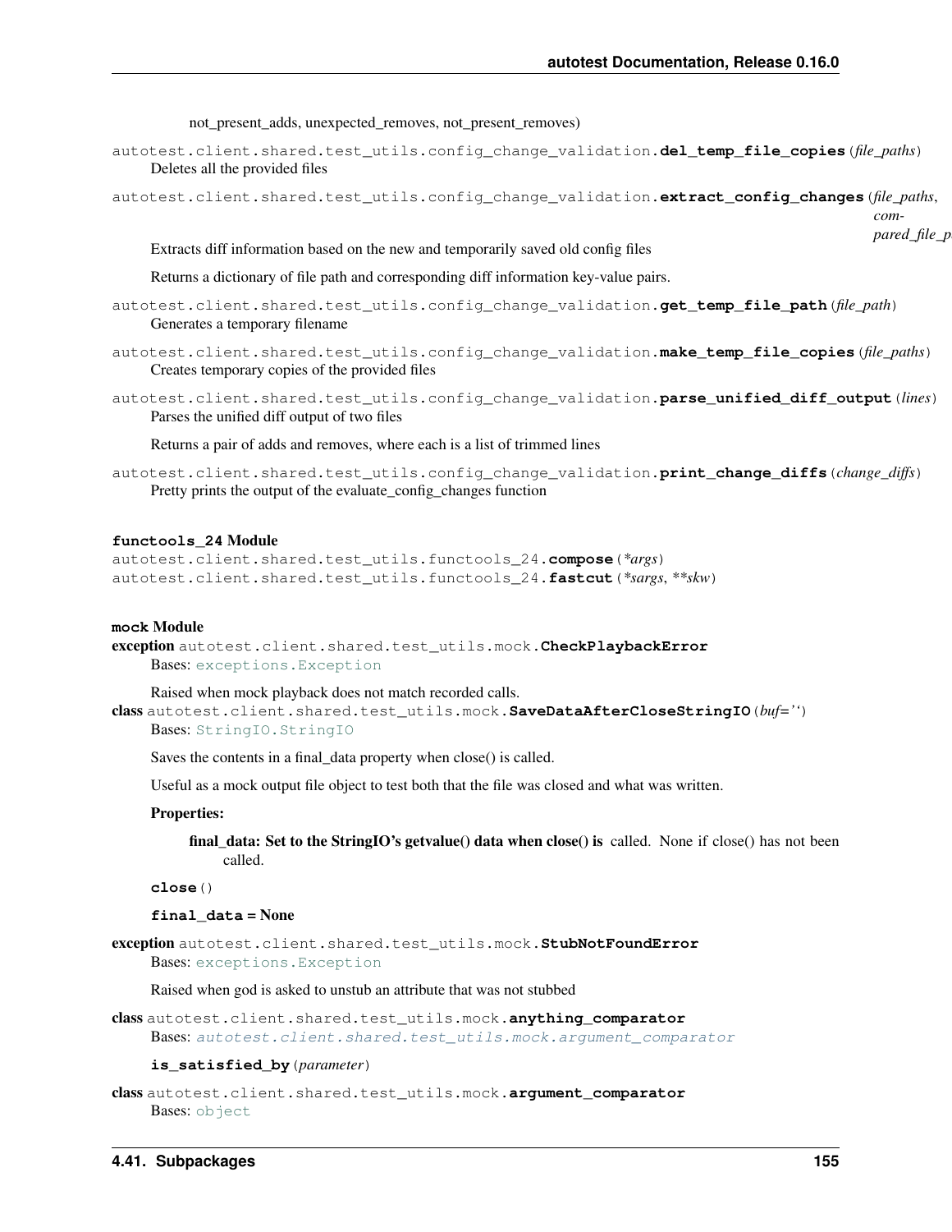not_present_adds, unexpected_removes, not_present_removes)

autotest.client.shared.test_utils.config_change_validation.**del_temp_file_copies**(*file_paths*)
Deletes all the provided files

autotest.client.shared.test_utils.config_change_validation.**extract_config_changes**(*file_paths*, *compared_file_p*
Extracts diff information based on the new and temporarily saved old config files

Returns a dictionary of file path and corresponding diff information key-value pairs.

autotest.client.shared.test_utils.config_change_validation.**get_temp_file_path**(*file_path*)
Generates a temporary filename

autotest.client.shared.test_utils.config_change_validation.**make_temp_file_copies**(*file_paths*)
Creates temporary copies of the provided files

autotest.client.shared.test_utils.config_change_validation.**parse_unified_diff_output**(*lines*)
Parses the unified diff output of two files

Returns a pair of adds and removes, where each is a list of trimmed lines

autotest.client.shared.test_utils.config_change_validation.**print_change_diffs**(*change_diffs*)
Pretty prints the output of the evaluate_config_changes function

### functools_24 Module

autotest.client.shared.test_utils.functools_24.**compose**(*\*args*)

autotest.client.shared.test_utils.functools_24.**fastcut**(*\*sargs*, *\*\*skw*)

### mock Module

**exception** autotest.client.shared.test_utils.mock.**CheckPlaybackError**
Bases: exceptions.Exception

Raised when mock playback does not match recorded calls.

**class** autotest.client.shared.test_utils.mock.**SaveDataAfterCloseStringIO**(*buf=''*)
Bases: StringIO.StringIO

Saves the contents in a final_data property when close() is called.

Useful as a mock output file object to test both that the file was closed and what was written.

**Properties:**

**final_data: Set to the StringIO's getvalue() data when close() is** called. None if close() has not been called.

**close**()

**final_data** = None

**exception** autotest.client.shared.test_utils.mock.**StubNotFoundError**
Bases: exceptions.Exception

Raised when god is asked to unstub an attribute that was not stubbed

**class** autotest.client.shared.test_utils.mock.**anything_comparator**
Bases: *autotest.client.shared.test_utils.mock.argument_comparator*

**is_satisfied_by**(*parameter*)

**class** autotest.client.shared.test_utils.mock.**argument_comparator**
Bases: object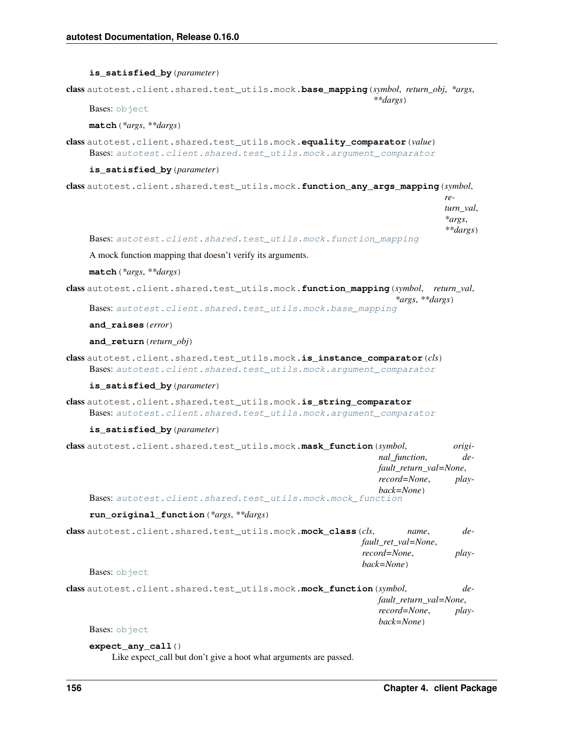**is_satisfied_by**(*parameter*)

**class** autotest.client.shared.test_utils.mock.**base_mapping**(*symbol*, *return_obj*, *\*args*, *\*\*dargs*)

Bases: object

**match**(*\*args*, *\*\*dargs*)

**class** autotest.client.shared.test_utils.mock.**equality_comparator**(*value*)

Bases: *autotest.client.shared.test_utils.mock.argument_comparator*

**is_satisfied_by**(*parameter*)

**class** autotest.client.shared.test_utils.mock.**function_any_args_mapping**(*symbol*, *return_val*, *\*args*, *\*\*dargs*)

Bases: *autotest.client.shared.test_utils.mock.function_mapping*

A mock function mapping that doesn't verify its arguments.

**match**(*\*args*, *\*\*dargs*)

**class** autotest.client.shared.test_utils.mock.**function_mapping**(*symbol*, *return_val*, *\*args*, *\*\*dargs*)

Bases: *autotest.client.shared.test_utils.mock.base_mapping*

**and_raises**(*error*)

**and_return**(*return_obj*)

**class** autotest.client.shared.test_utils.mock.**is_instance_comparator**(*cls*)

Bases: *autotest.client.shared.test_utils.mock.argument_comparator*

**is_satisfied_by**(*parameter*)

**class** autotest.client.shared.test_utils.mock.**is_string_comparator**

Bases: *autotest.client.shared.test_utils.mock.argument_comparator*

**is_satisfied_by**(*parameter*)

**class** autotest.client.shared.test_utils.mock.**mask_function**(*symbol*, *original_function*, *default_return_val=None*, *record=None*, *playback=None*)

Bases: *autotest.client.shared.test_utils.mock.mock_function*

**run_original_function**(*\*args*, *\*\*dargs*)

**class** autotest.client.shared.test_utils.mock.**mock_class**(*cls*, *name*, *default_ret_val=None*, *record=None*, *playback=None*)

Bases: object

**class** autotest.client.shared.test_utils.mock.**mock_function**(*symbol*, *default_return_val=None*, *record=None*, *playback=None*)

Bases: object

**expect_any_call**()

Like expect_call but don't give a hoot what arguments are passed.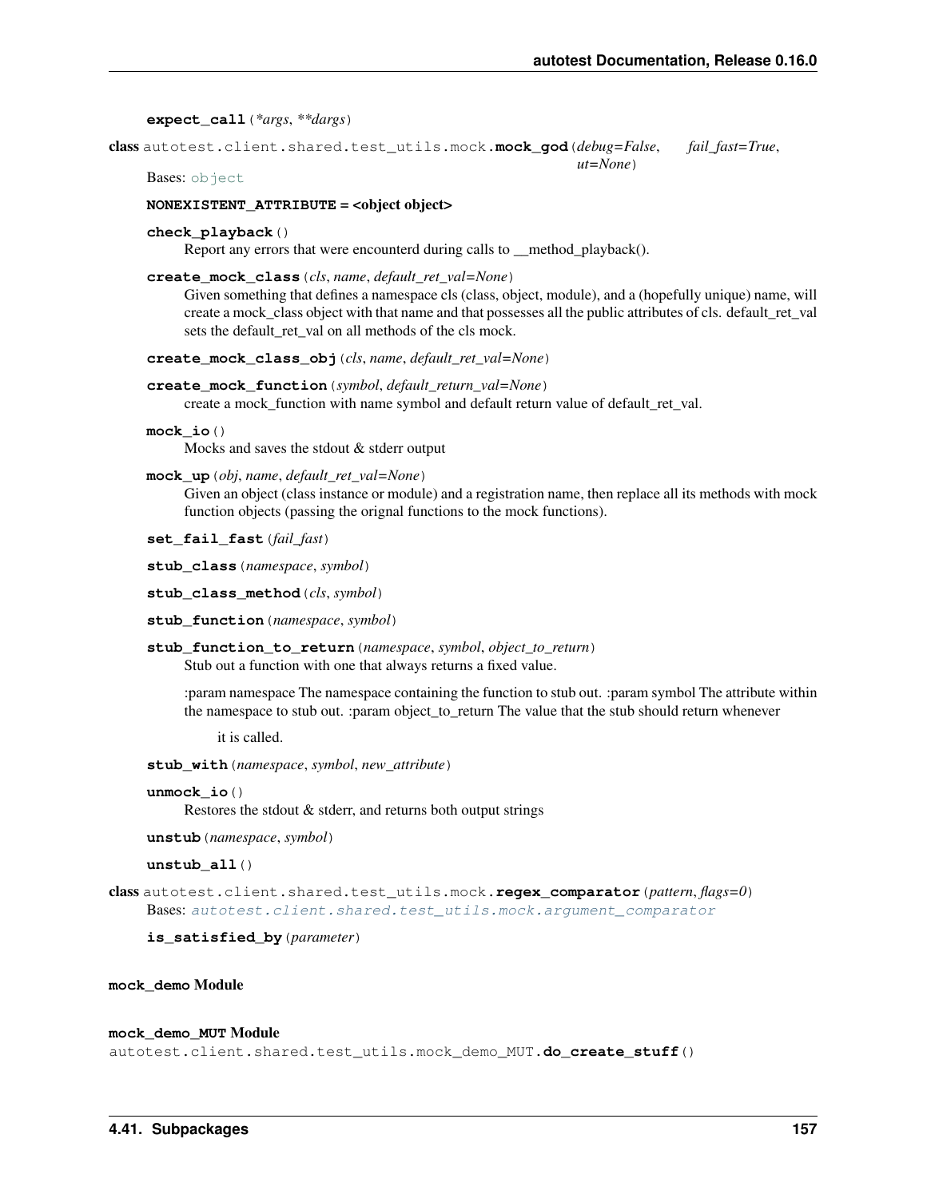**expect_call**(*\*args*, *\*\*dargs*)

**class** autotest.client.shared.test_utils.mock.**mock_god**(*debug=False*, *fail_fast=True*, *ut=None*)

Bases: object

**NONEXISTENT_ATTRIBUTE = <object object>**

**check_playback**()
: Report any errors that were encounterd during calls to __method_playback().

**create_mock_class**(*cls*, *name*, *default_ret_val=None*)
: Given something that defines a namespace cls (class, object, module), and a (hopefully unique) name, will create a mock_class object with that name and that possesses all the public attributes of cls. default_ret_val sets the default_ret_val on all methods of the cls mock.

**create_mock_class_obj**(*cls*, *name*, *default_ret_val=None*)

**create_mock_function**(*symbol*, *default_return_val=None*)
: create a mock_function with name symbol and default return value of default_ret_val.

**mock_io**()
: Mocks and saves the stdout & stderr output

**mock_up**(*obj*, *name*, *default_ret_val=None*)
: Given an object (class instance or module) and a registration name, then replace all its methods with mock function objects (passing the orignal functions to the mock functions).

**set_fail_fast**(*fail_fast*)

**stub_class**(*namespace*, *symbol*)

**stub_class_method**(*cls*, *symbol*)

**stub_function**(*namespace*, *symbol*)

**stub_function_to_return**(*namespace*, *symbol*, *object_to_return*)
: Stub out a function with one that always returns a fixed value.

  :param namespace The namespace containing the function to stub out. :param symbol The attribute within the namespace to stub out. :param object_to_return The value that the stub should return whenever

      it is called.

**stub_with**(*namespace*, *symbol*, *new_attribute*)

**unmock_io**()
: Restores the stdout & stderr, and returns both output strings

**unstub**(*namespace*, *symbol*)

**unstub_all**()

**class** autotest.client.shared.test_utils.mock.**regex_comparator**(*pattern*, *flags=0*)

Bases: autotest.client.shared.test_utils.mock.argument_comparator

**is_satisfied_by**(*parameter*)

#### mock_demo Module

#### mock_demo_MUT Module

autotest.client.shared.test_utils.mock_demo_MUT.**do_create_stuff**()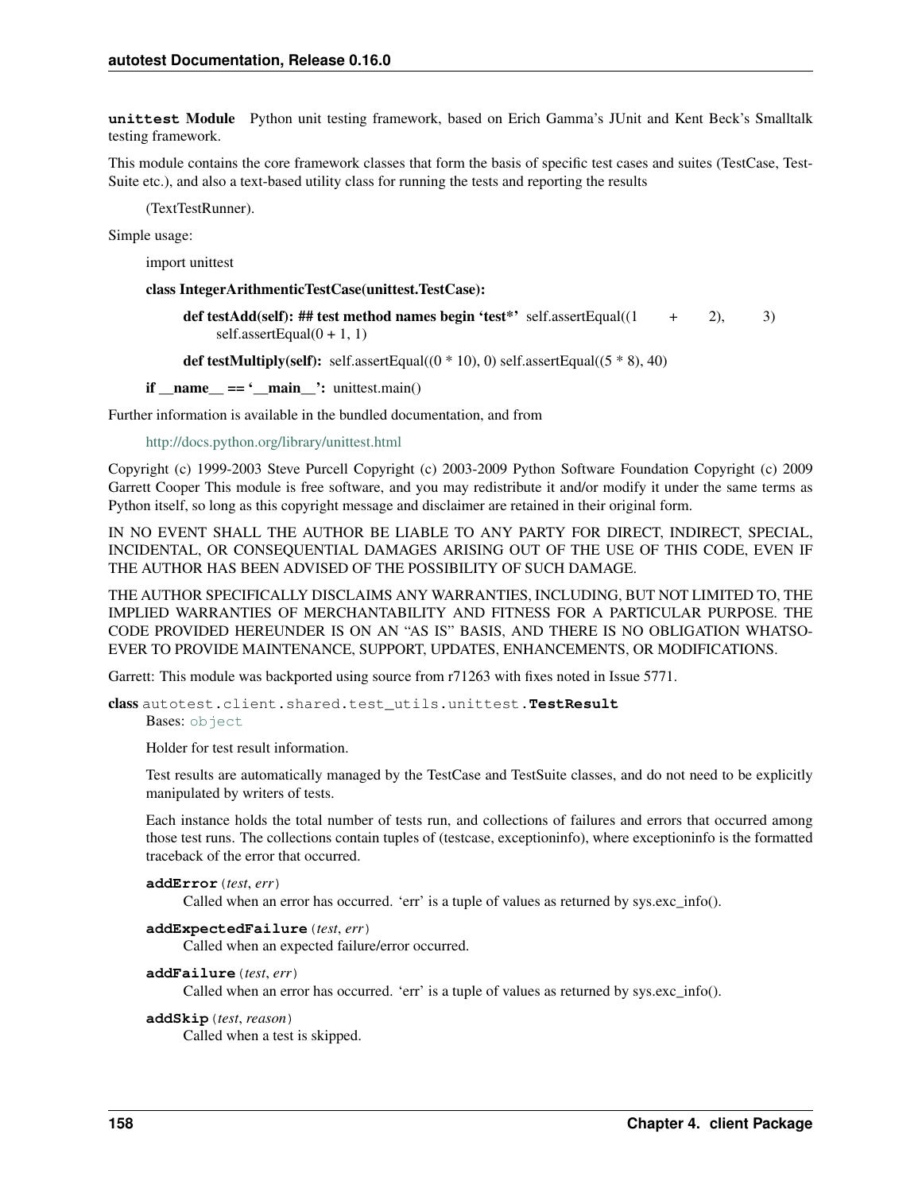**unittest Module** Python unit testing framework, based on Erich Gamma's JUnit and Kent Beck's Smalltalk testing framework.

This module contains the core framework classes that form the basis of specific test cases and suites (TestCase, TestSuite etc.), and also a text-based utility class for running the tests and reporting the results

> (TextTestRunner).

Simple usage:

> import unittest
>
> **class IntegerArithmenticTestCase(unittest.TestCase):**
>
> > **def testAdd(self): ## test method names begin 'test*'** self.assertEqual((1 + 2), 3) self.assertEqual(0 + 1, 1)
> >
> > **def testMultiply(self):** self.assertEqual((0 * 10), 0) self.assertEqual((5 * 8), 40)
>
> **if __name__ == '__main__':** unittest.main()

Further information is available in the bundled documentation, and from

> http://docs.python.org/library/unittest.html

Copyright (c) 1999-2003 Steve Purcell Copyright (c) 2003-2009 Python Software Foundation Copyright (c) 2009 Garrett Cooper This module is free software, and you may redistribute it and/or modify it under the same terms as Python itself, so long as this copyright message and disclaimer are retained in their original form.

IN NO EVENT SHALL THE AUTHOR BE LIABLE TO ANY PARTY FOR DIRECT, INDIRECT, SPECIAL, INCIDENTAL, OR CONSEQUENTIAL DAMAGES ARISING OUT OF THE USE OF THIS CODE, EVEN IF THE AUTHOR HAS BEEN ADVISED OF THE POSSIBILITY OF SUCH DAMAGE.

THE AUTHOR SPECIFICALLY DISCLAIMS ANY WARRANTIES, INCLUDING, BUT NOT LIMITED TO, THE IMPLIED WARRANTIES OF MERCHANTABILITY AND FITNESS FOR A PARTICULAR PURPOSE. THE CODE PROVIDED HEREUNDER IS ON AN "AS IS" BASIS, AND THERE IS NO OBLIGATION WHATSOEVER TO PROVIDE MAINTENANCE, SUPPORT, UPDATES, ENHANCEMENTS, OR MODIFICATIONS.

Garrett: This module was backported using source from r71263 with fixes noted in Issue 5771.

**class** `autotest.client.shared.test_utils.unittest.`**`TestResult`**

Bases: `object`

Holder for test result information.

Test results are automatically managed by the TestCase and TestSuite classes, and do not need to be explicitly manipulated by writers of tests.

Each instance holds the total number of tests run, and collections of failures and errors that occurred among those test runs. The collections contain tuples of (testcase, exceptioninfo), where exceptioninfo is the formatted traceback of the error that occurred.

**`addError`**(*test*, *err*)

Called when an error has occurred. 'err' is a tuple of values as returned by sys.exc_info().

**`addExpectedFailure`**(*test*, *err*)

Called when an expected failure/error occurred.

**`addFailure`**(*test*, *err*)

Called when an error has occurred. 'err' is a tuple of values as returned by sys.exc_info().

**`addSkip`**(*test*, *reason*)

Called when a test is skipped.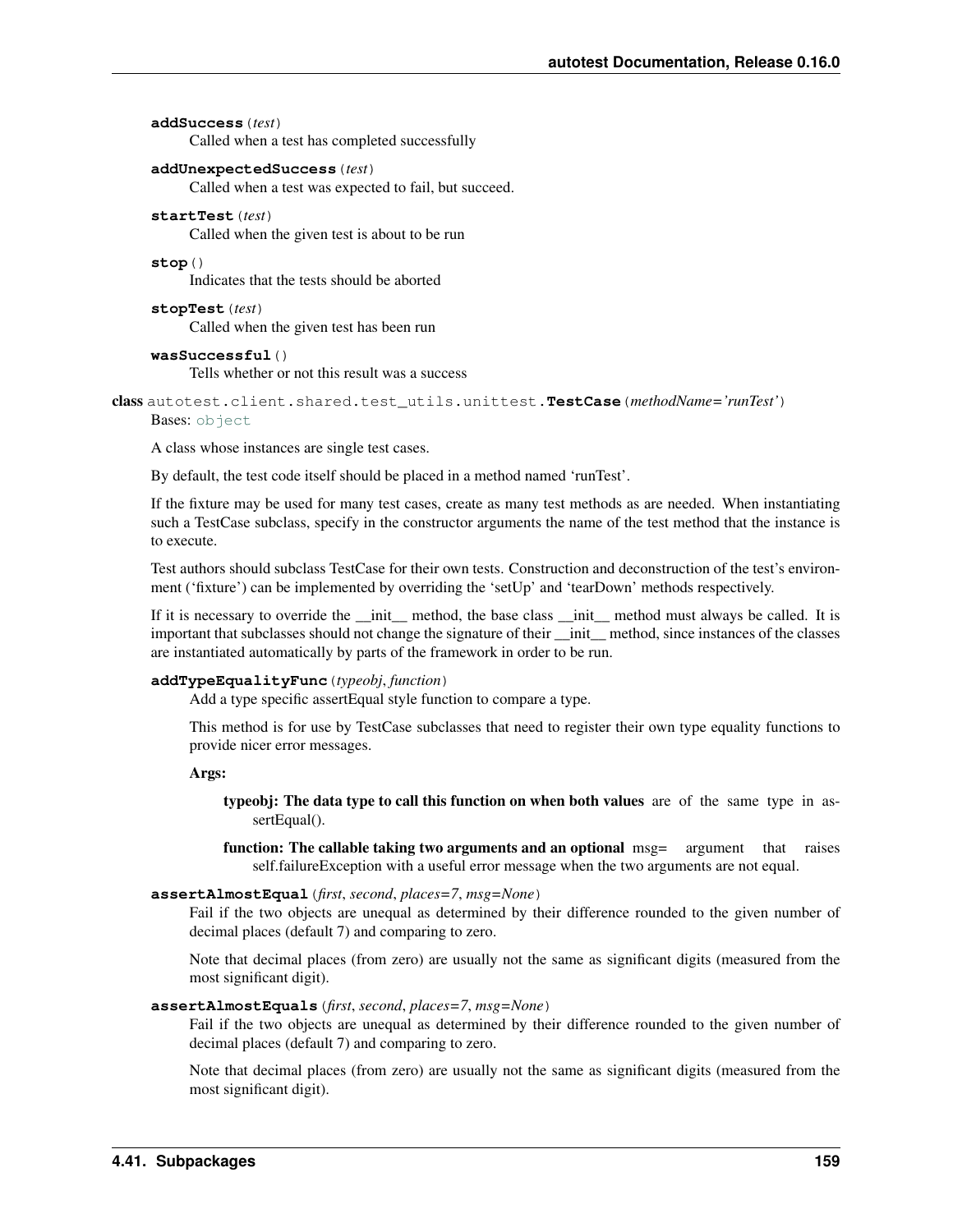**addSuccess**(*test*)
Called when a test has completed successfully

**addUnexpectedSuccess**(*test*)
Called when a test was expected to fail, but succeed.

**startTest**(*test*)
Called when the given test is about to be run

**stop**()
Indicates that the tests should be aborted

**stopTest**(*test*)
Called when the given test has been run

**wasSuccessful**()
Tells whether or not this result was a success

**class** autotest.client.shared.test_utils.unittest.**TestCase**(*methodName='runTest'*)
Bases: object

A class whose instances are single test cases.

By default, the test code itself should be placed in a method named 'runTest'.

If the fixture may be used for many test cases, create as many test methods as are needed. When instantiating such a TestCase subclass, specify in the constructor arguments the name of the test method that the instance is to execute.

Test authors should subclass TestCase for their own tests. Construction and deconstruction of the test's environment ('fixture') can be implemented by overriding the 'setUp' and 'tearDown' methods respectively.

If it is necessary to override the __init__ method, the base class __init__ method must always be called. It is important that subclasses should not change the signature of their __init__ method, since instances of the classes are instantiated automatically by parts of the framework in order to be run.

**addTypeEqualityFunc**(*typeobj*, *function*)
Add a type specific assertEqual style function to compare a type.

This method is for use by TestCase subclasses that need to register their own type equality functions to provide nicer error messages.

**Args:**

**typeobj: The data type to call this function on when both values** are of the same type in assertEqual().

**function: The callable taking two arguments and an optional** msg= argument that raises self.failureException with a useful error message when the two arguments are not equal.

**assertAlmostEqual**(*first*, *second*, *places=7*, *msg=None*)
Fail if the two objects are unequal as determined by their difference rounded to the given number of decimal places (default 7) and comparing to zero.

Note that decimal places (from zero) are usually not the same as significant digits (measured from the most significant digit).

**assertAlmostEquals**(*first*, *second*, *places=7*, *msg=None*)
Fail if the two objects are unequal as determined by their difference rounded to the given number of decimal places (default 7) and comparing to zero.

Note that decimal places (from zero) are usually not the same as significant digits (measured from the most significant digit).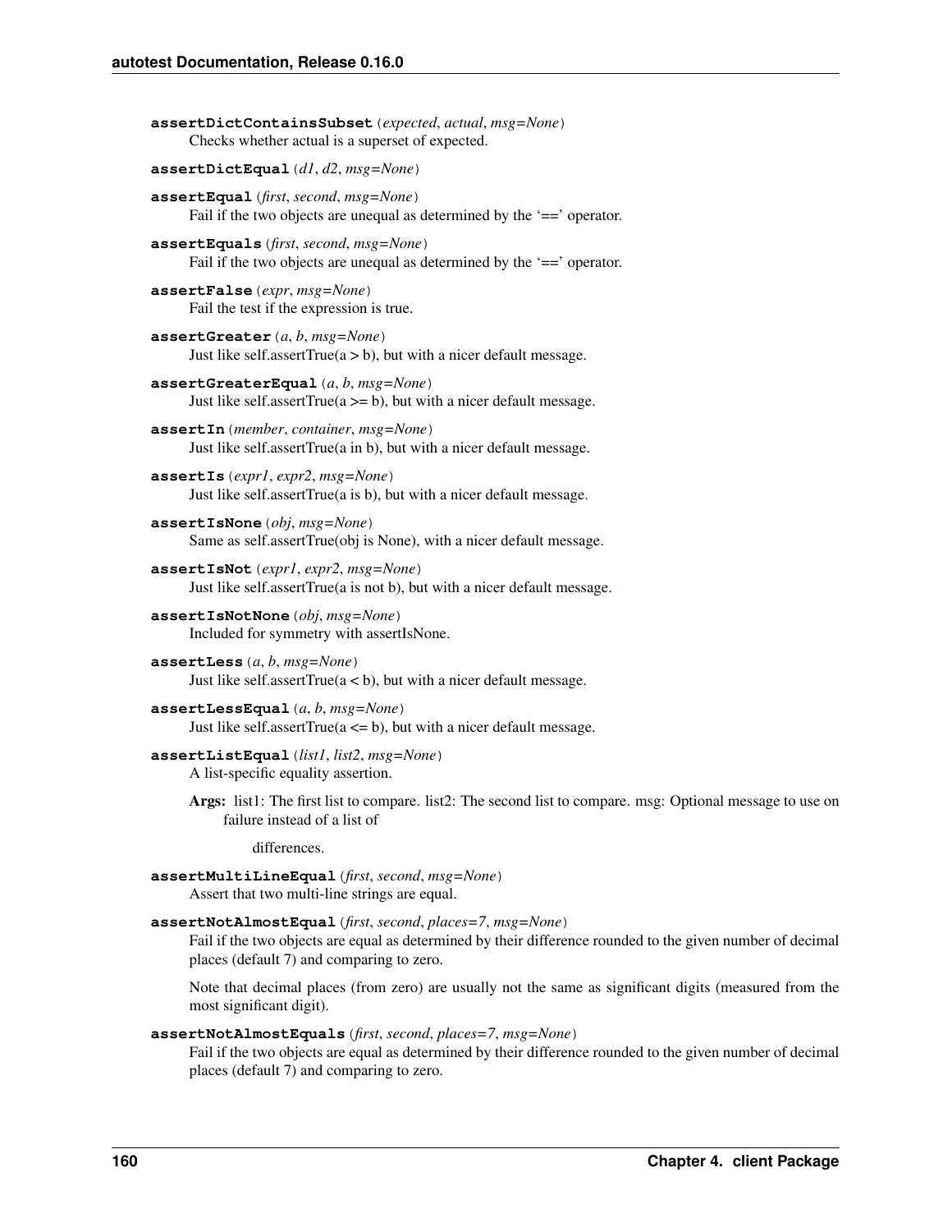**assertDictContainsSubset**(*expected*, *actual*, *msg=None*)
Checks whether actual is a superset of expected.

**assertDictEqual**(*d1*, *d2*, *msg=None*)

**assertEqual**(*first*, *second*, *msg=None*)
Fail if the two objects are unequal as determined by the '==' operator.

**assertEquals**(*first*, *second*, *msg=None*)
Fail if the two objects are unequal as determined by the '==' operator.

**assertFalse**(*expr*, *msg=None*)
Fail the test if the expression is true.

**assertGreater**(*a*, *b*, *msg=None*)
Just like self.assertTrue(a > b), but with a nicer default message.

**assertGreaterEqual**(*a*, *b*, *msg=None*)
Just like self.assertTrue(a >= b), but with a nicer default message.

**assertIn**(*member*, *container*, *msg=None*)
Just like self.assertTrue(a in b), but with a nicer default message.

**assertIs**(*expr1*, *expr2*, *msg=None*)
Just like self.assertTrue(a is b), but with a nicer default message.

**assertIsNone**(*obj*, *msg=None*)
Same as self.assertTrue(obj is None), with a nicer default message.

**assertIsNot**(*expr1*, *expr2*, *msg=None*)
Just like self.assertTrue(a is not b), but with a nicer default message.

**assertIsNotNone**(*obj*, *msg=None*)
Included for symmetry with assertIsNone.

**assertLess**(*a*, *b*, *msg=None*)
Just like self.assertTrue(a < b), but with a nicer default message.

**assertLessEqual**(*a*, *b*, *msg=None*)
Just like self.assertTrue(a <= b), but with a nicer default message.

**assertListEqual**(*list1*, *list2*, *msg=None*)
A list-specific equality assertion.

**Args:** list1: The first list to compare. list2: The second list to compare. msg: Optional message to use on failure instead of a list of

differences.

**assertMultiLineEqual**(*first*, *second*, *msg=None*)
Assert that two multi-line strings are equal.

**assertNotAlmostEqual**(*first*, *second*, *places=7*, *msg=None*)
Fail if the two objects are equal as determined by their difference rounded to the given number of decimal places (default 7) and comparing to zero.

Note that decimal places (from zero) are usually not the same as significant digits (measured from the most significant digit).

**assertNotAlmostEquals**(*first*, *second*, *places=7*, *msg=None*)
Fail if the two objects are equal as determined by their difference rounded to the given number of decimal places (default 7) and comparing to zero.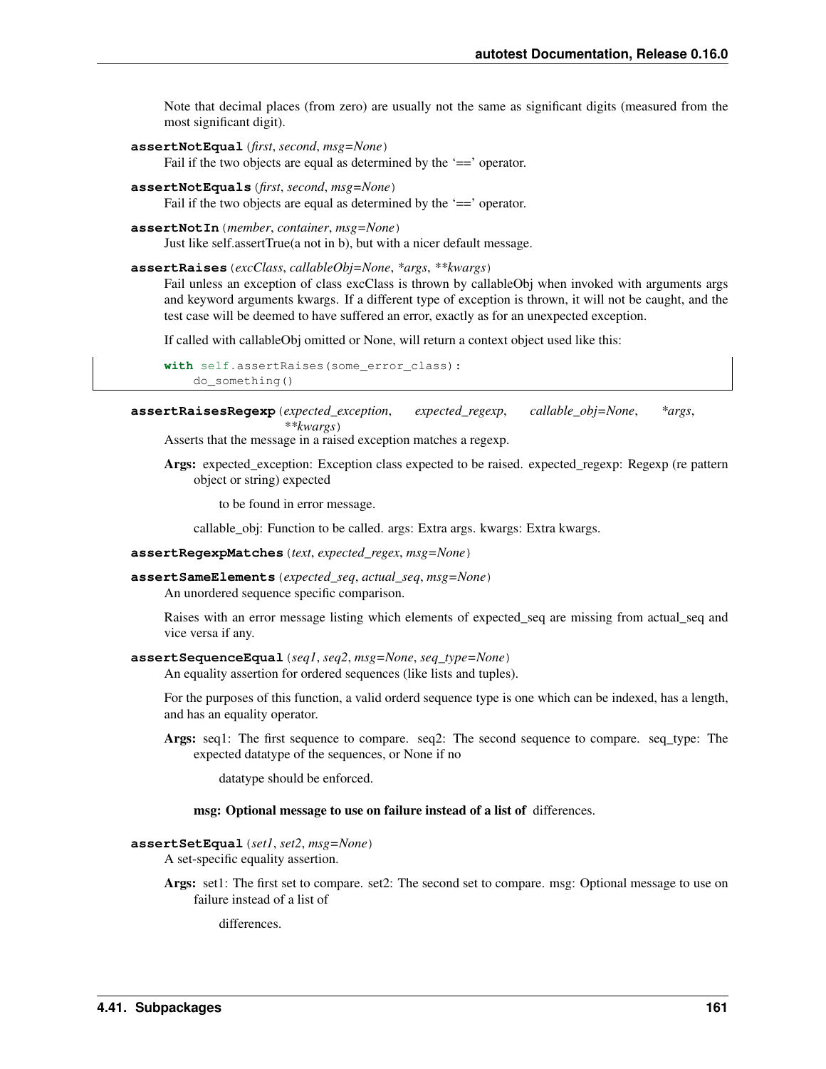Note that decimal places (from zero) are usually not the same as significant digits (measured from the most significant digit).

**assertNotEqual**(*first*, *second*, *msg=None*)
Fail if the two objects are equal as determined by the '==' operator.

**assertNotEquals**(*first*, *second*, *msg=None*)
Fail if the two objects are equal as determined by the '==' operator.

**assertNotIn**(*member*, *container*, *msg=None*)
Just like self.assertTrue(a not in b), but with a nicer default message.

**assertRaises**(*excClass*, *callableObj=None*, *\*args*, *\*\*kwargs*)
Fail unless an exception of class excClass is thrown by callableObj when invoked with arguments args and keyword arguments kwargs. If a different type of exception is thrown, it will not be caught, and the test case will be deemed to have suffered an error, exactly as for an unexpected exception.

If called with callableObj omitted or None, will return a context object used like this:

```
with self.assertRaises(some_error_class):
    do_something()
```

**assertRaisesRegexp**(*expected_exception*, *expected_regexp*, *callable_obj=None*, *\*args*, *\*\*kwargs*)
Asserts that the message in a raised exception matches a regexp.

**Args:** expected_exception: Exception class expected to be raised. expected_regexp: Regexp (re pattern object or string) expected

to be found in error message.

callable_obj: Function to be called. args: Extra args. kwargs: Extra kwargs.

**assertRegexpMatches**(*text*, *expected_regex*, *msg=None*)

**assertSameElements**(*expected_seq*, *actual_seq*, *msg=None*)
An unordered sequence specific comparison.

Raises with an error message listing which elements of expected_seq are missing from actual_seq and vice versa if any.

**assertSequenceEqual**(*seq1*, *seq2*, *msg=None*, *seq_type=None*)
An equality assertion for ordered sequences (like lists and tuples).

For the purposes of this function, a valid orderd sequence type is one which can be indexed, has a length, and has an equality operator.

**Args:** seq1: The first sequence to compare. seq2: The second sequence to compare. seq_type: The expected datatype of the sequences, or None if no

datatype should be enforced.

**msg: Optional message to use on failure instead of a list of** differences.

**assertSetEqual**(*set1*, *set2*, *msg=None*)
A set-specific equality assertion.

**Args:** set1: The first set to compare. set2: The second set to compare. msg: Optional message to use on failure instead of a list of

differences.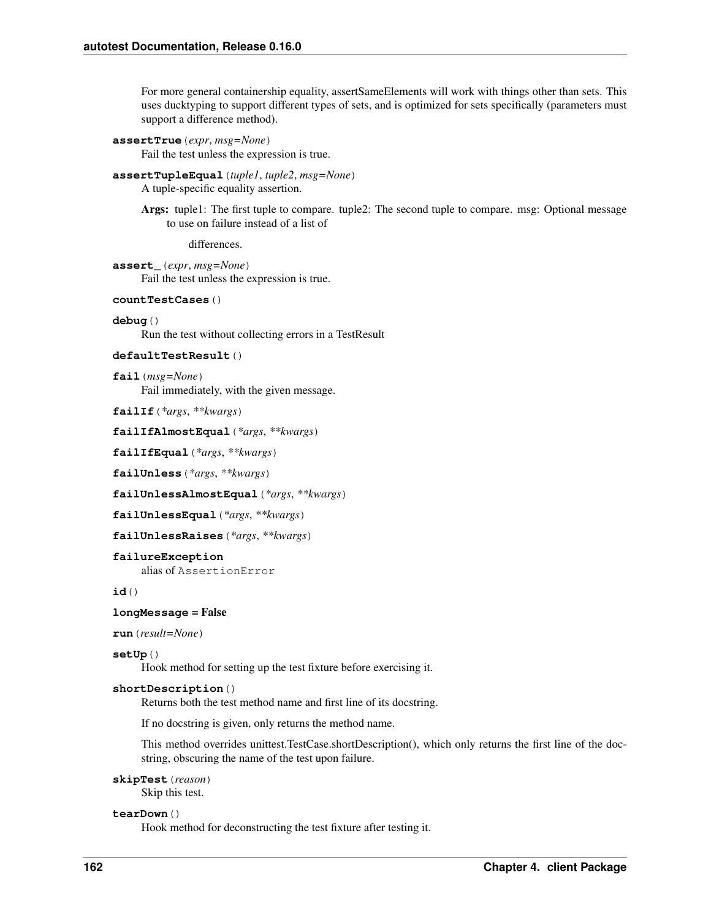For more general containership equality, assertSameElements will work with things other than sets. This uses ducktyping to support different types of sets, and is optimized for sets specifically (parameters must support a difference method).

**assertTrue**(*expr*, *msg=None*)
Fail the test unless the expression is true.

**assertTupleEqual**(*tuple1*, *tuple2*, *msg=None*)
A tuple-specific equality assertion.

**Args:** tuple1: The first tuple to compare. tuple2: The second tuple to compare. msg: Optional message to use on failure instead of a list of

differences.

**assert_**(*expr*, *msg=None*)
Fail the test unless the expression is true.

**countTestCases**()

**debug**()
Run the test without collecting errors in a TestResult

**defaultTestResult**()

**fail**(*msg=None*)
Fail immediately, with the given message.

**failIf**(*\*args*, *\*\*kwargs*)

**failIfAlmostEqual**(*\*args*, *\*\*kwargs*)

**failIfEqual**(*\*args*, *\*\*kwargs*)

**failUnless**(*\*args*, *\*\*kwargs*)

**failUnlessAlmostEqual**(*\*args*, *\*\*kwargs*)

**failUnlessEqual**(*\*args*, *\*\*kwargs*)

**failUnlessRaises**(*\*args*, *\*\*kwargs*)

**failureException**
alias of `AssertionError`

**id**()

**longMessage = False**

**run**(*result=None*)

**setUp**()
Hook method for setting up the test fixture before exercising it.

**shortDescription**()
Returns both the test method name and first line of its docstring.

If no docstring is given, only returns the method name.

This method overrides unittest.TestCase.shortDescription(), which only returns the first line of the docstring, obscuring the name of the test upon failure.

**skipTest**(*reason*)
Skip this test.

**tearDown**()
Hook method for deconstructing the test fixture after testing it.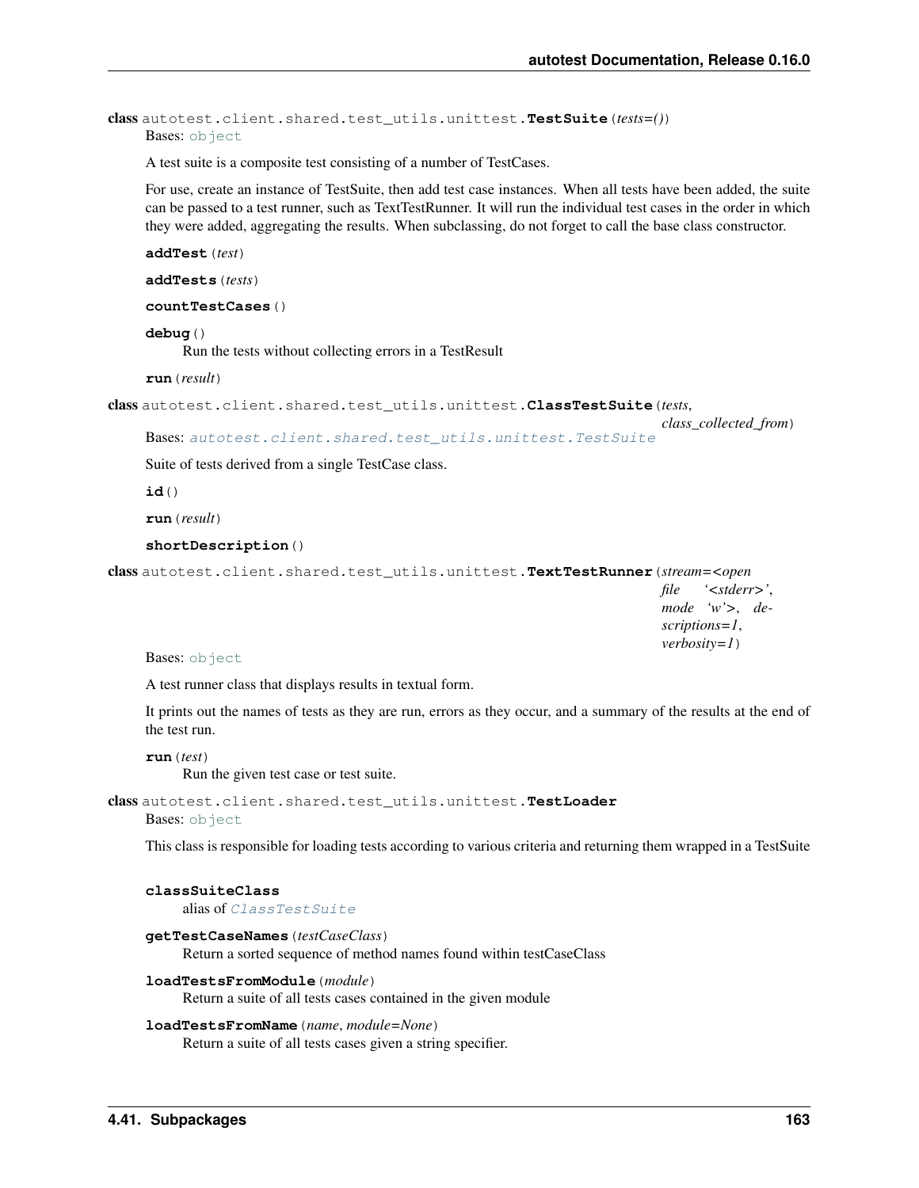**class** autotest.client.shared.test_utils.unittest.**TestSuite**(*tests=()*)

Bases: object

A test suite is a composite test consisting of a number of TestCases.

For use, create an instance of TestSuite, then add test case instances. When all tests have been added, the suite can be passed to a test runner, such as TextTestRunner. It will run the individual test cases in the order in which they were added, aggregating the results. When subclassing, do not forget to call the base class constructor.

**addTest**(*test*)

**addTests**(*tests*)

**countTestCases**()

**debug**()

Run the tests without collecting errors in a TestResult

**run**(*result*)

**class** autotest.client.shared.test_utils.unittest.**ClassTestSuite**(*tests*, *class_collected_from*)

Bases: autotest.client.shared.test_utils.unittest.TestSuite

Suite of tests derived from a single TestCase class.

**id**()

**run**(*result*)

**shortDescription**()

**class** autotest.client.shared.test_utils.unittest.**TextTestRunner**(*stream=<open file '<stderr>', mode 'w'>*, *descriptions=1*, *verbosity=1*)

Bases: object

A test runner class that displays results in textual form.

It prints out the names of tests as they are run, errors as they occur, and a summary of the results at the end of the test run.

**run**(*test*)

Run the given test case or test suite.

**class** autotest.client.shared.test_utils.unittest.**TestLoader**

Bases: object

This class is responsible for loading tests according to various criteria and returning them wrapped in a TestSuite

**classSuiteClass**

alias of ClassTestSuite

**getTestCaseNames**(*testCaseClass*)

Return a sorted sequence of method names found within testCaseClass

**loadTestsFromModule**(*module*)

Return a suite of all tests cases contained in the given module

**loadTestsFromName**(*name*, *module=None*)

Return a suite of all tests cases given a string specifier.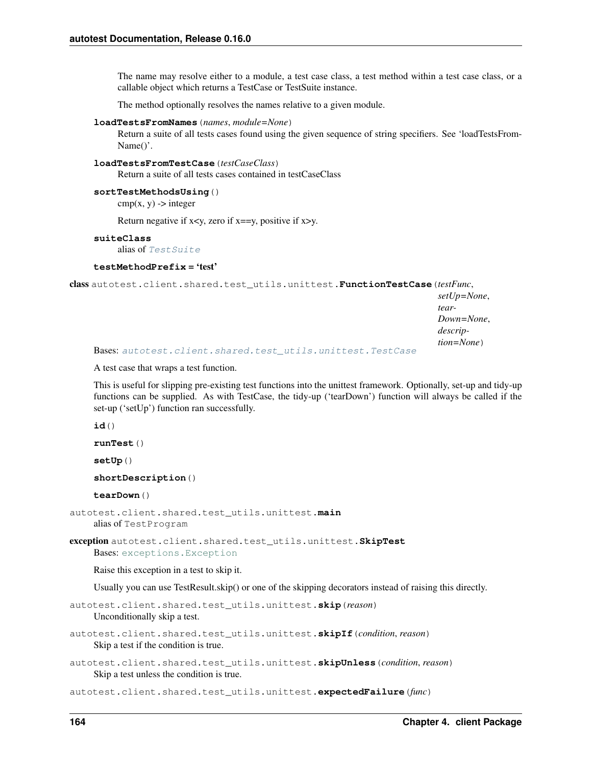The name may resolve either to a module, a test case class, a test method within a test case class, or a callable object which returns a TestCase or TestSuite instance.

The method optionally resolves the names relative to a given module.

**loadTestsFromNames**(*names*, *module=None*)

Return a suite of all tests cases found using the given sequence of string specifiers. See 'loadTestsFromName()'.

**loadTestsFromTestCase**(*testCaseClass*)

Return a suite of all tests cases contained in testCaseClass

**sortTestMethodsUsing**()

cmp(x, y) -> integer

Return negative if x<y, zero if x==y, positive if x>y.

**suiteClass**

alias of `TestSuite`

**testMethodPrefix = 'test'**

**class** autotest.client.shared.test_utils.unittest.**FunctionTestCase**(*testFunc*, *setUp=None*, *tearDown=None*, *description=None*)

Bases: `autotest.client.shared.test_utils.unittest.TestCase`

A test case that wraps a test function.

This is useful for slipping pre-existing test functions into the unittest framework. Optionally, set-up and tidy-up functions can be supplied. As with TestCase, the tidy-up ('tearDown') function will always be called if the set-up ('setUp') function ran successfully.

**id**()

**runTest**()

**setUp**()

**shortDescription**()

**tearDown**()

autotest.client.shared.test_utils.unittest.**main**

alias of TestProgram

**exception** autotest.client.shared.test_utils.unittest.**SkipTest**

Bases: `exceptions.Exception`

Raise this exception in a test to skip it.

Usually you can use TestResult.skip() or one of the skipping decorators instead of raising this directly.

autotest.client.shared.test_utils.unittest.**skip**(*reason*)

Unconditionally skip a test.

autotest.client.shared.test_utils.unittest.**skipIf**(*condition*, *reason*)

Skip a test if the condition is true.

autotest.client.shared.test_utils.unittest.**skipUnless**(*condition*, *reason*)

Skip a test unless the condition is true.

autotest.client.shared.test_utils.unittest.**expectedFailure**(*func*)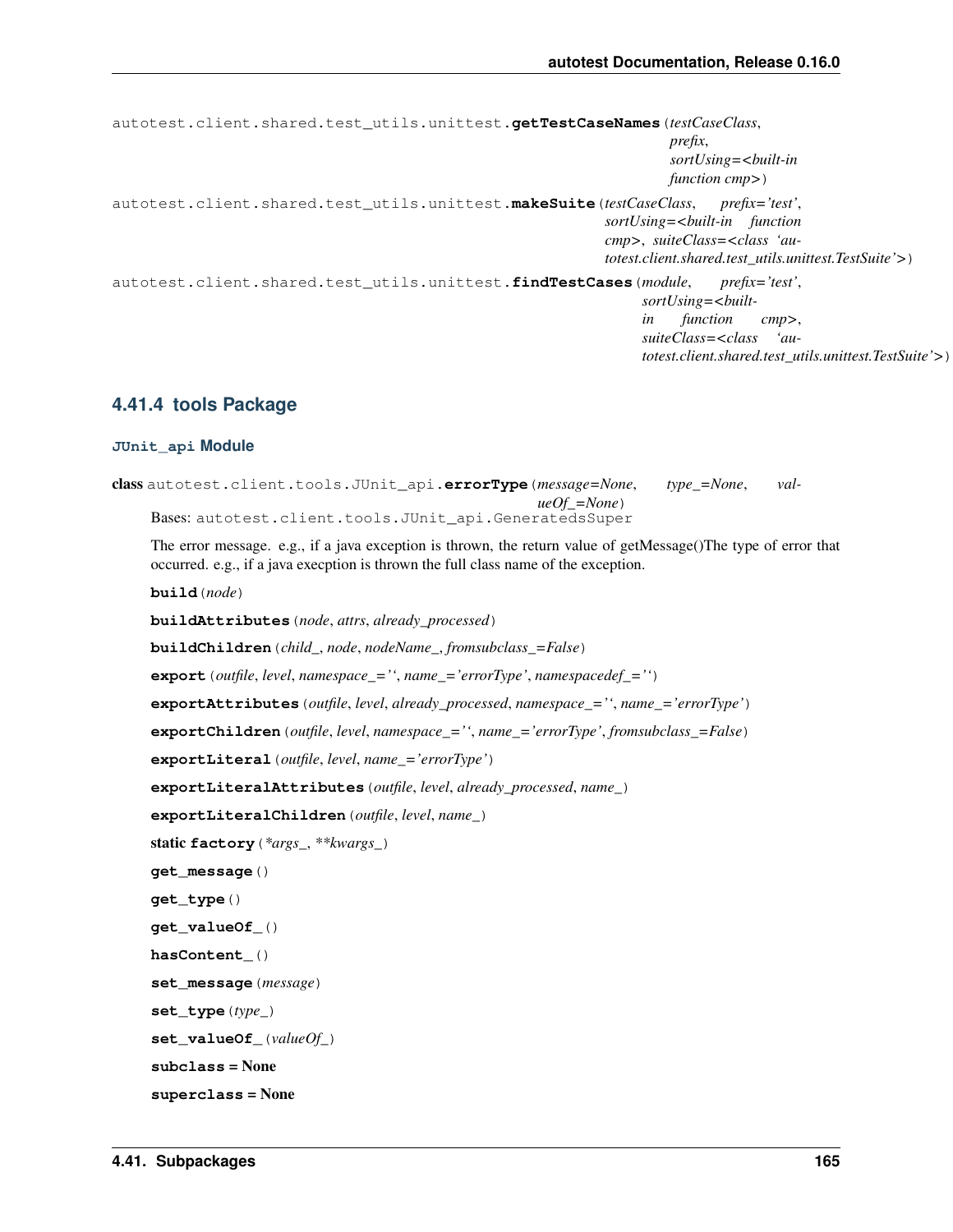autotest.client.shared.test_utils.unittest.**getTestCaseNames**(*testCaseClass*, *prefix*, *sortUsing=<built-in function cmp>*)

autotest.client.shared.test_utils.unittest.**makeSuite**(*testCaseClass*, *prefix='test'*, *sortUsing=<built-in function cmp>*, *suiteClass=<class 'autotest.client.shared.test_utils.unittest.TestSuite'>*)

autotest.client.shared.test_utils.unittest.**findTestCases**(*module*, *prefix='test'*, *sortUsing=<built-in function cmp>*, *suiteClass=<class 'autotest.client.shared.test_utils.unittest.TestSuite'>*)

### 4.41.4 tools Package

#### `JUnit_api` Module

class autotest.client.tools.JUnit_api.**errorType**(*message=None*, *type_=None*, *valueOf_=None*)

Bases: autotest.client.tools.JUnit_api.GeneratedsSuper

The error message. e.g., if a java exception is thrown, the return value of getMessage()The type of error that occurred. e.g., if a java execption is thrown the full class name of the exception.

**build**(*node*)

**buildAttributes**(*node*, *attrs*, *already_processed*)

**buildChildren**(*child_*, *node*, *nodeName_*, *fromsubclass_=False*)

**export**(*outfile*, *level*, *namespace_=''*, *name_='errorType'*, *namespacedef_=''*)

**exportAttributes**(*outfile*, *level*, *already_processed*, *namespace_=''*, *name_='errorType'*)

**exportChildren**(*outfile*, *level*, *namespace_=''*, *name_='errorType'*, *fromsubclass_=False*)

**exportLiteral**(*outfile*, *level*, *name_='errorType'*)

**exportLiteralAttributes**(*outfile*, *level*, *already_processed*, *name_*)

**exportLiteralChildren**(*outfile*, *level*, *name_*)

static **factory**(**args_*, ***kwargs_*)

**get_message**()

**get_type**()

**get_valueOf_**()

**hasContent_**()

**set_message**(*message*)

**set_type**(*type_*)

**set_valueOf_**(*valueOf_*)

**subclass** = None

**superclass** = None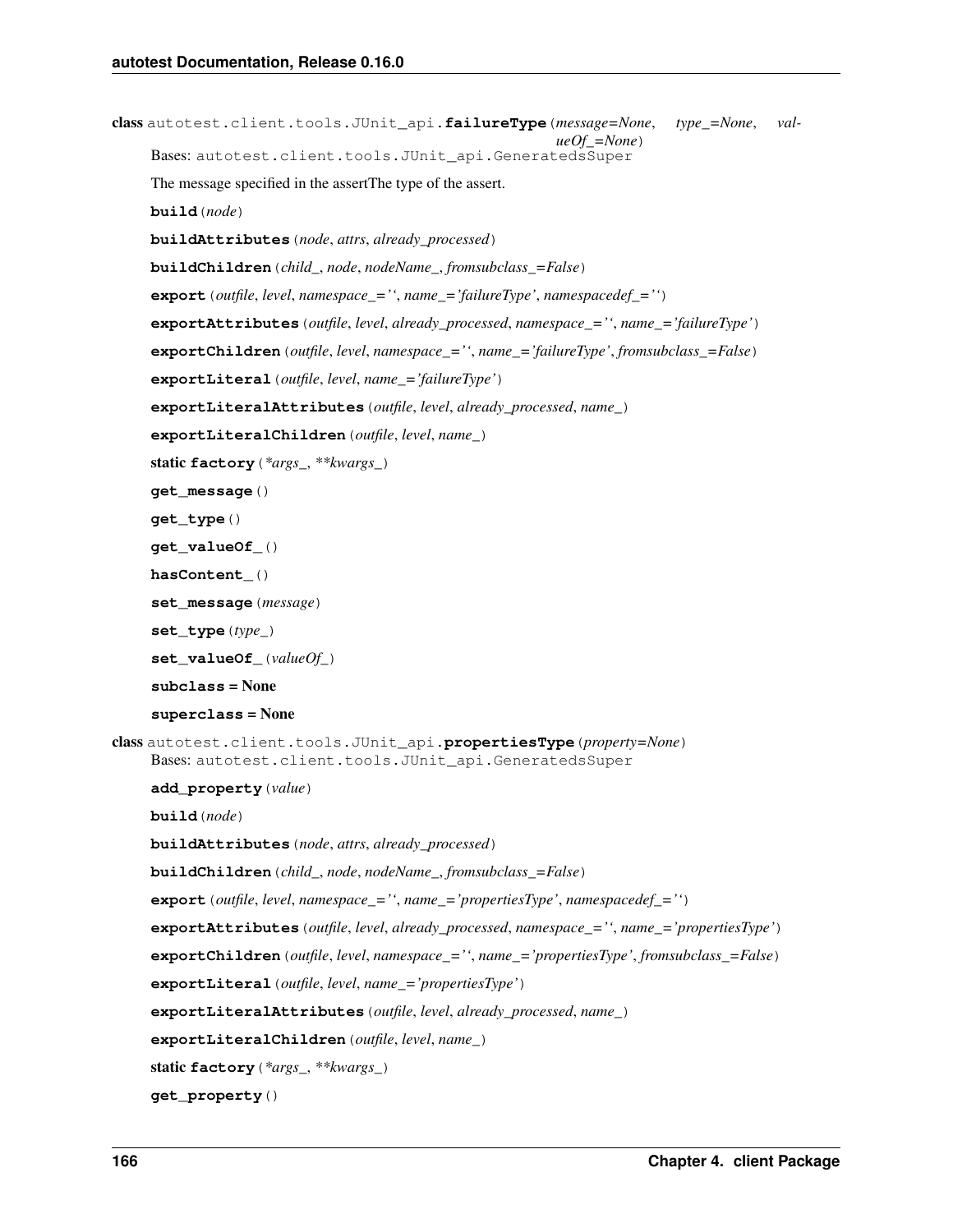class autotest.client.tools.JUnit_api.**failureType**(*message=None*, *type_=None*, *valueOf_=None*)

Bases: autotest.client.tools.JUnit_api.GeneratedsSuper

The message specified in the assertThe type of the assert.

**build**(*node*)

**buildAttributes**(*node*, *attrs*, *already_processed*)

**buildChildren**(*child_*, *node*, *nodeName_*, *fromsubclass_=False*)

**export**(*outfile*, *level*, *namespace_=''*, *name_='failureType'*, *namespacedef_=''*)

**exportAttributes**(*outfile*, *level*, *already_processed*, *namespace_=''*, *name_='failureType'*)

**exportChildren**(*outfile*, *level*, *namespace_=''*, *name_='failureType'*, *fromsubclass_=False*)

**exportLiteral**(*outfile*, *level*, *name_='failureType'*)

**exportLiteralAttributes**(*outfile*, *level*, *already_processed*, *name_*)

**exportLiteralChildren**(*outfile*, *level*, *name_*)

static **factory**(**args_*, ***kwargs_*)

**get_message**()

**get_type**()

**get_valueOf_**()

**hasContent_**()

**set_message**(*message*)

**set_type**(*type_*)

**set_valueOf_**(*valueOf_*)

**subclass = None**

**superclass = None**

class autotest.client.tools.JUnit_api.**propertiesType**(*property=None*)

Bases: autotest.client.tools.JUnit_api.GeneratedsSuper

**add_property**(*value*)

**build**(*node*)

**buildAttributes**(*node*, *attrs*, *already_processed*)

**buildChildren**(*child_*, *node*, *nodeName_*, *fromsubclass_=False*)

**export**(*outfile*, *level*, *namespace_=''*, *name_='propertiesType'*, *namespacedef_=''*)

**exportAttributes**(*outfile*, *level*, *already_processed*, *namespace_=''*, *name_='propertiesType'*)

**exportChildren**(*outfile*, *level*, *namespace_=''*, *name_='propertiesType'*, *fromsubclass_=False*)

**exportLiteral**(*outfile*, *level*, *name_='propertiesType'*)

**exportLiteralAttributes**(*outfile*, *level*, *already_processed*, *name_*)

**exportLiteralChildren**(*outfile*, *level*, *name_*)

static **factory**(**args_*, ***kwargs_*)

**get_property**()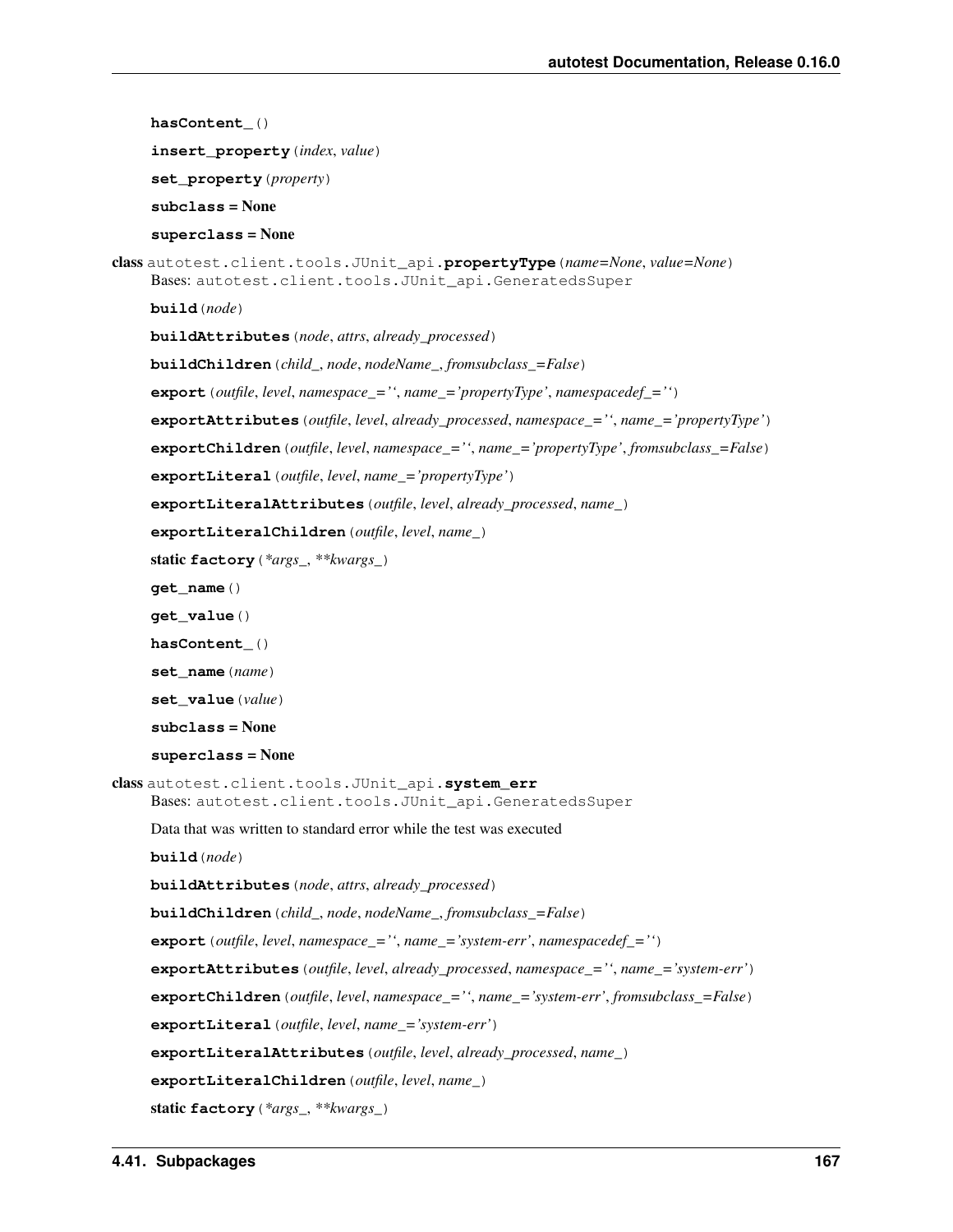**hasContent_**()

**insert_property**(*index*, *value*)

**set_property**(*property*)

**subclass** = None

**superclass** = None

class autotest.client.tools.JUnit_api.**propertyType**(*name=None*, *value=None*)
Bases: autotest.client.tools.JUnit_api.GeneratedsSuper

**build**(*node*)

**buildAttributes**(*node*, *attrs*, *already_processed*)

**buildChildren**(*child_*, *node*, *nodeName_*, *fromsubclass_=False*)

**export**(*outfile*, *level*, *namespace_=''*, *name_='propertyType'*, *namespacedef_=''*)

**exportAttributes**(*outfile*, *level*, *already_processed*, *namespace_=''*, *name_='propertyType'*)

**exportChildren**(*outfile*, *level*, *namespace_=''*, *name_='propertyType'*, *fromsubclass_=False*)

**exportLiteral**(*outfile*, *level*, *name_='propertyType'*)

**exportLiteralAttributes**(*outfile*, *level*, *already_processed*, *name_*)

**exportLiteralChildren**(*outfile*, *level*, *name_*)

static **factory**(*\*args_*, *\*\*kwargs_*)

**get_name**()

**get_value**()

**hasContent_**()

**set_name**(*name*)

**set_value**(*value*)

**subclass** = None

**superclass** = None

class autotest.client.tools.JUnit_api.**system_err**
Bases: autotest.client.tools.JUnit_api.GeneratedsSuper

Data that was written to standard error while the test was executed

**build**(*node*)

**buildAttributes**(*node*, *attrs*, *already_processed*)

**buildChildren**(*child_*, *node*, *nodeName_*, *fromsubclass_=False*)

**export**(*outfile*, *level*, *namespace_=''*, *name_='system-err'*, *namespacedef_=''*)

**exportAttributes**(*outfile*, *level*, *already_processed*, *namespace_=''*, *name_='system-err'*)

**exportChildren**(*outfile*, *level*, *namespace_=''*, *name_='system-err'*, *fromsubclass_=False*)

**exportLiteral**(*outfile*, *level*, *name_='system-err'*)

**exportLiteralAttributes**(*outfile*, *level*, *already_processed*, *name_*)

**exportLiteralChildren**(*outfile*, *level*, *name_*)

static **factory**(*\*args_*, *\*\*kwargs_*)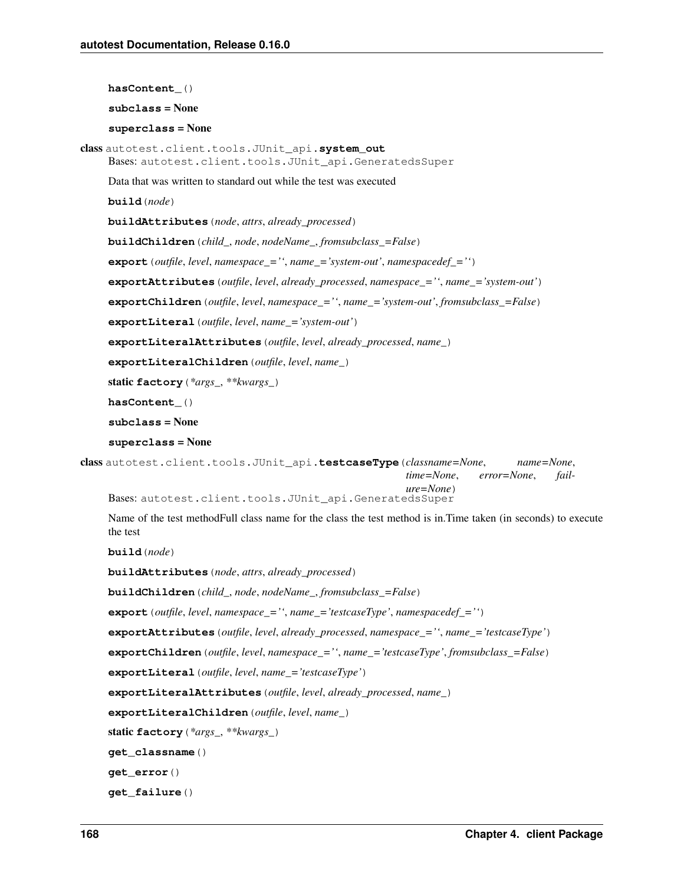**hasContent_**()

**subclass** = None

**superclass** = None

**class** autotest.client.tools.JUnit_api.**system_out**

Bases: autotest.client.tools.JUnit_api.GeneratedsSuper

Data that was written to standard out while the test was executed

**build**(*node*)

**buildAttributes**(*node*, *attrs*, *already_processed*)

**buildChildren**(*child_*, *node*, *nodeName_*, *fromsubclass_=False*)

**export**(*outfile*, *level*, *namespace_=''*, *name_='system-out'*, *namespacedef_=''*)

**exportAttributes**(*outfile*, *level*, *already_processed*, *namespace_=''*, *name_='system-out'*)

**exportChildren**(*outfile*, *level*, *namespace_=''*, *name_='system-out'*, *fromsubclass_=False*)

**exportLiteral**(*outfile*, *level*, *name_='system-out'*)

**exportLiteralAttributes**(*outfile*, *level*, *already_processed*, *name_*)

**exportLiteralChildren**(*outfile*, *level*, *name_*)

static **factory**(**args_*, ***kwargs_*)

**hasContent_**()

**subclass** = None

**superclass** = None

**class** autotest.client.tools.JUnit_api.**testcaseType**(*classname=None*, *name=None*, *time=None*, *error=None*, *failure=None*)

Bases: autotest.client.tools.JUnit_api.GeneratedsSuper

Name of the test methodFull class name for the class the test method is in.Time taken (in seconds) to execute the test

**build**(*node*)

**buildAttributes**(*node*, *attrs*, *already_processed*)

**buildChildren**(*child_*, *node*, *nodeName_*, *fromsubclass_=False*)

**export**(*outfile*, *level*, *namespace_=''*, *name_='testcaseType'*, *namespacedef_=''*)

**exportAttributes**(*outfile*, *level*, *already_processed*, *namespace_=''*, *name_='testcaseType'*)

**exportChildren**(*outfile*, *level*, *namespace_=''*, *name_='testcaseType'*, *fromsubclass_=False*)

**exportLiteral**(*outfile*, *level*, *name_='testcaseType'*)

**exportLiteralAttributes**(*outfile*, *level*, *already_processed*, *name_*)

**exportLiteralChildren**(*outfile*, *level*, *name_*)

static **factory**(**args_*, ***kwargs_*)

**get_classname**()

**get_error**()

**get_failure**()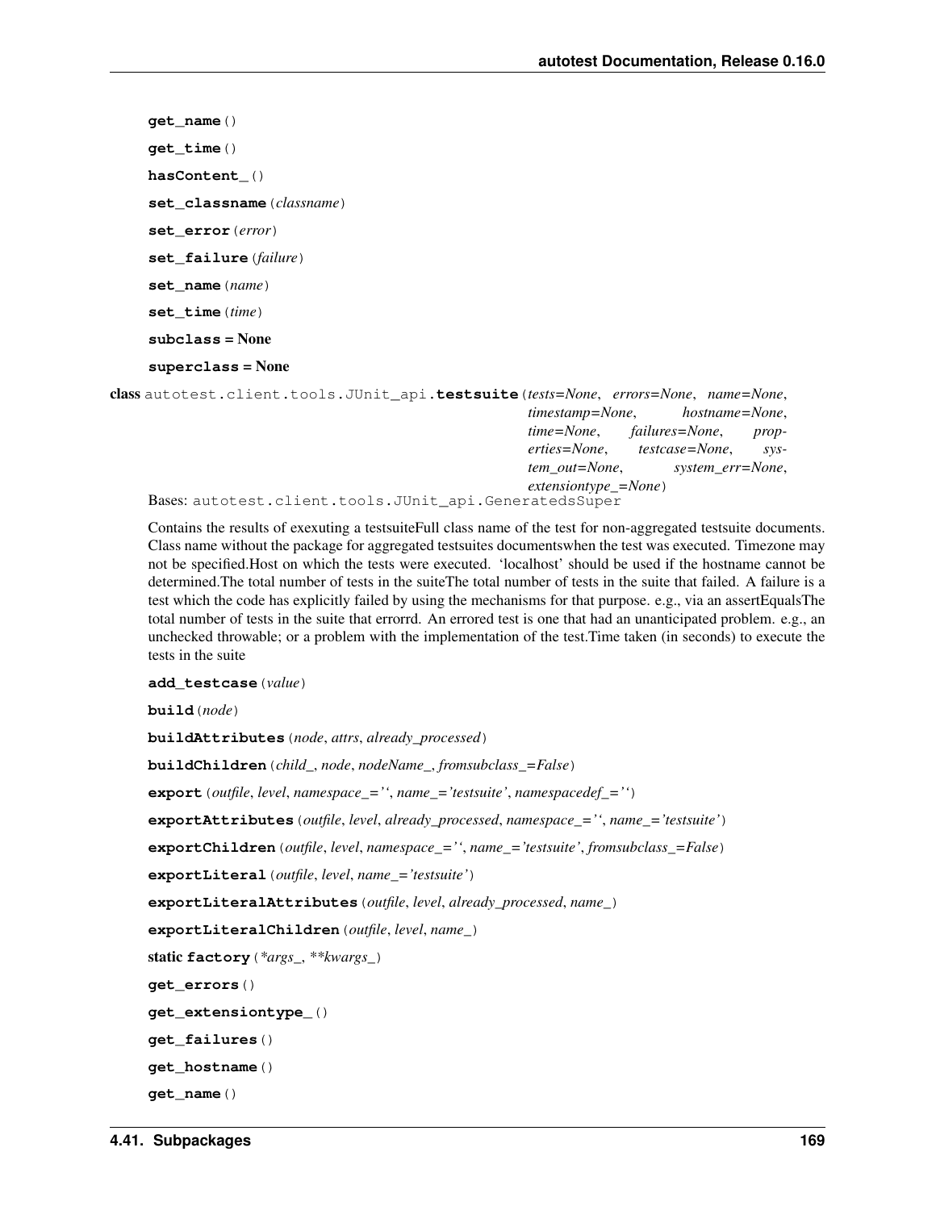**get_name**()

**get_time**()

**hasContent_**()

**set_classname**(*classname*)

**set_error**(*error*)

**set_failure**(*failure*)

**set_name**(*name*)

**set_time**(*time*)

**subclass = None**

**superclass = None**

class autotest.client.tools.JUnit_api.**testsuite**(*tests=None*, *errors=None*, *name=None*, *timestamp=None*, *hostname=None*, *time=None*, *failures=None*, *properties=None*, *testcase=None*, *system_out=None*, *system_err=None*, *extensiontype_=None*)

Bases: autotest.client.tools.JUnit_api.GeneratedsSuper

Contains the results of exexuting a testsuiteFull class name of the test for non-aggregated testsuite documents. Class name without the package for aggregated testsuites documentswhen the test was executed. Timezone may not be specified.Host on which the tests were executed. 'localhost' should be used if the hostname cannot be determined.The total number of tests in the suiteThe total number of tests in the suite that failed. A failure is a test which the code has explicitly failed by using the mechanisms for that purpose. e.g., via an assertEqualsThe total number of tests in the suite that errorrd. An errored test is one that had an unanticipated problem. e.g., an unchecked throwable; or a problem with the implementation of the test.Time taken (in seconds) to execute the tests in the suite

**add_testcase**(*value*)

**build**(*node*)

**buildAttributes**(*node*, *attrs*, *already_processed*)

**buildChildren**(*child_*, *node*, *nodeName_*, *fromsubclass_=False*)

**export**(*outfile*, *level*, *namespace_=''*, *name_='testsuite'*, *namespacedef_=''*)

**exportAttributes**(*outfile*, *level*, *already_processed*, *namespace_=''*, *name_='testsuite'*)

**exportChildren**(*outfile*, *level*, *namespace_=''*, *name_='testsuite'*, *fromsubclass_=False*)

**exportLiteral**(*outfile*, *level*, *name_='testsuite'*)

**exportLiteralAttributes**(*outfile*, *level*, *already_processed*, *name_*)

**exportLiteralChildren**(*outfile*, *level*, *name_*)

static **factory**(**args_*, ***kwargs_*)

**get_errors**()

**get_extensiontype_**()

**get_failures**()

**get_hostname**()

**get_name**()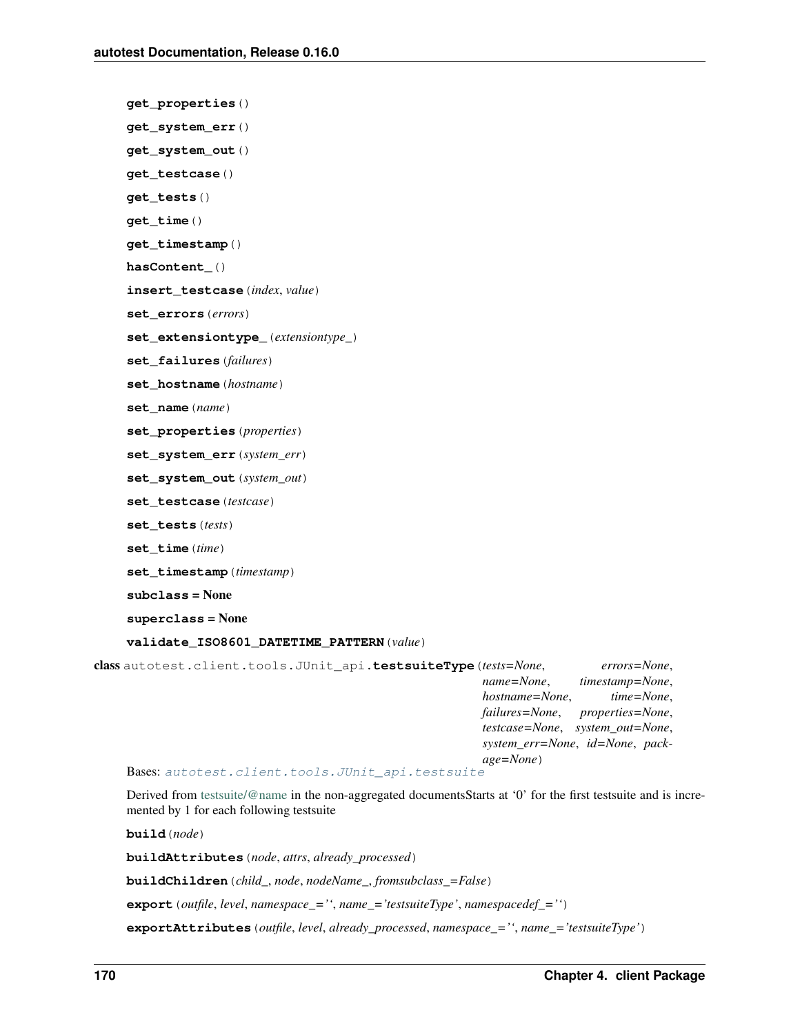**get_properties**()

**get_system_err**()

**get_system_out**()

**get_testcase**()

**get_tests**()

**get_time**()

**get_timestamp**()

**hasContent_**()

**insert_testcase**(*index*, *value*)

**set_errors**(*errors*)

**set_extensiontype_**(*extensiontype_*)

**set_failures**(*failures*)

**set_hostname**(*hostname*)

**set_name**(*name*)

**set_properties**(*properties*)

**set_system_err**(*system_err*)

**set_system_out**(*system_out*)

**set_testcase**(*testcase*)

**set_tests**(*tests*)

**set_time**(*time*)

**set_timestamp**(*timestamp*)

**subclass = None**

**superclass = None**

**validate_ISO8601_DATETIME_PATTERN**(*value*)

**class** autotest.client.tools.JUnit_api.**testsuiteType**(*tests=None*, *errors=None*, *name=None*, *timestamp=None*, *hostname=None*, *time=None*, *failures=None*, *properties=None*, *testcase=None*, *system_out=None*, *system_err=None*, *id=None*, *package=None*)

Bases: `autotest.client.tools.JUnit_api.testsuite`

Derived from testsuite/@name in the non-aggregated documentsStarts at '0' for the first testsuite and is incremented by 1 for each following testsuite

**build**(*node*)

**buildAttributes**(*node*, *attrs*, *already_processed*)

**buildChildren**(*child_*, *node*, *nodeName_*, *fromsubclass_=False*)

**export**(*outfile*, *level*, *namespace_=''*, *name_='testsuiteType'*, *namespacedef_=''*)

**exportAttributes**(*outfile*, *level*, *already_processed*, *namespace_=''*, *name_='testsuiteType'*)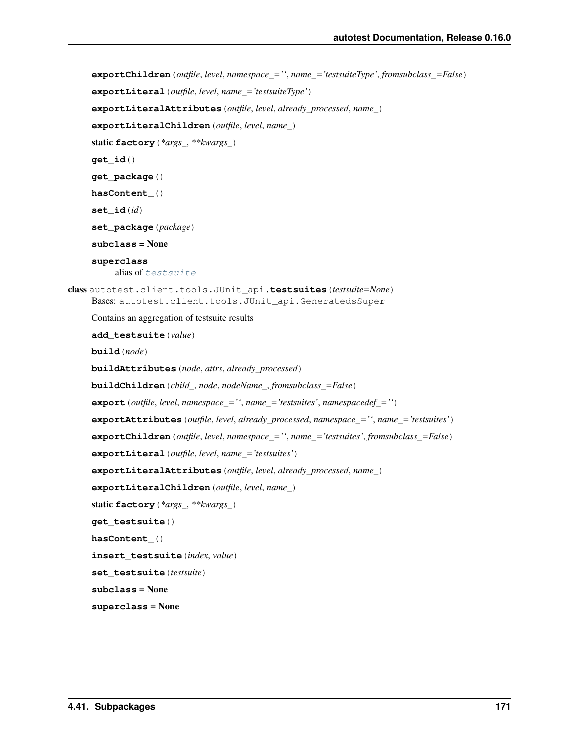**exportChildren**(*outfile*, *level*, *namespace_=''*, *name_='testsuiteType'*, *fromsubclass_=False*)

**exportLiteral**(*outfile*, *level*, *name_='testsuiteType'*)

**exportLiteralAttributes**(*outfile*, *level*, *already_processed*, *name_*)

**exportLiteralChildren**(*outfile*, *level*, *name_*)

static **factory**(**args_*, ***kwargs_*)

**get_id**()

**get_package**()

**hasContent_**()

**set_id**(*id*)

**set_package**(*package*)

**subclass = None**

**superclass**
alias of `testsuite`

class `autotest.client.tools.JUnit_api.`**testsuites**(*testsuite=None*)
Bases: `autotest.client.tools.JUnit_api.GeneratedsSuper`

Contains an aggregation of testsuite results

**add_testsuite**(*value*)

**build**(*node*)

**buildAttributes**(*node*, *attrs*, *already_processed*)

**buildChildren**(*child_*, *node*, *nodeName_*, *fromsubclass_=False*)

**export**(*outfile*, *level*, *namespace_=''*, *name_='testsuites'*, *namespacedef_=''*)

**exportAttributes**(*outfile*, *level*, *already_processed*, *namespace_=''*, *name_='testsuites'*)

**exportChildren**(*outfile*, *level*, *namespace_=''*, *name_='testsuites'*, *fromsubclass_=False*)

**exportLiteral**(*outfile*, *level*, *name_='testsuites'*)

**exportLiteralAttributes**(*outfile*, *level*, *already_processed*, *name_*)

**exportLiteralChildren**(*outfile*, *level*, *name_*)

static **factory**(**args_*, ***kwargs_*)

**get_testsuite**()

**hasContent_**()

**insert_testsuite**(*index*, *value*)

**set_testsuite**(*testsuite*)

**subclass = None**

**superclass = None**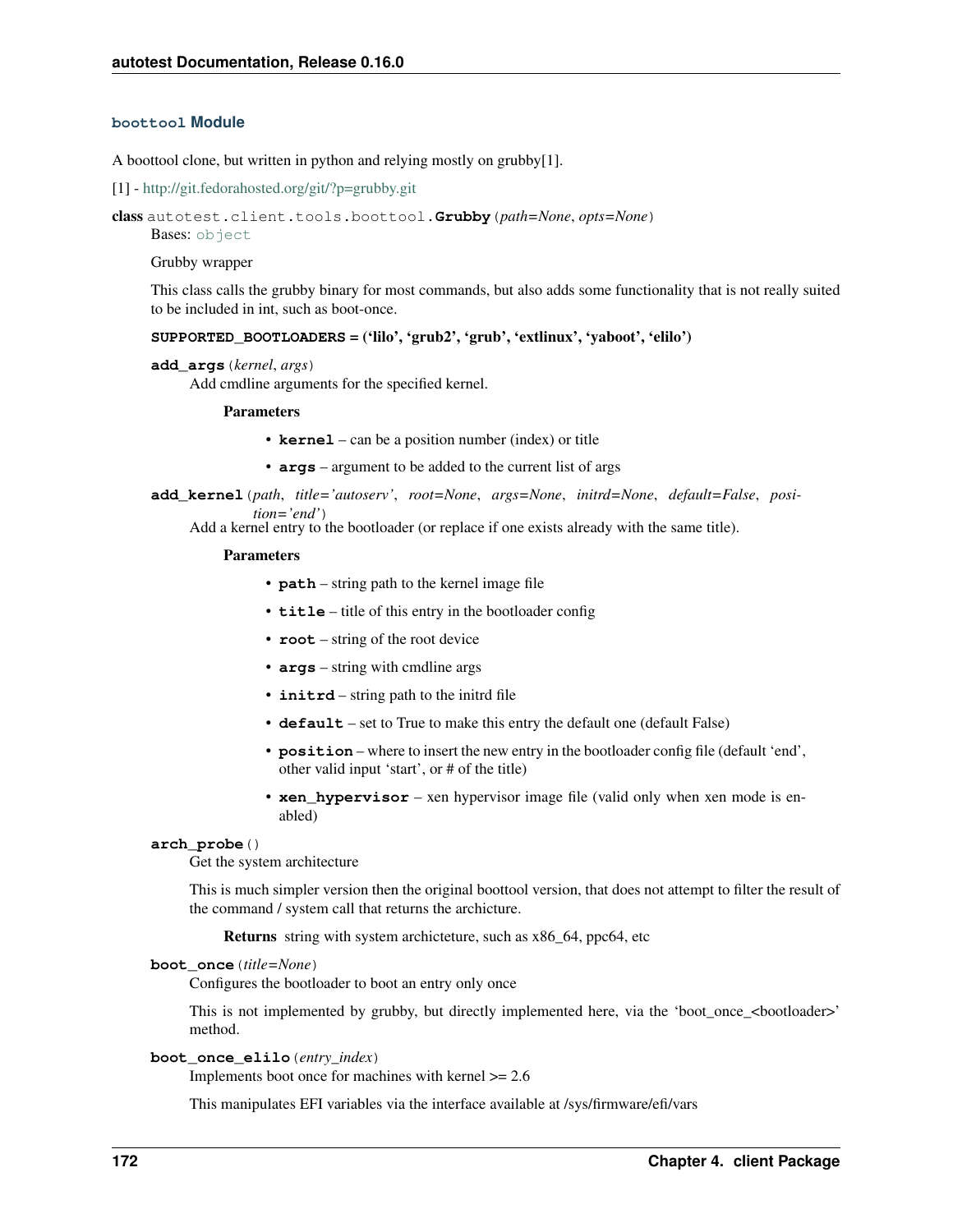### `boottool` Module

A boottool clone, but written in python and relying mostly on grubby[1].

[1] - http://git.fedorahosted.org/git/?p=grubby.git

**class** `autotest.client.tools.boottool.`**`Grubby`**(*path=None*, *opts=None*)

Bases: `object`

Grubby wrapper

This class calls the grubby binary for most commands, but also adds some functionality that is not really suited to be included in int, such as boot-once.

**SUPPORTED_BOOTLOADERS = ('lilo', 'grub2', 'grub', 'extlinux', 'yaboot', 'elilo')**

**`add_args`**(*kernel*, *args*)

Add cmdline arguments for the specified kernel.

**Parameters**

- **`kernel`** – can be a position number (index) or title
- **`args`** – argument to be added to the current list of args

**`add_kernel`**(*path*, *title='autoserv'*, *root=None*, *args=None*, *initrd=None*, *default=False*, *position='end'*)

Add a kernel entry to the bootloader (or replace if one exists already with the same title).

**Parameters**

- **`path`** – string path to the kernel image file
- **`title`** – title of this entry in the bootloader config
- **`root`** – string of the root device
- **`args`** – string with cmdline args
- **`initrd`** – string path to the initrd file
- **`default`** – set to True to make this entry the default one (default False)
- **`position`** – where to insert the new entry in the bootloader config file (default 'end', other valid input 'start', or # of the title)
- **`xen_hypervisor`** – xen hypervisor image file (valid only when xen mode is enabled)

**`arch_probe`**()

Get the system architecture

This is much simpler version then the original boottool version, that does not attempt to filter the result of the command / system call that returns the archicture.

**Returns** string with system archicteture, such as x86_64, ppc64, etc

**`boot_once`**(*title=None*)

Configures the bootloader to boot an entry only once

This is not implemented by grubby, but directly implemented here, via the 'boot_once_<bootloader>' method.

**`boot_once_elilo`**(*entry_index*)

Implements boot once for machines with kernel >= 2.6

This manipulates EFI variables via the interface available at /sys/firmware/efi/vars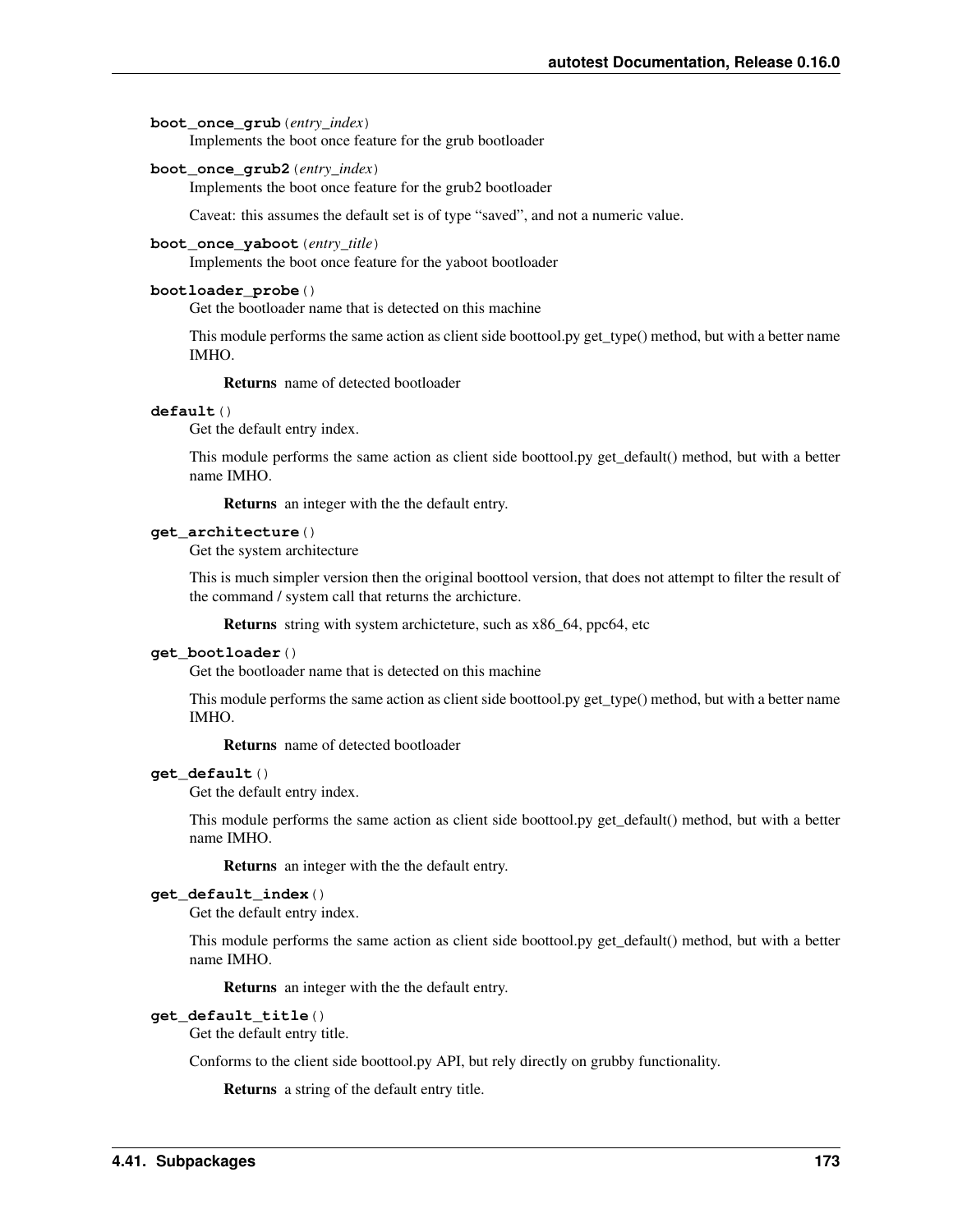**boot_once_grub**(*entry_index*)
Implements the boot once feature for the grub bootloader

**boot_once_grub2**(*entry_index*)
Implements the boot once feature for the grub2 bootloader

Caveat: this assumes the default set is of type "saved", and not a numeric value.

**boot_once_yaboot**(*entry_title*)
Implements the boot once feature for the yaboot bootloader

**bootloader_probe**()
Get the bootloader name that is detected on this machine

This module performs the same action as client side boottool.py get_type() method, but with a better name IMHO.

**Returns** name of detected bootloader

**default**()
Get the default entry index.

This module performs the same action as client side boottool.py get_default() method, but with a better name IMHO.

**Returns** an integer with the the default entry.

**get_architecture**()
Get the system architecture

This is much simpler version then the original boottool version, that does not attempt to filter the result of the command / system call that returns the archicture.

**Returns** string with system archicteture, such as x86_64, ppc64, etc

**get_bootloader**()
Get the bootloader name that is detected on this machine

This module performs the same action as client side boottool.py get_type() method, but with a better name IMHO.

**Returns** name of detected bootloader

**get_default**()
Get the default entry index.

This module performs the same action as client side boottool.py get_default() method, but with a better name IMHO.

**Returns** an integer with the the default entry.

**get_default_index**()
Get the default entry index.

This module performs the same action as client side boottool.py get_default() method, but with a better name IMHO.

**Returns** an integer with the the default entry.

**get_default_title**()
Get the default entry title.

Conforms to the client side boottool.py API, but rely directly on grubby functionality.

**Returns** a string of the default entry title.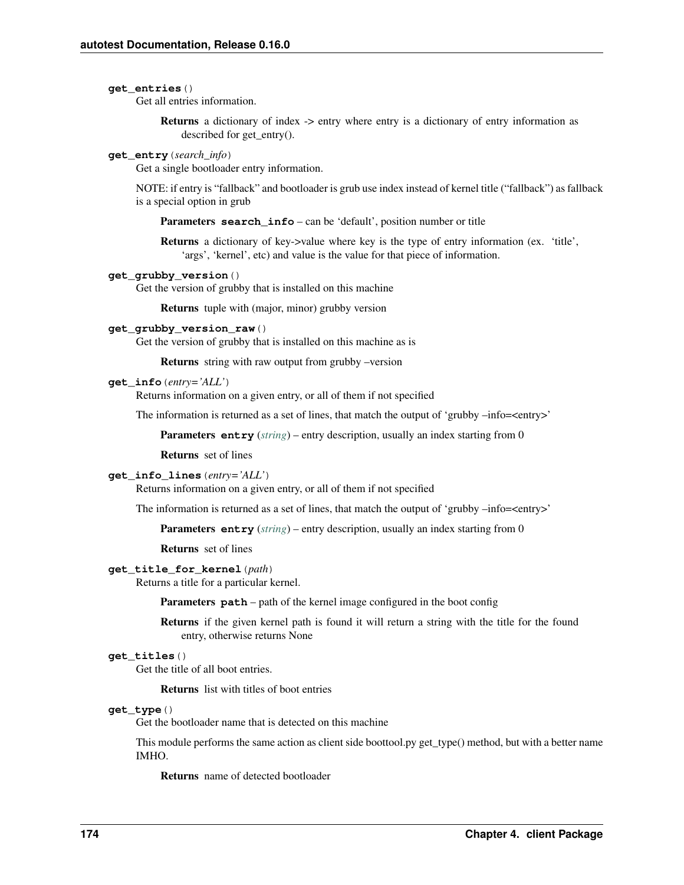**get_entries**()

Get all entries information.

**Returns** a dictionary of index -> entry where entry is a dictionary of entry information as described for get_entry().

**get_entry**(*search_info*)

Get a single bootloader entry information.

NOTE: if entry is "fallback" and bootloader is grub use index instead of kernel title ("fallback") as fallback is a special option in grub

**Parameters** **search_info** – can be 'default', position number or title

**Returns** a dictionary of key->value where key is the type of entry information (ex. 'title', 'args', 'kernel', etc) and value is the value for that piece of information.

**get_grubby_version**()

Get the version of grubby that is installed on this machine

**Returns** tuple with (major, minor) grubby version

**get_grubby_version_raw**()

Get the version of grubby that is installed on this machine as is

**Returns** string with raw output from grubby –version

**get_info**(*entry='ALL'*)

Returns information on a given entry, or all of them if not specified

The information is returned as a set of lines, that match the output of 'grubby –info=<entry>'

**Parameters** **entry** (*string*) – entry description, usually an index starting from 0

**Returns** set of lines

**get_info_lines**(*entry='ALL'*)

Returns information on a given entry, or all of them if not specified

The information is returned as a set of lines, that match the output of 'grubby –info=<entry>'

**Parameters** **entry** (*string*) – entry description, usually an index starting from 0

**Returns** set of lines

**get_title_for_kernel**(*path*)

Returns a title for a particular kernel.

**Parameters** **path** – path of the kernel image configured in the boot config

**Returns** if the given kernel path is found it will return a string with the title for the found entry, otherwise returns None

**get_titles**()

Get the title of all boot entries.

**Returns** list with titles of boot entries

**get_type**()

Get the bootloader name that is detected on this machine

This module performs the same action as client side boottool.py get_type() method, but with a better name IMHO.

**Returns** name of detected bootloader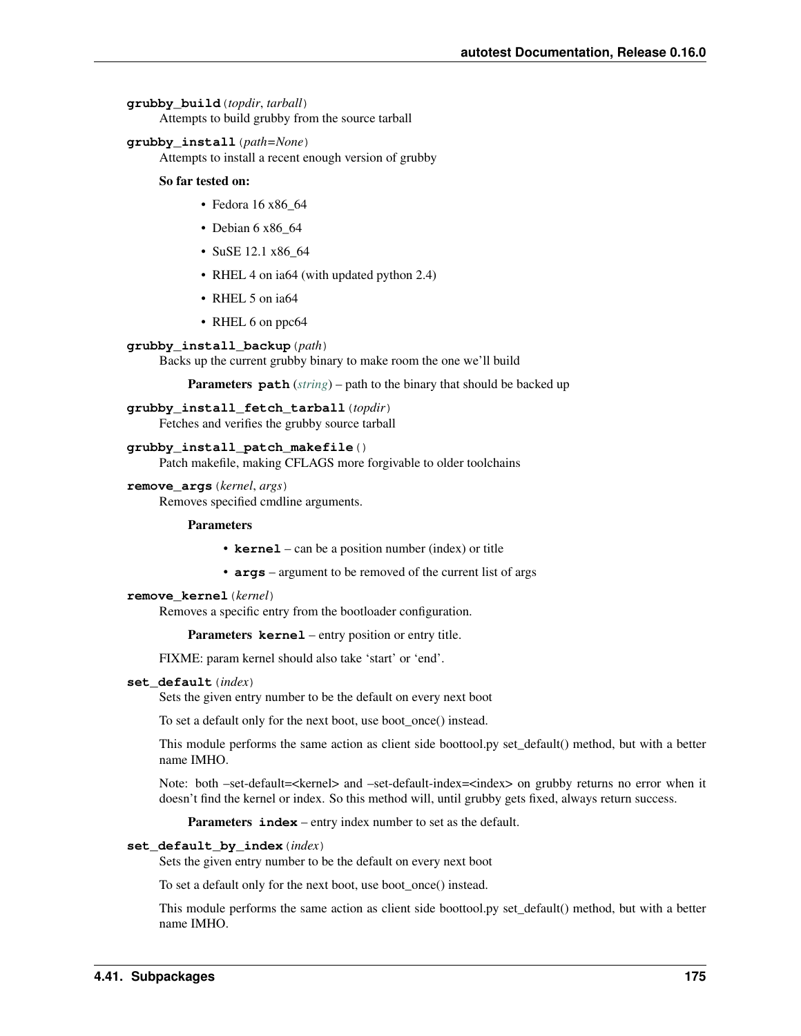**grubby_build**(*topdir*, *tarball*)
Attempts to build grubby from the source tarball

**grubby_install**(*path=None*)
Attempts to install a recent enough version of grubby

**So far tested on:**

- Fedora 16 x86_64
- Debian 6 x86_64
- SuSE 12.1 x86_64
- RHEL 4 on ia64 (with updated python 2.4)
- RHEL 5 on ia64
- RHEL 6 on ppc64

**grubby_install_backup**(*path*)
Backs up the current grubby binary to make room the one we'll build

**Parameters** **path** (*string*) – path to the binary that should be backed up

**grubby_install_fetch_tarball**(*topdir*)
Fetches and verifies the grubby source tarball

**grubby_install_patch_makefile**()
Patch makefile, making CFLAGS more forgivable to older toolchains

**remove_args**(*kernel*, *args*)
Removes specified cmdline arguments.

**Parameters**

- **kernel** – can be a position number (index) or title
- **args** – argument to be removed of the current list of args

**remove_kernel**(*kernel*)
Removes a specific entry from the bootloader configuration.

**Parameters** **kernel** – entry position or entry title.

FIXME: param kernel should also take 'start' or 'end'.

**set_default**(*index*)
Sets the given entry number to be the default on every next boot

To set a default only for the next boot, use boot_once() instead.

This module performs the same action as client side boottool.py set_default() method, but with a better name IMHO.

Note: both –set-default=<kernel> and –set-default-index=<index> on grubby returns no error when it doesn't find the kernel or index. So this method will, until grubby gets fixed, always return success.

**Parameters** **index** – entry index number to set as the default.

**set_default_by_index**(*index*)
Sets the given entry number to be the default on every next boot

To set a default only for the next boot, use boot_once() instead.

This module performs the same action as client side boottool.py set_default() method, but with a better name IMHO.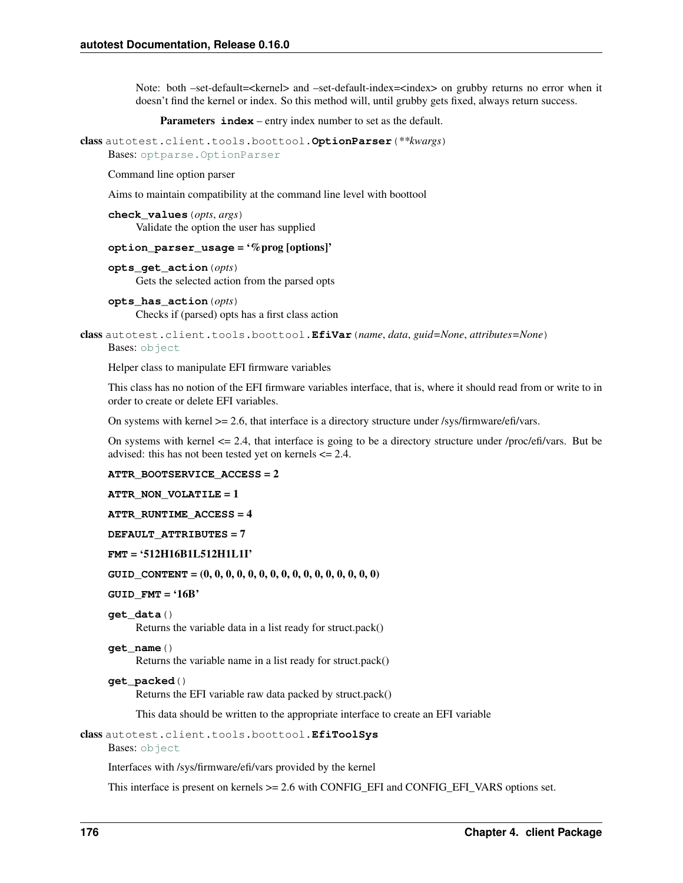Note: both –set-default=<kernel> and –set-default-index=<index> on grubby returns no error when it doesn't find the kernel or index. So this method will, until grubby gets fixed, always return success.

**Parameters** **index** – entry index number to set as the default.

**class** autotest.client.tools.boottool.**OptionParser**(*\*\*kwargs*)

Bases: optparse.OptionParser

Command line option parser

Aims to maintain compatibility at the command line level with boottool

**check_values**(*opts*, *args*)

Validate the option the user has supplied

**option_parser_usage = '%prog [options]'**

**opts_get_action**(*opts*)

Gets the selected action from the parsed opts

**opts_has_action**(*opts*)

Checks if (parsed) opts has a first class action

**class** autotest.client.tools.boottool.**EfiVar**(*name*, *data*, *guid=None*, *attributes=None*)

Bases: object

Helper class to manipulate EFI firmware variables

This class has no notion of the EFI firmware variables interface, that is, where it should read from or write to in order to create or delete EFI variables.

On systems with kernel >= 2.6, that interface is a directory structure under /sys/firmware/efi/vars.

On systems with kernel <= 2.4, that interface is going to be a directory structure under /proc/efi/vars. But be advised: this has not been tested yet on kernels <= 2.4.

**ATTR_BOOTSERVICE_ACCESS = 2**

**ATTR_NON_VOLATILE = 1**

**ATTR_RUNTIME_ACCESS = 4**

**DEFAULT_ATTRIBUTES = 7**

**FMT = '512H16B1L512H1L1I'**

**GUID_CONTENT = (0, 0, 0, 0, 0, 0, 0, 0, 0, 0, 0, 0, 0, 0, 0, 0)**

**GUID_FMT = '16B'**

**get_data**()

Returns the variable data in a list ready for struct.pack()

**get_name**()

Returns the variable name in a list ready for struct.pack()

**get_packed**()

Returns the EFI variable raw data packed by struct.pack()

This data should be written to the appropriate interface to create an EFI variable

**class** autotest.client.tools.boottool.**EfiToolSys**

Bases: object

Interfaces with /sys/firmware/efi/vars provided by the kernel

This interface is present on kernels >= 2.6 with CONFIG_EFI and CONFIG_EFI_VARS options set.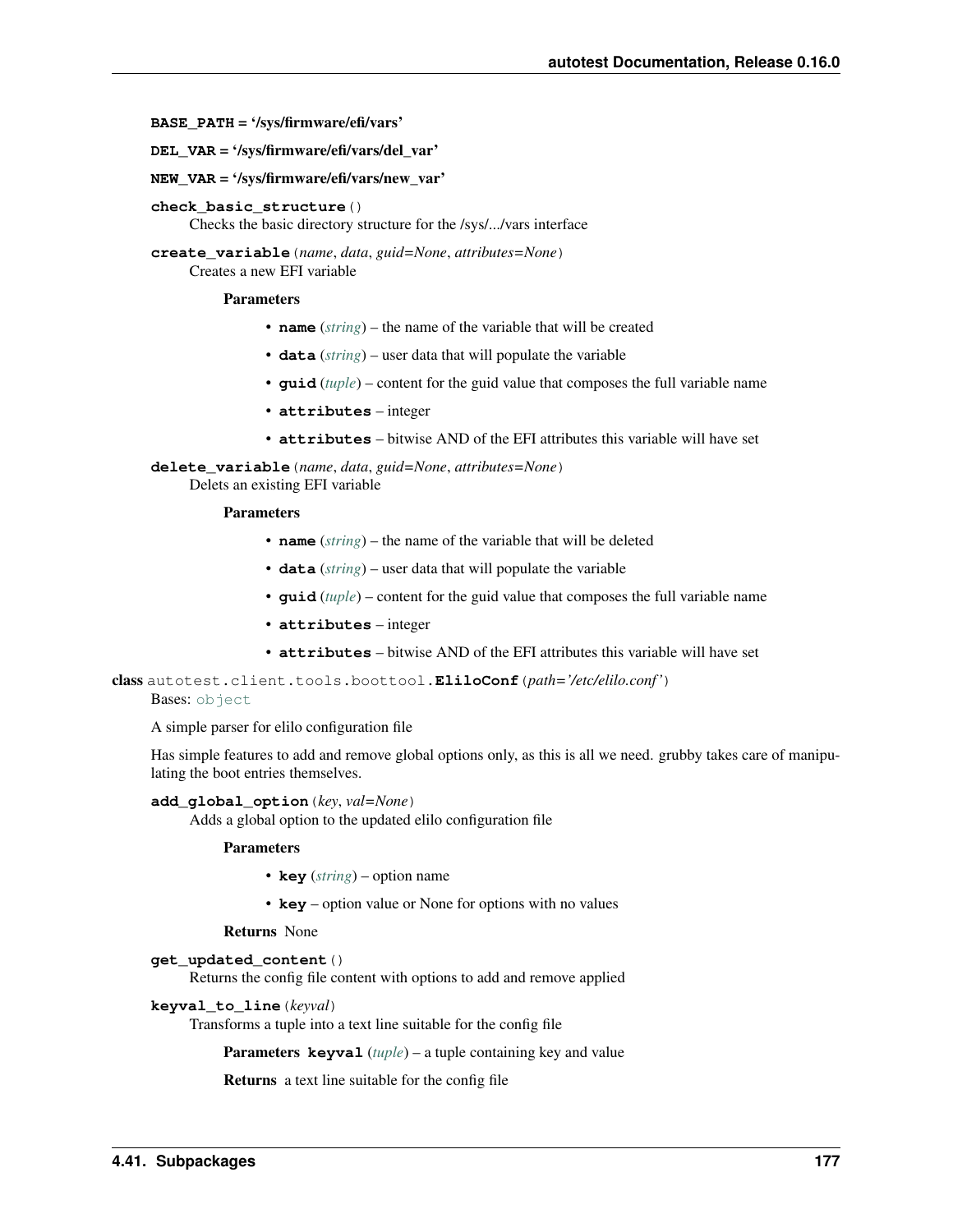**BASE_PATH** = '/sys/firmware/efi/vars'

**DEL_VAR** = '/sys/firmware/efi/vars/del_var'

**NEW_VAR** = '/sys/firmware/efi/vars/new_var'

**check_basic_structure**()

Checks the basic directory structure for the /sys/.../vars interface

**create_variable**(*name*, *data*, *guid=None*, *attributes=None*)

Creates a new EFI variable

**Parameters**

- **name** (*string*) – the name of the variable that will be created
- **data** (*string*) – user data that will populate the variable
- **guid** (*tuple*) – content for the guid value that composes the full variable name
- **attributes** – integer
- **attributes** – bitwise AND of the EFI attributes this variable will have set

**delete_variable**(*name*, *data*, *guid=None*, *attributes=None*)

Delets an existing EFI variable

**Parameters**

- **name** (*string*) – the name of the variable that will be deleted
- **data** (*string*) – user data that will populate the variable
- **guid** (*tuple*) – content for the guid value that composes the full variable name
- **attributes** – integer
- **attributes** – bitwise AND of the EFI attributes this variable will have set

**class** autotest.client.tools.boottool.**EliloConf**(*path='/etc/elilo.conf'*)

Bases: object

A simple parser for elilo configuration file

Has simple features to add and remove global options only, as this is all we need. grubby takes care of manipulating the boot entries themselves.

**add_global_option**(*key*, *val=None*)

Adds a global option to the updated elilo configuration file

**Parameters**

- **key** (*string*) – option name
- **key** – option value or None for options with no values

**Returns** None

**get_updated_content**()

Returns the config file content with options to add and remove applied

**keyval_to_line**(*keyval*)

Transforms a tuple into a text line suitable for the config file

**Parameters** **keyval** (*tuple*) – a tuple containing key and value

**Returns** a text line suitable for the config file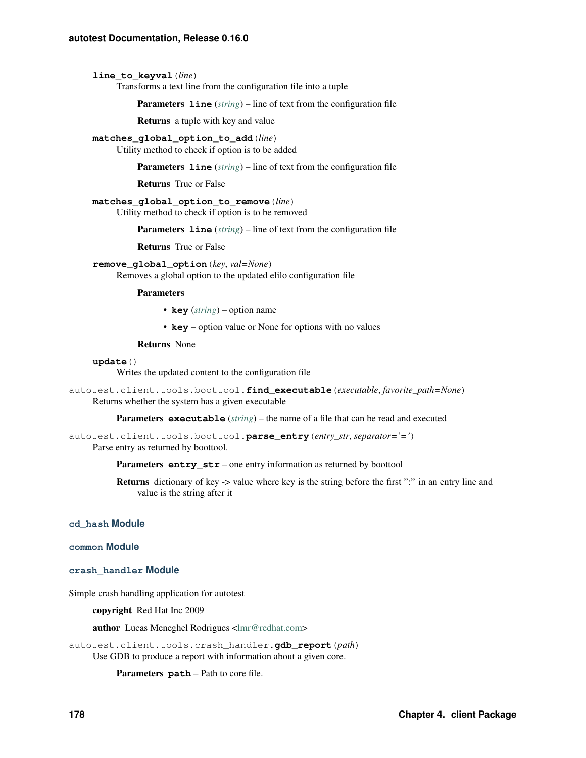**line_to_keyval**(*line*)
Transforms a text line from the configuration file into a tuple

**Parameters** **line** (*string*) – line of text from the configuration file

**Returns** a tuple with key and value

**matches_global_option_to_add**(*line*)
Utility method to check if option is to be added

**Parameters** **line** (*string*) – line of text from the configuration file

**Returns** True or False

**matches_global_option_to_remove**(*line*)
Utility method to check if option is to be removed

**Parameters** **line** (*string*) – line of text from the configuration file

**Returns** True or False

**remove_global_option**(*key*, *val=None*)
Removes a global option to the updated elilo configuration file

**Parameters**

- **key** (*string*) – option name
- **key** – option value or None for options with no values

**Returns** None

**update**()
Writes the updated content to the configuration file

autotest.client.tools.boottool.**find_executable**(*executable*, *favorite_path=None*)
Returns whether the system has a given executable

**Parameters** **executable** (*string*) – the name of a file that can be read and executed

autotest.client.tools.boottool.**parse_entry**(*entry_str*, *separator='='*)
Parse entry as returned by boottool.

**Parameters** **entry_str** – one entry information as returned by boottool

**Returns** dictionary of key -> value where key is the string before the first ":" in an entry line and value is the string after it

## cd_hash Module

## common Module

## crash_handler Module

Simple crash handling application for autotest

**copyright** Red Hat Inc 2009

**author** Lucas Meneghel Rodrigues <lmr@redhat.com>

autotest.client.tools.crash_handler.**gdb_report**(*path*)
Use GDB to produce a report with information about a given core.

**Parameters** **path** – Path to core file.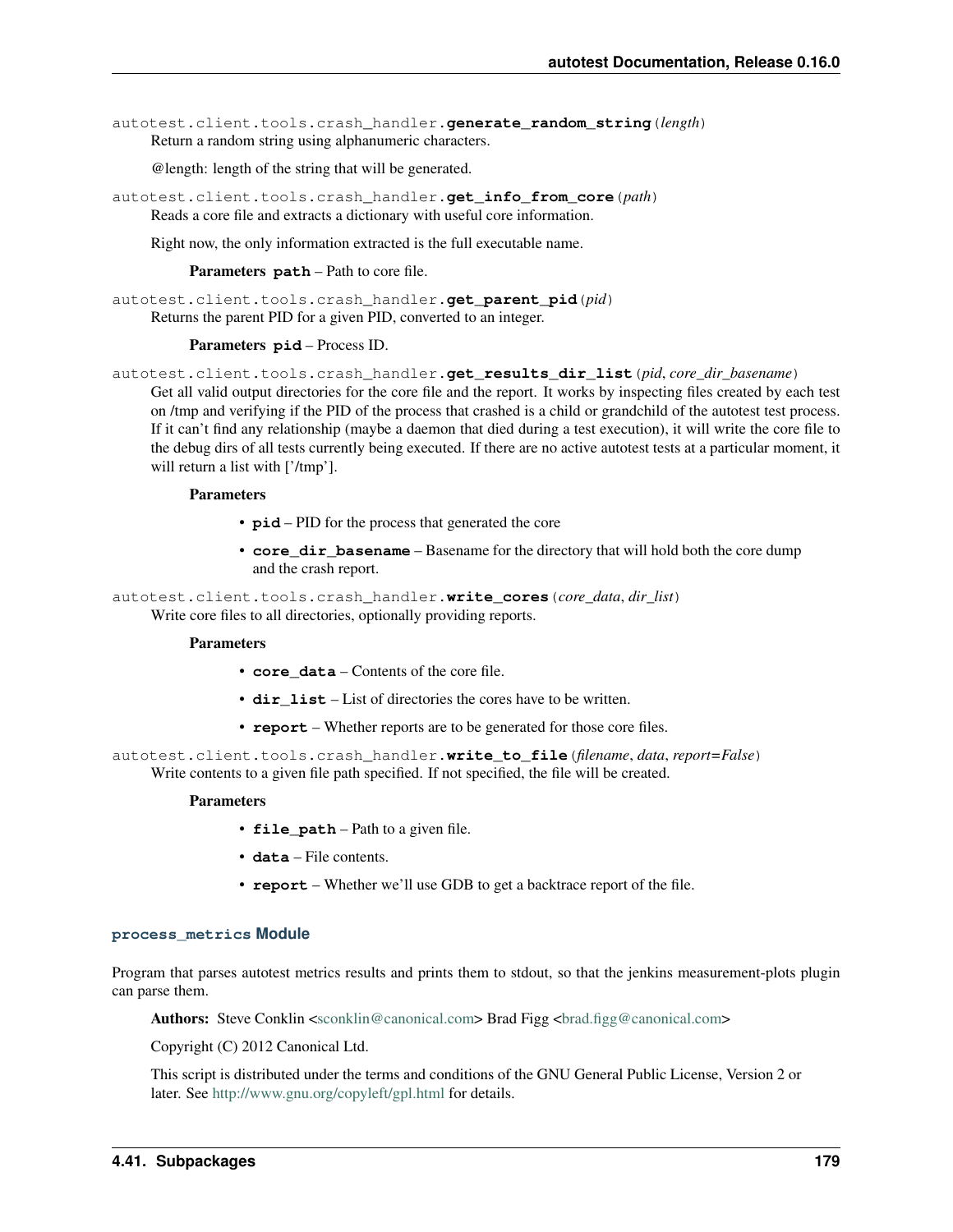`autotest.client.tools.crash_handler.generate_random_string(length)`
Return a random string using alphanumeric characters.

@length: length of the string that will be generated.

`autotest.client.tools.crash_handler.get_info_from_core(path)`
Reads a core file and extracts a dictionary with useful core information.

Right now, the only information extracted is the full executable name.

**Parameters** **path** – Path to core file.

`autotest.client.tools.crash_handler.get_parent_pid(pid)`
Returns the parent PID for a given PID, converted to an integer.

**Parameters** **pid** – Process ID.

`autotest.client.tools.crash_handler.get_results_dir_list(pid, core_dir_basename)`
Get all valid output directories for the core file and the report. It works by inspecting files created by each test on /tmp and verifying if the PID of the process that crashed is a child or grandchild of the autotest test process. If it can't find any relationship (maybe a daemon that died during a test execution), it will write the core file to the debug dirs of all tests currently being executed. If there are no active autotest tests at a particular moment, it will return a list with ['/tmp'].

**Parameters**

- **pid** – PID for the process that generated the core
- **core_dir_basename** – Basename for the directory that will hold both the core dump and the crash report.

`autotest.client.tools.crash_handler.write_cores(core_data, dir_list)`
Write core files to all directories, optionally providing reports.

**Parameters**

- **core_data** – Contents of the core file.
- **dir_list** – List of directories the cores have to be written.
- **report** – Whether reports are to be generated for those core files.

`autotest.client.tools.crash_handler.write_to_file(filename, data, report=False)`
Write contents to a given file path specified. If not specified, the file will be created.

**Parameters**

- **file_path** – Path to a given file.
- **data** – File contents.
- **report** – Whether we'll use GDB to get a backtrace report of the file.

### `process_metrics` Module

Program that parses autotest metrics results and prints them to stdout, so that the jenkins measurement-plots plugin can parse them.

**Authors:** Steve Conklin <sconklin@canonical.com> Brad Figg <brad.figg@canonical.com>

Copyright (C) 2012 Canonical Ltd.

This script is distributed under the terms and conditions of the GNU General Public License, Version 2 or later. See http://www.gnu.org/copyleft/gpl.html for details.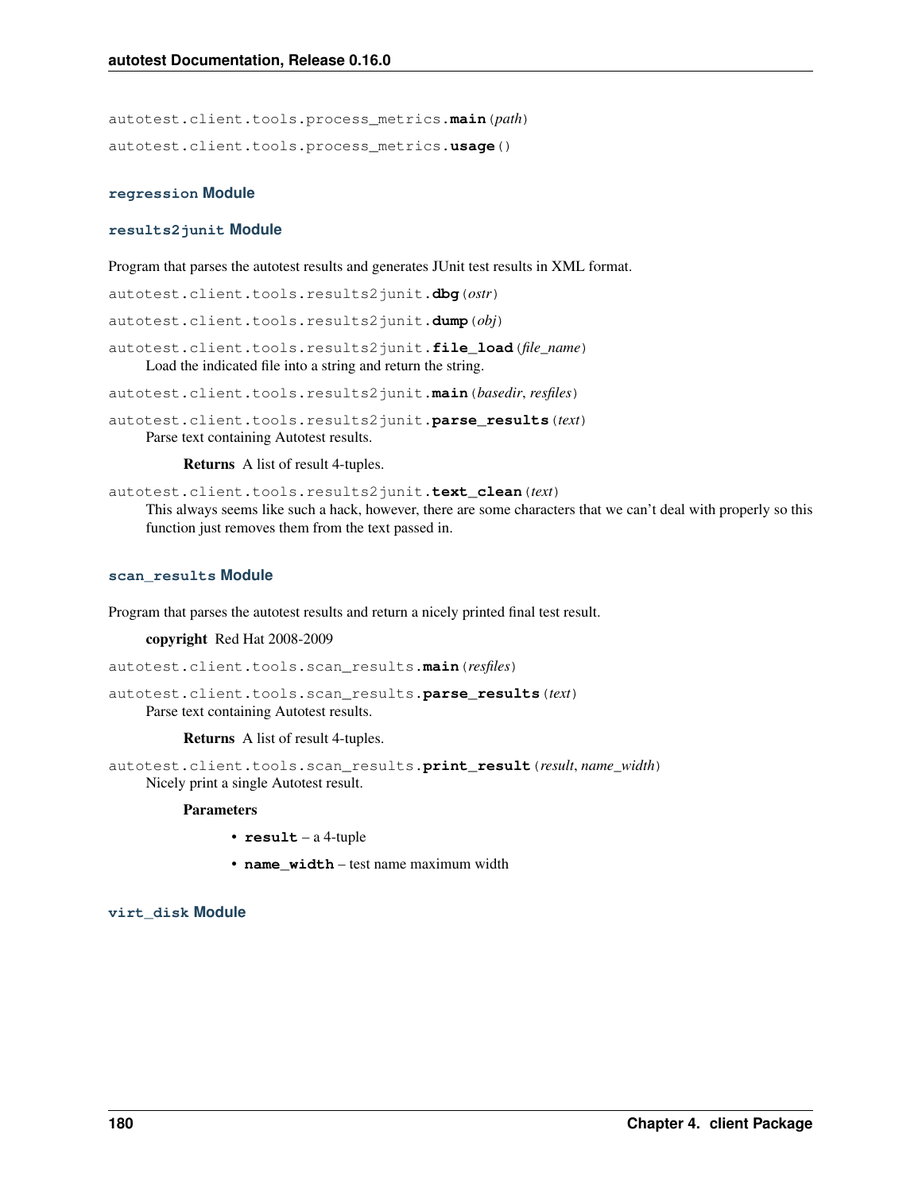autotest.client.tools.process_metrics.**main**(*path*)

autotest.client.tools.process_metrics.**usage**()

### `regression` Module

### `results2junit` Module

Program that parses the autotest results and generates JUnit test results in XML format.

autotest.client.tools.results2junit.**dbg**(*ostr*)

autotest.client.tools.results2junit.**dump**(*obj*)

autotest.client.tools.results2junit.**file_load**(*file_name*)
Load the indicated file into a string and return the string.

autotest.client.tools.results2junit.**main**(*basedir*, *resfiles*)

autotest.client.tools.results2junit.**parse_results**(*text*)
Parse text containing Autotest results.

**Returns** A list of result 4-tuples.

autotest.client.tools.results2junit.**text_clean**(*text*)
This always seems like such a hack, however, there are some characters that we can't deal with properly so this function just removes them from the text passed in.

### `scan_results` Module

Program that parses the autotest results and return a nicely printed final test result.

**copyright** Red Hat 2008-2009

autotest.client.tools.scan_results.**main**(*resfiles*)

autotest.client.tools.scan_results.**parse_results**(*text*)
Parse text containing Autotest results.

**Returns** A list of result 4-tuples.

autotest.client.tools.scan_results.**print_result**(*result*, *name_width*)
Nicely print a single Autotest result.

**Parameters**

- **result** – a 4-tuple
- **name_width** – test name maximum width

### `virt_disk` Module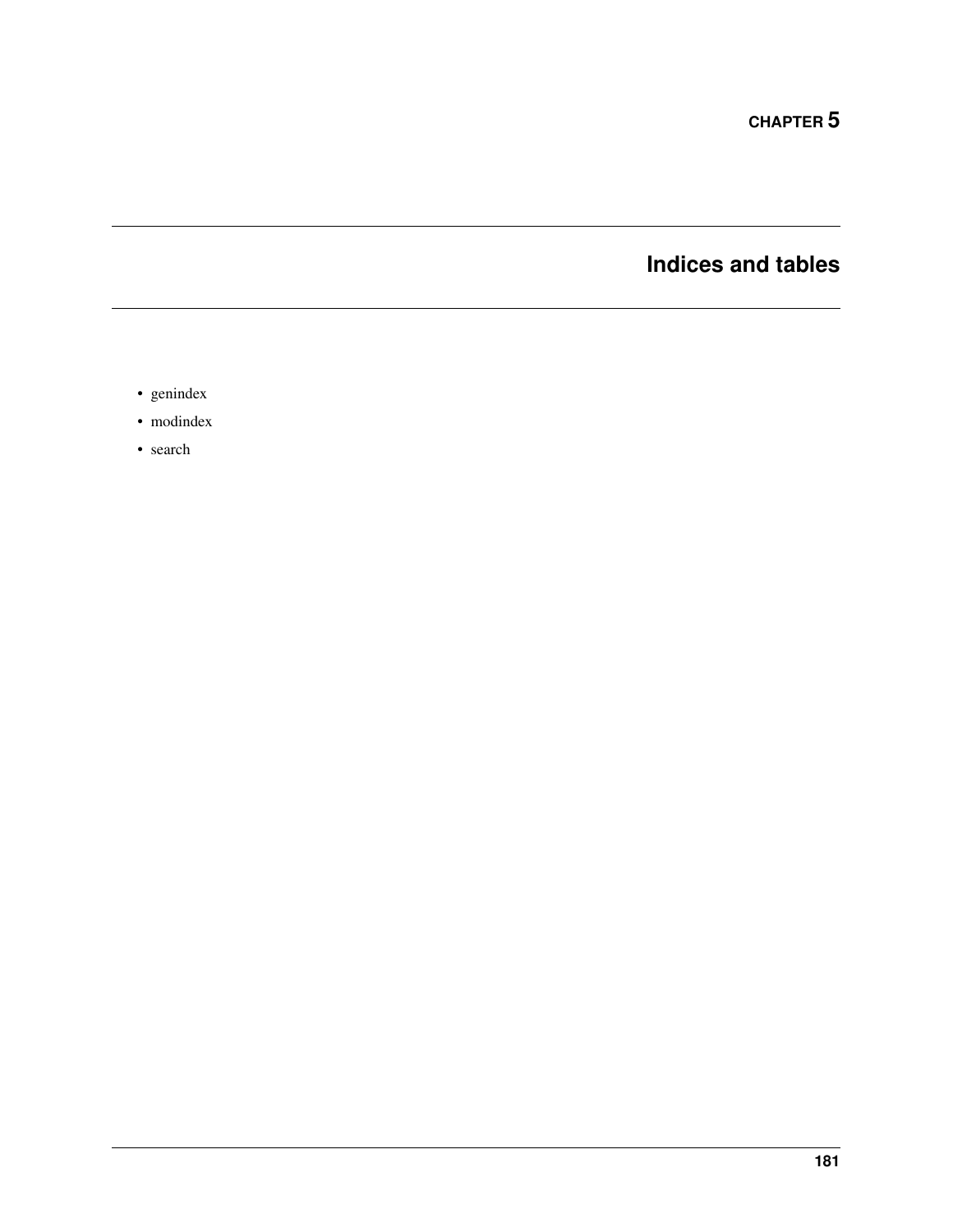# CHAPTER 5

# Indices and tables

- genindex
- modindex
- search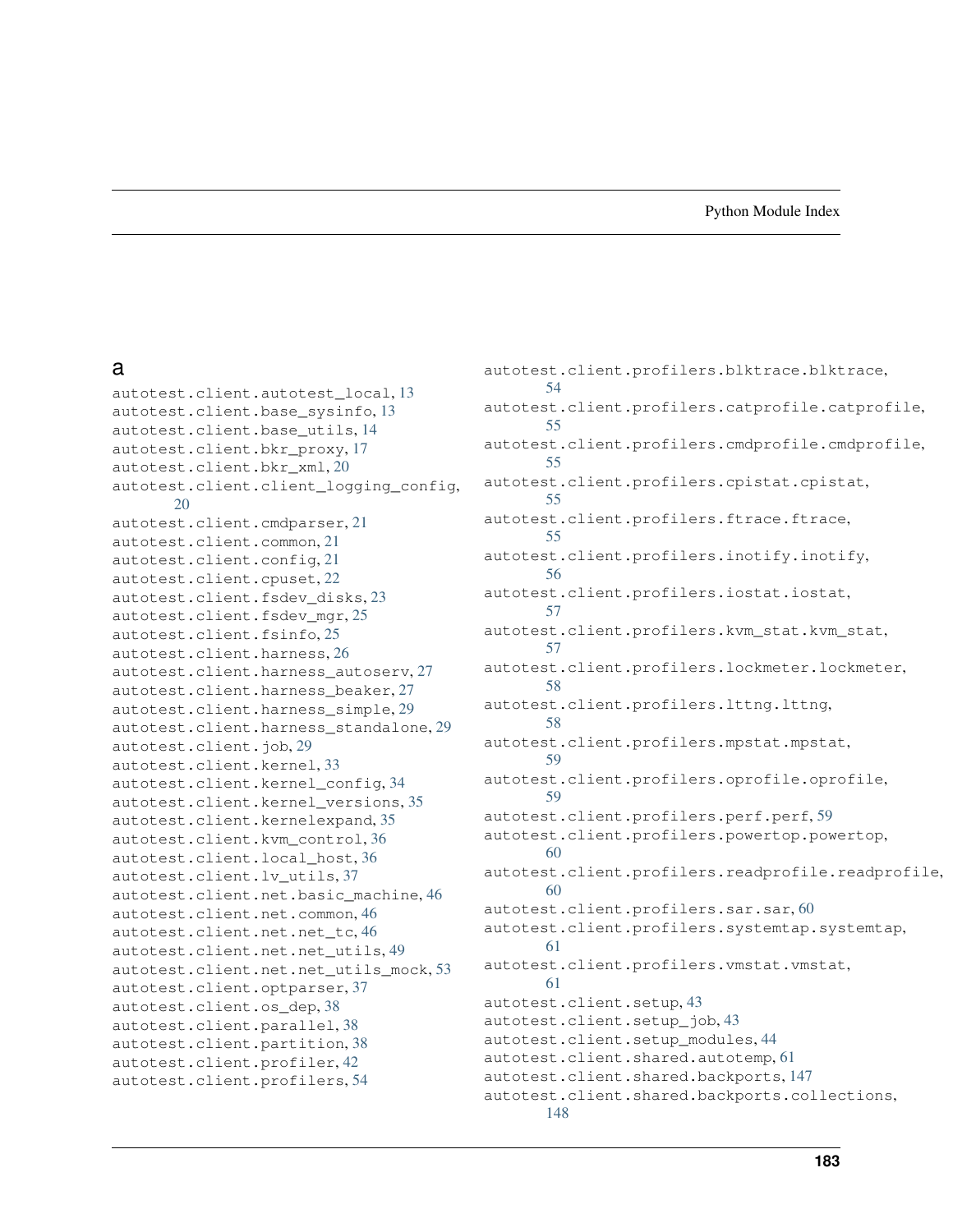# Python Module Index

## a

autotest.client.autotest_local, 13
autotest.client.base_sysinfo, 13
autotest.client.base_utils, 14
autotest.client.bkr_proxy, 17
autotest.client.bkr_xml, 20
autotest.client.client_logging_config, 20
autotest.client.cmdparser, 21
autotest.client.common, 21
autotest.client.config, 21
autotest.client.cpuset, 22
autotest.client.fsdev_disks, 23
autotest.client.fsdev_mgr, 25
autotest.client.fsinfo, 25
autotest.client.harness, 26
autotest.client.harness_autoserv, 27
autotest.client.harness_beaker, 27
autotest.client.harness_simple, 29
autotest.client.harness_standalone, 29
autotest.client.job, 29
autotest.client.kernel, 33
autotest.client.kernel_config, 34
autotest.client.kernel_versions, 35
autotest.client.kernelexpand, 35
autotest.client.kvm_control, 36
autotest.client.local_host, 36
autotest.client.lv_utils, 37
autotest.client.net.basic_machine, 46
autotest.client.net.common, 46
autotest.client.net.net_tc, 46
autotest.client.net.net_utils, 49
autotest.client.net.net_utils_mock, 53
autotest.client.optparser, 37
autotest.client.os_dep, 38
autotest.client.parallel, 38
autotest.client.partition, 38
autotest.client.profiler, 42
autotest.client.profilers, 54
autotest.client.profilers.blktrace.blktrace, 54
autotest.client.profilers.catprofile.catprofile, 55
autotest.client.profilers.cmdprofile.cmdprofile, 55
autotest.client.profilers.cpistat.cpistat, 55
autotest.client.profilers.ftrace.ftrace, 55
autotest.client.profilers.inotify.inotify, 56
autotest.client.profilers.iostat.iostat, 57
autotest.client.profilers.kvm_stat.kvm_stat, 57
autotest.client.profilers.lockmeter.lockmeter, 58
autotest.client.profilers.lttng.lttng, 58
autotest.client.profilers.mpstat.mpstat, 59
autotest.client.profilers.oprofile.oprofile, 59
autotest.client.profilers.perf.perf, 59
autotest.client.profilers.powertop.powertop, 60
autotest.client.profilers.readprofile.readprofile, 60
autotest.client.profilers.sar.sar, 60
autotest.client.profilers.systemtap.systemtap, 61
autotest.client.profilers.vmstat.vmstat, 61
autotest.client.setup, 43
autotest.client.setup_job, 43
autotest.client.setup_modules, 44
autotest.client.shared.autotemp, 61
autotest.client.shared.backports, 147
autotest.client.shared.backports.collections, 148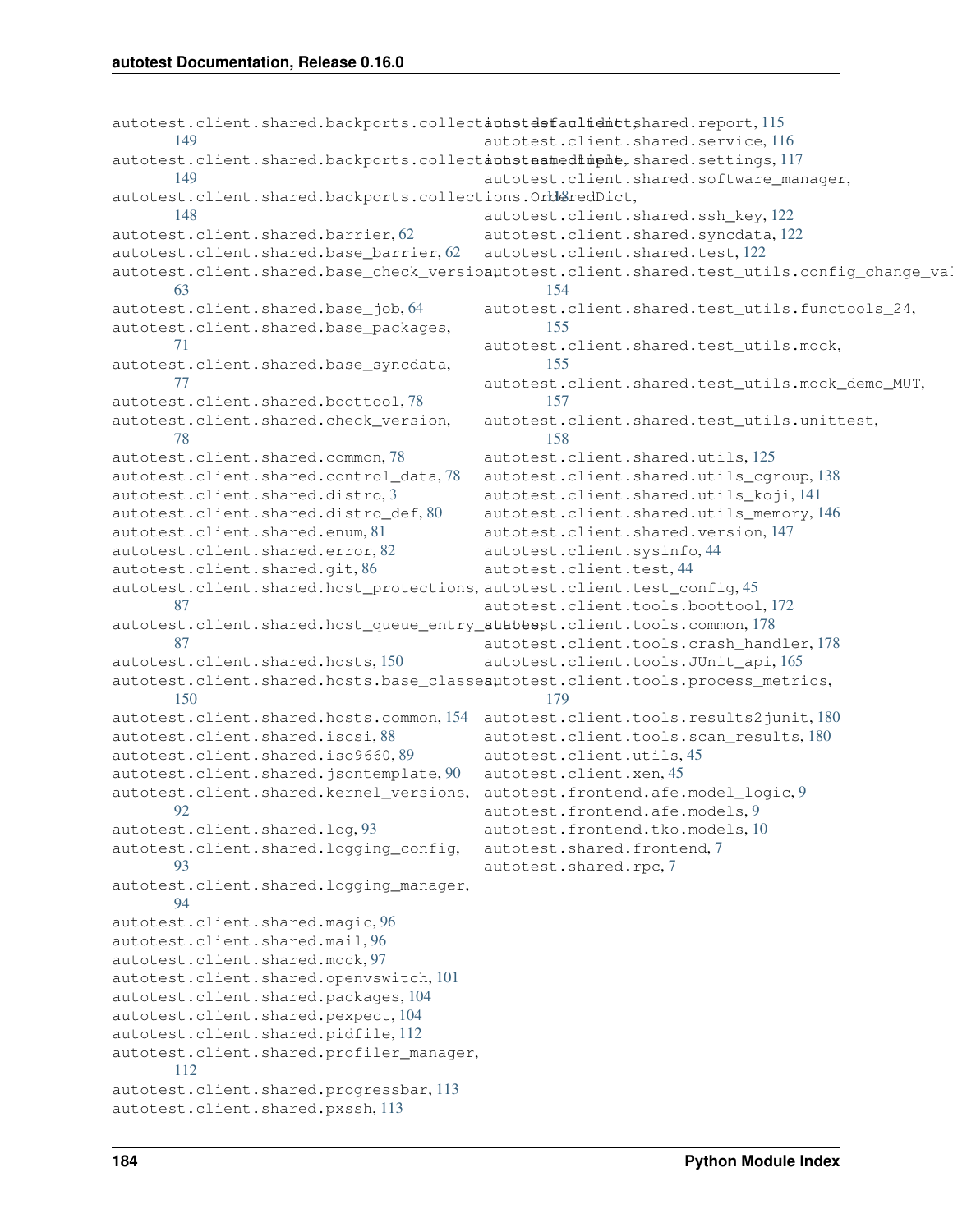autotest.client.shared.backports.collections.defaultdict, 149
autotest.client.shared.backports.collections.namedtuple, 149
autotest.client.shared.backports.collections.OrderedDict, 148
autotest.client.shared.barrier, 62
autotest.client.shared.base_barrier, 62
autotest.client.shared.base_check_version, 63
autotest.client.shared.base_job, 64
autotest.client.shared.base_packages, 71
autotest.client.shared.base_syncdata, 77
autotest.client.shared.boottool, 78
autotest.client.shared.check_version, 78
autotest.client.shared.common, 78
autotest.client.shared.control_data, 78
autotest.client.shared.distro, 3
autotest.client.shared.distro_def, 80
autotest.client.shared.enum, 81
autotest.client.shared.error, 82
autotest.client.shared.git, 86
autotest.client.shared.host_protections, 87
autotest.client.shared.host_queue_entry_states, 87
autotest.client.shared.hosts, 150
autotest.client.shared.hosts.base_classes, 150
autotest.client.shared.hosts.common, 154
autotest.client.shared.iscsi, 88
autotest.client.shared.iso9660, 89
autotest.client.shared.jsontemplate, 90
autotest.client.shared.kernel_versions, 92
autotest.client.shared.log, 93
autotest.client.shared.logging_config, 93
autotest.client.shared.logging_manager, 94
autotest.client.shared.magic, 96
autotest.client.shared.mail, 96
autotest.client.shared.mock, 97
autotest.client.shared.openvswitch, 101
autotest.client.shared.packages, 104
autotest.client.shared.pexpect, 104
autotest.client.shared.pidfile, 112
autotest.client.shared.profiler_manager, 112
autotest.client.shared.progressbar, 113
autotest.client.shared.pxssh, 113
autotest.client.shared.report, 115
autotest.client.shared.service, 116
autotest.client.shared.settings, 117
autotest.client.shared.software_manager, 118
autotest.client.shared.ssh_key, 122
autotest.client.shared.syncdata, 122
autotest.client.shared.test, 122
autotest.client.shared.test_utils.config_change_val, 154
autotest.client.shared.test_utils.functools_24, 155
autotest.client.shared.test_utils.mock, 155
autotest.client.shared.test_utils.mock_demo_MUT, 157
autotest.client.shared.test_utils.unittest, 158
autotest.client.shared.utils, 125
autotest.client.shared.utils_cgroup, 138
autotest.client.shared.utils_koji, 141
autotest.client.shared.utils_memory, 146
autotest.client.shared.version, 147
autotest.client.sysinfo, 44
autotest.client.test, 44
autotest.client.test_config, 45
autotest.client.tools.boottool, 172
autotest.client.tools.common, 178
autotest.client.tools.crash_handler, 178
autotest.client.tools.JUnit_api, 165
autotest.client.tools.process_metrics, 179
autotest.client.tools.results2junit, 180
autotest.client.tools.scan_results, 180
autotest.client.utils, 45
autotest.client.xen, 45
autotest.frontend.afe.model_logic, 9
autotest.frontend.afe.models, 9
autotest.frontend.tko.models, 10
autotest.shared.frontend, 7
autotest.shared.rpc, 7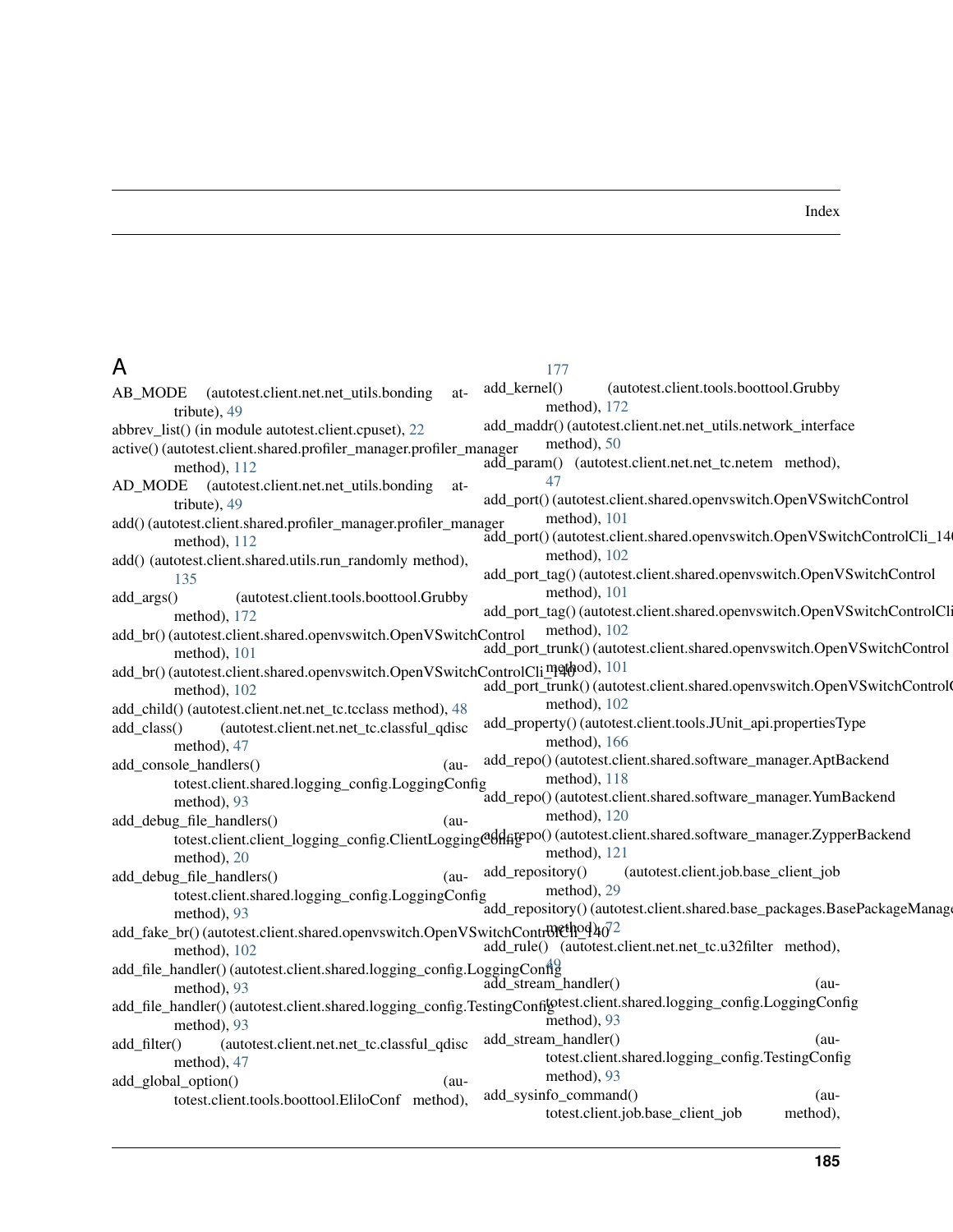# Index

## A

AB_MODE (autotest.client.net.net_utils.bonding attribute), 49
abbrev_list() (in module autotest.client.cpuset), 22
active() (autotest.client.shared.profiler_manager.profiler_manager method), 112
AD_MODE (autotest.client.net.net_utils.bonding attribute), 49
add() (autotest.client.shared.profiler_manager.profiler_manager method), 112
add() (autotest.client.shared.utils.run_randomly method), 135
add_args() (autotest.client.tools.boottool.Grubby method), 172
add_br() (autotest.client.shared.openvswitch.OpenVSwitchControl method), 101
add_br() (autotest.client.shared.openvswitch.OpenVSwitchControlCli_140 method), 102
add_child() (autotest.client.net.net_tc.tcclass method), 48
add_class() (autotest.client.net.net_tc.classful_qdisc method), 47
add_console_handlers() (autotest.client.shared.logging_config.LoggingConfig method), 93
add_debug_file_handlers() (autotest.client.client_logging_config.ClientLoggingConfig method), 20
add_debug_file_handlers() (autotest.client.shared.logging_config.LoggingConfig method), 93
add_fake_br() (autotest.client.shared.openvswitch.OpenVSwitchControlCli_140 method), 102
add_file_handler() (autotest.client.shared.logging_config.LoggingConfig method), 93
add_file_handler() (autotest.client.shared.logging_config.TestingConfig method), 93
add_filter() (autotest.client.net.net_tc.classful_qdisc method), 47
add_global_option() (autotest.client.tools.boottool.EliloConf method), 177
add_kernel() (autotest.client.tools.boottool.Grubby method), 172
add_maddr() (autotest.client.net.net_utils.network_interface method), 50
add_param() (autotest.client.net.net_tc.netem method), 47
add_port() (autotest.client.shared.openvswitch.OpenVSwitchControl method), 101
add_port() (autotest.client.shared.openvswitch.OpenVSwitchControlCli_140 method), 102
add_port_tag() (autotest.client.shared.openvswitch.OpenVSwitchControl method), 101
add_port_tag() (autotest.client.shared.openvswitch.OpenVSwitchControlCli_140 method), 102
add_port_trunk() (autotest.client.shared.openvswitch.OpenVSwitchControl method), 101
add_port_trunk() (autotest.client.shared.openvswitch.OpenVSwitchControlCli_140 method), 102
add_property() (autotest.client.tools.JUnit_api.propertiesType method), 166
add_repo() (autotest.client.shared.software_manager.AptBackend method), 118
add_repo() (autotest.client.shared.software_manager.YumBackend method), 120
add_repo() (autotest.client.shared.software_manager.ZypperBackend method), 121
add_repository() (autotest.client.job.base_client_job method), 29
add_repository() (autotest.client.shared.base_packages.BasePackageManager method), 72
add_rule() (autotest.client.net.net_tc.u32filter method), 49
add_stream_handler() (autotest.client.shared.logging_config.LoggingConfig method), 93
add_stream_handler() (autotest.client.shared.logging_config.TestingConfig method), 93
add_sysinfo_command() (autotest.client.job.base_client_job method),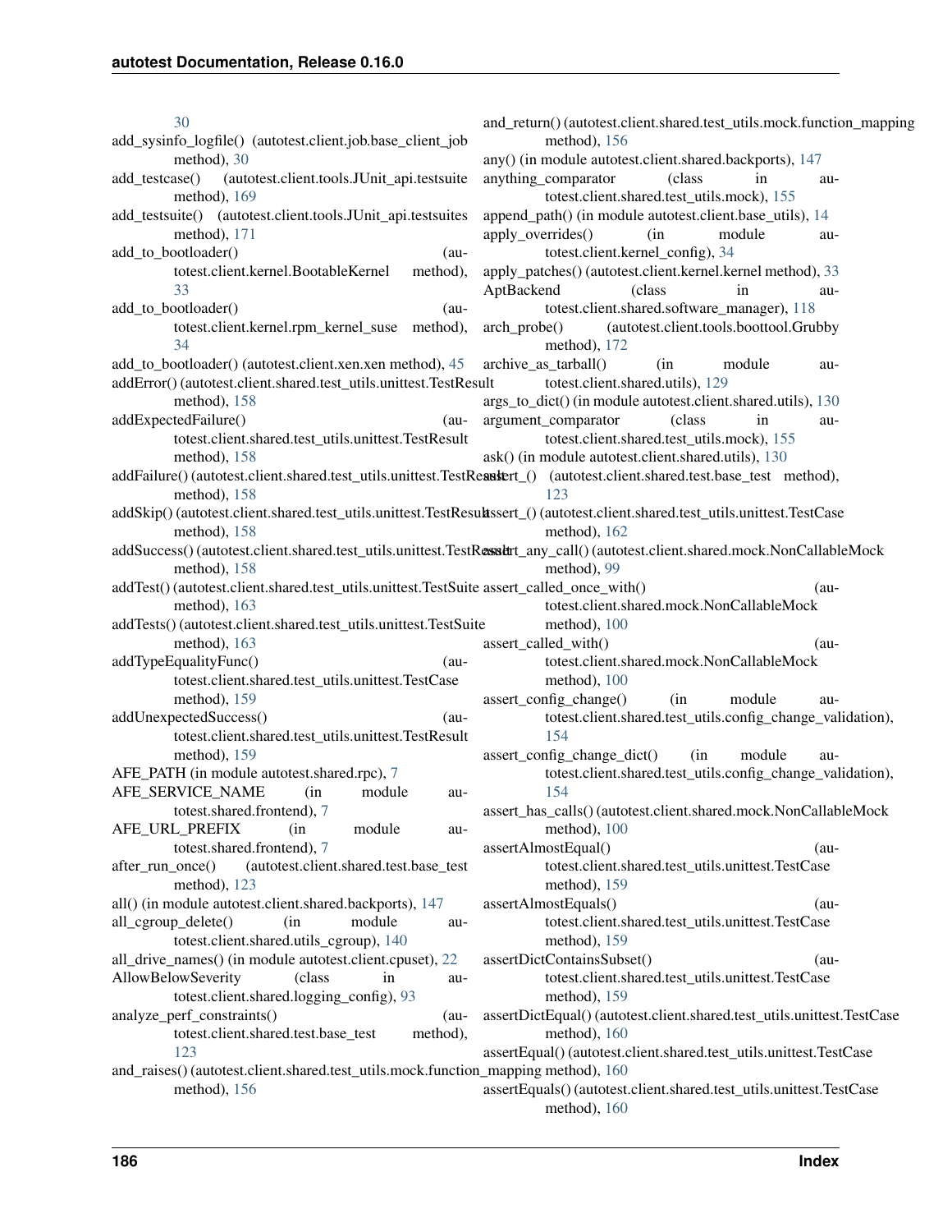30

add_sysinfo_logfile() (autotest.client.job.base_client_job method), 30

add_testcase() (autotest.client.tools.JUnit_api.testsuite method), 169

add_testsuite() (autotest.client.tools.JUnit_api.testsuites method), 171

add_to_bootloader() (autotest.client.kernel.BootableKernel method), 33

add_to_bootloader() (autotest.client.kernel.rpm_kernel_suse method), 34

add_to_bootloader() (autotest.client.xen.xen method), 45

addError() (autotest.client.shared.test_utils.unittest.TestResult method), 158

addExpectedFailure() (autotest.client.shared.test_utils.unittest.TestResult method), 158

addFailure() (autotest.client.shared.test_utils.unittest.TestResult method), 158

addSkip() (autotest.client.shared.test_utils.unittest.TestResult method), 158

addSuccess() (autotest.client.shared.test_utils.unittest.TestResult method), 158

addTest() (autotest.client.shared.test_utils.unittest.TestSuite method), 163

addTests() (autotest.client.shared.test_utils.unittest.TestSuite method), 163

addTypeEqualityFunc() (autotest.client.shared.test_utils.unittest.TestCase method), 159

addUnexpectedSuccess() (autotest.client.shared.test_utils.unittest.TestResult method), 159

AFE_PATH (in module autotest.shared.rpc), 7

AFE_SERVICE_NAME (in module autotest.shared.frontend), 7

AFE_URL_PREFIX (in module autotest.shared.frontend), 7

after_run_once() (autotest.client.shared.test.base_test method), 123

all() (in module autotest.client.shared.backports), 147

all_cgroup_delete() (in module autotest.client.shared.utils_cgroup), 140

all_drive_names() (in module autotest.client.cpuset), 22

AllowBelowSeverity (class in autotest.client.shared.logging_config), 93

analyze_perf_constraints() (autotest.client.shared.test.base_test method), 123

and_raises() (autotest.client.shared.test_utils.mock.function_mapping method), 156

and_return() (autotest.client.shared.test_utils.mock.function_mapping method), 156

any() (in module autotest.client.shared.backports), 147

anything_comparator (class in autotest.client.shared.test_utils.mock), 155

append_path() (in module autotest.client.base_utils), 14

apply_overrides() (in module autotest.client.kernel_config), 34

apply_patches() (autotest.client.kernel.kernel method), 33

AptBackend (class in autotest.client.shared.software_manager), 118

arch_probe() (autotest.client.tools.boottool.Grubby method), 172

archive_as_tarball() (in module autotest.client.shared.utils), 129

args_to_dict() (in module autotest.client.shared.utils), 130

argument_comparator (class in autotest.client.shared.test_utils.mock), 155

ask() (in module autotest.client.shared.utils), 130

assert_() (autotest.client.shared.test.base_test method), 123

assert_() (autotest.client.shared.test_utils.unittest.TestCase method), 162

assert_any_call() (autotest.client.shared.mock.NonCallableMock method), 99

assert_called_once_with() (autotest.client.shared.mock.NonCallableMock method), 100

assert_called_with() (autotest.client.shared.mock.NonCallableMock method), 100

assert_config_change() (in module autotest.client.shared.test_utils.config_change_validation), 154

assert_config_change_dict() (in module autotest.client.shared.test_utils.config_change_validation), 154

assert_has_calls() (autotest.client.shared.mock.NonCallableMock method), 100

assertAlmostEqual() (autotest.client.shared.test_utils.unittest.TestCase method), 159

assertAlmostEquals() (autotest.client.shared.test_utils.unittest.TestCase method), 159

assertDictContainsSubset() (autotest.client.shared.test_utils.unittest.TestCase method), 159

assertDictEqual() (autotest.client.shared.test_utils.unittest.TestCase method), 160

assertEqual() (autotest.client.shared.test_utils.unittest.TestCase method), 160

assertEquals() (autotest.client.shared.test_utils.unittest.TestCase method), 160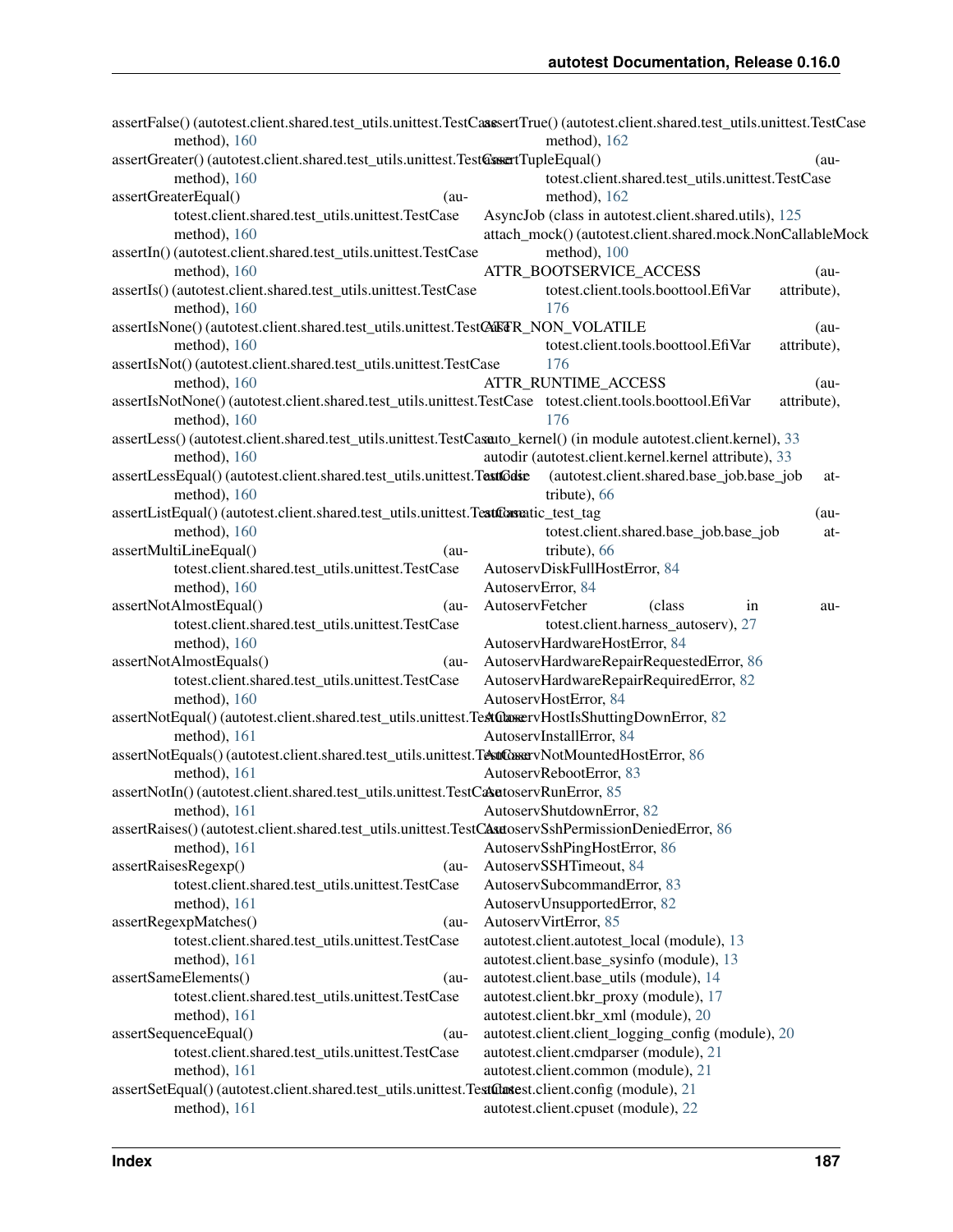assertFalse() (autotest.client.shared.test_utils.unittest.TestCase method), 160
assertGreater() (autotest.client.shared.test_utils.unittest.TestCase method), 160
assertGreaterEqual() (autotest.client.shared.test_utils.unittest.TestCase method), 160
assertIn() (autotest.client.shared.test_utils.unittest.TestCase method), 160
assertIs() (autotest.client.shared.test_utils.unittest.TestCase method), 160
assertIsNone() (autotest.client.shared.test_utils.unittest.TestCase method), 160
assertIsNot() (autotest.client.shared.test_utils.unittest.TestCase method), 160
assertIsNotNone() (autotest.client.shared.test_utils.unittest.TestCase method), 160
assertLess() (autotest.client.shared.test_utils.unittest.TestCase method), 160
assertLessEqual() (autotest.client.shared.test_utils.unittest.TestCase method), 160
assertListEqual() (autotest.client.shared.test_utils.unittest.TestCase method), 160
assertMultiLineEqual() (autotest.client.shared.test_utils.unittest.TestCase method), 160
assertNotAlmostEqual() (autotest.client.shared.test_utils.unittest.TestCase method), 160
assertNotAlmostEquals() (autotest.client.shared.test_utils.unittest.TestCase method), 160
assertNotEqual() (autotest.client.shared.test_utils.unittest.TestCase method), 161
assertNotEquals() (autotest.client.shared.test_utils.unittest.TestCase method), 161
assertNotIn() (autotest.client.shared.test_utils.unittest.TestCase method), 161
assertRaises() (autotest.client.shared.test_utils.unittest.TestCase method), 161
assertRaisesRegexp() (autotest.client.shared.test_utils.unittest.TestCase method), 161
assertRegexpMatches() (autotest.client.shared.test_utils.unittest.TestCase method), 161
assertSameElements() (autotest.client.shared.test_utils.unittest.TestCase method), 161
assertSequenceEqual() (autotest.client.shared.test_utils.unittest.TestCase method), 161
assertSetEqual() (autotest.client.shared.test_utils.unittest.TestCase method), 161
assertTrue() (autotest.client.shared.test_utils.unittest.TestCase method), 162
assertTupleEqual() (autotest.client.shared.test_utils.unittest.TestCase method), 162
AsyncJob (class in autotest.client.shared.utils), 125
attach_mock() (autotest.client.shared.mock.NonCallableMock method), 100
ATTR_BOOTSERVICE_ACCESS (autotest.client.tools.boottool.EfiVar attribute), 176
ATTR_NON_VOLATILE (autotest.client.tools.boottool.EfiVar attribute), 176
ATTR_RUNTIME_ACCESS (autotest.client.tools.boottool.EfiVar attribute), 176
auto_kernel() (in module autotest.client.kernel), 33
autodir (autotest.client.kernel.kernel attribute), 33
autodir (autotest.client.shared.base_job.base_job attribute), 66
automatic_test_tag (autotest.client.shared.base_job.base_job attribute), 66
AutoservDiskFullHostError, 84
AutoservError, 84
AutoservFetcher (class in autotest.client.harness_autoserv), 27
AutoservHardwareHostError, 84
AutoservHardwareRepairRequestedError, 86
AutoservHardwareRepairRequiredError, 82
AutoservHostError, 84
AutoservHostIsShuttingDownError, 82
AutoservInstallError, 84
AutoservNotMountedHostError, 86
AutoservRebootError, 83
AutoservRunError, 85
AutoservShutdownError, 82
AutoservSshPermissionDeniedError, 86
AutoservSshPingHostError, 86
AutoservSSHTimeout, 84
AutoservSubcommandError, 83
AutoservUnsupportedError, 82
AutoservVirtError, 85
autotest.client.autotest_local (module), 13
autotest.client.base_sysinfo (module), 13
autotest.client.base_utils (module), 14
autotest.client.bkr_proxy (module), 17
autotest.client.bkr_xml (module), 20
autotest.client.client_logging_config (module), 20
autotest.client.cmdparser (module), 21
autotest.client.common (module), 21
autotest.client.config (module), 21
autotest.client.cpuset (module), 22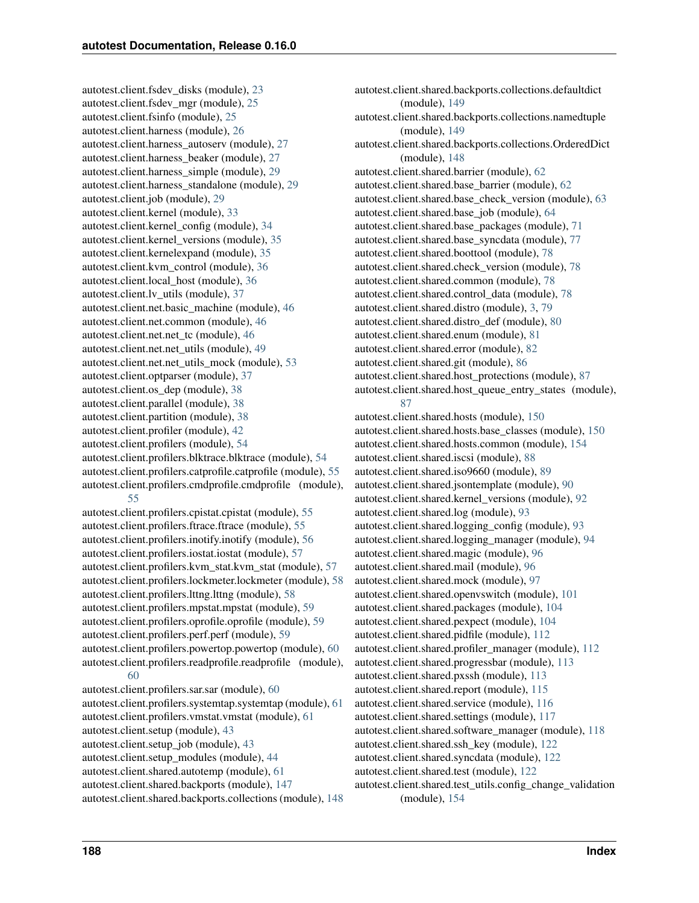autotest.client.fsdev_disks (module), 23
autotest.client.fsdev_mgr (module), 25
autotest.client.fsinfo (module), 25
autotest.client.harness (module), 26
autotest.client.harness_autoserv (module), 27
autotest.client.harness_beaker (module), 27
autotest.client.harness_simple (module), 29
autotest.client.harness_standalone (module), 29
autotest.client.job (module), 29
autotest.client.kernel (module), 33
autotest.client.kernel_config (module), 34
autotest.client.kernel_versions (module), 35
autotest.client.kernelexpand (module), 35
autotest.client.kvm_control (module), 36
autotest.client.local_host (module), 36
autotest.client.lv_utils (module), 37
autotest.client.net.basic_machine (module), 46
autotest.client.net.common (module), 46
autotest.client.net.net_tc (module), 46
autotest.client.net.net_utils (module), 49
autotest.client.net.net_utils_mock (module), 53
autotest.client.optparser (module), 37
autotest.client.os_dep (module), 38
autotest.client.parallel (module), 38
autotest.client.partition (module), 38
autotest.client.profiler (module), 42
autotest.client.profilers (module), 54
autotest.client.profilers.blktrace.blktrace (module), 54
autotest.client.profilers.catprofile.catprofile (module), 55
autotest.client.profilers.cmdprofile.cmdprofile (module), 55
autotest.client.profilers.cpistat.cpistat (module), 55
autotest.client.profilers.ftrace.ftrace (module), 55
autotest.client.profilers.inotify.inotify (module), 56
autotest.client.profilers.iostat.iostat (module), 57
autotest.client.profilers.kvm_stat.kvm_stat (module), 57
autotest.client.profilers.lockmeter.lockmeter (module), 58
autotest.client.profilers.lttng.lttng (module), 58
autotest.client.profilers.mpstat.mpstat (module), 59
autotest.client.profilers.oprofile.oprofile (module), 59
autotest.client.profilers.perf.perf (module), 59
autotest.client.profilers.powertop.powertop (module), 60
autotest.client.profilers.readprofile.readprofile (module), 60
autotest.client.profilers.sar.sar (module), 60
autotest.client.profilers.systemtap.systemtap (module), 61
autotest.client.profilers.vmstat.vmstat (module), 61
autotest.client.setup (module), 43
autotest.client.setup_job (module), 43
autotest.client.setup_modules (module), 44
autotest.client.shared.autotemp (module), 61
autotest.client.shared.backports (module), 147
autotest.client.shared.backports.collections (module), 148
autotest.client.shared.backports.collections.defaultdict (module), 149
autotest.client.shared.backports.collections.namedtuple (module), 149
autotest.client.shared.backports.collections.OrderedDict (module), 148
autotest.client.shared.barrier (module), 62
autotest.client.shared.base_barrier (module), 62
autotest.client.shared.base_check_version (module), 63
autotest.client.shared.base_job (module), 64
autotest.client.shared.base_packages (module), 71
autotest.client.shared.base_syncdata (module), 77
autotest.client.shared.boottool (module), 78
autotest.client.shared.check_version (module), 78
autotest.client.shared.common (module), 78
autotest.client.shared.control_data (module), 78
autotest.client.shared.distro (module), 3, 79
autotest.client.shared.distro_def (module), 80
autotest.client.shared.enum (module), 81
autotest.client.shared.error (module), 82
autotest.client.shared.git (module), 86
autotest.client.shared.host_protections (module), 87
autotest.client.shared.host_queue_entry_states (module), 87
autotest.client.shared.hosts (module), 150
autotest.client.shared.hosts.base_classes (module), 150
autotest.client.shared.hosts.common (module), 154
autotest.client.shared.iscsi (module), 88
autotest.client.shared.iso9660 (module), 89
autotest.client.shared.jsontemplate (module), 90
autotest.client.shared.kernel_versions (module), 92
autotest.client.shared.log (module), 93
autotest.client.shared.logging_config (module), 93
autotest.client.shared.logging_manager (module), 94
autotest.client.shared.magic (module), 96
autotest.client.shared.mail (module), 96
autotest.client.shared.mock (module), 97
autotest.client.shared.openvswitch (module), 101
autotest.client.shared.packages (module), 104
autotest.client.shared.pexpect (module), 104
autotest.client.shared.pidfile (module), 112
autotest.client.shared.profiler_manager (module), 112
autotest.client.shared.progressbar (module), 113
autotest.client.shared.pxssh (module), 113
autotest.client.shared.report (module), 115
autotest.client.shared.service (module), 116
autotest.client.shared.settings (module), 117
autotest.client.shared.software_manager (module), 118
autotest.client.shared.ssh_key (module), 122
autotest.client.shared.syncdata (module), 122
autotest.client.shared.test (module), 122
autotest.client.shared.test_utils.config_change_validation (module), 154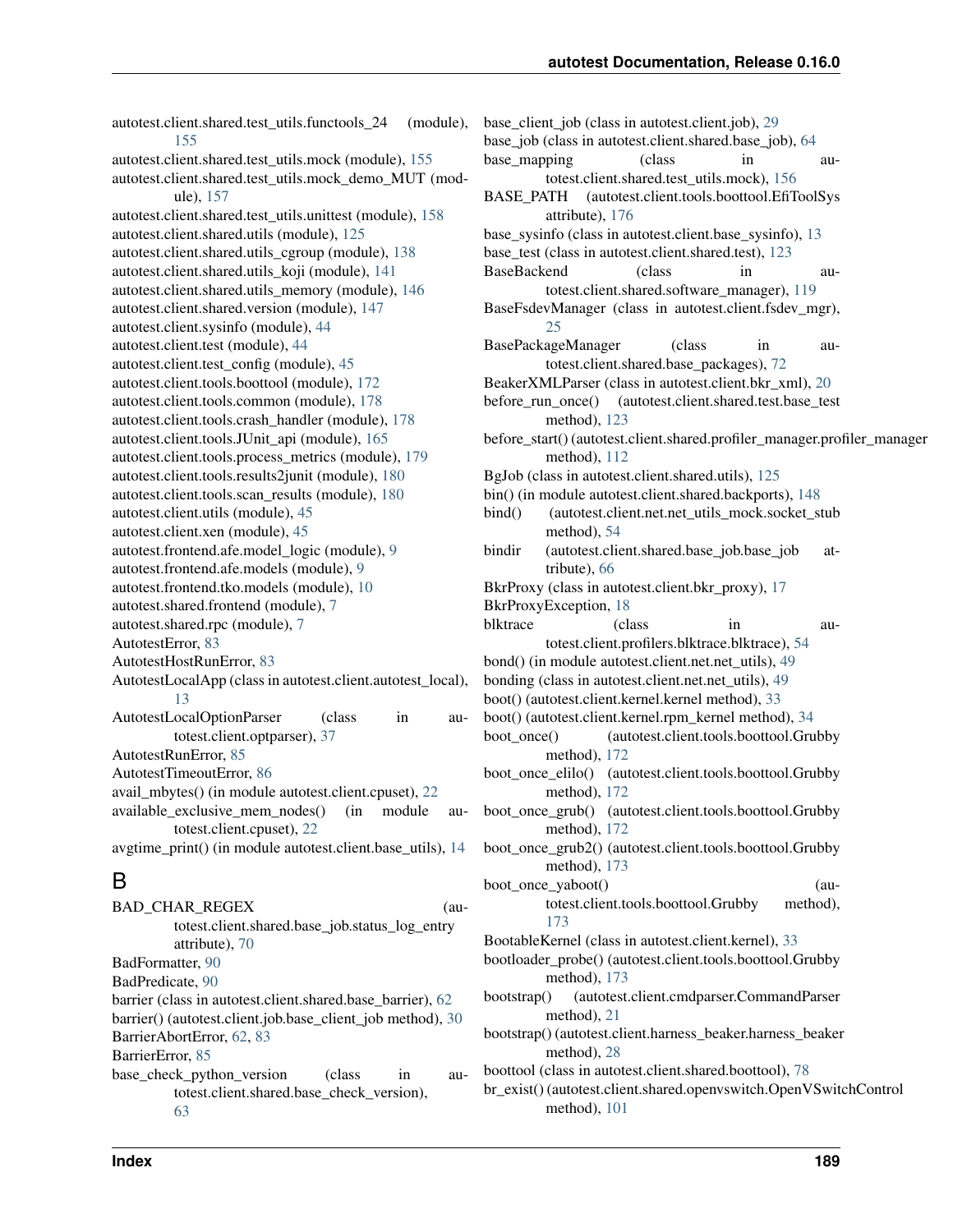autotest.client.shared.test_utils.functools_24 (module), 155
autotest.client.shared.test_utils.mock (module), 155
autotest.client.shared.test_utils.mock_demo_MUT (module), 157
autotest.client.shared.test_utils.unittest (module), 158
autotest.client.shared.utils (module), 125
autotest.client.shared.utils_cgroup (module), 138
autotest.client.shared.utils_koji (module), 141
autotest.client.shared.utils_memory (module), 146
autotest.client.shared.version (module), 147
autotest.client.sysinfo (module), 44
autotest.client.test (module), 44
autotest.client.test_config (module), 45
autotest.client.tools.boottool (module), 172
autotest.client.tools.common (module), 178
autotest.client.tools.crash_handler (module), 178
autotest.client.tools.JUnit_api (module), 165
autotest.client.tools.process_metrics (module), 179
autotest.client.tools.results2junit (module), 180
autotest.client.tools.scan_results (module), 180
autotest.client.utils (module), 45
autotest.client.xen (module), 45
autotest.frontend.afe.model_logic (module), 9
autotest.frontend.afe.models (module), 9
autotest.frontend.tko.models (module), 10
autotest.shared.frontend (module), 7
autotest.shared.rpc (module), 7
AutotestError, 83
AutotestHostRunError, 83
AutotestLocalApp (class in autotest.client.autotest_local), 13
AutotestLocalOptionParser (class in autotest.client.optparser), 37
AutotestRunError, 85
AutotestTimeoutError, 86
avail_mbytes() (in module autotest.client.cpuset), 22
available_exclusive_mem_nodes() (in module autotest.client.cpuset), 22
avgtime_print() (in module autotest.client.base_utils), 14

## B

BAD_CHAR_REGEX (autotest.client.shared.base_job.status_log_entry attribute), 70
BadFormatter, 90
BadPredicate, 90
barrier (class in autotest.client.shared.base_barrier), 62
barrier() (autotest.client.job.base_client_job method), 30
BarrierAbortError, 62, 83
BarrierError, 85
base_check_python_version (class in autotest.client.shared.base_check_version), 63
base_client_job (class in autotest.client.job), 29
base_job (class in autotest.client.shared.base_job), 64
base_mapping (class in autotest.client.shared.test_utils.mock), 156
BASE_PATH (autotest.client.tools.boottool.EfiToolSys attribute), 176
base_sysinfo (class in autotest.client.base_sysinfo), 13
base_test (class in autotest.client.shared.test), 123
BaseBackend (class in autotest.client.shared.software_manager), 119
BaseFsdevManager (class in autotest.client.fsdev_mgr), 25
BasePackageManager (class in autotest.client.shared.base_packages), 72
BeakerXMLParser (class in autotest.client.bkr_xml), 20
before_run_once() (autotest.client.shared.test.base_test method), 123
before_start() (autotest.client.shared.profiler_manager.profiler_manager method), 112
BgJob (class in autotest.client.shared.utils), 125
bin() (in module autotest.client.shared.backports), 148
bind() (autotest.client.net.net_utils_mock.socket_stub method), 54
bindir (autotest.client.shared.base_job.base_job attribute), 66
BkrProxy (class in autotest.client.bkr_proxy), 17
BkrProxyException, 18
blktrace (class in autotest.client.profilers.blktrace.blktrace), 54
bond() (in module autotest.client.net.net_utils), 49
bonding (class in autotest.client.net.net_utils), 49
boot() (autotest.client.kernel.kernel method), 33
boot() (autotest.client.kernel.rpm_kernel method), 34
boot_once() (autotest.client.tools.boottool.Grubby method), 172
boot_once_elilo() (autotest.client.tools.boottool.Grubby method), 172
boot_once_grub() (autotest.client.tools.boottool.Grubby method), 172
boot_once_grub2() (autotest.client.tools.boottool.Grubby method), 173
boot_once_yaboot() (autotest.client.tools.boottool.Grubby method), 173
BootableKernel (class in autotest.client.kernel), 33
bootloader_probe() (autotest.client.tools.boottool.Grubby method), 173
bootstrap() (autotest.client.cmdparser.CommandParser method), 21
bootstrap() (autotest.client.harness_beaker.harness_beaker method), 28
boottool (class in autotest.client.shared.boottool), 78
br_exist() (autotest.client.shared.openvswitch.OpenVSwitchControl method), 101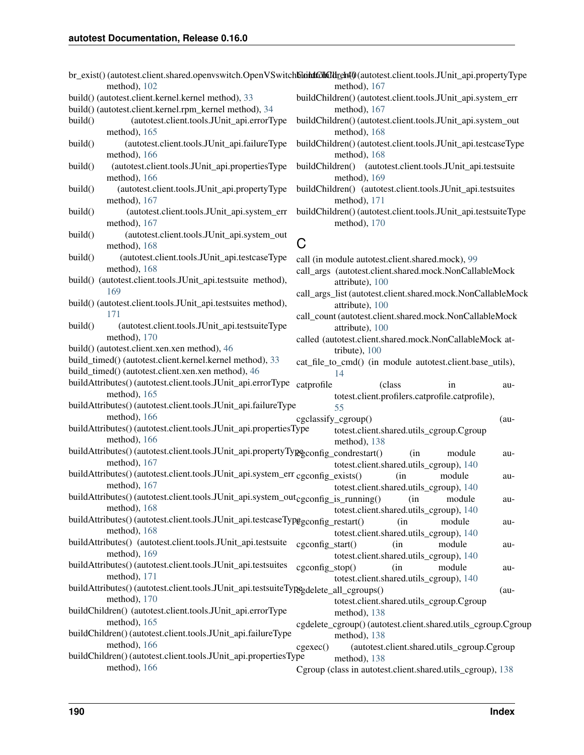br_exist() (autotest.client.shared.openvswitch.OpenVSwitchControlDB_140 method), 102
build() (autotest.client.kernel.kernel method), 33
build() (autotest.client.kernel.rpm_kernel method), 34
build() (autotest.client.tools.JUnit_api.errorType method), 165
build() (autotest.client.tools.JUnit_api.failureType method), 166
build() (autotest.client.tools.JUnit_api.propertiesType method), 166
build() (autotest.client.tools.JUnit_api.propertyType method), 167
build() (autotest.client.tools.JUnit_api.system_err method), 167
build() (autotest.client.tools.JUnit_api.system_out method), 168
build() (autotest.client.tools.JUnit_api.testcaseType method), 168
build() (autotest.client.tools.JUnit_api.testsuite method), 169
build() (autotest.client.tools.JUnit_api.testsuites method), 171
build() (autotest.client.tools.JUnit_api.testsuiteType method), 170
build() (autotest.client.xen.xen method), 46
build_timed() (autotest.client.kernel.kernel method), 33
build_timed() (autotest.client.xen.xen method), 46
buildAttributes() (autotest.client.tools.JUnit_api.errorType method), 165
buildAttributes() (autotest.client.tools.JUnit_api.failureType method), 166
buildAttributes() (autotest.client.tools.JUnit_api.propertiesType method), 166
buildAttributes() (autotest.client.tools.JUnit_api.propertyType method), 167
buildAttributes() (autotest.client.tools.JUnit_api.system_err method), 167
buildAttributes() (autotest.client.tools.JUnit_api.system_out method), 168
buildAttributes() (autotest.client.tools.JUnit_api.testcaseType method), 168
buildAttributes() (autotest.client.tools.JUnit_api.testsuite method), 169
buildAttributes() (autotest.client.tools.JUnit_api.testsuites method), 171
buildAttributes() (autotest.client.tools.JUnit_api.testsuiteType method), 170
buildChildren() (autotest.client.tools.JUnit_api.errorType method), 165
buildChildren() (autotest.client.tools.JUnit_api.failureType method), 166
buildChildren() (autotest.client.tools.JUnit_api.propertiesType method), 166
buildChildren() (autotest.client.tools.JUnit_api.propertyType method), 167
buildChildren() (autotest.client.tools.JUnit_api.system_err method), 167
buildChildren() (autotest.client.tools.JUnit_api.system_out method), 168
buildChildren() (autotest.client.tools.JUnit_api.testcaseType method), 168
buildChildren() (autotest.client.tools.JUnit_api.testsuite method), 169
buildChildren() (autotest.client.tools.JUnit_api.testsuites method), 171
buildChildren() (autotest.client.tools.JUnit_api.testsuiteType method), 170

## C

call (in module autotest.client.shared.mock), 99
call_args (autotest.client.shared.mock.NonCallableMock attribute), 100
call_args_list (autotest.client.shared.mock.NonCallableMock attribute), 100
call_count (autotest.client.shared.mock.NonCallableMock attribute), 100
called (autotest.client.shared.mock.NonCallableMock attribute), 100
cat_file_to_cmd() (in module autotest.client.base_utils), 14
catprofile (class in autotest.client.profilers.catprofile.catprofile), 55
cgclassify_cgroup() (autotest.client.shared.utils_cgroup.Cgroup method), 138
cgconfig_condrestart() (in module autotest.client.shared.utils_cgroup), 140
cgconfig_exists() (in module autotest.client.shared.utils_cgroup), 140
cgconfig_is_running() (in module autotest.client.shared.utils_cgroup), 140
cgconfig_restart() (in module autotest.client.shared.utils_cgroup), 140
cgconfig_start() (in module autotest.client.shared.utils_cgroup), 140
cgconfig_stop() (in module autotest.client.shared.utils_cgroup), 140
cgdelete_all_cgroups() (autotest.client.shared.utils_cgroup.Cgroup method), 138
cgdelete_cgroup() (autotest.client.shared.utils_cgroup.Cgroup method), 138
cgexec() (autotest.client.shared.utils_cgroup.Cgroup method), 138
Cgroup (class in autotest.client.shared.utils_cgroup), 138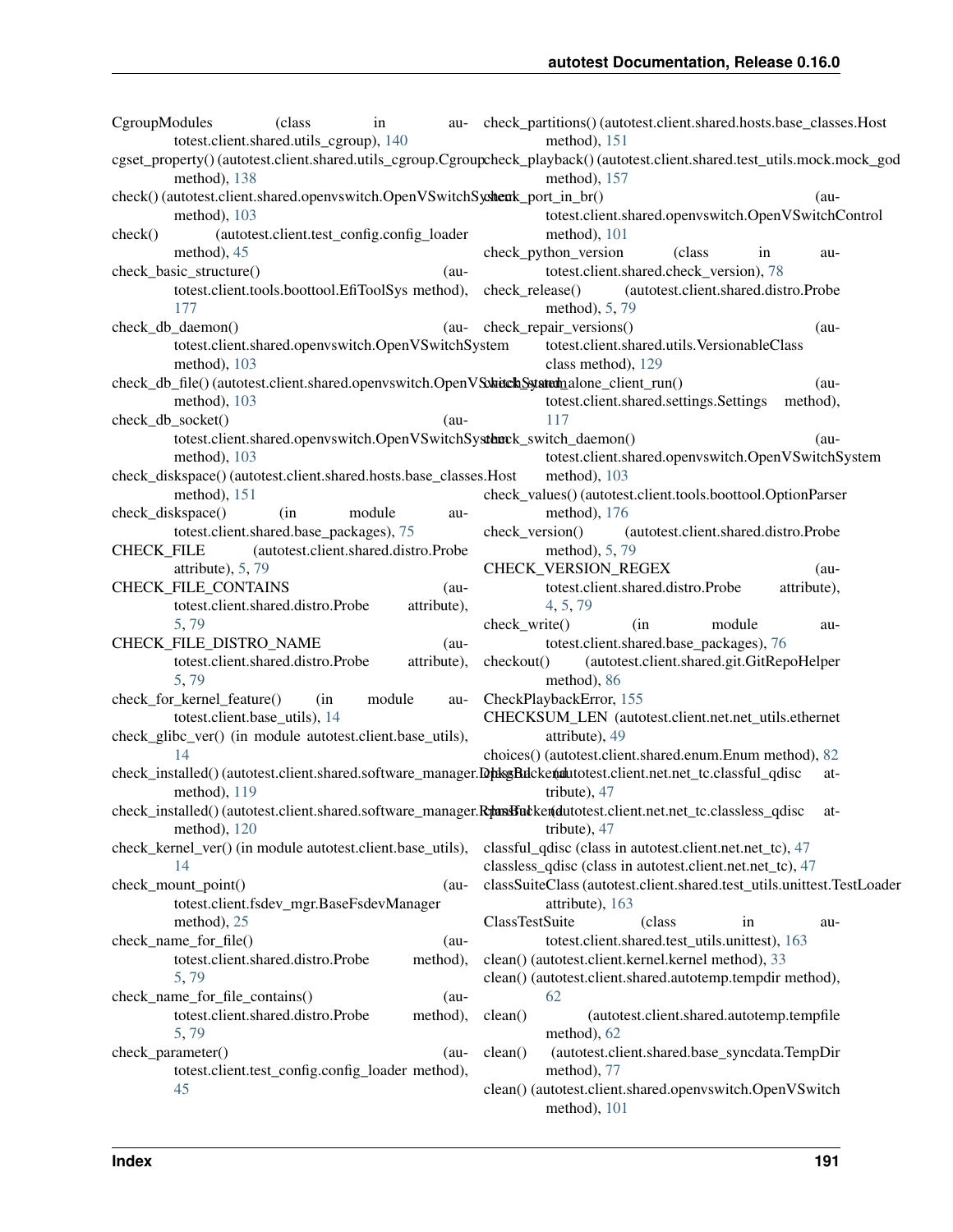CgroupModules (class in autotest.client.shared.utils_cgroup), 140
cgset_property() (autotest.client.shared.utils_cgroup.Cgroup method), 138
check() (autotest.client.shared.openvswitch.OpenVSwitchSystem method), 103
check() (autotest.client.test_config.config_loader method), 45
check_basic_structure() (autotest.client.tools.boottool.EfiToolSys method), 177
check_db_daemon() (autotest.client.shared.openvswitch.OpenVSwitchSystem method), 103
check_db_file() (autotest.client.shared.openvswitch.OpenVSwitchSystem method), 103
check_db_socket() (autotest.client.shared.openvswitch.OpenVSwitchSystem method), 103
check_diskspace() (autotest.client.shared.hosts.base_classes.Host method), 151
check_diskspace() (in module autotest.client.shared.base_packages), 75
CHECK_FILE (autotest.client.shared.distro.Probe attribute), 5, 79
CHECK_FILE_CONTAINS (autotest.client.shared.distro.Probe attribute), 5, 79
CHECK_FILE_DISTRO_NAME (autotest.client.shared.distro.Probe attribute), 5, 79
check_for_kernel_feature() (in module autotest.client.base_utils), 14
check_glibc_ver() (in module autotest.client.base_utils), 14
check_installed() (autotest.client.shared.software_manager.DpkgBackend method), 119
check_installed() (autotest.client.shared.software_manager.RpmBackend method), 120
check_kernel_ver() (in module autotest.client.base_utils), 14
check_mount_point() (autotest.client.fsdev_mgr.BaseFsdevManager method), 25
check_name_for_file() (autotest.client.shared.distro.Probe method), 5, 79
check_name_for_file_contains() (autotest.client.shared.distro.Probe method), 5, 79
check_parameter() (autotest.client.test_config.config_loader method), 45
check_partitions() (autotest.client.shared.hosts.base_classes.Host method), 151
check_playback() (autotest.client.shared.test_utils.mock.mock_god method), 157
check_port_in_br() (autotest.client.shared.openvswitch.OpenVSwitchControl method), 101
check_python_version (class in autotest.client.shared.check_version), 78
check_release() (autotest.client.shared.distro.Probe method), 5, 79
check_repair_versions() (autotest.client.shared.utils.VersionableClass class method), 129
check_standalone_client_run() (autotest.client.shared.settings.Settings method), 117
check_switch_daemon() (autotest.client.shared.openvswitch.OpenVSwitchSystem method), 103
check_values() (autotest.client.tools.boottool.OptionParser method), 176
check_version() (autotest.client.shared.distro.Probe method), 5, 79
CHECK_VERSION_REGEX (autotest.client.shared.distro.Probe attribute), 4, 5, 79
check_write() (in module autotest.client.shared.base_packages), 76
checkout() (autotest.client.shared.git.GitRepoHelper method), 86
CheckPlaybackError, 155
CHECKSUM_LEN (autotest.client.net.net_utils.ethernet attribute), 49
choices() (autotest.client.shared.enum.Enum method), 82
classful (autotest.client.net.net_tc.classful_qdisc attribute), 47
classless (autotest.client.net.net_tc.classless_qdisc attribute), 47
classful_qdisc (class in autotest.client.net.net_tc), 47
classless_qdisc (class in autotest.client.net.net_tc), 47
classSuiteClass (autotest.client.shared.test_utils.unittest.TestLoader attribute), 163
ClassTestSuite (class in autotest.client.shared.test_utils.unittest), 163
clean() (autotest.client.kernel.kernel method), 33
clean() (autotest.client.shared.autotemp.tempdir method), 62
clean() (autotest.client.shared.autotemp.tempfile method), 62
clean() (autotest.client.shared.base_syncdata.TempDir method), 77
clean() (autotest.client.shared.openvswitch.OpenVSwitch method), 101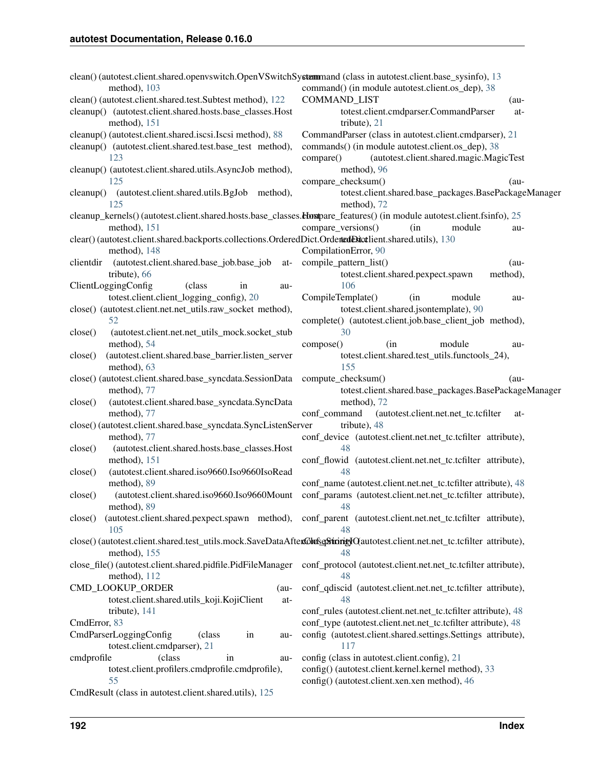clean() (autotest.client.shared.openvswitch.OpenVSwitchSystem method), 103
clean() (autotest.client.shared.test.Subtest method), 122
cleanup() (autotest.client.shared.hosts.base_classes.Host method), 151
cleanup() (autotest.client.shared.iscsi.Iscsi method), 88
cleanup() (autotest.client.shared.test.base_test method), 123
cleanup() (autotest.client.shared.utils.AsyncJob method), 125
cleanup() (autotest.client.shared.utils.BgJob method), 125
cleanup_kernels() (autotest.client.shared.hosts.base_classes.Host method), 151
clear() (autotest.client.shared.backports.collections.OrderedDict.OrderedDict method), 148
clientdir (autotest.client.shared.base_job.base_job attribute), 66
ClientLoggingConfig (class in autotest.client.client_logging_config), 20
close() (autotest.client.net.net_utils.raw_socket method), 52
close() (autotest.client.net.net_utils_mock.socket_stub method), 54
close() (autotest.client.shared.base_barrier.listen_server method), 63
close() (autotest.client.shared.base_syncdata.SessionData method), 77
close() (autotest.client.shared.base_syncdata.SyncData method), 77
close() (autotest.client.shared.base_syncdata.SyncListenServer method), 77
close() (autotest.client.shared.hosts.base_classes.Host method), 151
close() (autotest.client.shared.iso9660.Iso9660IsoRead method), 89
close() (autotest.client.shared.iso9660.Iso9660Mount method), 89
close() (autotest.client.shared.pexpect.spawn method), 105
close() (autotest.client.shared.test_utils.mock.SaveDataAfterCloseStringIO method), 155
close_file() (autotest.client.shared.pidfile.PidFileManager method), 112
CMD_LOOKUP_ORDER (autotest.client.shared.utils_koji.KojiClient attribute), 141
CmdError, 83
CmdParserLoggingConfig (class in autotest.client.cmdparser), 21
cmdprofile (class in autotest.client.profilers.cmdprofile.cmdprofile), 55
CmdResult (class in autotest.client.shared.utils), 125
command (class in autotest.client.base_sysinfo), 13
command() (in module autotest.client.os_dep), 38
COMMAND_LIST (autotest.client.cmdparser.CommandParser attribute), 21
CommandParser (class in autotest.client.cmdparser), 21
commands() (in module autotest.client.os_dep), 38
compare() (autotest.client.shared.magic.MagicTest method), 96
compare_checksum() (autotest.client.shared.base_packages.BasePackageManager method), 72
compare_features() (in module autotest.client.fsinfo), 25
compare_versions() (in module autotest.client.shared.utils), 130
CompilationError, 90
compile_pattern_list() (autotest.client.shared.pexpect.spawn method), 106
CompileTemplate() (in module autotest.client.shared.jsontemplate), 90
complete() (autotest.client.job.base_client_job method), 30
compose() (in module autotest.client.shared.test_utils.functools_24), 155
compute_checksum() (autotest.client.shared.base_packages.BasePackageManager method), 72
conf_command (autotest.client.net.net_tc.tcfilter attribute), 48
conf_device (autotest.client.net.net_tc.tcfilter attribute), 48
conf_flowid (autotest.client.net.net_tc.tcfilter attribute), 48
conf_name (autotest.client.net.net_tc.tcfilter attribute), 48
conf_params (autotest.client.net.net_tc.tcfilter attribute), 48
conf_parent (autotest.client.net.net_tc.tcfilter attribute), 48
conf_priority (autotest.client.net.net_tc.tcfilter attribute), 48
conf_protocol (autotest.client.net.net_tc.tcfilter attribute), 48
conf_qdiscid (autotest.client.net.net_tc.tcfilter attribute), 48
conf_rules (autotest.client.net.net_tc.tcfilter attribute), 48
conf_type (autotest.client.net.net_tc.tcfilter attribute), 48
config (autotest.client.shared.settings.Settings attribute), 117
config (class in autotest.client.config), 21
config() (autotest.client.kernel.kernel method), 33
config() (autotest.client.xen.xen method), 46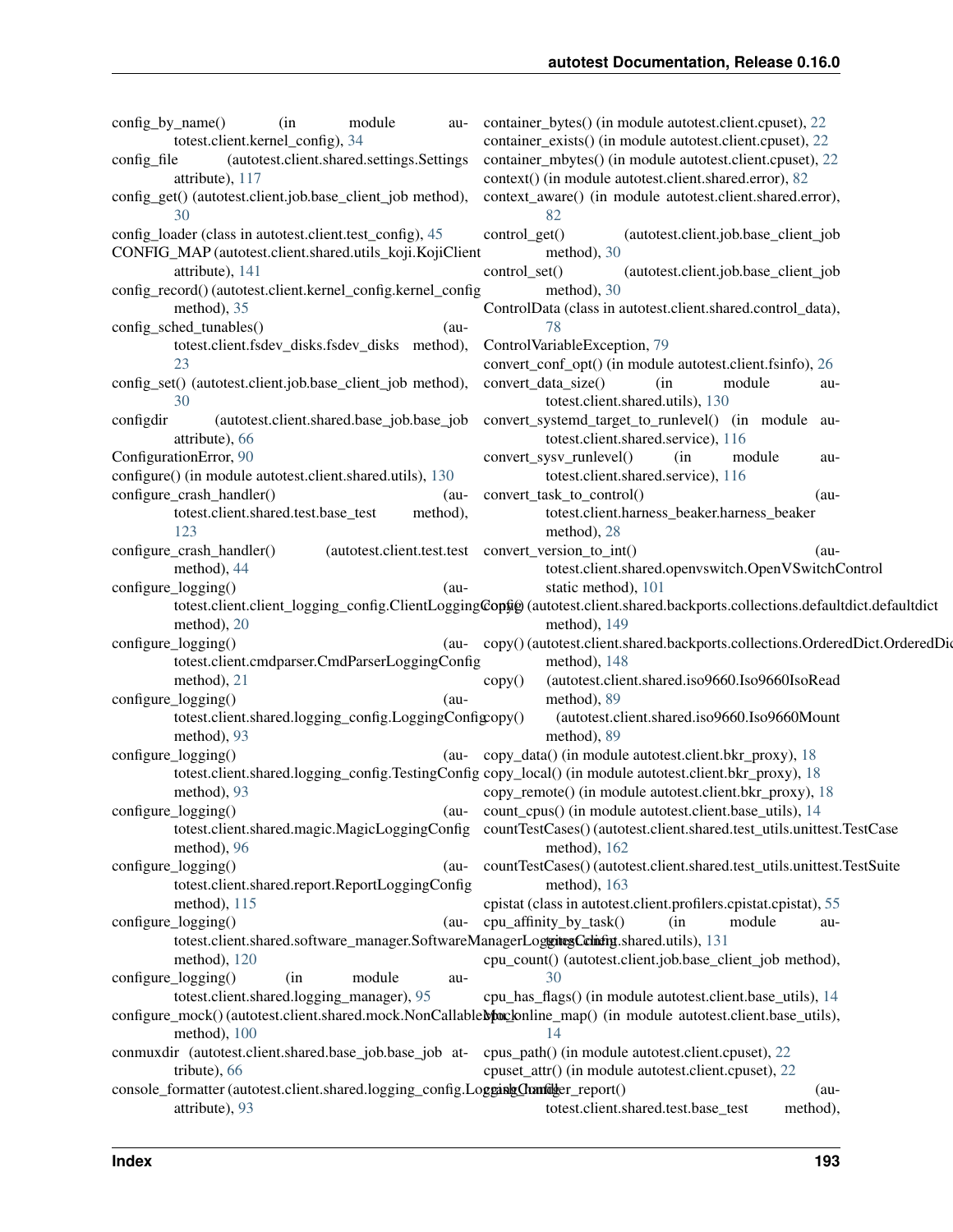config_by_name() (in module autotest.client.kernel_config), 34
config_file (autotest.client.shared.settings.Settings attribute), 117
config_get() (autotest.client.job.base_client_job method), 30
config_loader (class in autotest.client.test_config), 45
CONFIG_MAP (autotest.client.shared.utils_koji.KojiClient attribute), 141
config_record() (autotest.client.kernel_config.kernel_config method), 35
config_sched_tunables() (autotest.client.fsdev_disks.fsdev_disks method), 23
config_set() (autotest.client.job.base_client_job method), 30
configdir (autotest.client.shared.base_job.base_job attribute), 66
ConfigurationError, 90
configure() (in module autotest.client.shared.utils), 130
configure_crash_handler() (autotest.client.shared.test.base_test method), 123
configure_crash_handler() (autotest.client.test.test method), 44
configure_logging() (autotest.client.client_logging_config.ClientLoggingConfig method), 20
configure_logging() (autotest.client.cmdparser.CmdParserLoggingConfig method), 21
configure_logging() (autotest.client.shared.logging_config.LoggingConfig method), 93
configure_logging() (autotest.client.shared.logging_config.TestingConfig method), 93
configure_logging() (autotest.client.shared.magic.MagicLoggingConfig method), 96
configure_logging() (autotest.client.shared.report.ReportLoggingConfig method), 115
configure_logging() (autotest.client.shared.software_manager.SoftwareManagerLoggingConfig method), 120
configure_logging() (in module autotest.client.shared.logging_manager), 95
configure_mock() (autotest.client.shared.mock.NonCallableMock method), 100
conmuxdir (autotest.client.shared.base_job.base_job attribute), 66
console_formatter (autotest.client.shared.logging_config.LoggingConfig attribute), 93
container_bytes() (in module autotest.client.cpuset), 22
container_exists() (in module autotest.client.cpuset), 22
container_mbytes() (in module autotest.client.cpuset), 22
context() (in module autotest.client.shared.error), 82
context_aware() (in module autotest.client.shared.error), 82
control_get() (autotest.client.job.base_client_job method), 30
control_set() (autotest.client.job.base_client_job method), 30
ControlData (class in autotest.client.shared.control_data), 78
ControlVariableException, 79
convert_conf_opt() (in module autotest.client.fsinfo), 26
convert_data_size() (in module autotest.client.shared.utils), 130
convert_systemd_target_to_runlevel() (in module autotest.client.shared.service), 116
convert_sysv_runlevel() (in module autotest.client.shared.service), 116
convert_task_to_control() (autotest.client.harness_beaker.harness_beaker method), 28
convert_version_to_int() (autotest.client.shared.openvswitch.OpenVSwitchControl static method), 101
copy() (autotest.client.shared.backports.collections.defaultdict.defaultdict method), 149
copy() (autotest.client.shared.backports.collections.OrderedDict.OrderedDict method), 148
copy() (autotest.client.shared.iso9660.Iso9660IsoRead method), 89
copy() (autotest.client.shared.iso9660.Iso9660Mount method), 89
copy_data() (in module autotest.client.bkr_proxy), 18
copy_local() (in module autotest.client.bkr_proxy), 18
copy_remote() (in module autotest.client.bkr_proxy), 18
count_cpus() (in module autotest.client.base_utils), 14
countTestCases() (autotest.client.shared.test_utils.unittest.TestCase method), 162
countTestCases() (autotest.client.shared.test_utils.unittest.TestSuite method), 163
cpistat (class in autotest.client.profilers.cpistat.cpistat), 55
cpu_affinity_by_task() (in module autotest.client.shared.utils), 131
cpu_count() (autotest.client.job.base_client_job method), 30
cpu_has_flags() (in module autotest.client.base_utils), 14
cpu_online_map() (in module autotest.client.base_utils), 14
cpus_path() (in module autotest.client.cpuset), 22
cpuset_attr() (in module autotest.client.cpuset), 22
crash_handler_report() (autotest.client.shared.test.base_test method),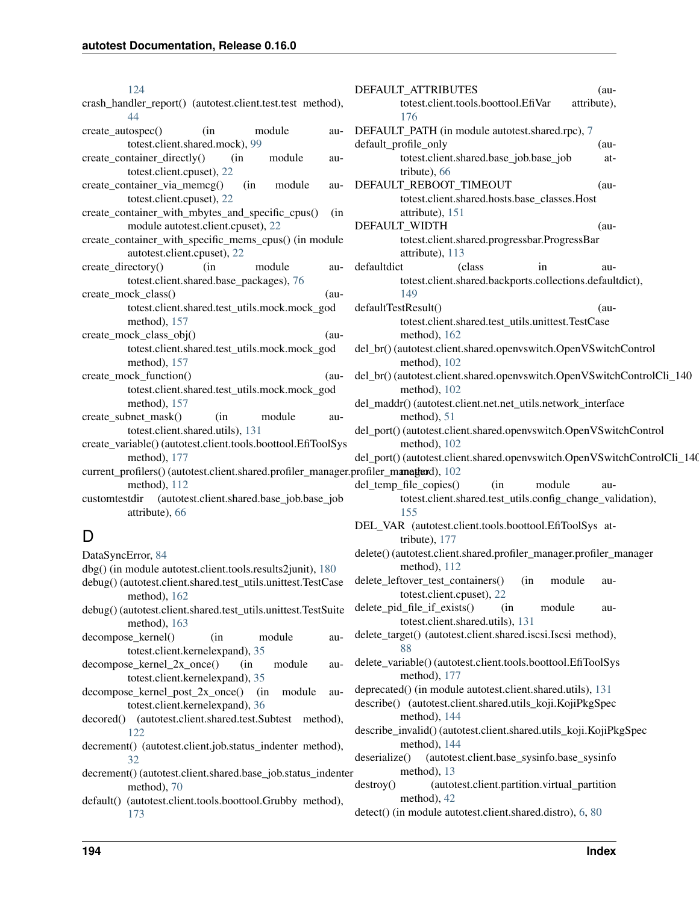124

crash_handler_report() (autotest.client.test.test method), 44

create_autospec() (in module autotest.client.shared.mock), 99

create_container_directly() (in module autotest.client.cpuset), 22

create_container_via_memcg() (in module autotest.client.cpuset), 22

create_container_with_mbytes_and_specific_cpus() (in module autotest.client.cpuset), 22

create_container_with_specific_mems_cpus() (in module autotest.client.cpuset), 22

create_directory() (in module autotest.client.shared.base_packages), 76

create_mock_class() (autotest.client.shared.test_utils.mock.mock_god method), 157

create_mock_class_obj() (autotest.client.shared.test_utils.mock.mock_god method), 157

create_mock_function() (autotest.client.shared.test_utils.mock.mock_god method), 157

create_subnet_mask() (in module autotest.client.shared.utils), 131

create_variable() (autotest.client.tools.boottool.EfiToolSys method), 177

current_profilers() (autotest.client.shared.profiler_manager.profiler_manager method), 112

customtestdir (autotest.client.shared.base_job.base_job attribute), 66

## D

DataSyncError, 84

dbg() (in module autotest.client.tools.results2junit), 180

debug() (autotest.client.shared.test_utils.unittest.TestCase method), 162

debug() (autotest.client.shared.test_utils.unittest.TestSuite method), 163

decompose_kernel() (in module autotest.client.kernelexpand), 35

decompose_kernel_2x_once() (in module autotest.client.kernelexpand), 35

decompose_kernel_post_2x_once() (in module autotest.client.kernelexpand), 36

decored() (autotest.client.shared.test.Subtest method), 122

decrement() (autotest.client.job.status_indenter method), 32

decrement() (autotest.client.shared.base_job.status_indenter method), 70

default() (autotest.client.tools.boottool.Grubby method), 173

DEFAULT_ATTRIBUTES (autotest.client.tools.boottool.EfiVar attribute), 176

DEFAULT_PATH (in module autotest.shared.rpc), 7

default_profile_only (autotest.client.shared.base_job.base_job attribute), 66

DEFAULT_REBOOT_TIMEOUT (autotest.client.shared.hosts.base_classes.Host attribute), 151

DEFAULT_WIDTH (autotest.client.shared.progressbar.ProgressBar attribute), 113

defaultdict (class in autotest.client.shared.backports.collections.defaultdict), 149

defaultTestResult() (autotest.client.shared.test_utils.unittest.TestCase method), 162

del_br() (autotest.client.shared.openvswitch.OpenVSwitchControl method), 102

del_br() (autotest.client.shared.openvswitch.OpenVSwitchControlCli_140 method), 102

del_maddr() (autotest.client.net.net_utils.network_interface method), 51

del_port() (autotest.client.shared.openvswitch.OpenVSwitchControl method), 102

del_port() (autotest.client.shared.openvswitch.OpenVSwitchControlCli_140 method), 102

del_temp_file_copies() (in module autotest.client.shared.test_utils.config_change_validation), 155

DEL_VAR (autotest.client.tools.boottool.EfiToolSys attribute), 177

delete() (autotest.client.shared.profiler_manager.profiler_manager method), 112

delete_leftover_test_containers() (in module autotest.client.cpuset), 22

delete_pid_file_if_exists() (in module autotest.client.shared.utils), 131

delete_target() (autotest.client.shared.iscsi.Iscsi method), 88

delete_variable() (autotest.client.tools.boottool.EfiToolSys method), 177

deprecated() (in module autotest.client.shared.utils), 131

describe() (autotest.client.shared.utils_koji.KojiPkgSpec method), 144

describe_invalid() (autotest.client.shared.utils_koji.KojiPkgSpec method), 144

deserialize() (autotest.client.base_sysinfo.base_sysinfo method), 13

destroy() (autotest.client.partition.virtual_partition method), 42

detect() (in module autotest.client.shared.distro), 6, 80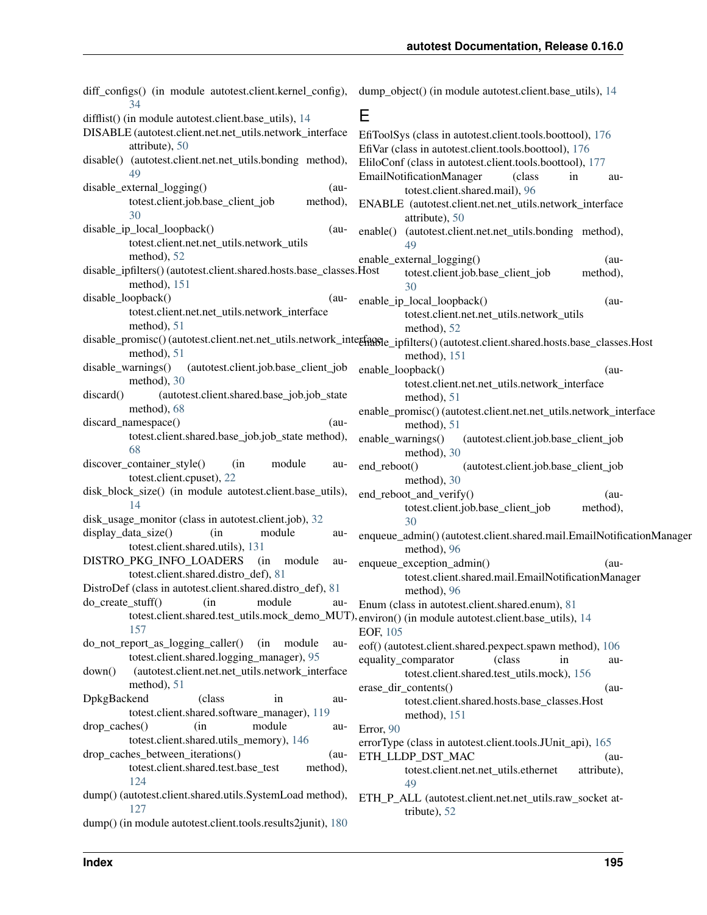diff_configs() (in module autotest.client.kernel_config), 34

difflist() (in module autotest.client.base_utils), 14

DISABLE (autotest.client.net.net_utils.network_interface attribute), 50

disable() (autotest.client.net.net_utils.bonding method), 49

disable_external_logging() (autotest.client.job.base_client_job method), 30

disable_ip_local_loopback() (autotest.client.net.net_utils.network_utils method), 52

disable_ipfilters() (autotest.client.shared.hosts.base_classes.Host method), 151

disable_loopback() (autotest.client.net.net_utils.network_interface method), 51

disable_promisc() (autotest.client.net.net_utils.network_interface method), 51

disable_warnings() (autotest.client.job.base_client_job method), 30

discard() (autotest.client.shared.base_job.job_state method), 68

discard_namespace() (autotest.client.shared.base_job.job_state method), 68

discover_container_style() (in module autotest.client.cpuset), 22

disk_block_size() (in module autotest.client.base_utils), 14

disk_usage_monitor (class in autotest.client.job), 32

display_data_size() (in module autotest.client.shared.utils), 131

DISTRO_PKG_INFO_LOADERS (in module autotest.client.shared.distro_def), 81

DistroDef (class in autotest.client.shared.distro_def), 81

do_create_stuff() (in module autotest.client.shared.test_utils.mock_demo_MUT), 157

do_not_report_as_logging_caller() (in module autotest.client.shared.logging_manager), 95

down() (autotest.client.net.net_utils.network_interface method), 51

DpkgBackend (class in autotest.client.shared.software_manager), 119

drop_caches() (in module autotest.client.shared.utils_memory), 146

drop_caches_between_iterations() (autotest.client.shared.test.base_test method), 124

dump() (autotest.client.shared.utils.SystemLoad method), 127

dump() (in module autotest.client.tools.results2junit), 180

dump_object() (in module autotest.client.base_utils), 14

# E

EfiToolSys (class in autotest.client.tools.boottool), 176

EfiVar (class in autotest.client.tools.boottool), 176

EliloConf (class in autotest.client.tools.boottool), 177

EmailNotificationManager (class in autotest.client.shared.mail), 96

ENABLE (autotest.client.net.net_utils.network_interface attribute), 50

enable() (autotest.client.net.net_utils.bonding method), 49

enable_external_logging() (autotest.client.job.base_client_job method), 30

enable_ip_local_loopback() (autotest.client.net.net_utils.network_utils method), 52

enable_ipfilters() (autotest.client.shared.hosts.base_classes.Host method), 151

enable_loopback() (autotest.client.net.net_utils.network_interface method), 51

enable_promisc() (autotest.client.net.net_utils.network_interface method), 51

enable_warnings() (autotest.client.job.base_client_job method), 30

end_reboot() (autotest.client.job.base_client_job method), 30

end_reboot_and_verify() (autotest.client.job.base_client_job method), 30

enqueue_admin() (autotest.client.shared.mail.EmailNotificationManager method), 96

enqueue_exception_admin() (autotest.client.shared.mail.EmailNotificationManager method), 96

Enum (class in autotest.client.shared.enum), 81

environ() (in module autotest.client.base_utils), 14

EOF, 105

eof() (autotest.client.shared.pexpect.spawn method), 106

equality_comparator (class in autotest.client.shared.test_utils.mock), 156

erase_dir_contents() (autotest.client.shared.hosts.base_classes.Host method), 151

Error, 90

errorType (class in autotest.client.tools.JUnit_api), 165

ETH_LLDP_DST_MAC (autotest.client.net.net_utils.ethernet attribute), 49

ETH_P_ALL (autotest.client.net.net_utils.raw_socket attribute), 52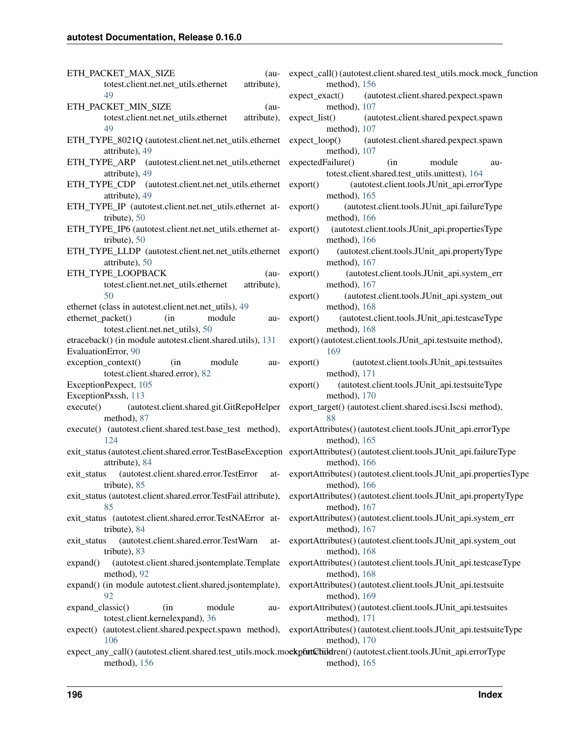ETH_PACKET_MAX_SIZE (autotest.client.net.net_utils.ethernet attribute), 49

ETH_PACKET_MIN_SIZE (autotest.client.net.net_utils.ethernet attribute), 49

ETH_TYPE_8021Q (autotest.client.net.net_utils.ethernet attribute), 49

ETH_TYPE_ARP (autotest.client.net.net_utils.ethernet attribute), 49

ETH_TYPE_CDP (autotest.client.net.net_utils.ethernet attribute), 49

ETH_TYPE_IP (autotest.client.net.net_utils.ethernet attribute), 50

ETH_TYPE_IP6 (autotest.client.net.net_utils.ethernet attribute), 50

ETH_TYPE_LLDP (autotest.client.net.net_utils.ethernet attribute), 50

ETH_TYPE_LOOPBACK (autotest.client.net.net_utils.ethernet attribute), 50

ethernet (class in autotest.client.net.net_utils), 49

ethernet_packet() (in module autotest.client.net.net_utils), 50

etraceback() (in module autotest.client.shared.utils), 131

EvaluationError, 90

exception_context() (in module autotest.client.shared.error), 82

ExceptionPexpect, 105

ExceptionPxssh, 113

execute() (autotest.client.shared.git.GitRepoHelper method), 87

execute() (autotest.client.shared.test.base_test method), 124

exit_status (autotest.client.shared.error.TestBaseException attribute), 84

exit_status (autotest.client.shared.error.TestError attribute), 85

exit_status (autotest.client.shared.error.TestFail attribute), 85

exit_status (autotest.client.shared.error.TestNAError attribute), 84

exit_status (autotest.client.shared.error.TestWarn attribute), 83

expand() (autotest.client.shared.jsontemplate.Template method), 92

expand() (in module autotest.client.shared.jsontemplate), 92

expand_classic() (in module autotest.client.kernelexpand), 36

expect() (autotest.client.shared.pexpect.spawn method), 106

expect_any_call() (autotest.client.shared.test_utils.mock.mock_function method), 156

expect_call() (autotest.client.shared.test_utils.mock.mock_function method), 156

expect_exact() (autotest.client.shared.pexpect.spawn method), 107

expect_list() (autotest.client.shared.pexpect.spawn method), 107

expect_loop() (autotest.client.shared.pexpect.spawn method), 107

expectedFailure() (in module autotest.client.shared.test_utils.unittest), 164

export() (autotest.client.tools.JUnit_api.errorType method), 165

export() (autotest.client.tools.JUnit_api.failureType method), 166

export() (autotest.client.tools.JUnit_api.propertiesType method), 166

export() (autotest.client.tools.JUnit_api.propertyType method), 167

export() (autotest.client.tools.JUnit_api.system_err method), 167

export() (autotest.client.tools.JUnit_api.system_out method), 168

export() (autotest.client.tools.JUnit_api.testcaseType method), 168

export() (autotest.client.tools.JUnit_api.testsuite method), 169

export() (autotest.client.tools.JUnit_api.testsuites method), 171

export() (autotest.client.tools.JUnit_api.testsuiteType method), 170

export_target() (autotest.client.shared.iscsi.Iscsi method), 88

exportAttributes() (autotest.client.tools.JUnit_api.errorType method), 165

exportAttributes() (autotest.client.tools.JUnit_api.failureType method), 166

exportAttributes() (autotest.client.tools.JUnit_api.propertiesType method), 166

exportAttributes() (autotest.client.tools.JUnit_api.propertyType method), 167

exportAttributes() (autotest.client.tools.JUnit_api.system_err method), 167

exportAttributes() (autotest.client.tools.JUnit_api.system_out method), 168

exportAttributes() (autotest.client.tools.JUnit_api.testcaseType method), 168

exportAttributes() (autotest.client.tools.JUnit_api.testsuite method), 169

exportAttributes() (autotest.client.tools.JUnit_api.testsuites method), 171

exportAttributes() (autotest.client.tools.JUnit_api.testsuiteType method), 170

exportChildren() (autotest.client.tools.JUnit_api.errorType method), 165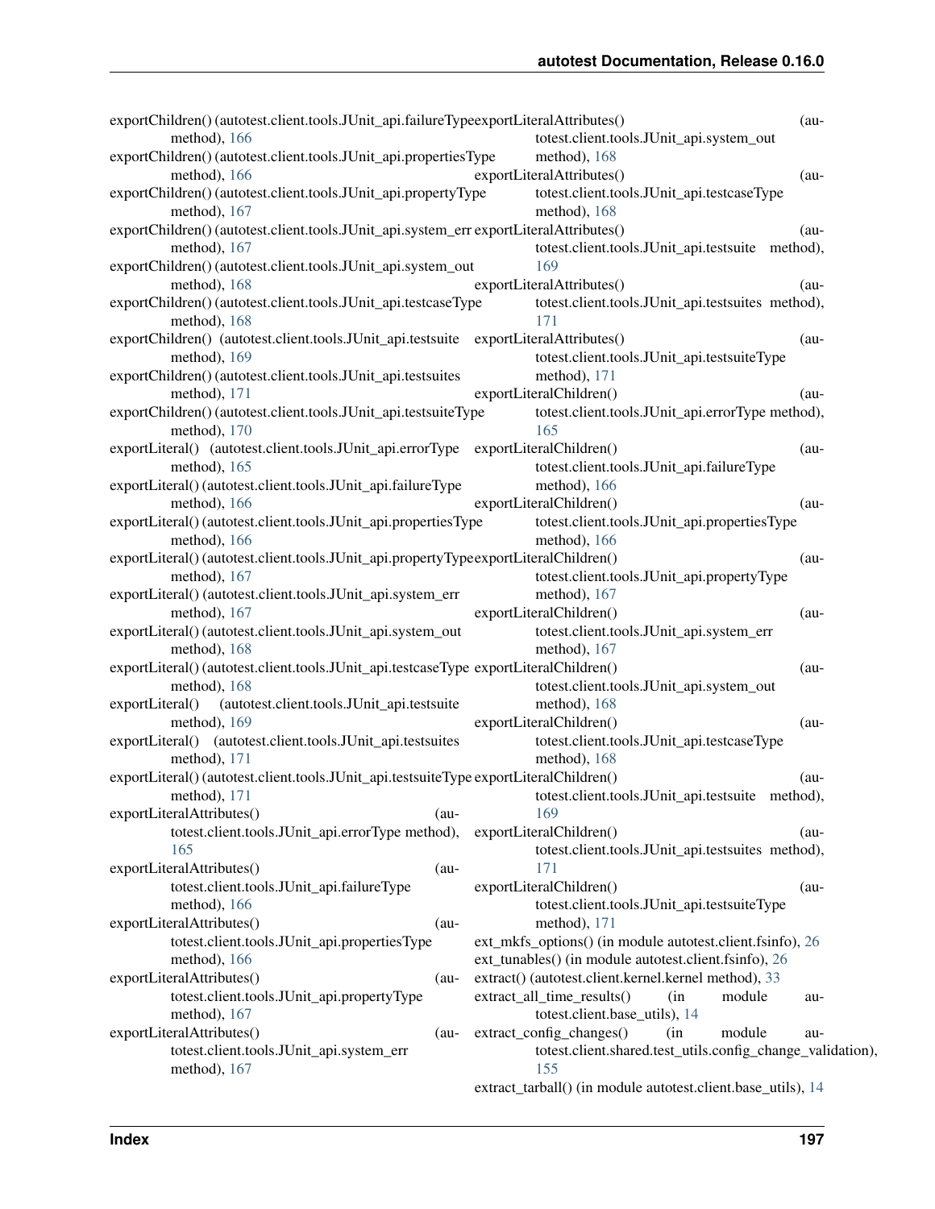exportChildren() (autotest.client.tools.JUnit_api.failureType method), 166
exportChildren() (autotest.client.tools.JUnit_api.propertiesType method), 166
exportChildren() (autotest.client.tools.JUnit_api.propertyType method), 167
exportChildren() (autotest.client.tools.JUnit_api.system_err method), 167
exportChildren() (autotest.client.tools.JUnit_api.system_out method), 168
exportChildren() (autotest.client.tools.JUnit_api.testcaseType method), 168
exportChildren() (autotest.client.tools.JUnit_api.testsuite method), 169
exportChildren() (autotest.client.tools.JUnit_api.testsuites method), 171
exportChildren() (autotest.client.tools.JUnit_api.testsuiteType method), 170
exportLiteral() (autotest.client.tools.JUnit_api.errorType method), 165
exportLiteral() (autotest.client.tools.JUnit_api.failureType method), 166
exportLiteral() (autotest.client.tools.JUnit_api.propertiesType method), 166
exportLiteral() (autotest.client.tools.JUnit_api.propertyType method), 167
exportLiteral() (autotest.client.tools.JUnit_api.system_err method), 167
exportLiteral() (autotest.client.tools.JUnit_api.system_out method), 168
exportLiteral() (autotest.client.tools.JUnit_api.testcaseType method), 168
exportLiteral() (autotest.client.tools.JUnit_api.testsuite method), 169
exportLiteral() (autotest.client.tools.JUnit_api.testsuites method), 171
exportLiteral() (autotest.client.tools.JUnit_api.testsuiteType method), 171
exportLiteralAttributes() (autotest.client.tools.JUnit_api.errorType method), 165
exportLiteralAttributes() (autotest.client.tools.JUnit_api.failureType method), 166
exportLiteralAttributes() (autotest.client.tools.JUnit_api.propertiesType method), 166
exportLiteralAttributes() (autotest.client.tools.JUnit_api.propertyType method), 167
exportLiteralAttributes() (autotest.client.tools.JUnit_api.system_err method), 167
exportLiteralAttributes() (autotest.client.tools.JUnit_api.system_out method), 168
exportLiteralAttributes() (autotest.client.tools.JUnit_api.testcaseType method), 168
exportLiteralAttributes() (autotest.client.tools.JUnit_api.testsuite method), 169
exportLiteralAttributes() (autotest.client.tools.JUnit_api.testsuites method), 171
exportLiteralAttributes() (autotest.client.tools.JUnit_api.testsuiteType method), 171
exportLiteralChildren() (autotest.client.tools.JUnit_api.errorType method), 165
exportLiteralChildren() (autotest.client.tools.JUnit_api.failureType method), 166
exportLiteralChildren() (autotest.client.tools.JUnit_api.propertiesType method), 166
exportLiteralChildren() (autotest.client.tools.JUnit_api.propertyType method), 167
exportLiteralChildren() (autotest.client.tools.JUnit_api.system_err method), 167
exportLiteralChildren() (autotest.client.tools.JUnit_api.system_out method), 168
exportLiteralChildren() (autotest.client.tools.JUnit_api.testcaseType method), 168
exportLiteralChildren() (autotest.client.tools.JUnit_api.testsuite method), 169
exportLiteralChildren() (autotest.client.tools.JUnit_api.testsuites method), 171
exportLiteralChildren() (autotest.client.tools.JUnit_api.testsuiteType method), 171
ext_mkfs_options() (in module autotest.client.fsinfo), 26
ext_tunables() (in module autotest.client.fsinfo), 26
extract() (autotest.client.kernel.kernel method), 33
extract_all_time_results() (in module autotest.client.base_utils), 14
extract_config_changes() (in module autotest.client.shared.test_utils.config_change_validation), 155
extract_tarball() (in module autotest.client.base_utils), 14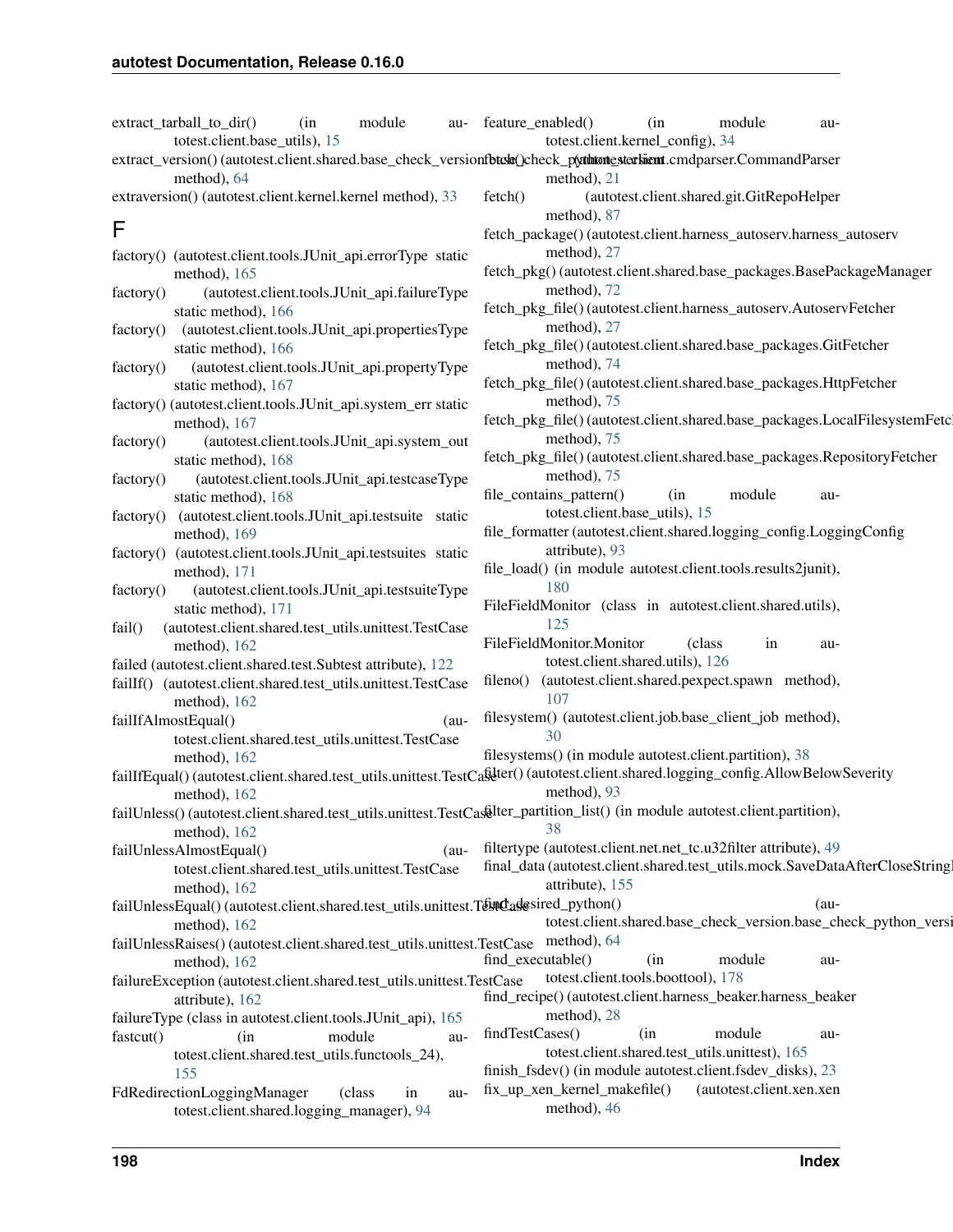extract_tarball_to_dir() (in module autotest.client.base_utils), 15

extract_version() (autotest.client.shared.base_check_version.base_check_python_version method), 64

extraversion() (autotest.client.kernel.kernel method), 33

## F

factory() (autotest.client.tools.JUnit_api.errorType static method), 165

factory() (autotest.client.tools.JUnit_api.failureType static method), 166

factory() (autotest.client.tools.JUnit_api.propertiesType static method), 166

factory() (autotest.client.tools.JUnit_api.propertyType static method), 167

factory() (autotest.client.tools.JUnit_api.system_err static method), 167

factory() (autotest.client.tools.JUnit_api.system_out static method), 168

factory() (autotest.client.tools.JUnit_api.testcaseType static method), 168

factory() (autotest.client.tools.JUnit_api.testsuite static method), 169

factory() (autotest.client.tools.JUnit_api.testsuites static method), 171

factory() (autotest.client.tools.JUnit_api.testsuiteType static method), 171

fail() (autotest.client.shared.test_utils.unittest.TestCase method), 162

failed (autotest.client.shared.test.Subtest attribute), 122

failIf() (autotest.client.shared.test_utils.unittest.TestCase method), 162

failIfAlmostEqual() (autotest.client.shared.test_utils.unittest.TestCase method), 162

failIfEqual() (autotest.client.shared.test_utils.unittest.TestCase method), 162

failUnless() (autotest.client.shared.test_utils.unittest.TestCase method), 162

failUnlessAlmostEqual() (autotest.client.shared.test_utils.unittest.TestCase method), 162

failUnlessEqual() (autotest.client.shared.test_utils.unittest.TestCase method), 162

failUnlessRaises() (autotest.client.shared.test_utils.unittest.TestCase method), 162

failureException (autotest.client.shared.test_utils.unittest.TestCase attribute), 162

failureType (class in autotest.client.tools.JUnit_api), 165

fastcut() (in module autotest.client.shared.test_utils.functools_24), 155

FdRedirectionLoggingManager (class in autotest.client.shared.logging_manager), 94

feature_enabled() (in module autotest.client.kernel_config), 34

fetch() (autotest.client.cmdparser.CommandParser method), 21

fetch() (autotest.client.shared.git.GitRepoHelper method), 87

fetch_package() (autotest.client.harness_autoserv.harness_autoserv method), 27

fetch_pkg() (autotest.client.shared.base_packages.BasePackageManager method), 72

fetch_pkg_file() (autotest.client.harness_autoserv.AutoservFetcher method), 27

fetch_pkg_file() (autotest.client.shared.base_packages.GitFetcher method), 74

fetch_pkg_file() (autotest.client.shared.base_packages.HttpFetcher method), 75

fetch_pkg_file() (autotest.client.shared.base_packages.LocalFilesystemFetcher method), 75

fetch_pkg_file() (autotest.client.shared.base_packages.RepositoryFetcher method), 75

file_contains_pattern() (in module autotest.client.base_utils), 15

file_formatter (autotest.client.shared.logging_config.LoggingConfig attribute), 93

file_load() (in module autotest.client.tools.results2junit), 180

FileFieldMonitor (class in autotest.client.shared.utils), 125

FileFieldMonitor.Monitor (class in autotest.client.shared.utils), 126

fileno() (autotest.client.shared.pexpect.spawn method), 107

filesystem() (autotest.client.job.base_client_job method), 30

filesystems() (in module autotest.client.partition), 38

filter() (autotest.client.shared.logging_config.AllowBelowSeverity method), 93

filter_partition_list() (in module autotest.client.partition), 38

filtertype (autotest.client.net.net_tc.u32filter attribute), 49

final_data (autotest.client.shared.test_utils.mock.SaveDataAfterCloseStringIO attribute), 155

find_desired_python() (autotest.client.shared.base_check_version.base_check_python_version method), 64

find_executable() (in module autotest.client.tools.boottool), 178

find_recipe() (autotest.client.harness_beaker.harness_beaker method), 28

findTestCases() (in module autotest.client.shared.test_utils.unittest), 165

finish_fsdev() (in module autotest.client.fsdev_disks), 23

fix_up_xen_kernel_makefile() (autotest.client.xen.xen method), 46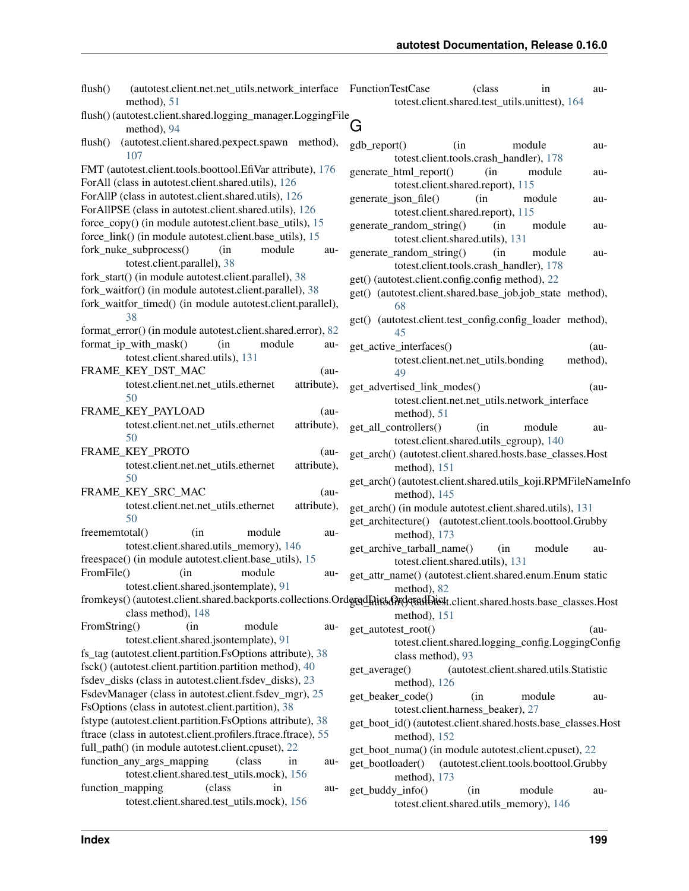flush() (autotest.client.net.net_utils.network_interface method), 51
flush() (autotest.client.shared.logging_manager.LoggingFile method), 94
flush() (autotest.client.shared.pexpect.spawn method), 107
FMT (autotest.client.tools.boottool.EfiVar attribute), 176
ForAll (class in autotest.client.shared.utils), 126
ForAllP (class in autotest.client.shared.utils), 126
ForAllPSE (class in autotest.client.shared.utils), 126
force_copy() (in module autotest.client.base_utils), 15
force_link() (in module autotest.client.base_utils), 15
fork_nuke_subprocess() (in module autotest.client.parallel), 38
fork_start() (in module autotest.client.parallel), 38
fork_waitfor() (in module autotest.client.parallel), 38
fork_waitfor_timed() (in module autotest.client.parallel), 38
format_error() (in module autotest.client.shared.error), 82
format_ip_with_mask() (in module autotest.client.shared.utils), 131
FRAME_KEY_DST_MAC (autotest.client.net.net_utils.ethernet attribute), 50
FRAME_KEY_PAYLOAD (autotest.client.net.net_utils.ethernet attribute), 50
FRAME_KEY_PROTO (autotest.client.net.net_utils.ethernet attribute), 50
FRAME_KEY_SRC_MAC (autotest.client.net.net_utils.ethernet attribute), 50
freememtotal() (in module autotest.client.shared.utils_memory), 146
freespace() (in module autotest.client.base_utils), 15
FromFile() (in module autotest.client.shared.jsontemplate), 91
fromkeys() (autotest.client.shared.backports.collections.OrderedDict.OrderedDict class method), 148
FromString() (in module autotest.client.shared.jsontemplate), 91
fs_tag (autotest.client.partition.FsOptions attribute), 38
fsck() (autotest.client.partition.partition method), 40
fsdev_disks (class in autotest.client.fsdev_disks), 23
FsdevManager (class in autotest.client.fsdev_mgr), 25
FsOptions (class in autotest.client.partition), 38
fstype (autotest.client.partition.FsOptions attribute), 38
ftrace (class in autotest.client.profilers.ftrace.ftrace), 55
full_path() (in module autotest.client.cpuset), 22
function_any_args_mapping (class in autotest.client.shared.test_utils.mock), 156
function_mapping (class in autotest.client.shared.test_utils.mock), 156
FunctionTestCase (class in autotest.client.shared.test_utils.unittest), 164

## G

gdb_report() (in module autotest.client.tools.crash_handler), 178
generate_html_report() (in module autotest.client.shared.report), 115
generate_json_file() (in module autotest.client.shared.report), 115
generate_random_string() (in module autotest.client.shared.utils), 131
generate_random_string() (in module autotest.client.tools.crash_handler), 178
get() (autotest.client.config.config method), 22
get() (autotest.client.shared.base_job.job_state method), 68
get() (autotest.client.test_config.config_loader method), 45
get_active_interfaces() (autotest.client.net.net_utils.bonding method), 49
get_advertised_link_modes() (autotest.client.net.net_utils.network_interface method), 51
get_all_controllers() (in module autotest.client.shared.utils_cgroup), 140
get_arch() (autotest.client.shared.hosts.base_classes.Host method), 151
get_arch() (autotest.client.shared.utils_koji.RPMFileNameInfo method), 145
get_arch() (in module autotest.client.shared.utils), 131
get_architecture() (autotest.client.tools.boottool.Grubby method), 173
get_archive_tarball_name() (in module autotest.client.shared.utils), 131
get_attr_name() (autotest.client.shared.enum.Enum static method), 82
get_autodir() (autotest.client.shared.hosts.base_classes.Host method), 151
get_autotest_root() (autotest.client.shared.logging_config.LoggingConfig class method), 93
get_average() (autotest.client.shared.utils.Statistic method), 126
get_beaker_code() (in module autotest.client.harness_beaker), 27
get_boot_id() (autotest.client.shared.hosts.base_classes.Host method), 152
get_boot_numa() (in module autotest.client.cpuset), 22
get_bootloader() (autotest.client.tools.boottool.Grubby method), 173
get_buddy_info() (in module autotest.client.shared.utils_memory), 146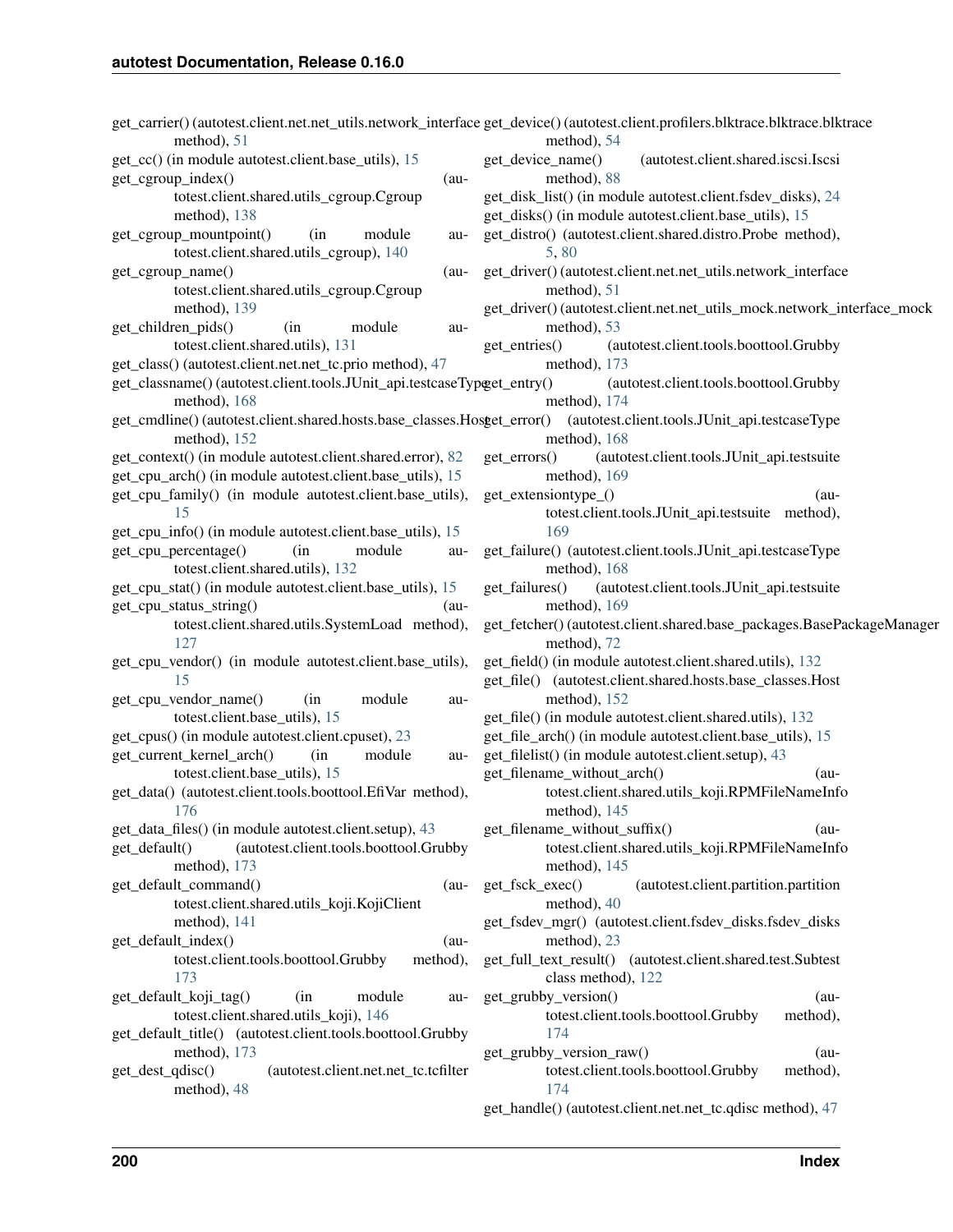get_carrier() (autotest.client.net.net_utils.network_interface method), 51

get_cc() (in module autotest.client.base_utils), 15

get_cgroup_index() (autotest.client.shared.utils_cgroup.Cgroup method), 138

get_cgroup_mountpoint() (in module autotest.client.shared.utils_cgroup), 140

get_cgroup_name() (autotest.client.shared.utils_cgroup.Cgroup method), 139

get_children_pids() (in module autotest.client.shared.utils), 131

get_class() (autotest.client.net.net_tc.prio method), 47

get_classname() (autotest.client.tools.JUnit_api.testcaseType method), 168

get_cmdline() (autotest.client.shared.hosts.base_classes.Host method), 152

get_context() (in module autotest.client.shared.error), 82

get_cpu_arch() (in module autotest.client.base_utils), 15

get_cpu_family() (in module autotest.client.base_utils), 15

get_cpu_info() (in module autotest.client.base_utils), 15

get_cpu_percentage() (in module autotest.client.shared.utils), 132

get_cpu_stat() (in module autotest.client.base_utils), 15

get_cpu_status_string() (autotest.client.shared.utils.SystemLoad method), 127

get_cpu_vendor() (in module autotest.client.base_utils), 15

get_cpu_vendor_name() (in module autotest.client.base_utils), 15

get_cpus() (in module autotest.client.cpuset), 23

get_current_kernel_arch() (in module autotest.client.base_utils), 15

get_data() (autotest.client.tools.boottool.EfiVar method), 176

get_data_files() (in module autotest.client.setup), 43

get_default() (autotest.client.tools.boottool.Grubby method), 173

get_default_command() (autotest.client.shared.utils_koji.KojiClient method), 141

get_default_index() (autotest.client.tools.boottool.Grubby method), 173

get_default_koji_tag() (in module autotest.client.shared.utils_koji), 146

get_default_title() (autotest.client.tools.boottool.Grubby method), 173

get_dest_qdisc() (autotest.client.net.net_tc.tcfilter method), 48

get_device() (autotest.client.profilers.blktrace.blktrace method), 54

get_device_name() (autotest.client.shared.iscsi.Iscsi method), 88

get_disk_list() (in module autotest.client.fsdev_disks), 24

get_disks() (in module autotest.client.base_utils), 15

get_distro() (autotest.client.shared.distro.Probe method), 5, 80

get_driver() (autotest.client.net.net_utils.network_interface method), 51

get_driver() (autotest.client.net.net_utils_mock.network_interface_mock method), 53

get_entries() (autotest.client.tools.boottool.Grubby method), 173

get_entry() (autotest.client.tools.boottool.Grubby method), 174

get_error() (autotest.client.tools.JUnit_api.testcaseType method), 168

get_errors() (autotest.client.tools.JUnit_api.testsuite method), 169

get_extensiontype_() (autotest.client.tools.JUnit_api.testsuite method), 169

get_failure() (autotest.client.tools.JUnit_api.testcaseType method), 168

get_failures() (autotest.client.tools.JUnit_api.testsuite method), 169

get_fetcher() (autotest.client.shared.base_packages.BasePackageManager method), 72

get_field() (in module autotest.client.shared.utils), 132

get_file() (autotest.client.shared.hosts.base_classes.Host method), 152

get_file() (in module autotest.client.shared.utils), 132

get_file_arch() (in module autotest.client.base_utils), 15

get_filelist() (in module autotest.client.setup), 43

get_filename_without_arch() (autotest.client.shared.utils_koji.RPMFileNameInfo method), 145

get_filename_without_suffix() (autotest.client.shared.utils_koji.RPMFileNameInfo method), 145

get_fsck_exec() (autotest.client.partition.partition method), 40

get_fsdev_mgr() (autotest.client.fsdev_disks.fsdev_disks method), 23

get_full_text_result() (autotest.client.shared.test.Subtest class method), 122

get_grubby_version() (autotest.client.tools.boottool.Grubby method), 174

get_grubby_version_raw() (autotest.client.tools.boottool.Grubby method), 174

get_handle() (autotest.client.net.net_tc.qdisc method), 47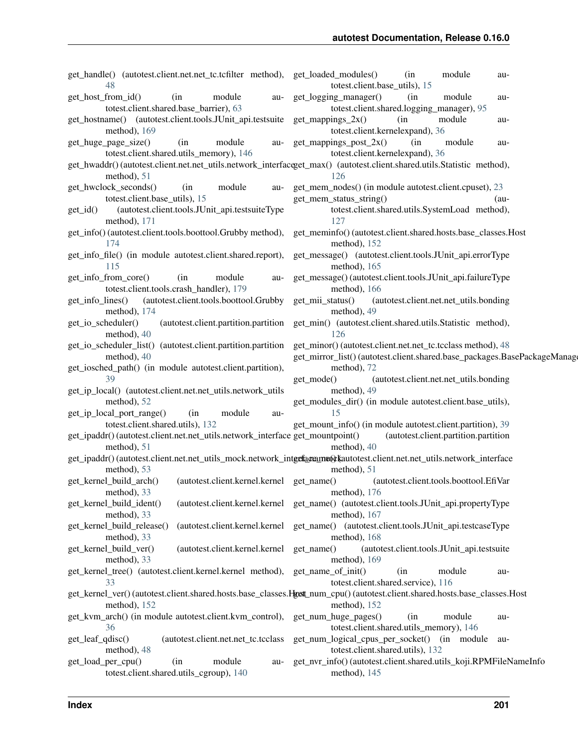get_handle() (autotest.client.net.net_tc.tcfilter method), 48

get_host_from_id() (in module autotest.client.shared.base_barrier), 63

get_hostname() (autotest.client.tools.JUnit_api.testsuite method), 169

get_huge_page_size() (in module autotest.client.shared.utils_memory), 146

get_hwaddr() (autotest.client.net.net_utils.network_interface method), 51

get_hwclock_seconds() (in module autotest.client.base_utils), 15

get_id() (autotest.client.tools.JUnit_api.testsuiteType method), 171

get_info() (autotest.client.tools.boottool.Grubby method), 174

get_info_file() (in module autotest.client.shared.report), 115

get_info_from_core() (in module autotest.client.tools.crash_handler), 179

get_info_lines() (autotest.client.tools.boottool.Grubby method), 174

get_io_scheduler() (autotest.client.partition.partition method), 40

get_io_scheduler_list() (autotest.client.partition.partition method), 40

get_iosched_path() (in module autotest.client.partition), 39

get_ip_local() (autotest.client.net.net_utils.network_utils method), 52

get_ip_local_port_range() (in module autotest.client.shared.utils), 132

get_ipaddr() (autotest.client.net.net_utils.network_interface method), 51

get_ipaddr() (autotest.client.net.net_utils_mock.network_interface_mock method), 53

get_kernel_build_arch() (autotest.client.kernel.kernel method), 33

get_kernel_build_ident() (autotest.client.kernel.kernel method), 33

get_kernel_build_release() (autotest.client.kernel.kernel method), 33

get_kernel_build_ver() (autotest.client.kernel.kernel method), 33

get_kernel_tree() (autotest.client.kernel.kernel method), 33

get_kernel_ver() (autotest.client.shared.hosts.base_classes.Host method), 152

get_kvm_arch() (in module autotest.client.kvm_control), 36

get_leaf_qdisc() (autotest.client.net.net_tc.tcclass method), 48

get_load_per_cpu() (in module autotest.client.shared.utils_cgroup), 140

get_loaded_modules() (in module autotest.client.base_utils), 15

get_logging_manager() (in module autotest.client.shared.logging_manager), 95

get_mappings_2x() (in module autotest.client.kernelexpand), 36

get_mappings_post_2x() (in module autotest.client.kernelexpand), 36

get_max() (autotest.client.shared.utils.Statistic method), 126

get_mem_nodes() (in module autotest.client.cpuset), 23

get_mem_status_string() (autotest.client.shared.utils.SystemLoad method), 127

get_meminfo() (autotest.client.shared.hosts.base_classes.Host method), 152

get_message() (autotest.client.tools.JUnit_api.errorType method), 165

get_message() (autotest.client.tools.JUnit_api.failureType method), 166

get_mii_status() (autotest.client.net.net_utils.bonding method), 49

get_min() (autotest.client.shared.utils.Statistic method), 126

get_minor() (autotest.client.net.net_tc.tcclass method), 48

get_mirror_list() (autotest.client.shared.base_packages.BasePackageManager method), 72

get_mode() (autotest.client.net.net_utils.bonding method), 49

get_modules_dir() (in module autotest.client.base_utils), 15

get_mount_info() (in module autotest.client.partition), 39

get_mountpoint() (autotest.client.partition.partition method), 40

get_name() (autotest.client.net.net_utils.network_interface method), 51

get_name() (autotest.client.tools.boottool.EfiVar method), 176

get_name() (autotest.client.tools.JUnit_api.propertyType method), 167

get_name() (autotest.client.tools.JUnit_api.testcaseType method), 168

get_name() (autotest.client.tools.JUnit_api.testsuite method), 169

get_name_of_init() (in module autotest.client.shared.service), 116

get_num_cpu() (autotest.client.shared.hosts.base_classes.Host method), 152

get_num_huge_pages() (in module autotest.client.shared.utils_memory), 146

get_num_logical_cpus_per_socket() (in module autotest.client.shared.utils), 132

get_nvr_info() (autotest.client.shared.utils_koji.RPMFileNameInfo method), 145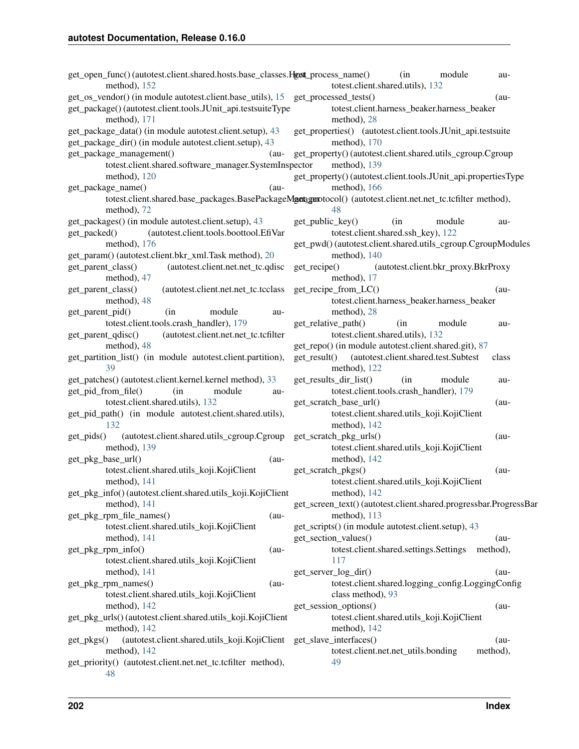get_open_func() (autotest.client.shared.hosts.base_classes.Host method), 152
get_os_vendor() (in module autotest.client.base_utils), 15
get_package() (autotest.client.tools.JUnit_api.testsuiteType method), 171
get_package_data() (in module autotest.client.setup), 43
get_package_dir() (in module autotest.client.setup), 43
get_package_management() (autotest.client.shared.software_manager.SystemInspector method), 120
get_package_name() (autotest.client.shared.base_packages.BasePackageManager method), 72
get_packages() (in module autotest.client.setup), 43
get_packed() (autotest.client.tools.boottool.EfiVar method), 176
get_param() (autotest.client.bkr_xml.Task method), 20
get_parent_class() (autotest.client.net.net_tc.qdisc method), 47
get_parent_class() (autotest.client.net.net_tc.tcclass method), 48
get_parent_pid() (in module autotest.client.tools.crash_handler), 179
get_parent_qdisc() (autotest.client.net.net_tc.tcfilter method), 48
get_partition_list() (in module autotest.client.partition), 39
get_patches() (autotest.client.kernel.kernel method), 33
get_pid_from_file() (in module autotest.client.shared.utils), 132
get_pid_path() (in module autotest.client.shared.utils), 132
get_pids() (autotest.client.shared.utils_cgroup.Cgroup method), 139
get_pkg_base_url() (autotest.client.shared.utils_koji.KojiClient method), 141
get_pkg_info() (autotest.client.shared.utils_koji.KojiClient method), 141
get_pkg_rpm_file_names() (autotest.client.shared.utils_koji.KojiClient method), 141
get_pkg_rpm_info() (autotest.client.shared.utils_koji.KojiClient method), 141
get_pkg_rpm_names() (autotest.client.shared.utils_koji.KojiClient method), 142
get_pkg_urls() (autotest.client.shared.utils_koji.KojiClient method), 142
get_pkgs() (autotest.client.shared.utils_koji.KojiClient method), 142
get_priority() (autotest.client.net.net_tc.tcfilter method), 48
get_process_name() (in module autotest.client.shared.utils), 132
get_processed_tests() (autotest.client.harness_beaker.harness_beaker method), 28
get_properties() (autotest.client.tools.JUnit_api.testsuite method), 170
get_property() (autotest.client.shared.utils_cgroup.Cgroup method), 139
get_property() (autotest.client.tools.JUnit_api.propertiesType method), 166
get_protocol() (autotest.client.net.net_tc.tcfilter method), 48
get_public_key() (in module autotest.client.shared.ssh_key), 122
get_pwd() (autotest.client.shared.utils_cgroup.CgroupModules method), 140
get_recipe() (autotest.client.bkr_proxy.BkrProxy method), 17
get_recipe_from_LC() (autotest.client.harness_beaker.harness_beaker method), 28
get_relative_path() (in module autotest.client.shared.utils), 132
get_repo() (in module autotest.client.shared.git), 87
get_result() (autotest.client.shared.test.Subtest class method), 122
get_results_dir_list() (in module autotest.client.tools.crash_handler), 179
get_scratch_base_url() (autotest.client.shared.utils_koji.KojiClient method), 142
get_scratch_pkg_urls() (autotest.client.shared.utils_koji.KojiClient method), 142
get_scratch_pkgs() (autotest.client.shared.utils_koji.KojiClient method), 142
get_screen_text() (autotest.client.shared.progressbar.ProgressBar method), 113
get_scripts() (in module autotest.client.setup), 43
get_section_values() (autotest.client.shared.settings.Settings method), 117
get_server_log_dir() (autotest.client.shared.logging_config.LoggingConfig class method), 93
get_session_options() (autotest.client.shared.utils_koji.KojiClient method), 142
get_slave_interfaces() (autotest.client.net.net_utils.bonding method), 49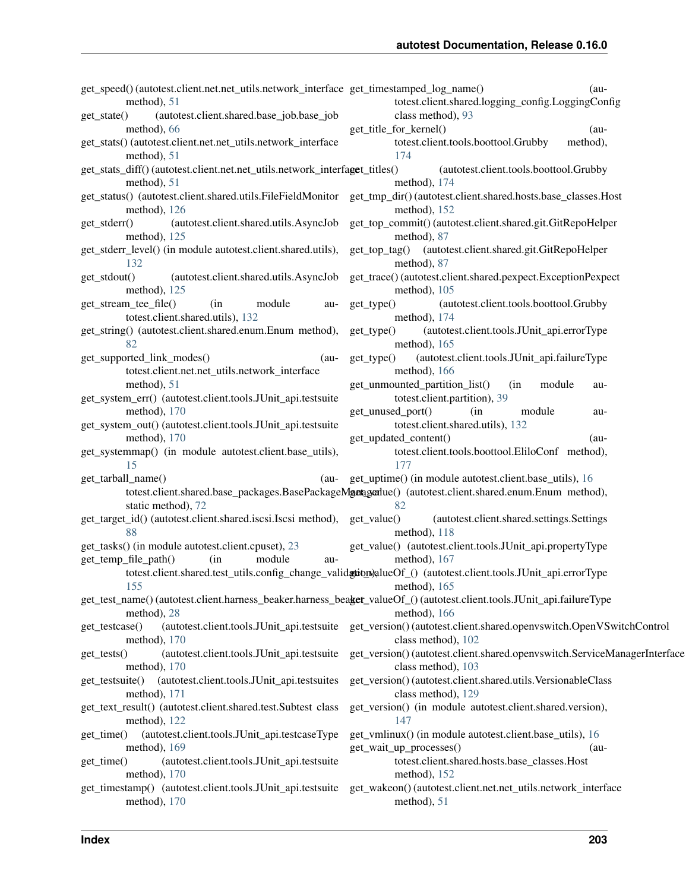get_speed() (autotest.client.net.net_utils.network_interface method), 51
get_state() (autotest.client.shared.base_job.base_job method), 66
get_stats() (autotest.client.net.net_utils.network_interface method), 51
get_stats_diff() (autotest.client.net.net_utils.network_interface method), 51
get_status() (autotest.client.shared.utils.FileFieldMonitor method), 126
get_stderr() (autotest.client.shared.utils.AsyncJob method), 125
get_stderr_level() (in module autotest.client.shared.utils), 132
get_stdout() (autotest.client.shared.utils.AsyncJob method), 125
get_stream_tee_file() (in module autotest.client.shared.utils), 132
get_string() (autotest.client.shared.enum.Enum method), 82
get_supported_link_modes() (autotest.client.net.net_utils.network_interface method), 51
get_system_err() (autotest.client.tools.JUnit_api.testsuite method), 170
get_system_out() (autotest.client.tools.JUnit_api.testsuite method), 170
get_systemmap() (in module autotest.client.base_utils), 15
get_tarball_name() (autotest.client.shared.base_packages.BasePackageManager static method), 72
get_target_id() (autotest.client.shared.iscsi.Iscsi method), 88
get_tasks() (in module autotest.client.cpuset), 23
get_temp_file_path() (in module autotest.client.shared.test_utils.config_change_validation), 155
get_test_name() (autotest.client.harness_beaker.harness_beaker method), 28
get_testcase() (autotest.client.tools.JUnit_api.testsuite method), 170
get_tests() (autotest.client.tools.JUnit_api.testsuite method), 170
get_testsuite() (autotest.client.tools.JUnit_api.testsuites method), 171
get_text_result() (autotest.client.shared.test.Subtest class method), 122
get_time() (autotest.client.tools.JUnit_api.testcaseType method), 169
get_time() (autotest.client.tools.JUnit_api.testsuite method), 170
get_timestamp() (autotest.client.tools.JUnit_api.testsuite method), 170
get_timestamped_log_name() (autotest.client.shared.logging_config.LoggingConfig class method), 93
get_title_for_kernel() (autotest.client.tools.boottool.Grubby method), 174
get_titles() (autotest.client.tools.boottool.Grubby method), 174
get_tmp_dir() (autotest.client.shared.hosts.base_classes.Host method), 152
get_top_commit() (autotest.client.shared.git.GitRepoHelper method), 87
get_top_tag() (autotest.client.shared.git.GitRepoHelper method), 87
get_trace() (autotest.client.shared.pexpect.ExceptionPexpect method), 105
get_type() (autotest.client.tools.boottool.Grubby method), 174
get_type() (autotest.client.tools.JUnit_api.errorType method), 165
get_type() (autotest.client.tools.JUnit_api.failureType method), 166
get_unmounted_partition_list() (in module autotest.client.partition), 39
get_unused_port() (in module autotest.client.shared.utils), 132
get_updated_content() (autotest.client.tools.boottool.EliloConf method), 177
get_uptime() (in module autotest.client.base_utils), 16
get_value() (autotest.client.shared.enum.Enum method), 82
get_value() (autotest.client.shared.settings.Settings method), 118
get_value() (autotest.client.tools.JUnit_api.propertyType method), 167
get_valueOf_() (autotest.client.tools.JUnit_api.errorType method), 165
get_valueOf_() (autotest.client.tools.JUnit_api.failureType method), 166
get_version() (autotest.client.shared.openvswitch.OpenVSwitchControl class method), 102
get_version() (autotest.client.shared.openvswitch.ServiceManagerInterface class method), 103
get_version() (autotest.client.shared.utils.VersionableClass class method), 129
get_version() (in module autotest.client.shared.version), 147
get_vmlinux() (in module autotest.client.base_utils), 16
get_wait_up_processes() (autotest.client.shared.hosts.base_classes.Host method), 152
get_wakeon() (autotest.client.net.net_utils.network_interface method), 51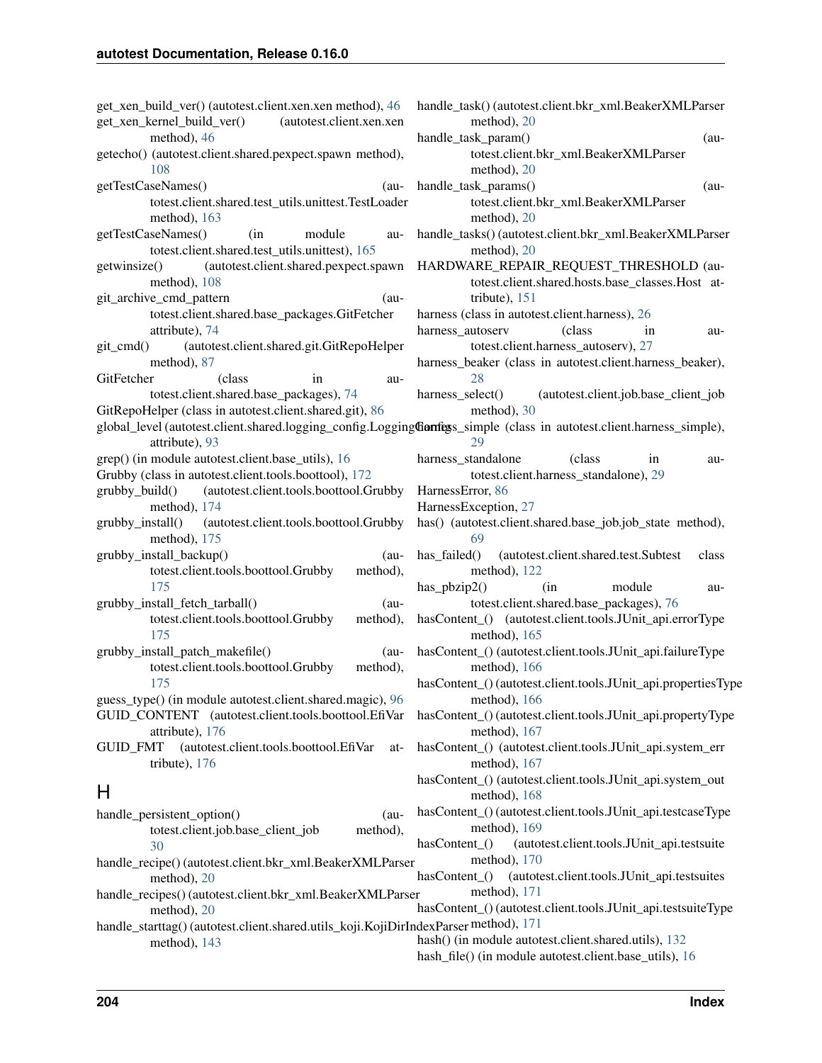get_xen_build_ver() (autotest.client.xen.xen method), 46
get_xen_kernel_build_ver() (autotest.client.xen.xen method), 46
getecho() (autotest.client.shared.pexpect.spawn method), 108
getTestCaseNames() (autotest.client.shared.test_utils.unittest.TestLoader method), 163
getTestCaseNames() (in module autotest.client.shared.test_utils.unittest), 165
getwinsize() (autotest.client.shared.pexpect.spawn method), 108
git_archive_cmd_pattern (autotest.client.shared.base_packages.GitFetcher attribute), 74
git_cmd() (autotest.client.shared.git.GitRepoHelper method), 87
GitFetcher (class in autotest.client.shared.base_packages), 74
GitRepoHelper (class in autotest.client.shared.git), 86
global_level (autotest.client.shared.logging_config.LoggingConfig attribute), 93
grep() (in module autotest.client.base_utils), 16
Grubby (class in autotest.client.tools.boottool), 172
grubby_build() (autotest.client.tools.boottool.Grubby method), 174
grubby_install() (autotest.client.tools.boottool.Grubby method), 175
grubby_install_backup() (autotest.client.tools.boottool.Grubby method), 175
grubby_install_fetch_tarball() (autotest.client.tools.boottool.Grubby method), 175
grubby_install_patch_makefile() (autotest.client.tools.boottool.Grubby method), 175
guess_type() (in module autotest.client.shared.magic), 96
GUID_CONTENT (autotest.client.tools.boottool.EfiVar attribute), 176
GUID_FMT (autotest.client.tools.boottool.EfiVar attribute), 176

# H

handle_persistent_option() (autotest.client.job.base_client_job method), 30
handle_recipe() (autotest.client.bkr_xml.BeakerXMLParser method), 20
handle_recipes() (autotest.client.bkr_xml.BeakerXMLParser method), 20
handle_starttag() (autotest.client.shared.utils_koji.KojiDirIndexParser method), 143
handle_task() (autotest.client.bkr_xml.BeakerXMLParser method), 20
handle_task_param() (autotest.client.bkr_xml.BeakerXMLParser method), 20
handle_task_params() (autotest.client.bkr_xml.BeakerXMLParser method), 20
handle_tasks() (autotest.client.bkr_xml.BeakerXMLParser method), 20
HARDWARE_REPAIR_REQUEST_THRESHOLD (autotest.client.shared.hosts.base_classes.Host attribute), 151
harness (class in autotest.client.harness), 26
harness_autoserv (class in autotest.client.harness_autoserv), 27
harness_beaker (class in autotest.client.harness_beaker), 28
harness_select() (autotest.client.job.base_client_job method), 30
harness_simple (class in autotest.client.harness_simple), 29
harness_standalone (class in autotest.client.harness_standalone), 29
HarnessError, 86
HarnessException, 27
has() (autotest.client.shared.base_job.job_state method), 69
has_failed() (autotest.client.shared.test.Subtest class method), 122
has_pbzip2() (in module autotest.client.shared.base_packages), 76
hasContent_() (autotest.client.tools.JUnit_api.errorType method), 165
hasContent_() (autotest.client.tools.JUnit_api.failureType method), 166
hasContent_() (autotest.client.tools.JUnit_api.propertiesType method), 166
hasContent_() (autotest.client.tools.JUnit_api.propertyType method), 167
hasContent_() (autotest.client.tools.JUnit_api.system_err method), 167
hasContent_() (autotest.client.tools.JUnit_api.system_out method), 168
hasContent_() (autotest.client.tools.JUnit_api.testcaseType method), 169
hasContent_() (autotest.client.tools.JUnit_api.testsuite method), 170
hasContent_() (autotest.client.tools.JUnit_api.testsuites method), 171
hasContent_() (autotest.client.tools.JUnit_api.testsuiteType method), 171
hash() (in module autotest.client.shared.utils), 132
hash_file() (in module autotest.client.base_utils), 16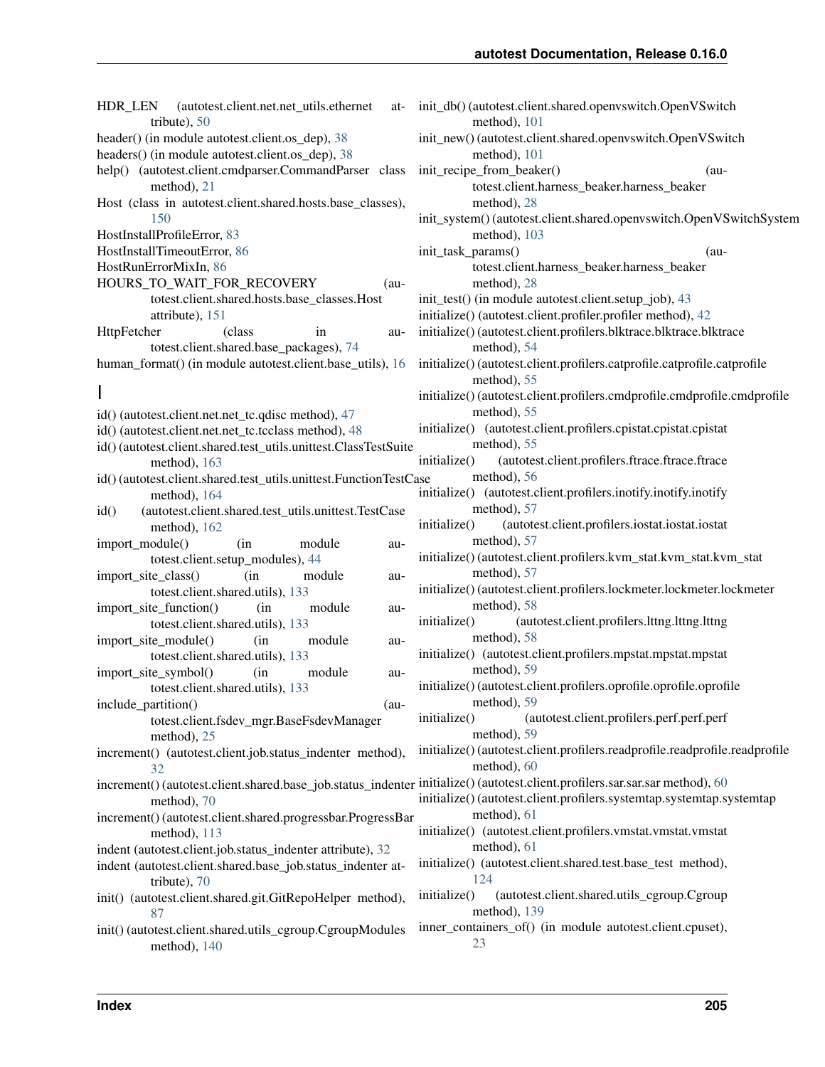HDR_LEN (autotest.client.net.net_utils.ethernet attribute), 50
header() (in module autotest.client.os_dep), 38
headers() (in module autotest.client.os_dep), 38
help() (autotest.client.cmdparser.CommandParser class method), 21
Host (class in autotest.client.shared.hosts.base_classes), 150
HostInstallProfileError, 83
HostInstallTimeoutError, 86
HostRunErrorMixIn, 86
HOURS_TO_WAIT_FOR_RECOVERY (autotest.client.shared.hosts.base_classes.Host attribute), 151
HttpFetcher (class in autotest.client.shared.base_packages), 74
human_format() (in module autotest.client.base_utils), 16

## I

id() (autotest.client.net.net_tc.qdisc method), 47
id() (autotest.client.net.net_tc.tcclass method), 48
id() (autotest.client.shared.test_utils.unittest.ClassTestSuite method), 163
id() (autotest.client.shared.test_utils.unittest.FunctionTestCase method), 164
id() (autotest.client.shared.test_utils.unittest.TestCase method), 162
import_module() (in module autotest.client.setup_modules), 44
import_site_class() (in module autotest.client.shared.utils), 133
import_site_function() (in module autotest.client.shared.utils), 133
import_site_module() (in module autotest.client.shared.utils), 133
import_site_symbol() (in module autotest.client.shared.utils), 133
include_partition() (autotest.client.fsdev_mgr.BaseFsdevManager method), 25
increment() (autotest.client.job.status_indenter method), 32
increment() (autotest.client.shared.base_job.status_indenter method), 70
increment() (autotest.client.shared.progressbar.ProgressBar method), 113
indent (autotest.client.job.status_indenter attribute), 32
indent (autotest.client.shared.base_job.status_indenter attribute), 70
init() (autotest.client.shared.git.GitRepoHelper method), 87
init() (autotest.client.shared.utils_cgroup.CgroupModules method), 140
init_db() (autotest.client.shared.openvswitch.OpenVSwitch method), 101
init_new() (autotest.client.shared.openvswitch.OpenVSwitch method), 101
init_recipe_from_beaker() (autotest.client.harness_beaker.harness_beaker method), 28
init_system() (autotest.client.shared.openvswitch.OpenVSwitchSystem method), 103
init_task_params() (autotest.client.harness_beaker.harness_beaker method), 28
init_test() (in module autotest.client.setup_job), 43
initialize() (autotest.client.profiler.profiler method), 42
initialize() (autotest.client.profilers.blktrace.blktrace.blktrace method), 54
initialize() (autotest.client.profilers.catprofile.catprofile.catprofile method), 55
initialize() (autotest.client.profilers.cmdprofile.cmdprofile.cmdprofile method), 55
initialize() (autotest.client.profilers.cpistat.cpistat.cpistat method), 55
initialize() (autotest.client.profilers.ftrace.ftrace.ftrace method), 56
initialize() (autotest.client.profilers.inotify.inotify.inotify method), 57
initialize() (autotest.client.profilers.iostat.iostat.iostat method), 57
initialize() (autotest.client.profilers.kvm_stat.kvm_stat.kvm_stat method), 57
initialize() (autotest.client.profilers.lockmeter.lockmeter.lockmeter method), 58
initialize() (autotest.client.profilers.lttng.lttng.lttng method), 58
initialize() (autotest.client.profilers.mpstat.mpstat.mpstat method), 59
initialize() (autotest.client.profilers.oprofile.oprofile.oprofile method), 59
initialize() (autotest.client.profilers.perf.perf.perf method), 59
initialize() (autotest.client.profilers.readprofile.readprofile.readprofile method), 60
initialize() (autotest.client.profilers.sar.sar.sar method), 60
initialize() (autotest.client.profilers.systemtap.systemtap.systemtap method), 61
initialize() (autotest.client.profilers.vmstat.vmstat.vmstat method), 61
initialize() (autotest.client.shared.test.base_test method), 124
initialize() (autotest.client.shared.utils_cgroup.Cgroup method), 139
inner_containers_of() (in module autotest.client.cpuset), 23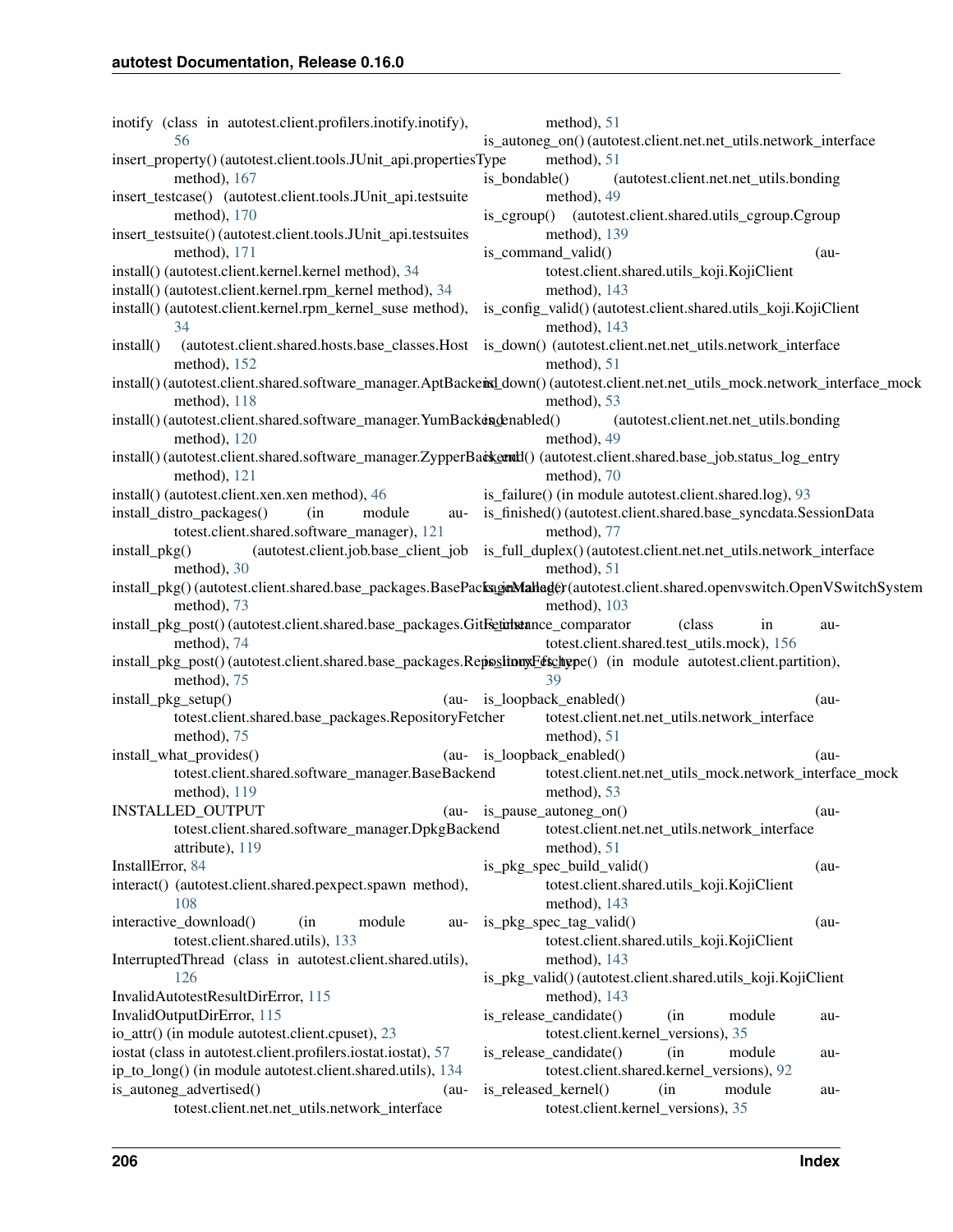inotify (class in autotest.client.profilers.inotify.inotify), 56
insert_property() (autotest.client.tools.JUnit_api.propertiesType method), 167
insert_testcase() (autotest.client.tools.JUnit_api.testsuite method), 170
insert_testsuite() (autotest.client.tools.JUnit_api.testsuites method), 171
install() (autotest.client.kernel.kernel method), 34
install() (autotest.client.kernel.rpm_kernel method), 34
install() (autotest.client.kernel.rpm_kernel_suse method), 34
install() (autotest.client.shared.hosts.base_classes.Host method), 152
install() (autotest.client.shared.software_manager.AptBackend method), 118
install() (autotest.client.shared.software_manager.YumBackend method), 120
install() (autotest.client.shared.software_manager.ZypperBackend method), 121
install() (autotest.client.xen.xen method), 46
install_distro_packages() (in module autotest.client.shared.software_manager), 121
install_pkg() (autotest.client.job.base_client_job method), 30
install_pkg() (autotest.client.shared.base_packages.BasePackageManager method), 73
install_pkg_post() (autotest.client.shared.base_packages.GitFetcher method), 74
install_pkg_post() (autotest.client.shared.base_packages.RepositoryFetcher method), 75
install_pkg_setup() (autotest.client.shared.base_packages.RepositoryFetcher method), 75
install_what_provides() (autotest.client.shared.software_manager.BaseBackend method), 119
INSTALLED_OUTPUT (autotest.client.shared.software_manager.DpkgBackend attribute), 119
InstallError, 84
interact() (autotest.client.shared.pexpect.spawn method), 108
interactive_download() (in module autotest.client.shared.utils), 133
InterruptedThread (class in autotest.client.shared.utils), 126
InvalidAutotestResultDirError, 115
InvalidOutputDirError, 115
io_attr() (in module autotest.client.cpuset), 23
iostat (class in autotest.client.profilers.iostat.iostat), 57
ip_to_long() (in module autotest.client.shared.utils), 134
is_autoneg_advertised() (autotest.client.net.net_utils.network_interface method), 51
is_autoneg_on() (autotest.client.net.net_utils.network_interface method), 51
is_bondable() (autotest.client.net.net_utils.bonding method), 49
is_cgroup() (autotest.client.shared.utils_cgroup.Cgroup method), 139
is_command_valid() (autotest.client.shared.utils_koji.KojiClient method), 143
is_config_valid() (autotest.client.shared.utils_koji.KojiClient method), 143
is_down() (autotest.client.net.net_utils.network_interface method), 51
is_down() (autotest.client.net.net_utils_mock.network_interface_mock method), 53
is_enabled() (autotest.client.net.net_utils.bonding method), 49
is_end() (autotest.client.shared.base_job.status_log_entry method), 70
is_failure() (in module autotest.client.shared.log), 93
is_finished() (autotest.client.shared.base_syncdata.SessionData method), 77
is_full_duplex() (autotest.client.net.net_utils.network_interface method), 51
is_installed() (autotest.client.shared.openvswitch.OpenVSwitchSystem method), 103
is_instance_comparator (class in autotest.client.shared.test_utils.mock), 156
is_linux_fs_type() (in module autotest.client.partition), 39
is_loopback_enabled() (autotest.client.net.net_utils.network_interface method), 51
is_loopback_enabled() (autotest.client.net.net_utils_mock.network_interface_mock method), 53
is_pause_autoneg_on() (autotest.client.net.net_utils.network_interface method), 51
is_pkg_spec_build_valid() (autotest.client.shared.utils_koji.KojiClient method), 143
is_pkg_spec_tag_valid() (autotest.client.shared.utils_koji.KojiClient method), 143
is_pkg_valid() (autotest.client.shared.utils_koji.KojiClient method), 143
is_release_candidate() (in module autotest.client.kernel_versions), 35
is_release_candidate() (in module autotest.client.shared.kernel_versions), 92
is_released_kernel() (in module autotest.client.kernel_versions), 35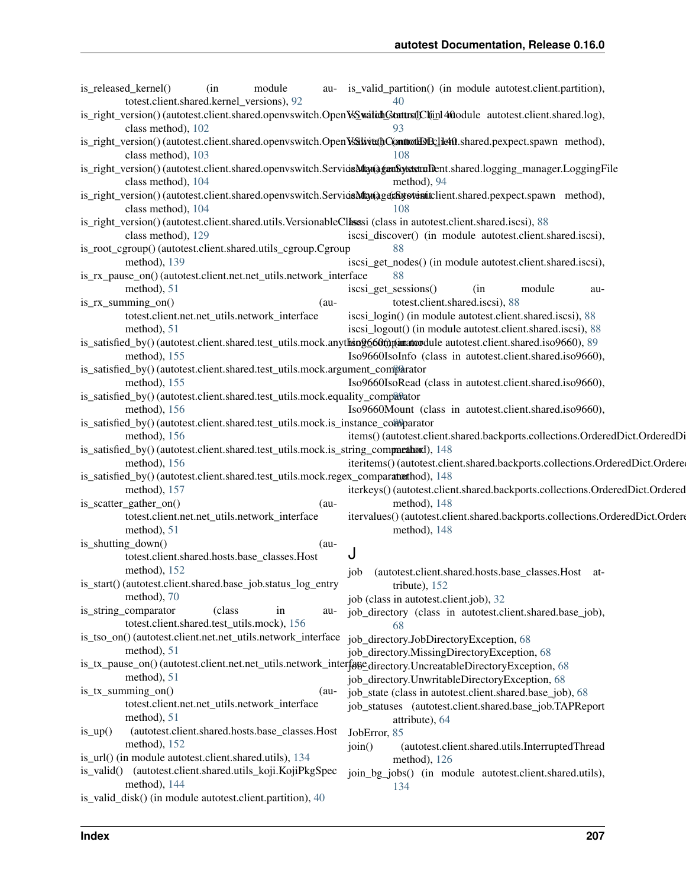is_released_kernel() (in module autotest.client.shared.kernel_versions), 92

is_right_version() (autotest.client.shared.openvswitch.OpenVSwitchControlCli class method), 102

is_right_version() (autotest.client.shared.openvswitch.OpenVSwitchControlDB class method), 103

is_right_version() (autotest.client.shared.openvswitch.ServiceManagerSystemD class method), 104

is_right_version() (autotest.client.shared.openvswitch.ServiceManagerSystemD class method), 104

is_right_version() (autotest.client.shared.utils.VersionableClass class method), 129

is_root_cgroup() (autotest.client.shared.utils_cgroup.Cgroup method), 139

is_rx_pause_on() (autotest.client.net.net_utils.network_interface method), 51

is_rx_summing_on() (autotest.client.net.net_utils.network_interface method), 51

is_satisfied_by() (autotest.client.shared.test_utils.mock.anything_comparator method), 155

is_satisfied_by() (autotest.client.shared.test_utils.mock.argument_comparator method), 155

is_satisfied_by() (autotest.client.shared.test_utils.mock.equality_comparator method), 156

is_satisfied_by() (autotest.client.shared.test_utils.mock.is_instance_comparator method), 156

is_satisfied_by() (autotest.client.shared.test_utils.mock.is_string_comparator method), 156

is_satisfied_by() (autotest.client.shared.test_utils.mock.regex_comparator method), 157

is_scatter_gather_on() (autotest.client.net.net_utils.network_interface method), 51

is_shutting_down() (autotest.client.shared.hosts.base_classes.Host method), 152

is_start() (autotest.client.shared.base_job.status_log_entry method), 70

is_string_comparator (class in autotest.client.shared.test_utils.mock), 156

is_tso_on() (autotest.client.net.net_utils.network_interface method), 51

is_tx_pause_on() (autotest.client.net.net_utils.network_interface method), 51

is_tx_summing_on() (autotest.client.net.net_utils.network_interface method), 51

is_up() (autotest.client.shared.hosts.base_classes.Host method), 152

is_url() (in module autotest.client.shared.utils), 134

is_valid() (autotest.client.shared.utils_koji.KojiPkgSpec method), 144

is_valid_disk() (in module autotest.client.partition), 40

is_valid_partition() (in module autotest.client.partition), 40

is_valid_status() (in module autotest.client.shared.log), 93

isalive() (autotest.client.shared.pexpect.spawn method), 108

isatty() (autotest.client.shared.logging_manager.LoggingFile method), 94

isatty() (autotest.client.shared.pexpect.spawn method), 108

Iscsi (class in autotest.client.shared.iscsi), 88

iscsi_discover() (in module autotest.client.shared.iscsi), 88

iscsi_get_nodes() (in module autotest.client.shared.iscsi), 88

iscsi_get_sessions() (in module autotest.client.shared.iscsi), 88

iscsi_login() (in module autotest.client.shared.iscsi), 88

iscsi_logout() (in module autotest.client.shared.iscsi), 88

iso9660() (in module autotest.client.shared.iso9660), 89

Iso9660IsoInfo (class in autotest.client.shared.iso9660), 89

Iso9660IsoRead (class in autotest.client.shared.iso9660), 89

Iso9660Mount (class in autotest.client.shared.iso9660), 89

items() (autotest.client.shared.backports.collections.OrderedDict.OrderedDict method), 148

iteritems() (autotest.client.shared.backports.collections.OrderedDict.OrderedDict method), 148

iterkeys() (autotest.client.shared.backports.collections.OrderedDict.OrderedDict method), 148

itervalues() (autotest.client.shared.backports.collections.OrderedDict.OrderedDict method), 148

## J

job (autotest.client.shared.hosts.base_classes.Host attribute), 152

job (class in autotest.client.job), 32

job_directory (class in autotest.client.shared.base_job), 68

job_directory.JobDirectoryException, 68

job_directory.MissingDirectoryException, 68

job_directory.UncreatableDirectoryException, 68

job_directory.UnwritableDirectoryException, 68

job_state (class in autotest.client.shared.base_job), 68

job_statuses (autotest.client.shared.base_job.TAPReport attribute), 64

JobError, 85

join() (autotest.client.shared.utils.InterruptedThread method), 126

join_bg_jobs() (in module autotest.client.shared.utils), 134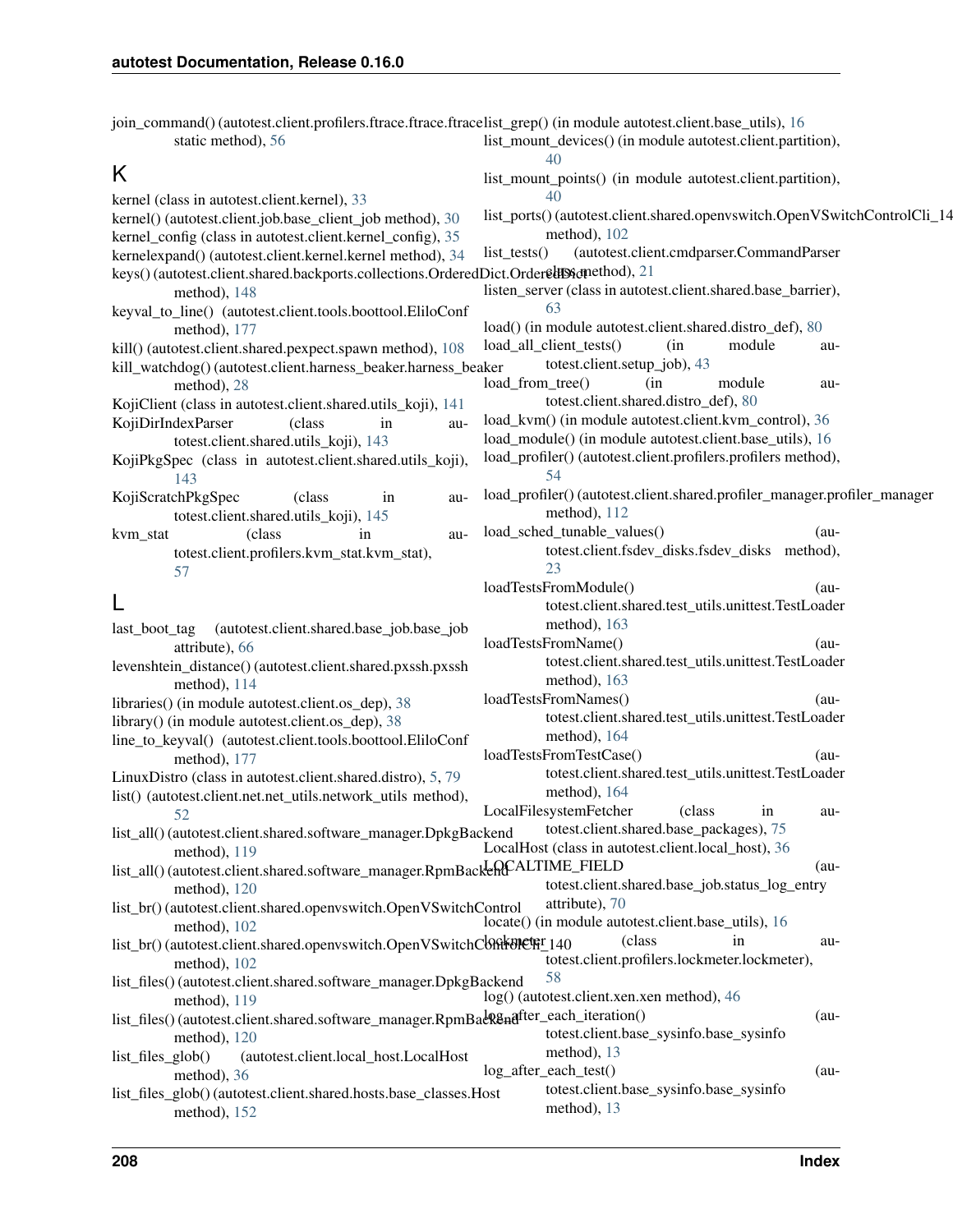join_command() (autotest.client.profilers.ftrace.ftrace.ftrace static method), 56

## K

kernel (class in autotest.client.kernel), 33
kernel() (autotest.client.job.base_client_job method), 30
kernel_config (class in autotest.client.kernel_config), 35
kernelexpand() (autotest.client.kernel.kernel method), 34
keys() (autotest.client.shared.backports.collections.OrderedDict.OrderedDict method), 148
keyval_to_line() (autotest.client.tools.boottool.EliloConf method), 177
kill() (autotest.client.shared.pexpect.spawn method), 108
kill_watchdog() (autotest.client.harness_beaker.harness_beaker method), 28
KojiClient (class in autotest.client.shared.utils_koji), 141
KojiDirIndexParser (class in autotest.client.shared.utils_koji), 143
KojiPkgSpec (class in autotest.client.shared.utils_koji), 143
KojiScratchPkgSpec (class in autotest.client.shared.utils_koji), 145
kvm_stat (class in autotest.client.profilers.kvm_stat.kvm_stat), 57

## L

last_boot_tag (autotest.client.shared.base_job.base_job attribute), 66
levenshtein_distance() (autotest.client.shared.pxssh.pxssh method), 114
libraries() (in module autotest.client.os_dep), 38
library() (in module autotest.client.os_dep), 38
line_to_keyval() (autotest.client.tools.boottool.EliloConf method), 177
LinuxDistro (class in autotest.client.shared.distro), 5, 79
list() (autotest.client.net.net_utils.network_utils method), 52
list_all() (autotest.client.shared.software_manager.DpkgBackend method), 119
list_all() (autotest.client.shared.software_manager.RpmBackend method), 120
list_br() (autotest.client.shared.openvswitch.OpenVSwitchControl method), 102
list_br() (autotest.client.shared.openvswitch.OpenVSwitchControlCli_140 method), 102
list_files() (autotest.client.shared.software_manager.DpkgBackend method), 119
list_files() (autotest.client.shared.software_manager.RpmBackend method), 120
list_files_glob() (autotest.client.local_host.LocalHost method), 36
list_files_glob() (autotest.client.shared.hosts.base_classes.Host method), 152
list_grep() (in module autotest.client.base_utils), 16
list_mount_devices() (in module autotest.client.partition), 40
list_mount_points() (in module autotest.client.partition), 40
list_ports() (autotest.client.shared.openvswitch.OpenVSwitchControlCli_140 method), 102
list_tests() (autotest.client.cmdparser.CommandParser class method), 21
listen_server (class in autotest.client.shared.base_barrier), 63
load() (in module autotest.client.shared.distro_def), 80
load_all_client_tests() (in module autotest.client.setup_job), 43
load_from_tree() (in module autotest.client.shared.distro_def), 80
load_kvm() (in module autotest.client.kvm_control), 36
load_module() (in module autotest.client.base_utils), 16
load_profiler() (autotest.client.profilers.profilers method), 54
load_profiler() (autotest.client.shared.profiler_manager.profiler_manager method), 112
load_sched_tunable_values() (autotest.client.fsdev_disks.fsdev_disks method), 23
loadTestsFromModule() (autotest.client.shared.test_utils.unittest.TestLoader method), 163
loadTestsFromName() (autotest.client.shared.test_utils.unittest.TestLoader method), 163
loadTestsFromNames() (autotest.client.shared.test_utils.unittest.TestLoader method), 164
loadTestsFromTestCase() (autotest.client.shared.test_utils.unittest.TestLoader method), 164
LocalFilesystemFetcher (class in autotest.client.shared.base_packages), 75
LocalHost (class in autotest.client.local_host), 36
LOCALTIME_FIELD (autotest.client.shared.base_job.status_log_entry attribute), 70
locate() (in module autotest.client.base_utils), 16
lockmeter (class in autotest.client.profilers.lockmeter.lockmeter), 58
log() (autotest.client.xen.xen method), 46
log_after_each_iteration() (autotest.client.base_sysinfo.base_sysinfo method), 13
log_after_each_test() (autotest.client.base_sysinfo.base_sysinfo method), 13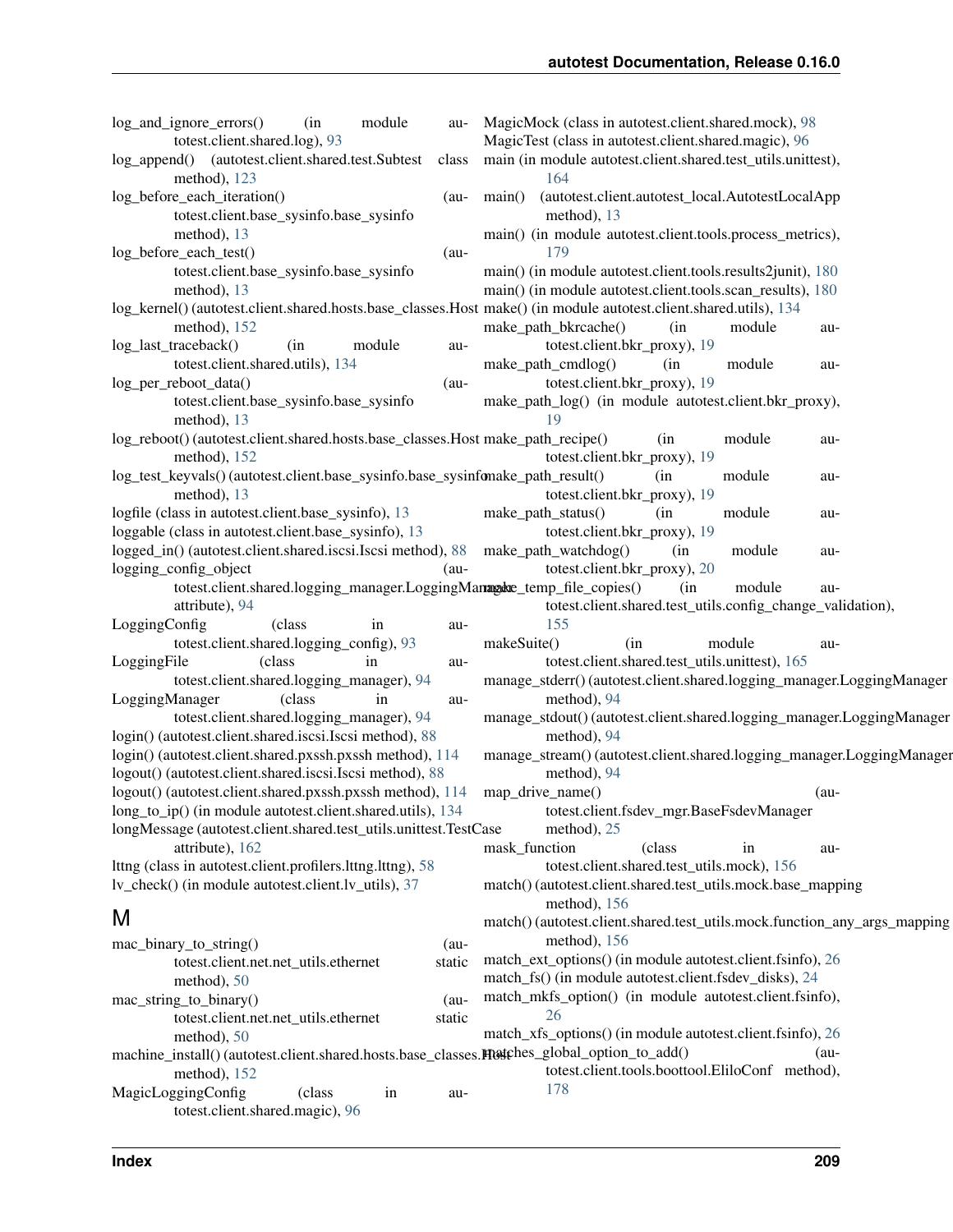log_and_ignore_errors() (in module autotest.client.shared.log), 93
log_append() (autotest.client.shared.test.Subtest class method), 123
log_before_each_iteration() (autotest.client.base_sysinfo.base_sysinfo method), 13
log_before_each_test() (autotest.client.base_sysinfo.base_sysinfo method), 13
log_kernel() (autotest.client.shared.hosts.base_classes.Host method), 152
log_last_traceback() (in module autotest.client.shared.utils), 134
log_per_reboot_data() (autotest.client.base_sysinfo.base_sysinfo method), 13
log_reboot() (autotest.client.shared.hosts.base_classes.Host method), 152
log_test_keyvals() (autotest.client.base_sysinfo.base_sysinfo method), 13
logfile (class in autotest.client.base_sysinfo), 13
loggable (class in autotest.client.base_sysinfo), 13
logged_in() (autotest.client.shared.iscsi.Iscsi method), 88
logging_config_object (autotest.client.shared.logging_manager.LoggingManager attribute), 94
LoggingConfig (class in autotest.client.shared.logging_config), 93
LoggingFile (class in autotest.client.shared.logging_manager), 94
LoggingManager (class in autotest.client.shared.logging_manager), 94
login() (autotest.client.shared.iscsi.Iscsi method), 88
login() (autotest.client.shared.pxssh.pxssh method), 114
logout() (autotest.client.shared.iscsi.Iscsi method), 88
logout() (autotest.client.shared.pxssh.pxssh method), 114
long_to_ip() (in module autotest.client.shared.utils), 134
longMessage (autotest.client.shared.test_utils.unittest.TestCase attribute), 162
lttng (class in autotest.client.profilers.lttng.lttng), 58
lv_check() (in module autotest.client.lv_utils), 37

## M

mac_binary_to_string() (autotest.client.net.net_utils.ethernet static method), 50
mac_string_to_binary() (autotest.client.net.net_utils.ethernet static method), 50
machine_install() (autotest.client.shared.hosts.base_classes.Host method), 152
MagicLoggingConfig (class in autotest.client.shared.magic), 96
MagicMock (class in autotest.client.shared.mock), 98
MagicTest (class in autotest.client.shared.magic), 96
main (in module autotest.client.shared.test_utils.unittest), 164
main() (autotest.client.autotest_local.AutotestLocalApp method), 13
main() (in module autotest.client.tools.process_metrics), 179
main() (in module autotest.client.tools.results2junit), 180
main() (in module autotest.client.tools.scan_results), 180
make() (in module autotest.client.shared.utils), 134
make_path_bkrcache() (in module autotest.client.bkr_proxy), 19
make_path_cmdlog() (in module autotest.client.bkr_proxy), 19
make_path_log() (in module autotest.client.bkr_proxy), 19
make_path_recipe() (in module autotest.client.bkr_proxy), 19
make_path_result() (in module autotest.client.bkr_proxy), 19
make_path_status() (in module autotest.client.bkr_proxy), 19
make_path_watchdog() (in module autotest.client.bkr_proxy), 20
make_temp_file_copies() (in module autotest.client.shared.test_utils.config_change_validation), 155
makeSuite() (in module autotest.client.shared.test_utils.unittest), 165
manage_stderr() (autotest.client.shared.logging_manager.LoggingManager method), 94
manage_stdout() (autotest.client.shared.logging_manager.LoggingManager method), 94
manage_stream() (autotest.client.shared.logging_manager.LoggingManager method), 94
map_drive_name() (autotest.client.fsdev_mgr.BaseFsdevManager method), 25
mask_function (class in autotest.client.shared.test_utils.mock), 156
match() (autotest.client.shared.test_utils.mock.base_mapping method), 156
match() (autotest.client.shared.test_utils.mock.function_any_args_mapping method), 156
match_ext_options() (in module autotest.client.fsinfo), 26
match_fs() (in module autotest.client.fsdev_disks), 24
match_mkfs_option() (in module autotest.client.fsinfo), 26
match_xfs_options() (in module autotest.client.fsinfo), 26
matches_global_option_to_add() (autotest.client.tools.boottool.EliloConf method), 178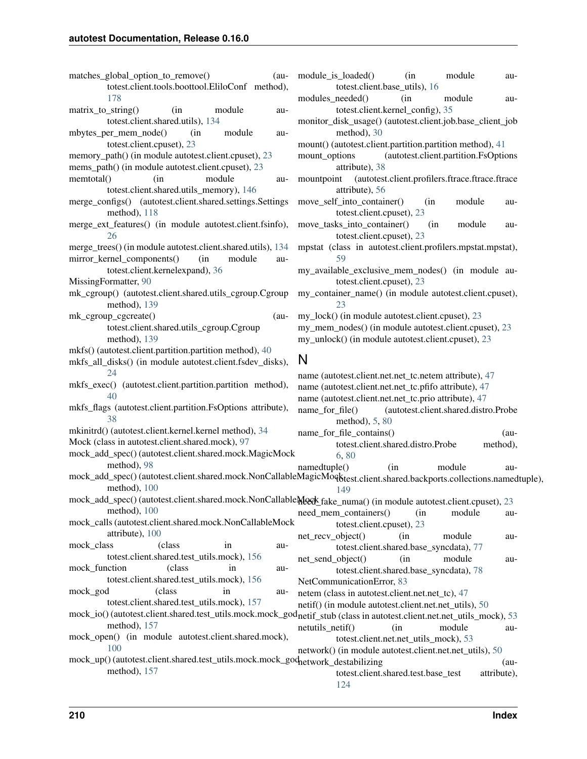matches_global_option_to_remove() (autotest.client.tools.boottool.EliloConf method), 178
matrix_to_string() (in module autotest.client.shared.utils), 134
mbytes_per_mem_node() (in module autotest.client.cpuset), 23
memory_path() (in module autotest.client.cpuset), 23
mems_path() (in module autotest.client.cpuset), 23
memtotal() (in module autotest.client.shared.utils_memory), 146
merge_configs() (autotest.client.shared.settings.Settings method), 118
merge_ext_features() (in module autotest.client.fsinfo), 26
merge_trees() (in module autotest.client.shared.utils), 134
mirror_kernel_components() (in module autotest.client.kernelexpand), 36
MissingFormatter, 90
mk_cgroup() (autotest.client.shared.utils_cgroup.Cgroup method), 139
mk_cgroup_cgcreate() (autotest.client.shared.utils_cgroup.Cgroup method), 139
mkfs() (autotest.client.partition.partition method), 40
mkfs_all_disks() (in module autotest.client.fsdev_disks), 24
mkfs_exec() (autotest.client.partition.partition method), 40
mkfs_flags (autotest.client.partition.FsOptions attribute), 38
mkinitrd() (autotest.client.kernel.kernel method), 34
Mock (class in autotest.client.shared.mock), 97
mock_add_spec() (autotest.client.shared.mock.MagicMock method), 98
mock_add_spec() (autotest.client.shared.mock.NonCallableMagicMock method), 100
mock_add_spec() (autotest.client.shared.mock.NonCallableMock method), 100
mock_calls (autotest.client.shared.mock.NonCallableMock attribute), 100
mock_class (class in autotest.client.shared.test_utils.mock), 156
mock_function (class in autotest.client.shared.test_utils.mock), 156
mock_god (class in autotest.client.shared.test_utils.mock), 157
mock_io() (autotest.client.shared.test_utils.mock.mock_god method), 157
mock_open() (in module autotest.client.shared.mock), 100
mock_up() (autotest.client.shared.test_utils.mock.mock_god method), 157
module_is_loaded() (in module autotest.client.base_utils), 16
modules_needed() (in module autotest.client.kernel_config), 35
monitor_disk_usage() (autotest.client.job.base_client_job method), 30
mount() (autotest.client.partition.partition method), 41
mount_options (autotest.client.partition.FsOptions attribute), 38
mountpoint (autotest.client.profilers.ftrace.ftrace.ftrace attribute), 56
move_self_into_container() (in module autotest.client.cpuset), 23
move_tasks_into_container() (in module autotest.client.cpuset), 23
mpstat (class in autotest.client.profilers.mpstat.mpstat), 59
my_available_exclusive_mem_nodes() (in module autotest.client.cpuset), 23
my_container_name() (in module autotest.client.cpuset), 23
my_lock() (in module autotest.client.cpuset), 23
my_mem_nodes() (in module autotest.client.cpuset), 23
my_unlock() (in module autotest.client.cpuset), 23

## N

name (autotest.client.net.net_tc.netem attribute), 47
name (autotest.client.net.net_tc.pfifo attribute), 47
name (autotest.client.net.net_tc.prio attribute), 47
name_for_file() (autotest.client.shared.distro.Probe method), 5, 80
name_for_file_contains() (autotest.client.shared.distro.Probe method), 6, 80
namedtuple() (in module autotest.client.shared.backports.collections.namedtuple), 149
need_fake_numa() (in module autotest.client.cpuset), 23
need_mem_containers() (in module autotest.client.cpuset), 23
net_recv_object() (in module autotest.client.shared.base_syncdata), 77
net_send_object() (in module autotest.client.shared.base_syncdata), 78
NetCommunicationError, 83
netem (class in autotest.client.net.net_tc), 47
netif() (in module autotest.client.net.net_utils), 50
netif_stub (class in autotest.client.net.net_utils_mock), 53
netutils_netif() (in module autotest.client.net.net_utils_mock), 53
network() (in module autotest.client.net.net_utils), 50
network_destabilizing (autotest.client.shared.test.base_test attribute), 124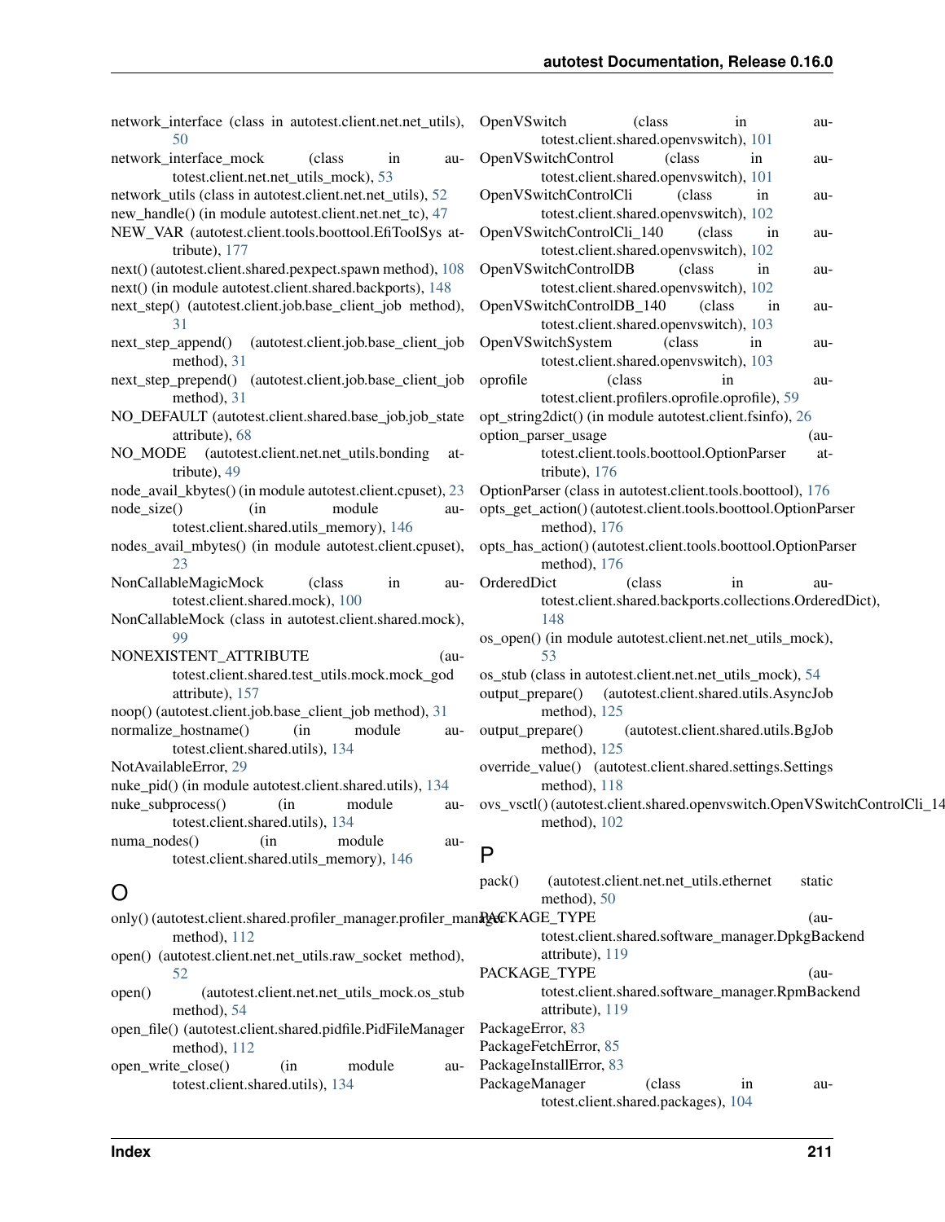network_interface (class in autotest.client.net.net_utils), 50
network_interface_mock (class in autotest.client.net.net_utils_mock), 53
network_utils (class in autotest.client.net.net_utils), 52
new_handle() (in module autotest.client.net.net_tc), 47
NEW_VAR (autotest.client.tools.boottool.EfiToolSys attribute), 177
next() (autotest.client.shared.pexpect.spawn method), 108
next() (in module autotest.client.shared.backports), 148
next_step() (autotest.client.job.base_client_job method), 31
next_step_append() (autotest.client.job.base_client_job method), 31
next_step_prepend() (autotest.client.job.base_client_job method), 31
NO_DEFAULT (autotest.client.shared.base_job.job_state attribute), 68
NO_MODE (autotest.client.net.net_utils.bonding attribute), 49
node_avail_kbytes() (in module autotest.client.cpuset), 23
node_size() (in module autotest.client.shared.utils_memory), 146
nodes_avail_mbytes() (in module autotest.client.cpuset), 23
NonCallableMagicMock (class in autotest.client.shared.mock), 100
NonCallableMock (class in autotest.client.shared.mock), 99
NONEXISTENT_ATTRIBUTE (autotest.client.shared.test_utils.mock.mock_god attribute), 157
noop() (autotest.client.job.base_client_job method), 31
normalize_hostname() (in module autotest.client.shared.utils), 134
NotAvailableError, 29
nuke_pid() (in module autotest.client.shared.utils), 134
nuke_subprocess() (in module autotest.client.shared.utils), 134
numa_nodes() (in module autotest.client.shared.utils_memory), 146

# O

only() (autotest.client.shared.profiler_manager.profiler_manager method), 112
open() (autotest.client.net.net_utils.raw_socket method), 52
open() (autotest.client.net.net_utils_mock.os_stub method), 54
open_file() (autotest.client.shared.pidfile.PidFileManager method), 112
open_write_close() (in module autotest.client.shared.utils), 134
OpenVSwitch (class in autotest.client.shared.openvswitch), 101
OpenVSwitchControl (class in autotest.client.shared.openvswitch), 101
OpenVSwitchControlCli (class in autotest.client.shared.openvswitch), 102
OpenVSwitchControlCli_140 (class in autotest.client.shared.openvswitch), 102
OpenVSwitchControlDB (class in autotest.client.shared.openvswitch), 102
OpenVSwitchControlDB_140 (class in autotest.client.shared.openvswitch), 103
OpenVSwitchSystem (class in autotest.client.shared.openvswitch), 103
oprofile (class in autotest.client.profilers.oprofile.oprofile), 59
opt_string2dict() (in module autotest.client.fsinfo), 26
option_parser_usage (autotest.client.tools.boottool.OptionParser attribute), 176
OptionParser (class in autotest.client.tools.boottool), 176
opts_get_action() (autotest.client.tools.boottool.OptionParser method), 176
opts_has_action() (autotest.client.tools.boottool.OptionParser method), 176
OrderedDict (class in autotest.client.shared.backports.collections.OrderedDict), 148
os_open() (in module autotest.client.net.net_utils_mock), 53
os_stub (class in autotest.client.net.net_utils_mock), 54
output_prepare() (autotest.client.shared.utils.AsyncJob method), 125
output_prepare() (autotest.client.shared.utils.BgJob method), 125
override_value() (autotest.client.shared.settings.Settings method), 118
ovs_vsctl() (autotest.client.shared.openvswitch.OpenVSwitchControlCli_140 method), 102

# P

pack() (autotest.client.net.net_utils.ethernet static method), 50
PACKAGE_TYPE (autotest.client.shared.software_manager.DpkgBackend attribute), 119
PACKAGE_TYPE (autotest.client.shared.software_manager.RpmBackend attribute), 119
PackageError, 83
PackageFetchError, 85
PackageInstallError, 83
PackageManager (class in autotest.client.shared.packages), 104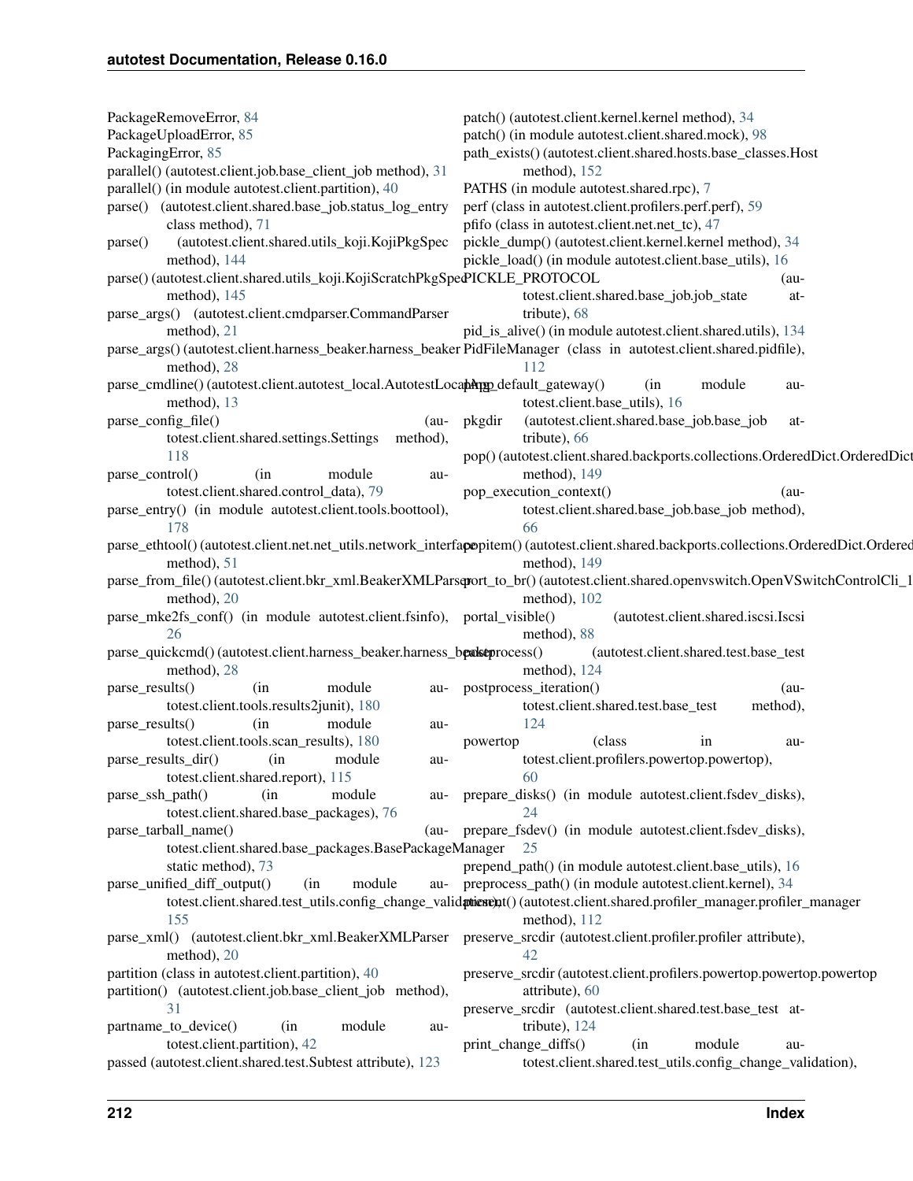PackageRemoveError, 84
PackageUploadError, 85
PackagingError, 85
parallel() (autotest.client.job.base_client_job method), 31
parallel() (in module autotest.client.partition), 40
parse() (autotest.client.shared.base_job.status_log_entry class method), 71
parse() (autotest.client.shared.utils_koji.KojiPkgSpec method), 144
parse() (autotest.client.shared.utils_koji.KojiScratchPkgSpec method), 145
parse_args() (autotest.client.cmdparser.CommandParser method), 21
parse_args() (autotest.client.harness_beaker.harness_beaker method), 28
parse_cmdline() (autotest.client.autotest_local.AutotestLocalApp method), 13
parse_config_file() (autotest.client.shared.settings.Settings method), 118
parse_control() (in module autotest.client.shared.control_data), 79
parse_entry() (in module autotest.client.tools.boottool), 178
parse_ethtool() (autotest.client.net.net_utils.network_interface method), 51
parse_from_file() (autotest.client.bkr_xml.BeakerXMLParser method), 20
parse_mke2fs_conf() (in module autotest.client.fsinfo), 26
parse_quickcmd() (autotest.client.harness_beaker.harness_beaker method), 28
parse_results() (in module autotest.client.tools.results2junit), 180
parse_results() (in module autotest.client.tools.scan_results), 180
parse_results_dir() (in module autotest.client.shared.report), 115
parse_ssh_path() (in module autotest.client.shared.base_packages), 76
parse_tarball_name() (autotest.client.shared.base_packages.BasePackageManager static method), 73
parse_unified_diff_output() (in module autotest.client.shared.test_utils.config_change_validation), 155
parse_xml() (autotest.client.bkr_xml.BeakerXMLParser method), 20
partition (class in autotest.client.partition), 40
partition() (autotest.client.job.base_client_job method), 31
partname_to_device() (in module autotest.client.partition), 42
passed (autotest.client.shared.test.Subtest attribute), 123
patch() (autotest.client.kernel.kernel method), 34
patch() (in module autotest.client.shared.mock), 98
path_exists() (autotest.client.shared.hosts.base_classes.Host method), 152
PATHS (in module autotest.shared.rpc), 7
perf (class in autotest.client.profilers.perf.perf), 59
pfifo (class in autotest.client.net.net_tc), 47
pickle_dump() (autotest.client.kernel.kernel method), 34
pickle_load() (in module autotest.client.base_utils), 16
PICKLE_PROTOCOL (autotest.client.shared.base_job.job_state attribute), 68
pid_is_alive() (in module autotest.client.shared.utils), 134
PidFileManager (class in autotest.client.shared.pidfile), 112
ping_default_gateway() (in module autotest.client.base_utils), 16
pkgdir (autotest.client.shared.base_job.base_job attribute), 66
pop() (autotest.client.shared.backports.collections.OrderedDict.OrderedDict method), 149
pop_execution_context() (autotest.client.shared.base_job.base_job method), 66
popitem() (autotest.client.shared.backports.collections.OrderedDict.OrderedDict method), 149
port_to_br() (autotest.client.shared.openvswitch.OpenVSwitchControlCli_1 method), 102
portal_visible() (autotest.client.shared.iscsi.Iscsi method), 88
postprocess() (autotest.client.shared.test.base_test method), 124
postprocess_iteration() (autotest.client.shared.test.base_test method), 124
powertop (class in autotest.client.profilers.powertop.powertop), 60
prepare_disks() (in module autotest.client.fsdev_disks), 24
prepare_fsdev() (in module autotest.client.fsdev_disks), 25
prepend_path() (in module autotest.client.base_utils), 16
preprocess_path() (in module autotest.client.kernel), 34
present() (autotest.client.shared.profiler_manager.profiler_manager method), 112
preserve_srcdir (autotest.client.profiler.profiler attribute), 42
preserve_srcdir (autotest.client.profilers.powertop.powertop.powertop attribute), 60
preserve_srcdir (autotest.client.shared.test.base_test attribute), 124
print_change_diffs() (in module autotest.client.shared.test_utils.config_change_validation),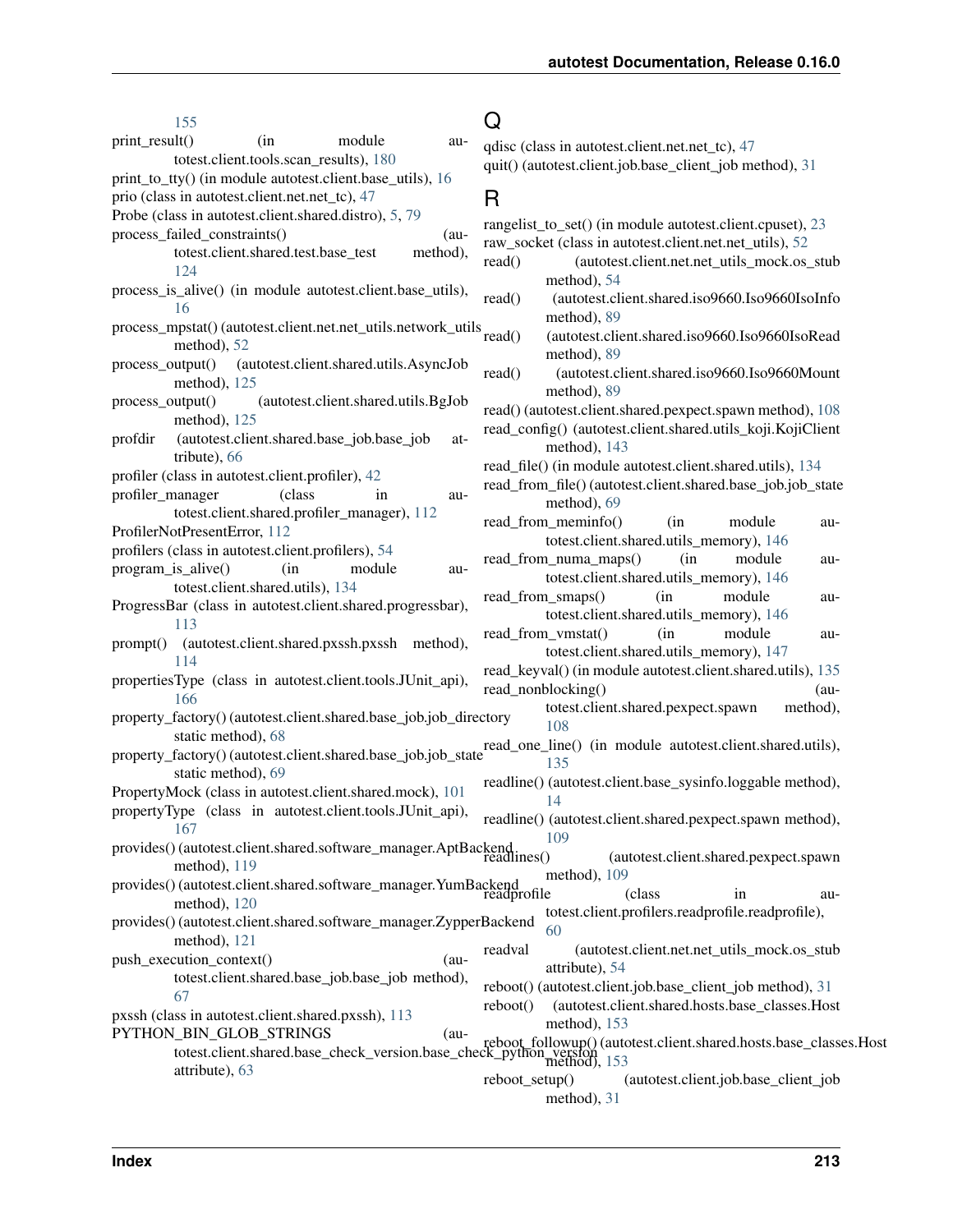155

print_result() (in module autotest.client.tools.scan_results), 180

print_to_tty() (in module autotest.client.base_utils), 16

prio (class in autotest.client.net.net_tc), 47

Probe (class in autotest.client.shared.distro), 5, 79

process_failed_constraints() (autotest.client.shared.test.base_test method), 124

process_is_alive() (in module autotest.client.base_utils), 16

process_mpstat() (autotest.client.net.net_utils.network_utils method), 52

process_output() (autotest.client.shared.utils.AsyncJob method), 125

process_output() (autotest.client.shared.utils.BgJob method), 125

profdir (autotest.client.shared.base_job.base_job attribute), 66

profiler (class in autotest.client.profiler), 42

profiler_manager (class in autotest.client.shared.profiler_manager), 112

ProfilerNotPresentError, 112

profilers (class in autotest.client.profilers), 54

program_is_alive() (in module autotest.client.shared.utils), 134

ProgressBar (class in autotest.client.shared.progressbar), 113

prompt() (autotest.client.shared.pxssh.pxssh method), 114

propertiesType (class in autotest.client.tools.JUnit_api), 166

property_factory() (autotest.client.shared.base_job.job_directory static method), 68

property_factory() (autotest.client.shared.base_job.job_state static method), 69

PropertyMock (class in autotest.client.shared.mock), 101

propertyType (class in autotest.client.tools.JUnit_api), 167

provides() (autotest.client.shared.software_manager.AptBackend method), 119

provides() (autotest.client.shared.software_manager.YumBackend method), 120

provides() (autotest.client.shared.software_manager.ZypperBackend method), 121

push_execution_context() (autotest.client.shared.base_job.base_job method), 67

pxssh (class in autotest.client.shared.pxssh), 113

PYTHON_BIN_GLOB_STRINGS (autotest.client.shared.base_check_version.base_check_python_version attribute), 63

# Q

qdisc (class in autotest.client.net.net_tc), 47

quit() (autotest.client.job.base_client_job method), 31

# R

rangelist_to_set() (in module autotest.client.cpuset), 23

raw_socket (class in autotest.client.net.net_utils), 52

read() (autotest.client.net.net_utils_mock.os_stub method), 54

read() (autotest.client.shared.iso9660.Iso9660IsoInfo method), 89

read() (autotest.client.shared.iso9660.Iso9660IsoRead method), 89

read() (autotest.client.shared.iso9660.Iso9660Mount method), 89

read() (autotest.client.shared.pexpect.spawn method), 108

read_config() (autotest.client.shared.utils_koji.KojiClient method), 143

read_file() (in module autotest.client.shared.utils), 134

read_from_file() (autotest.client.shared.base_job.job_state method), 69

read_from_meminfo() (in module autotest.client.shared.utils_memory), 146

read_from_numa_maps() (in module autotest.client.shared.utils_memory), 146

read_from_smaps() (in module autotest.client.shared.utils_memory), 146

read_from_vmstat() (in module autotest.client.shared.utils_memory), 147

read_keyval() (in module autotest.client.shared.utils), 135

read_nonblocking() (autotest.client.shared.pexpect.spawn method), 108

read_one_line() (in module autotest.client.shared.utils), 135

readline() (autotest.client.base_sysinfo.loggable method), 14

readline() (autotest.client.shared.pexpect.spawn method), 109

readlines() (autotest.client.shared.pexpect.spawn method), 109

readprofile (class in autotest.client.profilers.readprofile.readprofile), 60

readval (autotest.client.net.net_utils_mock.os_stub attribute), 54

reboot() (autotest.client.job.base_client_job method), 31

reboot() (autotest.client.shared.hosts.base_classes.Host method), 153

reboot_followup() (autotest.client.shared.hosts.base_classes.Host method), 153

reboot_setup() (autotest.client.job.base_client_job method), 31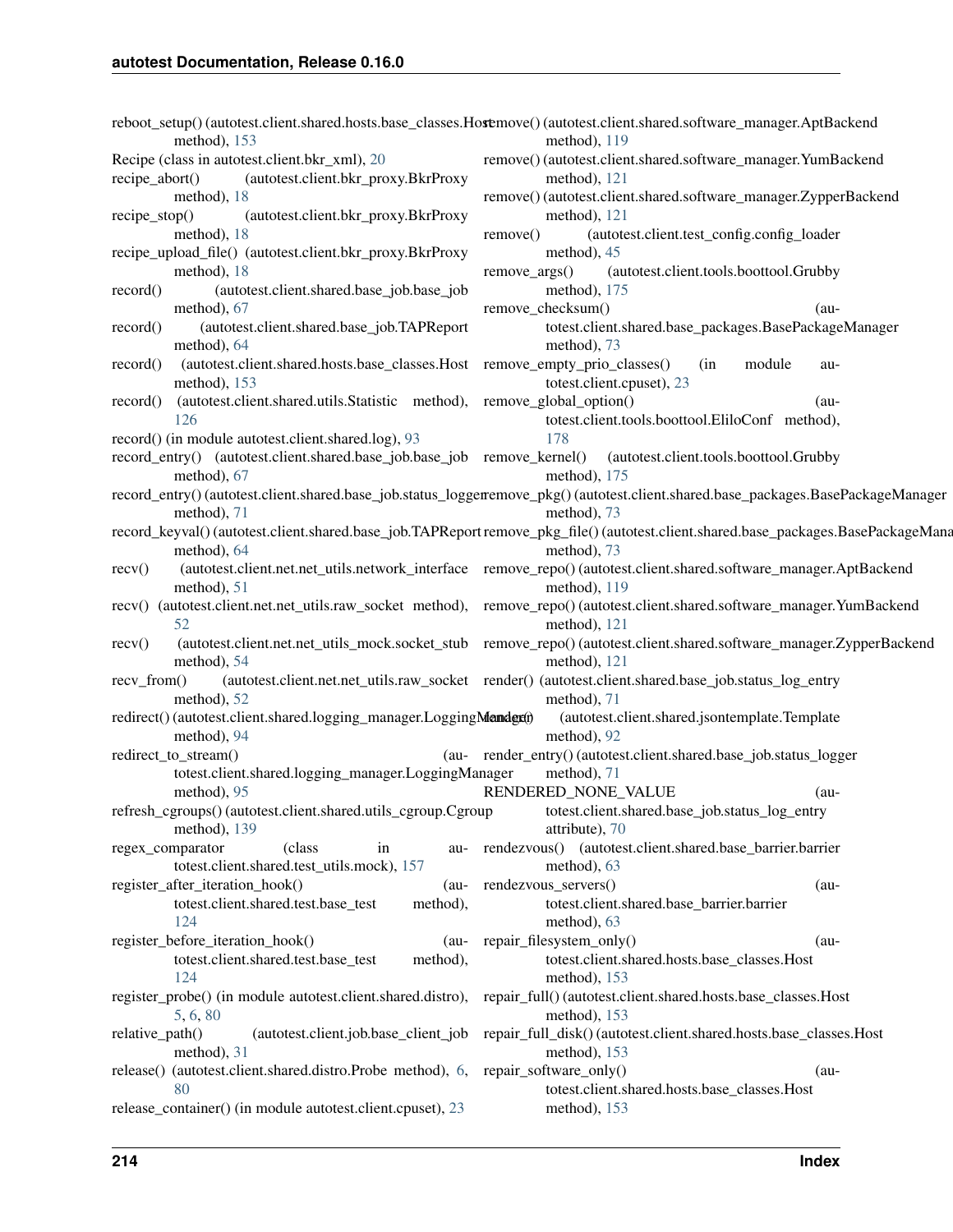reboot_setup() (autotest.client.shared.hosts.base_classes.Host method), 153
Recipe (class in autotest.client.bkr_xml), 20
recipe_abort() (autotest.client.bkr_proxy.BkrProxy method), 18
recipe_stop() (autotest.client.bkr_proxy.BkrProxy method), 18
recipe_upload_file() (autotest.client.bkr_proxy.BkrProxy method), 18
record() (autotest.client.shared.base_job.base_job method), 67
record() (autotest.client.shared.base_job.TAPReport method), 64
record() (autotest.client.shared.hosts.base_classes.Host method), 153
record() (autotest.client.shared.utils.Statistic method), 126
record() (in module autotest.client.shared.log), 93
record_entry() (autotest.client.shared.base_job.base_job method), 67
record_entry() (autotest.client.shared.base_job.status_logger method), 71
record_keyval() (autotest.client.shared.base_job.TAPReport method), 64
recv() (autotest.client.net.net_utils.network_interface method), 51
recv() (autotest.client.net.net_utils.raw_socket method), 52
recv() (autotest.client.net.net_utils_mock.socket_stub method), 54
recv_from() (autotest.client.net.net_utils.raw_socket method), 52
redirect() (autotest.client.shared.logging_manager.LoggingManager method), 94
redirect_to_stream() (autotest.client.shared.logging_manager.LoggingManager method), 95
refresh_cgroups() (autotest.client.shared.utils_cgroup.Cgroup method), 139
regex_comparator (class in autotest.client.shared.test_utils.mock), 157
register_after_iteration_hook() (autotest.client.shared.test.base_test method), 124
register_before_iteration_hook() (autotest.client.shared.test.base_test method), 124
register_probe() (in module autotest.client.shared.distro), 5, 6, 80
relative_path() (autotest.client.job.base_client_job method), 31
release() (autotest.client.shared.distro.Probe method), 6, 80
release_container() (in module autotest.client.cpuset), 23
remove() (autotest.client.shared.software_manager.AptBackend method), 119
remove() (autotest.client.shared.software_manager.YumBackend method), 121
remove() (autotest.client.shared.software_manager.ZypperBackend method), 121
remove() (autotest.client.test_config.config_loader method), 45
remove_args() (autotest.client.tools.boottool.Grubby method), 175
remove_checksum() (autotest.client.shared.base_packages.BasePackageManager method), 73
remove_empty_prio_classes() (in module autotest.client.cpuset), 23
remove_global_option() (autotest.client.tools.boottool.EliloConf method), 178
remove_kernel() (autotest.client.tools.boottool.Grubby method), 175
remove_pkg() (autotest.client.shared.base_packages.BasePackageManager method), 73
remove_pkg_file() (autotest.client.shared.base_packages.BasePackageManager method), 73
remove_repo() (autotest.client.shared.software_manager.AptBackend method), 119
remove_repo() (autotest.client.shared.software_manager.YumBackend method), 121
remove_repo() (autotest.client.shared.software_manager.ZypperBackend method), 121
render() (autotest.client.shared.base_job.status_log_entry method), 71
render() (autotest.client.shared.jsontemplate.Template method), 92
render_entry() (autotest.client.shared.base_job.status_logger method), 71
RENDERED_NONE_VALUE (autotest.client.shared.base_job.status_log_entry attribute), 70
rendezvous() (autotest.client.shared.base_barrier.barrier method), 63
rendezvous_servers() (autotest.client.shared.base_barrier.barrier method), 63
repair_filesystem_only() (autotest.client.shared.hosts.base_classes.Host method), 153
repair_full() (autotest.client.shared.hosts.base_classes.Host method), 153
repair_full_disk() (autotest.client.shared.hosts.base_classes.Host method), 153
repair_software_only() (autotest.client.shared.hosts.base_classes.Host method), 153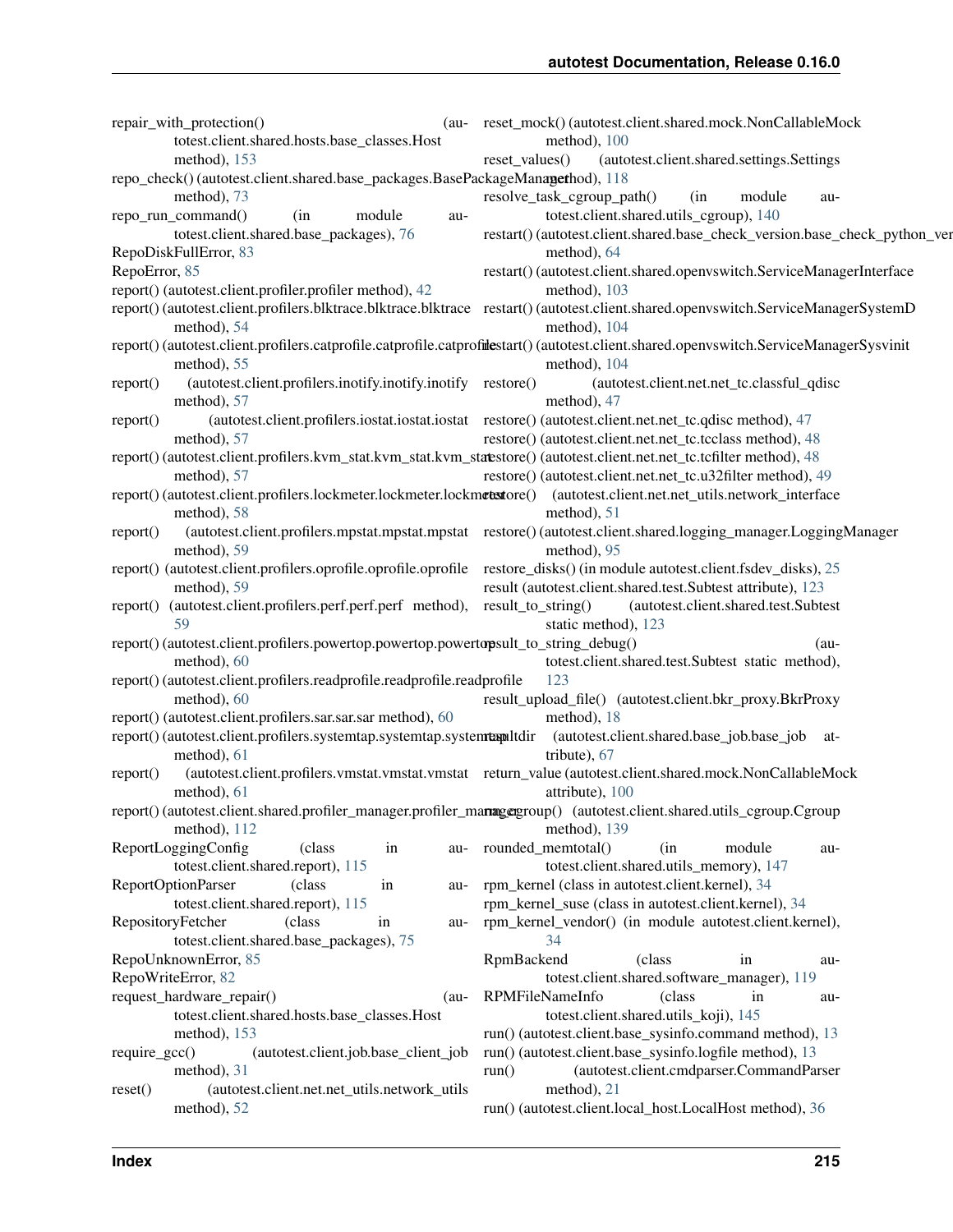repair_with_protection() (autotest.client.shared.hosts.base_classes.Host method), 153
repo_check() (autotest.client.shared.base_packages.BasePackageManager method), 73
repo_run_command() (in module autotest.client.shared.base_packages), 76
RepoDiskFullError, 83
RepoError, 85
report() (autotest.client.profiler.profiler method), 42
report() (autotest.client.profilers.blktrace.blktrace.blktrace method), 54
report() (autotest.client.profilers.catprofile.catprofile.catprofile method), 55
report() (autotest.client.profilers.inotify.inotify.inotify method), 57
report() (autotest.client.profilers.iostat.iostat.iostat method), 57
report() (autotest.client.profilers.kvm_stat.kvm_stat.kvm_stat method), 57
report() (autotest.client.profilers.lockmeter.lockmeter.lockmeter method), 58
report() (autotest.client.profilers.mpstat.mpstat.mpstat method), 59
report() (autotest.client.profilers.oprofile.oprofile.oprofile method), 59
report() (autotest.client.profilers.perf.perf.perf method), 59
report() (autotest.client.profilers.powertop.powertop.powertop method), 60
report() (autotest.client.profilers.readprofile.readprofile.readprofile method), 60
report() (autotest.client.profilers.sar.sar.sar method), 60
report() (autotest.client.profilers.systemtap.systemtap.systemtap method), 61
report() (autotest.client.profilers.vmstat.vmstat.vmstat method), 61
report() (autotest.client.shared.profiler_manager.profiler_manager method), 112
ReportLoggingConfig (class in autotest.client.shared.report), 115
ReportOptionParser (class in autotest.client.shared.report), 115
RepositoryFetcher (class in autotest.client.shared.base_packages), 75
RepoUnknownError, 85
RepoWriteError, 82
request_hardware_repair() (autotest.client.shared.hosts.base_classes.Host method), 153
require_gcc() (autotest.client.job.base_client_job method), 31
reset() (autotest.client.net.net_utils.network_utils method), 52
reset_mock() (autotest.client.shared.mock.NonCallableMock method), 100
reset_values() (autotest.client.shared.settings.Settings method), 118
resolve_task_cgroup_path() (in module autotest.client.shared.utils_cgroup), 140
restart() (autotest.client.shared.base_check_version.base_check_python_version method), 64
restart() (autotest.client.shared.openvswitch.ServiceManagerInterface method), 103
restart() (autotest.client.shared.openvswitch.ServiceManagerSystemD method), 104
restart() (autotest.client.shared.openvswitch.ServiceManagerSysvinit method), 104
restore() (autotest.client.net.net_tc.classful_qdisc method), 47
restore() (autotest.client.net.net_tc.qdisc method), 47
restore() (autotest.client.net.net_tc.tcclass method), 48
restore() (autotest.client.net.net_tc.tcfilter method), 48
restore() (autotest.client.net.net_tc.u32filter method), 49
restore() (autotest.client.net.net_utils.network_interface method), 51
restore() (autotest.client.shared.logging_manager.LoggingManager method), 95
restore_disks() (in module autotest.client.fsdev_disks), 25
result (autotest.client.shared.test.Subtest attribute), 123
result_to_string() (autotest.client.shared.test.Subtest static method), 123
result_to_string_debug() (autotest.client.shared.test.Subtest static method), 123
result_upload_file() (autotest.client.bkr_proxy.BkrProxy method), 18
resultdir (autotest.client.shared.base_job.base_job attribute), 67
return_value (autotest.client.shared.mock.NonCallableMock attribute), 100
rm_cgroup() (autotest.client.shared.utils_cgroup.Cgroup method), 139
rounded_memtotal() (in module autotest.client.shared.utils_memory), 147
rpm_kernel (class in autotest.client.kernel), 34
rpm_kernel_suse (class in autotest.client.kernel), 34
rpm_kernel_vendor() (in module autotest.client.kernel), 34
RpmBackend (class in autotest.client.shared.software_manager), 119
RPMFileNameInfo (class in autotest.client.shared.utils_koji), 145
run() (autotest.client.base_sysinfo.command method), 13
run() (autotest.client.base_sysinfo.logfile method), 13
run() (autotest.client.cmdparser.CommandParser method), 21
run() (autotest.client.local_host.LocalHost method), 36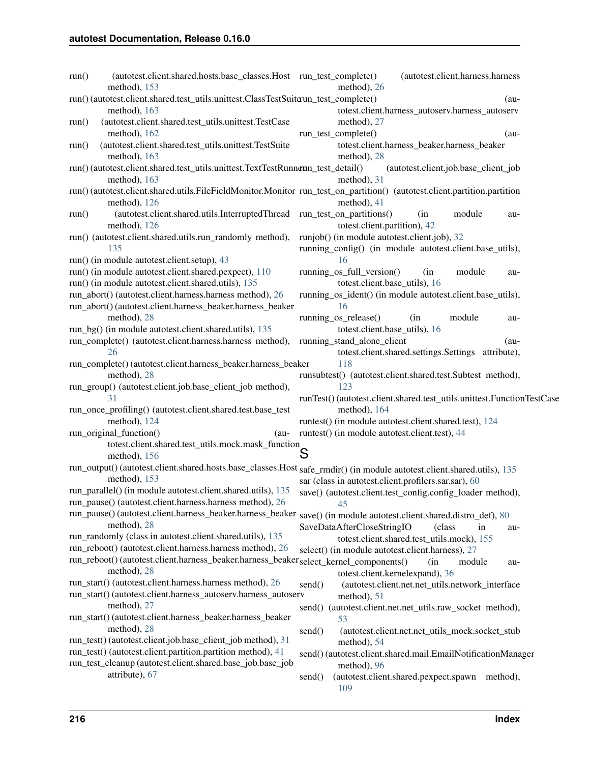run() (autotest.client.shared.hosts.base_classes.Host method), 153
run() (autotest.client.shared.test_utils.unittest.ClassTestSuite method), 163
run() (autotest.client.shared.test_utils.unittest.TestCase method), 162
run() (autotest.client.shared.test_utils.unittest.TestSuite method), 163
run() (autotest.client.shared.test_utils.unittest.TextTestRunner method), 163
run() (autotest.client.shared.utils.FileFieldMonitor.Monitor method), 126
run() (autotest.client.shared.utils.InterruptedThread method), 126
run() (autotest.client.shared.utils.run_randomly method), 135
run() (in module autotest.client.setup), 43
run() (in module autotest.client.shared.pexpect), 110
run() (in module autotest.client.shared.utils), 135
run_abort() (autotest.client.harness.harness method), 26
run_abort() (autotest.client.harness_beaker.harness_beaker method), 28
run_bg() (in module autotest.client.shared.utils), 135
run_complete() (autotest.client.harness.harness method), 26
run_complete() (autotest.client.harness_beaker.harness_beaker method), 28
run_group() (autotest.client.job.base_client_job method), 31
run_once_profiling() (autotest.client.shared.test.base_test method), 124
run_original_function() (autotest.client.shared.test_utils.mock.mask_function method), 156
run_output() (autotest.client.shared.hosts.base_classes.Host method), 153
run_parallel() (in module autotest.client.shared.utils), 135
run_pause() (autotest.client.harness.harness method), 26
run_pause() (autotest.client.harness_beaker.harness_beaker method), 28
run_randomly (class in autotest.client.shared.utils), 135
run_reboot() (autotest.client.harness.harness method), 26
run_reboot() (autotest.client.harness_beaker.harness_beaker method), 28
run_start() (autotest.client.harness.harness method), 26
run_start() (autotest.client.harness_autoserv.harness_autoserv method), 27
run_start() (autotest.client.harness_beaker.harness_beaker method), 28
run_test() (autotest.client.job.base_client_job method), 31
run_test() (autotest.client.partition.partition method), 41
run_test_cleanup (autotest.client.shared.base_job.base_job attribute), 67
run_test_complete() (autotest.client.harness.harness method), 26
run_test_complete() (autotest.client.harness_autoserv.harness_autoserv method), 27
run_test_complete() (autotest.client.harness_beaker.harness_beaker method), 28
run_test_detail() (autotest.client.job.base_client_job method), 31
run_test_on_partition() (autotest.client.partition.partition method), 41
run_test_on_partitions() (in module autotest.client.partition), 42
runjob() (in module autotest.client.job), 32
running_config() (in module autotest.client.base_utils), 16
running_os_full_version() (in module autotest.client.base_utils), 16
running_os_ident() (in module autotest.client.base_utils), 16
running_os_release() (in module autotest.client.base_utils), 16
running_stand_alone_client (autotest.client.shared.settings.Settings attribute), 118
runsubtest() (autotest.client.shared.test.Subtest method), 123
runTest() (autotest.client.shared.test_utils.unittest.FunctionTestCase method), 164
runtest() (in module autotest.client.shared.test), 124
runtest() (in module autotest.client.test), 44

## S

safe_rmdir() (in module autotest.client.shared.utils), 135
sar (class in autotest.client.profilers.sar.sar), 60
save() (autotest.client.test_config.config_loader method), 45
save() (in module autotest.client.shared.distro_def), 80
SaveDataAfterCloseStringIO (class in autotest.client.shared.test_utils.mock), 155
select() (in module autotest.client.harness), 27
select_kernel_components() (in module autotest.client.kernelexpand), 36
send() (autotest.client.net.net_utils.network_interface method), 51
send() (autotest.client.net.net_utils.raw_socket method), 53
send() (autotest.client.net.net_utils_mock.socket_stub method), 54
send() (autotest.client.shared.mail.EmailNotificationManager method), 96
send() (autotest.client.shared.pexpect.spawn method), 109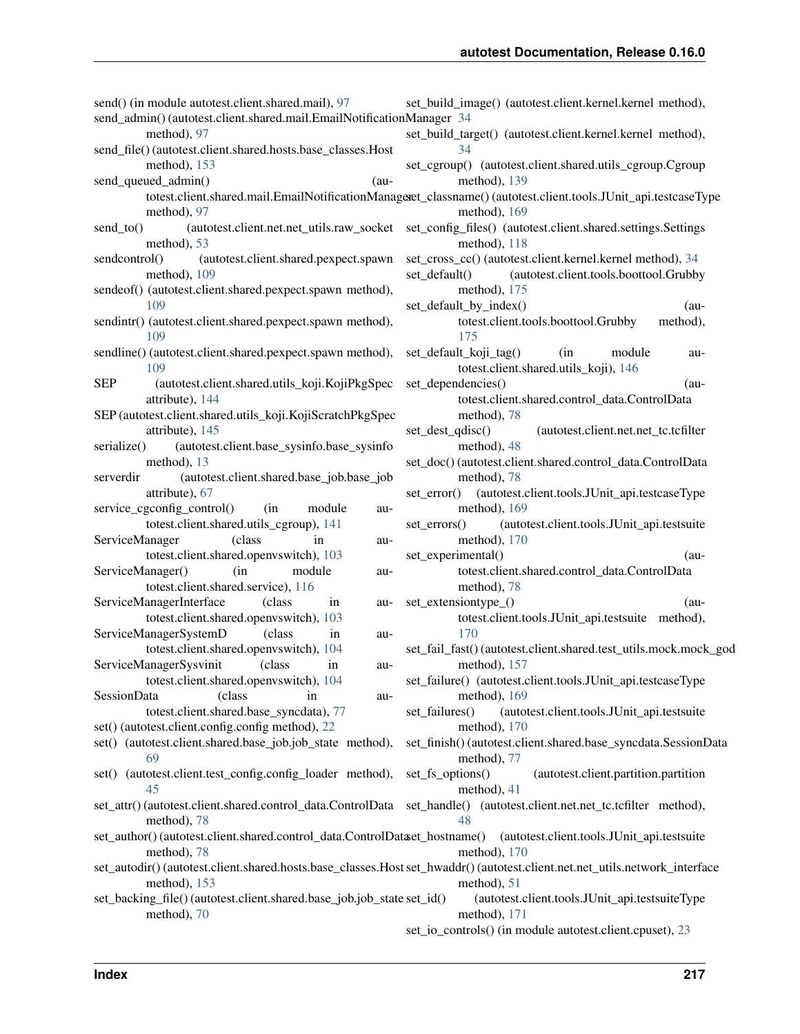send() (in module autotest.client.shared.mail), 97
send_admin() (autotest.client.shared.mail.EmailNotificationManager method), 97
send_file() (autotest.client.shared.hosts.base_classes.Host method), 153
send_queued_admin() (autotest.client.shared.mail.EmailNotificationManager method), 97
send_to() (autotest.client.net.net_utils.raw_socket method), 53
sendcontrol() (autotest.client.shared.pexpect.spawn method), 109
sendeof() (autotest.client.shared.pexpect.spawn method), 109
sendintr() (autotest.client.shared.pexpect.spawn method), 109
sendline() (autotest.client.shared.pexpect.spawn method), 109
SEP (autotest.client.shared.utils_koji.KojiPkgSpec attribute), 144
SEP (autotest.client.shared.utils_koji.KojiScratchPkgSpec attribute), 145
serialize() (autotest.client.base_sysinfo.base_sysinfo method), 13
serverdir (autotest.client.shared.base_job.base_job attribute), 67
service_cgconfig_control() (in module autotest.client.shared.utils_cgroup), 141
ServiceManager (class in autotest.client.shared.openvswitch), 103
ServiceManager() (in module autotest.client.shared.service), 116
ServiceManagerInterface (class in autotest.client.shared.openvswitch), 103
ServiceManagerSystemD (class in autotest.client.shared.openvswitch), 104
ServiceManagerSysvinit (class in autotest.client.shared.openvswitch), 104
SessionData (class in autotest.client.shared.base_syncdata), 77
set() (autotest.client.config.config method), 22
set() (autotest.client.shared.base_job.job_state method), 69
set() (autotest.client.test_config.config_loader method), 45
set_attr() (autotest.client.shared.control_data.ControlData method), 78
set_author() (autotest.client.shared.control_data.ControlData method), 78
set_autodir() (autotest.client.shared.hosts.base_classes.Host method), 153
set_backing_file() (autotest.client.shared.base_job.job_state method), 70
set_build_image() (autotest.client.kernel.kernel method), 34
set_build_target() (autotest.client.kernel.kernel method), 34
set_cgroup() (autotest.client.shared.utils_cgroup.Cgroup method), 139
set_classname() (autotest.client.tools.JUnit_api.testcaseType method), 169
set_config_files() (autotest.client.shared.settings.Settings method), 118
set_cross_cc() (autotest.client.kernel.kernel method), 34
set_default() (autotest.client.tools.boottool.Grubby method), 175
set_default_by_index() (autotest.client.tools.boottool.Grubby method), 175
set_default_koji_tag() (in module autotest.client.shared.utils_koji), 146
set_dependencies() (autotest.client.shared.control_data.ControlData method), 78
set_dest_qdisc() (autotest.client.net.net_tc.tcfilter method), 48
set_doc() (autotest.client.shared.control_data.ControlData method), 78
set_error() (autotest.client.tools.JUnit_api.testcaseType method), 169
set_errors() (autotest.client.tools.JUnit_api.testsuite method), 170
set_experimental() (autotest.client.shared.control_data.ControlData method), 78
set_extensiontype_() (autotest.client.tools.JUnit_api.testsuite method), 170
set_fail_fast() (autotest.client.shared.test_utils.mock.mock_god method), 157
set_failure() (autotest.client.tools.JUnit_api.testcaseType method), 169
set_failures() (autotest.client.tools.JUnit_api.testsuite method), 170
set_finish() (autotest.client.shared.base_syncdata.SessionData method), 77
set_fs_options() (autotest.client.partition.partition method), 41
set_handle() (autotest.client.net.net_tc.tcfilter method), 48
set_hostname() (autotest.client.tools.JUnit_api.testsuite method), 170
set_hwaddr() (autotest.client.net.net_utils.network_interface method), 51
set_id() (autotest.client.tools.JUnit_api.testsuiteType method), 171
set_io_controls() (in module autotest.client.cpuset), 23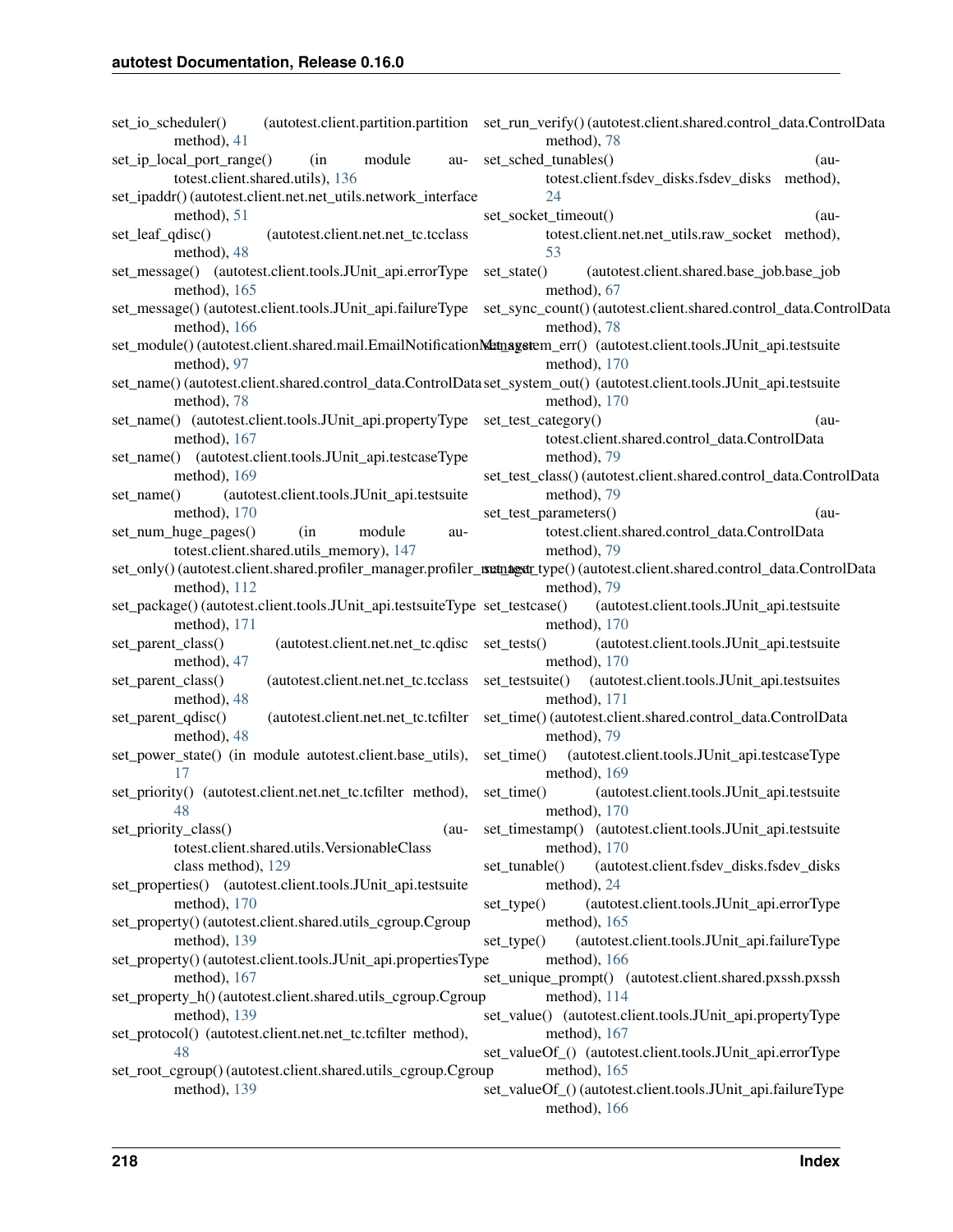set_io_scheduler() (autotest.client.partition.partition method), 41
set_ip_local_port_range() (in module autotest.client.shared.utils), 136
set_ipaddr() (autotest.client.net.net_utils.network_interface method), 51
set_leaf_qdisc() (autotest.client.net.net_tc.tcclass method), 48
set_message() (autotest.client.tools.JUnit_api.errorType method), 165
set_message() (autotest.client.tools.JUnit_api.failureType method), 166
set_module() (autotest.client.shared.mail.EmailNotificationManager method), 97
set_name() (autotest.client.shared.control_data.ControlData method), 78
set_name() (autotest.client.tools.JUnit_api.propertyType method), 167
set_name() (autotest.client.tools.JUnit_api.testcaseType method), 169
set_name() (autotest.client.tools.JUnit_api.testsuite method), 170
set_num_huge_pages() (in module autotest.client.shared.utils_memory), 147
set_only() (autotest.client.shared.profiler_manager.profiler_manager method), 112
set_package() (autotest.client.tools.JUnit_api.testsuiteType method), 171
set_parent_class() (autotest.client.net.net_tc.qdisc method), 47
set_parent_class() (autotest.client.net.net_tc.tcclass method), 48
set_parent_qdisc() (autotest.client.net.net_tc.tcfilter method), 48
set_power_state() (in module autotest.client.base_utils), 17
set_priority() (autotest.client.net.net_tc.tcfilter method), 48
set_priority_class() (autotest.client.shared.utils.VersionableClass class method), 129
set_properties() (autotest.client.tools.JUnit_api.testsuite method), 170
set_property() (autotest.client.shared.utils_cgroup.Cgroup method), 139
set_property() (autotest.client.tools.JUnit_api.propertiesType method), 167
set_property_h() (autotest.client.shared.utils_cgroup.Cgroup method), 139
set_protocol() (autotest.client.net.net_tc.tcfilter method), 48
set_root_cgroup() (autotest.client.shared.utils_cgroup.Cgroup method), 139
set_run_verify() (autotest.client.shared.control_data.ControlData method), 78
set_sched_tunables() (autotest.client.fsdev_disks.fsdev_disks method), 24
set_socket_timeout() (autotest.client.net.net_utils.raw_socket method), 53
set_state() (autotest.client.shared.base_job.base_job method), 67
set_sync_count() (autotest.client.shared.control_data.ControlData method), 78
set_system_err() (autotest.client.tools.JUnit_api.testsuite method), 170
set_system_out() (autotest.client.tools.JUnit_api.testsuite method), 170
set_test_category() (autotest.client.shared.control_data.ControlData method), 79
set_test_class() (autotest.client.shared.control_data.ControlData method), 79
set_test_parameters() (autotest.client.shared.control_data.ControlData method), 79
set_test_type() (autotest.client.shared.control_data.ControlData method), 79
set_testcase() (autotest.client.tools.JUnit_api.testsuite method), 170
set_tests() (autotest.client.tools.JUnit_api.testsuite method), 170
set_testsuite() (autotest.client.tools.JUnit_api.testsuites method), 171
set_time() (autotest.client.shared.control_data.ControlData method), 79
set_time() (autotest.client.tools.JUnit_api.testcaseType method), 169
set_time() (autotest.client.tools.JUnit_api.testsuite method), 170
set_timestamp() (autotest.client.tools.JUnit_api.testsuite method), 170
set_tunable() (autotest.client.fsdev_disks.fsdev_disks method), 24
set_type() (autotest.client.tools.JUnit_api.errorType method), 165
set_type() (autotest.client.tools.JUnit_api.failureType method), 166
set_unique_prompt() (autotest.client.shared.pxssh.pxssh method), 114
set_value() (autotest.client.tools.JUnit_api.propertyType method), 167
set_valueOf_() (autotest.client.tools.JUnit_api.errorType method), 165
set_valueOf_() (autotest.client.tools.JUnit_api.failureType method), 166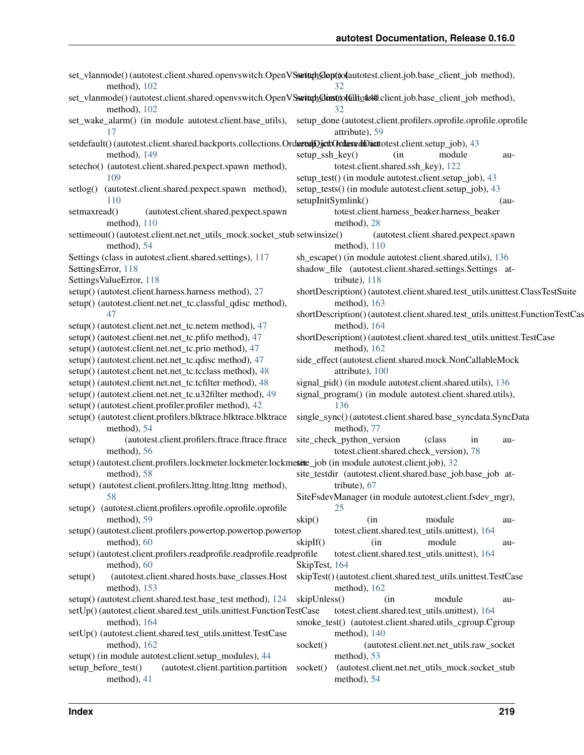set_vlanmode() (autotest.client.shared.openvswitch.OpenVSwitchControl method), 102

set_vlanmode() (autotest.client.shared.openvswitch.OpenVSwitchControlDB_140 method), 102

set_wake_alarm() (in module autotest.client.base_utils), 17

setdefault() (autotest.client.shared.backports.collections.OrderedDict method), 149

setecho() (autotest.client.shared.pexpect.spawn method), 109

setlog() (autotest.client.shared.pexpect.spawn method), 110

setmaxread() (autotest.client.shared.pexpect.spawn method), 110

settimeout() (autotest.client.net.net_utils_mock.socket_stub method), 54

Settings (class in autotest.client.shared.settings), 117

SettingsError, 118

SettingsValueError, 118

setup() (autotest.client.harness.harness method), 27

setup() (autotest.client.net.net_tc.classful_qdisc method), 47

setup() (autotest.client.net.net_tc.netem method), 47

setup() (autotest.client.net.net_tc.pfifo method), 47

setup() (autotest.client.net.net_tc.prio method), 47

setup() (autotest.client.net.net_tc.qdisc method), 47

setup() (autotest.client.net.net_tc.tcclass method), 48

setup() (autotest.client.net.net_tc.tcfilter method), 48

setup() (autotest.client.net.net_tc.u32filter method), 49

setup() (autotest.client.profiler.profiler method), 42

setup() (autotest.client.profilers.blktrace.blktrace.blktrace method), 54

setup() (autotest.client.profilers.ftrace.ftrace.ftrace method), 56

setup() (autotest.client.profilers.lockmeter.lockmeter.lockmeter method), 58

setup() (autotest.client.profilers.lttng.lttng.lttng method), 58

setup() (autotest.client.profilers.oprofile.oprofile.oprofile method), 59

setup() (autotest.client.profilers.powertop.powertop.powertop method), 60

setup() (autotest.client.profilers.readprofile.readprofile.readprofile method), 60

setup() (autotest.client.shared.hosts.base_classes.Host method), 153

setup() (autotest.client.shared.test.base_test method), 124

setUp() (autotest.client.shared.test_utils.unittest.FunctionTestCase method), 164

setUp() (autotest.client.shared.test_utils.unittest.TestCase method), 162

setup() (in module autotest.client.setup_modules), 44

setup_before_test() (autotest.client.partition.partition method), 41

setup_dep() (autotest.client.job.base_client_job method), 32

setup_dirs() (autotest.client.job.base_client_job method), 32

setup_done (autotest.client.profilers.oprofile.oprofile.oprofile attribute), 59

setup_job (class in autotest.client.setup_job), 43

setup_ssh_key() (in module autotest.client.shared.ssh_key), 122

setup_test() (in module autotest.client.setup_job), 43

setup_tests() (in module autotest.client.setup_job), 43

setupInitSymlink() (autotest.client.harness_beaker.harness_beaker method), 28

setwinsize() (autotest.client.shared.pexpect.spawn method), 110

sh_escape() (in module autotest.client.shared.utils), 136

shadow_file (autotest.client.shared.settings.Settings attribute), 118

shortDescription() (autotest.client.shared.test_utils.unittest.ClassTestSuite method), 163

shortDescription() (autotest.client.shared.test_utils.unittest.FunctionTestCase method), 164

shortDescription() (autotest.client.shared.test_utils.unittest.TestCase method), 162

side_effect (autotest.client.shared.mock.NonCallableMock attribute), 100

signal_pid() (in module autotest.client.shared.utils), 136

signal_program() (in module autotest.client.shared.utils), 136

single_sync() (autotest.client.shared.base_syncdata.SyncData method), 77

site_check_python_version (class in autotest.client.shared.check_version), 78

site_job (in module autotest.client.job), 32

site_testdir (autotest.client.shared.base_job.base_job attribute), 67

SiteFsdevManager (in module autotest.client.fsdev_mgr), 25

skip() (in module autotest.client.shared.test_utils.unittest), 164

skipIf() (in module autotest.client.shared.test_utils.unittest), 164

SkipTest, 164

skipTest() (autotest.client.shared.test_utils.unittest.TestCase method), 162

skipUnless() (in module autotest.client.shared.test_utils.unittest), 164

smoke_test() (autotest.client.shared.utils_cgroup.Cgroup method), 140

socket() (autotest.client.net.net_utils.raw_socket method), 53

socket() (autotest.client.net.net_utils_mock.socket_stub method), 54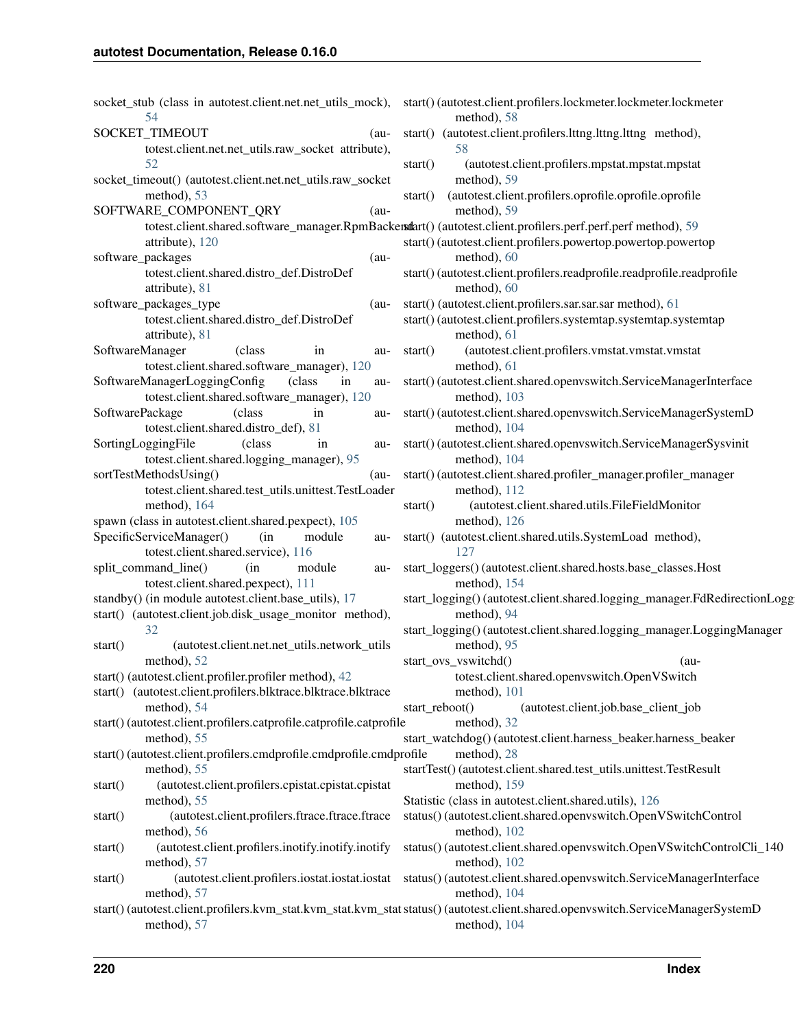socket_stub (class in autotest.client.net.net_utils_mock), 54

SOCKET_TIMEOUT (autotest.client.net.net_utils.raw_socket attribute), 52

socket_timeout() (autotest.client.net.net_utils.raw_socket method), 53

SOFTWARE_COMPONENT_QRY (autotest.client.shared.software_manager.RpmBackend attribute), 120

software_packages (autotest.client.shared.distro_def.DistroDef attribute), 81

software_packages_type (autotest.client.shared.distro_def.DistroDef attribute), 81

SoftwareManager (class in autotest.client.shared.software_manager), 120

SoftwareManagerLoggingConfig (class in autotest.client.shared.software_manager), 120

SoftwarePackage (class in autotest.client.shared.distro_def), 81

SortingLoggingFile (class in autotest.client.shared.logging_manager), 95

sortTestMethodsUsing() (autotest.client.shared.test_utils.unittest.TestLoader method), 164

spawn (class in autotest.client.shared.pexpect), 105

SpecificServiceManager() (in module autotest.client.shared.service), 116

split_command_line() (in module autotest.client.shared.pexpect), 111

standby() (in module autotest.client.base_utils), 17

start() (autotest.client.job.disk_usage_monitor method), 32

start() (autotest.client.net.net_utils.network_utils method), 52

start() (autotest.client.profiler.profiler method), 42

start() (autotest.client.profilers.blktrace.blktrace.blktrace method), 54

start() (autotest.client.profilers.catprofile.catprofile.catprofile method), 55

start() (autotest.client.profilers.cmdprofile.cmdprofile.cmdprofile method), 55

start() (autotest.client.profilers.cpistat.cpistat.cpistat method), 55

start() (autotest.client.profilers.ftrace.ftrace.ftrace method), 56

start() (autotest.client.profilers.inotify.inotify.inotify method), 57

start() (autotest.client.profilers.iostat.iostat.iostat method), 57

start() (autotest.client.profilers.kvm_stat.kvm_stat.kvm_stat method), 57

start() (autotest.client.profilers.lockmeter.lockmeter.lockmeter method), 58

start() (autotest.client.profilers.lttng.lttng.lttng method), 58

start() (autotest.client.profilers.mpstat.mpstat.mpstat method), 59

start() (autotest.client.profilers.oprofile.oprofile.oprofile method), 59

start() (autotest.client.profilers.perf.perf.perf method), 59

start() (autotest.client.profilers.powertop.powertop.powertop method), 60

start() (autotest.client.profilers.readprofile.readprofile.readprofile method), 60

start() (autotest.client.profilers.sar.sar.sar method), 61

start() (autotest.client.profilers.systemtap.systemtap.systemtap method), 61

start() (autotest.client.profilers.vmstat.vmstat.vmstat method), 61

start() (autotest.client.shared.openvswitch.ServiceManagerInterface method), 103

start() (autotest.client.shared.openvswitch.ServiceManagerSystemD method), 104

start() (autotest.client.shared.openvswitch.ServiceManagerSysvinit method), 104

start() (autotest.client.shared.profiler_manager.profiler_manager method), 112

start() (autotest.client.shared.utils.FileFieldMonitor method), 126

start() (autotest.client.shared.utils.SystemLoad method), 127

start_loggers() (autotest.client.shared.hosts.base_classes.Host method), 154

start_logging() (autotest.client.shared.logging_manager.FdRedirectionLogg method), 94

start_logging() (autotest.client.shared.logging_manager.LoggingManager method), 95

start_ovs_vswitchd() (autotest.client.shared.openvswitch.OpenVSwitch method), 101

start_reboot() (autotest.client.job.base_client_job method), 32

start_watchdog() (autotest.client.harness_beaker.harness_beaker method), 28

startTest() (autotest.client.shared.test_utils.unittest.TestResult method), 159

Statistic (class in autotest.client.shared.utils), 126

status() (autotest.client.shared.openvswitch.OpenVSwitchControl method), 102

status() (autotest.client.shared.openvswitch.OpenVSwitchControlCli_140 method), 102

status() (autotest.client.shared.openvswitch.ServiceManagerInterface method), 104

status() (autotest.client.shared.openvswitch.ServiceManagerSystemD method), 104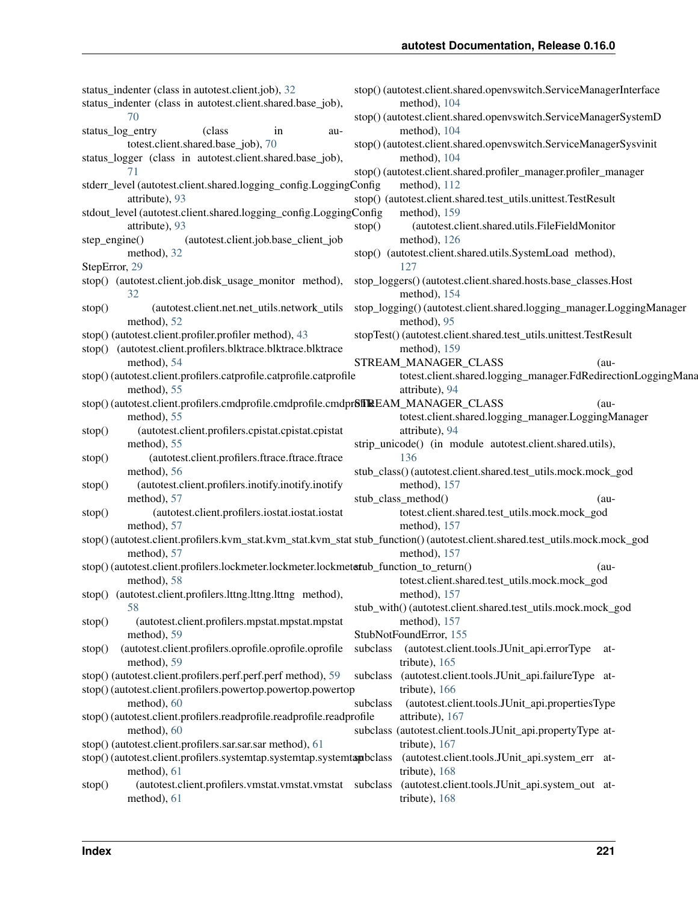status_indenter (class in autotest.client.job), 32
status_indenter (class in autotest.client.shared.base_job), 70
status_log_entry (class in autotest.client.shared.base_job), 70
status_logger (class in autotest.client.shared.base_job), 71
stderr_level (autotest.client.shared.logging_config.LoggingConfig attribute), 93
stdout_level (autotest.client.shared.logging_config.LoggingConfig attribute), 93
step_engine() (autotest.client.job.base_client_job method), 32
StepError, 29
stop() (autotest.client.job.disk_usage_monitor method), 32
stop() (autotest.client.net.net_utils.network_utils method), 52
stop() (autotest.client.profiler.profiler method), 43
stop() (autotest.client.profilers.blktrace.blktrace.blktrace method), 54
stop() (autotest.client.profilers.catprofile.catprofile.catprofile method), 55
stop() (autotest.client.profilers.cmdprofile.cmdprofile.cmdprofile method), 55
stop() (autotest.client.profilers.cpistat.cpistat.cpistat method), 55
stop() (autotest.client.profilers.ftrace.ftrace.ftrace method), 56
stop() (autotest.client.profilers.inotify.inotify.inotify method), 57
stop() (autotest.client.profilers.iostat.iostat.iostat method), 57
stop() (autotest.client.profilers.kvm_stat.kvm_stat.kvm_stat method), 57
stop() (autotest.client.profilers.lockmeter.lockmeter.lockmeter method), 58
stop() (autotest.client.profilers.lttng.lttng.lttng method), 58
stop() (autotest.client.profilers.mpstat.mpstat.mpstat method), 59
stop() (autotest.client.profilers.oprofile.oprofile.oprofile method), 59
stop() (autotest.client.profilers.perf.perf.perf method), 59
stop() (autotest.client.profilers.powertop.powertop.powertop method), 60
stop() (autotest.client.profilers.readprofile.readprofile.readprofile method), 60
stop() (autotest.client.profilers.sar.sar.sar method), 61
stop() (autotest.client.profilers.systemtap.systemtap.systemtap method), 61
stop() (autotest.client.profilers.vmstat.vmstat.vmstat method), 61
stop() (autotest.client.shared.openvswitch.ServiceManagerInterface method), 104
stop() (autotest.client.shared.openvswitch.ServiceManagerSystemD method), 104
stop() (autotest.client.shared.openvswitch.ServiceManagerSysvinit method), 104
stop() (autotest.client.shared.profiler_manager.profiler_manager method), 112
stop() (autotest.client.shared.test_utils.unittest.TestResult method), 159
stop() (autotest.client.shared.utils.FileFieldMonitor method), 126
stop() (autotest.client.shared.utils.SystemLoad method), 127
stop_loggers() (autotest.client.shared.hosts.base_classes.Host method), 154
stop_logging() (autotest.client.shared.logging_manager.LoggingManager method), 95
stopTest() (autotest.client.shared.test_utils.unittest.TestResult method), 159
STREAM_MANAGER_CLASS (autotest.client.shared.logging_manager.FdRedirectionLoggingManager attribute), 94
STREAM_MANAGER_CLASS (autotest.client.shared.logging_manager.LoggingManager attribute), 94
strip_unicode() (in module autotest.client.shared.utils), 136
stub_class() (autotest.client.shared.test_utils.mock.mock_god method), 157
stub_class_method() (autotest.client.shared.test_utils.mock.mock_god method), 157
stub_function() (autotest.client.shared.test_utils.mock.mock_god method), 157
stub_function_to_return() (autotest.client.shared.test_utils.mock.mock_god method), 157
stub_with() (autotest.client.shared.test_utils.mock.mock_god method), 157
StubNotFoundError, 155
subclass (autotest.client.tools.JUnit_api.errorType attribute), 165
subclass (autotest.client.tools.JUnit_api.failureType attribute), 166
subclass (autotest.client.tools.JUnit_api.propertiesType attribute), 167
subclass (autotest.client.tools.JUnit_api.propertyType attribute), 167
subclass (autotest.client.tools.JUnit_api.system_err attribute), 168
subclass (autotest.client.tools.JUnit_api.system_out attribute), 168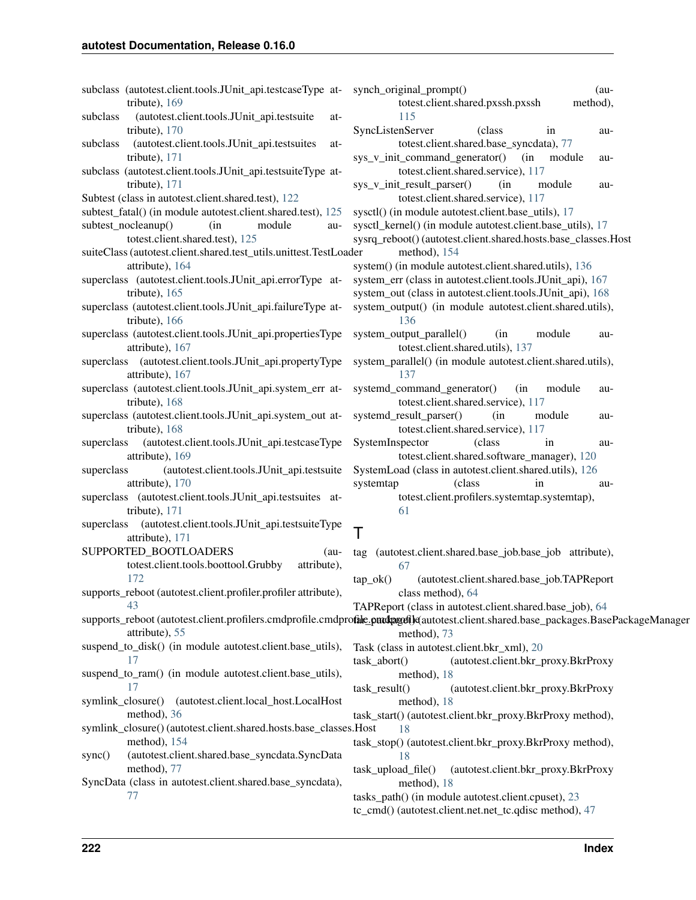subclass (autotest.client.tools.JUnit_api.testcaseType attribute), 169
subclass (autotest.client.tools.JUnit_api.testsuite attribute), 170
subclass (autotest.client.tools.JUnit_api.testsuites attribute), 171
subclass (autotest.client.tools.JUnit_api.testsuiteType attribute), 171
Subtest (class in autotest.client.shared.test), 122
subtest_fatal() (in module autotest.client.shared.test), 125
subtest_nocleanup() (in module autotest.client.shared.test), 125
suiteClass (autotest.client.shared.test_utils.unittest.TestLoader attribute), 164
superclass (autotest.client.tools.JUnit_api.errorType attribute), 165
superclass (autotest.client.tools.JUnit_api.failureType attribute), 166
superclass (autotest.client.tools.JUnit_api.propertiesType attribute), 167
superclass (autotest.client.tools.JUnit_api.propertyType attribute), 167
superclass (autotest.client.tools.JUnit_api.system_err attribute), 168
superclass (autotest.client.tools.JUnit_api.system_out attribute), 168
superclass (autotest.client.tools.JUnit_api.testcaseType attribute), 169
superclass (autotest.client.tools.JUnit_api.testsuite attribute), 170
superclass (autotest.client.tools.JUnit_api.testsuites attribute), 171
superclass (autotest.client.tools.JUnit_api.testsuiteType attribute), 171
SUPPORTED_BOOTLOADERS (autotest.client.tools.boottool.Grubby attribute), 172
supports_reboot (autotest.client.profiler.profiler attribute), 43
supports_reboot (autotest.client.profilers.cmdprofile.cmdprofile attribute), 55
suspend_to_disk() (in module autotest.client.base_utils), 17
suspend_to_ram() (in module autotest.client.base_utils), 17
symlink_closure() (autotest.client.local_host.LocalHost method), 36
symlink_closure() (autotest.client.shared.hosts.base_classes.Host method), 154
sync() (autotest.client.shared.base_syncdata.SyncData method), 77
SyncData (class in autotest.client.shared.base_syncdata), 77
synch_original_prompt() (autotest.client.shared.pxssh.pxssh method), 115
SyncListenServer (class in autotest.client.shared.base_syncdata), 77
sys_v_init_command_generator() (in module autotest.client.shared.service), 117
sys_v_init_result_parser() (in module autotest.client.shared.service), 117
sysctl() (in module autotest.client.base_utils), 17
sysctl_kernel() (in module autotest.client.base_utils), 17
sysrq_reboot() (autotest.client.shared.hosts.base_classes.Host method), 154
system() (in module autotest.client.shared.utils), 136
system_err (class in autotest.client.tools.JUnit_api), 167
system_out (class in autotest.client.tools.JUnit_api), 168
system_output() (in module autotest.client.shared.utils), 136
system_output_parallel() (in module autotest.client.shared.utils), 137
system_parallel() (in module autotest.client.shared.utils), 137
systemd_command_generator() (in module autotest.client.shared.service), 117
systemd_result_parser() (in module autotest.client.shared.service), 117
SystemInspector (class in autotest.client.shared.software_manager), 120
SystemLoad (class in autotest.client.shared.utils), 126
systemtap (class in autotest.client.profilers.systemtap.systemtap), 61

# T

tag (autotest.client.shared.base_job.base_job attribute), 67
tap_ok() (autotest.client.shared.base_job.TAPReport class method), 64
TAPReport (class in autotest.client.shared.base_job), 64
tar_package() (autotest.client.shared.base_packages.BasePackageManager method), 73
Task (class in autotest.client.bkr_xml), 20
task_abort() (autotest.client.bkr_proxy.BkrProxy method), 18
task_result() (autotest.client.bkr_proxy.BkrProxy method), 18
task_start() (autotest.client.bkr_proxy.BkrProxy method), 18
task_stop() (autotest.client.bkr_proxy.BkrProxy method), 18
task_upload_file() (autotest.client.bkr_proxy.BkrProxy method), 18
tasks_path() (in module autotest.client.cpuset), 23
tc_cmd() (autotest.client.net.net_tc.qdisc method), 47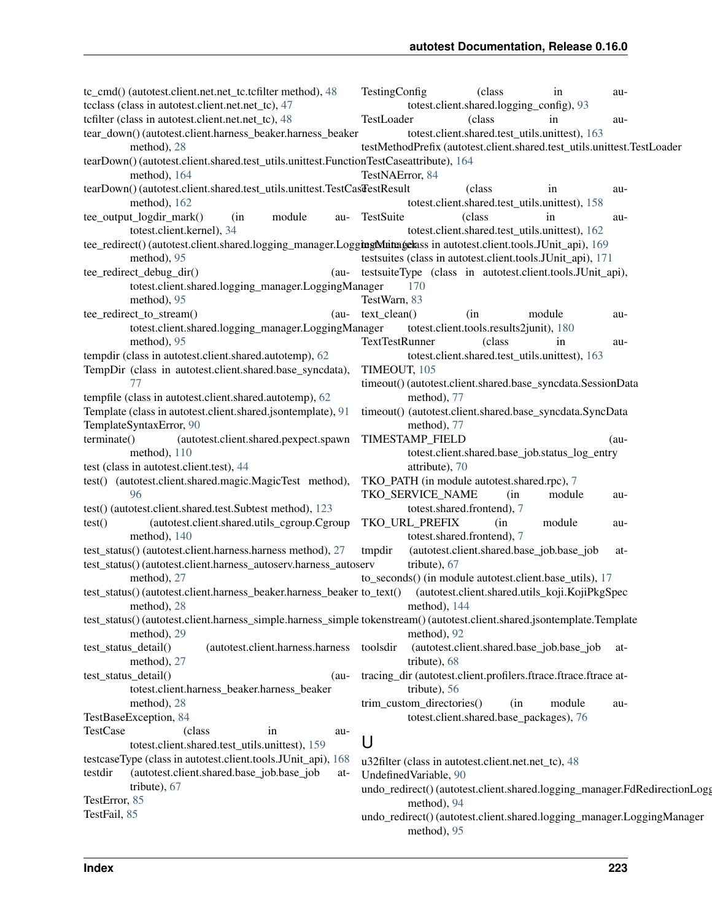tc_cmd() (autotest.client.net.net_tc.tcfilter method), 48
tcclass (class in autotest.client.net.net_tc), 47
tcfilter (class in autotest.client.net.net_tc), 48
tear_down() (autotest.client.harness_beaker.harness_beaker method), 28
tearDown() (autotest.client.shared.test_utils.unittest.FunctionTestCase method), 164
tearDown() (autotest.client.shared.test_utils.unittest.TestCase method), 162
tee_output_logdir_mark() (in module autotest.client.kernel), 34
tee_redirect() (autotest.client.shared.logging_manager.LoggingManager method), 95
tee_redirect_debug_dir() (autotest.client.shared.logging_manager.LoggingManager method), 95
tee_redirect_to_stream() (autotest.client.shared.logging_manager.LoggingManager method), 95
tempdir (class in autotest.client.shared.autotemp), 62
TempDir (class in autotest.client.shared.base_syncdata), 77
tempfile (class in autotest.client.shared.autotemp), 62
Template (class in autotest.client.shared.jsontemplate), 91
TemplateSyntaxError, 90
terminate() (autotest.client.shared.pexpect.spawn method), 110
test (class in autotest.client.test), 44
test() (autotest.client.shared.magic.MagicTest method), 96
test() (autotest.client.shared.test.Subtest method), 123
test() (autotest.client.shared.utils_cgroup.Cgroup method), 140
test_status() (autotest.client.harness.harness method), 27
test_status() (autotest.client.harness_autoserv.harness_autoserv method), 27
test_status() (autotest.client.harness_beaker.harness_beaker method), 28
test_status() (autotest.client.harness_simple.harness_simple method), 29
test_status_detail() (autotest.client.harness.harness method), 27
test_status_detail() (autotest.client.harness_beaker.harness_beaker method), 28
TestBaseException, 84
TestCase (class in autotest.client.shared.test_utils.unittest), 159
testcaseType (class in autotest.client.tools.JUnit_api), 168
testdir (autotest.client.shared.base_job.base_job attribute), 67
TestError, 85
TestFail, 85
TestingConfig (class in autotest.client.shared.logging_config), 93
TestLoader (class in autotest.client.shared.test_utils.unittest), 163
testMethodPrefix (autotest.client.shared.test_utils.unittest.TestLoader attribute), 164
TestNAError, 84
TestResult (class in autotest.client.shared.test_utils.unittest), 158
TestSuite (class in autotest.client.shared.test_utils.unittest), 162
testsuite (class in autotest.client.tools.JUnit_api), 169
testsuites (class in autotest.client.tools.JUnit_api), 171
testsuiteType (class in autotest.client.tools.JUnit_api), 170
TestWarn, 83
text_clean() (in module autotest.client.tools.results2junit), 180
TextTestRunner (class in autotest.client.shared.test_utils.unittest), 163
TIMEOUT, 105
timeout() (autotest.client.shared.base_syncdata.SessionData method), 77
timeout() (autotest.client.shared.base_syncdata.SyncData method), 77
TIMESTAMP_FIELD (autotest.client.shared.base_job.status_log_entry attribute), 70
TKO_PATH (in module autotest.shared.rpc), 7
TKO_SERVICE_NAME (in module autotest.shared.frontend), 7
TKO_URL_PREFIX (in module autotest.shared.frontend), 7
tmpdir (autotest.client.shared.base_job.base_job attribute), 67
to_seconds() (in module autotest.client.base_utils), 17
to_text() (autotest.client.shared.utils_koji.KojiPkgSpec method), 144
tokenstream() (autotest.client.shared.jsontemplate.Template method), 92
toolsdir (autotest.client.shared.base_job.base_job attribute), 68
tracing_dir (autotest.client.profilers.ftrace.ftrace.ftrace attribute), 56
trim_custom_directories() (in module autotest.client.shared.base_packages), 76

## U

u32filter (class in autotest.client.net.net_tc), 48
UndefinedVariable, 90
undo_redirect() (autotest.client.shared.logging_manager.FdRedirectionLoggingManager method), 94
undo_redirect() (autotest.client.shared.logging_manager.LoggingManager method), 95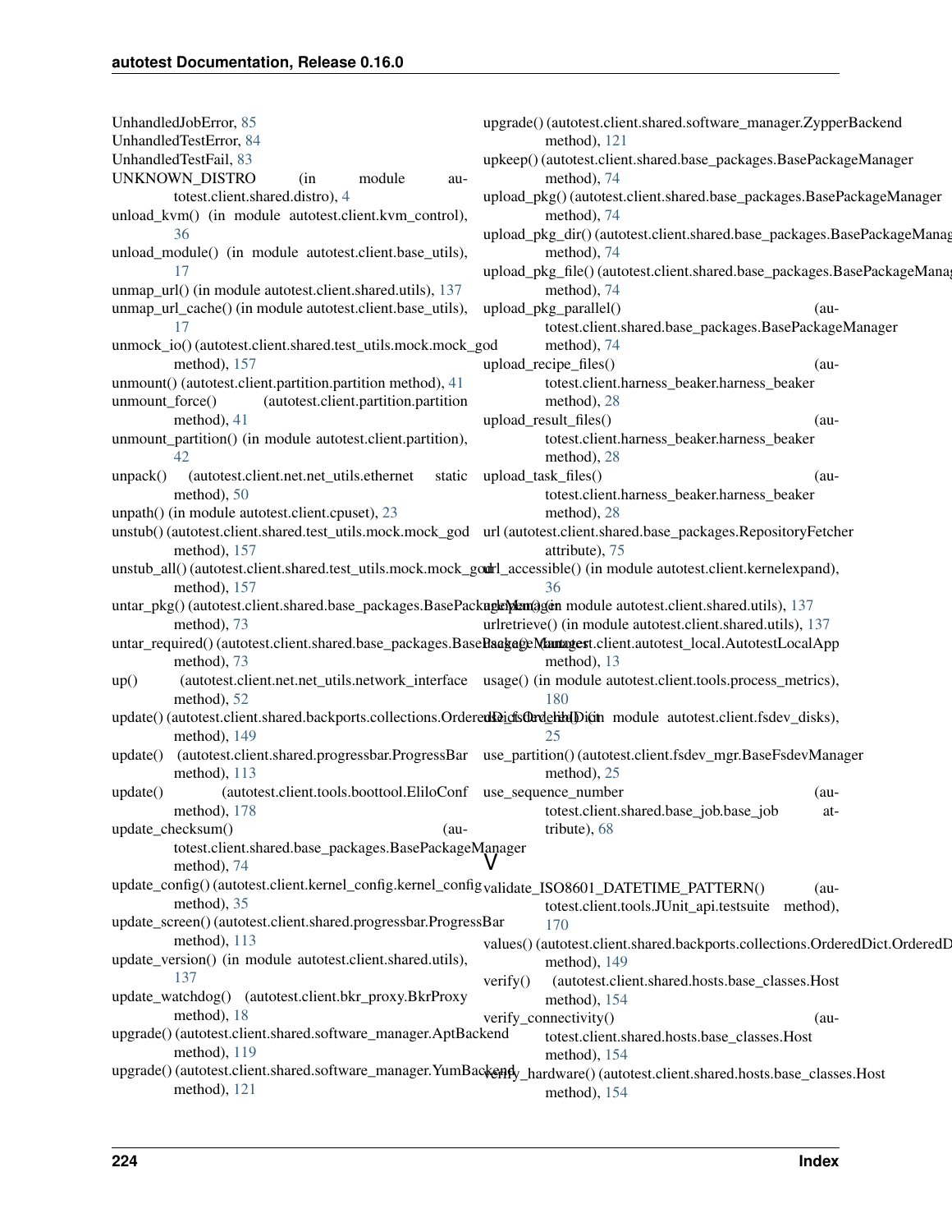UnhandledJobError, 85
UnhandledTestError, 84
UnhandledTestFail, 83
UNKNOWN_DISTRO (in module autotest.client.shared.distro), 4
unload_kvm() (in module autotest.client.kvm_control), 36
unload_module() (in module autotest.client.base_utils), 17
unmap_url() (in module autotest.client.shared.utils), 137
unmap_url_cache() (in module autotest.client.base_utils), 17
unmock_io() (autotest.client.shared.test_utils.mock.mock_god method), 157
unmount() (autotest.client.partition.partition method), 41
unmount_force() (autotest.client.partition.partition method), 41
unmount_partition() (in module autotest.client.partition), 42
unpack() (autotest.client.net.net_utils.ethernet static method), 50
unpath() (in module autotest.client.cpuset), 23
unstub() (autotest.client.shared.test_utils.mock.mock_god method), 157
unstub_all() (autotest.client.shared.test_utils.mock.mock_god method), 157
untar_pkg() (autotest.client.shared.base_packages.BasePackageManager method), 73
untar_required() (autotest.client.shared.base_packages.BasePackageManager method), 73
up() (autotest.client.net.net_utils.network_interface method), 52
update() (autotest.client.shared.backports.collections.OrderedDict.OrderedDict method), 149
update() (autotest.client.shared.progressbar.ProgressBar method), 113
update() (autotest.client.tools.boottool.EliloConf method), 178
update_checksum() (autotest.client.shared.base_packages.BasePackageManager method), 74
update_config() (autotest.client.kernel_config.kernel_config method), 35
update_screen() (autotest.client.shared.progressbar.ProgressBar method), 113
update_version() (in module autotest.client.shared.utils), 137
update_watchdog() (autotest.client.bkr_proxy.BkrProxy method), 18
upgrade() (autotest.client.shared.software_manager.AptBackend method), 119
upgrade() (autotest.client.shared.software_manager.YumBackend method), 121
upgrade() (autotest.client.shared.software_manager.ZypperBackend method), 121
upkeep() (autotest.client.shared.base_packages.BasePackageManager method), 74
upload_pkg() (autotest.client.shared.base_packages.BasePackageManager method), 74
upload_pkg_dir() (autotest.client.shared.base_packages.BasePackageManager method), 74
upload_pkg_file() (autotest.client.shared.base_packages.BasePackageManager method), 74
upload_pkg_parallel() (autotest.client.shared.base_packages.BasePackageManager method), 74
upload_recipe_files() (autotest.client.harness_beaker.harness_beaker method), 28
upload_result_files() (autotest.client.harness_beaker.harness_beaker method), 28
upload_task_files() (autotest.client.harness_beaker.harness_beaker method), 28
url (autotest.client.shared.base_packages.RepositoryFetcher attribute), 75
url_accessible() (in module autotest.client.kernelexpand), 36
urlopen() (in module autotest.client.shared.utils), 137
urlretrieve() (in module autotest.client.shared.utils), 137
usage() (autotest.client.autotest_local.AutotestLocalApp method), 13
usage() (in module autotest.client.tools.process_metrics), 180
use_fsdev_lib() (in module autotest.client.fsdev_disks), 25
use_partition() (autotest.client.fsdev_mgr.BaseFsdevManager method), 25
use_sequence_number (autotest.client.shared.base_job.base_job attribute), 68

## V

validate_ISO8601_DATETIME_PATTERN() (autotest.client.tools.JUnit_api.testsuite method), 170
values() (autotest.client.shared.backports.collections.OrderedDict.OrderedDict method), 149
verify() (autotest.client.shared.hosts.base_classes.Host method), 154
verify_connectivity() (autotest.client.shared.hosts.base_classes.Host method), 154
verify_hardware() (autotest.client.shared.hosts.base_classes.Host method), 154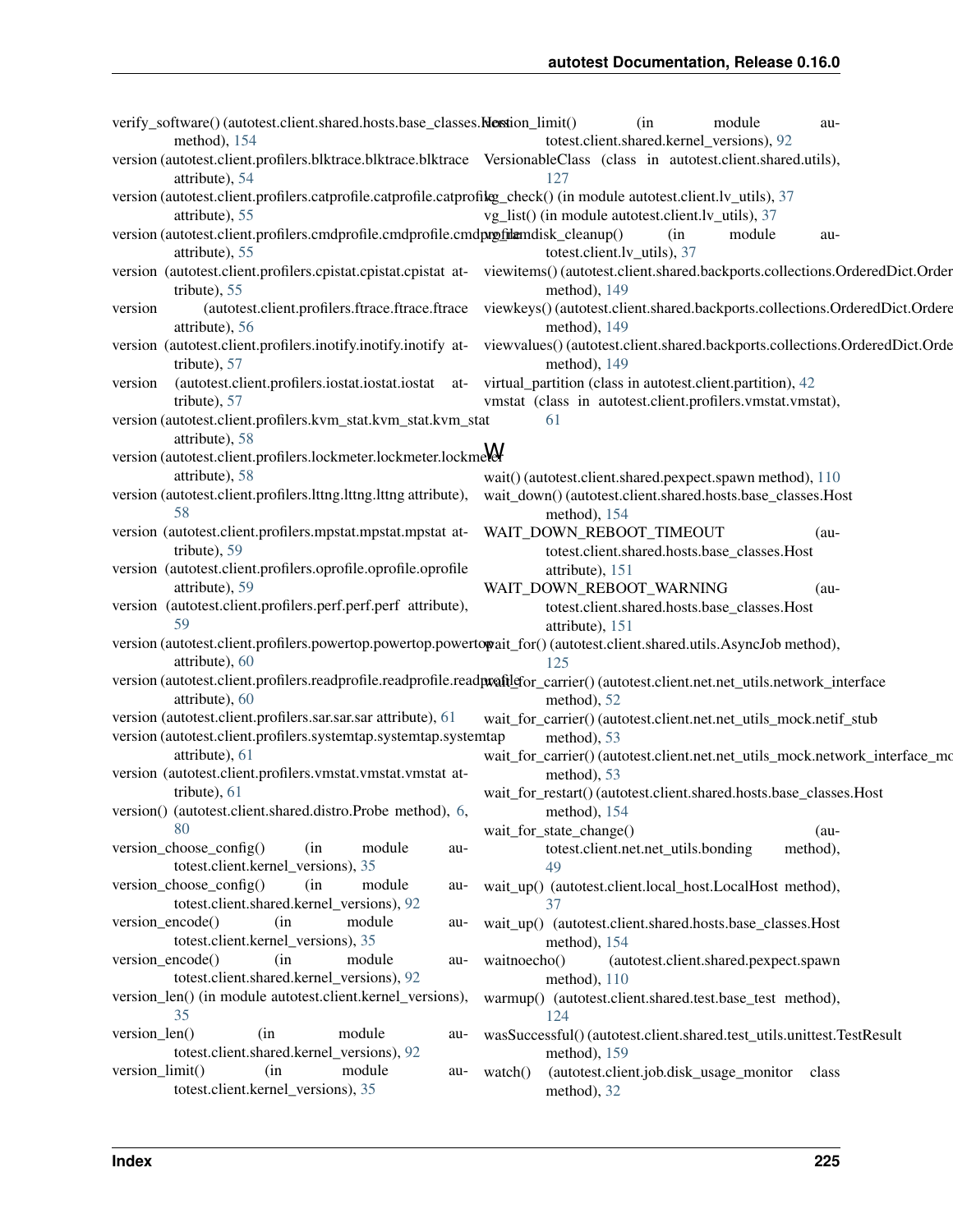verify_software() (autotest.client.shared.hosts.base_classes.Host method), 154

version (autotest.client.profilers.blktrace.blktrace.blktrace attribute), 54

version (autotest.client.profilers.catprofile.catprofile.catprofile attribute), 55

version (autotest.client.profilers.cmdprofile.cmdprofile.cmdprofile attribute), 55

version (autotest.client.profilers.cpistat.cpistat.cpistat attribute), 55

version (autotest.client.profilers.ftrace.ftrace.ftrace attribute), 56

version (autotest.client.profilers.inotify.inotify.inotify attribute), 57

version (autotest.client.profilers.iostat.iostat.iostat attribute), 57

version (autotest.client.profilers.kvm_stat.kvm_stat.kvm_stat attribute), 58

version (autotest.client.profilers.lockmeter.lockmeter.lockmeter attribute), 58

version (autotest.client.profilers.lttng.lttng.lttng attribute), 58

version (autotest.client.profilers.mpstat.mpstat.mpstat attribute), 59

version (autotest.client.profilers.oprofile.oprofile.oprofile attribute), 59

version (autotest.client.profilers.perf.perf.perf attribute), 59

version (autotest.client.profilers.powertop.powertop.powertop attribute), 60

version (autotest.client.profilers.readprofile.readprofile.readprofile attribute), 60

version (autotest.client.profilers.sar.sar.sar attribute), 61

version (autotest.client.profilers.systemtap.systemtap.systemtap attribute), 61

version (autotest.client.profilers.vmstat.vmstat.vmstat attribute), 61

version() (autotest.client.shared.distro.Probe method), 6, 80

version_choose_config() (in module autotest.client.kernel_versions), 35

version_choose_config() (in module autotest.client.shared.kernel_versions), 92

version_encode() (in module autotest.client.kernel_versions), 35

version_encode() (in module autotest.client.shared.kernel_versions), 92

version_len() (in module autotest.client.kernel_versions), 35

version_len() (in module autotest.client.shared.kernel_versions), 92

version_limit() (in module autotest.client.kernel_versions), 35

version_limit() (in module autotest.client.shared.kernel_versions), 92

VersionableClass (class in autotest.client.shared.utils), 127

vg_check() (in module autotest.client.lv_utils), 37

vg_list() (in module autotest.client.lv_utils), 37

vg_ramdisk_cleanup() (in module autotest.client.lv_utils), 37

viewitems() (autotest.client.shared.backports.collections.OrderedDict.OrderedDict method), 149

viewkeys() (autotest.client.shared.backports.collections.OrderedDict.OrderedDict method), 149

viewvalues() (autotest.client.shared.backports.collections.OrderedDict.OrderedDict method), 149

virtual_partition (class in autotest.client.partition), 42

vmstat (class in autotest.client.profilers.vmstat.vmstat), 61

## W

wait() (autotest.client.shared.pexpect.spawn method), 110

wait_down() (autotest.client.shared.hosts.base_classes.Host method), 154

WAIT_DOWN_REBOOT_TIMEOUT (autotest.client.shared.hosts.base_classes.Host attribute), 151

WAIT_DOWN_REBOOT_WARNING (autotest.client.shared.hosts.base_classes.Host attribute), 151

wait_for() (autotest.client.shared.utils.AsyncJob method), 125

wait_for_carrier() (autotest.client.net.net_utils.network_interface method), 52

wait_for_carrier() (autotest.client.net.net_utils_mock.netif_stub method), 53

wait_for_carrier() (autotest.client.net.net_utils_mock.network_interface_mock method), 53

wait_for_restart() (autotest.client.shared.hosts.base_classes.Host method), 154

wait_for_state_change() (autotest.client.net.net_utils.bonding method), 49

wait_up() (autotest.client.local_host.LocalHost method), 37

wait_up() (autotest.client.shared.hosts.base_classes.Host method), 154

waitnoecho() (autotest.client.shared.pexpect.spawn method), 110

warmup() (autotest.client.shared.test.base_test method), 124

wasSuccessful() (autotest.client.shared.test_utils.unittest.TestResult method), 159

watch() (autotest.client.job.disk_usage_monitor class method), 32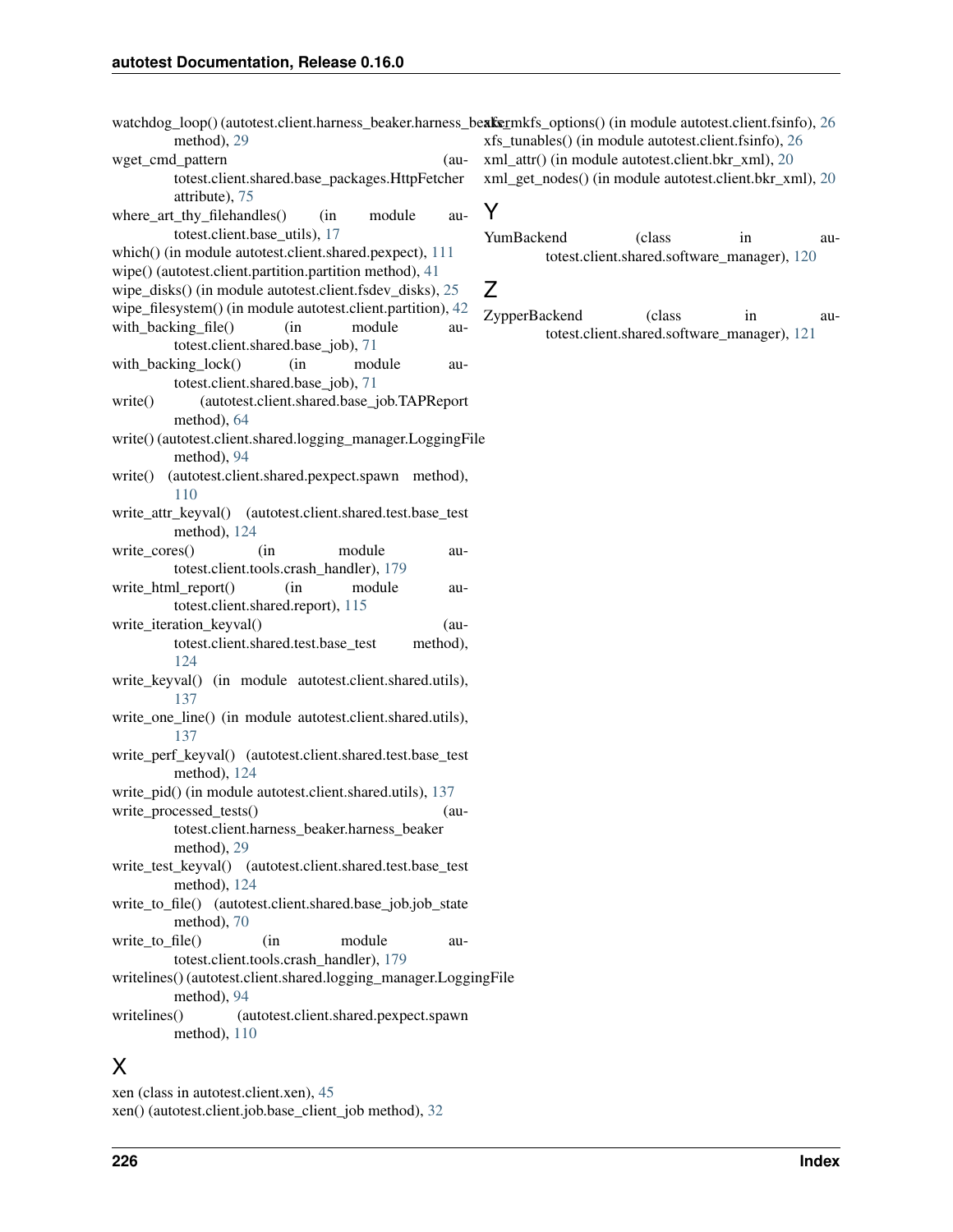watchdog_loop() (autotest.client.harness_beaker.harness_beaker method), 29

wget_cmd_pattern (autotest.client.shared.base_packages.HttpFetcher attribute), 75

where_art_thy_filehandles() (in module autotest.client.base_utils), 17

which() (in module autotest.client.shared.pexpect), 111

wipe() (autotest.client.partition.partition method), 41

wipe_disks() (in module autotest.client.fsdev_disks), 25

wipe_filesystem() (in module autotest.client.partition), 42

with_backing_file() (in module autotest.client.shared.base_job), 71

with_backing_lock() (in module autotest.client.shared.base_job), 71

write() (autotest.client.shared.base_job.TAPReport method), 64

write() (autotest.client.shared.logging_manager.LoggingFile method), 94

write() (autotest.client.shared.pexpect.spawn method), 110

write_attr_keyval() (autotest.client.shared.test.base_test method), 124

write_cores() (in module autotest.client.tools.crash_handler), 179

write_html_report() (in module autotest.client.shared.report), 115

write_iteration_keyval() (autotest.client.shared.test.base_test method), 124

write_keyval() (in module autotest.client.shared.utils), 137

write_one_line() (in module autotest.client.shared.utils), 137

write_perf_keyval() (autotest.client.shared.test.base_test method), 124

write_pid() (in module autotest.client.shared.utils), 137

write_processed_tests() (autotest.client.harness_beaker.harness_beaker method), 29

write_test_keyval() (autotest.client.shared.test.base_test method), 124

write_to_file() (autotest.client.shared.base_job.job_state method), 70

write_to_file() (in module autotest.client.tools.crash_handler), 179

writelines() (autotest.client.shared.logging_manager.LoggingFile method), 94

writelines() (autotest.client.shared.pexpect.spawn method), 110

## X

xen (class in autotest.client.xen), 45

xen() (autotest.client.job.base_client_job method), 32

xfs_mkfs_options() (in module autotest.client.fsinfo), 26

xfs_tunables() (in module autotest.client.fsinfo), 26

xml_attr() (in module autotest.client.bkr_xml), 20

xml_get_nodes() (in module autotest.client.bkr_xml), 20

## Y

YumBackend (class in autotest.client.shared.software_manager), 120

## Z

ZypperBackend (class in autotest.client.shared.software_manager), 121